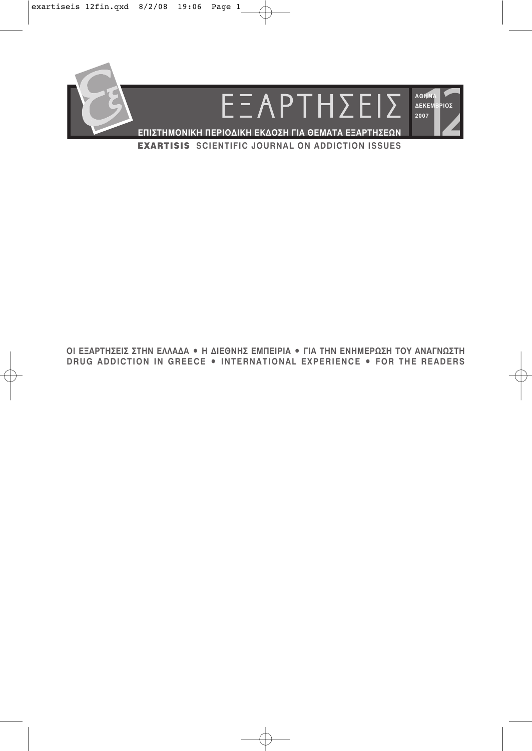# ΕΞΑΡΤΗΣΕΙΣ

ΑΘΗΝΑ
ΔΕΚΕΜΒΡΙΟΣ
2007

12

**ΕΠΙΣΤΗΜΟΝΙΚΗ ΠΕΡΙΟΔΙΚΗ ΕΚΔΟΣΗ ΓΙΑ ΘΕΜΑΤΑ ΕΞΑΡΤΗΣΕΩΝ**

**EXARTISIS** SCIENTIFIC JOURNAL ON ADDICTION ISSUES

**ΟΙ ΕΞΑΡΤΗΣΕΙΣ ΣΤΗΝ ΕΛΛΑΔΑ • Η ΔΙΕΘΝΗΣ ΕΜΠΕΙΡΙΑ • ΓΙΑ ΤΗΝ ΕΝΗΜΕΡΩΣΗ ΤΟΥ ΑΝΑΓΝΩΣΤΗ**

**DRUG ADDICTION IN GREECE • INTERNATIONAL EXPERIENCE • FOR THE READERS**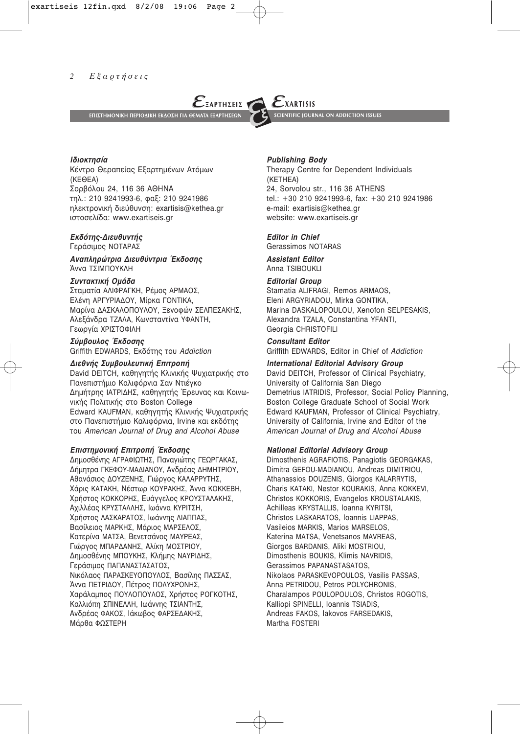**ΕΞΑΡΤΗΣΕΙΣ** — ΕΠΙΣΤΗΜΟΝΙΚΗ ΠΕΡΙΟΔΙΚΗ ΕΚΔΟΣΗ ΓΙΑ ΘΕΜΑΤΑ ΕΞΑΡΤΗΣΕΩΝ

**EXARTISIS** — SCIENTIFIC JOURNAL ON ADDICTION ISSUES

***Ιδιοκτησία***
Κέντρο Θεραπείας Εξαρτημένων Ατόμων (ΚΕΘΕΑ)
Σορβόλου 24, 116 36 ΑΘΗΝΑ
τηλ.: 210 9241993-6, φαξ: 210 9241986
ηλεκτρονική διεύθυνση: exartisis@kethea.gr
ιστοσελίδα: www.exartiseis.gr

***Εκδότης-Διευθυντής***
Γεράσιμος ΝΟΤΑΡΑΣ

***Αναπληρώτρια Διευθύντρια Έκδοσης***
Άννα ΤΣΙΜΠΟΥΚΛΗ

***Συντακτική Ομάδα***
Σταματία ΑΛΙΦΡΑΓΚΗ, Ρέμος ΑΡΜΑΟΣ, Ελένη ΑΡΓΥΡΙΑΔΟΥ, Μίρκα ΓΟΝΤΙΚΑ, Μαρίνα ΔΑΣΚΑΛΟΠΟΥΛΟΥ, Ξενοφών ΣΕΛΠΕΣΑΚΗΣ, Αλεξάνδρα ΤΖΑΛΑ, Κωνσταντίνα ΥΦΑΝΤΗ, Γεωργία ΧΡΙΣΤΟΦΙΛΗ

***Σύμβουλος Έκδοσης***
Griffith EDWARDS, Εκδότης του *Addiction*

***Διεθνής Συμβουλευτική Επιτροπή***
David DEITCH, καθηγητής Κλινικής Ψυχιατρικής στο Πανεπιστήμιο Καλιφόρνια Σαν Ντιέγκο
Δημήτρης ΙΑΤΡΙΔΗΣ, καθηγητής Έρευνας και Κοινωνικής Πολιτικής στο Boston College
Edward KAUFMAN, καθηγητής Κλινικής Ψυχιατρικής στο Πανεπιστήμιο Καλιφόρνια, Irvine και εκδότης του *American Journal of Drug and Alcohol Abuse*

***Επιστημονική Επιτροπή Έκδοσης***
Δημοσθένης ΑΓΡΑΦΙΩΤΗΣ, Παναγιώτης ΓΕΩΡΓΑΚΑΣ, Δήμητρα ΓΚΕΦΟΥ-ΜΑΔΙΑΝΟΥ, Ανδρέας ΔΗΜΗΤΡΙΟΥ, Αθανάσιος ΔΟΥΖΕΝΗΣ, Γιώργος ΚΑΛΑΡΡΥΤΗΣ, Χάρις ΚΑΤΑΚΗ, Νέστωρ ΚΟΥΡΑΚΗΣ, Άννα ΚΟΚΚΕΒΗ, Χρήστος ΚΟΚΚΟΡΗΣ, Ευάγγελος ΚΡΟΥΣΤΑΛΑΚΗΣ, Αχιλλέας ΚΡΥΣΤΑΛΛΗΣ, Ιωάννα ΚΥΡΙΤΣΗ, Χρήστος ΛΑΣΚΑΡΑΤΟΣ, Ιωάννης ΛΙΑΠΠΑΣ, Βασίλειος ΜΑΡΚΗΣ, Μάριος ΜΑΡΣΕΛΟΣ, Κατερίνα ΜΑΤΣΑ, Βενετσάνος ΜΑΥΡΕΑΣ, Γιώργος ΜΠΑΡΔΑΝΗΣ, Αλίκη ΜΟΣΤΡΙΟΥ, Δημοσθένης ΜΠΟΥΚΗΣ, Κλήμης ΝΑΥΡΙΔΗΣ, Γεράσιμος ΠΑΠΑΝΑΣΤΑΣΑΤΟΣ, Νικόλαος ΠΑΡΑΣΚΕΥΟΠΟΥΛΟΣ, Βασίλης ΠΑΣΣΑΣ, Άννα ΠΕΤΡΙΔΟΥ, Πέτρος ΠΟΛΥΧΡΟΝΗΣ, Χαράλαμπος ΠΟΥΛΟΠΟΥΛΟΣ, Χρήστος ΡΟΓΚΟΤΗΣ, Καλλιόπη ΣΠΙΝΕΛΛΗ, Ιωάννης ΤΣΙΑΝΤΗΣ, Ανδρέας ΦΑΚΟΣ, Ιάκωβος ΦΑΡΣΕΔΑΚΗΣ, Μάρθα ΦΩΣΤΕΡΗ

***Publishing Body***
Therapy Centre for Dependent Individuals (KETHEA)
24, Sorvolou str., 116 36 ATHENS
tel.: +30 210 9241993-6, fax: +30 210 9241986
e-mail: exartisis@kethea.gr
website: www.exartiseis.gr

***Editor in Chief***
Gerassimos NOTARAS

***Assistant Editor***
Anna TSIBOUKLI

***Editorial Group***
Stamatia ALIFRAGI, Remos ARMAOS, Eleni ARGYRIADOU, Mirka GONTIKA, Marina DASKALOPOULOU, Xenofon SELPESAKIS, Alexandra TZALA, Constantina YFANTI, Georgia CHRISTOFILI

***Consultant Editor***
Griffith EDWARDS, Editor in Chief of *Addiction*

***International Editorial Advisory Group***
David DEITCH, Professor of Clinical Psychiatry, University of California San Diego
Demetrius IATRIDIS, Professor, Social Policy Planning, Boston College Graduate School of Social Work
Edward KAUFMAN, Professor of Clinical Psychiatry, University of California, Irvine and Editor of the *American Journal of Drug and Alcohol Abuse*

***National Editorial Advisory Group***
Dimosthenis AGRAFIOTIS, Panagiotis GEORGAKAS, Dimitra GEFOU-MADIANOU, Andreas DIMITRIOU, Athanassios DOUZENIS, Giorgos KALARRYTIS, Charis KATAKI, Nestor KOURAKIS, Anna KOKKEVI, Christos KOKKORIS, Evangelos KROUSTALAKIS, Achilleas KRYSTALLIS, Ioanna KYRITSI, Christos LASKARATOS, Ioannis LIAPPAS, Vasileios MARKIS, Marios MARSELOS, Katerina MATSA, Venetsanos MAVREAS, Giorgos BARDANIS, Aliki MOSTRIOU, Dimosthenis BOUKIS, Klimis NAVRIDIS, Gerassimos PAPANASTASATOS, Nikolaos PARASKEVOPOULOS, Vasilis PASSAS, Anna PETRIDOU, Petros POLYCHRONIS, Charalampos POULOPOULOS, Christos ROGOTIS, Kalliopi SPINELLI, Ioannis TSIADIS, Andreas FAKOS, Iakovos FARSEDAKIS, Martha FOSTERI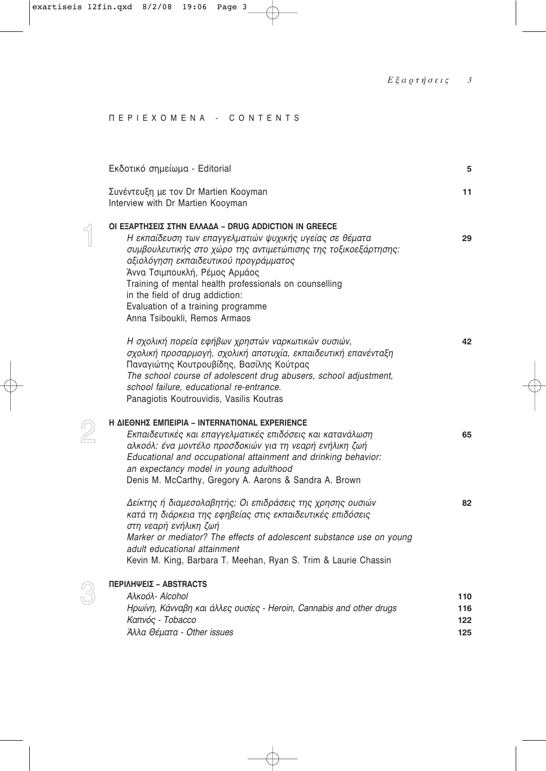# ΠΕΡΙΕΧΟΜΕΝΑ - CONTENTS

Εκδοτικό σημείωμα - Editorial — 5

Συνέντευξη με τον Dr Martien Kooyman
Interview with Dr Martien Kooyman — 11

## 1 ΟΙ ΕΞΑΡΤΗΣΕΙΣ ΣΤΗΝ ΕΛΛΑΔΑ – DRUG ADDICTION IN GREECE

*Η εκπαίδευση των επαγγελματιών ψυχικής υγείας σε θέματα συμβουλευτικής στο χώρο της αντιμετώπισης της τοξικοεξάρτησης: αξιολόγηση εκπαιδευτικού προγράμματος* — 29
Άννα Τσιμπουκλή, Ρέμος Αρμάος
Training of mental health professionals on counselling in the field of drug addiction: Evaluation of a training programme
Anna Tsiboukli, Remos Armaos

*Η σχολική πορεία εφήβων χρηστών ναρκωτικών ουσιών, σχολική προσαρμογή, σχολική αποτυχία, εκπαιδευτική επανένταξη* — 42
Παναγιώτης Κουτρουβίδης, Βασίλης Κούτρας
*The school course of adolescent drug abusers, school adjustment, school failure, educational re-entrance.*
Panagiotis Koutrouvidis, Vasilis Koutras

## 2 Η ΔΙΕΘΝΗΣ ΕΜΠΕΙΡΙΑ – INTERNATIONAL EXPERIENCE

*Εκπαιδευτικές και επαγγελματικές επιδόσεις και κατανάλωση αλκοόλ: ένα μοντέλο προσδοκιών για τη νεαρή ενήλικη ζωή* — 65
*Educational and occupational attainment and drinking behavior: an expectancy model in young adulthood*
Denis M. McCarthy, Gregory A. Aarons & Sandra A. Brown

*Δείκτης ή διαμεσολαβητής; Οι επιδράσεις της χρησης ουσιών κατά τη διάρκεια της εφηβείας στις εκπαιδευτικές επιδόσεις στη νεαρή ενήλικη ζωή* — 82
*Marker or mediator? The effects of adolescent substance use on young adult educational attainment*
Kevin M. King, Barbara T. Meehan, Ryan S. Trim & Laurie Chassin

## 3 ΠΕΡΙΛΗΨΕΙΣ – ABSTRACTS

*Αλκοόλ- Alcohol* — 110
*Ηρωίνη, Κάνναβη και άλλες ουσίες - Heroin, Cannabis and other drugs* — 116
*Καπνός - Tobacco* — 122
*Άλλα Θέματα - Other issues* — 125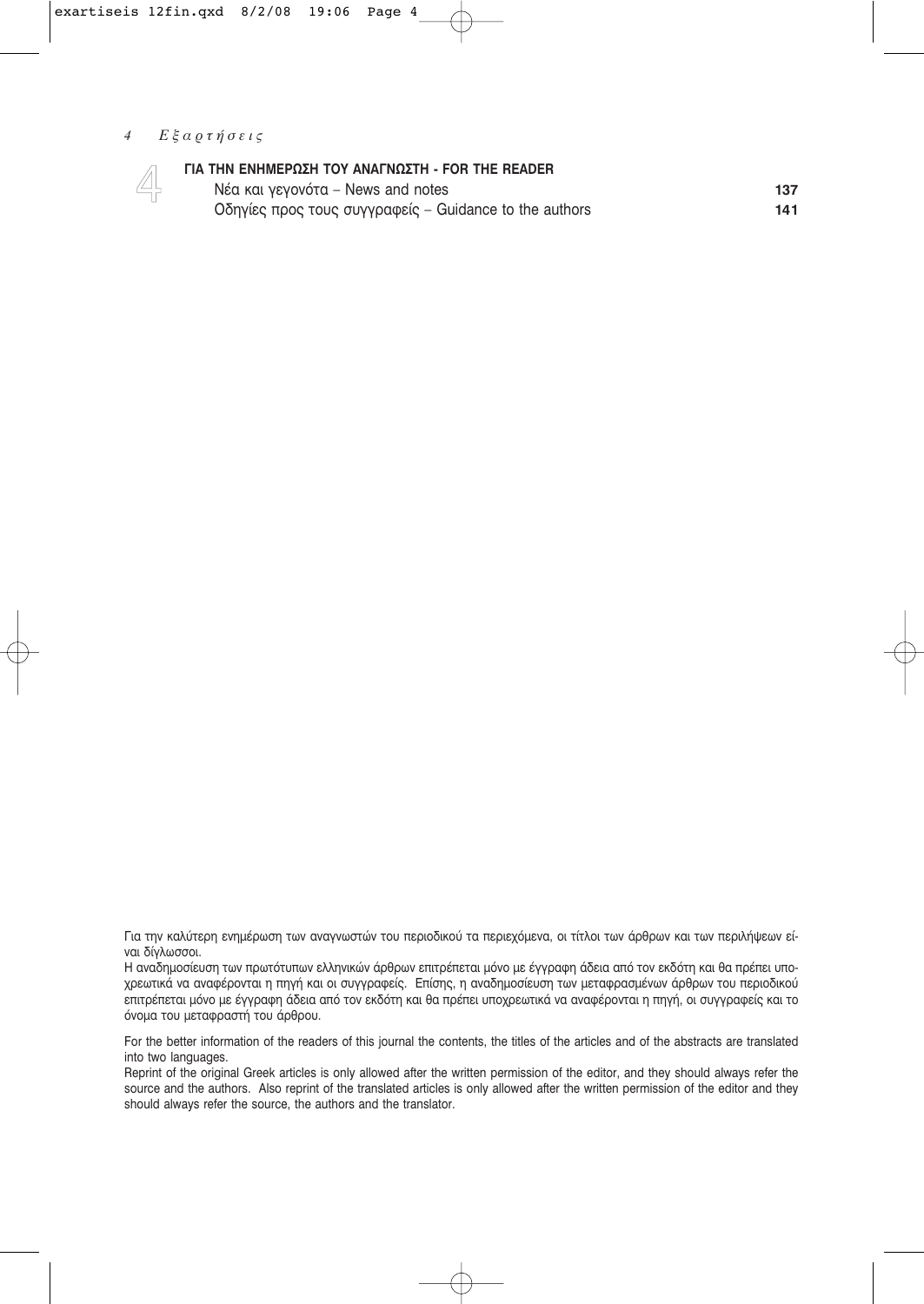4 **ΓΙΑ ΤΗΝ ΕΝΗΜΕΡΩΣΗ ΤΟΥ ΑΝΑΓΝΩΣΤΗ - FOR THE READER**

| | |
|---|---|
| Νέα και γεγονότα – News and notes | **137** |
| Οδηγίες προς τους συγγραφείς – Guidance to the authors | **141** |

Για την καλύτερη ενημέρωση των αναγνωστών του περιοδικού τα περιεχόμενα, οι τίτλοι των άρθρων και των περιλήψεων είναι δίγλωσσοι.

Η αναδημοσίευση των πρωτότυπων ελληνικών άρθρων επιτρέπεται μόνο με έγγραφη άδεια από τον εκδότη και θα πρέπει υποχρεωτικά να αναφέρονται η πηγή και οι συγγραφείς. Επίσης, η αναδημοσίευση των μεταφρασμένων άρθρων του περιοδικού επιτρέπεται μόνο με έγγραφη άδεια από τον εκδότη και θα πρέπει υποχρεωτικά να αναφέρονται η πηγή, οι συγγραφείς και το όνομα του μεταφραστή του άρθρου.

For the better information of the readers of this journal the contents, the titles of the articles and of the abstracts are translated into two languages.

Reprint of the original Greek articles is only allowed after the written permission of the editor, and they should always refer the source and the authors. Also reprint of the translated articles is only allowed after the written permission of the editor and they should always refer the source, the authors and the translator.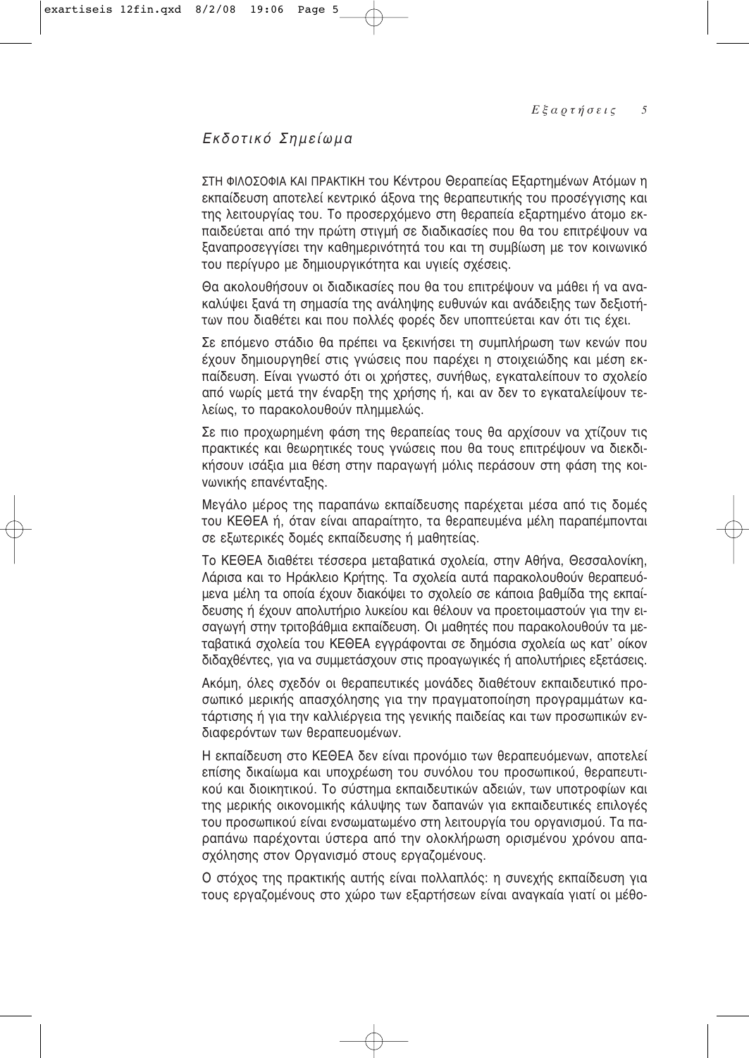## *Εκδοτικό Σημείωμα*

ΣΤΗ ΦΙΛΟΣΟΦΙΑ ΚΑΙ ΠΡΑΚΤΙΚΗ του Κέντρου Θεραπείας Εξαρτημένων Ατόμων η εκπαίδευση αποτελεί κεντρικό άξονα της θεραπευτικής του προσέγγισης και της λειτουργίας του. Το προσερχόμενο στη θεραπεία εξαρτημένο άτομο εκπαιδεύεται από την πρώτη στιγμή σε διαδικασίες που θα του επιτρέψουν να ξαναπροσεγγίσει την καθημερινότητά του και τη συμβίωση με τον κοινωνικό του περίγυρο με δημιουργικότητα και υγιείς σχέσεις.

Θα ακολουθήσουν οι διαδικασίες που θα του επιτρέψουν να μάθει ή να ανακαλύψει ξανά τη σημασία της ανάληψης ευθυνών και ανάδειξης των δεξιοτήτων που διαθέτει και που πολλές φορές δεν υποπτεύεται καν ότι τις έχει.

Σε επόμενο στάδιο θα πρέπει να ξεκινήσει τη συμπλήρωση των κενών που έχουν δημιουργηθεί στις γνώσεις που παρέχει η στοιχειώδης και μέση εκπαίδευση. Είναι γνωστό ότι οι χρήστες, συνήθως, εγκαταλείπουν το σχολείο από νωρίς μετά την έναρξη της χρήσης ή, και αν δεν το εγκαταλείψουν τελείως, το παρακολουθούν πλημμελώς.

Σε πιο προχωρημένη φάση της θεραπείας τους θα αρχίσουν να χτίζουν τις πρακτικές και θεωρητικές τους γνώσεις που θα τους επιτρέψουν να διεκδικήσουν ισάξια μια θέση στην παραγωγή μόλις περάσουν στη φάση της κοινωνικής επανένταξης.

Μεγάλο μέρος της παραπάνω εκπαίδευσης παρέχεται μέσα από τις δομές του ΚΕΘΕΑ ή, όταν είναι απαραίτητο, τα θεραπευμένα μέλη παραπέμπονται σε εξωτερικές δομές εκπαίδευσης ή μαθητείας.

Το ΚΕΘΕΑ διαθέτει τέσσερα μεταβατικά σχολεία, στην Αθήνα, Θεσσαλονίκη, Λάρισα και το Ηράκλειο Κρήτης. Τα σχολεία αυτά παρακολουθούν θεραπευόμενα μέλη τα οποία έχουν διακόψει το σχολείο σε κάποια βαθμίδα της εκπαίδευσης ή έχουν απολυτήριο λυκείου και θέλουν να προετοιμαστούν για την εισαγωγή στην τριτοβάθμια εκπαίδευση. Οι μαθητές που παρακολουθούν τα μεταβατικά σχολεία του ΚΕΘΕΑ εγγράφονται σε δημόσια σχολεία ως κατ' οίκον διδαχθέντες, για να συμμετάσχουν στις προαγωγικές ή απολυτήριες εξετάσεις.

Ακόμη, όλες σχεδόν οι θεραπευτικές μονάδες διαθέτουν εκπαιδευτικό προσωπικό μερικής απασχόλησης για την πραγματοποίηση προγραμμάτων κατάρτισης ή για την καλλιέργεια της γενικής παιδείας και των προσωπικών ενδιαφερόντων των θεραπευομένων.

Η εκπαίδευση στο ΚΕΘΕΑ δεν είναι προνόμιο των θεραπευόμενων, αποτελεί επίσης δικαίωμα και υποχρέωση του συνόλου του προσωπικού, θεραπευτικού και διοικητικού. Το σύστημα εκπαιδευτικών αδειών, των υποτροφιών και της μερικής οικονομικής κάλυψης των δαπανών για εκπαιδευτικές επιλογές του προσωπικού είναι ενσωματωμένο στη λειτουργία του οργανισμού. Τα παραπάνω παρέχονται ύστερα από την ολοκλήρωση ορισμένου χρόνου απασχόλησης στον Οργανισμό στους εργαζομένους.

Ο στόχος της πρακτικής αυτής είναι πολλαπλός: η συνεχής εκπαίδευση για τους εργαζομένους στο χώρο των εξαρτήσεων είναι αναγκαία γιατί οι μέθο-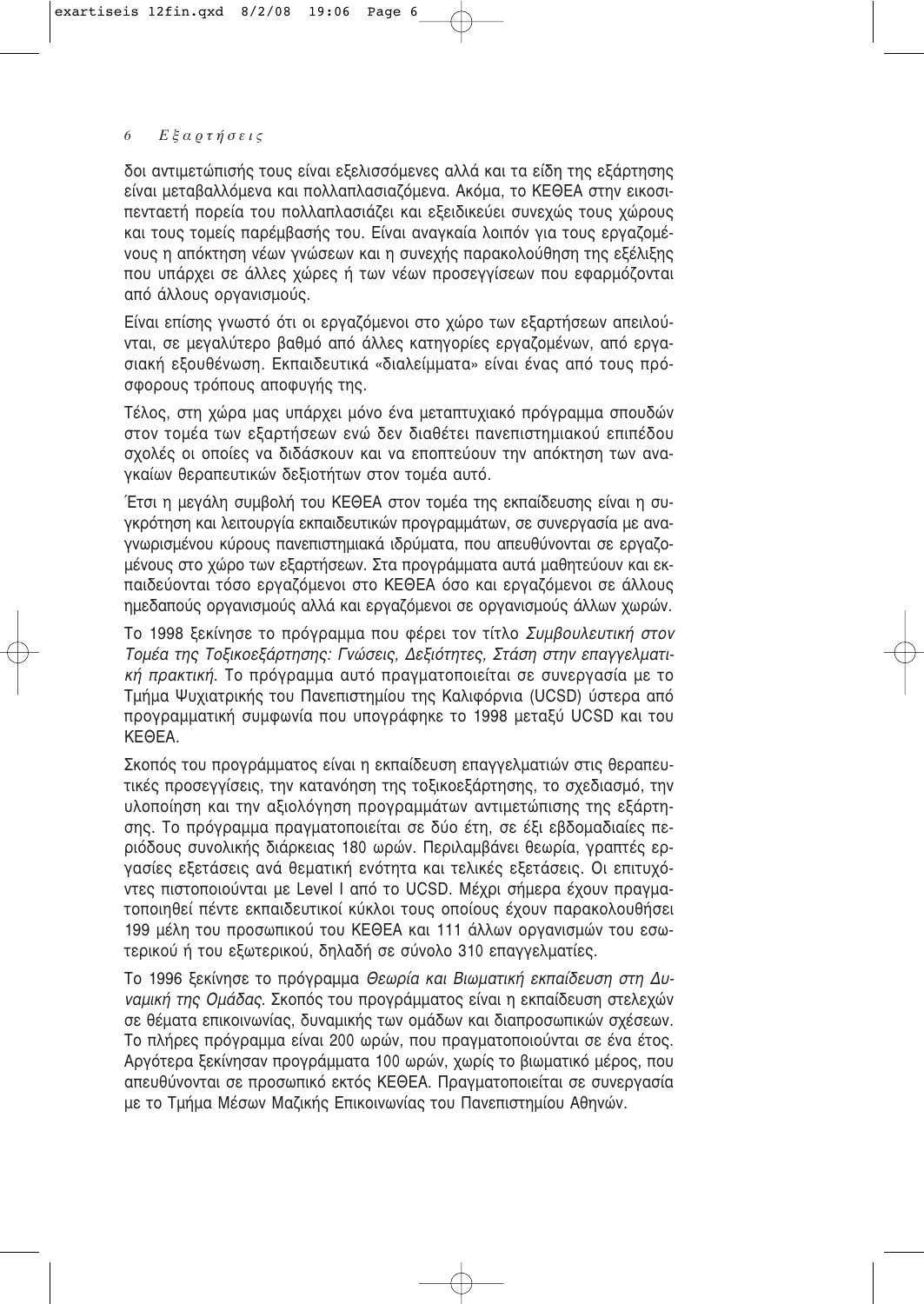δοι αντιμετώπισής τους είναι εξελισσόμενες αλλά και τα είδη της εξάρτησης είναι μεταβαλλόμενα και πολλαπλασιαζόμενα. Ακόμα, το ΚΕΘΕΑ στην εικοσιπενταετή πορεία του πολλαπλασιάζει και εξειδικεύει συνεχώς τους χώρους και τους τομείς παρέμβασής του. Είναι αναγκαία λοιπόν για τους εργαζομένους η απόκτηση νέων γνώσεων και η συνεχής παρακολούθηση της εξέλιξης που υπάρχει σε άλλες χώρες ή των νέων προσεγγίσεων που εφαρμόζονται από άλλους οργανισμούς.

Είναι επίσης γνωστό ότι οι εργαζόμενοι στο χώρο των εξαρτήσεων απειλούνται, σε μεγαλύτερο βαθμό από άλλες κατηγορίες εργαζομένων, από εργασιακή εξουθένωση. Εκπαιδευτικά «διαλείμματα» είναι ένας από τους πρόσφορους τρόπους αποφυγής της.

Τέλος, στη χώρα μας υπάρχει μόνο ένα μεταπτυχιακό πρόγραμμα σπουδών στον τομέα των εξαρτήσεων ενώ δεν διαθέτει πανεπιστημιακού επιπέδου σχολές οι οποίες να διδάσκουν και να εποπτεύουν την απόκτηση των αναγκαίων θεραπευτικών δεξιοτήτων στον τομέα αυτό.

Έτσι η μεγάλη συμβολή του ΚΕΘΕΑ στον τομέα της εκπαίδευσης είναι η συγκρότηση και λειτουργία εκπαιδευτικών προγραμμάτων, σε συνεργασία με αναγνωρισμένου κύρους πανεπιστημιακά ιδρύματα, που απευθύνονται σε εργαζομένους στο χώρο των εξαρτήσεων. Στα προγράμματα αυτά μαθητεύουν και εκπαιδεύονται τόσο εργαζόμενοι στο ΚΕΘΕΑ όσο και εργαζόμενοι σε άλλους ημεδαπούς οργανισμούς αλλά και εργαζόμενοι σε οργανισμούς άλλων χωρών.

Το 1998 ξεκίνησε το πρόγραμμα που φέρει τον τίτλο *Συμβουλευτική στον Τομέα της Τοξικοεξάρτησης: Γνώσεις, Δεξιότητες, Στάση στην επαγγελματική πρακτική*. Το πρόγραμμα αυτό πραγματοποιείται σε συνεργασία με το Τμήμα Ψυχιατρικής του Πανεπιστημίου της Καλιφόρνια (UCSD) ύστερα από προγραμματική συμφωνία που υπογράφηκε το 1998 μεταξύ UCSD και του ΚΕΘΕΑ.

Σκοπός του προγράμματος είναι η εκπαίδευση επαγγελματιών στις θεραπευτικές προσεγγίσεις, την κατανόηση της τοξικοεξάρτησης, το σχεδιασμό, την υλοποίηση και την αξιολόγηση προγραμμάτων αντιμετώπισης της εξάρτησης. Το πρόγραμμα πραγματοποιείται σε δύο έτη, σε έξι εβδομαδιαίες περιόδους συνολικής διάρκειας 180 ωρών. Περιλαμβάνει θεωρία, γραπτές εργασίες εξετάσεις ανά θεματική ενότητα και τελικές εξετάσεις. Οι επιτυχόντες πιστοποιούνται με Level I από το UCSD. Μέχρι σήμερα έχουν πραγματοποιηθεί πέντε εκπαιδευτικοί κύκλοι τους οποίους έχουν παρακολουθήσει 199 μέλη του προσωπικού του ΚΕΘΕΑ και 111 άλλων οργανισμών του εσωτερικού ή του εξωτερικού, δηλαδή σε σύνολο 310 επαγγελματίες.

Το 1996 ξεκίνησε το πρόγραμμα *Θεωρία και Βιωματική εκπαίδευση στη Δυναμική της Ομάδας*. Σκοπός του προγράμματος είναι η εκπαίδευση στελεχών σε θέματα επικοινωνίας, δυναμικής των ομάδων και διαπροσωπικών σχέσεων. Το πλήρες πρόγραμμα είναι 200 ωρών, που πραγματοποιούνται σε ένα έτος. Αργότερα ξεκίνησαν προγράμματα 100 ωρών, χωρίς το βιωματικό μέρος, που απευθύνονται σε προσωπικό εκτός ΚΕΘΕΑ. Πραγματοποιείται σε συνεργασία με το Τμήμα Μέσων Μαζικής Επικοινωνίας του Πανεπιστημίου Αθηνών.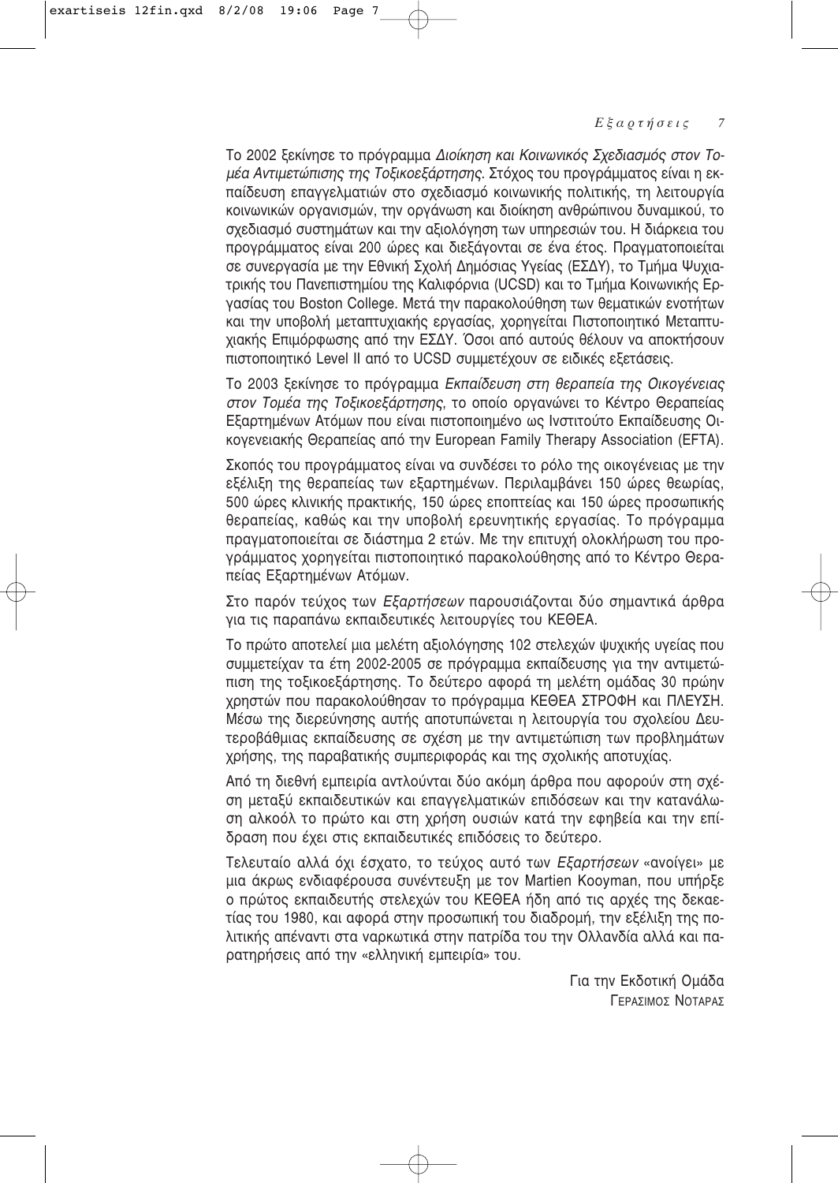Το 2002 ξεκίνησε το πρόγραμμα *Διοίκηση και Κοινωνικός Σχεδιασμός στον Τομέα Αντιμετώπισης της Τοξικοεξάρτησης*. Στόχος του προγράμματος είναι η εκπαίδευση επαγγελματιών στο σχεδιασμό κοινωνικής πολιτικής, τη λειτουργία κοινωνικών οργανισμών, την οργάνωση και διοίκηση ανθρώπινου δυναμικού, το σχεδιασμό συστημάτων και την αξιολόγηση των υπηρεσιών του. Η διάρκεια του προγράμματος είναι 200 ώρες και διεξάγονται σε ένα έτος. Πραγματοποιείται σε συνεργασία με την Εθνική Σχολή Δημόσιας Υγείας (ΕΣΔΥ), το Τμήμα Ψυχιατρικής του Πανεπιστημίου της Καλιφόρνια (UCSD) και το Τμήμα Κοινωνικής Εργασίας του Boston College. Μετά την παρακολούθηση των θεματικών ενοτήτων και την υποβολή μεταπτυχιακής εργασίας, χορηγείται Πιστοποιητικό Μεταπτυχιακής Επιμόρφωσης από την ΕΣΔΥ. Όσοι από αυτούς θέλουν να αποκτήσουν πιστοποιητικό Level II από το UCSD συμμετέχουν σε ειδικές εξετάσεις.

Το 2003 ξεκίνησε το πρόγραμμα *Εκπαίδευση στη θεραπεία της Οικογένειας στον Τομέα της Τοξικοεξάρτησης*, το οποίο οργανώνει το Κέντρο Θεραπείας Εξαρτημένων Ατόμων που είναι πιστοποιημένο ως Ινστιτούτο Εκπαίδευσης Οικογενειακής Θεραπείας από την European Family Therapy Association (EFTA).

Σκοπός του προγράμματος είναι να συνδέσει το ρόλο της οικογένειας με την εξέλιξη της θεραπείας των εξαρτημένων. Περιλαμβάνει 150 ώρες θεωρίας, 500 ώρες κλινικής πρακτικής, 150 ώρες εποπτείας και 150 ώρες προσωπικής θεραπείας, καθώς και την υποβολή ερευνητικής εργασίας. Το πρόγραμμα πραγματοποιείται σε διάστημα 2 ετών. Με την επιτυχή ολοκλήρωση του προγράμματος χορηγείται πιστοποιητικό παρακολούθησης από το Κέντρο Θεραπείας Εξαρτημένων Ατόμων.

Στο παρόν τεύχος των *Εξαρτήσεων* παρουσιάζονται δύο σημαντικά άρθρα για τις παραπάνω εκπαιδευτικές λειτουργίες του ΚΕΘΕΑ.

Το πρώτο αποτελεί μια μελέτη αξιολόγησης 102 στελεχών ψυχικής υγείας που συμμετείχαν τα έτη 2002-2005 σε πρόγραμμα εκπαίδευσης για την αντιμετώπιση της τοξικοεξάρτησης. Το δεύτερο αφορά τη μελέτη ομάδας 30 πρώην χρηστών που παρακολούθησαν το πρόγραμμα ΚΕΘΕΑ ΣΤΡΟΦΗ και ΠΛΕΥΣΗ. Μέσω της διερεύνησης αυτής αποτυπώνεται η λειτουργία του σχολείου Δευτεροβάθμιας εκπαίδευσης σε σχέση με την αντιμετώπιση των προβλημάτων χρήσης, της παραβατικής συμπεριφοράς και της σχολικής αποτυχίας.

Από τη διεθνή εμπειρία αντλούνται δύο ακόμη άρθρα που αφορούν στη σχέση μεταξύ εκπαιδευτικών και επαγγελματικών επιδόσεων και την κατανάλωση αλκοόλ το πρώτο και στη χρήση ουσιών κατά την εφηβεία και την επίδραση που έχει στις εκπαιδευτικές επιδόσεις το δεύτερο.

Τελευταίο αλλά όχι έσχατο, το τεύχος αυτό των *Εξαρτήσεων* «ανοίγει» με μια άκρως ενδιαφέρουσα συνέντευξη με τον Martien Kooyman, που υπήρξε ο πρώτος εκπαιδευτής στελεχών του ΚΕΘΕΑ ήδη από τις αρχές της δεκαετίας του 1980, και αφορά στην προσωπική του διαδρομή, την εξέλιξη της πολιτικής απέναντι στα ναρκωτικά στην πατρίδα του την Ολλανδία αλλά και παρατηρήσεις από την «ελληνική εμπειρία» του.

Για την Εκδοτική Ομάδα
Γεράσιμος Νοταράς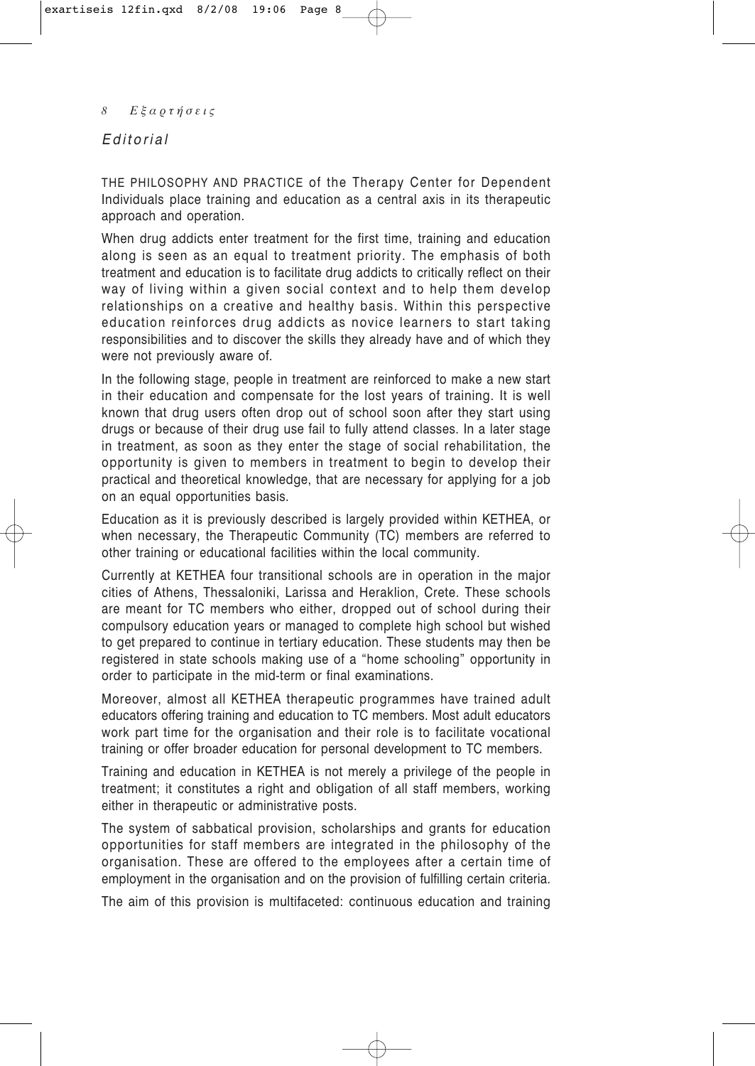# *Editorial*

THE PHILOSOPHY AND PRACTICE of the Therapy Center for Dependent Individuals place training and education as a central axis in its therapeutic approach and operation.

When drug addicts enter treatment for the first time, training and education along is seen as an equal to treatment priority. The emphasis of both treatment and education is to facilitate drug addicts to critically reflect on their way of living within a given social context and to help them develop relationships on a creative and healthy basis. Within this perspective education reinforces drug addicts as novice learners to start taking responsibilities and to discover the skills they already have and of which they were not previously aware of.

In the following stage, people in treatment are reinforced to make a new start in their education and compensate for the lost years of training. It is well known that drug users often drop out of school soon after they start using drugs or because of their drug use fail to fully attend classes. In a later stage in treatment, as soon as they enter the stage of social rehabilitation, the opportunity is given to members in treatment to begin to develop their practical and theoretical knowledge, that are necessary for applying for a job on an equal opportunities basis.

Education as it is previously described is largely provided within KETHEA, or when necessary, the Therapeutic Community (TC) members are referred to other training or educational facilities within the local community.

Currently at KETHEA four transitional schools are in operation in the major cities of Athens, Thessaloniki, Larissa and Heraklion, Crete. These schools are meant for TC members who either, dropped out of school during their compulsory education years or managed to complete high school but wished to get prepared to continue in tertiary education. These students may then be registered in state schools making use of a "home schooling" opportunity in order to participate in the mid-term or final examinations.

Moreover, almost all KETHEA therapeutic programmes have trained adult educators offering training and education to TC members. Most adult educators work part time for the organisation and their role is to facilitate vocational training or offer broader education for personal development to TC members.

Training and education in KETHEA is not merely a privilege of the people in treatment; it constitutes a right and obligation of all staff members, working either in therapeutic or administrative posts.

The system of sabbatical provision, scholarships and grants for education opportunities for staff members are integrated in the philosophy of the organisation. These are offered to the employees after a certain time of employment in the organisation and on the provision of fulfilling certain criteria.

The aim of this provision is multifaceted: continuous education and training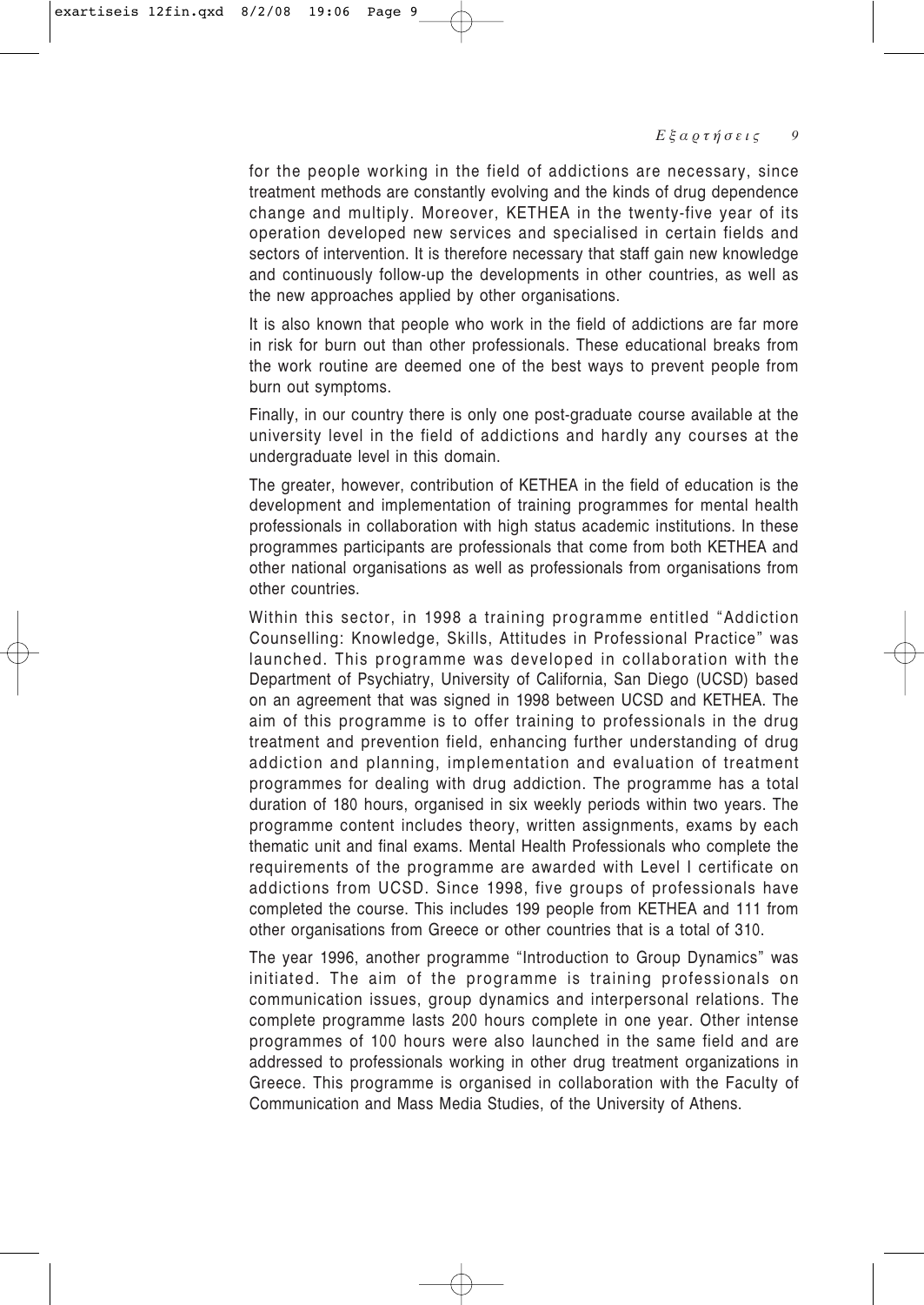for the people working in the field of addictions are necessary, since treatment methods are constantly evolving and the kinds of drug dependence change and multiply. Moreover, KETHEA in the twenty-five year of its operation developed new services and specialised in certain fields and sectors of intervention. It is therefore necessary that staff gain new knowledge and continuously follow-up the developments in other countries, as well as the new approaches applied by other organisations.

It is also known that people who work in the field of addictions are far more in risk for burn out than other professionals. These educational breaks from the work routine are deemed one of the best ways to prevent people from burn out symptoms.

Finally, in our country there is only one post-graduate course available at the university level in the field of addictions and hardly any courses at the undergraduate level in this domain.

The greater, however, contribution of KETHEA in the field of education is the development and implementation of training programmes for mental health professionals in collaboration with high status academic institutions. In these programmes participants are professionals that come from both KETHEA and other national organisations as well as professionals from organisations from other countries.

Within this sector, in 1998 a training programme entitled "Addiction Counselling: Knowledge, Skills, Attitudes in Professional Practice" was launched. This programme was developed in collaboration with the Department of Psychiatry, University of California, San Diego (UCSD) based on an agreement that was signed in 1998 between UCSD and KETHEA. The aim of this programme is to offer training to professionals in the drug treatment and prevention field, enhancing further understanding of drug addiction and planning, implementation and evaluation of treatment programmes for dealing with drug addiction. The programme has a total duration of 180 hours, organised in six weekly periods within two years. The programme content includes theory, written assignments, exams by each thematic unit and final exams. Mental Health Professionals who complete the requirements of the programme are awarded with Level I certificate on addictions from UCSD. Since 1998, five groups of professionals have completed the course. This includes 199 people from KETHEA and 111 from other organisations from Greece or other countries that is a total of 310.

The year 1996, another programme "Introduction to Group Dynamics" was initiated. The aim of the programme is training professionals on communication issues, group dynamics and interpersonal relations. The complete programme lasts 200 hours complete in one year. Other intense programmes of 100 hours were also launched in the same field and are addressed to professionals working in other drug treatment organizations in Greece. This programme is organised in collaboration with the Faculty of Communication and Mass Media Studies, of the University of Athens.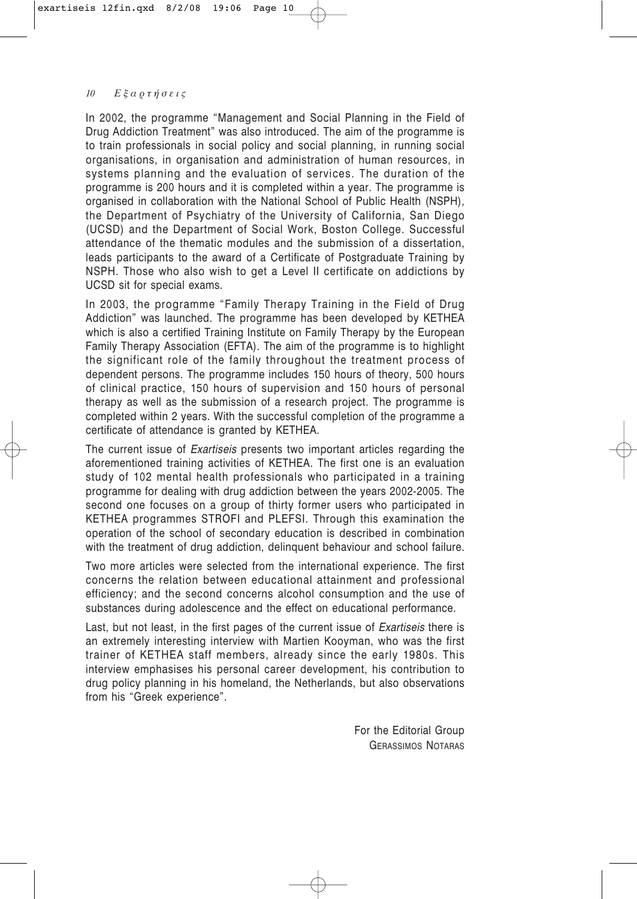In 2002, the programme "Management and Social Planning in the Field of Drug Addiction Treatment" was also introduced. The aim of the programme is to train professionals in social policy and social planning, in running social organisations, in organisation and administration of human resources, in systems planning and the evaluation of services. The duration of the programme is 200 hours and it is completed within a year. The programme is organised in collaboration with the National School of Public Health (NSPH), the Department of Psychiatry of the University of California, San Diego (UCSD) and the Department of Social Work, Boston College. Successful attendance of the thematic modules and the submission of a dissertation, leads participants to the award of a Certificate of Postgraduate Training by NSPH. Those who also wish to get a Level II certificate on addictions by UCSD sit for special exams.

In 2003, the programme "Family Therapy Training in the Field of Drug Addiction" was launched. The programme has been developed by KETHEA which is also a certified Training Institute on Family Therapy by the European Family Therapy Association (EFTA). The aim of the programme is to highlight the significant role of the family throughout the treatment process of dependent persons. The programme includes 150 hours of theory, 500 hours of clinical practice, 150 hours of supervision and 150 hours of personal therapy as well as the submission of a research project. The programme is completed within 2 years. With the successful completion of the programme a certificate of attendance is granted by KETHEA.

The current issue of *Exartiseis* presents two important articles regarding the aforementioned training activities of KETHEA. The first one is an evaluation study of 102 mental health professionals who participated in a training programme for dealing with drug addiction between the years 2002-2005. The second one focuses on a group of thirty former users who participated in KETHEA programmes STROFI and PLEFSI. Through this examination the operation of the school of secondary education is described in combination with the treatment of drug addiction, delinquent behaviour and school failure.

Two more articles were selected from the international experience. The first concerns the relation between educational attainment and professional efficiency; and the second concerns alcohol consumption and the use of substances during adolescence and the effect on educational performance.

Last, but not least, in the first pages of the current issue of *Exartiseis* there is an extremely interesting interview with Martien Kooyman, who was the first trainer of KETHEA staff members, already since the early 1980s. This interview emphasises his personal career development, his contribution to drug policy planning in his homeland, the Netherlands, but also observations from his "Greek experience".

For the Editorial Group
GERASSIMOS NOTARAS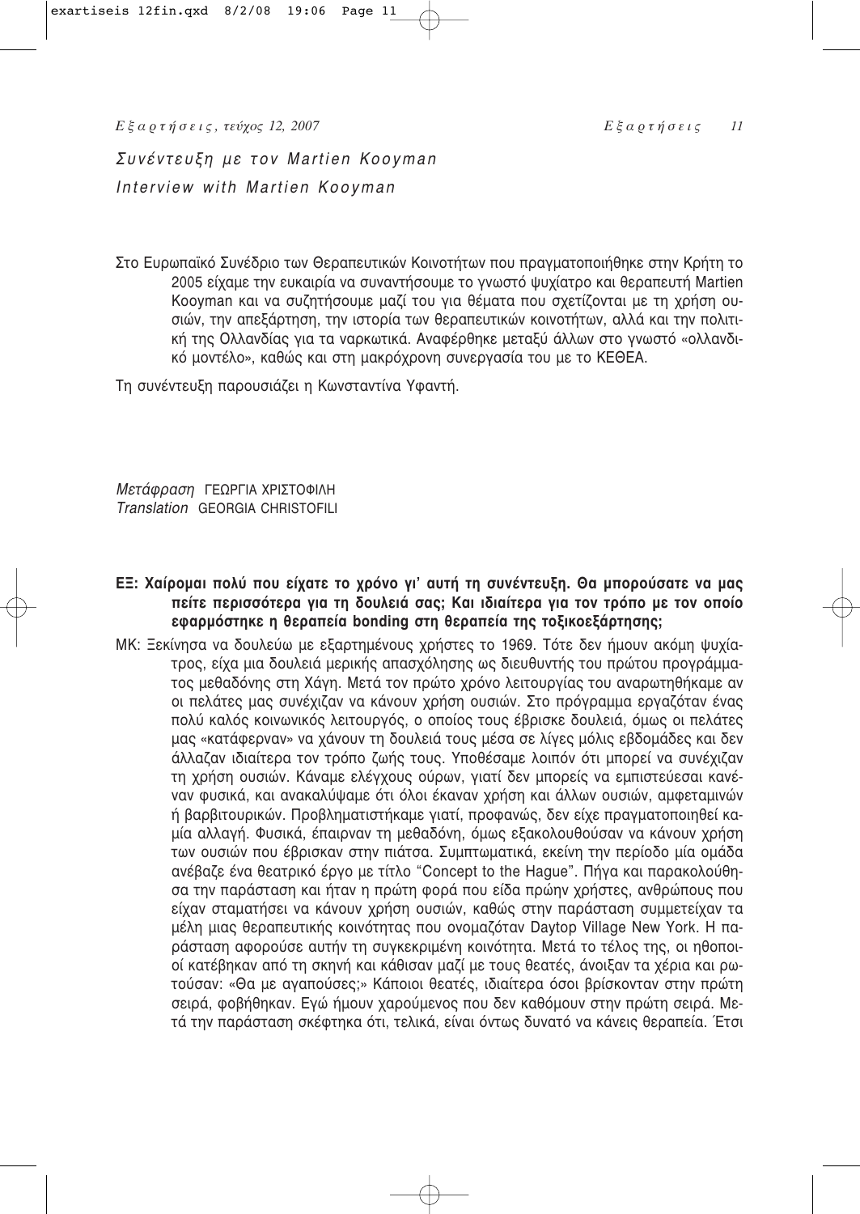# *Συνέντευξη με τον Martien Kooyman*

# *Interview with Martien Kooyman*

Στο Ευρωπαϊκό Συνέδριο των Θεραπευτικών Κοινοτήτων που πραγματοποιήθηκε στην Κρήτη το 2005 είχαμε την ευκαιρία να συναντήσουμε το γνωστό ψυχίατρο και θεραπευτή Martien Kooyman και να συζητήσουμε μαζί του για θέματα που σχετίζονται με τη χρήση ουσιών, την απεξάρτηση, την ιστορία των θεραπευτικών κοινοτήτων, αλλά και την πολιτική της Ολλανδίας για τα ναρκωτικά. Αναφέρθηκε μεταξύ άλλων στο γνωστό «ολλανδικό μοντέλο», καθώς και στη μακρόχρονη συνεργασία του με το ΚΕΘΕΑ.

Τη συνέντευξη παρουσιάζει η Κωνσταντίνα Υφαντή.

*Μετάφραση* ΓΕΩΡΓΙΑ ΧΡΙΣΤΟΦΙΛΗ
*Translation* GEORGIA CHRISTOFILI

**ΕΞ: Χαίρομαι πολύ που είχατε το χρόνο γι' αυτή τη συνέντευξη. Θα μπορούσατε να μας πείτε περισσότερα για τη δουλειά σας; Και ιδιαίτερα για τον τρόπο με τον οποίο εφαρμόστηκε η θεραπεία bonding στη θεραπεία της τοξικοεξάρτησης;**

ΜΚ: Ξεκίνησα να δουλεύω με εξαρτημένους χρήστες το 1969. Τότε δεν ήμουν ακόμη ψυχίατρος, είχα μια δουλειά μερικής απασχόλησης ως διευθυντής του πρώτου προγράμματος μεθαδόνης στη Χάγη. Μετά τον πρώτο χρόνο λειτουργίας του αναρωτηθήκαμε αν οι πελάτες μας συνέχιζαν να κάνουν χρήση ουσιών. Στο πρόγραμμα εργαζόταν ένας πολύ καλός κοινωνικός λειτουργός, ο οποίος τους έβρισκε δουλειά, όμως οι πελάτες μας «κατάφερναν» να χάνουν τη δουλειά τους μέσα σε λίγες μόλις εβδομάδες και δεν άλλαζαν ιδιαίτερα τον τρόπο ζωής τους. Υποθέσαμε λοιπόν ότι μπορεί να συνέχιζαν τη χρήση ουσιών. Κάναμε ελέγχους ούρων, γιατί δεν μπορείς να εμπιστεύεσαι κανέναν φυσικά, και ανακαλύψαμε ότι όλοι έκαναν χρήση και άλλων ουσιών, αμφεταμινών ή βαρβιτουρικών. Προβληματιστήκαμε γιατί, προφανώς, δεν είχε πραγματοποιηθεί καμία αλλαγή. Φυσικά, έπαιρναν τη μεθαδόνη, όμως εξακολουθούσαν να κάνουν χρήση των ουσιών που έβρισκαν στην πιάτσα. Συμπτωματικά, εκείνη την περίοδο μία ομάδα ανέβαζε ένα θεατρικό έργο με τίτλο "Concept to the Hague". Πήγα και παρακολούθησα την παράσταση και ήταν η πρώτη φορά που είδα πρώην χρήστες, ανθρώπους που είχαν σταματήσει να κάνουν χρήση ουσιών, καθώς στην παράσταση συμμετείχαν τα μέλη μιας θεραπευτικής κοινότητας που ονομαζόταν Daytop Village New York. Η παράσταση αφορούσε αυτήν τη συγκεκριμένη κοινότητα. Μετά το τέλος της, οι ηθοποιοί κατέβηκαν από τη σκηνή και κάθισαν μαζί με τους θεατές, άνοιξαν τα χέρια και ρωτούσαν: «Θα με αγαπούσες;» Κάποιοι θεατές, ιδιαίτερα όσοι βρίσκονταν στην πρώτη σειρά, φοβήθηκαν. Εγώ ήμουν χαρούμενος που δεν καθόμουν στην πρώτη σειρά. Μετά την παράσταση σκέφτηκα ότι, τελικά, είναι όντως δυνατό να κάνεις θεραπεία. Έτσι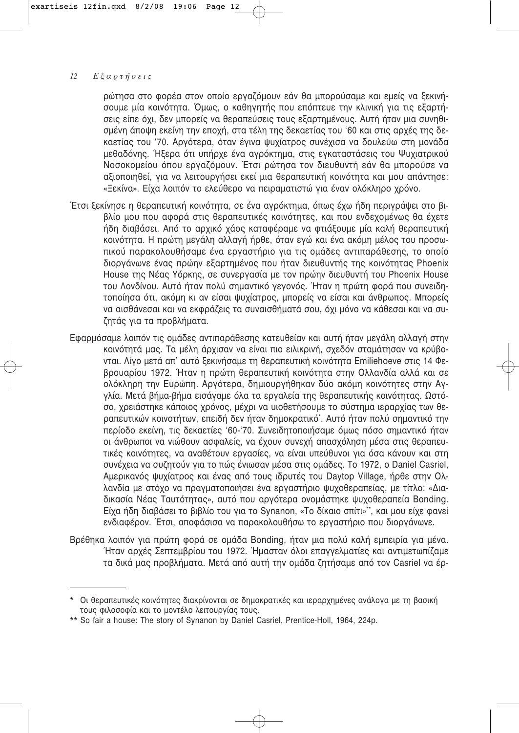ρώτησα στο φορέα στον οποίο εργαζόμουν εάν θα μπορούσαμε και εμείς να ξεκινήσουμε μία κοινότητα. Όμως, ο καθηγητής που επόπτευε την κλινική για τις εξαρτήσεις είπε όχι, δεν μπορείς να θεραπεύσεις τους εξαρτημένους. Αυτή ήταν μια συνηθισμένη άποψη εκείνη την εποχή, στα τέλη της δεκαετίας του '60 και στις αρχές της δεκαετίας του '70. Αργότερα, όταν έγινα ψυχίατρος συνέχισα να δουλεύω στη μονάδα μεθαδόνης. Ήξερα ότι υπήρχε ένα αγρόκτημα, στις εγκαταστάσεις του Ψυχιατρικού Νοσοκομείου όπου εργαζόμουν. Έτσι ρώτησα τον διευθυντή εάν θα μπορούσε να αξιοποιηθεί, για να λειτουργήσει εκεί μια θεραπευτική κοινότητα και μου απάντησε: «Ξεκίνα». Είχα λοιπόν το ελεύθερο να πειραματιστώ για έναν ολόκληρο χρόνο.

Έτσι ξεκίνησε η θεραπευτική κοινότητα, σε ένα αγρόκτημα, όπως έχω ήδη περιγράψει στο βιβλίο μου που αφορά στις θεραπευτικές κοινότητες, και που ενδεχομένως θα έχετε ήδη διαβάσει. Από το αρχικό χάος καταφέραμε να φτιάξουμε μία καλή θεραπευτική κοινότητα. Η πρώτη μεγάλη αλλαγή ήρθε, όταν εγώ και ένα ακόμη μέλος του προσωπικού παρακολουθήσαμε ένα εργαστήριο για τις ομάδες αντιπαράθεσης, το οποίο διοργάνωνε ένας πρώην εξαρτημένος που ήταν διευθυντής της κοινότητας Phoenix House της Νέας Υόρκης, σε συνεργασία με τον πρώην διευθυντή του Phoenix House του Λονδίνου. Αυτό ήταν πολύ σημαντικό γεγονός. Ήταν η πρώτη φορά που συνειδητοποίησα ότι, ακόμη κι αν είσαι ψυχίατρος, μπορείς να είσαι και άνθρωπος. Μπορείς να αισθάνεσαι και να εκφράζεις τα συναισθήματά σου, όχι μόνο να κάθεσαι και να συζητάς για τα προβλήματα.

Εφαρμόσαμε λοιπόν τις ομάδες αντιπαράθεσης κατευθείαν και αυτή ήταν μεγάλη αλλαγή στην κοινότητά μας. Τα μέλη άρχισαν να είναι πιο ειλικρινή, σχεδόν σταμάτησαν να κρύβονται. Λίγο μετά απ' αυτό ξεκινήσαμε τη θεραπευτική κοινότητα Emiliehoeve στις 14 Φεβρουαρίου 1972. Ήταν η πρώτη θεραπευτική κοινότητα στην Ολλανδία αλλά και σε ολόκληρη την Ευρώπη. Αργότερα, δημιουργήθηκαν δύο ακόμη κοινότητες στην Αγγλία. Μετά βήμα-βήμα εισάγαμε όλα τα εργαλεία της θεραπευτικής κοινότητας. Ωστόσο, χρειάστηκε κάποιος χρόνος, μέχρι να υιοθετήσουμε το σύστημα ιεραρχίας των θεραπευτικών κοινοτήτων, επειδή δεν ήταν δημοκρατικό*. Αυτό ήταν πολύ σημαντικό την περίοδο εκείνη, τις δεκαετίες '60-'70. Συνειδητοποιήσαμε όμως πόσο σημαντικό ήταν οι άνθρωποι να νιώθουν ασφαλείς, να έχουν συνεχή απασχόληση μέσα στις θεραπευτικές κοινότητες, να αναθέτουν εργασίες, να είναι υπεύθυνοι για όσα κάνουν και στη συνέχεια να συζητούν για το πώς ένιωσαν μέσα στις ομάδες. Το 1972, ο Daniel Casriel, Αμερικανός ψυχίατρος και ένας από τους ιδρυτές του Daytop Village, ήρθε στην Ολλανδία με στόχο να πραγματοποιήσει ένα εργαστήριο ψυχοθεραπείας, με τίτλο: «Διαδικασία Νέας Ταυτότητας», αυτό που αργότερα ονομάστηκε ψυχοθεραπεία Bonding. Είχα ήδη διαβάσει το βιβλίο του για το Synanon, «Το δίκαιο σπίτι»**, και μου είχε φανεί ενδιαφέρον. Έτσι, αποφάσισα να παρακολουθήσω το εργαστήριο που διοργάνωνε.

Βρέθηκα λοιπόν για πρώτη φορά σε ομάδα Bonding, ήταν μια πολύ καλή εμπειρία για μένα. Ήταν αρχές Σεπτεμβρίου του 1972. Ήμασταν όλοι επαγγελματίες και αντιμετωπίζαμε τα δικά μας προβλήματα. Μετά από αυτή την ομάδα ζητήσαμε από τον Casriel να έρ-

---

\* Οι θεραπευτικές κοινότητες διακρίνονται σε δημοκρατικές και ιεραρχημένες ανάλογα με τη βασική τους φιλοσοφία και το μοντέλο λειτουργίας τους.

\*\* So fair a house: The story of Synanon by Daniel Casriel, Prentice-Holl, 1964, 224p.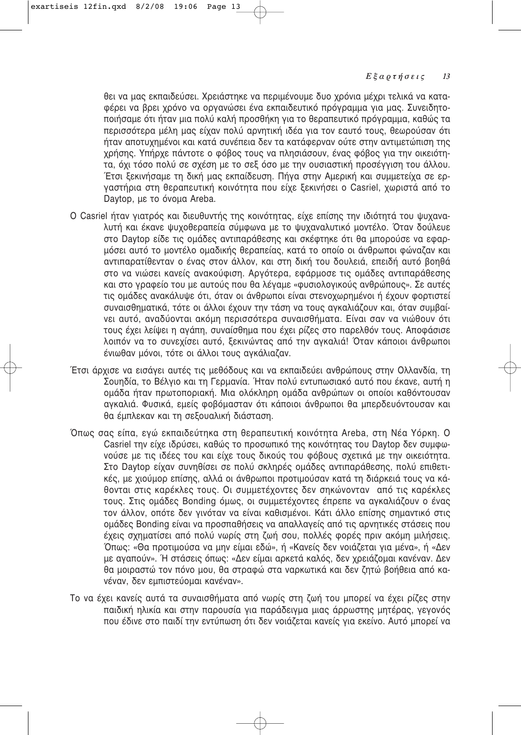θει να μας εκπαιδεύσει. Χρειάστηκε να περιμένουμε δυο χρόνια μέχρι τελικά να καταφέρει να βρει χρόνο να οργανώσει ένα εκπαιδευτικό πρόγραμμα για μας. Συνειδητοποιήσαμε ότι ήταν μια πολύ καλή προσθήκη για το θεραπευτικό πρόγραμμα, καθώς τα περισσότερα μέλη μας είχαν πολύ αρνητική ιδέα για τον εαυτό τους, θεωρούσαν ότι ήταν αποτυχημένοι και κατά συνέπεια δεν τα κατάφερναν ούτε στην αντιμετώπιση της χρήσης. Υπήρχε πάντοτε ο φόβος τους να πλησιάσουν, ένας φόβος για την οικειότητα, όχι τόσο πολύ σε σχέση με το σεξ όσο με την ουσιαστική προσέγγιση του άλλου. Έτσι ξεκινήσαμε τη δική μας εκπαίδευση. Πήγα στην Αμερική και συμμετείχα σε εργαστήρια στη θεραπευτική κοινότητα που είχε ξεκινήσει ο Casriel, χωριστά από το Daytop, με το όνομα Areba.

Ο Casriel ήταν γιατρός και διευθυντής της κοινότητας, είχε επίσης την ιδιότητά του ψυχαναλυτή και έκανε ψυχοθεραπεία σύμφωνα με το ψυχαναλυτικό μοντέλο. Όταν δούλευε στο Daytop είδε τις ομάδες αντιπαράθεσης και σκέφτηκε ότι θα μπορούσε να εφαρμόσει αυτό το μοντέλο ομαδικής θεραπείας, κατά το οποίο οι άνθρωποι φώναζαν και αντιπαρατίθενταν ο ένας στον άλλον, και στη δική του δουλειά, επειδή αυτό βοηθά στο να νιώσει κανείς ανακούφιση. Αργότερα, εφάρμοσε τις ομάδες αντιπαράθεσης και στο γραφείο του με αυτούς που θα λέγαμε «φυσιολογικούς ανθρώπους». Σε αυτές τις ομάδες ανακάλυψε ότι, όταν οι άνθρωποι είναι στενοχωρημένοι ή έχουν φορτιστεί συναισθηματικά, τότε οι άλλοι έχουν την τάση να τους αγκαλιάζουν και, όταν συμβαίνει αυτό, αναδύονται ακόμη περισσότερα συναισθήματα. Είναι σαν να νιώθουν ότι τους έχει λείψει η αγάπη, συναίσθημα που έχει ρίζες στο παρελθόν τους. Αποφάσισε λοιπόν να το συνεχίσει αυτό, ξεκινώντας από την αγκαλιά! Όταν κάποιοι άνθρωποι ένιωθαν μόνοι, τότε οι άλλοι τους αγκάλιαζαν.

Έτσι άρχισε να εισάγει αυτές τις μεθόδους και να εκπαιδεύει ανθρώπους στην Ολλανδία, τη Σουηδία, το Βέλγιο και τη Γερμανία. Ήταν πολύ εντυπωσιακό αυτό που έκανε, αυτή η ομάδα ήταν πρωτοποριακή. Μια ολόκληρη ομάδα ανθρώπων οι οποίοι καθόντουσαν αγκαλιά. Φυσικά, εμείς φοβόμασταν ότι κάποιοι άνθρωποι θα μπερδευόντουσαν και θα έμπλεκαν και τη σεξουαλική διάσταση.

Όπως σας είπα, εγώ εκπαιδεύτηκα στη θεραπευτική κοινότητα Areba, στη Νέα Υόρκη. Ο Casriel την είχε ιδρύσει, καθώς το προσωπικό της κοινότητας του Daytop δεν συμφωνούσε με τις ιδέες του και είχε τους δικούς του φόβους σχετικά με την οικειότητα. Στο Daytop είχαν συνηθίσει σε πολύ σκληρές ομάδες αντιπαράθεσης, πολύ επιθετικές, με χιούμορ επίσης, αλλά οι άνθρωποι προτιμούσαν κατά τη διάρκειά τους να κάθονται στις καρέκλες τους. Οι συμμετέχοντες δεν σηκώνονταν από τις καρέκλες τους. Στις ομάδες Bonding όμως, οι συμμετέχοντες έπρεπε να αγκαλιάζουν ο ένας τον άλλον, οπότε δεν γινόταν να είναι καθισμένοι. Κάτι άλλο επίσης σημαντικό στις ομάδες Bonding είναι να προσπαθήσεις να απαλλαγείς από τις αρνητικές στάσεις που έχεις σχηματίσει από πολύ νωρίς στη ζωή σου, πολλές φορές πριν ακόμη μιλήσεις. Όπως: «Θα προτιμούσα να μην είμαι εδώ», ή «Κανείς δεν νοιάζεται για μένα», ή «Δεν με αγαπούν». Ή στάσεις όπως: «Δεν είμαι αρκετά καλός, δεν χρειάζομαι κανέναν. Δεν θα μοιραστώ τον πόνο μου, θα στραφώ στα ναρκωτικά και δεν ζητώ βοήθεια από κανέναν, δεν εμπιστεύομαι κανέναν».

Το να έχει κανείς αυτά τα συναισθήματα από νωρίς στη ζωή του μπορεί να έχει ρίζες στην παιδική ηλικία και στην παρουσία για παράδειγμα μιας άρρωστης μητέρας, γεγονός που έδινε στο παιδί την εντύπωση ότι δεν νοιάζεται κανείς για εκείνο. Αυτό μπορεί να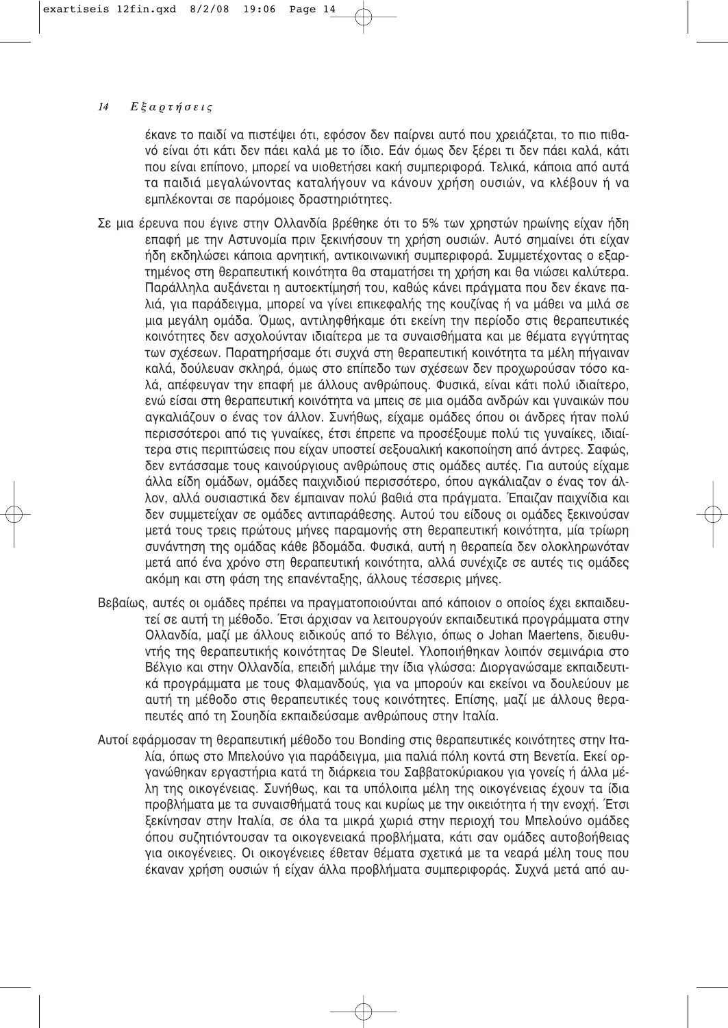έκανε το παιδί να πιστέψει ότι, εφόσον δεν παίρνει αυτό που χρειάζεται, το πιο πιθανό είναι ότι κάτι δεν πάει καλά με το ίδιο. Εάν όμως δεν ξέρει τι δεν πάει καλά, κάτι που είναι επίπονο, μπορεί να υιοθετήσει κακή συμπεριφορά. Τελικά, κάποια από αυτά τα παιδιά μεγαλώνοντας καταλήγουν να κάνουν χρήση ουσιών, να κλέβουν ή να εμπλέκονται σε παρόμοιες δραστηριότητες.

Σε μια έρευνα που έγινε στην Ολλανδία βρέθηκε ότι το 5% των χρηστών ηρωίνης είχαν ήδη επαφή με την Αστυνομία πριν ξεκινήσουν τη χρήση ουσιών. Αυτό σημαίνει ότι είχαν ήδη εκδηλώσει κάποια αρνητική, αντικοινωνική συμπεριφορά. Συμμετέχοντας ο εξαρτημένος στη θεραπευτική κοινότητα θα σταματήσει τη χρήση και θα νιώσει καλύτερα. Παράλληλα αυξάνεται η αυτοεκτίμησή του, καθώς κάνει πράγματα που δεν έκανε παλιά, για παράδειγμα, μπορεί να γίνει επικεφαλής της κουζίνας ή να μάθει να μιλά σε μια μεγάλη ομάδα. Όμως, αντιληφθήκαμε ότι εκείνη την περίοδο στις θεραπευτικές κοινότητες δεν ασχολούνταν ιδιαίτερα με τα συναισθήματα και με θέματα εγγύτητας των σχέσεων. Παρατηρήσαμε ότι συχνά στη θεραπευτική κοινότητα τα μέλη πήγαιναν καλά, δούλευαν σκληρά, όμως στο επίπεδο των σχέσεων δεν προχωρούσαν τόσο καλά, απέφευγαν την επαφή με άλλους ανθρώπους. Φυσικά, είναι κάτι πολύ ιδιαίτερο, ενώ είσαι στη θεραπευτική κοινότητα να μπεις σε μια ομάδα ανδρών και γυναικών που αγκαλιάζουν ο ένας τον άλλον. Συνήθως, είχαμε ομάδες όπου οι άνδρες ήταν πολύ περισσότεροι από τις γυναίκες, έτσι έπρεπε να προσέξουμε πολύ τις γυναίκες, ιδιαίτερα στις περιπτώσεις που είχαν υποστεί σεξουαλική κακοποίηση από άντρες. Σαφώς, δεν εντάσσαμε τους καινούργιους ανθρώπους στις ομάδες αυτές. Για αυτούς είχαμε άλλα είδη ομάδων, ομάδες παιχνιδιού περισσότερο, όπου αγκάλιαζαν ο ένας τον άλλον, αλλά ουσιαστικά δεν έμπαιναν πολύ βαθιά στα πράγματα. Έπαιζαν παιχνίδια και δεν συμμετείχαν σε ομάδες αντιπαράθεσης. Αυτού του είδους οι ομάδες ξεκινούσαν μετά τους τρεις πρώτους μήνες παραμονής στη θεραπευτική κοινότητα, μία τρίωρη συνάντηση της ομάδας κάθε βδομάδα. Φυσικά, αυτή η θεραπεία δεν ολοκληρωνόταν μετά από ένα χρόνο στη θεραπευτική κοινότητα, αλλά συνέχιζε σε αυτές τις ομάδες ακόμη και στη φάση της επανένταξης, άλλους τέσσερις μήνες.

Βεβαίως, αυτές οι ομάδες πρέπει να πραγματοποιούνται από κάποιον ο οποίος έχει εκπαιδευτεί σε αυτή τη μέθοδο. Έτσι άρχισαν να λειτουργούν εκπαιδευτικά προγράμματα στην Ολλανδία, μαζί με άλλους ειδικούς από το Βέλγιο, όπως ο Johan Maertens, διευθυντής της θεραπευτικής κοινότητας De Sleutel. Υλοποιήθηκαν λοιπόν σεμινάρια στο Βέλγιο και στην Ολλανδία, επειδή μιλάμε την ίδια γλώσσα: Διοργανώσαμε εκπαιδευτικά προγράμματα με τους Φλαμανδούς, για να μπορούν και εκείνοι να δουλεύουν με αυτή τη μέθοδο στις θεραπευτικές τους κοινότητες. Επίσης, μαζί με άλλους θεραπευτές από τη Σουηδία εκπαιδεύσαμε ανθρώπους στην Ιταλία.

Αυτοί εφάρμοσαν τη θεραπευτική μέθοδο του Bonding στις θεραπευτικές κοινότητες στην Ιταλία, όπως στο Μπελούνο για παράδειγμα, μια παλιά πόλη κοντά στη Βενετία. Εκεί οργανώθηκαν εργαστήρια κατά τη διάρκεια του Σαββατοκύριακου για γονείς ή άλλα μέλη της οικογένειας. Συνήθως, και τα υπόλοιπα μέλη της οικογένειας έχουν τα ίδια προβλήματα με τα συναισθήματά τους και κυρίως με την οικειότητα ή την ενοχή. Έτσι ξεκίνησαν στην Ιταλία, σε όλα τα μικρά χωριά στην περιοχή του Μπελούνο ομάδες όπου συζητιόντουσαν τα οικογενειακά προβλήματα, κάτι σαν ομάδες αυτοβοήθειας για οικογένειες. Οι οικογένειες έθεταν θέματα σχετικά με τα νεαρά μέλη τους που έκαναν χρήση ουσιών ή είχαν άλλα προβλήματα συμπεριφοράς. Συχνά μετά από αυ-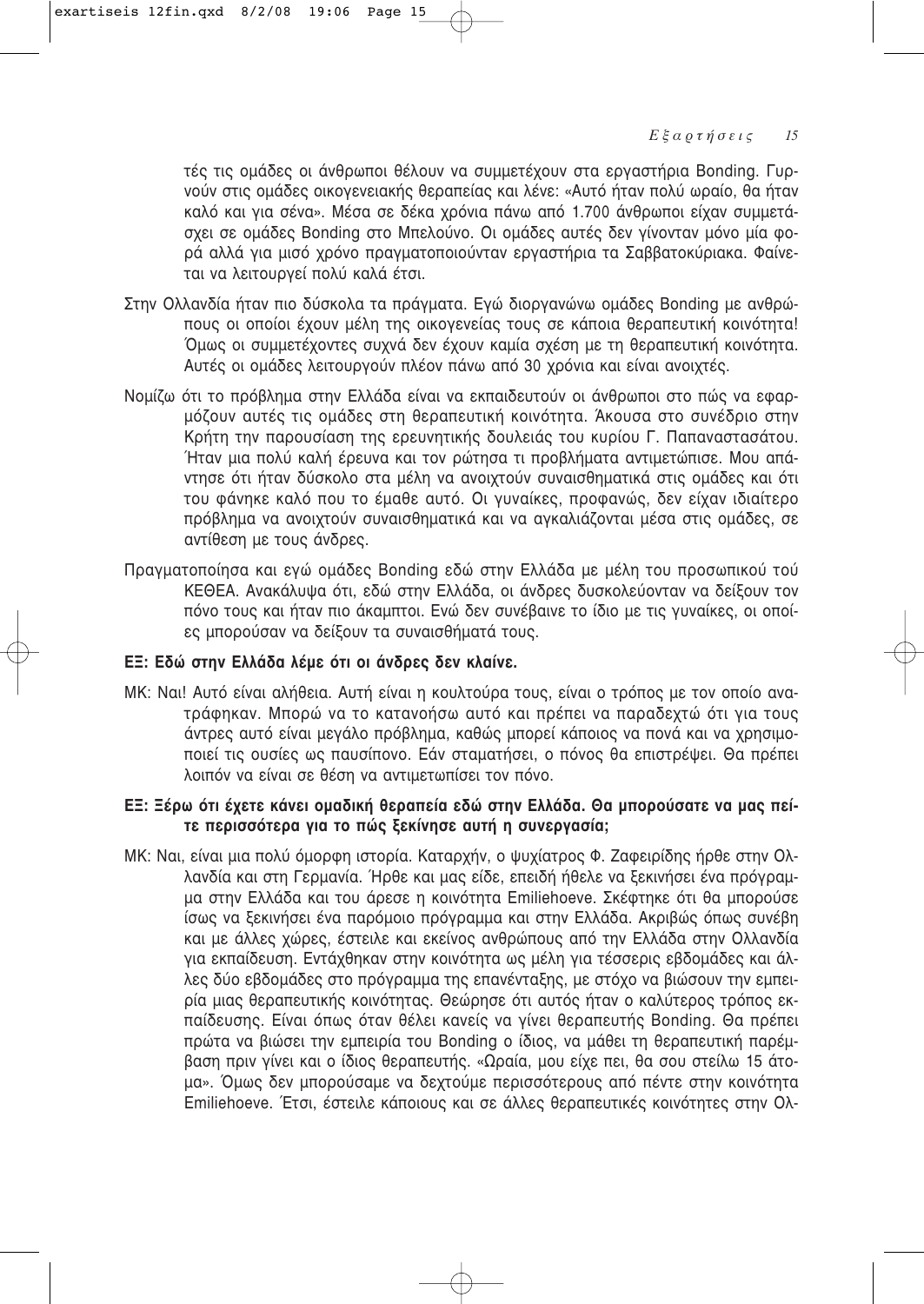τές τις ομάδες οι άνθρωποι θέλουν να συμμετέχουν στα εργαστήρια Bonding. Γυρνούν στις ομάδες οικογενειακής θεραπείας και λένε: «Αυτό ήταν πολύ ωραίο, θα ήταν καλό και για σένα». Μέσα σε δέκα χρόνια πάνω από 1.700 άνθρωποι είχαν συμμετάσχει σε ομάδες Bonding στο Μπελούνο. Οι ομάδες αυτές δεν γίνονταν μόνο μία φορά αλλά για μισό χρόνο πραγματοποιούνταν εργαστήρια τα Σαββατοκύριακα. Φαίνεται να λειτουργεί πολύ καλά έτσι.

Στην Ολλανδία ήταν πιο δύσκολα τα πράγματα. Εγώ διοργανώνω ομάδες Bonding με ανθρώπους οι οποίοι έχουν μέλη της οικογενείας τους σε κάποια θεραπευτική κοινότητα! Όμως οι συμμετέχοντες συχνά δεν έχουν καμία σχέση με τη θεραπευτική κοινότητα. Αυτές οι ομάδες λειτουργούν πλέον πάνω από 30 χρόνια και είναι ανοιχτές.

Νομίζω ότι το πρόβλημα στην Ελλάδα είναι να εκπαιδευτούν οι άνθρωποι στο πώς να εφαρμόζουν αυτές τις ομάδες στη θεραπευτική κοινότητα. Άκουσα στο συνέδριο στην Κρήτη την παρουσίαση της ερευνητικής δουλειάς του κυρίου Γ. Παπαναστασάτου. Ήταν μια πολύ καλή έρευνα και τον ρώτησα τι προβλήματα αντιμετώπισε. Μου απάντησε ότι ήταν δύσκολο στα μέλη να ανοιχτούν συναισθηματικά στις ομάδες και ότι του φάνηκε καλό που το έμαθε αυτό. Οι γυναίκες, προφανώς, δεν είχαν ιδιαίτερο πρόβλημα να ανοιχτούν συναισθηματικά και να αγκαλιάζονται μέσα στις ομάδες, σε αντίθεση με τους άνδρες.

Πραγματοποίησα και εγώ ομάδες Bonding εδώ στην Ελλάδα με μέλη του προσωπικού τού ΚΕΘΕΑ. Ανακάλυψα ότι, εδώ στην Ελλάδα, οι άνδρες δυσκολεύονταν να δείξουν τον πόνο τους και ήταν πιο άκαμπτοι. Ενώ δεν συνέβαινε το ίδιο με τις γυναίκες, οι οποίες μπορούσαν να δείξουν τα συναισθήματά τους.

**ΕΞ: Εδώ στην Ελλάδα λέμε ότι οι άνδρες δεν κλαίνε.**

ΜΚ: Ναι! Αυτό είναι αλήθεια. Αυτή είναι η κουλτούρα τους, είναι ο τρόπος με τον οποίο ανατράφηκαν. Μπορώ να το κατανοήσω αυτό και πρέπει να παραδεχτώ ότι για τους άντρες αυτό είναι μεγάλο πρόβλημα, καθώς μπορεί κάποιος να πονά και να χρησιμοποιεί τις ουσίες ως παυσίπονο. Εάν σταματήσει, ο πόνος θα επιστρέψει. Θα πρέπει λοιπόν να είναι σε θέση να αντιμετωπίσει τον πόνο.

**ΕΞ: Ξέρω ότι έχετε κάνει ομαδική θεραπεία εδώ στην Ελλάδα. Θα μπορούσατε να μας πείτε περισσότερα για το πώς ξεκίνησε αυτή η συνεργασία;**

ΜΚ: Ναι, είναι μια πολύ όμορφη ιστορία. Καταρχήν, ο ψυχίατρος Φ. Ζαφειρίδης ήρθε στην Ολλανδία και στη Γερμανία. Ήρθε και μας είδε, επειδή ήθελε να ξεκινήσει ένα πρόγραμμα στην Ελλάδα και του άρεσε η κοινότητα Emiliehoeve. Σκέφτηκε ότι θα μπορούσε ίσως να ξεκινήσει ένα παρόμοιο πρόγραμμα και στην Ελλάδα. Ακριβώς όπως συνέβη και με άλλες χώρες, έστειλε και εκείνος ανθρώπους από την Ελλάδα στην Ολλανδία για εκπαίδευση. Εντάχθηκαν στην κοινότητα ως μέλη για τέσσερις εβδομάδες και άλλες δύο εβδομάδες στο πρόγραμμα της επανένταξης, με στόχο να βιώσουν την εμπειρία μιας θεραπευτικής κοινότητας. Θεώρησε ότι αυτός ήταν ο καλύτερος τρόπος εκπαίδευσης. Είναι όπως όταν θέλει κανείς να γίνει θεραπευτής Bonding. Θα πρέπει πρώτα να βιώσει την εμπειρία του Bonding ο ίδιος, να μάθει τη θεραπευτική παρέμβαση πριν γίνει και ο ίδιος θεραπευτής. «Ωραία, μου είχε πει, θα σου στείλω 15 άτομα». Όμως δεν μπορούσαμε να δεχτούμε περισσότερους από πέντε στην κοινότητα Emiliehoeve. Έτσι, έστειλε κάποιους και σε άλλες θεραπευτικές κοινότητες στην Ολ-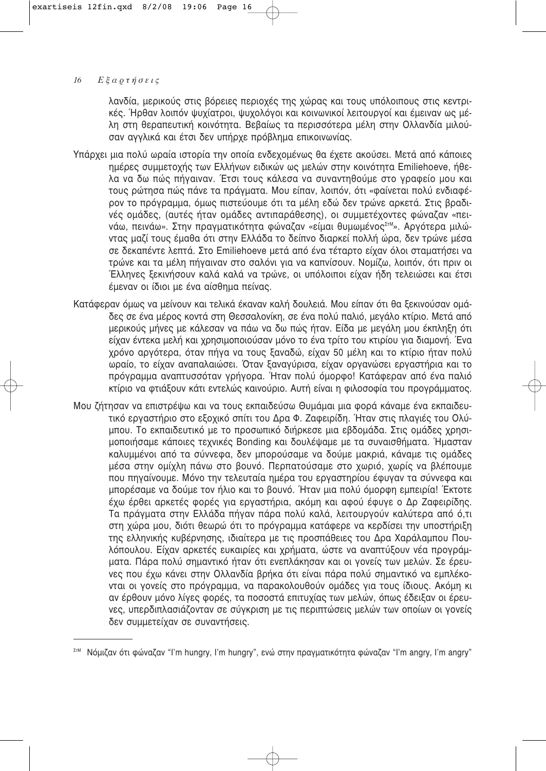λανδία, μερικούς στις βόρειες περιοχές της χώρας και τους υπόλοιπους στις κεντρικές. Ήρθαν λοιπόν ψυχίατροι, ψυχολόγοι και κοινωνικοί λειτουργοί και έμειναν ως μέλη στη θεραπευτική κοινότητα. Βεβαίως τα περισσότερα μέλη στην Ολλανδία μιλούσαν αγγλικά και έτσι δεν υπήρχε πρόβλημα επικοινωνίας.

Υπάρχει μια πολύ ωραία ιστορία την οποία ενδεχομένως θα έχετε ακούσει. Μετά από κάποιες ημέρες συμμετοχής των Ελλήνων ειδικών ως μελών στην κοινότητα Emiliehoeve, ήθελα να δω πώς πήγαιναν. Έτσι τους κάλεσα να συναντηθούμε στο γραφείο μου και τους ρώτησα πώς πάνε τα πράγματα. Μου είπαν, λοιπόν, ότι «φαίνεται πολύ ενδιαφέρον το πρόγραμμα, όμως πιστεύουμε ότι τα μέλη εδώ δεν τρώνε αρκετά. Στις βραδινές ομάδες, (αυτές ήταν ομάδες αντιπαράθεσης), οι συμμετέχοντες φώναζαν «πεινάω, πεινάω». Στην πραγματικότητα φώναζαν «είμαι θυμωμένος[ΣτΜ]». Αργότερα μιλώντας μαζί τους έμαθα ότι στην Ελλάδα το δείπνο διαρκεί πολλή ώρα, δεν τρώνε μέσα σε δεκαπέντε λεπτά. Στο Emiliehoeve μετά από ένα τέταρτο είχαν όλοι σταματήσει να τρώνε και τα μέλη πήγαιναν στο σαλόνι για να καπνίσουν. Νομίζω, λοιπόν, ότι πριν οι Έλληνες ξεκινήσουν καλά καλά να τρώνε, οι υπόλοιποι είχαν ήδη τελειώσει και έτσι έμεναν οι ίδιοι με ένα αίσθημα πείνας.

Κατάφεραν όμως να μείνουν και τελικά έκαναν καλή δουλειά. Μου είπαν ότι θα ξεκινούσαν ομάδες σε ένα μέρος κοντά στη Θεσσαλονίκη, σε ένα πολύ παλιό, μεγάλο κτίριο. Μετά από μερικούς μήνες με κάλεσαν να πάω να δω πώς ήταν. Είδα με μεγάλη μου έκπληξη ότι είχαν έντεκα μελή και χρησιμοποιούσαν μόνο το ένα τρίτο του κτιρίου για διαμονή. Ένα χρόνο αργότερα, όταν πήγα να τους ξαναδώ, είχαν 50 μέλη και το κτίριο ήταν πολύ ωραίο, το είχαν αναπαλαιώσει. Όταν ξαναγύρισα, είχαν οργανώσει εργαστήρια και το πρόγραμμα αναπτυσσόταν γρήγορα. Ήταν πολύ όμορφο! Κατάφεραν από ένα παλιό κτίριο να φτιάξουν κάτι εντελώς καινούριο. Αυτή είναι η φιλοσοφία του προγράμματος.

Μου ζήτησαν να επιστρέψω και να τους εκπαιδεύσω Θυμάμαι μια φορά κάναμε ένα εκπαιδευτικό εργαστήριο στο εξοχικό σπίτι του Δρα Φ. Ζαφειρίδη. Ήταν στις πλαγιές του Ολύμπου. Το εκπαιδευτικό με το προσωπικό διήρκεσε μια εβδομάδα. Στις ομάδες χρησιμοποιήσαμε κάποιες τεχνικές Bonding και δουλέψαμε με τα συναισθήματα. Ήμασταν καλυμμένοι από τα σύννεφα, δεν μπορούσαμε να δούμε μακριά, κάναμε τις ομάδες μέσα στην ομίχλη πάνω στο βουνό. Περπατούσαμε στο χωριό, χωρίς να βλέπουμε που πηγαίνουμε. Μόνο την τελευταία ημέρα του εργαστηρίου έφυγαν τα σύννεφα και μπορέσαμε να δούμε τον ήλιο και το βουνό. Ήταν μια πολύ όμορφη εμπειρία! Έκτοτε έχω έρθει αρκετές φορές για εργαστήρια, ακόμη και αφού έφυγε ο Δρ Ζαφειρίδης. Τα πράγματα στην Ελλάδα πήγαν πάρα πολύ καλά, λειτουργούν καλύτερα από ό,τι στη χώρα μου, διότι θεωρώ ότι το πρόγραμμα κατάφερε να κερδίσει την υποστήριξη της ελληνικής κυβέρνησης, ιδιαίτερα με τις προσπάθειες του Δρα Χαράλαμπου Πουλόπουλου. Είχαν αρκετές ευκαιρίες και χρήματα, ώστε να αναπτύξουν νέα προγράμματα. Πάρα πολύ σημαντικό ήταν ότι ενεπλάκησαν και οι γονείς των μελών. Σε έρευνες που έχω κάνει στην Ολλανδία βρήκα ότι είναι πάρα πολύ σημαντικό να εμπλέκονται οι γονείς στο πρόγραμμα, να παρακολουθούν ομάδες για τους ίδιους. Ακόμη κι αν έρθουν μόνο λίγες φορές, τα ποσοστά επιτυχίας των μελών, όπως έδειξαν οι έρευνες, υπερδιπλασιάζονταν σε σύγκριση με τις περιπτώσεις μελών των οποίων οι γονείς δεν συμμετείχαν σε συναντήσεις.

---

[ΣτΜ] Νόμιζαν ότι φώναζαν "I'm hungry, I'm hungry", ενώ στην πραγματικότητα φώναζαν "I'm angry, I'm angry"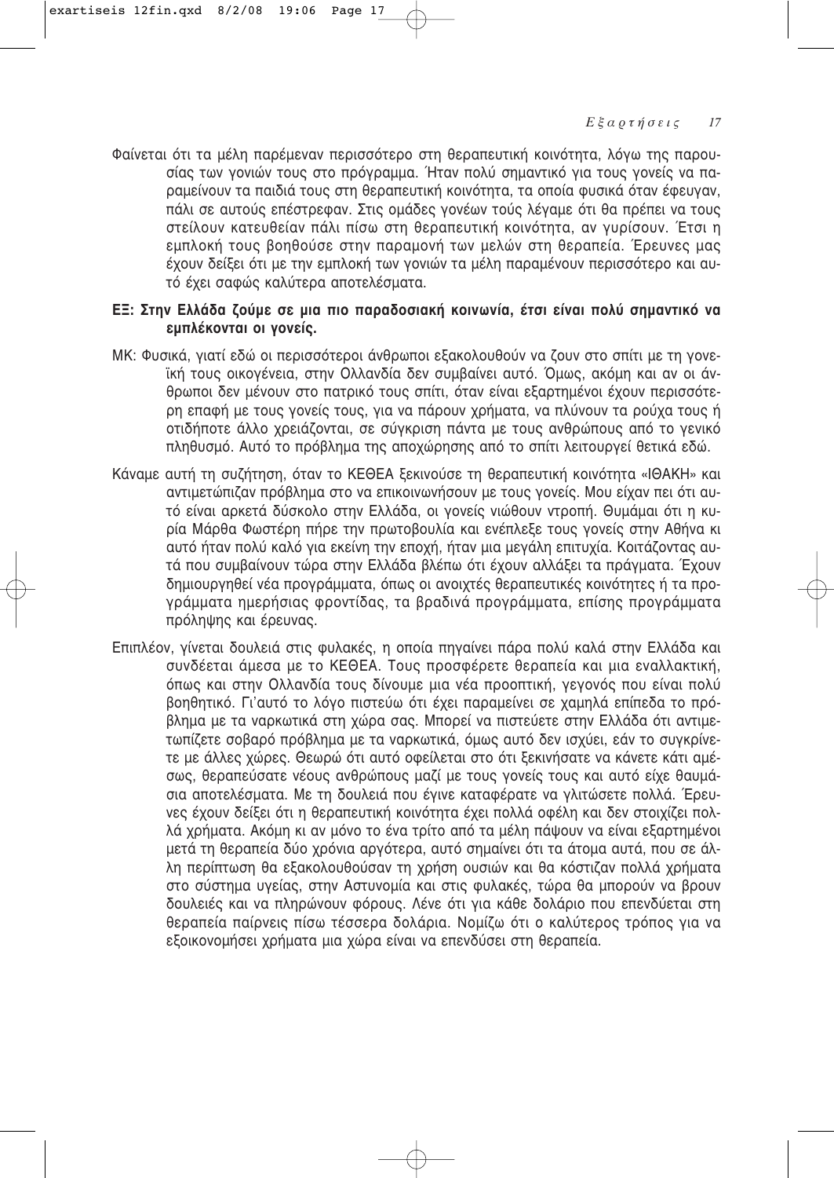Φαίνεται ότι τα μέλη παρέμεναν περισσότερο στη θεραπευτική κοινότητα, λόγω της παρουσίας των γονιών τους στο πρόγραμμα. Ήταν πολύ σημαντικό για τους γονείς να παραμείνουν τα παιδιά τους στη θεραπευτική κοινότητα, τα οποία φυσικά όταν έφευγαν, πάλι σε αυτούς επέστρεφαν. Στις ομάδες γονέων τούς λέγαμε ότι θα πρέπει να τους στείλουν κατευθείαν πάλι πίσω στη θεραπευτική κοινότητα, αν γυρίσουν. Έτσι η εμπλοκή τους βοηθούσε στην παραμονή των μελών στη θεραπεία. Έρευνες μας έχουν δείξει ότι με την εμπλοκή των γονιών τα μέλη παραμένουν περισσότερο και αυτό έχει σαφώς καλύτερα αποτελέσματα.

**ΕΞ: Στην Ελλάδα ζούμε σε μια πιο παραδοσιακή κοινωνία, έτσι είναι πολύ σημαντικό να εμπλέκονται οι γονείς.**

ΜΚ: Φυσικά, γιατί εδώ οι περισσότεροι άνθρωποι εξακολουθούν να ζουν στο σπίτι με τη γονεϊκή τους οικογένεια, στην Ολλανδία δεν συμβαίνει αυτό. Όμως, ακόμη και αν οι άνθρωποι δεν μένουν στο πατρικό τους σπίτι, όταν είναι εξαρτημένοι έχουν περισσότερη επαφή με τους γονείς τους, για να πάρουν χρήματα, να πλύνουν τα ρούχα τους ή οτιδήποτε άλλο χρειάζονται, σε σύγκριση πάντα με τους ανθρώπους από το γενικό πληθυσμό. Αυτό το πρόβλημα της αποχώρησης από το σπίτι λειτουργεί θετικά εδώ.

Κάναμε αυτή τη συζήτηση, όταν το ΚΕΘΕΑ ξεκινούσε τη θεραπευτική κοινότητα «ΙΘΑΚΗ» και αντιμετώπιζαν πρόβλημα στο να επικοινωνήσουν με τους γονείς. Μου είχαν πει ότι αυτό είναι αρκετά δύσκολο στην Ελλάδα, οι γονείς νιώθουν ντροπή. Θυμάμαι ότι η κυρία Μάρθα Φωστέρη πήρε την πρωτοβουλία και ενέπλεξε τους γονείς στην Αθήνα κι αυτό ήταν πολύ καλό για εκείνη την εποχή, ήταν μια μεγάλη επιτυχία. Κοιτάζοντας αυτά που συμβαίνουν τώρα στην Ελλάδα βλέπω ότι έχουν αλλάξει τα πράγματα. Έχουν δημιουργηθεί νέα προγράμματα, όπως οι ανοιχτές θεραπευτικές κοινότητες ή τα προγράμματα ημερήσιας φροντίδας, τα βραδινά προγράμματα, επίσης προγράμματα πρόληψης και έρευνας.

Επιπλέον, γίνεται δουλειά στις φυλακές, η οποία πηγαίνει πάρα πολύ καλά στην Ελλάδα και συνδέεται άμεσα με το ΚΕΘΕΑ. Τους προσφέρετε θεραπεία και μια εναλλακτική, όπως και στην Ολλανδία τους δίνουμε μια νέα προοπτική, γεγονός που είναι πολύ βοηθητικό. Γι'αυτό το λόγο πιστεύω ότι έχει παραμείνει σε χαμηλά επίπεδα το πρόβλημα με τα ναρκωτικά στη χώρα σας. Μπορεί να πιστεύετε στην Ελλάδα ότι αντιμετωπίζετε σοβαρό πρόβλημα με τα ναρκωτικά, όμως αυτό δεν ισχύει, εάν το συγκρίνετε με άλλες χώρες. Θεωρώ ότι αυτό οφείλεται στο ότι ξεκινήσατε να κάνετε κάτι αμέσως, θεραπεύσατε νέους ανθρώπους μαζί με τους γονείς τους και αυτό είχε θαυμάσια αποτελέσματα. Με τη δουλειά που έγινε καταφέρατε να γλιτώσετε πολλά. Έρευνες έχουν δείξει ότι η θεραπευτική κοινότητα έχει πολλά οφέλη και δεν στοιχίζει πολλά χρήματα. Ακόμη κι αν μόνο το ένα τρίτο από τα μέλη πάψουν να είναι εξαρτημένοι μετά τη θεραπεία δύο χρόνια αργότερα, αυτό σημαίνει ότι τα άτομα αυτά, που σε άλλη περίπτωση θα εξακολουθούσαν τη χρήση ουσιών και θα κόστιζαν πολλά χρήματα στο σύστημα υγείας, στην Αστυνομία και στις φυλακές, τώρα θα μπορούν να βρουν δουλειές και να πληρώνουν φόρους. Λένε ότι για κάθε δολάριο που επενδύεται στη θεραπεία παίρνεις πίσω τέσσερα δολάρια. Νομίζω ότι ο καλύτερος τρόπος για να εξοικονομήσει χρήματα μια χώρα είναι να επενδύσει στη θεραπεία.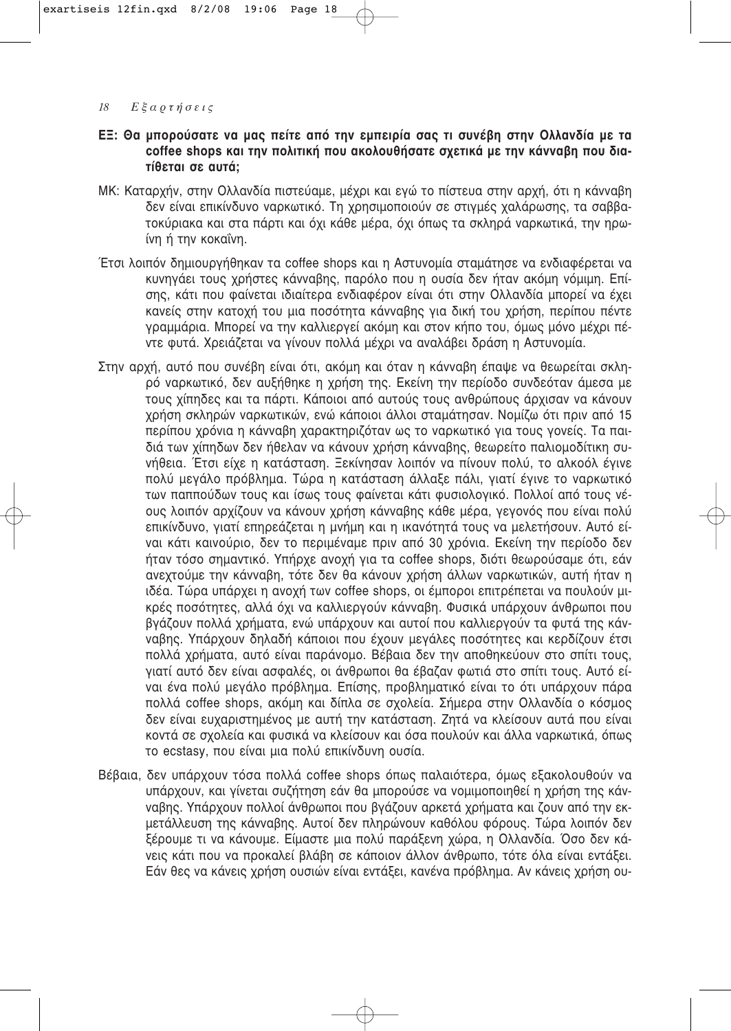**ΕΞ: Θα μπορούσατε να μας πείτε από την εμπειρία σας τι συνέβη στην Ολλανδία με τα coffee shops και την πολιτική που ακολουθήσατε σχετικά με την κάνναβη που διατίθεται σε αυτά;**

ΜΚ: Καταρχήν, στην Ολλανδία πιστεύαμε, μέχρι και εγώ το πίστευα στην αρχή, ότι η κάνναβη δεν είναι επικίνδυνο ναρκωτικό. Τη χρησιμοποιούν σε στιγμές χαλάρωσης, τα σαββατοκύριακα και στα πάρτι και όχι κάθε μέρα, όχι όπως τα σκληρά ναρκωτικά, την ηρωίνη ή την κοκαΐνη.

Έτσι λοιπόν δημιουργήθηκαν τα coffee shops και η Αστυνομία σταμάτησε να ενδιαφέρεται να κυνηγάει τους χρήστες κάνναβης, παρόλο που η ουσία δεν ήταν ακόμη νόμιμη. Επίσης, κάτι που φαίνεται ιδιαίτερα ενδιαφέρον είναι ότι στην Ολλανδία μπορεί να έχει κανείς στην κατοχή του μια ποσότητα κάνναβης για δική του χρήση, περίπου πέντε γραμμάρια. Μπορεί να την καλλιεργεί ακόμη και στον κήπο του, όμως μόνο μέχρι πέντε φυτά. Χρειάζεται να γίνουν πολλά μέχρι να αναλάβει δράση η Αστυνομία.

Στην αρχή, αυτό που συνέβη είναι ότι, ακόμη και όταν η κάνναβη έπαψε να θεωρείται σκληρό ναρκωτικό, δεν αυξήθηκε η χρήση της. Εκείνη την περίοδο συνδεόταν άμεσα με τους χίπηδες και τα πάρτι. Κάποιοι από αυτούς τους ανθρώπους άρχισαν να κάνουν χρήση σκληρών ναρκωτικών, ενώ κάποιοι άλλοι σταμάτησαν. Νομίζω ότι πριν από 15 περίπου χρόνια η κάνναβη χαρακτηριζόταν ως το ναρκωτικό για τους γονείς. Τα παιδιά των χίπηδων δεν ήθελαν να κάνουν χρήση κάνναβης, θεωρείτο παλιομοδίτικη συνήθεια. Έτσι είχε η κατάσταση. Ξεκίνησαν λοιπόν να πίνουν πολύ, το αλκοόλ έγινε πολύ μεγάλο πρόβλημα. Τώρα η κατάσταση άλλαξε πάλι, γιατί έγινε το ναρκωτικό των παππούδων τους και ίσως τους φαίνεται κάτι φυσιολογικό. Πολλοί από τους νέους λοιπόν αρχίζουν να κάνουν χρήση κάνναβης κάθε μέρα, γεγονός που είναι πολύ επικίνδυνο, γιατί επηρεάζεται η μνήμη και η ικανότητά τους να μελετήσουν. Αυτό είναι κάτι καινούριο, δεν το περιμέναμε πριν από 30 χρόνια. Εκείνη την περίοδο δεν ήταν τόσο σημαντικό. Υπήρχε ανοχή για τα coffee shops, διότι θεωρούσαμε ότι, εάν ανεχτούμε την κάνναβη, τότε δεν θα κάνουν χρήση άλλων ναρκωτικών, αυτή ήταν η ιδέα. Τώρα υπάρχει η ανοχή των coffee shops, οι έμποροι επιτρέπεται να πουλούν μικρές ποσότητες, αλλά όχι να καλλιεργούν κάνναβη. Φυσικά υπάρχουν άνθρωποι που βγάζουν πολλά χρήματα, ενώ υπάρχουν και αυτοί που καλλιεργούν τα φυτά της κάνναβης. Υπάρχουν δηλαδή κάποιοι που έχουν μεγάλες ποσότητες και κερδίζουν έτσι πολλά χρήματα, αυτό είναι παράνομο. Βέβαια δεν την αποθηκεύουν στο σπίτι τους, γιατί αυτό δεν είναι ασφαλές, οι άνθρωποι θα έβαζαν φωτιά στο σπίτι τους. Αυτό είναι ένα πολύ μεγάλο πρόβλημα. Επίσης, προβληματικό είναι το ότι υπάρχουν πάρα πολλά coffee shops, ακόμη και δίπλα σε σχολεία. Σήμερα στην Ολλανδία ο κόσμος δεν είναι ευχαριστημένος με αυτή την κατάσταση. Ζητά να κλείσουν αυτά που είναι κοντά σε σχολεία και φυσικά να κλείσουν και όσα πουλούν και άλλα ναρκωτικά, όπως το ecstasy, που είναι μια πολύ επικίνδυνη ουσία.

Βέβαια, δεν υπάρχουν τόσα πολλά coffee shops όπως παλαιότερα, όμως εξακολουθούν να υπάρχουν, και γίνεται συζήτηση εάν θα μπορούσε να νομιμοποιηθεί η χρήση της κάνναβης. Υπάρχουν πολλοί άνθρωποι που βγάζουν αρκετά χρήματα και ζουν από την εκμετάλλευση της κάνναβης. Αυτοί δεν πληρώνουν καθόλου φόρους. Τώρα λοιπόν δεν ξέρουμε τι να κάνουμε. Είμαστε μια πολύ παράξενη χώρα, η Ολλανδία. Όσο δεν κάνεις κάτι που να προκαλεί βλάβη σε κάποιον άλλον άνθρωπο, τότε όλα είναι εντάξει. Εάν θες να κάνεις χρήση ουσιών είναι εντάξει, κανένα πρόβλημα. Αν κάνεις χρήση ου-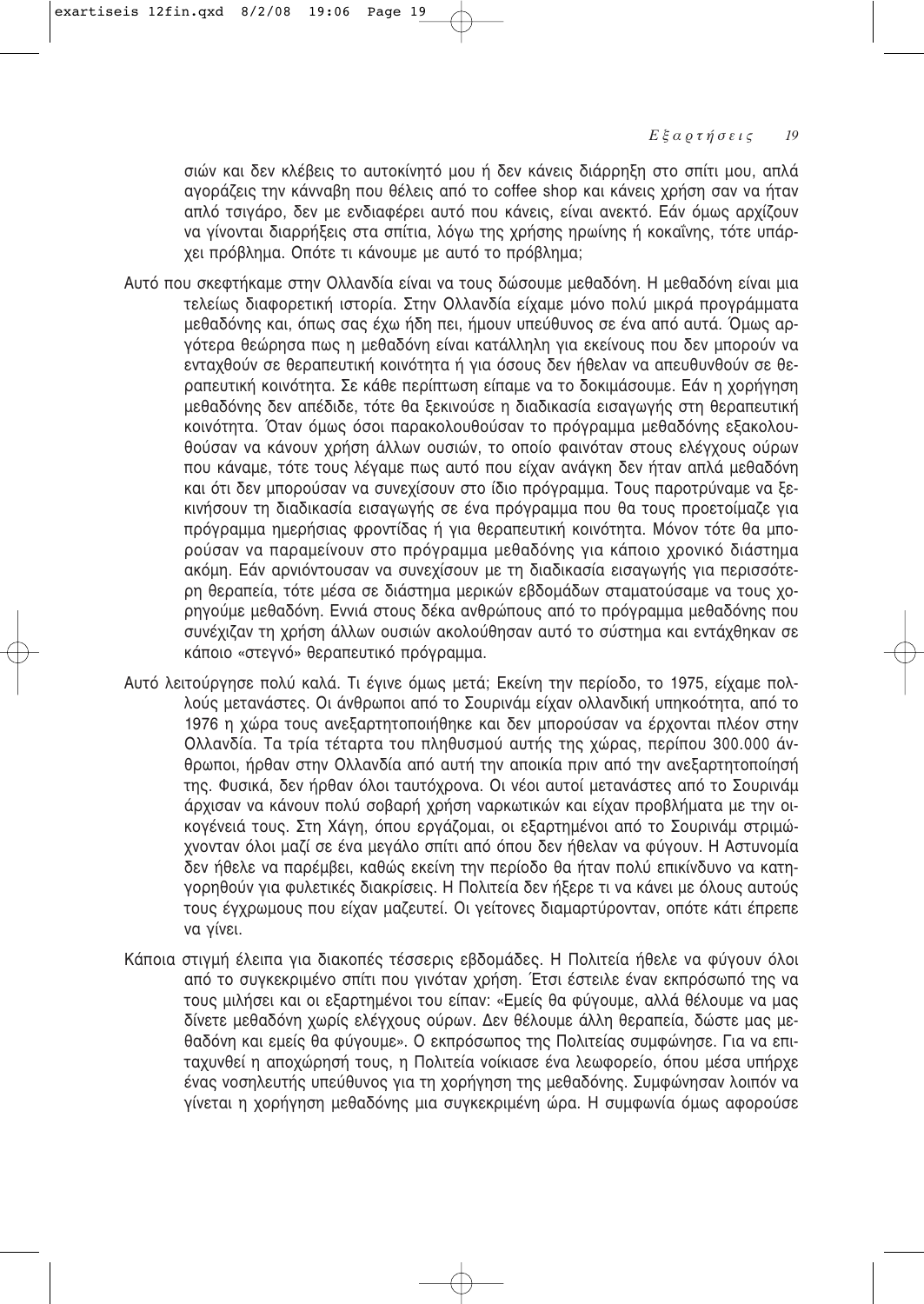σιών και δεν κλέβεις το αυτοκίνητό μου ή δεν κάνεις διάρρηξη στο σπίτι μου, απλά αγοράζεις την κάνναβη που θέλεις από το coffee shop και κάνεις χρήση σαν να ήταν απλό τσιγάρο, δεν με ενδιαφέρει αυτό που κάνεις, είναι ανεκτό. Εάν όμως αρχίζουν να γίνονται διαρρήξεις στα σπίτια, λόγω της χρήσης ηρωίνης ή κοκαΐνης, τότε υπάρχει πρόβλημα. Οπότε τι κάνουμε με αυτό το πρόβλημα;

Αυτό που σκεφτήκαμε στην Ολλανδία είναι να τους δώσουμε μεθαδόνη. Η μεθαδόνη είναι μια τελείως διαφορετική ιστορία. Στην Ολλανδία είχαμε μόνο πολύ μικρά προγράμματα μεθαδόνης και, όπως σας έχω ήδη πει, ήμουν υπεύθυνος σε ένα από αυτά. Όμως αργότερα θεώρησα πως η μεθαδόνη είναι κατάλληλη για εκείνους που δεν μπορούν να ενταχθούν σε θεραπευτική κοινότητα ή για όσους δεν ήθελαν να απευθυνθούν σε θεραπευτική κοινότητα. Σε κάθε περίπτωση είπαμε να το δοκιμάσουμε. Εάν η χορήγηση μεθαδόνης δεν απέδιδε, τότε θα ξεκινούσε η διαδικασία εισαγωγής στη θεραπευτική κοινότητα. Όταν όμως όσοι παρακολουθούσαν το πρόγραμμα μεθαδόνης εξακολουθούσαν να κάνουν χρήση άλλων ουσιών, το οποίο φαινόταν στους ελέγχους ούρων που κάναμε, τότε τους λέγαμε πως αυτό που είχαν ανάγκη δεν ήταν απλά μεθαδόνη και ότι δεν μπορούσαν να συνεχίσουν στο ίδιο πρόγραμμα. Τους παροτρύναμε να ξεκινήσουν τη διαδικασία εισαγωγής σε ένα πρόγραμμα που θα τους προετοίμαζε για πρόγραμμα ημερήσιας φροντίδας ή για θεραπευτική κοινότητα. Μόνον τότε θα μπορούσαν να παραμείνουν στο πρόγραμμα μεθαδόνης για κάποιο χρονικό διάστημα ακόμη. Εάν αρνιόντουσαν να συνεχίσουν με τη διαδικασία εισαγωγής για περισσότερη θεραπεία, τότε μέσα σε διάστημα μερικών εβδομάδων σταματούσαμε να τους χορηγούμε μεθαδόνη. Εννιά στους δέκα ανθρώπους από το πρόγραμμα μεθαδόνης που συνέχιζαν τη χρήση άλλων ουσιών ακολούθησαν αυτό το σύστημα και εντάχθηκαν σε κάποιο «στεγνό» θεραπευτικό πρόγραμμα.

Αυτό λειτούργησε πολύ καλά. Τι έγινε όμως μετά; Εκείνη την περίοδο, το 1975, είχαμε πολλούς μετανάστες. Οι άνθρωποι από το Σουρινάμ είχαν ολλανδική υπηκοότητα, από το 1976 η χώρα τους ανεξαρτητοποιήθηκε και δεν μπορούσαν να έρχονται πλέον στην Ολλανδία. Τα τρία τέταρτα του πληθυσμού αυτής της χώρας, περίπου 300.000 άνθρωποι, ήρθαν στην Ολλανδία από αυτή την αποικία πριν από την ανεξαρτητοποίησή της. Φυσικά, δεν ήρθαν όλοι ταυτόχρονα. Οι νέοι αυτοί μετανάστες από το Σουρινάμ άρχισαν να κάνουν πολύ σοβαρή χρήση ναρκωτικών και είχαν προβλήματα με την οικογένειά τους. Στη Χάγη, όπου εργάζομαι, οι εξαρτημένοι από το Σουρινάμ στριμώχνονταν όλοι μαζί σε ένα μεγάλο σπίτι από όπου δεν ήθελαν να φύγουν. Η Αστυνομία δεν ήθελε να παρέμβει, καθώς εκείνη την περίοδο θα ήταν πολύ επικίνδυνο να κατηγορηθούν για φυλετικές διακρίσεις. Η Πολιτεία δεν ήξερε τι να κάνει με όλους αυτούς τους έγχρωμους που είχαν μαζευτεί. Οι γείτονες διαμαρτύρονταν, οπότε κάτι έπρεπε να γίνει.

Κάποια στιγμή έλειπα για διακοπές τέσσερις εβδομάδες. Η Πολιτεία ήθελε να φύγουν όλοι από το συγκεκριμένο σπίτι που γινόταν χρήση. Έτσι έστειλε έναν εκπρόσωπό της να τους μιλήσει και οι εξαρτημένοι του είπαν: «Εμείς θα φύγουμε, αλλά θέλουμε να μας δίνετε μεθαδόνη χωρίς ελέγχους ούρων. Δεν θέλουμε άλλη θεραπεία, δώστε μας μεθαδόνη και εμείς θα φύγουμε». Ο εκπρόσωπος της Πολιτείας συμφώνησε. Για να επιταχυνθεί η αποχώρησή τους, η Πολιτεία νοίκιασε ένα λεωφορείο, όπου μέσα υπήρχε ένας νοσηλευτής υπεύθυνος για τη χορήγηση της μεθαδόνης. Συμφώνησαν λοιπόν να γίνεται η χορήγηση μεθαδόνης μια συγκεκριμένη ώρα. Η συμφωνία όμως αφορούσε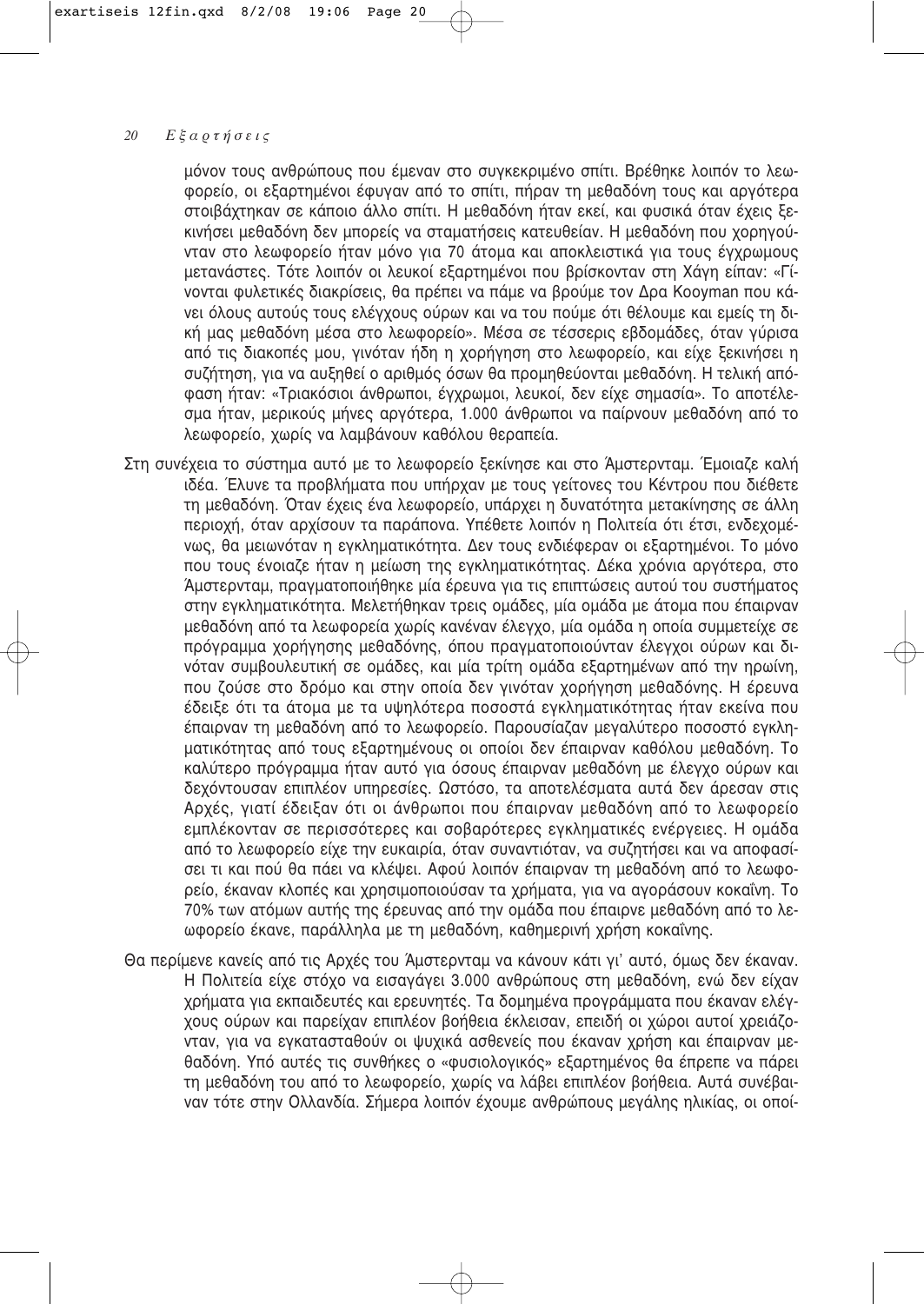μόνον τους ανθρώπους που έμεναν στο συγκεκριμένο σπίτι. Βρέθηκε λοιπόν το λεωφορείο, οι εξαρτημένοι έφυγαν από το σπίτι, πήραν τη μεθαδόνη τους και αργότερα στοιβάχτηκαν σε κάποιο άλλο σπίτι. Η μεθαδόνη ήταν εκεί, και φυσικά όταν έχεις ξεκινήσει μεθαδόνη δεν μπορείς να σταματήσεις κατευθείαν. Η μεθαδόνη που χορηγούνταν στο λεωφορείο ήταν μόνο για 70 άτομα και αποκλειστικά για τους έγχρωμους μετανάστες. Τότε λοιπόν οι λευκοί εξαρτημένοι που βρίσκονταν στη Χάγη είπαν: «Γίνονται φυλετικές διακρίσεις, θα πρέπει να πάμε να βρούμε τον Δρα Kooyman που κάνει όλους αυτούς τους ελέγχους ούρων και να του πούμε ότι θέλουμε και εμείς τη δική μας μεθαδόνη μέσα στο λεωφορείο». Μέσα σε τέσσερις εβδομάδες, όταν γύρισα από τις διακοπές μου, γινόταν ήδη η χορήγηση στο λεωφορείο, και είχε ξεκινήσει η συζήτηση, για να αυξηθεί ο αριθμός όσων θα προμηθεύονται μεθαδόνη. Η τελική απόφαση ήταν: «Τριακόσιοι άνθρωποι, έγχρωμοι, λευκοί, δεν είχε σημασία». Το αποτέλεσμα ήταν, μερικούς μήνες αργότερα, 1.000 άνθρωποι να παίρνουν μεθαδόνη από το λεωφορείο, χωρίς να λαμβάνουν καθόλου θεραπεία.

Στη συνέχεια το σύστημα αυτό με το λεωφορείο ξεκίνησε και στο Άμστερνταμ. Έμοιαζε καλή ιδέα. Έλυνε τα προβλήματα που υπήρχαν με τους γείτονες του Κέντρου που διέθετε τη μεθαδόνη. Όταν έχεις ένα λεωφορείο, υπάρχει η δυνατότητα μετακίνησης σε άλλη περιοχή, όταν αρχίσουν τα παράπονα. Υπέθετε λοιπόν η Πολιτεία ότι έτσι, ενδεχομένως, θα μειωνόταν η εγκληματικότητα. Δεν τους ενδιέφεραν οι εξαρτημένοι. Το μόνο που τους ένοιαζε ήταν η μείωση της εγκληματικότητας. Δέκα χρόνια αργότερα, στο Άμστερνταμ, πραγματοποιήθηκε μία έρευνα για τις επιπτώσεις αυτού του συστήματος στην εγκληματικότητα. Μελετήθηκαν τρεις ομάδες, μία ομάδα με άτομα που έπαιρναν μεθαδόνη από τα λεωφορεία χωρίς κανέναν έλεγχο, μία ομάδα η οποία συμμετείχε σε πρόγραμμα χορήγησης μεθαδόνης, όπου πραγματοποιούνταν έλεγχοι ούρων και δινόταν συμβουλευτική σε ομάδες, και μία τρίτη ομάδα εξαρτημένων από την ηρωίνη, που ζούσε στο δρόμο και στην οποία δεν γινόταν χορήγηση μεθαδόνης. Η έρευνα έδειξε ότι τα άτομα με τα υψηλότερα ποσοστά εγκληματικότητας ήταν εκείνα που έπαιρναν τη μεθαδόνη από το λεωφορείο. Παρουσίαζαν μεγαλύτερο ποσοστό εγκληματικότητας από τους εξαρτημένους οι οποίοι δεν έπαιρναν καθόλου μεθαδόνη. Το καλύτερο πρόγραμμα ήταν αυτό για όσους έπαιρναν μεθαδόνη με έλεγχο ούρων και δεχόντουσαν επιπλέον υπηρεσίες. Ωστόσο, τα αποτελέσματα αυτά δεν άρεσαν στις Αρχές, γιατί έδειξαν ότι οι άνθρωποι που έπαιρναν μεθαδόνη από το λεωφορείο εμπλέκονταν σε περισσότερες και σοβαρότερες εγκληματικές ενέργειες. Η ομάδα από το λεωφορείο είχε την ευκαιρία, όταν συναντιόταν, να συζητήσει και να αποφασίσει τι και πού θα πάει να κλέψει. Αφού λοιπόν έπαιρναν τη μεθαδόνη από το λεωφορείο, έκαναν κλοπές και χρησιμοποιούσαν τα χρήματα, για να αγοράσουν κοκαΐνη. Το 70% των ατόμων αυτής της έρευνας από την ομάδα που έπαιρνε μεθαδόνη από το λεωφορείο έκανε, παράλληλα με τη μεθαδόνη, καθημερινή χρήση κοκαΐνης.

Θα περίμενε κανείς από τις Αρχές του Άμστερνταμ να κάνουν κάτι γι' αυτό, όμως δεν έκαναν. Η Πολιτεία είχε στόχο να εισαγάγει 3.000 ανθρώπους στη μεθαδόνη, ενώ δεν είχαν χρήματα για εκπαιδευτές και ερευνητές. Τα δομημένα προγράμματα που έκαναν ελέγχους ούρων και παρείχαν επιπλέον βοήθεια έκλεισαν, επειδή οι χώροι αυτοί χρειάζονταν, για να εγκατασταθούν οι ψυχικά ασθενείς που έκαναν χρήση και έπαιρναν μεθαδόνη. Υπό αυτές τις συνθήκες ο «φυσιολογικός» εξαρτημένος θα έπρεπε να πάρει τη μεθαδόνη του από το λεωφορείο, χωρίς να λάβει επιπλέον βοήθεια. Αυτά συνέβαιναν τότε στην Ολλανδία. Σήμερα λοιπόν έχουμε ανθρώπους μεγάλης ηλικίας, οι οποί-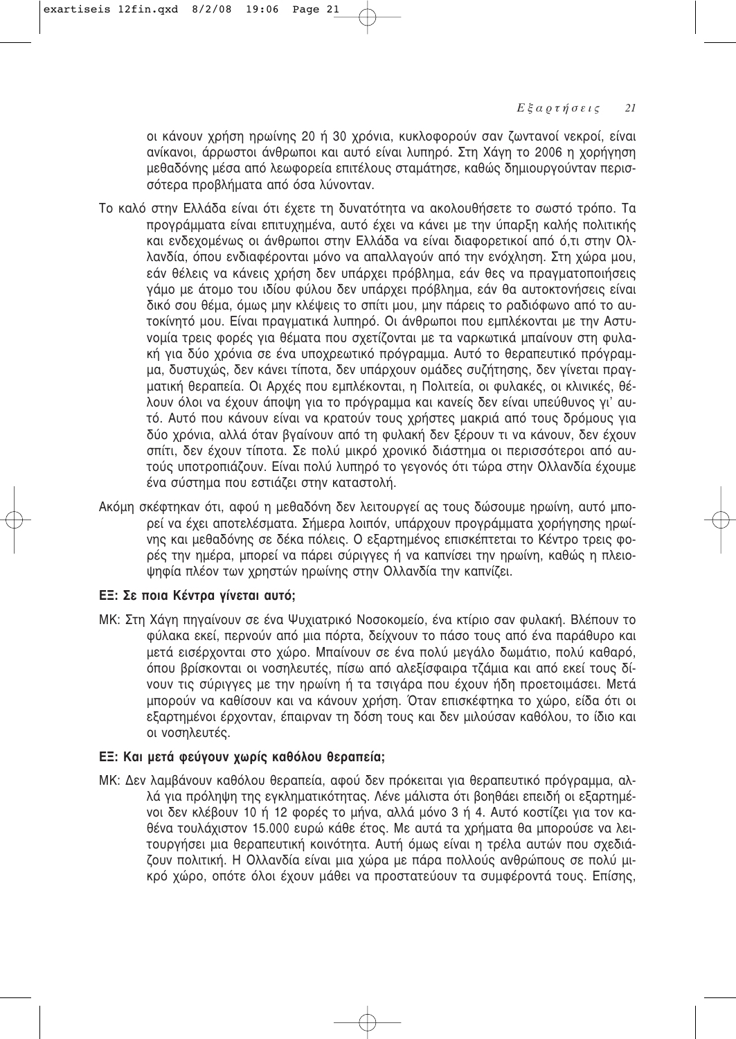οι κάνουν χρήση ηρωίνης 20 ή 30 χρόνια, κυκλοφορούν σαν ζωντανοί νεκροί, είναι ανίκανοι, άρρωστοι άνθρωποι και αυτό είναι λυπηρό. Στη Χάγη το 2006 η χορήγηση μεθαδόνης μέσα από λεωφορεία επιτέλους σταμάτησε, καθώς δημιουργούνταν περισσότερα προβλήματα από όσα λύνονταν.

Το καλό στην Ελλάδα είναι ότι έχετε τη δυνατότητα να ακολουθήσετε το σωστό τρόπο. Τα προγράμματα είναι επιτυχημένα, αυτό έχει να κάνει με την ύπαρξη καλής πολιτικής και ενδεχομένως οι άνθρωποι στην Ελλάδα να είναι διαφορετικοί από ό,τι στην Ολλανδία, όπου ενδιαφέρονται μόνο να απαλλαγούν από την ενόχληση. Στη χώρα μου, εάν θέλεις να κάνεις χρήση δεν υπάρχει πρόβλημα, εάν θες να πραγματοποιήσεις γάμο με άτομο του ιδίου φύλου δεν υπάρχει πρόβλημα, εάν θα αυτοκτονήσεις είναι δικό σου θέμα, όμως μην κλέψεις το σπίτι μου, μην πάρεις το ραδιόφωνο από το αυτοκίνητό μου. Είναι πραγματικά λυπηρό. Οι άνθρωποι που εμπλέκονται με την Αστυνομία τρεις φορές για θέματα που σχετίζονται με τα ναρκωτικά μπαίνουν στη φυλακή για δύο χρόνια σε ένα υποχρεωτικό πρόγραμμα. Αυτό το θεραπευτικό πρόγραμμα, δυστυχώς, δεν κάνει τίποτα, δεν υπάρχουν ομάδες συζήτησης, δεν γίνεται πραγματική θεραπεία. Οι Αρχές που εμπλέκονται, η Πολιτεία, οι φυλακές, οι κλινικές, θέλουν όλοι να έχουν άποψη για το πρόγραμμα και κανείς δεν είναι υπεύθυνος γι' αυτό. Αυτό που κάνουν είναι να κρατούν τους χρήστες μακριά από τους δρόμους για δύο χρόνια, αλλά όταν βγαίνουν από τη φυλακή δεν ξέρουν τι να κάνουν, δεν έχουν σπίτι, δεν έχουν τίποτα. Σε πολύ μικρό χρονικό διάστημα οι περισσότεροι από αυτούς υποτροπιάζουν. Είναι πολύ λυπηρό το γεγονός ότι τώρα στην Ολλανδία έχουμε ένα σύστημα που εστιάζει στην καταστολή.

Ακόμη σκέφτηκαν ότι, αφού η μεθαδόνη δεν λειτουργεί ας τους δώσουμε ηρωίνη, αυτό μπορεί να έχει αποτελέσματα. Σήμερα λοιπόν, υπάρχουν προγράμματα χορήγησης ηρωίνης και μεθαδόνης σε δέκα πόλεις. Ο εξαρτημένος επισκέπτεται το Κέντρο τρεις φορές την ημέρα, μπορεί να πάρει σύριγγες ή να καπνίσει την ηρωίνη, καθώς η πλειοψηφία πλέον των χρηστών ηρωίνης στην Ολλανδία την καπνίζει.

**ΕΞ: Σε ποια Κέντρα γίνεται αυτό;**

ΜΚ: Στη Χάγη πηγαίνουν σε ένα Ψυχιατρικό Νοσοκομείο, ένα κτίριο σαν φυλακή. Βλέπουν το φύλακα εκεί, περνούν από μια πόρτα, δείχνουν το πάσο τους από ένα παράθυρο και μετά εισέρχονται στο χώρο. Μπαίνουν σε ένα πολύ μεγάλο δωμάτιο, πολύ καθαρό, όπου βρίσκονται οι νοσηλευτές, πίσω από αλεξίσφαιρα τζάμια και από εκεί τους δίνουν τις σύριγγες με την ηρωίνη ή τα τσιγάρα που έχουν ήδη προετοιμάσει. Μετά μπορούν να καθίσουν και να κάνουν χρήση. Όταν επισκέφτηκα το χώρο, είδα ότι οι εξαρτημένοι έρχονταν, έπαιρναν τη δόση τους και δεν μιλούσαν καθόλου, το ίδιο και οι νοσηλευτές.

**ΕΞ: Και μετά φεύγουν χωρίς καθόλου θεραπεία;**

ΜΚ: Δεν λαμβάνουν καθόλου θεραπεία, αφού δεν πρόκειται για θεραπευτικό πρόγραμμα, αλλά για πρόληψη της εγκληματικότητας. Λένε μάλιστα ότι βοηθάει επειδή οι εξαρτημένοι δεν κλέβουν 10 ή 12 φορές το μήνα, αλλά μόνο 3 ή 4. Αυτό κοστίζει για τον καθένα τουλάχιστον 15.000 ευρώ κάθε έτος. Με αυτά τα χρήματα θα μπορούσε να λειτουργήσει μια θεραπευτική κοινότητα. Αυτή όμως είναι η τρέλα αυτών που σχεδιάζουν πολιτική. Η Ολλανδία είναι μια χώρα με πάρα πολλούς ανθρώπους σε πολύ μικρό χώρο, οπότε όλοι έχουν μάθει να προστατεύουν τα συμφέροντά τους. Επίσης,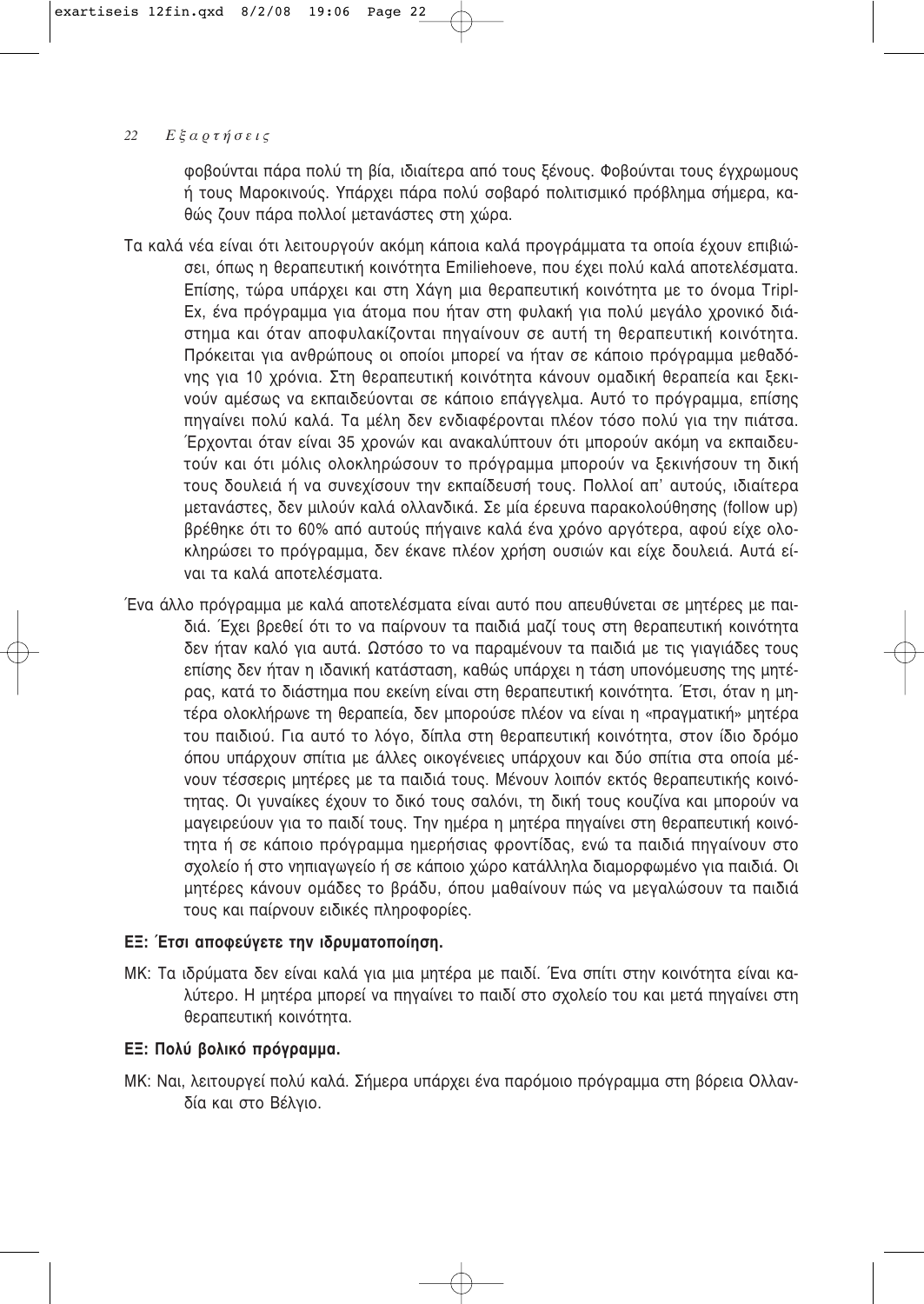φοβούνται πάρα πολύ τη βία, ιδιαίτερα από τους ξένους. Φοβούνται τους έγχρωμους ή τους Μαροκινούς. Υπάρχει πάρα πολύ σοβαρό πολιτισμικό πρόβλημα σήμερα, καθώς ζουν πάρα πολλοί μετανάστες στη χώρα.

Τα καλά νέα είναι ότι λειτουργούν ακόμη κάποια καλά προγράμματα τα οποία έχουν επιβιώσει, όπως η θεραπευτική κοινότητα Emiliehoeve, που έχει πολύ καλά αποτελέσματα. Επίσης, τώρα υπάρχει και στη Χάγη μια θεραπευτική κοινότητα με το όνομα Tripl-Ex, ένα πρόγραμμα για άτομα που ήταν στη φυλακή για πολύ μεγάλο χρονικό διάστημα και όταν αποφυλακίζονται πηγαίνουν σε αυτή τη θεραπευτική κοινότητα. Πρόκειται για ανθρώπους οι οποίοι μπορεί να ήταν σε κάποιο πρόγραμμα μεθαδόνης για 10 χρόνια. Στη θεραπευτική κοινότητα κάνουν ομαδική θεραπεία και ξεκινούν αμέσως να εκπαιδεύονται σε κάποιο επάγγελμα. Αυτό το πρόγραμμα, επίσης πηγαίνει πολύ καλά. Τα μέλη δεν ενδιαφέρονται πλέον τόσο πολύ για την πιάτσα. Έρχονται όταν είναι 35 χρονών και ανακαλύπτουν ότι μπορούν ακόμη να εκπαιδευτούν και ότι μόλις ολοκληρώσουν το πρόγραμμα μπορούν να ξεκινήσουν τη δική τους δουλειά ή να συνεχίσουν την εκπαίδευσή τους. Πολλοί απ' αυτούς, ιδιαίτερα μετανάστες, δεν μιλούν καλά ολλανδικά. Σε μία έρευνα παρακολούθησης (follow up) βρέθηκε ότι το 60% από αυτούς πήγαινε καλά ένα χρόνο αργότερα, αφού είχε ολοκληρώσει το πρόγραμμα, δεν έκανε πλέον χρήση ουσιών και είχε δουλειά. Αυτά είναι τα καλά αποτελέσματα.

Ένα άλλο πρόγραμμα με καλά αποτελέσματα είναι αυτό που απευθύνεται σε μητέρες με παιδιά. Έχει βρεθεί ότι το να παίρνουν τα παιδιά μαζί τους στη θεραπευτική κοινότητα δεν ήταν καλό για αυτά. Ωστόσο το να παραμένουν τα παιδιά με τις γιαγιάδες τους επίσης δεν ήταν η ιδανική κατάσταση, καθώς υπάρχει η τάση υπονόμευσης της μητέρας, κατά το διάστημα που εκείνη είναι στη θεραπευτική κοινότητα. Έτσι, όταν η μητέρα ολοκλήρωνε τη θεραπεία, δεν μπορούσε πλέον να είναι η «πραγματική» μητέρα του παιδιού. Για αυτό το λόγο, δίπλα στη θεραπευτική κοινότητα, στον ίδιο δρόμο όπου υπάρχουν σπίτια με άλλες οικογένειες υπάρχουν και δύο σπίτια στα οποία μένουν τέσσερις μητέρες με τα παιδιά τους. Μένουν λοιπόν εκτός θεραπευτικής κοινότητας. Οι γυναίκες έχουν το δικό τους σαλόνι, τη δική τους κουζίνα και μπορούν να μαγειρεύουν για το παιδί τους. Την ημέρα η μητέρα πηγαίνει στη θεραπευτική κοινότητα ή σε κάποιο πρόγραμμα ημερήσιας φροντίδας, ενώ τα παιδιά πηγαίνουν στο σχολείο ή στο νηπιαγωγείο ή σε κάποιο χώρο κατάλληλα διαμορφωμένο για παιδιά. Οι μητέρες κάνουν ομάδες το βράδυ, όπου μαθαίνουν πώς να μεγαλώσουν τα παιδιά τους και παίρνουν ειδικές πληροφορίες.

**ΕΞ: Έτσι αποφεύγετε την ιδρυματοποίηση.**

ΜΚ: Τα ιδρύματα δεν είναι καλά για μια μητέρα με παιδί. Ένα σπίτι στην κοινότητα είναι καλύτερο. Η μητέρα μπορεί να πηγαίνει το παιδί στο σχολείο του και μετά πηγαίνει στη θεραπευτική κοινότητα.

**ΕΞ: Πολύ βολικό πρόγραμμα.**

ΜΚ: Ναι, λειτουργεί πολύ καλά. Σήμερα υπάρχει ένα παρόμοιο πρόγραμμα στη βόρεια Ολλανδία και στο Βέλγιο.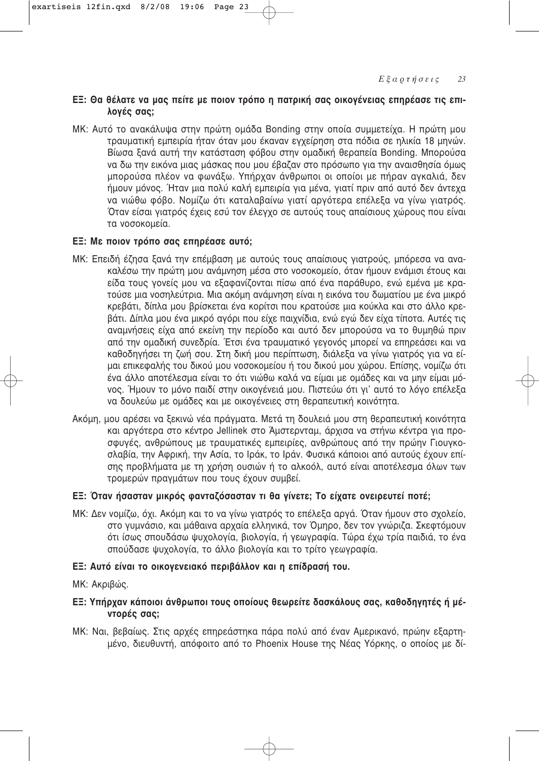**ΕΞ: Θα θέλατε να μας πείτε με ποιον τρόπο η πατρική σας οικογένειας επηρέασε τις επιλογές σας;**

ΜΚ: Αυτό το ανακάλυψα στην πρώτη ομάδα Bonding στην οποία συμμετείχα. Η πρώτη μου τραυματική εμπειρία ήταν όταν μου έκαναν εγχείρηση στα πόδια σε ηλικία 18 μηνών. Βίωσα ξανά αυτή την κατάσταση φόβου στην ομαδική θεραπεία Bonding. Μπορούσα να δω την εικόνα μιας μάσκας που μου έβαζαν στο πρόσωπο για την αναισθησία όμως μπορούσα πλέον να φωνάξω. Υπήρχαν άνθρωποι οι οποίοι με πήραν αγκαλιά, δεν ήμουν μόνος. Ήταν μια πολύ καλή εμπειρία για μένα, γιατί πριν από αυτό δεν άντεχα να νιώθω φόβο. Νομίζω ότι καταλαβαίνω γιατί αργότερα επέλεξα να γίνω γιατρός. Όταν είσαι γιατρός έχεις εσύ τον έλεγχο σε αυτούς τους απαίσιους χώρους που είναι τα νοσοκομεία.

**ΕΞ: Με ποιον τρόπο σας επηρέασε αυτό;**

ΜΚ: Επειδή έζησα ξανά την επέμβαση με αυτούς τους απαίσιους γιατρούς, μπόρεσα να ανακαλέσω την πρώτη μου ανάμνηση μέσα στο νοσοκομείο, όταν ήμουν ενάμισι έτους και είδα τους γονείς μου να εξαφανίζονται πίσω από ένα παράθυρο, ενώ εμένα με κρατούσε μια νοσηλεύτρια. Μια ακόμη ανάμνηση είναι η εικόνα του δωματίου με ένα μικρό κρεβάτι, δίπλα μου βρίσκεται ένα κορίτσι που κρατούσε μια κούκλα και στο άλλο κρεβάτι. Δίπλα μου ένα μικρό αγόρι που είχε παιχνίδια, ενώ εγώ δεν είχα τίποτα. Αυτές τις αναμνήσεις είχα από εκείνη την περίοδο και αυτό δεν μπορούσα να το θυμηθώ πριν από την ομαδική συνεδρία. Έτσι ένα τραυματικό γεγονός μπορεί να επηρεάσει και να καθοδηγήσει τη ζωή σου. Στη δική μου περίπτωση, διάλεξα να γίνω γιατρός για να είμαι επικεφαλής του δικού μου νοσοκομείου ή του δικού μου χώρου. Επίσης, νομίζω ότι ένα άλλο αποτέλεσμα είναι το ότι νιώθω καλά να είμαι με ομάδες και να μην είμαι μόνος. Ήμουν το μόνο παιδί στην οικογένειά μου. Πιστεύω ότι γι' αυτό το λόγο επέλεξα να δουλεύω με ομάδες και με οικογένειες στη θεραπευτική κοινότητα.

Ακόμη, μου αρέσει να ξεκινώ νέα πράγματα. Μετά τη δουλειά μου στη θεραπευτική κοινότητα και αργότερα στο κέντρο Jellinek στο Άμστερνταμ, άρχισα να στήνω κέντρα για πρόσφυγές, ανθρώπους με τραυματικές εμπειρίες, ανθρώπους από την πρώην Γιουγκοσλαβία, την Αφρική, την Ασία, το Ιράκ, το Ιράν. Φυσικά κάποιοι από αυτούς έχουν επίσης προβλήματα με τη χρήση ουσιών ή το αλκοόλ, αυτό είναι αποτέλεσμα όλων των τρομερών πραγμάτων που τους έχουν συμβεί.

**ΕΞ: Όταν ήσασταν μικρός φανταζόσασταν τι θα γίνετε; Το είχατε ονειρευτεί ποτέ;**

ΜΚ: Δεν νομίζω, όχι. Ακόμη και το να γίνω γιατρός το επέλεξα αργά. Όταν ήμουν στο σχολείο, στο γυμνάσιο, και μάθαινα αρχαία ελληνικά, τον Όμηρο, δεν τον γνώριζα. Σκεφτόμουν ότι ίσως σπουδάσω ψυχολογία, βιολογία, ή γεωγραφία. Τώρα έχω τρία παιδιά, το ένα σπούδασε ψυχολογία, το άλλο βιολογία και το τρίτο γεωγραφία.

**ΕΞ: Αυτό είναι το οικογενειακό περιβάλλον και η επίδρασή του.**

ΜΚ: Ακριβώς.

**ΕΞ: Υπήρχαν κάποιοι άνθρωποι τους οποίους θεωρείτε δασκάλους σας, καθοδηγητές ή μέντορές σας;**

ΜΚ: Ναι, βεβαίως. Στις αρχές επηρεάστηκα πάρα πολύ από έναν Αμερικανό, πρώην εξαρτημένο, διευθυντή, απόφοιτο από το Phoenix House της Νέας Υόρκης, ο οποίος με δί-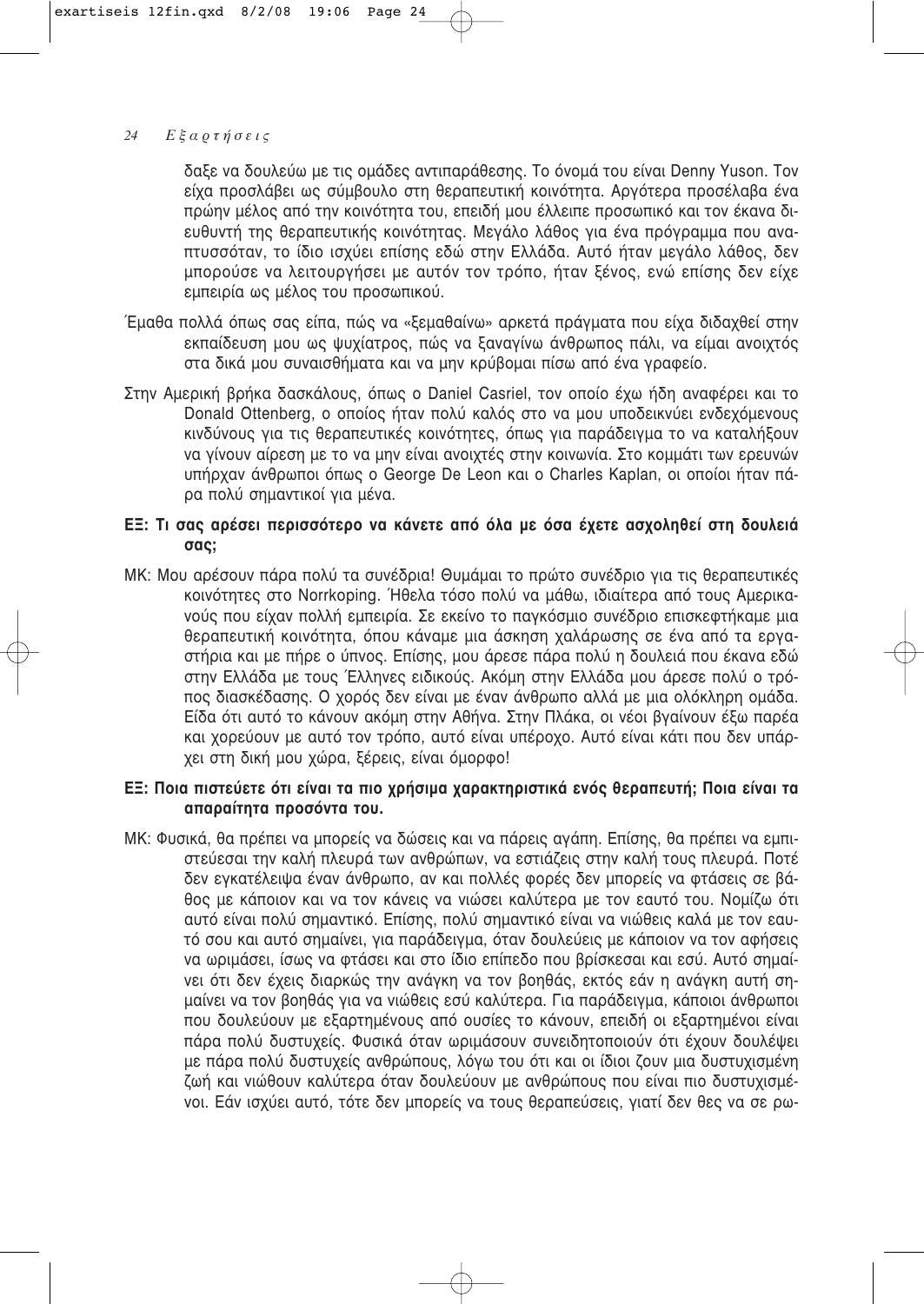δαξε να δουλεύω με τις ομάδες αντιπαράθεσης. Το όνομά του είναι Denny Yuson. Τον είχα προσλάβει ως σύμβουλο στη θεραπευτική κοινότητα. Αργότερα προσέλαβα ένα πρώην μέλος από την κοινότητα του, επειδή μου έλλειπε προσωπικό και τον έκανα διευθυντή της θεραπευτικής κοινότητας. Μεγάλο λάθος για ένα πρόγραμμα που αναπτυσσόταν, το ίδιο ισχύει επίσης εδώ στην Ελλάδα. Αυτό ήταν μεγάλο λάθος, δεν μπορούσε να λειτουργήσει με αυτόν τον τρόπο, ήταν ξένος, ενώ επίσης δεν είχε εμπειρία ως μέλος του προσωπικού.

Έμαθα πολλά όπως σας είπα, πώς να «ξεμαθαίνω» αρκετά πράγματα που είχα διδαχθεί στην εκπαίδευση μου ως ψυχίατρος, πώς να ξαναγίνω άνθρωπος πάλι, να είμαι ανοιχτός στα δικά μου συναισθήματα και να μην κρύβομαι πίσω από ένα γραφείο.

Στην Αμερική βρήκα δασκάλους, όπως ο Daniel Casriel, τον οποίο έχω ήδη αναφέρει και το Donald Ottenberg, ο οποίος ήταν πολύ καλός στο να μου υποδεικνύει ενδεχόμενους κινδύνους για τις θεραπευτικές κοινότητες, όπως για παράδειγμα το να καταλήξουν να γίνουν αίρεση με το να μην είναι ανοιχτές στην κοινωνία. Στο κομμάτι των ερευνών υπήρχαν άνθρωποι όπως ο George De Leon και ο Charles Kaplan, οι οποίοι ήταν πάρα πολύ σημαντικοί για μένα.

**ΕΞ: Τι σας αρέσει περισσότερο να κάνετε από όλα με όσα έχετε ασχοληθεί στη δουλειά σας;**

ΜΚ: Μου αρέσουν πάρα πολύ τα συνέδρια! Θυμάμαι το πρώτο συνέδριο για τις θεραπευτικές κοινότητες στο Norrkoping. Ήθελα τόσο πολύ να μάθω, ιδιαίτερα από τους Αμερικανούς που είχαν πολλή εμπειρία. Σε εκείνο το παγκόσμιο συνέδριο επισκεφτήκαμε μια θεραπευτική κοινότητα, όπου κάναμε μια άσκηση χαλάρωσης σε ένα από τα εργαστήρια και με πήρε ο ύπνος. Επίσης, μου άρεσε πάρα πολύ η δουλειά που έκανα εδώ στην Ελλάδα με τους Έλληνες ειδικούς. Ακόμη στην Ελλάδα μου άρεσε πολύ ο τρόπος διασκέδασης. Ο χορός δεν είναι με έναν άνθρωπο αλλά με μια ολόκληρη ομάδα. Είδα ότι αυτό το κάνουν ακόμη στην Αθήνα. Στην Πλάκα, οι νέοι βγαίνουν έξω παρέα και χορεύουν με αυτό τον τρόπο, αυτό είναι υπέροχο. Αυτό είναι κάτι που δεν υπάρχει στη δική μου χώρα, ξέρεις, είναι όμορφο!

**ΕΞ: Ποια πιστεύετε ότι είναι τα πιο χρήσιμα χαρακτηριστικά ενός θεραπευτή; Ποια είναι τα απαραίτητα προσόντα του.**

ΜΚ: Φυσικά, θα πρέπει να μπορείς να δώσεις και να πάρεις αγάπη. Επίσης, θα πρέπει να εμπιστεύεσαι την καλή πλευρά των ανθρώπων, να εστιάζεις στην καλή τους πλευρά. Ποτέ δεν εγκατέλειψα έναν άνθρωπο, αν και πολλές φορές δεν μπορείς να φτάσεις σε βάθος με κάποιον και να τον κάνεις να νιώσει καλύτερα με τον εαυτό του. Νομίζω ότι αυτό είναι πολύ σημαντικό. Επίσης, πολύ σημαντικό είναι να νιώθεις καλά με τον εαυτό σου και αυτό σημαίνει, για παράδειγμα, όταν δουλεύεις με κάποιον να τον αφήσεις να ωριμάσει, ίσως να φτάσει και στο ίδιο επίπεδο που βρίσκεσαι και εσύ. Αυτό σημαίνει ότι δεν έχεις διαρκώς την ανάγκη να τον βοηθάς, εκτός εάν η ανάγκη αυτή σημαίνει να τον βοηθάς για να νιώθεις εσύ καλύτερα. Για παράδειγμα, κάποιοι άνθρωποι που δουλεύουν με εξαρτημένους από ουσίες το κάνουν, επειδή οι εξαρτημένοι είναι πάρα πολύ δυστυχείς. Φυσικά όταν ωριμάσουν συνειδητοποιούν ότι έχουν δουλέψει με πάρα πολύ δυστυχείς ανθρώπους, λόγω του ότι και οι ίδιοι ζουν μια δυστυχισμένη ζωή και νιώθουν καλύτερα όταν δουλεύουν με ανθρώπους που είναι πιο δυστυχισμένοι. Εάν ισχύει αυτό, τότε δεν μπορείς να τους θεραπεύσεις, γιατί δεν θες να σε ρω-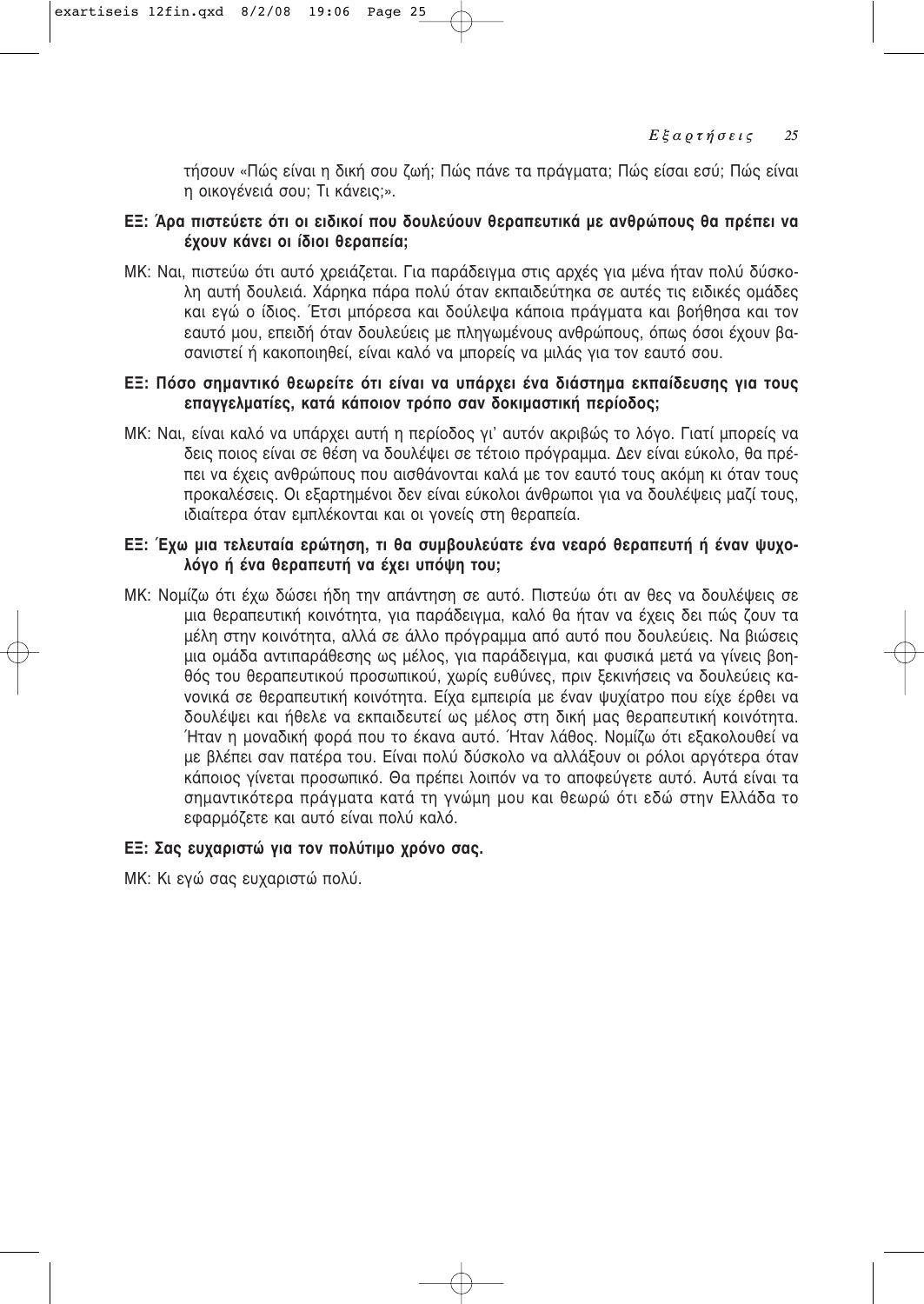τήσουν «Πώς είναι η δική σου ζωή; Πώς πάνε τα πράγματα; Πώς είσαι εσύ; Πώς είναι η οικογένειά σου; Τι κάνεις;».

**ΕΞ: Άρα πιστεύετε ότι οι ειδικοί που δουλεύουν θεραπευτικά με ανθρώπους θα πρέπει να έχουν κάνει οι ίδιοι θεραπεία;**

ΜΚ: Ναι, πιστεύω ότι αυτό χρειάζεται. Για παράδειγμα στις αρχές για μένα ήταν πολύ δύσκολη αυτή δουλειά. Χάρηκα πάρα πολύ όταν εκπαιδεύτηκα σε αυτές τις ειδικές ομάδες και εγώ ο ίδιος. Έτσι μπόρεσα και δούλεψα κάποια πράγματα και βοήθησα και τον εαυτό μου, επειδή όταν δουλεύεις με πληγωμένους ανθρώπους, όπως όσοι έχουν βασανιστεί ή κακοποιηθεί, είναι καλό να μπορείς να μιλάς για τον εαυτό σου.

**ΕΞ: Πόσο σημαντικό θεωρείτε ότι είναι να υπάρχει ένα διάστημα εκπαίδευσης για τους επαγγελματίες, κατά κάποιον τρόπο σαν δοκιμαστική περίοδος;**

ΜΚ: Ναι, είναι καλό να υπάρχει αυτή η περίοδος γι' αυτόν ακριβώς το λόγο. Γιατί μπορείς να δεις ποιος είναι σε θέση να δουλέψει σε τέτοιο πρόγραμμα. Δεν είναι εύκολο, θα πρέπει να έχεις ανθρώπους που αισθάνονται καλά με τον εαυτό τους ακόμη κι όταν τους προκαλέσεις. Οι εξαρτημένοι δεν είναι εύκολοι άνθρωποι για να δουλέψεις μαζί τους, ιδιαίτερα όταν εμπλέκονται και οι γονείς στη θεραπεία.

**ΕΞ: Έχω μια τελευταία ερώτηση, τι θα συμβουλεύατε ένα νεαρό θεραπευτή ή έναν ψυχολόγο ή ένα θεραπευτή να έχει υπόψη του;**

ΜΚ: Νομίζω ότι έχω δώσει ήδη την απάντηση σε αυτό. Πιστεύω ότι αν θες να δουλέψεις σε μια θεραπευτική κοινότητα, για παράδειγμα, καλό θα ήταν να έχεις δει πώς ζουν τα μέλη στην κοινότητα, αλλά σε άλλο πρόγραμμα από αυτό που δουλεύεις. Να βιώσεις μια ομάδα αντιπαράθεσης ως μέλος, για παράδειγμα, και φυσικά μετά να γίνεις βοηθός του θεραπευτικού προσωπικού, χωρίς ευθύνες, πριν ξεκινήσεις να δουλεύεις κανονικά σε θεραπευτική κοινότητα. Είχα εμπειρία με έναν ψυχίατρο που είχε έρθει να δουλέψει και ήθελε να εκπαιδευτεί ως μέλος στη δική μας θεραπευτική κοινότητα. Ήταν η μοναδική φορά που το έκανα αυτό. Ήταν λάθος. Νομίζω ότι εξακολουθεί να με βλέπει σαν πατέρα του. Είναι πολύ δύσκολο να αλλάξουν οι ρόλοι αργότερα όταν κάποιος γίνεται προσωπικό. Θα πρέπει λοιπόν να το αποφεύγετε αυτό. Αυτά είναι τα σημαντικότερα πράγματα κατά τη γνώμη μου και θεωρώ ότι εδώ στην Ελλάδα το εφαρμόζετε και αυτό είναι πολύ καλό.

**ΕΞ: Σας ευχαριστώ για τον πολύτιμο χρόνο σας.**

ΜΚ: Κι εγώ σας ευχαριστώ πολύ.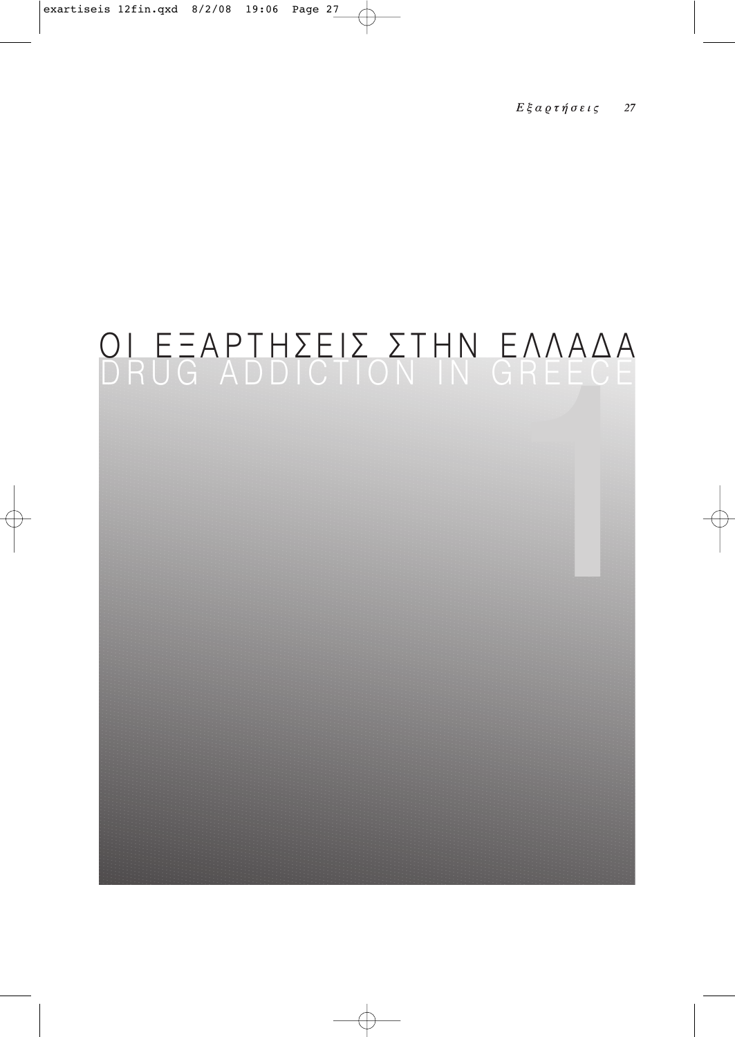# ΟΙ ΕΞΑΡΤΗΣΕΙΣ ΣΤΗΝ ΕΛΛΑΔΑ

# DRUG ADDICTION IN GREECE

1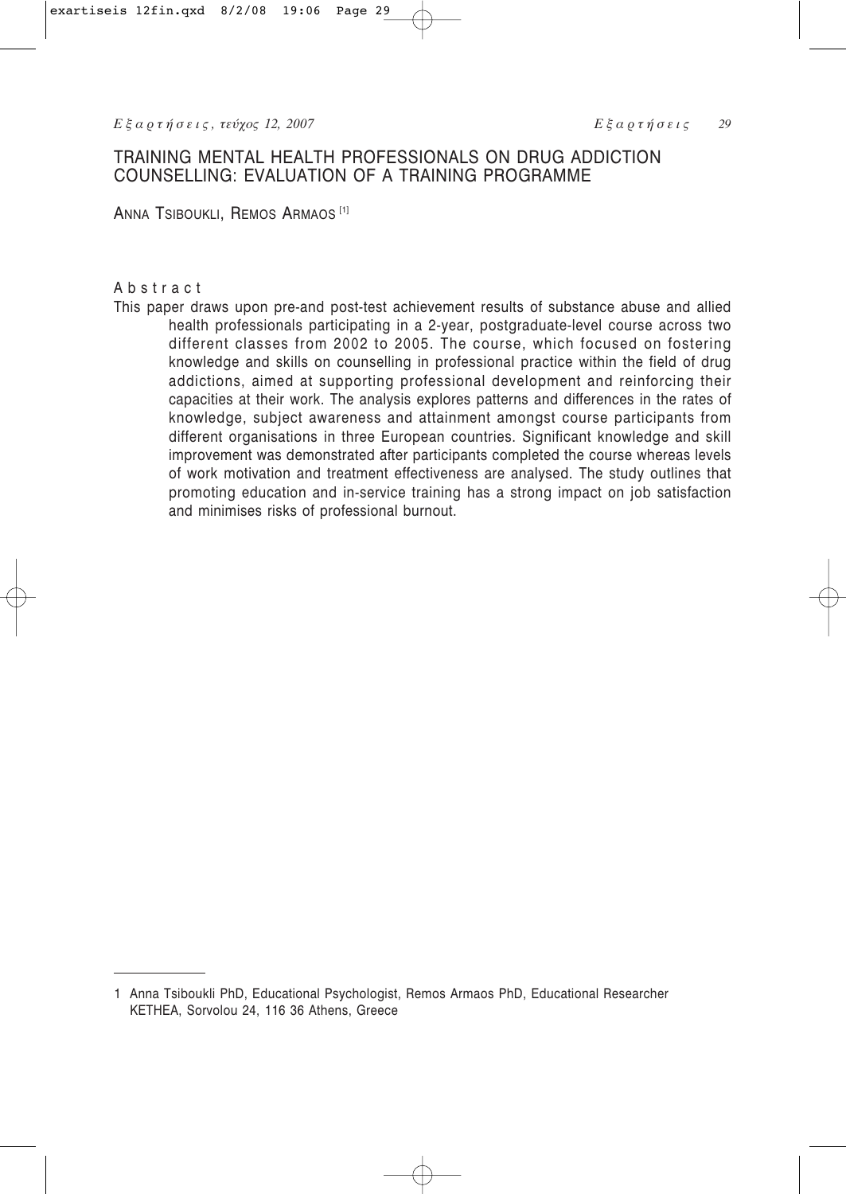# TRAINING MENTAL HEALTH PROFESSIONALS ON DRUG ADDICTION COUNSELLING: EVALUATION OF A TRAINING PROGRAMME

ANNA TSIBOUKLI, REMOS ARMAOS [1]

## Abstract

This paper draws upon pre-and post-test achievement results of substance abuse and allied health professionals participating in a 2-year, postgraduate-level course across two different classes from 2002 to 2005. The course, which focused on fostering knowledge and skills on counselling in professional practice within the field of drug addictions, aimed at supporting professional development and reinforcing their capacities at their work. The analysis explores patterns and differences in the rates of knowledge, subject awareness and attainment amongst course participants from different organisations in three European countries. Significant knowledge and skill improvement was demonstrated after participants completed the course whereas levels of work motivation and treatment effectiveness are analysed. The study outlines that promoting education and in-service training has a strong impact on job satisfaction and minimises risks of professional burnout.

---

1 Anna Tsiboukli PhD, Educational Psychologist, Remos Armaos PhD, Educational Researcher KETHEA, Sorvolou 24, 116 36 Athens, Greece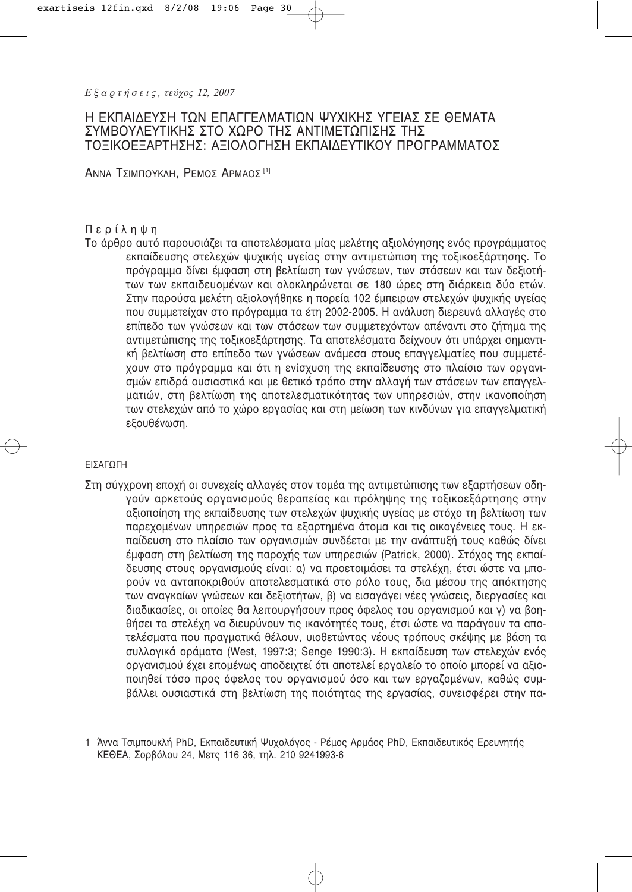# Η ΕΚΠΑΙΔΕΥΣΗ ΤΩΝ ΕΠΑΓΓΕΛΜΑΤΙΩΝ ΨΥΧΙΚΗΣ ΥΓΕΙΑΣ ΣΕ ΘΕΜΑΤΑ ΣΥΜΒΟΥΛΕΥΤΙΚΗΣ ΣΤΟ ΧΩΡΟ ΤΗΣ ΑΝΤΙΜΕΤΩΠΙΣΗΣ ΤΗΣ ΤΟΞΙΚΟΕΞΑΡΤΗΣΗΣ: ΑΞΙΟΛΟΓΗΣΗ ΕΚΠΑΙΔΕΥΤΙΚΟΥ ΠΡΟΓΡΑΜΜΑΤΟΣ

ΑΝΝΑ ΤΣΙΜΠΟΥΚΛΗ, ΡΕΜΟΣ ΑΡΜΑΟΣ [1]

## Περίληψη

Το άρθρο αυτό παρουσιάζει τα αποτελέσματα μίας μελέτης αξιολόγησης ενός προγράμματος εκπαίδευσης στελεχών ψυχικής υγείας στην αντιμετώπιση της τοξικοεξάρτησης. Το πρόγραμμα δίνει έμφαση στη βελτίωση των γνώσεων, των στάσεων και των δεξιοτήτων των εκπαιδευομένων και ολοκληρώνεται σε 180 ώρες στη διάρκεια δύο ετών. Στην παρούσα μελέτη αξιολογήθηκε η πορεία 102 έμπειρων στελεχών ψυχικής υγείας που συμμετείχαν στο πρόγραμμα τα έτη 2002-2005. Η ανάλυση διερευνά αλλαγές στο επίπεδο των γνώσεων και των στάσεων των συμμετεχόντων απέναντι στο ζήτημα της αντιμετώπισης της τοξικοεξάρτησης. Τα αποτελέσματα δείχνουν ότι υπάρχει σημαντική βελτίωση στο επίπεδο των γνώσεων ανάμεσα στους επαγγελματίες που συμμετέχουν στο πρόγραμμα και ότι η ενίσχυση της εκπαίδευσης στο πλαίσιο των οργανισμών επιδρά ουσιαστικά και με θετικό τρόπο στην αλλαγή των στάσεων των επαγγελματιών, στη βελτίωση της αποτελεσματικότητας των υπηρεσιών, στην ικανοποίηση των στελεχών από το χώρο εργασίας και στη μείωση των κινδύνων για επαγγελματική εξουθένωση.

## ΕΙΣΑΓΩΓΗ

Στη σύγχρονη εποχή οι συνεχείς αλλαγές στον τομέα της αντιμετώπισης των εξαρτήσεων οδηγούν αρκετούς οργανισμούς θεραπείας και πρόληψης της τοξικοεξάρτησης στην αξιοποίηση της εκπαίδευσης των στελεχών ψυχικής υγείας με στόχο τη βελτίωση των παρεχομένων υπηρεσιών προς τα εξαρτημένα άτομα και τις οικογένειες τους. Η εκπαίδευση στο πλαίσιο των οργανισμών συνδέεται με την ανάπτυξή τους καθώς δίνει έμφαση στη βελτίωση της παροχής των υπηρεσιών (Patrick, 2000). Στόχος της εκπαίδευσης στους οργανισμούς είναι: α) να προετοιμάσει τα στελέχη, έτσι ώστε να μπορούν να ανταποκριθούν αποτελεσματικά στο ρόλο τους, δια μέσου της απόκτησης των αναγκαίων γνώσεων και δεξιοτήτων, β) να εισαγάγει νέες γνώσεις, διεργασίες και διαδικασίες, οι οποίες θα λειτουργήσουν προς όφελος του οργανισμού και γ) να βοηθήσει τα στελέχη να διευρύνουν τις ικανότητές τους, έτσι ώστε να παράγουν τα αποτελέσματα που πραγματικά θέλουν, υιοθετώντας νέους τρόπους σκέψης με βάση τα συλλογικά οράματα (West, 1997:3; Senge 1990:3). Η εκπαίδευση των στελεχών ενός οργανισμού έχει επομένως αποδειχτεί ότι αποτελεί εργαλείο το οποίο μπορεί να αξιοποιηθεί τόσο προς όφελος του οργανισμού όσο και των εργαζομένων, καθώς συμβάλλει ουσιαστικά στη βελτίωση της ποιότητας της εργασίας, συνεισφέρει στην πα-

---

1 Άννα Τσιμπουκλή PhD, Εκπαιδευτική Ψυχολόγος - Ρέμος Αρμάος PhD, Εκπαιδευτικός Ερευνητής ΚΕΘΕΑ, Σορβόλου 24, Μετς 116 36, τηλ. 210 9241993-6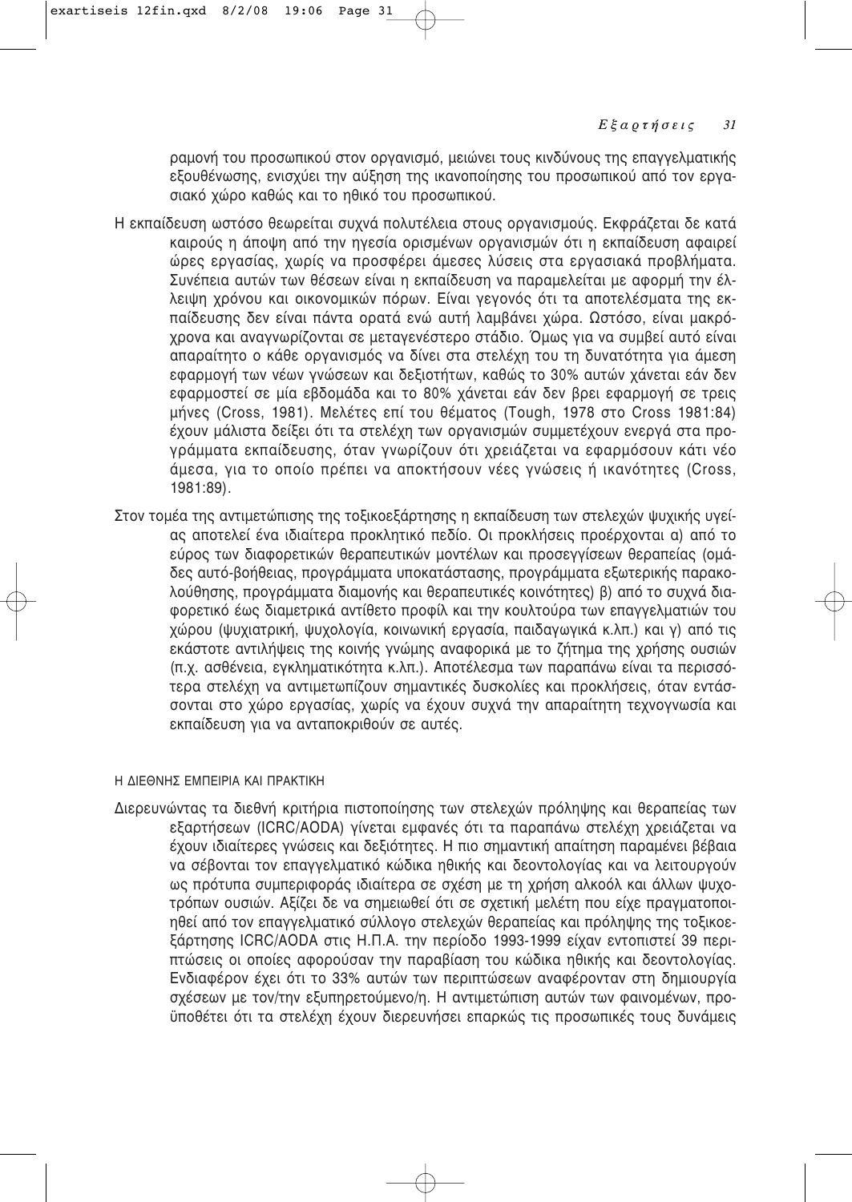ραμονή του προσωπικού στον οργανισμό, μειώνει τους κινδύνους της επαγγελματικής εξουθένωσης, ενισχύει την αύξηση της ικανοποίησης του προσωπικού από τον εργασιακό χώρο καθώς και το ηθικό του προσωπικού.

Η εκπαίδευση ωστόσο θεωρείται συχνά πολυτέλεια στους οργανισμούς. Εκφράζεται δε κατά καιρούς η άποψη από την ηγεσία ορισμένων οργανισμών ότι η εκπαίδευση αφαιρεί ώρες εργασίας, χωρίς να προσφέρει άμεσες λύσεις στα εργασιακά προβλήματα. Συνέπεια αυτών των θέσεων είναι η εκπαίδευση να παραμελείται με αφορμή την έλλειψη χρόνου και οικονομικών πόρων. Είναι γεγονός ότι τα αποτελέσματα της εκπαίδευσης δεν είναι πάντα ορατά ενώ αυτή λαμβάνει χώρα. Ωστόσο, είναι μακρόχρονα και αναγνωρίζονται σε μεταγενέστερο στάδιο. Όμως για να συμβεί αυτό είναι απαραίτητο ο κάθε οργανισμός να δίνει στα στελέχη του τη δυνατότητα για άμεση εφαρμογή των νέων γνώσεων και δεξιοτήτων, καθώς το 30% αυτών χάνεται εάν δεν εφαρμοστεί σε μία εβδομάδα και το 80% χάνεται εάν δεν βρει εφαρμογή σε τρεις μήνες (Cross, 1981). Μελέτες επί του θέματος (Tough, 1978 στο Cross 1981:84) έχουν μάλιστα δείξει ότι τα στελέχη των οργανισμών συμμετέχουν ενεργά στα προγράμματα εκπαίδευσης, όταν γνωρίζουν ότι χρειάζεται να εφαρμόσουν κάτι νέο άμεσα, για το οποίο πρέπει να αποκτήσουν νέες γνώσεις ή ικανότητες (Cross, 1981:89).

Στον τομέα της αντιμετώπισης της τοξικοεξάρτησης η εκπαίδευση των στελεχών ψυχικής υγείας αποτελεί ένα ιδιαίτερα προκλητικό πεδίο. Οι προκλήσεις προέρχονται α) από το εύρος των διαφορετικών θεραπευτικών μοντέλων και προσεγγίσεων θεραπείας (ομάδες αυτό-βοήθειας, προγράμματα υποκατάστασης, προγράμματα εξωτερικής παρακολούθησης, προγράμματα διαμονής και θεραπευτικές κοινότητες) β) από το συχνά διαφορετικό έως διαμετρικά αντίθετο προφίλ και την κουλτούρα των επαγγελματιών του χώρου (ψυχιατρική, ψυχολογία, κοινωνική εργασία, παιδαγωγικά κ.λπ.) και γ) από τις εκάστοτε αντιλήψεις της κοινής γνώμης αναφορικά με το ζήτημα της χρήσης ουσιών (π.χ. ασθένεια, εγκληματικότητα κ.λπ.). Αποτέλεσμα των παραπάνω είναι τα περισσότερα στελέχη να αντιμετωπίζουν σημαντικές δυσκολίες και προκλήσεις, όταν εντάσσονται στο χώρο εργασίας, χωρίς να έχουν συχνά την απαραίτητη τεχνογνωσία και εκπαίδευση για να ανταποκριθούν σε αυτές.

## Η ΔΙΕΘΝΗΣ ΕΜΠΕΙΡΙΑ ΚΑΙ ΠΡΑΚΤΙΚΗ

Διερευνώντας τα διεθνή κριτήρια πιστοποίησης των στελεχών πρόληψης και θεραπείας των εξαρτήσεων (ICRC/AODA) γίνεται εμφανές ότι τα παραπάνω στελέχη χρειάζεται να έχουν ιδιαίτερες γνώσεις και δεξιότητες. Η πιο σημαντική απαίτηση παραμένει βέβαια να σέβονται τον επαγγελματικό κώδικα ηθικής και δεοντολογίας και να λειτουργούν ως πρότυπα συμπεριφοράς ιδιαίτερα σε σχέση με τη χρήση αλκοόλ και άλλων ψυχοτρόπων ουσιών. Αξίζει δε να σημειωθεί ότι σε σχετική μελέτη που είχε πραγματοποιηθεί από τον επαγγελματικό σύλλογο στελεχών θεραπείας και πρόληψης της τοξικοεξάρτησης ICRC/AODA στις Η.Π.Α. την περίοδο 1993-1999 είχαν εντοπιστεί 39 περιπτώσεις οι οποίες αφορούσαν την παραβίαση του κώδικα ηθικής και δεοντολογίας. Ενδιαφέρον έχει ότι το 33% αυτών των περιπτώσεων αναφέρονταν στη δημιουργία σχέσεων με τον/την εξυπηρετούμενο/η. Η αντιμετώπιση αυτών των φαινομένων, προϋποθέτει ότι τα στελέχη έχουν διερευνήσει επαρκώς τις προσωπικές τους δυνάμεις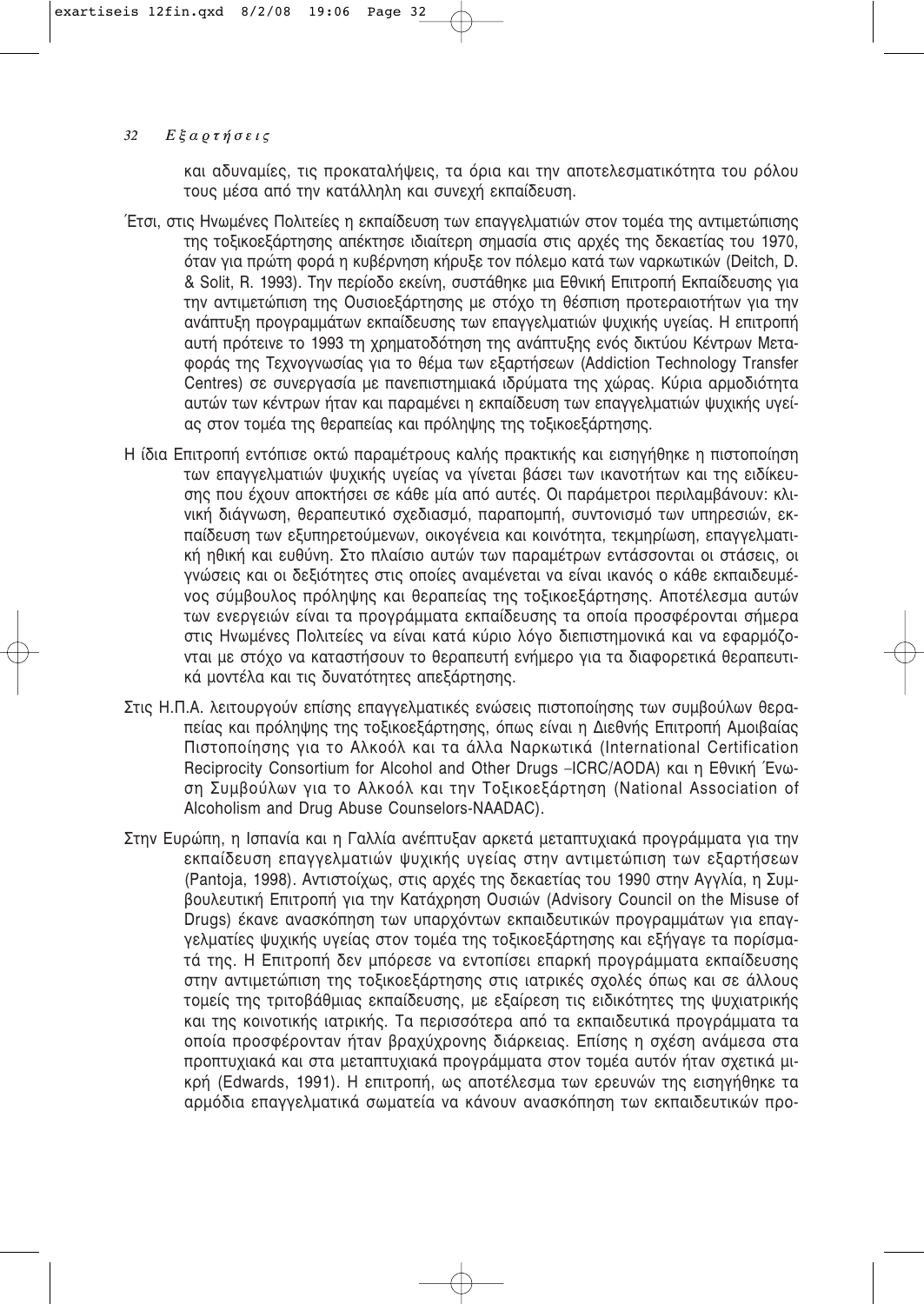και αδυναμίες, τις προκαταλήψεις, τα όρια και την αποτελεσματικότητα του ρόλου τους μέσα από την κατάλληλη και συνεχή εκπαίδευση.

Έτσι, στις Ηνωμένες Πολιτείες η εκπαίδευση των επαγγελματιών στον τομέα της αντιμετώπισης της τοξικοεξάρτησης απέκτησε ιδιαίτερη σημασία στις αρχές της δεκαετίας του 1970, όταν για πρώτη φορά η κυβέρνηση κήρυξε τον πόλεμο κατά των ναρκωτικών (Deitch, D. & Solit, R. 1993). Την περίοδο εκείνη, συστάθηκε μια Εθνική Επιτροπή Εκπαίδευσης για την αντιμετώπιση της Ουσιοεξάρτησης με στόχο τη θέσπιση προτεραιοτήτων για την ανάπτυξη προγραμμάτων εκπαίδευσης των επαγγελματιών ψυχικής υγείας. Η επιτροπή αυτή πρότεινε το 1993 τη χρηματοδότηση της ανάπτυξης ενός δικτύου Κέντρων Μεταφοράς της Τεχνογνωσίας για το θέμα των εξαρτήσεων (Addiction Technology Transfer Centres) σε συνεργασία με πανεπιστημιακά ιδρύματα της χώρας. Κύρια αρμοδιότητα αυτών των κέντρων ήταν και παραμένει η εκπαίδευση των επαγγελματιών ψυχικής υγείας στον τομέα της θεραπείας και πρόληψης της τοξικοεξάρτησης.

Η ίδια Επιτροπή εντόπισε οκτώ παραμέτρους καλής πρακτικής και εισηγήθηκε η πιστοποίηση των επαγγελματιών ψυχικής υγείας να γίνεται βάσει των ικανοτήτων και της ειδίκευσης που έχουν αποκτήσει σε κάθε μία από αυτές. Οι παράμετροι περιλαμβάνουν: κλινική διάγνωση, θεραπευτικό σχεδιασμό, παραπομπή, συντονισμό των υπηρεσιών, εκπαίδευση των εξυπηρετούμενων, οικογένεια και κοινότητα, τεκμηρίωση, επαγγελματική ηθική και ευθύνη. Στο πλαίσιο αυτών των παραμέτρων εντάσσονται οι στάσεις, οι γνώσεις και οι δεξιότητες στις οποίες αναμένεται να είναι ικανός ο κάθε εκπαιδευμένος σύμβουλος πρόληψης και θεραπείας της τοξικοεξάρτησης. Αποτέλεσμα αυτών των ενεργειών είναι τα προγράμματα εκπαίδευσης τα οποία προσφέρονται σήμερα στις Ηνωμένες Πολιτείες να είναι κατά κύριο λόγο διεπιστημονικά και να εφαρμόζονται με στόχο να καταστήσουν το θεραπευτή ενήμερο για τα διαφορετικά θεραπευτικά μοντέλα και τις δυνατότητες απεξάρτησης.

Στις Η.Π.Α. λειτουργούν επίσης επαγγελματικές ενώσεις πιστοποίησης των συμβούλων θεραπείας και πρόληψης της τοξικοεξάρτησης, όπως είναι η Διεθνής Επιτροπή Αμοιβαίας Πιστοποίησης για το Αλκοόλ και τα άλλα Ναρκωτικά (International Certification Reciprocity Consortium for Alcohol and Other Drugs –ICRC/AODA) και η Εθνική Ένωση Συμβούλων για το Αλκοόλ και την Τοξικοεξάρτηση (National Association of Alcoholism and Drug Abuse Counselors-NAADAC).

Στην Ευρώπη, η Ισπανία και η Γαλλία ανέπτυξαν αρκετά μεταπτυχιακά προγράμματα για την εκπαίδευση επαγγελματιών ψυχικής υγείας στην αντιμετώπιση των εξαρτήσεων (Pantoja, 1998). Αντιστοίχως, στις αρχές της δεκαετίας του 1990 στην Αγγλία, η Συμβουλευτική Επιτροπή για την Κατάχρηση Ουσιών (Advisory Council on the Misuse of Drugs) έκανε ανασκόπηση των υπαρχόντων εκπαιδευτικών προγραμμάτων για επαγγελματίες ψυχικής υγείας στον τομέα της τοξικοεξάρτησης και εξήγαγε τα πορίσματά της. Η Επιτροπή δεν μπόρεσε να εντοπίσει επαρκή προγράμματα εκπαίδευσης στην αντιμετώπιση της τοξικοεξάρτησης στις ιατρικές σχολές όπως και σε άλλους τομείς της τριτοβάθμιας εκπαίδευσης, με εξαίρεση τις ειδικότητες της ψυχιατρικής και της κοινοτικής ιατρικής. Τα περισσότερα από τα εκπαιδευτικά προγράμματα τα οποία προσφέρονταν ήταν βραχύχρονης διάρκειας. Επίσης η σχέση ανάμεσα στα προπτυχιακά και στα μεταπτυχιακά προγράμματα στον τομέα αυτόν ήταν σχετικά μικρή (Edwards, 1991). Η επιτροπή, ως αποτέλεσμα των ερευνών της εισηγήθηκε τα αρμόδια επαγγελματικά σωματεία να κάνουν ανασκόπηση των εκπαιδευτικών προ-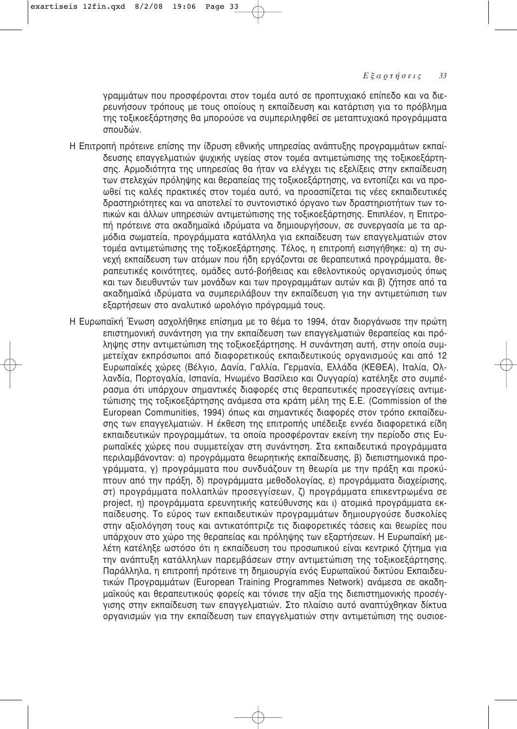γραμμάτων που προσφέρονται στον τομέα αυτό σε προπτυχιακό επίπεδο και να διερευνήσουν τρόπους με τους οποίους η εκπαίδευση και κατάρτιση για το πρόβλημα της τοξικοεξάρτησης θα μπορούσε να συμπεριληφθεί σε μεταπτυχιακά προγράμματα σπουδών.

Η Επιτροπή πρότεινε επίσης την ίδρυση εθνικής υπηρεσίας ανάπτυξης προγραμμάτων εκπαίδευσης επαγγελματιών ψυχικής υγείας στον τομέα αντιμετώπισης της τοξικοεξάρτησης. Αρμοδιότητα της υπηρεσίας θα ήταν να ελέγχει τις εξελίξεις στην εκπαίδευση των στελεχών πρόληψης και θεραπείας της τοξικοεξάρτησης, να εντοπίζει και να προωθεί τις καλές πρακτικές στον τομέα αυτό, να προασπίζεται τις νέες εκπαιδευτικές δραστηριότητες και να αποτελεί το συντονιστικό όργανο των δραστηριοτήτων των τοπικών και άλλων υπηρεσιών αντιμετώπισης της τοξικοεξάρτησης. Επιπλέον, η Επιτροπή πρότεινε στα ακαδημαϊκά ιδρύματα να δημιουργήσουν, σε συνεργασία με τα αρμόδια σωματεία, προγράμματα κατάλληλα για εκπαίδευση των επαγγελματιών στον τομέα αντιμετώπισης της τοξικοεξάρτησης. Τέλος, η επιτροπή εισηγήθηκε: α) τη συνεχή εκπαίδευση των ατόμων που ήδη εργάζονται σε θεραπευτικά προγράμματα, θεραπευτικές κοινότητες, ομάδες αυτό-βοήθειας και εθελοντικούς οργανισμούς όπως και των διευθυντών των μονάδων και των προγραμμάτων αυτών και β) ζήτησε από τα ακαδημαϊκά ιδρύματα να συμπεριλάβουν την εκπαίδευση για την αντιμετώπιση των εξαρτήσεων στο αναλυτικό ωρολόγιο πρόγραμμά τους.

Η Ευρωπαϊκή Ένωση ασχολήθηκε επίσημα με το θέμα το 1994, όταν διοργάνωσε την πρώτη επιστημονική συνάντηση για την εκπαίδευση των επαγγελματιών θεραπείας και πρόληψης στην αντιμετώπιση της τοξικοεξάρτησης. Η συνάντηση αυτή, στην οποία συμμετείχαν εκπρόσωποι από διαφορετικούς εκπαιδευτικούς οργανισμούς και από 12 Ευρωπαϊκές χώρες (Βέλγιο, Δανία, Γαλλία, Γερμανία, Ελλάδα (ΚΕΘΕΑ), Ιταλία, Ολλανδία, Πορτογαλία, Ισπανία, Ηνωμένο Βασίλειο και Ουγγαρία) κατέληξε στο συμπέρασμα ότι υπάρχουν σημαντικές διαφορές στις θεραπευτικές προσεγγίσεις αντιμετώπισης της τοξικοεξάρτησης ανάμεσα στα κράτη μέλη της Ε.Ε. (Commission of the European Communities, 1994) όπως και σημαντικές διαφορές στον τρόπο εκπαίδευσης των επαγγελματιών. Η έκθεση της επιτροπής υπέδειξε εννέα διαφορετικά είδη εκπαιδευτικών προγραμμάτων, τα οποία προσφέρονταν εκείνη την περίοδο στις Ευρωπαϊκές χώρες που συμμετείχαν στη συνάντηση. Στα εκπαιδευτικά προγράμματα περιλαμβάνονταν: α) προγράμματα θεωρητικής εκπαίδευσης, β) διεπιστημονικά προγράμματα, γ) προγράμματα που συνδυάζουν τη θεωρία με την πράξη και προκύπτουν από την πράξη, δ) προγράμματα μεθοδολογίας, ε) προγράμματα διαχείρισης, στ) προγράμματα πολλαπλών προσεγγίσεων, ζ) προγράμματα επικεντρωμένα σε project, η) προγράμματα ερευνητικής κατεύθυνσης και ι) ατομικά προγράμματα εκπαίδευσης. Το εύρος των εκπαιδευτικών προγραμμάτων δημιουργούσε δυσκολίες στην αξιολόγηση τους και αντικατόπτριζε τις διαφορετικές τάσεις και θεωρίες που υπάρχουν στο χώρο της θεραπείας και πρόληψης των εξαρτήσεων. Η Ευρωπαϊκή μελέτη κατέληξε ωστόσο ότι η εκπαίδευση του προσωπικού είναι κεντρικό ζήτημα για την ανάπτυξη κατάλληλων παρεμβάσεων στην αντιμετώπιση της τοξικοεξάρτησης. Παράλληλα, η επιτροπή πρότεινε τη δημιουργία ενός Ευρωπαϊκού δικτύου Εκπαιδευτικών Προγραμμάτων (European Training Programmes Network) ανάμεσα σε ακαδημαϊκούς και θεραπευτικούς φορείς και τόνισε την αξία της διεπιστημονικής προσέγγισης στην εκπαίδευση των επαγγελματιών. Στο πλαίσιο αυτό αναπτύχθηκαν δίκτυα οργανισμών για την εκπαίδευση των επαγγελματιών στην αντιμετώπιση της ουσιοε-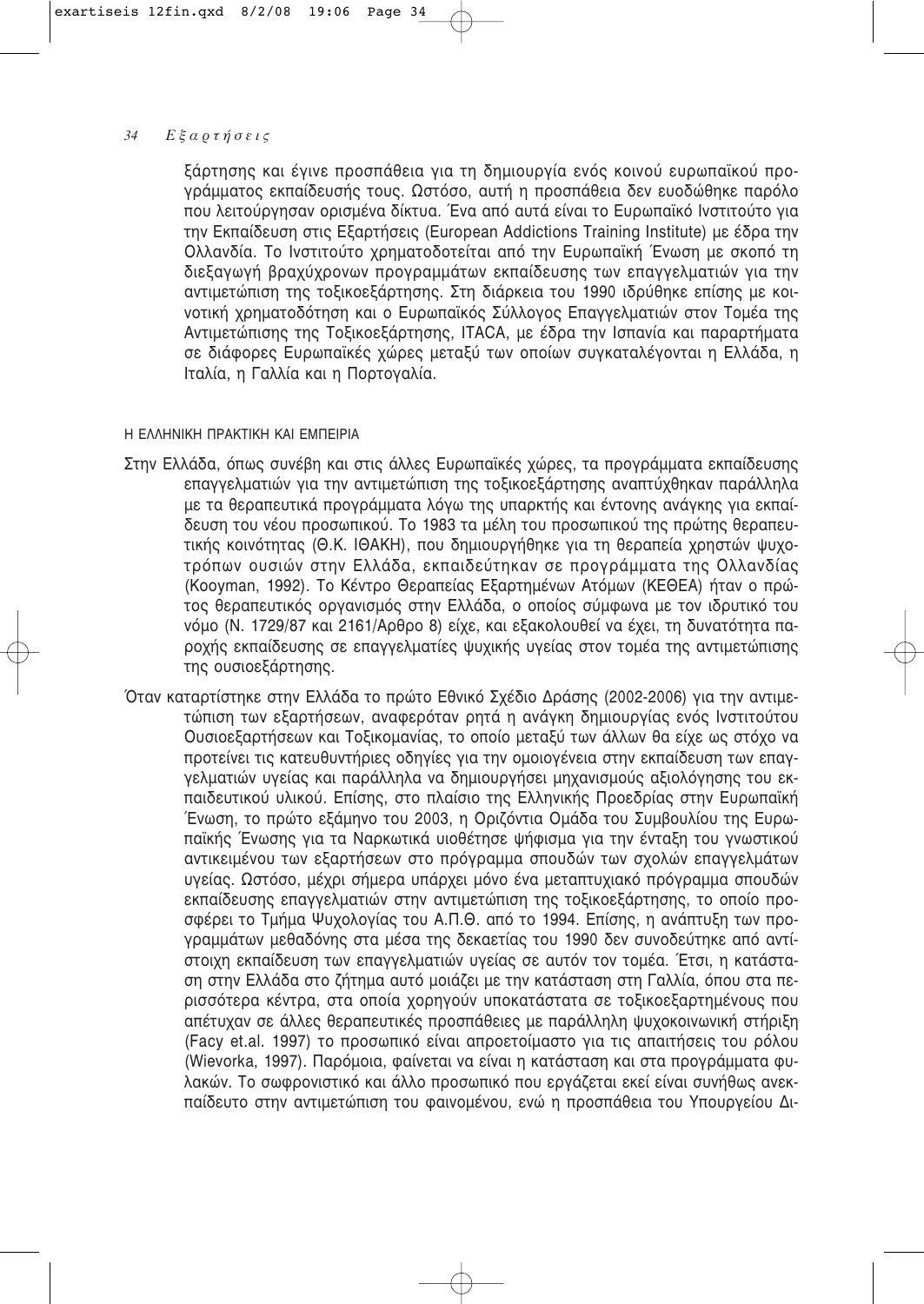ξάρτησης και έγινε προσπάθεια για τη δημιουργία ενός κοινού ευρωπαϊκού προγράμματος εκπαίδευσής τους. Ωστόσο, αυτή η προσπάθεια δεν ευοδώθηκε παρόλο που λειτούργησαν ορισμένα δίκτυα. Ένα από αυτά είναι το Ευρωπαϊκό Ινστιτούτο για την Εκπαίδευση στις Εξαρτήσεις (European Addictions Training Institute) με έδρα την Ολλανδία. Το Ινστιτούτο χρηματοδοτείται από την Ευρωπαϊκή Ένωση με σκοπό τη διεξαγωγή βραχύχρονων προγραμμάτων εκπαίδευσης των επαγγελματιών για την αντιμετώπιση της τοξικοεξάρτησης. Στη διάρκεια του 1990 ιδρύθηκε επίσης με κοινοτική χρηματοδότηση και ο Ευρωπαϊκός Σύλλογος Επαγγελματιών στον Τομέα της Αντιμετώπισης της Τοξικοεξάρτησης, ITACA, με έδρα την Ισπανία και παραρτήματα σε διάφορες Ευρωπαϊκές χώρες μεταξύ των οποίων συγκαταλέγονται η Ελλάδα, η Ιταλία, η Γαλλία και η Πορτογαλία.

## Η ΕΛΛΗΝΙΚΗ ΠΡΑΚΤΙΚΗ ΚΑΙ ΕΜΠΕΙΡΙΑ

Στην Ελλάδα, όπως συνέβη και στις άλλες Ευρωπαϊκές χώρες, τα προγράμματα εκπαίδευσης επαγγελματιών για την αντιμετώπιση της τοξικοεξάρτησης αναπτύχθηκαν παράλληλα με τα θεραπευτικά προγράμματα λόγω της υπαρκτής και έντονης ανάγκης για εκπαίδευση του νέου προσωπικού. Το 1983 τα μέλη του προσωπικού της πρώτης θεραπευτικής κοινότητας (Θ.Κ. ΙΘΑΚΗ), που δημιουργήθηκε για τη θεραπεία χρηστών ψυχοτρόπων ουσιών στην Ελλάδα, εκπαιδεύτηκαν σε προγράμματα της Ολλανδίας (Kooyman, 1992). Το Κέντρο Θεραπείας Εξαρτημένων Ατόμων (ΚΕΘΕΑ) ήταν ο πρώτος θεραπευτικός οργανισμός στην Ελλάδα, ο οποίος σύμφωνα με τον ιδρυτικό του νόμο (Ν. 1729/87 και 2161/Άρθρο 8) είχε, και εξακολουθεί να έχει, τη δυνατότητα παροχής εκπαίδευσης σε επαγγελματίες ψυχικής υγείας στον τομέα της αντιμετώπισης της ουσιοεξάρτησης.

Όταν καταρτίστηκε στην Ελλάδα το πρώτο Εθνικό Σχέδιο Δράσης (2002-2006) για την αντιμετώπιση των εξαρτήσεων, αναφερόταν ρητά η ανάγκη δημιουργίας ενός Ινστιτούτου Ουσιοεξαρτήσεων και Τοξικομανίας, το οποίο μεταξύ των άλλων θα είχε ως στόχο να προτείνει τις κατευθυντήριες οδηγίες για την ομοιογένεια στην εκπαίδευση των επαγγελματιών υγείας και παράλληλα να δημιουργήσει μηχανισμούς αξιολόγησης του εκπαιδευτικού υλικού. Επίσης, στο πλαίσιο της Ελληνικής Προεδρίας στην Ευρωπαϊκή Ένωση, το πρώτο εξάμηνο του 2003, η Οριζόντια Ομάδα του Συμβουλίου της Ευρωπαϊκής Ένωσης για τα Ναρκωτικά υιοθέτησε ψήφισμα για την ένταξη του γνωστικού αντικειμένου των εξαρτήσεων στο πρόγραμμα σπουδών των σχολών επαγγελμάτων υγείας. Ωστόσο, μέχρι σήμερα υπάρχει μόνο ένα μεταπτυχιακό πρόγραμμα σπουδών εκπαίδευσης επαγγελματιών στην αντιμετώπιση της τοξικοεξάρτησης, το οποίο προσφέρει το Τμήμα Ψυχολογίας του Α.Π.Θ. από το 1994. Επίσης, η ανάπτυξη των προγραμμάτων μεθαδόνης στα μέσα της δεκαετίας του 1990 δεν συνοδεύτηκε από αντίστοιχη εκπαίδευση των επαγγελματιών υγείας σε αυτόν τον τομέα. Έτσι, η κατάσταση στην Ελλάδα στο ζήτημα αυτό μοιάζει με την κατάσταση στη Γαλλία, όπου στα περισσότερα κέντρα, στα οποία χορηγούν υποκατάστατα σε τοξικοεξαρτημένους που απέτυχαν σε άλλες θεραπευτικές προσπάθειες με παράλληλη ψυχοκοινωνική στήριξη (Facy et.al. 1997) το προσωπικό είναι απροετοίμαστο για τις απαιτήσεις του ρόλου (Wievorka, 1997). Παρόμοια, φαίνεται να είναι η κατάσταση και στα προγράμματα φυλακών. Το σωφρονιστικό και άλλο προσωπικό που εργάζεται εκεί είναι συνήθως ανεκπαίδευτο στην αντιμετώπιση του φαινομένου, ενώ η προσπάθεια του Υπουργείου Δι-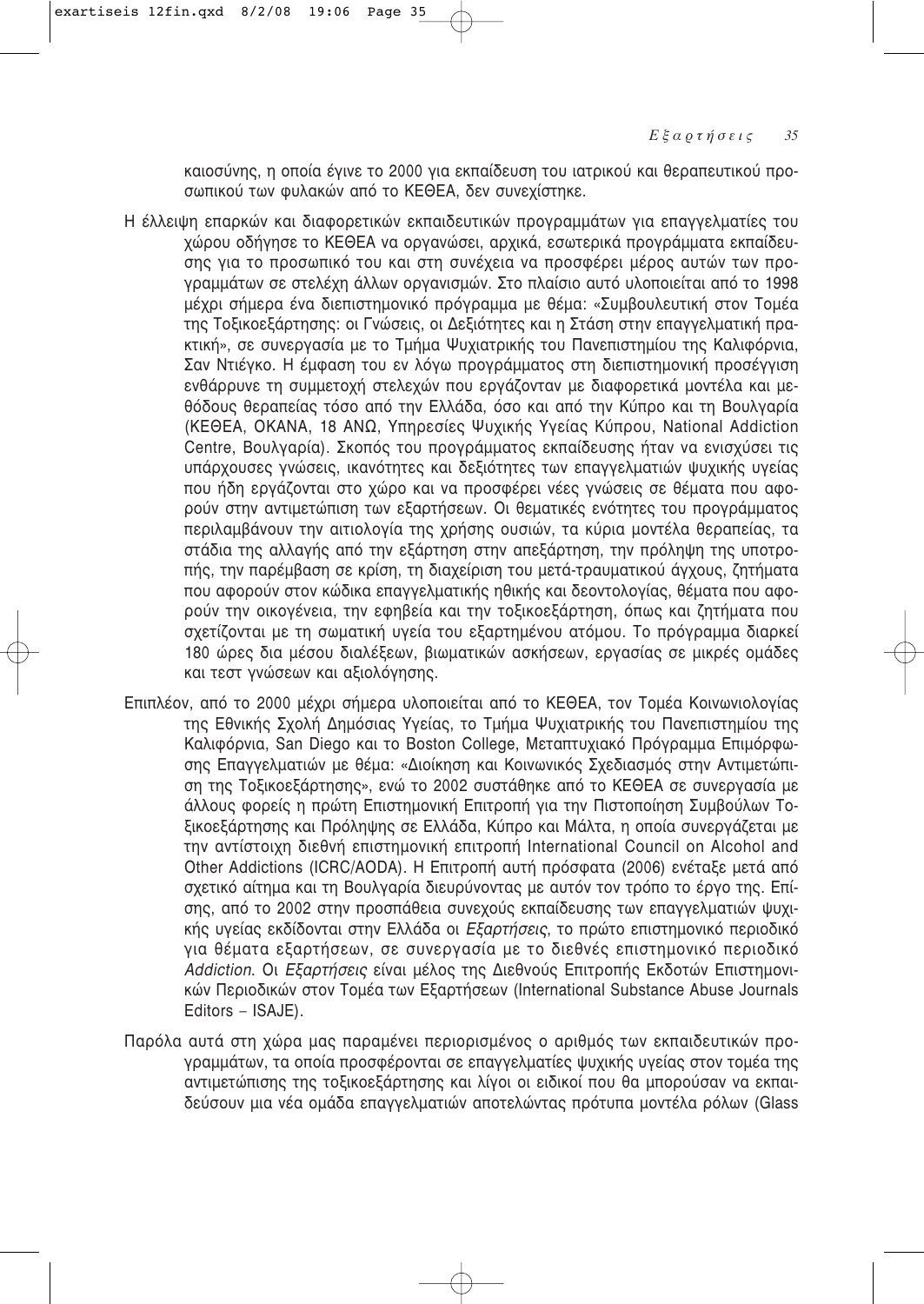καιοσύνης, η οποία έγινε το 2000 για εκπαίδευση του ιατρικού και θεραπευτικού προσωπικού των φυλακών από το ΚΕΘΕΑ, δεν συνεχίστηκε.

Η έλλειψη επαρκών και διαφορετικών εκπαιδευτικών προγραμμάτων για επαγγελματίες του χώρου οδήγησε το ΚΕΘΕΑ να οργανώσει, αρχικά, εσωτερικά προγράμματα εκπαίδευσης για το προσωπικό του και στη συνέχεια να προσφέρει μέρος αυτών των προγραμμάτων σε στελέχη άλλων οργανισμών. Στο πλαίσιο αυτό υλοποιείται από το 1998 μέχρι σήμερα ένα διεπιστημονικό πρόγραμμα με θέμα: «Συμβουλευτική στον Τομέα της Τοξικοεξάρτησης: οι Γνώσεις, οι Δεξιότητες και η Στάση στην επαγγελματική πρακτική», σε συνεργασία με το Τμήμα Ψυχιατρικής του Πανεπιστημίου της Καλιφόρνια, Σαν Ντιέγκο. Η έμφαση του εν λόγω προγράμματος στη διεπιστημονική προσέγγιση ενθάρρυνε τη συμμετοχή στελεχών που εργάζονταν με διαφορετικά μοντέλα και μεθόδους θεραπείας τόσο από την Ελλάδα, όσο και από την Κύπρο και τη Βουλγαρία (ΚΕΘΕΑ, ΟΚΑΝΑ, 18 ΑΝΩ, Υπηρεσίες Ψυχικής Υγείας Κύπρου, National Addiction Centre, Βουλγαρία). Σκοπός του προγράμματος εκπαίδευσης ήταν να ενισχύσει τις υπάρχουσες γνώσεις, ικανότητες και δεξιότητες των επαγγελματιών ψυχικής υγείας που ήδη εργάζονται στο χώρο και να προσφέρει νέες γνώσεις σε θέματα που αφορούν στην αντιμετώπιση των εξαρτήσεων. Οι θεματικές ενότητες του προγράμματος περιλαμβάνουν την αιτιολογία της χρήσης ουσιών, τα κύρια μοντέλα θεραπείας, τα στάδια της αλλαγής από την εξάρτηση στην απεξάρτηση, την πρόληψη της υποτροπής, την παρέμβαση σε κρίση, τη διαχείριση του μετά-τραυματικού άγχους, ζητήματα που αφορούν στον κώδικα επαγγελματικής ηθικής και δεοντολογίας, θέματα που αφορούν την οικογένεια, την εφηβεία και την τοξικοεξάρτηση, όπως και ζητήματα που σχετίζονται με τη σωματική υγεία του εξαρτημένου ατόμου. Το πρόγραμμα διαρκεί 180 ώρες δια μέσου διαλέξεων, βιωματικών ασκήσεων, εργασίας σε μικρές ομάδες και τεστ γνώσεων και αξιολόγησης.

Επιπλέον, από το 2000 μέχρι σήμερα υλοποιείται από το ΚΕΘΕΑ, τον Τομέα Κοινωνιολογίας της Εθνικής Σχολή Δημόσιας Υγείας, το Τμήμα Ψυχιατρικής του Πανεπιστημίου της Καλιφόρνια, San Diego και το Boston College, Μεταπτυχιακό Πρόγραμμα Επιμόρφωσης Επαγγελματιών με θέμα: «Διοίκηση και Κοινωνικός Σχεδιασμός στην Αντιμετώπιση της Τοξικοεξάρτησης», ενώ το 2002 συστάθηκε από το ΚΕΘΕΑ σε συνεργασία με άλλους φορείς η πρώτη Επιστημονική Επιτροπή για την Πιστοποίηση Συμβούλων Τοξικοεξάρτησης και Πρόληψης σε Ελλάδα, Κύπρο και Μάλτα, η οποία συνεργάζεται με την αντίστοιχη διεθνή επιστημονική επιτροπή International Council on Alcohol and Other Addictions (ICRC/AODA). Η Επιτροπή αυτή πρόσφατα (2006) ενέταξε μετά από σχετικό αίτημα και τη Βουλγαρία διευρύνοντας με αυτόν τον τρόπο το έργο της. Επίσης, από το 2002 στην προσπάθεια συνεχούς εκπαίδευσης των επαγγελματιών ψυχικής υγείας εκδίδονται στην Ελλάδα οι *Εξαρτήσεις*, το πρώτο επιστημονικό περιοδικό για θέματα εξαρτήσεων, σε συνεργασία με το διεθνές επιστημονικό περιοδικό *Addiction*. Οι *Εξαρτήσεις* είναι μέλος της Διεθνούς Επιτροπής Εκδοτών Επιστημονικών Περιοδικών στον Τομέα των Εξαρτήσεων (International Substance Abuse Journals Editors – ISAJE).

Παρόλα αυτά στη χώρα μας παραμένει περιορισμένος ο αριθμός των εκπαιδευτικών προγραμμάτων, τα οποία προσφέρονται σε επαγγελματίες ψυχικής υγείας στον τομέα της αντιμετώπισης της τοξικοεξάρτησης και λίγοι οι ειδικοί που θα μπορούσαν να εκπαιδεύσουν μια νέα ομάδα επαγγελματιών αποτελώντας πρότυπα μοντέλα ρόλων (Glass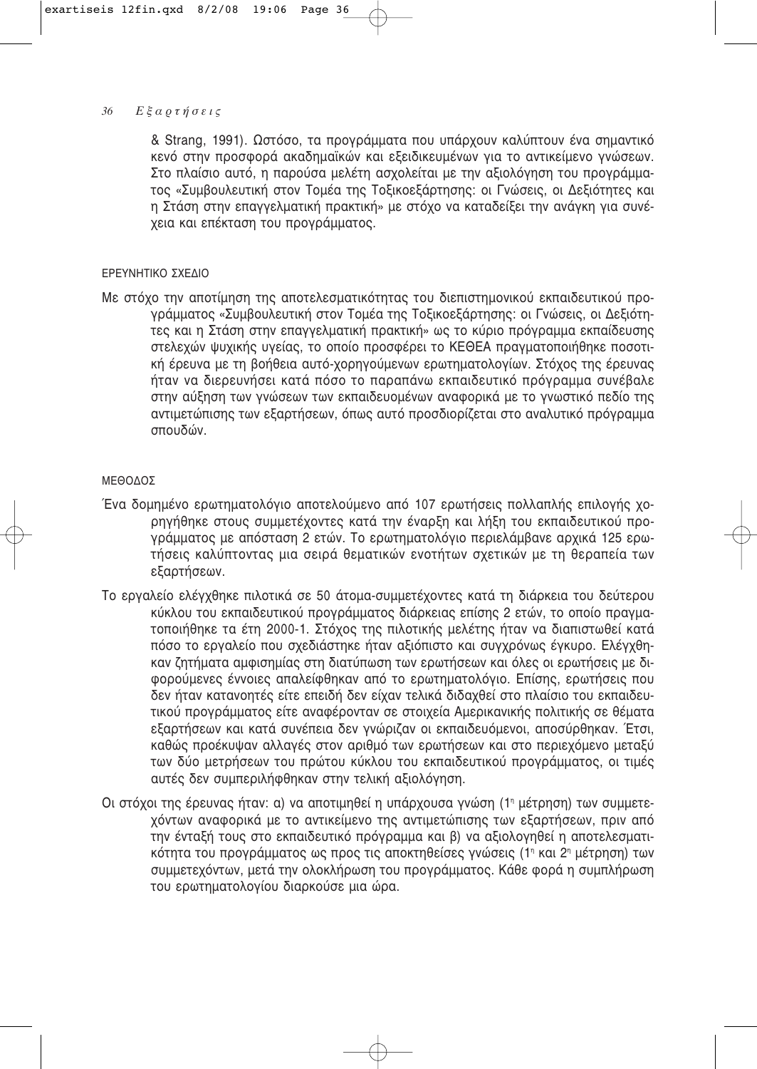& Strang, 1991). Ωστόσο, τα προγράμματα που υπάρχουν καλύπτουν ένα σημαντικό κενό στην προσφορά ακαδημαϊκών και εξειδικευμένων για το αντικείμενο γνώσεων. Στο πλαίσιο αυτό, η παρούσα μελέτη ασχολείται με την αξιολόγηση του προγράμματος «Συμβουλευτική στον Τομέα της Τοξικοεξάρτησης: οι Γνώσεις, οι Δεξιότητες και η Στάση στην επαγγελματική πρακτική» με στόχο να καταδείξει την ανάγκη για συνέχεια και επέκταση του προγράμματος.

## ΕΡΕΥΝΗΤΙΚΟ ΣΧΕΔΙΟ

Με στόχο την αποτίμηση της αποτελεσματικότητας του διεπιστημονικού εκπαιδευτικού προγράμματος «Συμβουλευτική στον Τομέα της Τοξικοεξάρτησης: οι Γνώσεις, οι Δεξιότητες και η Στάση στην επαγγελματική πρακτική» ως το κύριο πρόγραμμα εκπαίδευσης στελεχών ψυχικής υγείας, το οποίο προσφέρει το ΚΕΘΕΑ πραγματοποιήθηκε ποσοτική έρευνα με τη βοήθεια αυτό-χορηγούμενων ερωτηματολογίων. Στόχος της έρευνας ήταν να διερευνήσει κατά πόσο το παραπάνω εκπαιδευτικό πρόγραμμα συνέβαλε στην αύξηση των γνώσεων των εκπαιδευομένων αναφορικά με το γνωστικό πεδίο της αντιμετώπισης των εξαρτήσεων, όπως αυτό προσδιορίζεται στο αναλυτικό πρόγραμμα σπουδών.

## ΜΕΘΟΔΟΣ

Ένα δομημένο ερωτηματολόγιο αποτελούμενο από 107 ερωτήσεις πολλαπλής επιλογής χορηγήθηκε στους συμμετέχοντες κατά την έναρξη και λήξη του εκπαιδευτικού προγράμματος με απόσταση 2 ετών. Το ερωτηματολόγιο περιελάμβανε αρχικά 125 ερωτήσεις καλύπτοντας μια σειρά θεματικών ενοτήτων σχετικών με τη θεραπεία των εξαρτήσεων.

Το εργαλείο ελέγχθηκε πιλοτικά σε 50 άτομα-συμμετέχοντες κατά τη διάρκεια του δεύτερου κύκλου του εκπαιδευτικού προγράμματος διάρκειας επίσης 2 ετών, το οποίο πραγματοποιήθηκε τα έτη 2000-1. Στόχος της πιλοτικής μελέτης ήταν να διαπιστωθεί κατά πόσο το εργαλείο που σχεδιάστηκε ήταν αξιόπιστο και συγχρόνως έγκυρο. Ελέγχθηκαν ζητήματα αμφισημίας στη διατύπωση των ερωτήσεων και όλες οι ερωτήσεις με διφορούμενες έννοιες απαλείφθηκαν από το ερωτηματολόγιο. Επίσης, ερωτήσεις που δεν ήταν κατανοητές είτε επειδή δεν είχαν τελικά διδαχθεί στο πλαίσιο του εκπαιδευτικού προγράμματος είτε αναφέρονταν σε στοιχεία Αμερικανικής πολιτικής σε θέματα εξαρτήσεων και κατά συνέπεια δεν γνώριζαν οι εκπαιδευόμενοι, αποσύρθηκαν. Έτσι, καθώς προέκυψαν αλλαγές στον αριθμό των ερωτήσεων και στο περιεχόμενο μεταξύ των δύο μετρήσεων του πρώτου κύκλου του εκπαιδευτικού προγράμματος, οι τιμές αυτές δεν συμπεριλήφθηκαν στην τελική αξιολόγηση.

Οι στόχοι της έρευνας ήταν: α) να αποτιμηθεί η υπάρχουσα γνώση (1η μέτρηση) των συμμετεχόντων αναφορικά με το αντικείμενο της αντιμετώπισης των εξαρτήσεων, πριν από την ένταξή τους στο εκπαιδευτικό πρόγραμμα και β) να αξιολογηθεί η αποτελεσματικότητα του προγράμματος ως προς τις αποκτηθείσες γνώσεις (1η και 2η μέτρηση) των συμμετεχόντων, μετά την ολοκλήρωση του προγράμματος. Κάθε φορά η συμπλήρωση του ερωτηματολογίου διαρκούσε μια ώρα.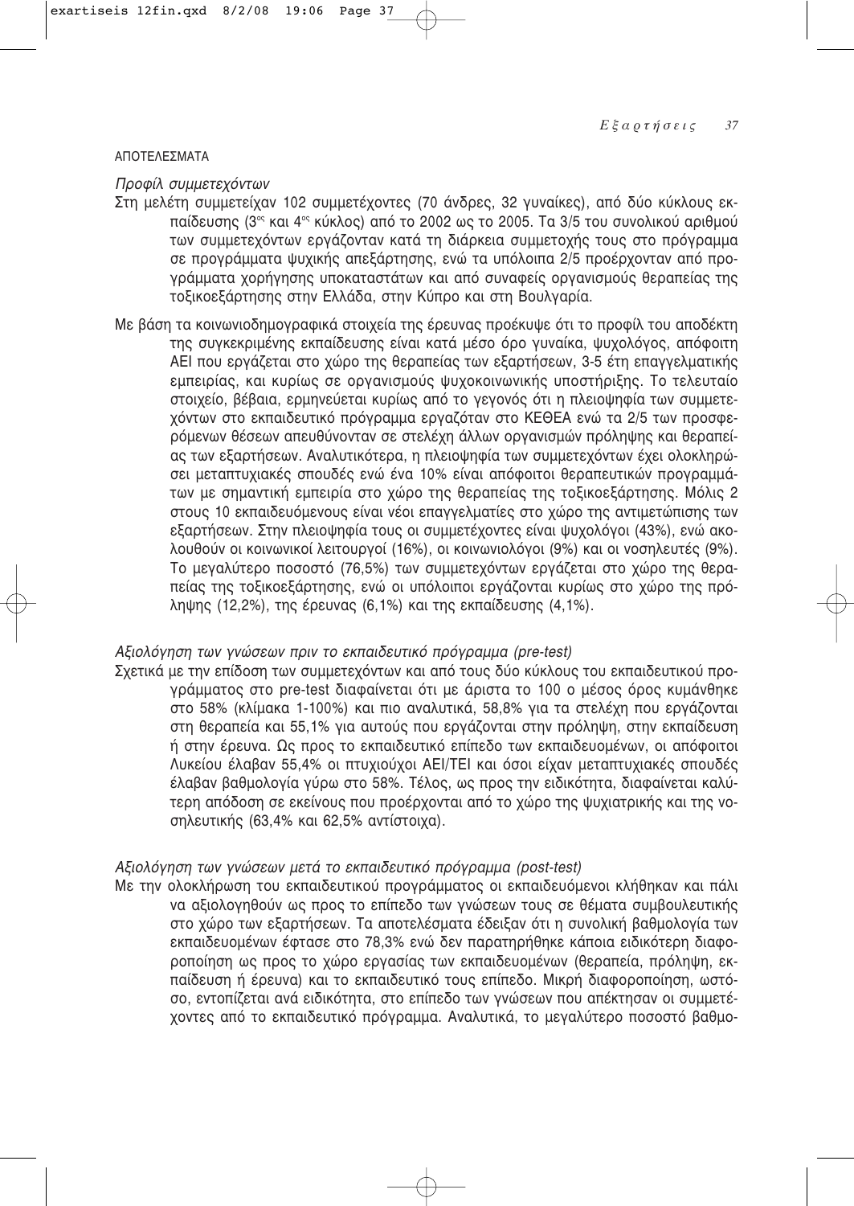## ΑΠΟΤΕΛΕΣΜΑΤΑ

*Προφίλ συμμετεχόντων*

Στη μελέτη συμμετείχαν 102 συμμετέχοντες (70 άνδρες, 32 γυναίκες), από δύο κύκλους εκπαίδευσης (3ος και 4ος κύκλος) από το 2002 ως το 2005. Τα 3/5 του συνολικού αριθμού των συμμετεχόντων εργάζονταν κατά τη διάρκεια συμμετοχής τους στο πρόγραμμα σε προγράμματα ψυχικής απεξάρτησης, ενώ τα υπόλοιπα 2/5 προέρχονταν από προγράμματα χορήγησης υποκαταστάτων και από συναφείς οργανισμούς θεραπείας της τοξικοεξάρτησης στην Ελλάδα, στην Κύπρο και στη Βουλγαρία.

Με βάση τα κοινωνιοδημογραφικά στοιχεία της έρευνας προέκυψε ότι το προφίλ του αποδέκτη της συγκεκριμένης εκπαίδευσης είναι κατά μέσο όρο γυναίκα, ψυχολόγος, απόφοιτη ΑΕΙ που εργάζεται στο χώρο της θεραπείας των εξαρτήσεων, 3-5 έτη επαγγελματικής εμπειρίας, και κυρίως σε οργανισμούς ψυχοκοινωνικής υποστήριξης. Το τελευταίο στοιχείο, βέβαια, ερμηνεύεται κυρίως από το γεγονός ότι η πλειοψηφία των συμμετεχόντων στο εκπαιδευτικό πρόγραμμα εργαζόταν στο ΚΕΘΕΑ ενώ τα 2/5 των προσφερόμενων θέσεων απευθύνονταν σε στελέχη άλλων οργανισμών πρόληψης και θεραπείας των εξαρτήσεων. Αναλυτικότερα, η πλειοψηφία των συμμετεχόντων έχει ολοκληρώσει μεταπτυχιακές σπουδές ενώ ένα 10% είναι απόφοιτοι θεραπευτικών προγραμμάτων με σημαντική εμπειρία στο χώρο της θεραπείας της τοξικοεξάρτησης. Μόλις 2 στους 10 εκπαιδευόμενους είναι νέοι επαγγελματίες στο χώρο της αντιμετώπισης των εξαρτήσεων. Στην πλειοψηφία τους οι συμμετέχοντες είναι ψυχολόγοι (43%), ενώ ακολουθούν οι κοινωνικοί λειτουργοί (16%), οι κοινωνιολόγοι (9%) και οι νοσηλευτές (9%). Το μεγαλύτερο ποσοστό (76,5%) των συμμετεχόντων εργάζεται στο χώρο της θεραπείας της τοξικοεξάρτησης, ενώ οι υπόλοιποι εργάζονται κυρίως στο χώρο της πρόληψης (12,2%), της έρευνας (6,1%) και της εκπαίδευσης (4,1%).

*Αξιολόγηση των γνώσεων πριν το εκπαιδευτικό πρόγραμμα (pre-test)*

Σχετικά με την επίδοση των συμμετεχόντων και από τους δύο κύκλους του εκπαιδευτικού προγράμματος στο pre-test διαφαίνεται ότι με άριστα το 100 ο μέσος όρος κυμάνθηκε στο 58% (κλίμακα 1-100%) και πιο αναλυτικά, 58,8% για τα στελέχη που εργάζονται στη θεραπεία και 55,1% για αυτούς που εργάζονται στην πρόληψη, στην εκπαίδευση ή στην έρευνα. Ως προς το εκπαιδευτικό επίπεδο των εκπαιδευομένων, οι απόφοιτοι Λυκείου έλαβαν 55,4% οι πτυχιούχοι ΑΕΙ/ΤΕΙ και όσοι είχαν μεταπτυχιακές σπουδές έλαβαν βαθμολογία γύρω στο 58%. Τέλος, ως προς την ειδικότητα, διαφαίνεται καλύτερη απόδοση σε εκείνους που προέρχονται από το χώρο της ψυχιατρικής και της νοσηλευτικής (63,4% και 62,5% αντίστοιχα).

*Αξιολόγηση των γνώσεων μετά το εκπαιδευτικό πρόγραμμα (post-test)*

Με την ολοκλήρωση του εκπαιδευτικού προγράμματος οι εκπαιδευόμενοι κλήθηκαν και πάλι να αξιολογηθούν ως προς το επίπεδο των γνώσεων τους σε θέματα συμβουλευτικής στο χώρο των εξαρτήσεων. Τα αποτελέσματα έδειξαν ότι η συνολική βαθμολογία των εκπαιδευομένων έφτασε στο 78,3% ενώ δεν παρατηρήθηκε κάποια ειδικότερη διαφοροποίηση ως προς το χώρο εργασίας των εκπαιδευομένων (θεραπεία, πρόληψη, εκπαίδευση ή έρευνα) και το εκπαιδευτικό τους επίπεδο. Μικρή διαφοροποίηση, ωστόσο, εντοπίζεται ανά ειδικότητα, στο επίπεδο των γνώσεων που απέκτησαν οι συμμετέχοντες από το εκπαιδευτικό πρόγραμμα. Αναλυτικά, το μεγαλύτερο ποσοστό βαθμο-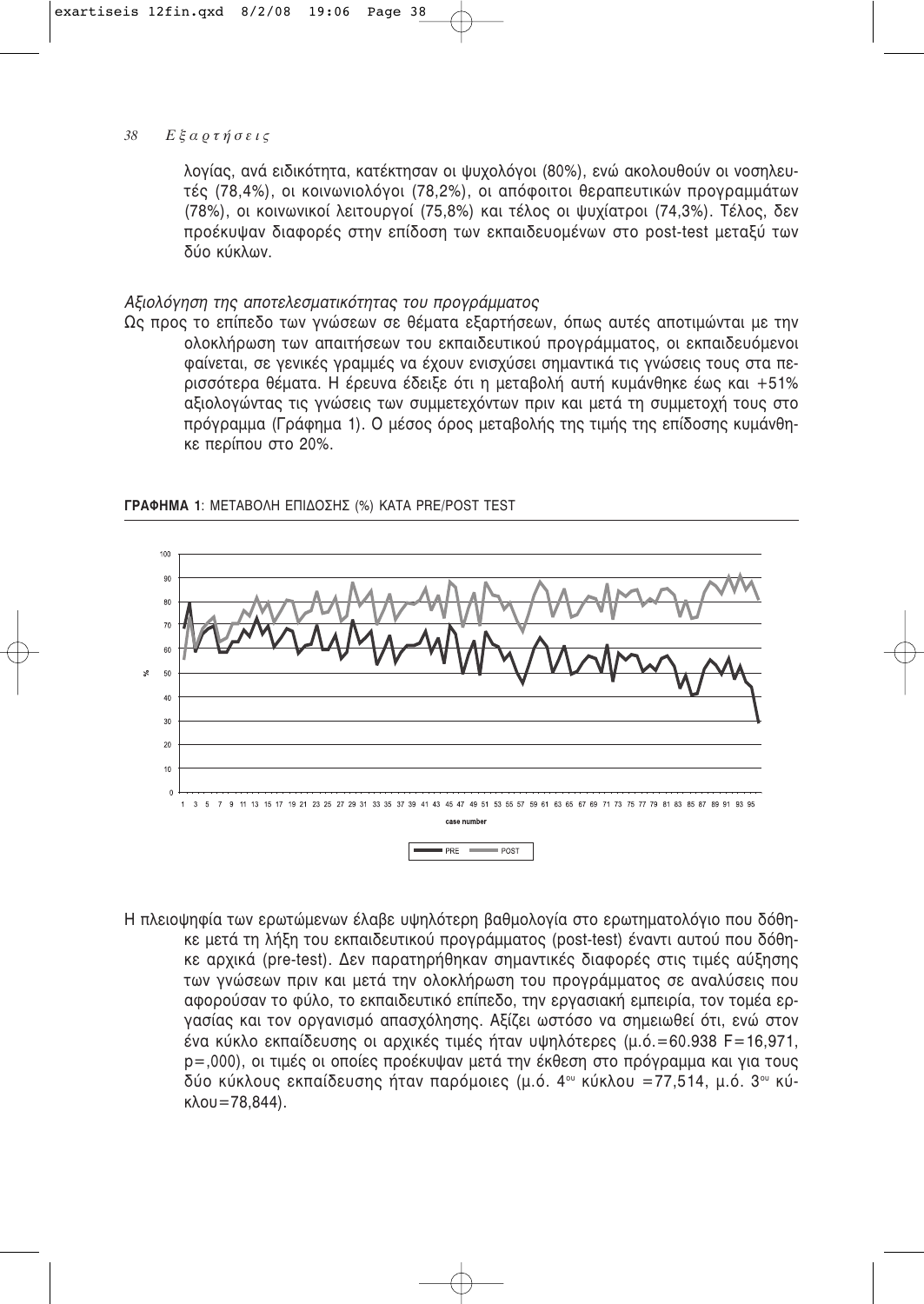λογίας, ανά ειδικότητα, κατέκτησαν οι ψυχολόγοι (80%), ενώ ακολουθούν οι νοσηλευτές (78,4%), οι κοινωνιολόγοι (78,2%), οι απόφοιτοι θεραπευτικών προγραμμάτων (78%), οι κοινωνικοί λειτουργοί (75,8%) και τέλος οι ψυχίατροι (74,3%). Τέλος, δεν προέκυψαν διαφορές στην επίδοση των εκπαιδευομένων στο post-test μεταξύ των δύο κύκλων.

*Αξιολόγηση της αποτελεσματικότητας του προγράμματος*

Ως προς το επίπεδο των γνώσεων σε θέματα εξαρτήσεων, όπως αυτές αποτιμώνται με την ολοκλήρωση των απαιτήσεων του εκπαιδευτικού προγράμματος, οι εκπαιδευόμενοι φαίνεται, σε γενικές γραμμές να έχουν ενισχύσει σημαντικά τις γνώσεις τους στα περισσότερα θέματα. Η έρευνα έδειξε ότι η μεταβολή αυτή κυμάνθηκε έως και +51% αξιολογώντας τις γνώσεις των συμμετεχόντων πριν και μετά τη συμμετοχή τους στο πρόγραμμα (Γράφημα 1). Ο μέσος όρος μεταβολής της τιμής της επίδοσης κυμάνθηκε περίπου στο 20%.

**ΓΡΑΦΗΜΑ 1**: ΜΕΤΑΒΟΛΗ ΕΠΙΔΟΣΗΣ (%) ΚΑΤΑ PRE/POST TEST

Η πλειοψηφία των ερωτώμενων έλαβε υψηλότερη βαθμολογία στο ερωτηματολόγιο που δόθηκε μετά τη λήξη του εκπαιδευτικού προγράμματος (post-test) έναντι αυτού που δόθηκε αρχικά (pre-test). Δεν παρατηρήθηκαν σημαντικές διαφορές στις τιμές αύξησης των γνώσεων πριν και μετά την ολοκλήρωση του προγράμματος σε αναλύσεις που αφορούσαν το φύλο, το εκπαιδευτικό επίπεδο, την εργασιακή εμπειρία, τον τομέα εργασίας και τον οργανισμό απασχόλησης. Αξίζει ωστόσο να σημειωθεί ότι, ενώ στον ένα κύκλο εκπαίδευσης οι αρχικές τιμές ήταν υψηλότερες (μ.ό.=60.938 $F$=16,971, $p$=,000), οι τιμές οι οποίες προέκυψαν μετά την έκθεση στο πρόγραμμα και για τους δύο κύκλους εκπαίδευσης ήταν παρόμοιες (μ.ό. 4ου κύκλου =77,514, μ.ό. 3ου κύκλου=78,844).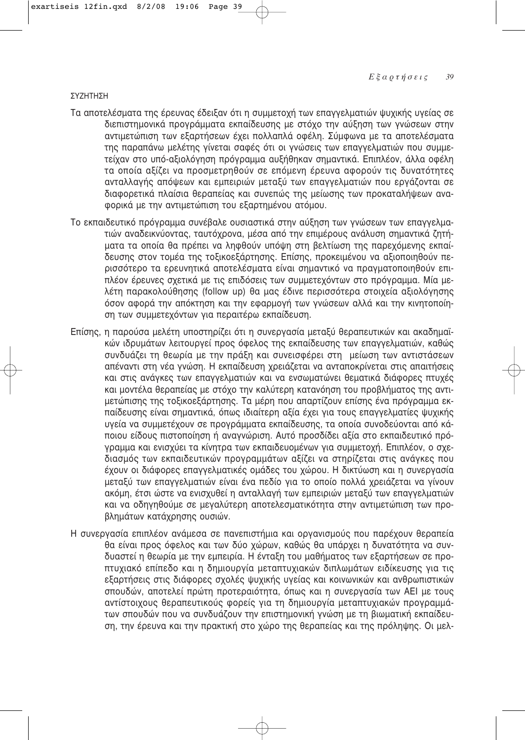## ΣΥΖΗΤΗΣΗ

Τα αποτελέσματα της έρευνας έδειξαν ότι η συμμετοχή των επαγγελματιών ψυχικής υγείας σε διεπιστημονικά προγράμματα εκπαίδευσης με στόχο την αύξηση των γνώσεων στην αντιμετώπιση των εξαρτήσεων έχει πολλαπλά οφέλη. Σύμφωνα με τα αποτελέσματα της παραπάνω μελέτης γίνεται σαφές ότι οι γνώσεις των επαγγελματιών που συμμετείχαν στο υπό-αξιολόγηση πρόγραμμα αυξήθηκαν σημαντικά. Επιπλέον, άλλα οφέλη τα οποία αξίζει να προσμετρηθούν σε επόμενη έρευνα αφορούν τις δυνατότητες ανταλλαγής απόψεων και εμπειριών μεταξύ των επαγγελματιών που εργάζονται σε διαφορετικά πλαίσια θεραπείας και συνεπώς της μείωσης των προκαταλήψεων αναφορικά με την αντιμετώπιση του εξαρτημένου ατόμου.

Το εκπαιδευτικό πρόγραμμα συνέβαλε ουσιαστικά στην αύξηση των γνώσεων των επαγγελματιών αναδεικνύοντας, ταυτόχρονα, μέσα από την επιμέρους ανάλυση σημαντικά ζητήματα τα οποία θα πρέπει να ληφθούν υπόψη στη βελτίωση της παρεχόμενης εκπαίδευσης στον τομέα της τοξικοεξάρτησης. Επίσης, προκειμένου να αξιοποιηθούν περισσότερο τα ερευνητικά αποτελέσματα είναι σημαντικό να πραγματοποιηθούν επιπλέον έρευνες σχετικά με τις επιδόσεις των συμμετεχόντων στο πρόγραμμα. Μία μελέτη παρακολούθησης (follow up) θα μας έδινε περισσότερα στοιχεία αξιολόγησης όσον αφορά την απόκτηση και την εφαρμογή των γνώσεων αλλά και την κινητοποίηση των συμμετεχόντων για περαιτέρω εκπαίδευση.

Επίσης, η παρούσα μελέτη υποστηρίζει ότι η συνεργασία μεταξύ θεραπευτικών και ακαδημαϊκών ιδρυμάτων λειτουργεί προς όφελος της εκπαίδευσης των επαγγελματιών, καθώς συνδυάζει τη θεωρία με την πράξη και συνεισφέρει στη μείωση των αντιστάσεων απέναντι στη νέα γνώση. Η εκπαίδευση χρειάζεται να ανταποκρίνεται στις απαιτήσεις και στις ανάγκες των επαγγελματιών και να ενσωματώνει θεματικά διάφορες πτυχές και μοντέλα θεραπείας με στόχο την καλύτερη κατανόηση του προβλήματος της αντιμετώπισης της τοξικοεξάρτησης. Τα μέρη που απαρτίζουν επίσης ένα πρόγραμμα εκπαίδευσης είναι σημαντικά, όπως ιδιαίτερη αξία έχει για τους επαγγελματίες ψυχικής υγεία να συμμετέχουν σε προγράμματα εκπαίδευσης, τα οποία συνοδεύονται από κάποιου είδους πιστοποίηση ή αναγνώριση. Αυτό προσδίδει αξία στο εκπαιδευτικό πρόγραμμα και ενισχύει τα κίνητρα των εκπαιδευομένων για συμμετοχή. Επιπλέον, ο σχεδιασμός των εκπαιδευτικών προγραμμάτων αξίζει να στηρίζεται στις ανάγκες που έχουν οι διάφορες επαγγελματικές ομάδες του χώρου. Η δικτύωση και η συνεργασία μεταξύ των επαγγελματιών είναι ένα πεδίο για το οποίο πολλά χρειάζεται να γίνουν ακόμη, έτσι ώστε να ενισχυθεί η ανταλλαγή των εμπειριών μεταξύ των επαγγελματιών και να οδηγηθούμε σε μεγαλύτερη αποτελεσματικότητα στην αντιμετώπιση των προβλημάτων κατάχρησης ουσιών.

Η συνεργασία επιπλέον ανάμεσα σε πανεπιστήμια και οργανισμούς που παρέχουν θεραπεία θα είναι προς όφελος και των δύο χώρων, καθώς θα υπάρχει η δυνατότητα να συνδυαστεί η θεωρία με την εμπειρία. Η ένταξη του μαθήματος των εξαρτήσεων σε προπτυχιακό επίπεδο και η δημιουργία μεταπτυχιακών διπλωμάτων ειδίκευσης για τις εξαρτήσεις στις διάφορες σχολές ψυχικής υγείας και κοινωνικών και ανθρωπιστικών σπουδών, αποτελεί πρώτη προτεραιότητα, όπως και η συνεργασία των ΑΕΙ με τους αντίστοιχους θεραπευτικούς φορείς για τη δημιουργία μεταπτυχιακών προγραμμάτων σπουδών που να συνδυάζουν την επιστημονική γνώση με τη βιωματική εκπαίδευση, την έρευνα και την πρακτική στο χώρο της θεραπείας και της πρόληψης. Οι μελ-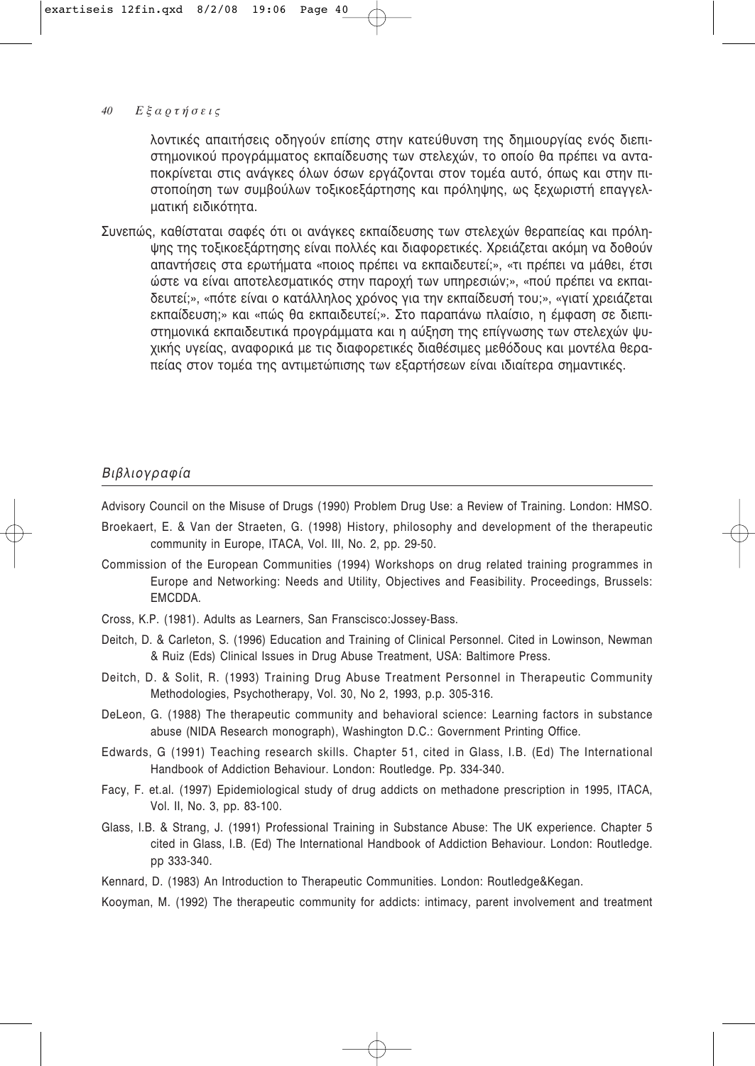λοντικές απαιτήσεις οδηγούν επίσης στην κατεύθυνση της δημιουργίας ενός διεπιστημονικού προγράμματος εκπαίδευσης των στελεχών, το οποίο θα πρέπει να ανταποκρίνεται στις ανάγκες όλων όσων εργάζονται στον τομέα αυτό, όπως και στην πιστοποίηση των συμβούλων τοξικοεξάρτησης και πρόληψης, ως ξεχωριστή επαγγελματική ειδικότητα.

Συνεπώς, καθίσταται σαφές ότι οι ανάγκες εκπαίδευσης των στελεχών θεραπείας και πρόληψης της τοξικοεξάρτησης είναι πολλές και διαφορετικές. Χρειάζεται ακόμη να δοθούν απαντήσεις στα ερωτήματα «ποιος πρέπει να εκπαιδευτεί;», «τι πρέπει να μάθει, έτσι ώστε να είναι αποτελεσματικός στην παροχή των υπηρεσιών;», «πού πρέπει να εκπαιδευτεί;», «πότε είναι ο κατάλληλος χρόνος για την εκπαίδευσή του;», «γιατί χρειάζεται εκπαίδευση;» και «πώς θα εκπαιδευτεί;». Στο παραπάνω πλαίσιο, η έμφαση σε διεπιστημονικά εκπαιδευτικά προγράμματα και η αύξηση της επίγνωσης των στελεχών ψυχικής υγείας, αναφορικά με τις διαφορετικές διαθέσιμες μεθόδους και μοντέλα θεραπείας στον τομέα της αντιμετώπισης των εξαρτήσεων είναι ιδιαίτερα σημαντικές.

## *Βιβλιογραφία*

Advisory Council on the Misuse of Drugs (1990) Problem Drug Use: a Review of Training. London: HMSO.

Broekaert, E. & Van der Straeten, G. (1998) History, philosophy and development of the therapeutic community in Europe, ITACA, Vol. III, No. 2, pp. 29-50.

Commission of the European Communities (1994) Workshops on drug related training programmes in Europe and Networking: Needs and Utility, Objectives and Feasibility. Proceedings, Brussels: EMCDDA.

Cross, K.P. (1981). Adults as Learners, San Franscisco:Jossey-Bass.

Deitch, D. & Carleton, S. (1996) Education and Training of Clinical Personnel. Cited in Lowinson, Newman & Ruiz (Eds) Clinical Issues in Drug Abuse Treatment, USA: Baltimore Press.

Deitch, D. & Solit, R. (1993) Training Drug Abuse Treatment Personnel in Therapeutic Community Methodologies, Psychotherapy, Vol. 30, No 2, 1993, p.p. 305-316.

DeLeon, G. (1988) The therapeutic community and behavioral science: Learning factors in substance abuse (NIDA Research monograph), Washington D.C.: Government Printing Office.

Edwards, G (1991) Teaching research skills. Chapter 51, cited in Glass, I.B. (Ed) The International Handbook of Addiction Behaviour. London: Routledge. Pp. 334-340.

Facy, F. et.al. (1997) Epidemiological study of drug addicts on methadone prescription in 1995, ITACA, Vol. II, No. 3, pp. 83-100.

Glass, I.B. & Strang, J. (1991) Professional Training in Substance Abuse: The UK experience. Chapter 5 cited in Glass, I.B. (Ed) The International Handbook of Addiction Behaviour. London: Routledge. pp 333-340.

Kennard, D. (1983) An Introduction to Therapeutic Communities. London: Routledge&Kegan.

Kooyman, M. (1992) The therapeutic community for addicts: intimacy, parent involvement and treatment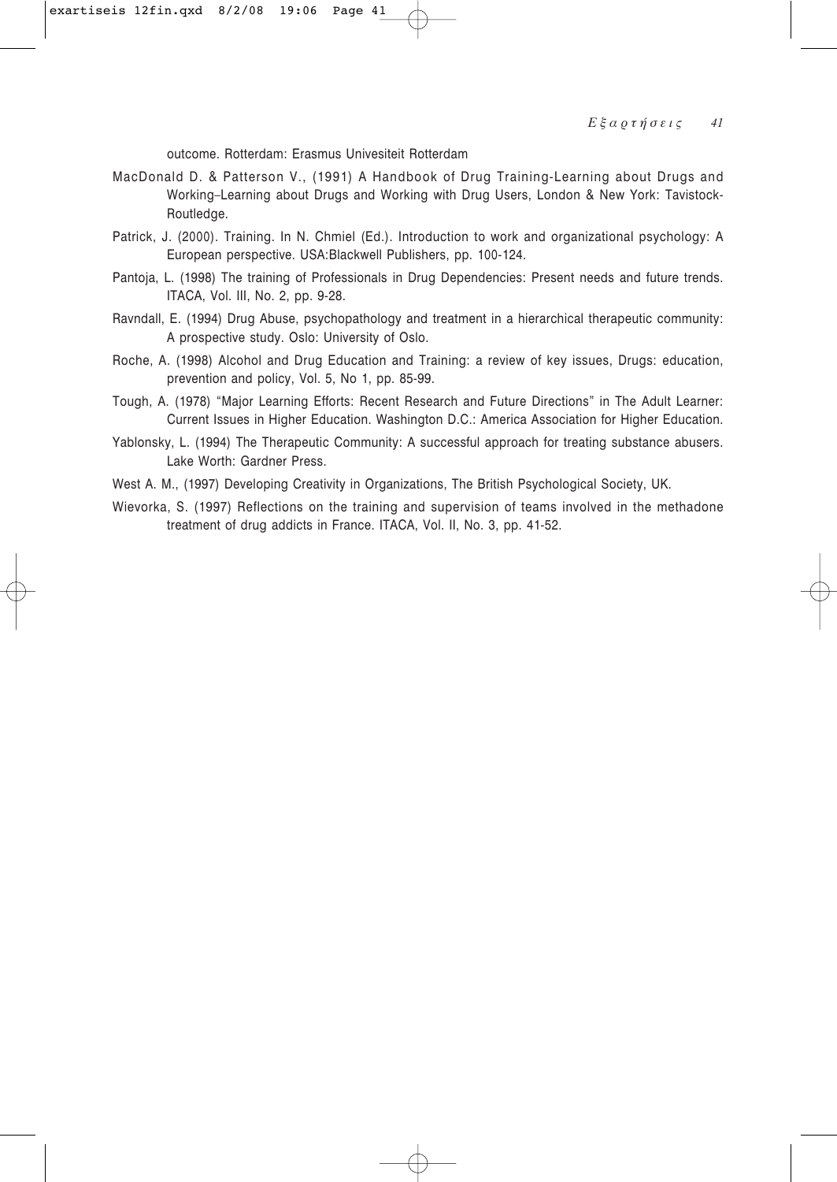outcome. Rotterdam: Erasmus Univesiteit Rotterdam

MacDonald D. & Patterson V., (1991) A Handbook of Drug Training-Learning about Drugs and Working–Learning about Drugs and Working with Drug Users, London & New York: Tavistock-Routledge.

Patrick, J. (2000). Training. In N. Chmiel (Ed.). Introduction to work and organizational psychology: A European perspective. USA:Blackwell Publishers, pp. 100-124.

Pantoja, L. (1998) The training of Professionals in Drug Dependencies: Present needs and future trends. ITACA, Vol. III, No. 2, pp. 9-28.

Ravndall, E. (1994) Drug Abuse, psychopathology and treatment in a hierarchical therapeutic community: A prospective study. Oslo: University of Oslo.

Roche, A. (1998) Alcohol and Drug Education and Training: a review of key issues, Drugs: education, prevention and policy, Vol. 5, No 1, pp. 85-99.

Tough, A. (1978) "Major Learning Efforts: Recent Research and Future Directions" in The Adult Learner: Current Issues in Higher Education. Washington D.C.: America Association for Higher Education.

Yablonsky, L. (1994) The Therapeutic Community: A successful approach for treating substance abusers. Lake Worth: Gardner Press.

West A. M., (1997) Developing Creativity in Organizations, The British Psychological Society, UK.

Wievorka, S. (1997) Reflections on the training and supervision of teams involved in the methadone treatment of drug addicts in France. ITACA, Vol. II, No. 3, pp. 41-52.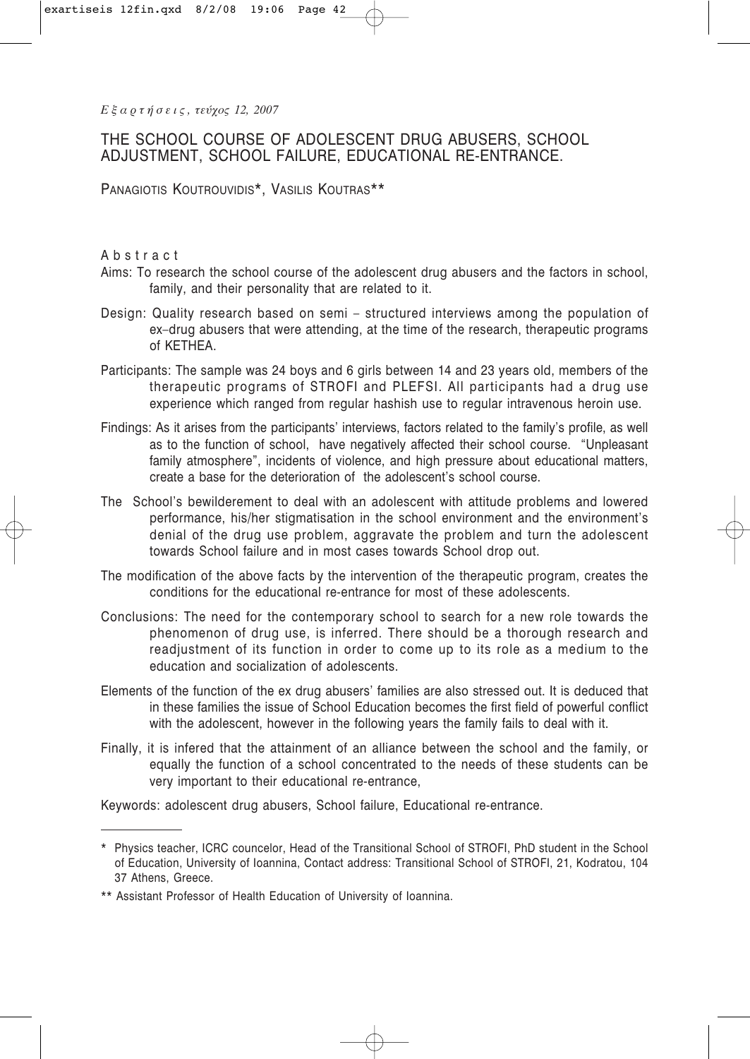# THE SCHOOL COURSE OF ADOLESCENT DRUG ABUSERS, SCHOOL ADJUSTMENT, SCHOOL FAILURE, EDUCATIONAL RE-ENTRANCE.

PANAGIOTIS KOUTROUVIDIS*, VASILIS KOUTRAS**

## Abstract

Aims: To research the school course of the adolescent drug abusers and the factors in school, family, and their personality that are related to it.

Design: Quality research based on semi – structured interviews among the population of ex–drug abusers that were attending, at the time of the research, therapeutic programs of KETHEA.

Participants: The sample was 24 boys and 6 girls between 14 and 23 years old, members of the therapeutic programs of STROFI and PLEFSI. All participants had a drug use experience which ranged from regular hashish use to regular intravenous heroin use.

Findings: As it arises from the participants' interviews, factors related to the family's profile, as well as to the function of school, have negatively affected their school course. "Unpleasant family atmosphere", incidents of violence, and high pressure about educational matters, create a base for the deterioration of the adolescent's school course.

The School's bewilderement to deal with an adolescent with attitude problems and lowered performance, his/her stigmatisation in the school environment and the environment's denial of the drug use problem, aggravate the problem and turn the adolescent towards School failure and in most cases towards School drop out.

The modification of the above facts by the intervention of the therapeutic program, creates the conditions for the educational re-entrance for most of these adolescents.

Conclusions: The need for the contemporary school to search for a new role towards the phenomenon of drug use, is inferred. There should be a thorough research and readjustment of its function in order to come up to its role as a medium to the education and socialization of adolescents.

Elements of the function of the ex drug abusers' families are also stressed out. It is deduced that in these families the issue of School Education becomes the first field of powerful conflict with the adolescent, however in the following years the family fails to deal with it.

Finally, it is infered that the attainment of an alliance between the school and the family, or equally the function of a school concentrated to the needs of these students can be very important to their educational re-entrance,

Keywords: adolescent drug abusers, School failure, Educational re-entrance.

---

\* Physics teacher, ICRC councelor, Head of the Transitional School of STROFI, PhD student in the School of Education, University of Ioannina, Contact address: Transitional School of STROFI, 21, Kodratou, 104 37 Athens, Greece.

\*\* Assistant Professor of Health Education of University of Ioannina.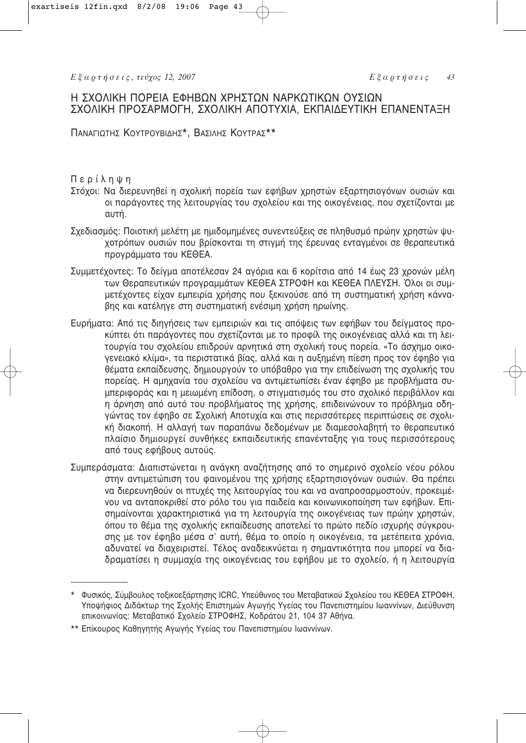# Η ΣΧΟΛΙΚΗ ΠΟΡΕΙΑ ΕΦΗΒΩΝ ΧΡΗΣΤΩΝ ΝΑΡΚΩΤΙΚΩΝ ΟΥΣΙΩΝ ΣΧΟΛΙΚΗ ΠΡΟΣΑΡΜΟΓΗ, ΣΧΟΛΙΚΗ ΑΠΟΤΥΧΙΑ, ΕΚΠΑΙΔΕΥΤΙΚΗ ΕΠΑΝΕΝΤΑΞΗ

ΠΑΝΑΓΙΩΤΗΣ ΚΟΥΤΡΟΥΒΙΔΗΣ*, ΒΑΣΙΛΗΣ ΚΟΥΤΡΑΣ**

## Περίληψη

Στόχοι: Να διερευνηθεί η σχολική πορεία των εφήβων χρηστών εξαρτησιογόνων ουσιών και οι παράγοντες της λειτουργίας του σχολείου και της οικογένειας, που σχετίζονται με αυτή.

Σχεδιασμός: Ποιοτική μελέτη με ημιδομημένες συνεντεύξεις σε πληθυσμό πρώην χρηστών ψυχοτρόπων ουσιών που βρίσκονται τη στιγμή της έρευνας ενταγμένοι σε θεραπευτικά προγράμματα του ΚΕΘΕΑ.

Συμμετέχοντες: Το δείγμα αποτέλεσαν 24 αγόρια και 6 κορίτσια από 14 έως 23 χρονών μέλη των Θεραπευτικών προγραμμάτων ΚΕΘΕΑ ΣΤΡΟΦΗ και ΚΕΘΕΑ ΠΛΕΥΣΗ. Όλοι οι συμμετέχοντες είχαν εμπειρία χρήσης που ξεκινούσε από τη συστηματική χρήση κάνναβης και κατέληγε στη συστηματική ενέσιμη χρήση ηρωίνης.

Ευρήματα: Από τις διηγήσεις των εμπειριών και τις απόψεις των εφήβων του δείγματος προκύπτει ότι παράγοντες που σχετίζονται με το προφίλ της οικογένειας αλλά και τη λειτουργία του σχολείου επιδρούν αρνητικά στη σχολική τους πορεία. «Το άσχημο οικογενειακό κλίμα», τα περιστατικά βίας, αλλά και η αυξημένη πίεση προς τον έφηβο για θέματα εκπαίδευσης, δημιουργούν το υπόβαθρο για την επιδείνωση της σχολικής του πορείας. Η αμηχανία του σχολείου να αντιμετωπίσει έναν έφηβο με προβλήματα συμπεριφοράς και η μειωμένη επίδοση, ο στιγματισμός του στο σχολικό περιβάλλον και η άρνηση από αυτό του προβλήματος της χρήσης, επιδεινώνουν το πρόβλημα οδηγώντας τον έφηβο σε Σχολική Αποτυχία και στις περισσότερες περιπτώσεις σε σχολική διακοπή. Η αλλαγή των παραπάνω δεδομένων με διαμεσολαβητή το θεραπευτικό πλαίσιο δημιουργεί συνθήκες εκπαιδευτικής επανένταξης για τους περισσότερους από τους εφήβους αυτούς.

Συμπεράσματα: Διαπιστώνεται η ανάγκη αναζήτησης από το σημερινό σχολείο νέου ρόλου στην αντιμετώπιση του φαινομένου της χρήσης εξαρτησιογόνων ουσιών. Θα πρέπει να διερευνηθούν οι πτυχές της λειτουργίας του και να αναπροσαρμοστούν, προκειμένου να ανταποκριθεί στο ρόλο του για παιδεία και κοινωνικοποίηση των εφήβων. Επισημαίνονται χαρακτηριστικά για τη λειτουργία της οικογένειας των πρώην χρηστών, όπου το θέμα της σχολικής εκπαίδευσης αποτελεί το πρώτο πεδίο ισχυρής σύγκρουσης με τον έφηβο μέσα σ' αυτή, θέμα το οποίο η οικογένεια, τα μετέπειτα χρόνια, αδυνατεί να διαχειριστεί. Τέλος αναδεικνύεται η σημαντικότητα που μπορεί να διαδραματίσει η συμμαχία της οικογένειας του εφήβου με το σχολείο, ή η λειτουργία

---

\* Φυσικός, Σύμβουλος τοξικοεξάρτησης ICRC, Υπεύθυνος του Μεταβατικού Σχολείου του ΚΕΘΕΑ ΣΤΡΟΦΗ, Υποψήφιος Διδάκτωρ της Σχολής Επιστημών Αγωγής Υγείας του Πανεπιστημίου Ιωαννίνων, Διεύθυνση επικοινωνίας: Μεταβατικό Σχολείο ΣΤΡΟΦΗΣ, Κοδράτου 21, 104 37 Αθήνα.

\*\* Επίκουρος Καθηγητής Αγωγής Υγείας του Πανεπιστημίου Ιωαννίνων.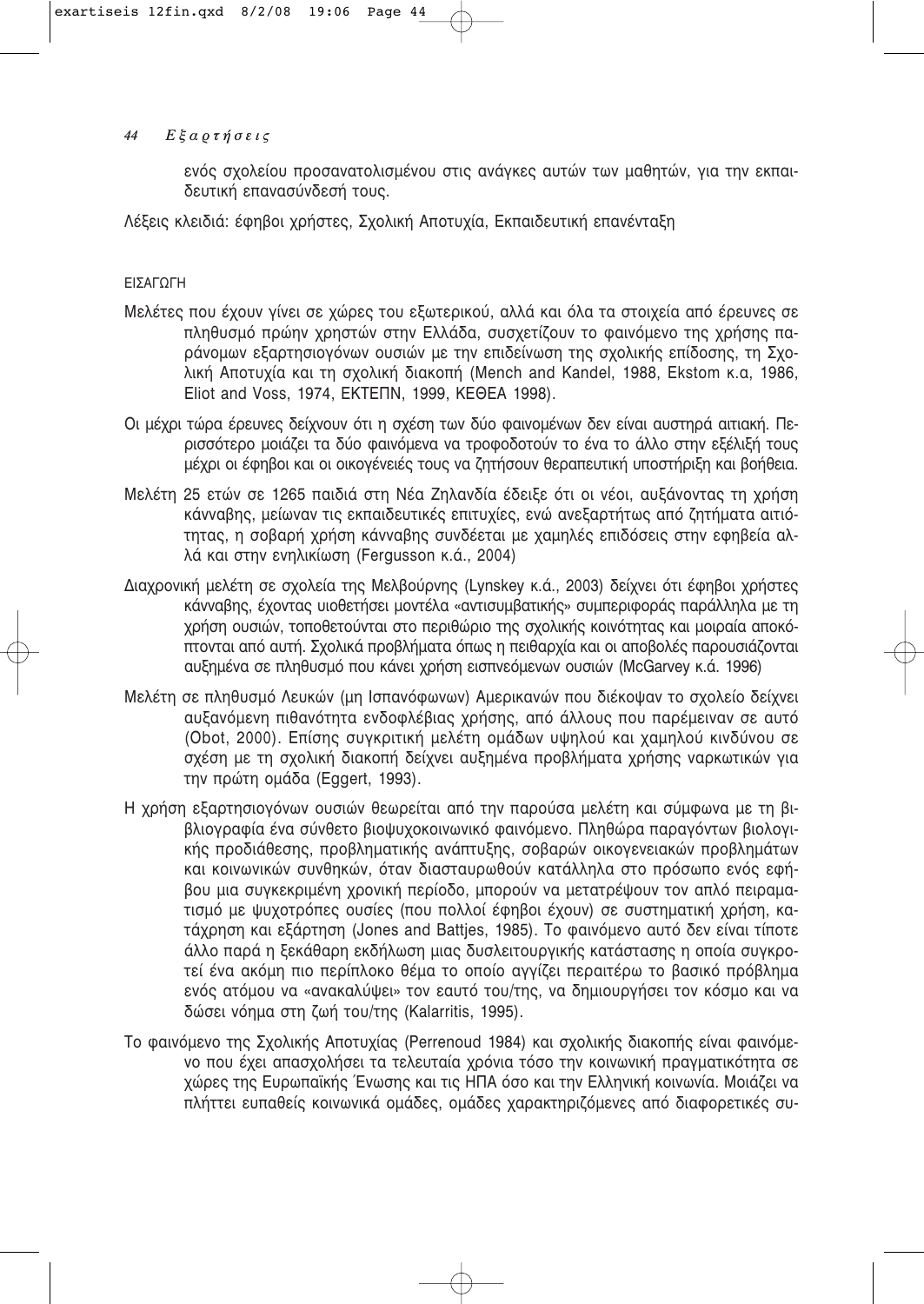ενός σχολείου προσανατολισμένου στις ανάγκες αυτών των μαθητών, για την εκπαιδευτική επανασύνδεσή τους.

Λέξεις κλειδιά: έφηβοι χρήστες, Σχολική Αποτυχία, Εκπαιδευτική επανένταξη

## ΕΙΣΑΓΩΓΗ

Μελέτες που έχουν γίνει σε χώρες του εξωτερικού, αλλά και όλα τα στοιχεία από έρευνες σε πληθυσμό πρώην χρηστών στην Ελλάδα, συσχετίζουν το φαινόμενο της χρήσης παράνομων εξαρτησιογόνων ουσιών με την επιδείνωση της σχολικής επίδοσης, τη Σχολική Αποτυχία και τη σχολική διακοπή (Mench and Kandel, 1988, Ekstom κ.α, 1986, Eliot and Voss, 1974, ΕΚΤΕΠΝ, 1999, ΚΕΘΕΑ 1998).

Οι μέχρι τώρα έρευνες δείχνουν ότι η σχέση των δύο φαινομένων δεν είναι αυστηρά αιτιακή. Περισσότερο μοιάζει τα δύο φαινόμενα να τροφοδοτούν το ένα το άλλο στην εξέλιξή τους μέχρι οι έφηβοι και οι οικογένειές τους να ζητήσουν θεραπευτική υποστήριξη και βοήθεια.

Μελέτη 25 ετών σε 1265 παιδιά στη Νέα Ζηλανδία έδειξε ότι οι νέοι, αυξάνοντας τη χρήση κάνναβης, μείωναν τις εκπαιδευτικές επιτυχίες, ενώ ανεξαρτήτως από ζητήματα αιτιότητας, η σοβαρή χρήση κάνναβης συνδέεται με χαμηλές επιδόσεις στην εφηβεία αλλά και στην ενηλικίωση (Fergusson κ.ά., 2004)

Διαχρονική μελέτη σε σχολεία της Μελβούρνης (Lynskey κ.ά., 2003) δείχνει ότι έφηβοι χρήστες κάνναβης, έχοντας υιοθετήσει μοντέλα «αντισυμβατικής» συμπεριφοράς παράλληλα με τη χρήση ουσιών, τοποθετούνται στο περιθώριο της σχολικής κοινότητας και μοιραία αποκόπτονται από αυτή. Σχολικά προβλήματα όπως η πειθαρχία και οι αποβολές παρουσιάζονται αυξημένα σε πληθυσμό που κάνει χρήση εισπνεόμενων ουσιών (McGarvey κ.ά. 1996)

Μελέτη σε πληθυσμό Λευκών (μη Ισπανόφωνων) Αμερικανών που διέκοψαν το σχολείο δείχνει αυξανόμενη πιθανότητα ενδοφλέβιας χρήσης, από άλλους που παρέμειναν σε αυτό (Obot, 2000). Επίσης συγκριτική μελέτη ομάδων υψηλού και χαμηλού κινδύνου σε σχέση με τη σχολική διακοπή δείχνει αυξημένα προβλήματα χρήσης ναρκωτικών για την πρώτη ομάδα (Eggert, 1993).

Η χρήση εξαρτησιογόνων ουσιών θεωρείται από την παρούσα μελέτη και σύμφωνα με τη βιβλιογραφία ένα σύνθετο βιοψυχοκοινωνικό φαινόμενο. Πληθώρα παραγόντων βιολογικής προδιάθεσης, προβληματικής ανάπτυξης, σοβαρών οικογενειακών προβλημάτων και κοινωνικών συνθηκών, όταν διασταυρωθούν κατάλληλα στο πρόσωπο ενός εφήβου μια συγκεκριμένη χρονική περίοδο, μπορούν να μετατρέψουν τον απλό πειραματισμό με ψυχοτρόπες ουσίες (που πολλοί έφηβοι έχουν) σε συστηματική χρήση, κατάχρηση και εξάρτηση (Jones and Battjes, 1985). Το φαινόμενο αυτό δεν είναι τίποτε άλλο παρά η ξεκάθαρη εκδήλωση μιας δυσλειτουργικής κατάστασης η οποία συγκροτεί ένα ακόμη πιο περίπλοκο θέμα το οποίο αγγίζει περαιτέρω το βασικό πρόβλημα ενός ατόμου να «ανακαλύψει» τον εαυτό του/της, να δημιουργήσει τον κόσμο και να δώσει νόημα στη ζωή του/της (Kalarritis, 1995).

Το φαινόμενο της Σχολικής Αποτυχίας (Perrenoud 1984) και σχολικής διακοπής είναι φαινόμενο που έχει απασχολήσει τα τελευταία χρόνια τόσο την κοινωνική πραγματικότητα σε χώρες της Ευρωπαϊκής Ένωσης και τις ΗΠΑ όσο και την Ελληνική κοινωνία. Μοιάζει να πλήττει ευπαθείς κοινωνικά ομάδες, ομάδες χαρακτηριζόμενες από διαφορετικές συ-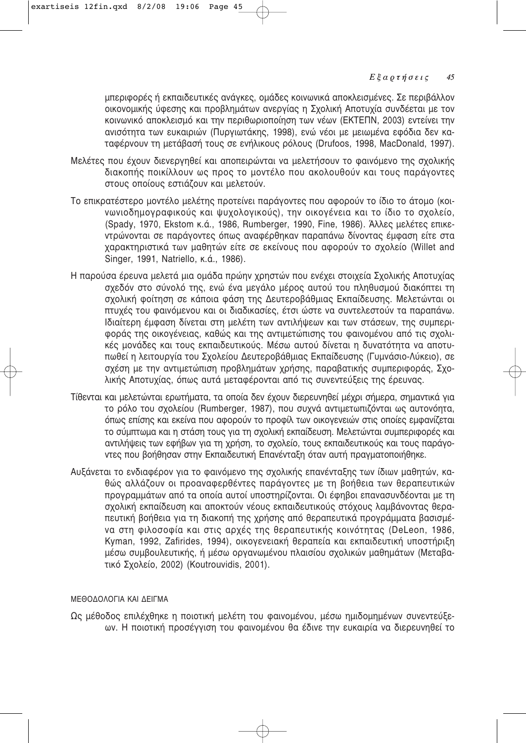μπεριφορές ή εκπαιδευτικές ανάγκες, ομάδες κοινωνικά αποκλεισμένες. Σε περιβάλλον οικονομικής ύφεσης και προβλημάτων ανεργίας η Σχολική Αποτυχία συνδέεται με τον κοινωνικό αποκλεισμό και την περιθωριοποίηση των νέων (ΕΚΤΕΠΝ, 2003) εντείνει την ανισότητα των ευκαιριών (Πυργιωτάκης, 1998), ενώ νέοι με μειωμένα εφόδια δεν καταφέρνουν τη μετάβασή τους σε ενήλικους ρόλους (Drufoos, 1998, MacDonald, 1997).

Μελέτες που έχουν διενεργηθεί και αποπειρώνται να μελετήσουν το φαινόμενο της σχολικής διακοπής ποικίλλουν ως προς το μοντέλο που ακολουθούν και τους παράγοντες στους οποίους εστιάζουν και μελετούν.

Το επικρατέστερο μοντέλο μελέτης προτείνει παράγοντες που αφορούν το ίδιο το άτομο (κοινωνιοδημογραφικούς και ψυχολογικούς), την οικογένεια και το ίδιο το σχολείο, (Spady, 1970, Ekstom κ.ά., 1986, Rumberger, 1990, Fine, 1986). Άλλες μελέτες επικεντρώνονται σε παράγοντες όπως αναφέρθηκαν παραπάνω δίνοντας έμφαση είτε στα χαρακτηριστικά των μαθητών είτε σε εκείνους που αφορούν το σχολείο (Willet and Singer, 1991, Natriello, κ.ά., 1986).

Η παρούσα έρευνα μελετά μια ομάδα πρώην χρηστών που ενέχει στοιχεία Σχολικής Αποτυχίας σχεδόν στο σύνολό της, ενώ ένα μεγάλο μέρος αυτού του πληθυσμού διακόπτει τη σχολική φοίτηση σε κάποια φάση της Δευτεροβάθμιας Εκπαίδευσης. Μελετώνται οι πτυχές του φαινόμενου και οι διαδικασίες, έτσι ώστε να συντελεστούν τα παραπάνω. Ιδιαίτερη έμφαση δίνεται στη μελέτη των αντιλήψεων και των στάσεων, της συμπεριφοράς της οικογένειας, καθώς και της αντιμετώπισης του φαινομένου από τις σχολικές μονάδες και τους εκπαιδευτικούς. Μέσω αυτού δίνεται η δυνατότητα να αποτυπωθεί η λειτουργία του Σχολείου Δευτεροβάθμιας Εκπαίδευσης (Γυμνάσιο-Λύκειο), σε σχέση με την αντιμετώπιση προβλημάτων χρήσης, παραβατικής συμπεριφοράς, Σχολικής Αποτυχίας, όπως αυτά μεταφέρονται από τις συνεντεύξεις της έρευνας.

Τίθενται και μελετώνται ερωτήματα, τα οποία δεν έχουν διερευνηθεί μέχρι σήμερα, σημαντικά για το ρόλο του σχολείου (Rumberger, 1987), που συχνά αντιμετωπιζόνται ως αυτονόητα, όπως επίσης και εκείνα που αφορούν το προφίλ των οικογενειών στις οποίες εμφανίζεται το σύμπτωμα και η στάση τους για τη σχολική εκπαίδευση. Μελετώνται συμπεριφορές και αντιλήψεις των εφήβων για τη χρήση, το σχολείο, τους εκπαιδευτικούς και τους παράγοντες που βοήθησαν στην Εκπαιδευτική Επανένταξη όταν αυτή πραγματοποιήθηκε.

Αυξάνεται το ενδιαφέρον για το φαινόμενο της σχολικής επανένταξης των ίδιων μαθητών, καθώς αλλάζουν οι προαναφερθέντες παράγοντες με τη βοήθεια των θεραπευτικών προγραμμάτων από τα οποία αυτοί υποστηρίζονται. Οι έφηβοι επανασυνδέονται με τη σχολική εκπαίδευση και αποκτούν νέους εκπαιδευτικούς στόχους λαμβάνοντας θεραπευτική βοήθεια για τη διακοπή της χρήσης από θεραπευτικά προγράμματα βασισμένα στη φιλοσοφία και στις αρχές της θεραπευτικής κοινότητας (DeLeon, 1986, Kyman, 1992, Zafirides, 1994), οικογενειακή θεραπεία και εκπαιδευτική υποστήριξη μέσω συμβουλευτικής, ή μέσω οργανωμένου πλαισίου σχολικών μαθημάτων (Μεταβατικό Σχολείο, 2002) (Koutrouvidis, 2001).

## ΜΕΘΟΔΟΛΟΓΙΑ ΚΑΙ ΔΕΙΓΜΑ

Ως μέθοδος επιλέχθηκε η ποιοτική μελέτη του φαινομένου, μέσω ημιδομημένων συνεντεύξεων. Η ποιοτική προσέγγιση του φαινομένου θα έδινε την ευκαιρία να διερευνηθεί το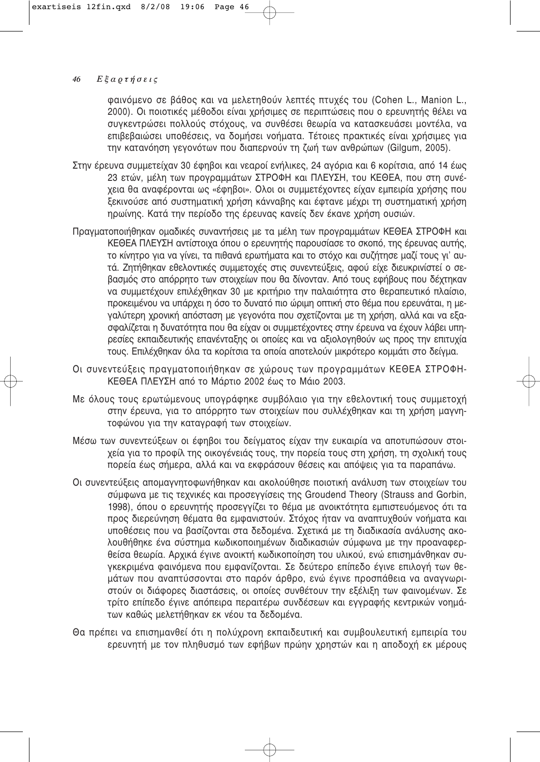φαινόμενο σε βάθος και να μελετηθούν λεπτές πτυχές του (Cohen L., Manion L., 2000). Οι ποιοτικές μέθοδοι είναι χρήσιμες σε περιπτώσεις που ο ερευνητής θέλει να συγκεντρώσει πολλούς στόχους, να συνθέσει θεωρία να κατασκευάσει μοντέλα, να επιβεβαιώσει υποθέσεις, να δομήσει νοήματα. Τέτοιες πρακτικές είναι χρήσιμες για την κατανόηση γεγονότων που διαπερνούν τη ζωή των ανθρώπων (Gilgum, 2005).

Στην έρευνα συμμετείχαν 30 έφηβοι και νεαροί ενήλικες, 24 αγόρια και 6 κορίτσια, από 14 έως 23 ετών, μέλη των προγραμμάτων ΣΤΡΟΦΗ και ΠΛΕΥΣΗ, του ΚΕΘΕΑ, που στη συνέχεια θα αναφέρονται ως «έφηβοι». Όλοι οι συμμετέχοντες είχαν εμπειρία χρήσης που ξεκινούσε από συστηματική χρήση κάνναβης και έφτανε μέχρι τη συστηματική χρήση ηρωίνης. Κατά την περίοδο της έρευνας κανείς δεν έκανε χρήση ουσιών.

Πραγματοποιήθηκαν ομαδικές συναντήσεις με τα μέλη των προγραμμάτων ΚΕΘΕΑ ΣΤΡΟΦΗ και ΚΕΘΕΑ ΠΛΕΥΣΗ αντίστοιχα όπου ο ερευνητής παρουσίασε το σκοπό, της έρευνας αυτής, το κίνητρο για να γίνει, τα πιθανά ερωτήματα και το στόχο και συζήτησε μαζί τους γι' αυτά. Ζητήθηκαν εθελοντικές συμμετοχές στις συνεντεύξεις, αφού είχε διευκρινίστεί ο σεβασμός στο απόρρητο των στοιχείων που θα δίνονταν. Από τους εφήβους που δέχτηκαν να συμμετέχουν επιλέχθηκαν 30 με κριτήριο την παλαιότητα στο θεραπευτικό πλαίσιο, προκειμένου να υπάρχει η όσο το δυνατό πιο ώριμη οπτική στο θέμα που ερευνάται, η μεγαλύτερη χρονική απόσταση με γεγονότα που σχετίζονται με τη χρήση, αλλά και να εξασφαλίζεται η δυνατότητα που θα είχαν οι συμμετέχοντες στην έρευνα να έχουν λάβει υπηρεσίες εκπαιδευτικής επανένταξης οι οποίες και να αξιολογηθούν ως προς την επιτυχία τους. Επιλέχθηκαν όλα τα κορίτσια τα οποία αποτελούν μικρότερο κομμάτι στο δείγμα.

Οι συνεντεύξεις πραγματοποιήθηκαν σε χώρους των προγραμμάτων ΚΕΘΕΑ ΣΤΡΟΦΗ-ΚΕΘΕΑ ΠΛΕΥΣΗ από το Μάρτιο 2002 έως το Μάιο 2003.

Με όλους τους ερωτώμενους υπογράφηκε συμβόλαιο για την εθελοντική τους συμμετοχή στην έρευνα, για το απόρρητο των στοιχείων που συλλέχθηκαν και τη χρήση μαγνητοφώνου για την καταγραφή των στοιχείων.

Μέσω των συνεντεύξεων οι έφηβοι του δείγματος είχαν την ευκαιρία να αποτυπώσουν στοιχεία για το προφίλ της οικογένειάς τους, την πορεία τους στη χρήση, τη σχολική τους πορεία έως σήμερα, αλλά και να εκφράσουν θέσεις και απόψεις για τα παραπάνω.

Οι συνεντεύξεις απομαγνητοφωνήθηκαν και ακολούθησε ποιοτική ανάλυση των στοιχείων του σύμφωνα με τις τεχνικές και προσεγγίσεις της Groudend Theory (Strauss and Gorbin, 1998), όπου ο ερευνητής προσεγγίζει το θέμα με ανοικτότητα εμπιστευόμενος ότι τα προς διερεύνηση θέματα θα εμφανιστούν. Στόχος ήταν να αναπτυχθούν νοήματα και υποθέσεις που να βασίζονται στα δεδομένα. Σχετικά με τη διαδικασία ανάλυσης ακολουθήθηκε ένα σύστημα κωδικοποιημένων διαδικασιών σύμφωνα με την προαναφερθείσα θεωρία. Αρχικά έγινε ανοικτή κωδικοποίηση του υλικού, ενώ επισημάνθηκαν συγκεκριμένα φαινόμενα που εμφανίζονται. Σε δεύτερο επίπεδο έγινε επιλογή των θεμάτων που αναπτύσσονται στο παρόν άρθρο, ενώ έγινε προσπάθεια να αναγνωριστούν οι διάφορες διαστάσεις, οι οποίες συνθέτουν την εξέλιξη των φαινομένων. Σε τρίτο επίπεδο έγινε απόπειρα περαιτέρω συνδέσεων και εγγραφής κεντρικών νοημάτων καθώς μελετήθηκαν εκ νέου τα δεδομένα.

Θα πρέπει να επισημανθεί ότι η πολύχρονη εκπαιδευτική και συμβουλευτική εμπειρία του ερευνητή με τον πληθυσμό των εφήβων πρώην χρηστών και η αποδοχή εκ μέρους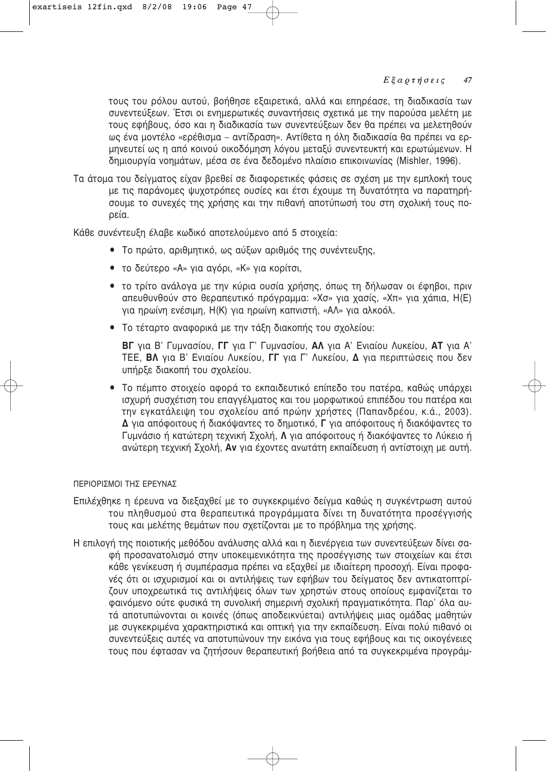τους του ρόλου αυτού, βοήθησε εξαιρετικά, αλλά και επηρέασε, τη διαδικασία των συνεντεύξεων. Έτσι οι ενημερωτικές συναντήσεις σχετικά με την παρούσα μελέτη με τους εφήβους, όσο και η διαδικασία των συνεντεύξεων δεν θα πρέπει να μελετηθούν ως ένα μοντέλο «ερέθισμα – αντίδραση». Αντίθετα η όλη διαδικασία θα πρέπει να ερμηνευτεί ως η από κοινού οικοδόμηση λόγου μεταξύ συνεντευκτή και ερωτώμενων. Η δημιουργία νοημάτων, μέσα σε ένα δεδομένο πλαίσιο επικοινωνίας (Mishler, 1996).

Τα άτομα του δείγματος είχαν βρεθεί σε διαφορετικές φάσεις σε σχέση με την εμπλοκή τους με τις παράνομες ψυχοτρόπες ουσίες και έτσι έχουμε τη δυνατότητα να παρατηρήσουμε το συνεχές της χρήσης και την πιθανή αποτύπωσή του στη σχολική τους πορεία.

Κάθε συνέντευξη έλαβε κωδικό αποτελούμενο από 5 στοιχεία:

- Το πρώτο, αριθμητικό, ως αύξων αριθμός της συνέντευξης,
- το δεύτερο «Α» για αγόρι, «Κ» για κορίτσι,
- το τρίτο ανάλογα με την κύρια ουσία χρήσης, όπως τη δήλωσαν οι έφηβοι, πριν απευθυνθούν στο θεραπευτικό πρόγραμμα: «Χσ» για χασίς, «Χπ» για χάπια, Η(Ε) για ηρωίνη ενέσιμη, Η(Κ) για ηρωίνη καπνιστή, «ΑΛ» για αλκοόλ.
- Το τέταρτο αναφορικά με την τάξη διακοπής του σχολείου:

  **ΒΓ** για Β' Γυμνασίου, **ΓΓ** για Γ' Γυμνασίου, **ΑΛ** για Α' Ενιαίου Λυκείου, **ΑΤ** για Α' ΤΕΕ, **ΒΛ** για Β' Ενιαίου Λυκείου, **ΓΓ** για Γ' Λυκείου, **Δ** για περιπτώσεις που δεν υπήρξε διακοπή του σχολείου.
- Το πέμπτο στοιχείο αφορά το εκπαιδευτικό επίπεδο του πατέρα, καθώς υπάρχει ισχυρή συσχέτιση του επαγγέλματος και του μορφωτικού επιπέδου του πατέρα και την εγκατάλειψη του σχολείου από πρώην χρήστες (Παπανδρέου, κ.ά., 2003). **Δ** για απόφοιτους ή διακόψαντες το δημοτικό, **Γ** για απόφοιτους ή διακόψαντες το Γυμνάσιο ή κατώτερη τεχνική Σχολή, **Λ** για απόφοιτους ή διακόψαντες το Λύκειο ή ανώτερη τεχνική Σχολή, **Αν** για έχοντες ανωτάτη εκπαίδευση ή αντίστοιχη με αυτή.

### ΠΕΡΙΟΡΙΣΜΟΙ ΤΗΣ ΕΡΕΥΝΑΣ

Επιλέχθηκε η έρευνα να διεξαχθεί με το συγκεκριμένο δείγμα καθώς η συγκέντρωση αυτού του πληθυσμού στα θεραπευτικά προγράμματα δίνει τη δυνατότητα προσέγγισής τους και μελέτης θεμάτων που σχετίζονται με το πρόβλημα της χρήσης.

Η επιλογή της ποιοτικής μεθόδου ανάλυσης αλλά και η διενέργεια των συνεντεύξεων δίνει σαφή προσανατολισμό στην υποκειμενικότητα της προσέγγισης των στοιχείων και έτσι κάθε γενίκευση ή συμπέρασμα πρέπει να εξαχθεί με ιδιαίτερη προσοχή. Είναι προφανές ότι οι ισχυρισμοί και οι αντιλήψεις των εφήβων του δείγματος δεν αντικατοπτρίζουν υποχρεωτικά τις αντιλήψεις όλων των χρηστών στους οποίους εμφανίζεται το φαινόμενο ούτε φυσικά τη συνολική σημερινή σχολική πραγματικότητα. Παρ' όλα αυτά αποτυπώνονται οι κοινές (όπως αποδεικνύεται) αντιλήψεις μιας ομάδας μαθητών με συγκεκριμένα χαρακτηριστικά και οπτική για την εκπαίδευση. Είναι πολύ πιθανό οι συνεντεύξεις αυτές να αποτυπώνουν την εικόνα για τους εφήβους και τις οικογένειες τους που έφτασαν να ζητήσουν θεραπευτική βοήθεια από τα συγκεκριμένα προγράμ-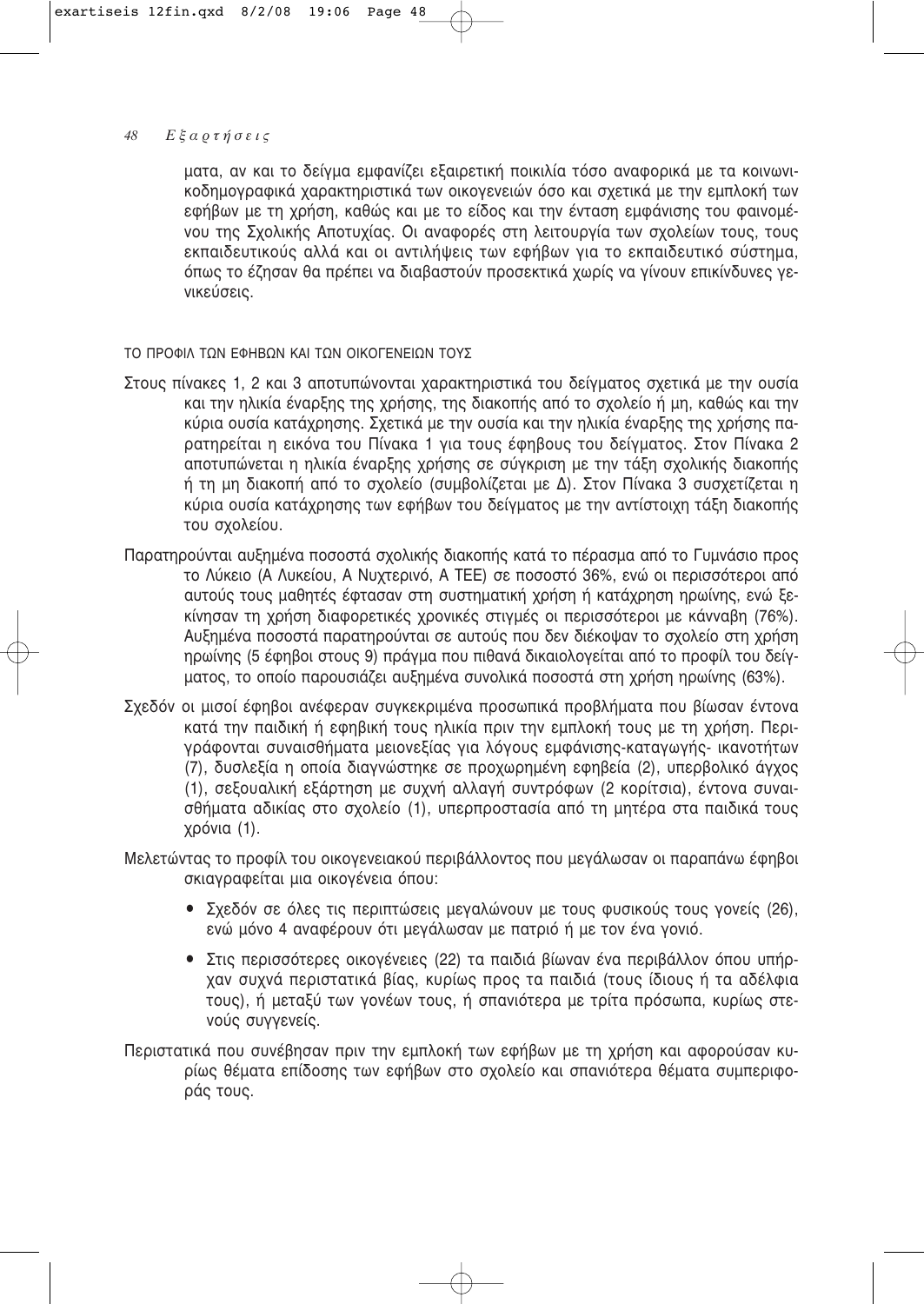ματα, αν και το δείγμα εμφανίζει εξαιρετική ποικιλία τόσο αναφορικά με τα κοινωνικοδημογραφικά χαρακτηριστικά των οικογενειών όσο και σχετικά με την εμπλοκή των εφήβων με τη χρήση, καθώς και με το είδος και την ένταση εμφάνισης του φαινομένου της Σχολικής Αποτυχίας. Οι αναφορές στη λειτουργία των σχολείων τους, τους εκπαιδευτικούς αλλά και οι αντιλήψεις των εφήβων για το εκπαιδευτικό σύστημα, όπως το έζησαν θα πρέπει να διαβαστούν προσεκτικά χωρίς να γίνουν επικίνδυνες γενικεύσεις.

## ΤΟ ΠΡΟΦΙΛ ΤΩΝ ΕΦΗΒΩΝ ΚΑΙ ΤΩΝ ΟΙΚΟΓΕΝΕΙΩΝ ΤΟΥΣ

Στους πίνακες 1, 2 και 3 αποτυπώνονται χαρακτηριστικά του δείγματος σχετικά με την ουσία και την ηλικία έναρξης της χρήσης, της διακοπής από το σχολείο ή μη, καθώς και την κύρια ουσία κατάχρησης. Σχετικά με την ουσία και την ηλικία έναρξης της χρήσης παρατηρείται η εικόνα του Πίνακα 1 για τους έφηβους του δείγματος. Στον Πίνακα 2 αποτυπώνεται η ηλικία έναρξης χρήσης σε σύγκριση με την τάξη σχολικής διακοπής ή τη μη διακοπή από το σχολείο (συμβολίζεται με Δ). Στον Πίνακα 3 συσχετίζεται η κύρια ουσία κατάχρησης των εφήβων του δείγματος με την αντίστοιχη τάξη διακοπής του σχολείου.

Παρατηρούνται αυξημένα ποσοστά σχολικής διακοπής κατά το πέρασμα από το Γυμνάσιο προς το Λύκειο (Α Λυκείου, Α Νυχτερινό, Α ΤΕΕ) σε ποσοστό 36%, ενώ οι περισσότεροι από αυτούς τους μαθητές έφτασαν στη συστηματική χρήση ή κατάχρηση ηρωίνης, ενώ ξεκίνησαν τη χρήση διαφορετικές χρονικές στιγμές οι περισσότεροι με κάνναβη (76%). Αυξημένα ποσοστά παρατηρούνται σε αυτούς που δεν διέκοψαν το σχολείο στη χρήση ηρωίνης (5 έφηβοι στους 9) πράγμα που πιθανά δικαιολογείται από το προφίλ του δείγματος, το οποίο παρουσιάζει αυξημένα συνολικά ποσοστά στη χρήση ηρωίνης (63%).

Σχεδόν οι μισοί έφηβοι ανέφεραν συγκεκριμένα προσωπικά προβλήματα που βίωσαν έντονα κατά την παιδική ή εφηβική τους ηλικία πριν την εμπλοκή τους με τη χρήση. Περιγράφονται συναισθήματα μειονεξίας για λόγους εμφάνισης-καταγωγής- ικανοτήτων (7), δυσλεξία η οποία διαγνώστηκε σε προχωρημένη εφηβεία (2), υπερβολικό άγχος (1), σεξουαλική εξάρτηση με συχνή αλλαγή συντρόφων (2 κορίτσια), έντονα συναισθήματα αδικίας στο σχολείο (1), υπερπροστασία από τη μητέρα στα παιδικά τους χρόνια (1).

Μελετώντας το προφίλ του οικογενειακού περιβάλλοντος που μεγάλωσαν οι παραπάνω έφηβοι σκιαγραφείται μια οικογένεια όπου:

- Σχεδόν σε όλες τις περιπτώσεις μεγαλώνουν με τους φυσικούς τους γονείς (26), ενώ μόνο 4 αναφέρουν ότι μεγάλωσαν με πατριό ή με τον ένα γονιό.
- Στις περισσότερες οικογένειες (22) τα παιδιά βίωναν ένα περιβάλλον όπου υπήρχαν συχνά περιστατικά βίας, κυρίως προς τα παιδιά (τους ίδιους ή τα αδέλφια τους), ή μεταξύ των γονέων τους, ή σπανιότερα με τρίτα πρόσωπα, κυρίως στενούς συγγενείς.

Περιστατικά που συνέβησαν πριν την εμπλοκή των εφήβων με τη χρήση και αφορούσαν κυρίως θέματα επίδοσης των εφήβων στο σχολείο και σπανιότερα θέματα συμπεριφοράς τους.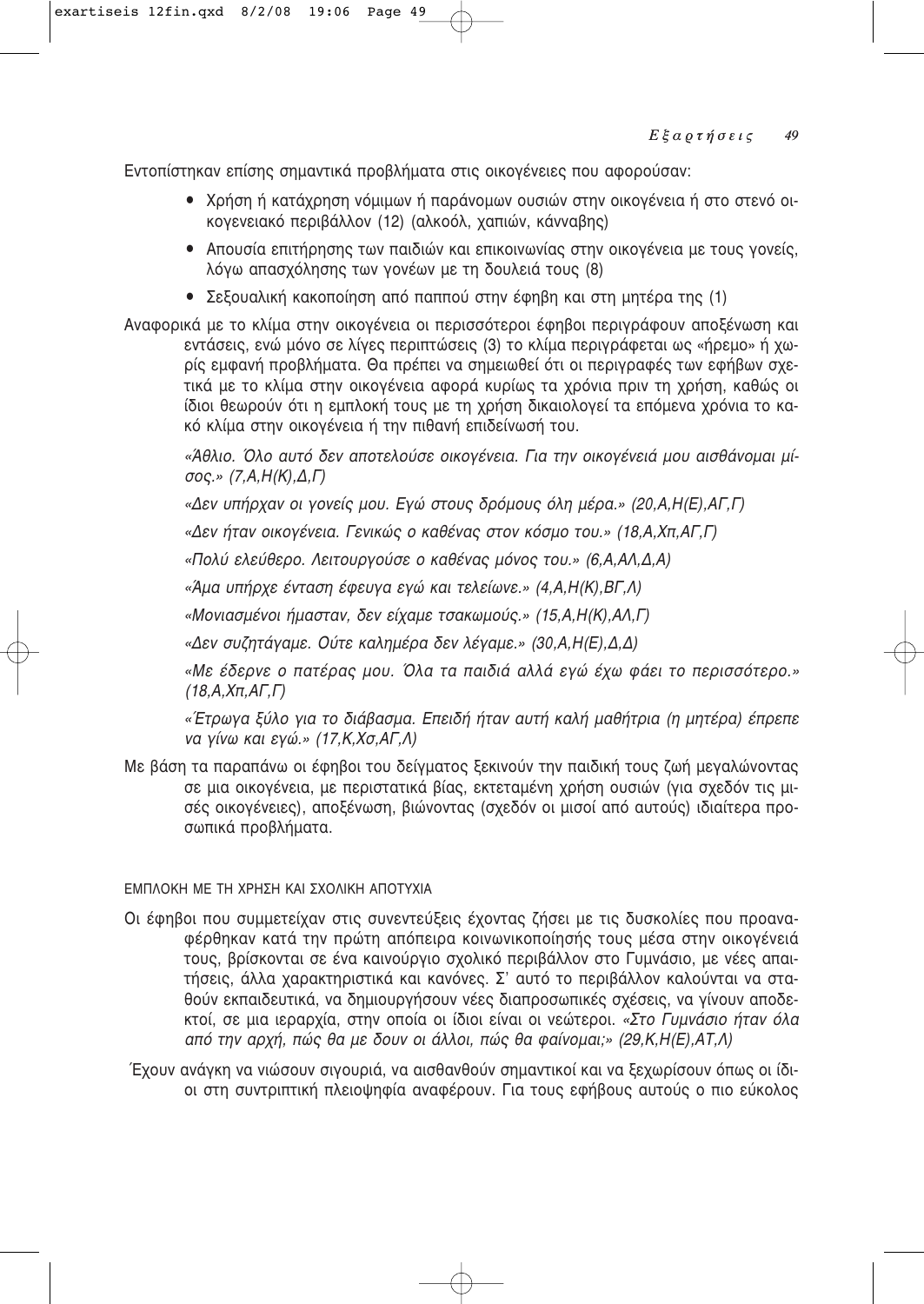Εντοπίστηκαν επίσης σημαντικά προβλήματα στις οικογένειες που αφορούσαν:

- Χρήση ή κατάχρηση νόμιμων ή παράνομων ουσιών στην οικογένεια ή στο στενό οικογενειακό περιβάλλον (12) (αλκοόλ, χαπιών, κάνναβης)
- Απουσία επιτήρησης των παιδιών και επικοινωνίας στην οικογένεια με τους γονείς, λόγω απασχόλησης των γονέων με τη δουλειά τους (8)
- Σεξουαλική κακοποίηση από παππού στην έφηβη και στη μητέρα της (1)

Αναφορικά με το κλίμα στην οικογένεια οι περισσότεροι έφηβοι περιγράφουν αποξένωση και εντάσεις, ενώ μόνο σε λίγες περιπτώσεις (3) το κλίμα περιγράφεται ως «ήρεμο» ή χωρίς εμφανή προβλήματα. Θα πρέπει να σημειωθεί ότι οι περιγραφές των εφήβων σχετικά με το κλίμα στην οικογένεια αφορά κυρίως τα χρόνια πριν τη χρήση, καθώς οι ίδιοι θεωρούν ότι η εμπλοκή τους με τη χρήση δικαιολογεί τα επόμενα χρόνια το κακό κλίμα στην οικογένεια ή την πιθανή επιδείνωσή του.

*«Άθλιο. Όλο αυτό δεν αποτελούσε οικογένεια. Για την οικογένειά μου αισθάνομαι μίσος.» (7,Α,Η(Κ),Δ,Γ)*

*«Δεν υπήρχαν οι γονείς μου. Εγώ στους δρόμους όλη μέρα.» (20,Α,Η(Ε),ΑΓ,Γ)*

*«Δεν ήταν οικογένεια. Γενικώς ο καθένας στον κόσμο του.» (18,Α,Χπ,ΑΓ,Γ)*

*«Πολύ ελεύθερο. Λειτουργούσε ο καθένας μόνος του.» (6,Α,ΑΛ,Δ,Α)*

*«Άμα υπήρχε ένταση έφευγα εγώ και τελείωνε.» (4,Α,Η(Κ),ΒΓ,Λ)*

*«Μονιασμένοι ήμασταν, δεν είχαμε τσακωμούς.» (15,Α,Η(Κ),ΑΛ,Γ)*

*«Δεν συζητάγαμε. Ούτε καλημέρα δεν λέγαμε.» (30,Α,Η(Ε),Δ,Δ)*

*«Με έδερνε ο πατέρας μου. Όλα τα παιδιά αλλά εγώ έχω φάει το περισσότερο.» (18,Α,Χπ,ΑΓ,Γ)*

*«Έτρωγα ξύλο για το διάβασμα. Επειδή ήταν αυτή καλή μαθήτρια (η μητέρα) έπρεπε να γίνω και εγώ.» (17,Κ,Χσ,ΑΓ,Λ)*

Με βάση τα παραπάνω οι έφηβοι του δείγματος ξεκινούν την παιδική τους ζωή μεγαλώνοντας σε μια οικογένεια, με περιστατικά βίας, εκτεταμένη χρήση ουσιών (για σχεδόν τις μισές οικογένειες), αποξένωση, βιώνοντας (σχεδόν οι μισοί από αυτούς) ιδιαίτερα προσωπικά προβλήματα.

### ΕΜΠΛΟΚΗ ΜΕ ΤΗ ΧΡΗΣΗ ΚΑΙ ΣΧΟΛΙΚΗ ΑΠΟΤΥΧΙΑ

Οι έφηβοι που συμμετείχαν στις συνεντεύξεις έχοντας ζήσει με τις δυσκολίες που προαναφέρθηκαν κατά την πρώτη απόπειρα κοινωνικοποίησής τους μέσα στην οικογένειά τους, βρίσκονται σε ένα καινούργιο σχολικό περιβάλλον στο Γυμνάσιο, με νέες απαιτήσεις, άλλα χαρακτηριστικά και κανόνες. Σ' αυτό το περιβάλλον καλούνται να σταθούν εκπαιδευτικά, να δημιουργήσουν νέες διαπροσωπικές σχέσεις, να γίνουν αποδεκτοί, σε μια ιεραρχία, στην οποία οι ίδιοι είναι οι νεώτεροι. *«Στο Γυμνάσιο ήταν όλα από την αρχή, πώς θα με δουν οι άλλοι, πώς θα φαίνομαι;» (29,Κ,Η(Ε),ΑΤ,Λ)*

Έχουν ανάγκη να νιώσουν σιγουριά, να αισθανθούν σημαντικοί και να ξεχωρίσουν όπως οι ίδιοι στη συντριπτική πλειοψηφία αναφέρουν. Για τους εφήβους αυτούς ο πιο εύκολος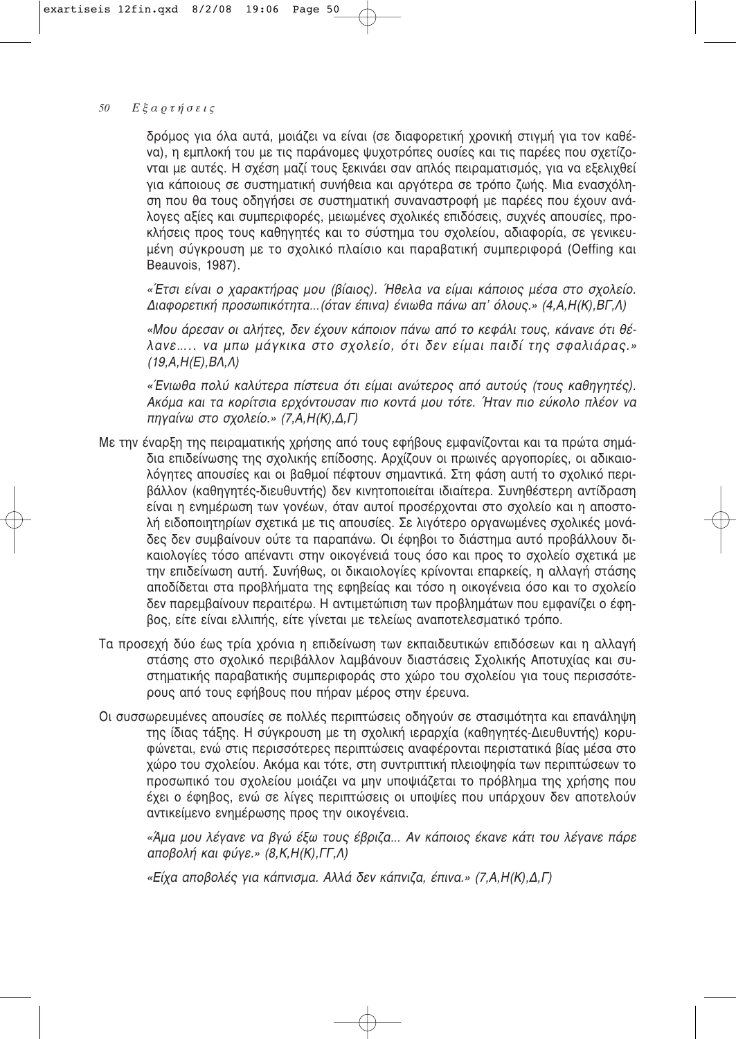δρόμος για όλα αυτά, μοιάζει να είναι (σε διαφορετική χρονική στιγμή για τον καθένα), η εμπλοκή του με τις παράνομες ψυχοτρόπες ουσίες και τις παρέες που σχετίζονται με αυτές. Η σχέση μαζί τους ξεκινάει σαν απλός πειραματισμός, για να εξελιχθεί για κάποιους σε συστηματική συνήθεια και αργότερα σε τρόπο ζωής. Μια ενασχόληση που θα τους οδηγήσει σε συστηματική συναναστροφή με παρέες που έχουν ανάλογες αξίες και συμπεριφορές, μειωμένες σχολικές επιδόσεις, συχνές απουσίες, προκλήσεις προς τους καθηγητές και το σύστημα του σχολείου, αδιαφορία, σε γενικευμένη σύγκρουση με το σχολικό πλαίσιο και παραβατική συμπεριφορά (Oeffing και Beauvois, 1987).

*«Έτσι είναι ο χαρακτήρας μου (βίαιος). Ήθελα να είμαι κάποιος μέσα στο σχολείο. Διαφορετική προσωπικότητα...(όταν έπινα) ένιωθα πάνω απ' όλους.» (4,Α,Η(Κ),ΒΓ,Λ)*

*«Μου άρεσαν οι αλήτες, δεν έχουν κάποιον πάνω από το κεφάλι τους, κάνανε ότι θέλανε..... να μπω μάγκικα στο σχολείο, ότι δεν είμαι παιδί της σφαλιάρας.» (19,Α,Η(Ε),ΒΛ,Λ)*

*«Ένιωθα πολύ καλύτερα πίστευα ότι είμαι ανώτερος από αυτούς (τους καθηγητές). Ακόμα και τα κορίτσια ερχόντουσαν πιο κοντά μου τότε. Ήταν πιο εύκολο πλέον να πηγαίνω στο σχολείο.» (7,Α,Η(Κ),Δ,Γ)*

Με την έναρξη της πειραματικής χρήσης από τους εφήβους εμφανίζονται και τα πρώτα σημάδια επιδείνωσης της σχολικής επίδοσης. Αρχίζουν οι πρωινές αργοπορίες, οι αδικαιολόγητες απουσίες και οι βαθμοί πέφτουν σημαντικά. Στη φάση αυτή το σχολικό περιβάλλον (καθηγητές-διευθυντής) δεν κινητοποιείται ιδιαίτερα. Συνηθέστερη αντίδραση είναι η ενημέρωση των γονέων, όταν αυτοί προσέρχονται στο σχολείο και η αποστολή ειδοποιητηρίων σχετικά με τις απουσίες. Σε λιγότερο οργανωμένες σχολικές μονάδες δεν συμβαίνουν ούτε τα παραπάνω. Οι έφηβοι το διάστημα αυτό προβάλλουν δικαιολογίες τόσο απέναντι στην οικογένειά τους όσο και προς το σχολείο σχετικά με την επιδείνωση αυτή. Συνήθως, οι δικαιολογίες κρίνονται επαρκείς, η αλλαγή στάσης αποδίδεται στα προβλήματα της εφηβείας και τόσο η οικογένεια όσο και το σχολείο δεν παρεμβαίνουν περαιτέρω. Η αντιμετώπιση των προβλημάτων που εμφανίζει ο έφηβος, είτε είναι ελλιπής, είτε γίνεται με τελείως αναποτελεσματικό τρόπο.

Τα προσεχή δύο έως τρία χρόνια η επιδείνωση των εκπαιδευτικών επιδόσεων και η αλλαγή στάσης στο σχολικό περιβάλλον λαμβάνουν διαστάσεις Σχολικής Αποτυχίας και συστηματικής παραβατικής συμπεριφοράς στο χώρο του σχολείου για τους περισσότερους από τους εφήβους που πήραν μέρος στην έρευνα.

Οι συσσωρευμένες απουσίες σε πολλές περιπτώσεις οδηγούν σε στασιμότητα και επανάληψη της ίδιας τάξης. Η σύγκρουση με τη σχολική ιεραρχία (καθηγητές-Διευθυντής) κορυφώνεται, ενώ στις περισσότερες περιπτώσεις αναφέρονται περιστατικά βίας μέσα στο χώρο του σχολείου. Ακόμα και τότε, στη συντριπτική πλειοψηφία των περιπτώσεων το προσωπικό του σχολείου μοιάζει να μην υποψιάζεται το πρόβλημα της χρήσης που έχει ο έφηβος, ενώ σε λίγες περιπτώσεις οι υποψίες που υπάρχουν δεν αποτελούν αντικείμενο ενημέρωσης προς την οικογένεια.

*«Άμα μου λέγανε να βγώ έξω τους έβριζα... Αν κάποιος έκανε κάτι του λέγανε πάρε αποβολή και φύγε.» (8,Κ,Η(Κ),ΓΓ,Λ)*

*«Είχα αποβολές για κάπνισμα. Αλλά δεν κάπνιζα, έπινα.» (7,Α,Η(Κ),Δ,Γ)*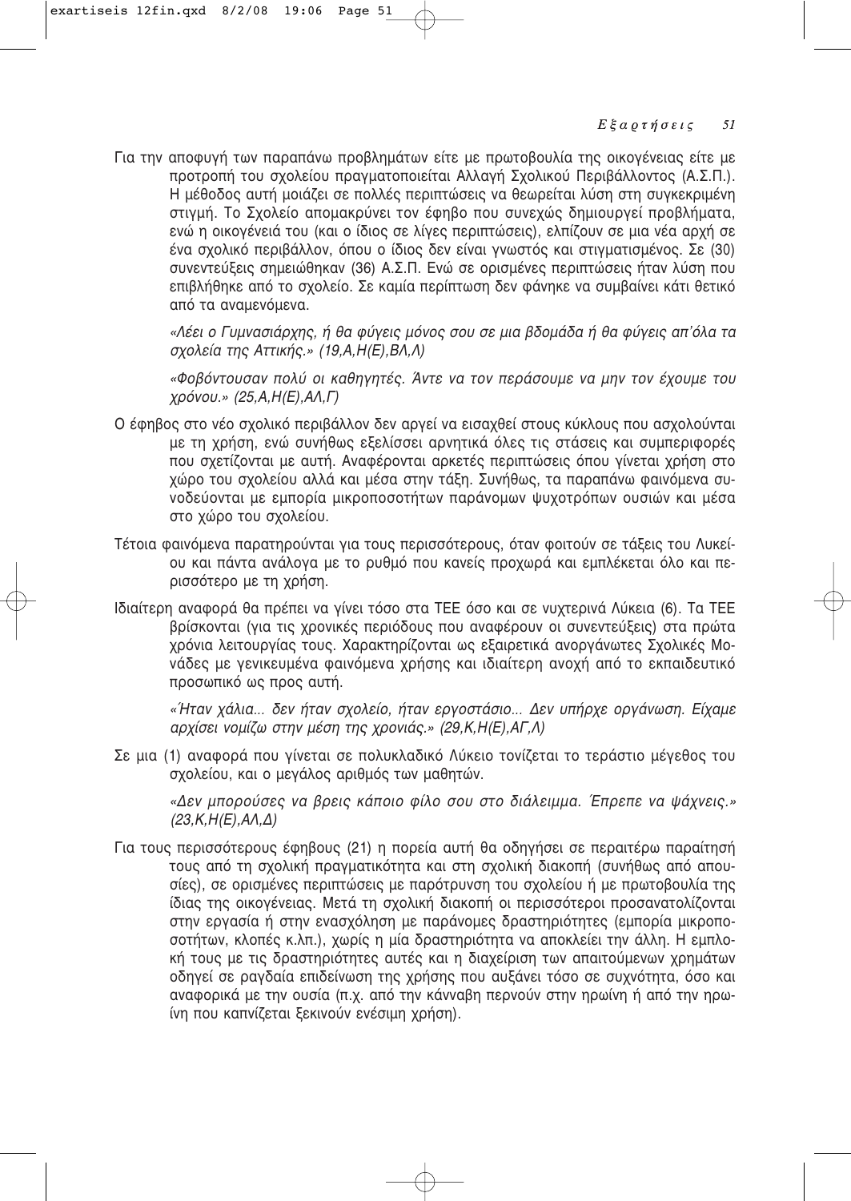Για την αποφυγή των παραπάνω προβλημάτων είτε με πρωτοβουλία της οικογένειας είτε με προτροπή του σχολείου πραγματοποιείται Αλλαγή Σχολικού Περιβάλλοντος (Α.Σ.Π.). Η μέθοδος αυτή μοιάζει σε πολλές περιπτώσεις να θεωρείται λύση στη συγκεκριμένη στιγμή. Το Σχολείο απομακρύνει τον έφηβο που συνεχώς δημιουργεί προβλήματα, ενώ η οικογένειά του (και ο ίδιος σε λίγες περιπτώσεις), ελπίζουν σε μια νέα αρχή σε ένα σχολικό περιβάλλον, όπου ο ίδιος δεν είναι γνωστός και στιγματισμένος. Σε (30) συνεντεύξεις σημειώθηκαν (36) Α.Σ.Π. Ενώ σε ορισμένες περιπτώσεις ήταν λύση που επιβλήθηκε από το σχολείο. Σε καμία περίπτωση δεν φάνηκε να συμβαίνει κάτι θετικό από τα αναμενόμενα.

*«Λέει ο Γυμνασιάρχης, ή θα φύγεις μόνος σου σε μια βδομάδα ή θα φύγεις απ'όλα τα σχολεία της Αττικής.» (19,Α,Η(Ε),ΒΛ,Λ)*

*«Φοβόντουσαν πολύ οι καθηγητές. Άντε να τον περάσουμε να μην τον έχουμε του χρόνου.» (25,Α,Η(Ε),ΑΛ,Γ)*

Ο έφηβος στο νέο σχολικό περιβάλλον δεν αργεί να εισαχθεί στους κύκλους που ασχολούνται με τη χρήση, ενώ συνήθως εξελίσσει αρνητικά όλες τις στάσεις και συμπεριφορές που σχετίζονται με αυτή. Αναφέρονται αρκετές περιπτώσεις όπου γίνεται χρήση στο χώρο του σχολείου αλλά και μέσα στην τάξη. Συνήθως, τα παραπάνω φαινόμενα συνοδεύονται με εμπορία μικροποσοτήτων παράνομων ψυχοτρόπων ουσιών και μέσα στο χώρο του σχολείου.

Τέτοια φαινόμενα παρατηρούνται για τους περισσότερους, όταν φοιτούν σε τάξεις του Λυκείου και πάντα ανάλογα με το ρυθμό που κανείς προχωρά και εμπλέκεται όλο και περισσότερο με τη χρήση.

Ιδιαίτερη αναφορά θα πρέπει να γίνει τόσο στα ΤΕΕ όσο και σε νυχτερινά Λύκεια (6). Τα ΤΕΕ βρίσκονται (για τις χρονικές περιόδους που αναφέρουν οι συνεντεύξεις) στα πρώτα χρόνια λειτουργίας τους. Χαρακτηρίζονται ως εξαιρετικά ανοργάνωτες Σχολικές Μονάδες με γενικευμένα φαινόμενα χρήσης και ιδιαίτερη ανοχή από το εκπαιδευτικό προσωπικό ως προς αυτή.

*«Ήταν χάλια... δεν ήταν σχολείο, ήταν εργοστάσιο... Δεν υπήρχε οργάνωση. Είχαμε αρχίσει νομίζω στην μέση της χρονιάς.» (29,Κ,Η(Ε),ΑΓ,Λ)*

Σε μια (1) αναφορά που γίνεται σε πολυκλαδικό Λύκειο τονίζεται το τεράστιο μέγεθος του σχολείου, και ο μεγάλος αριθμός των μαθητών.

*«Δεν μπορούσες να βρεις κάποιο φίλο σου στο διάλειμμα. Έπρεπε να ψάχνεις.» (23,Κ,Η(Ε),ΑΛ,Δ)*

Για τους περισσότερους έφηβους (21) η πορεία αυτή θα οδηγήσει σε περαιτέρω παραίτησή τους από τη σχολική πραγματικότητα και στη σχολική διακοπή (συνήθως από απουσίες), σε ορισμένες περιπτώσεις με παρότρυνση του σχολείου ή με πρωτοβουλία της ίδιας της οικογένειας. Μετά τη σχολική διακοπή οι περισσότεροι προσανατολίζονται στην εργασία ή στην ενασχόληση με παράνομες δραστηριότητες (εμπορία μικροποσοτήτων, κλοπές κ.λπ.), χωρίς η μία δραστηριότητα να αποκλείει την άλλη. Η εμπλοκή τους με τις δραστηριότητες αυτές και η διαχείριση των απαιτούμενων χρημάτων οδηγεί σε ραγδαία επιδείνωση της χρήσης που αυξάνει τόσο σε συχνότητα, όσο και αναφορικά με την ουσία (π.χ. από την κάνναβη περνούν στην ηρωίνη ή από την ηρωίνη που καπνίζεται ξεκινούν ενέσιμη χρήση).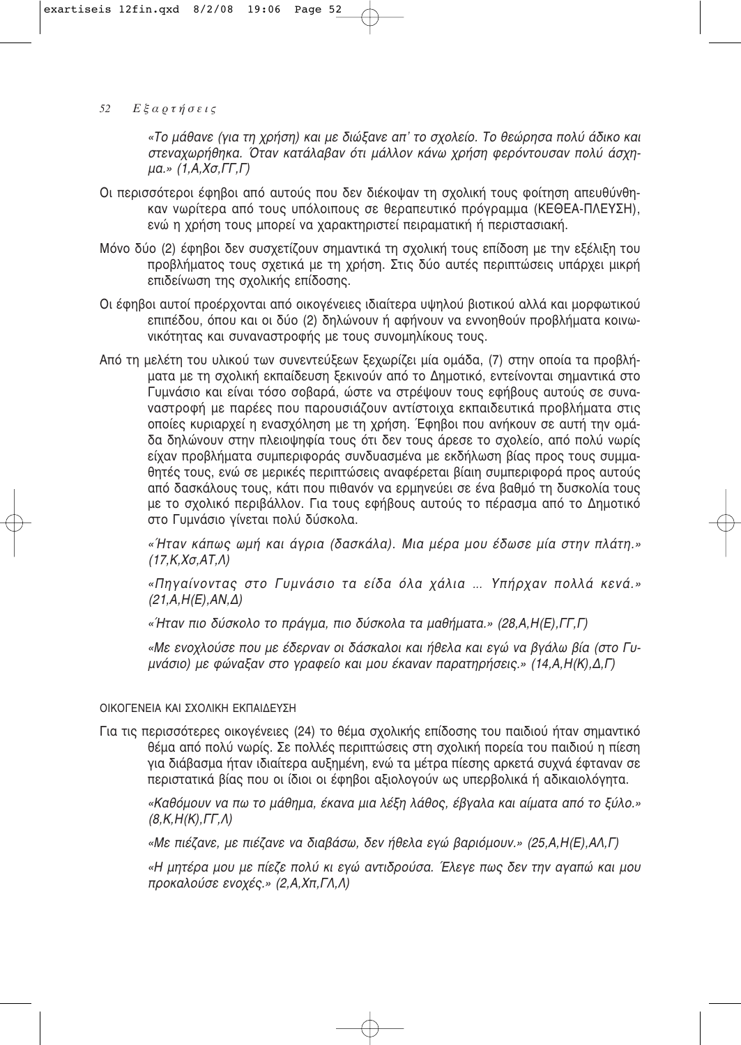*«Το μάθανε (για τη χρήση) και με διώξανε απ' το σχολείο. Το θεώρησα πολύ άδικο και στεναχωρήθηκα. Όταν κατάλαβαν ότι μάλλον κάνω χρήση φερόντουσαν πολύ άσχημα.» (1,Α,Χσ,ΓΓ,Γ)*

Οι περισσότεροι έφηβοι από αυτούς που δεν διέκοψαν τη σχολική τους φοίτηση απευθύνθηκαν νωρίτερα από τους υπόλοιπους σε θεραπευτικό πρόγραμμα (ΚΕΘΕΑ-ΠΛΕΥΣΗ), ενώ η χρήση τους μπορεί να χαρακτηριστεί πειραματική ή περιστασιακή.

Μόνο δύο (2) έφηβοι δεν συσχετίζουν σημαντικά τη σχολική τους επίδοση με την εξέλιξη του προβλήματος τους σχετικά με τη χρήση. Στις δύο αυτές περιπτώσεις υπάρχει μικρή επιδείνωση της σχολικής επίδοσης.

Οι έφηβοι αυτοί προέρχονται από οικογένειες ιδιαίτερα υψηλού βιοτικού αλλά και μορφωτικού επιπέδου, όπου και οι δύο (2) δηλώνουν ή αφήνουν να εννοηθούν προβλήματα κοινωνικότητας και συναναστροφής με τους συνομηλίκους τους.

Από τη μελέτη του υλικού των συνεντεύξεων ξεχωρίζει μία ομάδα, (7) στην οποία τα προβλήματα με τη σχολική εκπαίδευση ξεκινούν από το Δημοτικό, εντείνονται σημαντικά στο Γυμνάσιο και είναι τόσο σοβαρά, ώστε να στρέψουν τους εφήβους αυτούς σε συναναστροφή με παρέες που παρουσιάζουν αντίστοιχα εκπαιδευτικά προβλήματα στις οποίες κυριαρχεί η ενασχόληση με τη χρήση. Έφηβοι που ανήκουν σε αυτή την ομάδα δηλώνουν στην πλειοψηφία τους ότι δεν τους άρεσε το σχολείο, από πολύ νωρίς είχαν προβλήματα συμπεριφοράς συνδυασμένα με εκδήλωση βίας προς τους συμμαθητές τους, ενώ σε μερικές περιπτώσεις αναφέρεται βίαιη συμπεριφορά προς αυτούς από δασκάλους τους, κάτι που πιθανόν να ερμηνεύει σε ένα βαθμό τη δυσκολία τους με το σχολικό περιβάλλον. Για τους εφήβους αυτούς το πέρασμα από το Δημοτικό στο Γυμνάσιο γίνεται πολύ δύσκολα.

*«Ήταν κάπως ωμή και άγρια (δασκάλα). Μια μέρα μου έδωσε μία στην πλάτη.» (17,Κ,Χσ,ΑΤ,Λ)*

*«Πηγαίνοντας στο Γυμνάσιο τα είδα όλα χάλια ... Υπήρχαν πολλά κενά.» (21,Α,Η(Ε),ΑΝ,Δ)*

*«Ήταν πιο δύσκολο το πράγμα, πιο δύσκολα τα μαθήματα.» (28,Α,Η(Ε),ΓΓ,Γ)*

*«Με ενοχλούσε που με έδερναν οι δάσκαλοι και ήθελα και εγώ να βγάλω βία (στο Γυμνάσιο) με φώναξαν στο γραφείο και μου έκαναν παρατηρήσεις.» (14,Α,Η(Κ),Δ,Γ)*

### ΟΙΚΟΓΕΝΕΙΑ ΚΑΙ ΣΧΟΛΙΚΗ ΕΚΠΑΙΔΕΥΣΗ

Για τις περισσότερες οικογένειες (24) το θέμα σχολικής επίδοσης του παιδιού ήταν σημαντικό θέμα από πολύ νωρίς. Σε πολλές περιπτώσεις στη σχολική πορεία του παιδιού η πίεση για διάβασμα ήταν ιδιαίτερα αυξημένη, ενώ τα μέτρα πίεσης αρκετά συχνά έφταναν σε περιστατικά βίας που οι ίδιοι οι έφηβοι αξιολογούν ως υπερβολικά ή αδικαιολόγητα.

*«Καθόμουν να πω το μάθημα, έκανα μια λέξη λάθος, έβγαλα και αίματα από το ξύλο.» (8,Κ,Η(Κ),ΓΓ,Λ)*

*«Με πιέζανε, με πιέζανε να διαβάσω, δεν ήθελα εγώ βαριόμουν.» (25,Α,Η(Ε),ΑΛ,Γ)*

*«Η μητέρα μου με πίεζε πολύ κι εγώ αντιδρούσα. Έλεγε πως δεν την αγαπώ και μου προκαλούσε ενοχές.» (2,Α,Χπ,ΓΛ,Λ)*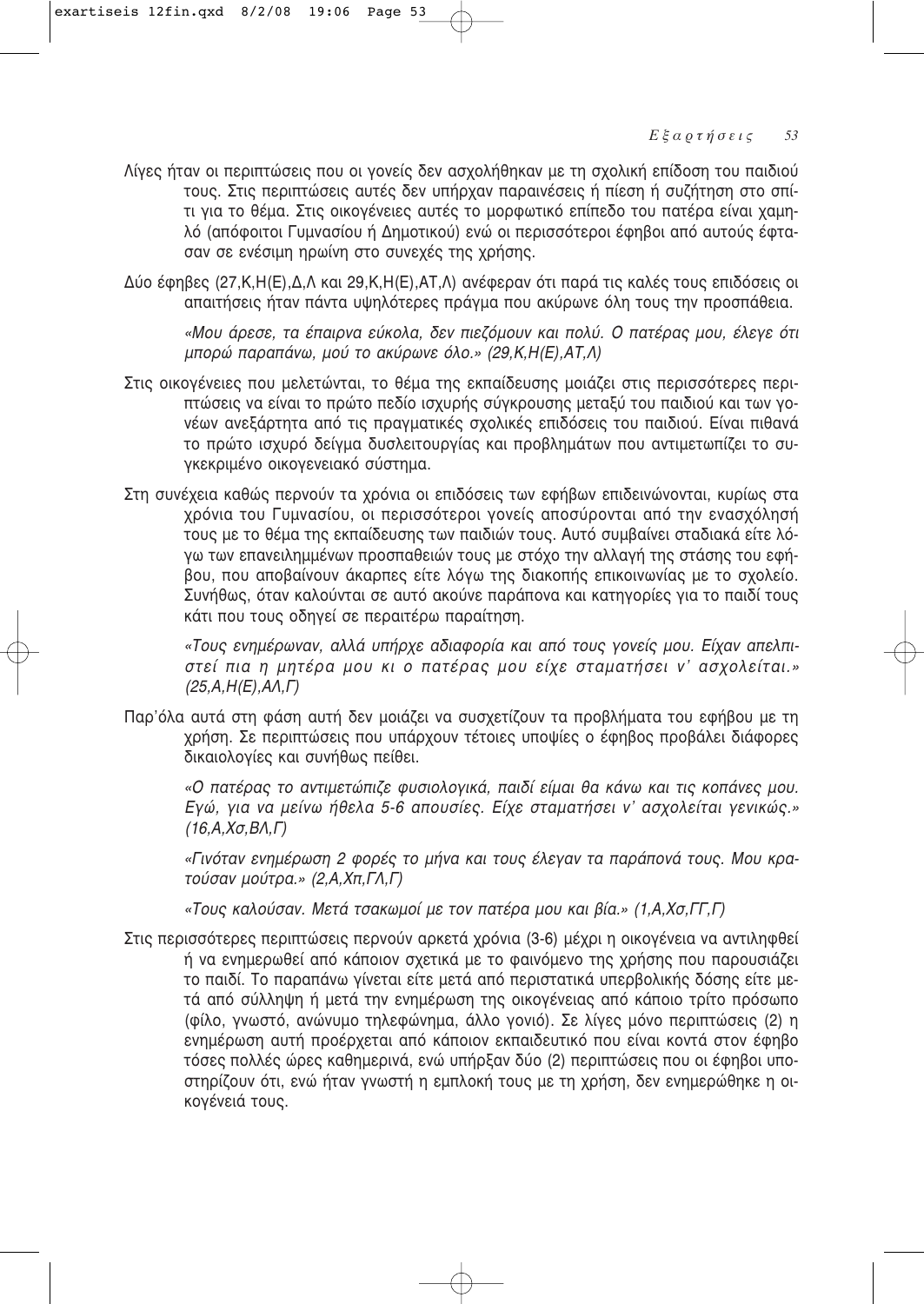Λίγες ήταν οι περιπτώσεις που οι γονείς δεν ασχολήθηκαν με τη σχολική επίδοση του παιδιού τους. Στις περιπτώσεις αυτές δεν υπήρχαν παραινέσεις ή πίεση ή συζήτηση στο σπίτι για το θέμα. Στις οικογένειες αυτές το μορφωτικό επίπεδο του πατέρα είναι χαμηλό (απόφοιτοι Γυμνασίου ή Δημοτικού) ενώ οι περισσότεροι έφηβοι από αυτούς έφτασαν σε ενέσιμη ηρωίνη στο συνεχές της χρήσης.

Δύο έφηβες (27,Κ,Η(Ε),Δ,Λ και 29,Κ,Η(Ε),ΑΤ,Λ) ανέφεραν ότι παρά τις καλές τους επιδόσεις οι απαιτήσεις ήταν πάντα υψηλότερες πράγμα που ακύρωνε όλη τους την προσπάθεια.

> *«Μου άρεσε, τα έπαιρνα εύκολα, δεν πιεζόμουν και πολύ. Ο πατέρας μου, έλεγε ότι μπορώ παραπάνω, μού το ακύρωνε όλο.» (29,Κ,Η(Ε),ΑΤ,Λ)*

Στις οικογένειες που μελετώνται, το θέμα της εκπαίδευσης μοιάζει στις περισσότερες περιπτώσεις να είναι το πρώτο πεδίο ισχυρής σύγκρουσης μεταξύ του παιδιού και των γονέων ανεξάρτητα από τις πραγματικές σχολικές επιδόσεις του παιδιού. Είναι πιθανά το πρώτο ισχυρό δείγμα δυσλειτουργίας και προβλημάτων που αντιμετωπίζει το συγκεκριμένο οικογενειακό σύστημα.

Στη συνέχεια καθώς περνούν τα χρόνια οι επιδόσεις των εφήβων επιδεινώνονται, κυρίως στα χρόνια του Γυμνασίου, οι περισσότεροι γονείς αποσύρονται από την ενασχόλησή τους με το θέμα της εκπαίδευσης των παιδιών τους. Αυτό συμβαίνει σταδιακά είτε λόγω των επανειλημμένων προσπαθειών τους με στόχο την αλλαγή της στάσης του εφήβου, που αποβαίνουν άκαρπες είτε λόγω της διακοπής επικοινωνίας με το σχολείο. Συνήθως, όταν καλούνται σε αυτό ακούνε παράπονα και κατηγορίες για το παιδί τους κάτι που τους οδηγεί σε περαιτέρω παραίτηση.

> *«Τους ενημέρωναν, αλλά υπήρχε αδιαφορία και από τους γονείς μου. Είχαν απελπιστεί πια η μητέρα μου κι ο πατέρας μου είχε σταματήσει ν' ασχολείται.» (25,Α,Η(Ε),ΑΛ,Γ)*

Παρ'όλα αυτά στη φάση αυτή δεν μοιάζει να συσχετίζουν τα προβλήματα του εφήβου με τη χρήση. Σε περιπτώσεις που υπάρχουν τέτοιες υποψίες ο έφηβος προβάλει διάφορες δικαιολογίες και συνήθως πείθει.

> *«Ο πατέρας το αντιμετώπιζε φυσιολογικά, παιδί είμαι θα κάνω και τις κοπάνες μου. Εγώ, για να μείνω ήθελα 5-6 απουσίες. Είχε σταματήσει ν' ασχολείται γενικώς.» (16,Α,Χσ,ΒΛ,Γ)*

> *«Γινόταν ενημέρωση 2 φορές το μήνα και τους έλεγαν τα παράπονά τους. Μου κρατούσαν μούτρα.» (2,Α,Χπ,ΓΛ,Γ)*

> *«Τους καλούσαν. Μετά τσακωμοί με τον πατέρα μου και βία.» (1,Α,Χσ,ΓΓ,Γ)*

Στις περισσότερες περιπτώσεις περνούν αρκετά χρόνια (3-6) μέχρι η οικογένεια να αντιληφθεί ή να ενημερωθεί από κάποιον σχετικά με το φαινόμενο της χρήσης που παρουσιάζει το παιδί. Το παραπάνω γίνεται είτε μετά από περιστατικά υπερβολικής δόσης είτε μετά από σύλληψη ή μετά την ενημέρωση της οικογένειας από κάποιο τρίτο πρόσωπο (φίλο, γνωστό, ανώνυμο τηλεφώνημα, άλλο γονιό). Σε λίγες μόνο περιπτώσεις (2) η ενημέρωση αυτή προέρχεται από κάποιον εκπαιδευτικό που είναι κοντά στον έφηβο τόσες πολλές ώρες καθημερινά, ενώ υπήρξαν δύο (2) περιπτώσεις που οι έφηβοι υποστηρίζουν ότι, ενώ ήταν γνωστή η εμπλοκή τους με τη χρήση, δεν ενημερώθηκε η οικογένειά τους.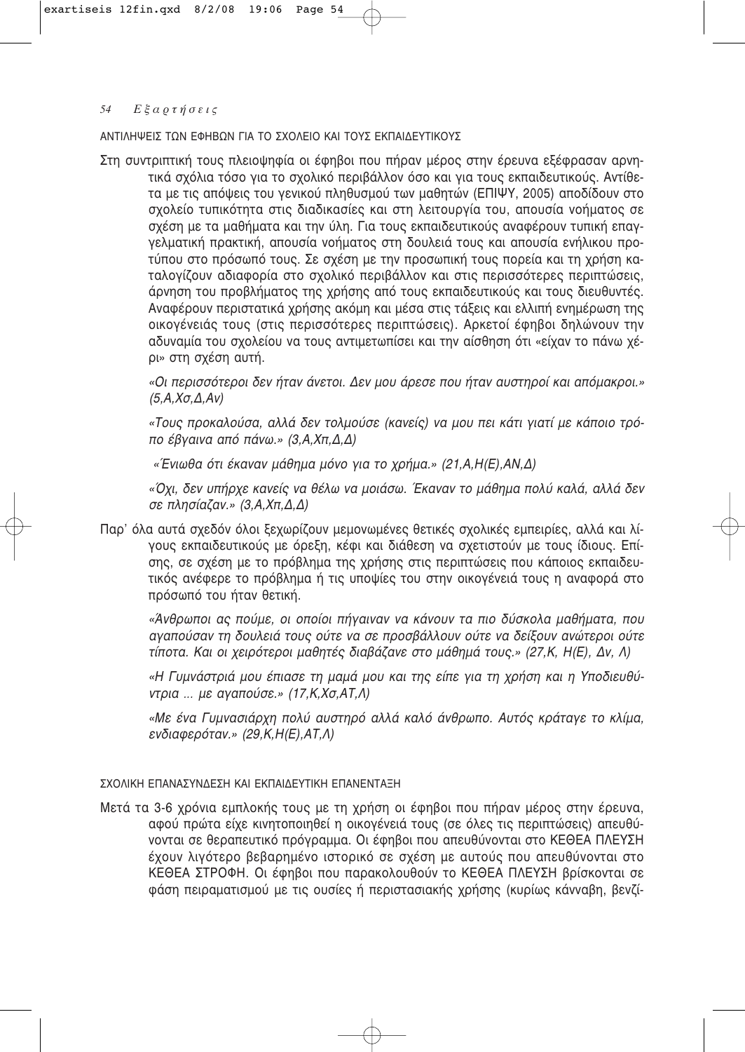### ΑΝΤΙΛΗΨΕΙΣ ΤΩΝ ΕΦΗΒΩΝ ΓΙΑ ΤΟ ΣΧΟΛΕΙΟ ΚΑΙ ΤΟΥΣ ΕΚΠΑΙΔΕΥΤΙΚΟΥΣ

Στη συντριπτική τους πλειοψηφία οι έφηβοι που πήραν μέρος στην έρευνα εξέφρασαν αρνητικά σχόλια τόσο για το σχολικό περιβάλλον όσο και για τους εκπαιδευτικούς. Αντίθετα με τις απόψεις του γενικού πληθυσμού των μαθητών (ΕΠΙΨΥ, 2005) αποδίδουν στο σχολείο τυπικότητα στις διαδικασίες και στη λειτουργία του, απουσία νοήματος σε σχέση με τα μαθήματα και την ύλη. Για τους εκπαιδευτικούς αναφέρουν τυπική επαγγελματική πρακτική, απουσία νοήματος στη δουλειά τους και απουσία ενήλικου προτύπου στο πρόσωπό τους. Σε σχέση με την προσωπική τους πορεία και τη χρήση καταλογίζουν αδιαφορία στο σχολικό περιβάλλον και στις περισσότερες περιπτώσεις, άρνηση του προβλήματος της χρήσης από τους εκπαιδευτικούς και τους διευθυντές. Αναφέρουν περιστατικά χρήσης ακόμη και μέσα στις τάξεις και ελλιπή ενημέρωση της οικογένειάς τους (στις περισσότερες περιπτώσεις). Αρκετοί έφηβοι δηλώνουν την αδυναμία του σχολείου να τους αντιμετωπίσει και την αίσθηση ότι «είχαν το πάνω χέρι» στη σχέση αυτή.

*«Οι περισσότεροι δεν ήταν άνετοι. Δεν μου άρεσε που ήταν αυστηροί και απόμακροι.» (5,Α,Χσ,Δ,Αν)*

*«Τους προκαλούσα, αλλά δεν τολμούσε (κανείς) να μου πει κάτι γιατί με κάποιο τρόπο έβγαινα από πάνω.» (3,Α,Χπ,Δ,Δ)*

*«Ένιωθα ότι έκαναν μάθημα μόνο για το χρήμα.» (21,Α,Η(Ε),ΑΝ,Δ)*

*«Όχι, δεν υπήρχε κανείς να θέλω να μοιάσω. Έκαναν το μάθημα πολύ καλά, αλλά δεν σε πλησίαζαν.» (3,Α,Χπ,Δ,Δ)*

Παρ' όλα αυτά σχεδόν όλοι ξεχωρίζουν μεμονωμένες θετικές σχολικές εμπειρίες, αλλά και λίγους εκπαιδευτικούς με όρεξη, κέφι και διάθεση να σχετιστούν με τους ίδιους. Επίσης, σε σχέση με το πρόβλημα της χρήσης στις περιπτώσεις που κάποιος εκπαιδευτικός ανέφερε το πρόβλημα ή τις υποψίες του στην οικογένειά τους η αναφορά στο πρόσωπό του ήταν θετική.

*«Άνθρωποι ας πούμε, οι οποίοι πήγαιναν να κάνουν τα πιο δύσκολα μαθήματα, που αγαπούσαν τη δουλειά τους ούτε να σε προσβάλλουν ούτε να δείξουν ανώτεροι ούτε τίποτα. Και οι χειρότεροι μαθητές διαβάζανε στο μάθημά τους.» (27,Κ, Η(Ε), Δν, Λ)*

*«Η Γυμνάστριά μου έπιασε τη μαμά μου και της είπε για τη χρήση και η Υποδιευθύντρια ... με αγαπούσε.» (17,Κ,Χσ,ΑΤ,Λ)*

*«Με ένα Γυμνασιάρχη πολύ αυστηρό αλλά καλό άνθρωπο. Αυτός κράταγε το κλίμα, ενδιαφερόταν.» (29,Κ,Η(Ε),ΑΤ,Λ)*

### ΣΧΟΛΙΚΗ ΕΠΑΝΑΣΥΝΔΕΣΗ ΚΑΙ ΕΚΠΑΙΔΕΥΤΙΚΗ ΕΠΑΝΕΝΤΑΞΗ

Μετά τα 3-6 χρόνια εμπλοκής τους με τη χρήση οι έφηβοι που πήραν μέρος στην έρευνα, αφού πρώτα είχε κινητοποιηθεί η οικογένειά τους (σε όλες τις περιπτώσεις) απευθύνονται σε θεραπευτικό πρόγραμμα. Οι έφηβοι που απευθύνονται στο ΚΕΘΕΑ ΠΛΕΥΣΗ έχουν λιγότερο βεβαρημένο ιστορικό σε σχέση με αυτούς που απευθύνονται στο ΚΕΘΕΑ ΣΤΡΟΦΗ. Οι έφηβοι που παρακολουθούν το ΚΕΘΕΑ ΠΛΕΥΣΗ βρίσκονται σε φάση πειραματισμού με τις ουσίες ή περιστασιακής χρήσης (κυρίως κάνναβη, βενζί-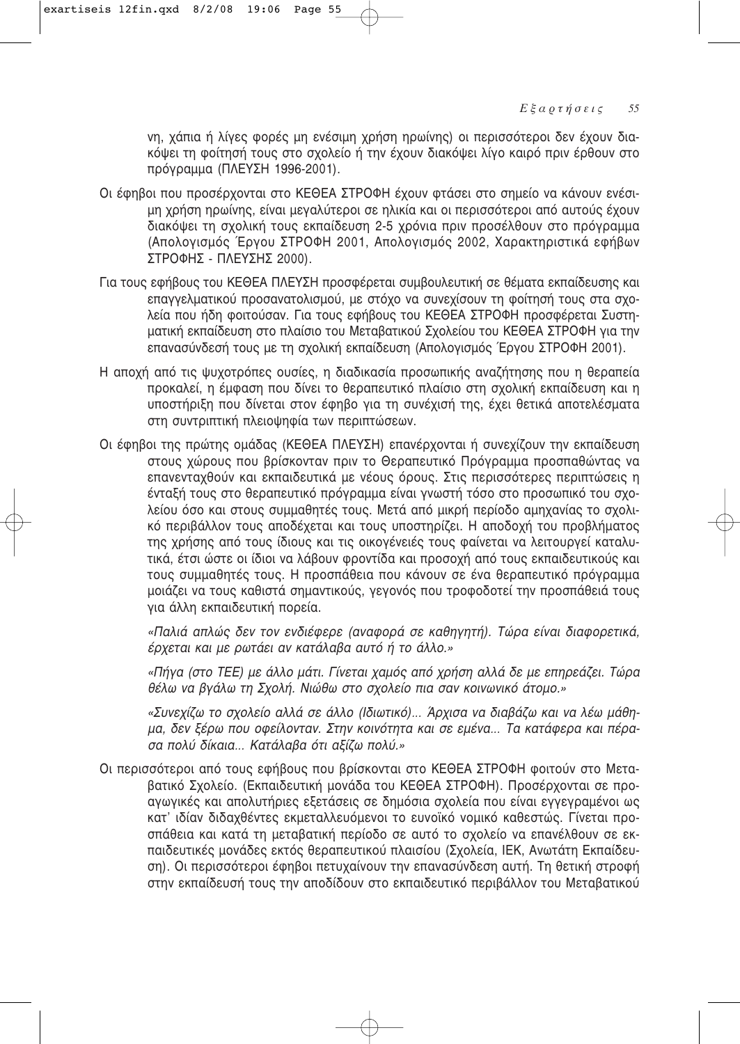νη, χάπια ή λίγες φορές μη ενέσιμη χρήση ηρωίνης) οι περισσότεροι δεν έχουν διακόψει τη φοίτησή τους στο σχολείο ή την έχουν διακόψει λίγο καιρό πριν έρθουν στο πρόγραμμα (ΠΛΕΥΣΗ 1996-2001).

Οι έφηβοι που προσέρχονται στο ΚΕΘΕΑ ΣΤΡΟΦΗ έχουν φτάσει στο σημείο να κάνουν ενέσιμη χρήση ηρωίνης, είναι μεγαλύτεροι σε ηλικία και οι περισσότεροι από αυτούς έχουν διακόψει τη σχολική τους εκπαίδευση 2-5 χρόνια πριν προσέλθουν στο πρόγραμμα (Απολογισμός Έργου ΣΤΡΟΦΗ 2001, Απολογισμός 2002, Χαρακτηριστικά εφήβων ΣΤΡΟΦΗΣ - ΠΛΕΥΣΗΣ 2000).

Για τους εφήβους του ΚΕΘΕΑ ΠΛΕΥΣΗ προσφέρεται συμβουλευτική σε θέματα εκπαίδευσης και επαγγελματικού προσανατολισμού, με στόχο να συνεχίσουν τη φοίτησή τους στα σχολεία που ήδη φοιτούσαν. Για τους εφήβους του ΚΕΘΕΑ ΣΤΡΟΦΗ προσφέρεται Συστηματική εκπαίδευση στο πλαίσιο του Μεταβατικού Σχολείου του ΚΕΘΕΑ ΣΤΡΟΦΗ για την επανασύνδεσή τους με τη σχολική εκπαίδευση (Απολογισμός Έργου ΣΤΡΟΦΗ 2001).

Η αποχή από τις ψυχοτρόπες ουσίες, η διαδικασία προσωπικής αναζήτησης που η θεραπεία προκαλεί, η έμφαση που δίνει το θεραπευτικό πλαίσιο στη σχολική εκπαίδευση και η υποστήριξη που δίνεται στον έφηβο για τη συνέχισή της, έχει θετικά αποτελέσματα στη συντριπτική πλειοψηφία των περιπτώσεων.

Οι έφηβοι της πρώτης ομάδας (ΚΕΘΕΑ ΠΛΕΥΣΗ) επανέρχονται ή συνεχίζουν την εκπαίδευση στους χώρους που βρίσκονταν πριν το Θεραπευτικό Πρόγραμμα προσπαθώντας να επανενταχθούν και εκπαιδευτικά με νέους όρους. Στις περισσότερες περιπτώσεις η ένταξή τους στο θεραπευτικό πρόγραμμα είναι γνωστή τόσο στο προσωπικό του σχολείου όσο και στους συμμαθητές τους. Μετά από μικρή περίοδο αμηχανίας το σχολικό περιβάλλον τους αποδέχεται και τους υποστηρίζει. Η αποδοχή του προβλήματος της χρήσης από τους ίδιους και τις οικογένειές τους φαίνεται να λειτουργεί καταλυτικά, έτσι ώστε οι ίδιοι να λάβουν φροντίδα και προσοχή από τους εκπαιδευτικούς και τους συμμαθητές τους. Η προσπάθεια που κάνουν σε ένα θεραπευτικό πρόγραμμα μοιάζει να τους καθιστά σημαντικούς, γεγονός που τροφοδοτεί την προσπάθειά τους για άλλη εκπαιδευτική πορεία.

*«Παλιά απλώς δεν τον ενδιέφερε (αναφορά σε καθηγητή). Τώρα είναι διαφορετικά, έρχεται και με ρωτάει αν κατάλαβα αυτό ή το άλλο.»*

*«Πήγα (στο ΤΕΕ) με άλλο μάτι. Γίνεται χαμός από χρήση αλλά δε με επηρεάζει. Τώρα θέλω να βγάλω τη Σχολή. Νιώθω στο σχολείο πια σαν κοινωνικό άτομο.»*

*«Συνεχίζω το σχολείο αλλά σε άλλο (Ιδιωτικό)... Άρχισα να διαβάζω και να λέω μάθημα, δεν ξέρω που οφείλονταν. Στην κοινότητα και σε εμένα... Τα κατάφερα και πέρασα πολύ δίκαια... Κατάλαβα ότι αξίζω πολύ.»*

Οι περισσότεροι από τους εφήβους που βρίσκονται στο ΚΕΘΕΑ ΣΤΡΟΦΗ φοιτούν στο Μεταβατικό Σχολείο. (Εκπαιδευτική μονάδα του ΚΕΘΕΑ ΣΤΡΟΦΗ). Προσέρχονται σε προαγωγικές και απολυτήριες εξετάσεις σε δημόσια σχολεία που είναι εγγεγραμένοι ως κατ' ιδίαν διδαχθέντες εκμεταλλευόμενοι το ευνοϊκό νομικό καθεστώς. Γίνεται προσπάθεια και κατά τη μεταβατική περίοδο σε αυτό το σχολείο να επανέλθουν σε εκπαιδευτικές μονάδες εκτός θεραπευτικού πλαισίου (Σχολεία, ΙΕΚ, Ανωτάτη Εκπαίδευση). Οι περισσότεροι έφηβοι πετυχαίνουν την επανασύνδεση αυτή. Τη θετική στροφή στην εκπαίδευσή τους την αποδίδουν στο εκπαιδευτικό περιβάλλον του Μεταβατικού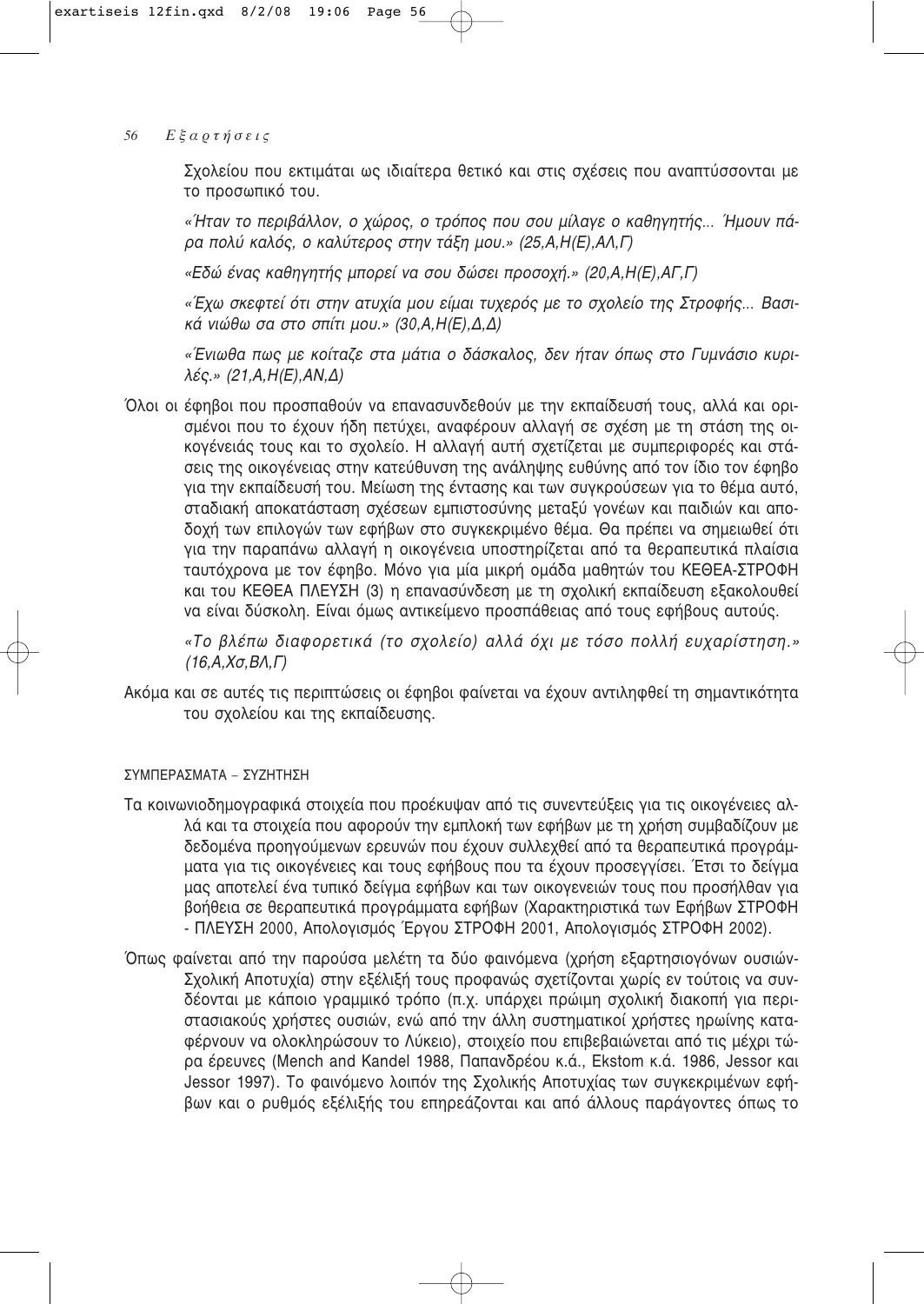Σχολείου που εκτιμάται ως ιδιαίτερα θετικό και στις σχέσεις που αναπτύσσονται με το προσωπικό του.

*«Ήταν το περιβάλλον, ο χώρος, ο τρόπος που σου μίλαγε ο καθηγητής... Ήμουν πάρα πολύ καλός, ο καλύτερος στην τάξη μου.» (25,Α,Η(Ε),ΑΛ,Γ)*

*«Εδώ ένας καθηγητής μπορεί να σου δώσει προσοχή.» (20,Α,Η(Ε),ΑΓ,Γ)*

*«Έχω σκεφτεί ότι στην ατυχία μου είμαι τυχερός με το σχολείο της Στροφής... Βασικά νιώθω σα στο σπίτι μου.» (30,Α,Η(Ε),Δ,Δ)*

*«Ένιωθα πως με κοίταζε στα μάτια ο δάσκαλος, δεν ήταν όπως στο Γυμνάσιο κυριλές.» (21,Α,Η(Ε),ΑΝ,Δ)*

Όλοι οι έφηβοι που προσπαθούν να επανασυνδεθούν με την εκπαίδευσή τους, αλλά και ορισμένοι που το έχουν ήδη πετύχει, αναφέρουν αλλαγή σε σχέση με τη στάση της οικογένειάς τους και το σχολείο. Η αλλαγή αυτή σχετίζεται με συμπεριφορές και στάσεις της οικογένειας στην κατεύθυνση της ανάληψης ευθύνης από τον ίδιο τον έφηβο για την εκπαίδευσή του. Μείωση της έντασης και των συγκρούσεων για το θέμα αυτό, σταδιακή αποκατάσταση σχέσεων εμπιστοσύνης μεταξύ γονέων και παιδιών και αποδοχή των επιλογών των εφήβων στο συγκεκριμένο θέμα. Θα πρέπει να σημειωθεί ότι για την παραπάνω αλλαγή η οικογένεια υποστηρίζεται από τα θεραπευτικά πλαίσια ταυτόχρονα με τον έφηβο. Μόνο για μία μικρή ομάδα μαθητών του ΚΕΘΕΑ-ΣΤΡΟΦΗ και του ΚΕΘΕΑ ΠΛΕΥΣΗ (3) η επανασύνδεση με τη σχολική εκπαίδευση εξακολουθεί να είναι δύσκολη. Είναι όμως αντικείμενο προσπάθειας από τους εφήβους αυτούς.

*«Το βλέπω διαφορετικά (το σχολείο) αλλά όχι με τόσο πολλή ευχαρίστηση.» (16,Α,Χσ,ΒΛ,Γ)*

Ακόμα και σε αυτές τις περιπτώσεις οι έφηβοι φαίνεται να έχουν αντιληφθεί τη σημαντικότητα του σχολείου και της εκπαίδευσης.

## ΣΥΜΠΕΡΑΣΜΑΤΑ – ΣΥΖΗΤΗΣΗ

Τα κοινωνιοδημογραφικά στοιχεία που προέκυψαν από τις συνεντεύξεις για τις οικογένειες αλλά και τα στοιχεία που αφορούν την εμπλοκή των εφήβων με τη χρήση συμβαδίζουν με δεδομένα προηγούμενων ερευνών που έχουν συλλεχθεί από τα θεραπευτικά προγράμματα για τις οικογένειες και τους εφήβους που τα έχουν προσεγγίσει. Έτσι το δείγμα μας αποτελεί ένα τυπικό δείγμα εφήβων και των οικογενειών τους που προσήλθαν για βοήθεια σε θεραπευτικά προγράμματα εφήβων (Χαρακτηριστικά των Εφήβων ΣΤΡΟΦΗ - ΠΛΕΥΣΗ 2000, Απολογισμός Έργου ΣΤΡΟΦΗ 2001, Απολογισμός ΣΤΡΟΦΗ 2002).

Όπως φαίνεται από την παρούσα μελέτη τα δύο φαινόμενα (χρήση εξαρτησιογόνων ουσιών-Σχολική Αποτυχία) στην εξέλιξή τους προφανώς σχετίζονται χωρίς εν τούτοις να συνδέονται με κάποιο γραμμικό τρόπο (π.χ. υπάρχει πρώιμη σχολική διακοπή για περιστασιακούς χρήστες ουσιών, ενώ από την άλλη συστηματικοί χρήστες ηρωίνης καταφέρνουν να ολοκληρώσουν το Λύκειο), στοιχείο που επιβεβαιώνεται από τις μέχρι τώρα έρευνες (Mench and Kandel 1988, Παπανδρέου κ.ά., Ekstom κ.ά. 1986, Jessor και Jessor 1997). Το φαινόμενο λοιπόν της Σχολικής Αποτυχίας των συγκεκριμένων εφήβων και ο ρυθμός εξέλιξής του επηρεάζονται και από άλλους παράγοντες όπως το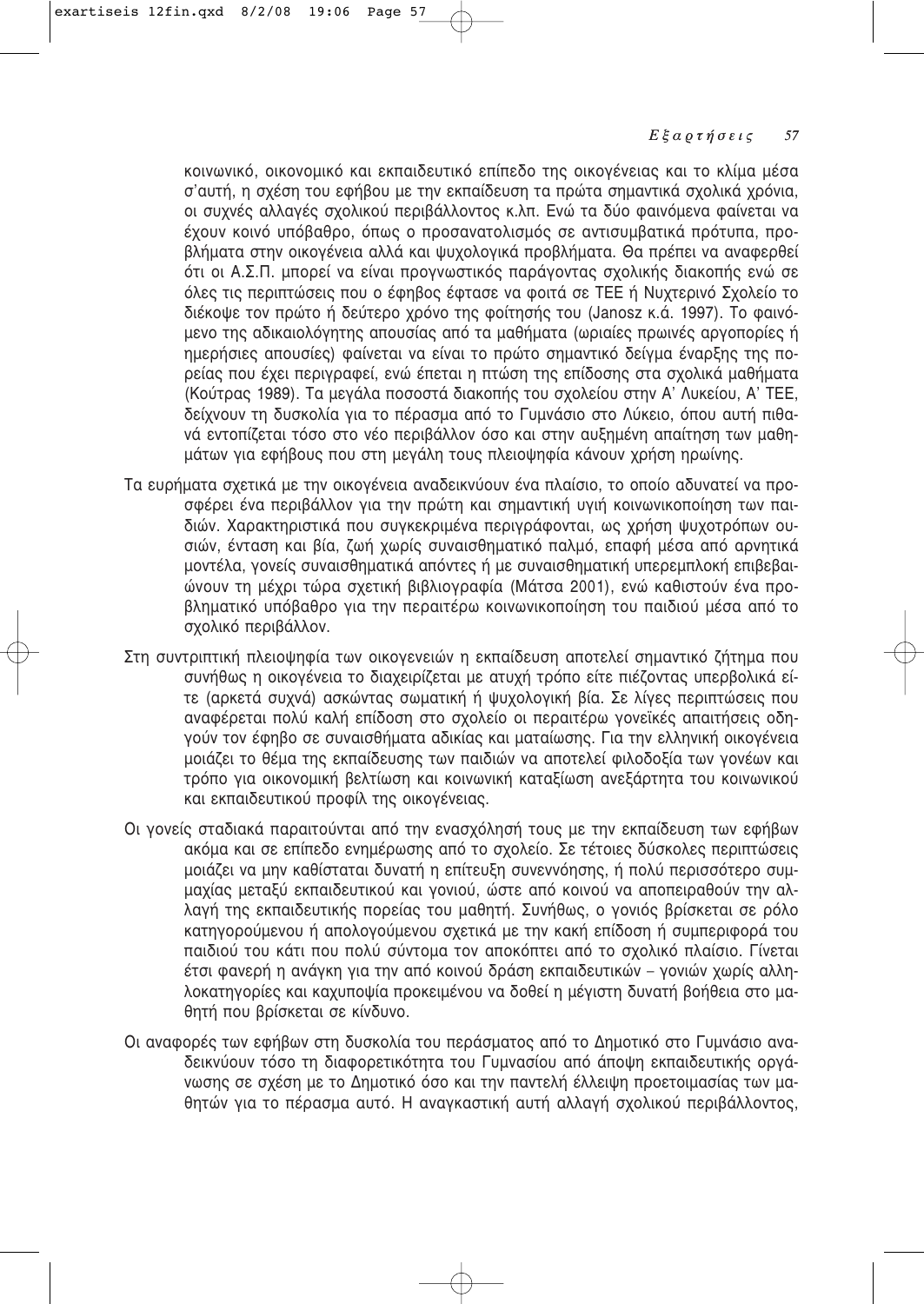κοινωνικό, οικονομικό και εκπαιδευτικό επίπεδο της οικογένειας και το κλίμα μέσα σ'αυτή, η σχέση του εφήβου με την εκπαίδευση τα πρώτα σημαντικά σχολικά χρόνια, οι συχνές αλλαγές σχολικού περιβάλλοντος κ.λπ. Ενώ τα δύο φαινόμενα φαίνεται να έχουν κοινό υπόβαθρο, όπως ο προσανατολισμός σε αντισυμβατικά πρότυπα, προβλήματα στην οικογένεια αλλά και ψυχολογικά προβλήματα. Θα πρέπει να αναφερθεί ότι οι Α.Σ.Π. μπορεί να είναι προγνωστικός παράγοντας σχολικής διακοπής ενώ σε όλες τις περιπτώσεις που ο έφηβος έφτασε να φοιτά σε ΤΕΕ ή Νυχτερινό Σχολείο το διέκοψε τον πρώτο ή δεύτερο χρόνο της φοίτησής του (Janosz κ.ά. 1997). Το φαινόμενο της αδικαιολόγητης απουσίας από τα μαθήματα (ωριαίες πρωινές αργοπορίες ή ημερήσιες απουσίες) φαίνεται να είναι το πρώτο σημαντικό δείγμα έναρξης της πορείας που έχει περιγραφεί, ενώ έπεται η πτώση της επίδοσης στα σχολικά μαθήματα (Κούτρας 1989). Τα μεγάλα ποσοστά διακοπής του σχολείου στην Α' Λυκείου, Α' ΤΕΕ, δείχνουν τη δυσκολία για το πέρασμα από το Γυμνάσιο στο Λύκειο, όπου αυτή πιθανά εντοπίζεται τόσο στο νέο περιβάλλον όσο και στην αυξημένη απαίτηση των μαθημάτων για εφήβους που στη μεγάλη τους πλειοψηφία κάνουν χρήση ηρωίνης.

Τα ευρήματα σχετικά με την οικογένεια αναδεικνύουν ένα πλαίσιο, το οποίο αδυνατεί να προσφέρει ένα περιβάλλον για την πρώτη και σημαντική υγιή κοινωνικοποίηση των παιδιών. Χαρακτηριστικά που συγκεκριμένα περιγράφονται, ως χρήση ψυχοτρόπων ουσιών, ένταση και βία, ζωή χωρίς συναισθηματικό παλμό, επαφή μέσα από αρνητικά μοντέλα, γονείς συναισθηματικά απόντες ή με συναισθηματική υπερεμπλοκή επιβεβαιώνουν τη μέχρι τώρα σχετική βιβλιογραφία (Μάτσα 2001), ενώ καθιστούν ένα προβληματικό υπόβαθρο για την περαιτέρω κοινωνικοποίηση του παιδιού μέσα από το σχολικό περιβάλλον.

Στη συντριπτική πλειοψηφία των οικογενειών η εκπαίδευση αποτελεί σημαντικό ζήτημα που συνήθως η οικογένεια το διαχειρίζεται με ατυχή τρόπο είτε πιέζοντας υπερβολικά είτε (αρκετά συχνά) ασκώντας σωματική ή ψυχολογική βία. Σε λίγες περιπτώσεις που αναφέρεται πολύ καλή επίδοση στο σχολείο οι περαιτέρω γονεϊκές απαιτήσεις οδηγούν τον έφηβο σε συναισθήματα αδικίας και ματαίωσης. Για την ελληνική οικογένεια μοιάζει το θέμα της εκπαίδευσης των παιδιών να αποτελεί φιλοδοξία των γονέων και τρόπο για οικονομική βελτίωση και κοινωνική καταξίωση ανεξάρτητα του κοινωνικού και εκπαιδευτικού προφίλ της οικογένειας.

Οι γονείς σταδιακά παραιτούνται από την ενασχόλησή τους με την εκπαίδευση των εφήβων ακόμα και σε επίπεδο ενημέρωσης από το σχολείο. Σε τέτοιες δύσκολες περιπτώσεις μοιάζει να μην καθίσταται δυνατή η επίτευξη συνεννόησης, ή πολύ περισσότερο συμμαχίας μεταξύ εκπαιδευτικού και γονιού, ώστε από κοινού να αποπειραθούν την αλλαγή της εκπαιδευτικής πορείας του μαθητή. Συνήθως, ο γονιός βρίσκεται σε ρόλο κατηγορούμενου ή απολογούμενου σχετικά με την κακή επίδοση ή συμπεριφορά του παιδιού του κάτι που πολύ σύντομα τον αποκόπτει από το σχολικό πλαίσιο. Γίνεται έτσι φανερή η ανάγκη για την από κοινού δράση εκπαιδευτικών – γονιών χωρίς αλληλοκατηγορίες και καχυποψία προκειμένου να δοθεί η μέγιστη δυνατή βοήθεια στο μαθητή που βρίσκεται σε κίνδυνο.

Οι αναφορές των εφήβων στη δυσκολία του περάσματος από το Δημοτικό στο Γυμνάσιο αναδεικνύουν τόσο τη διαφορετικότητα του Γυμνασίου από άποψη εκπαιδευτικής οργάνωσης σε σχέση με το Δημοτικό όσο και την παντελή έλλειψη προετοιμασίας των μαθητών για το πέρασμα αυτό. Η αναγκαστική αυτή αλλαγή σχολικού περιβάλλοντος,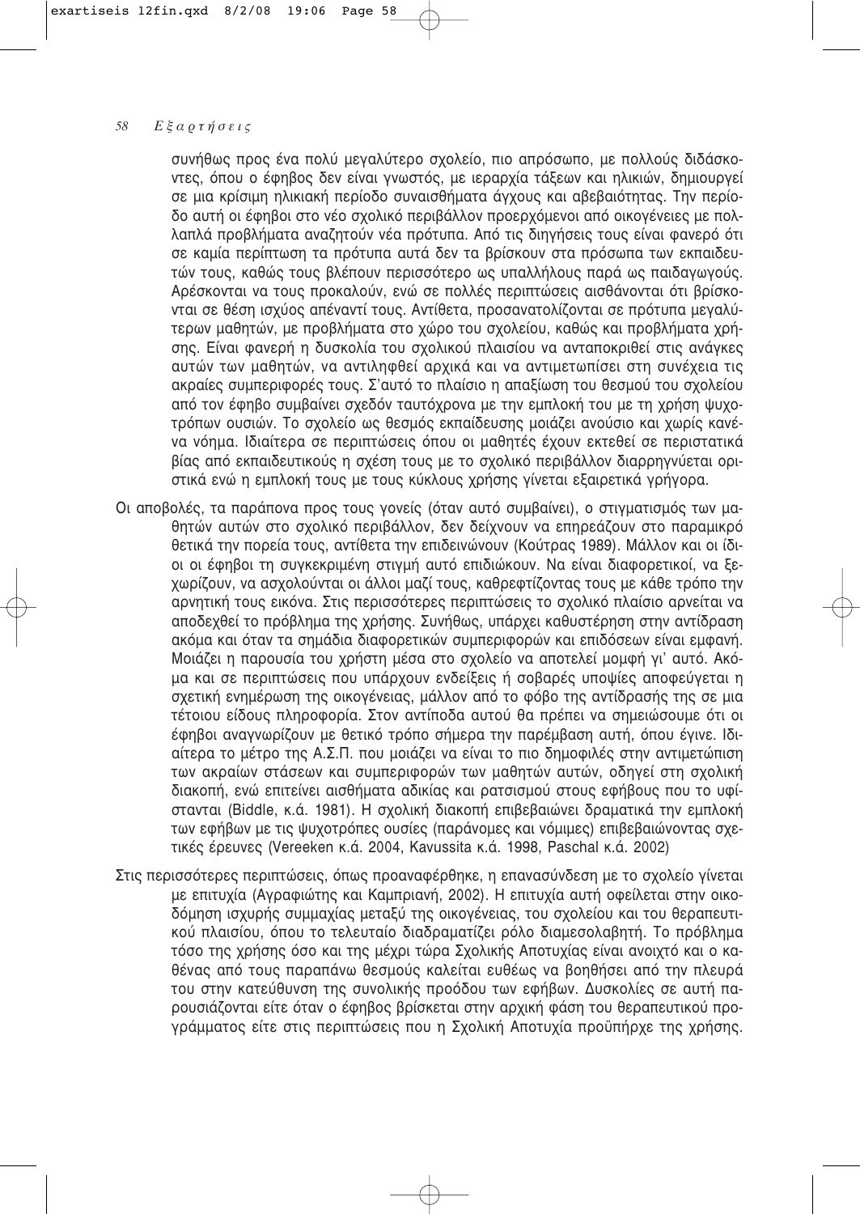συνήθως προς ένα πολύ μεγαλύτερο σχολείο, πιο απρόσωπο, με πολλούς διδάσκοντες, όπου ο έφηβος δεν είναι γνωστός, με ιεραρχία τάξεων και ηλικιών, δημιουργεί σε μια κρίσιμη ηλικιακή περίοδο συναισθήματα άγχους και αβεβαιότητας. Την περίοδο αυτή οι έφηβοι στο νέο σχολικό περιβάλλον προερχόμενοι από οικογένειες με πολλαπλά προβλήματα αναζητούν νέα πρότυπα. Από τις διηγήσεις τους είναι φανερό ότι σε καμία περίπτωση τα πρότυπα αυτά δεν τα βρίσκουν στα πρόσωπα των εκπαιδευτών τους, καθώς τους βλέπουν περισσότερο ως υπαλλήλους παρά ως παιδαγωγούς. Αρέσκονται να τους προκαλούν, ενώ σε πολλές περιπτώσεις αισθάνονται ότι βρίσκονται σε θέση ισχύος απέναντί τους. Αντίθετα, προσανατολίζονται σε πρότυπα μεγαλύτερων μαθητών, με προβλήματα στο χώρο του σχολείου, καθώς και προβλήματα χρήσης. Είναι φανερή η δυσκολία του σχολικού πλαισίου να ανταποκριθεί στις ανάγκες αυτών των μαθητών, να αντιληφθεί αρχικά και να αντιμετωπίσει στη συνέχεια τις ακραίες συμπεριφορές τους. Σ'αυτό το πλαίσιο η απαξίωση του θεσμού του σχολείου από τον έφηβο συμβαίνει σχεδόν ταυτόχρονα με την εμπλοκή του με τη χρήση ψυχοτρόπων ουσιών. Το σχολείο ως θεσμός εκπαίδευσης μοιάζει ανούσιο και χωρίς κανένα νόημα. Ιδιαίτερα σε περιπτώσεις όπου οι μαθητές έχουν εκτεθεί σε περιστατικά βίας από εκπαιδευτικούς η σχέση τους με το σχολικό περιβάλλον διαρρηγνύεται οριστικά ενώ η εμπλοκή τους με τους κύκλους χρήσης γίνεται εξαιρετικά γρήγορα.

Οι αποβολές, τα παράπονα προς τους γονείς (όταν αυτό συμβαίνει), ο στιγματισμός των μαθητών αυτών στο σχολικό περιβάλλον, δεν δείχνουν να επηρεάζουν στο παραμικρό θετικά την πορεία τους, αντίθετα την επιδεινώνουν (Κούτρας 1989). Μάλλον και οι ίδιοι οι έφηβοι τη συγκεκριμένη στιγμή αυτό επιδιώκουν. Να είναι διαφορετικοί, να ξεχωρίζουν, να ασχολούνται οι άλλοι μαζί τους, καθρεφτίζοντας τους με κάθε τρόπο την αρνητική τους εικόνα. Στις περισσότερες περιπτώσεις το σχολικό πλαίσιο αρνείται να αποδεχθεί το πρόβλημα της χρήσης. Συνήθως, υπάρχει καθυστέρηση στην αντίδραση ακόμα και όταν τα σημάδια διαφορετικών συμπεριφορών και επιδόσεων είναι εμφανή. Μοιάζει η παρουσία του χρήστη μέσα στο σχολείο να αποτελεί μομφή γι' αυτό. Ακόμα και σε περιπτώσεις που υπάρχουν ενδείξεις ή σοβαρές υποψίες αποφεύγεται η σχετική ενημέρωση της οικογένειας, μάλλον από το φόβο της αντίδρασής της σε μια τέτοιου είδους πληροφορία. Στον αντίποδα αυτού θα πρέπει να σημειώσουμε ότι οι έφηβοι αναγνωρίζουν με θετικό τρόπο σήμερα την παρέμβαση αυτή, όπου έγινε. Ιδιαίτερα το μέτρο της Α.Σ.Π. που μοιάζει να είναι το πιο δημοφιλές στην αντιμετώπιση των ακραίων στάσεων και συμπεριφορών των μαθητών αυτών, οδηγεί στη σχολική διακοπή, ενώ επιτείνει αισθήματα αδικίας και ρατσισμού στους εφήβους που το υφίστανται (Biddle, κ.ά. 1981). Η σχολική διακοπή επιβεβαιώνει δραματικά την εμπλοκή των εφήβων με τις ψυχοτρόπες ουσίες (παράνομες και νόμιμες) επιβεβαιώνοντας σχετικές έρευνες (Vereeken κ.ά. 2004, Kavussita κ.ά. 1998, Paschal κ.ά. 2002)

Στις περισσότερες περιπτώσεις, όπως προαναφέρθηκε, η επανασύνδεση με το σχολείο γίνεται με επιτυχία (Αγραφιώτης και Καμπριανή, 2002). Η επιτυχία αυτή οφείλεται στην οικοδόμηση ισχυρής συμμαχίας μεταξύ της οικογένειας, του σχολείου και του θεραπευτικού πλαισίου, όπου το τελευταίο διαδραματίζει ρόλο διαμεσολαβητή. Το πρόβλημα τόσο της χρήσης όσο και της μέχρι τώρα Σχολικής Αποτυχίας είναι ανοιχτό και ο καθένας από τους παραπάνω θεσμούς καλείται ευθέως να βοηθήσει από την πλευρά του στην κατεύθυνση της συνολικής προόδου των εφήβων. Δυσκολίες σε αυτή παρουσιάζονται είτε όταν ο έφηβος βρίσκεται στην αρχική φάση του θεραπευτικού προγράμματος είτε στις περιπτώσεις που η Σχολική Αποτυχία προϋπήρχε της χρήσης.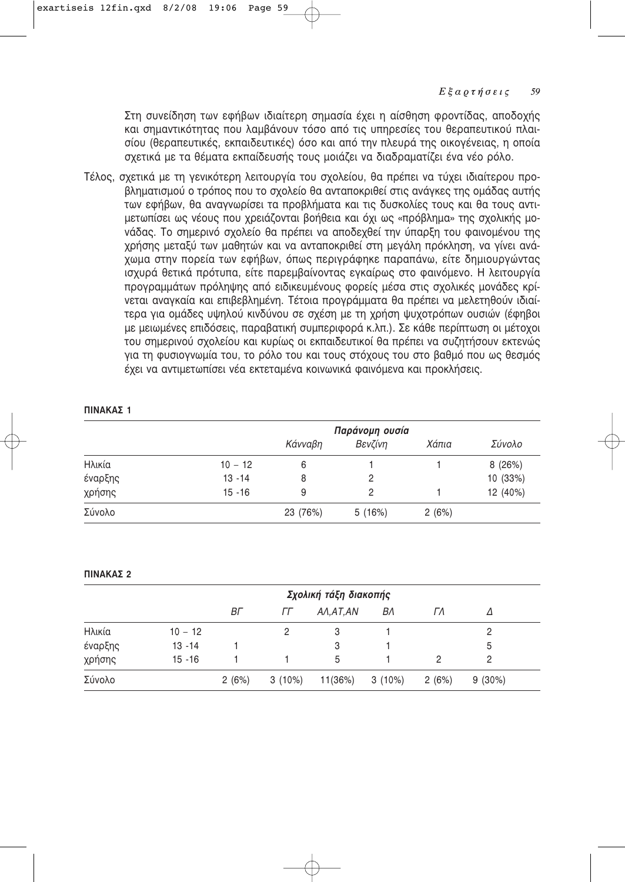Στη συνείδηση των εφήβων ιδιαίτερη σημασία έχει η αίσθηση φροντίδας, αποδοχής και σημαντικότητας που λαμβάνουν τόσο από τις υπηρεσίες του θεραπευτικού πλαισίου (θεραπευτικές, εκπαιδευτικές) όσο και από την πλευρά της οικογένειας, η οποία σχετικά με τα θέματα εκπαίδευσής τους μοιάζει να διαδραματίζει ένα νέο ρόλο.

Τέλος, σχετικά με τη γενικότερη λειτουργία του σχολείου, θα πρέπει να τύχει ιδιαίτερου προβληματισμού ο τρόπος που το σχολείο θα ανταποκριθεί στις ανάγκες της ομάδας αυτής των εφήβων, θα αναγνωρίσει τα προβλήματα και τις δυσκολίες τους και θα τους αντιμετωπίσει ως νέους που χρειάζονται βοήθεια και όχι ως «πρόβλημα» της σχολικής μονάδας. Το σημερινό σχολείο θα πρέπει να αποδεχθεί την ύπαρξη του φαινομένου της χρήσης μεταξύ των μαθητών και να ανταποκριθεί στη μεγάλη πρόκληση, να γίνει ανάχωμα στην πορεία των εφήβων, όπως περιγράφηκε παραπάνω, είτε δημιουργώντας ισχυρά θετικά πρότυπα, είτε παρεμβαίνοντας εγκαίρως στο φαινόμενο. Η λειτουργία προγραμμάτων πρόληψης από ειδικευμένους φορείς μέσα στις σχολικές μονάδες κρίνεται αναγκαία και επιβεβλημένη. Τέτοια προγράμματα θα πρέπει να μελετηθούν ιδιαίτερα για ομάδες υψηλού κινδύνου σε σχέση με τη χρήση ψυχοτρόπων ουσιών (έφηβοι με μειωμένες επιδόσεις, παραβατική συμπεριφορά κ.λπ.). Σε κάθε περίπτωση οι μέτοχοι του σημερινού σχολείου και κυρίως οι εκπαιδευτικοί θα πρέπει να συζητήσουν εκτενώς για τη φυσιογνωμία του, το ρόλο του και τους στόχους του στο βαθμό που ως θεσμός έχει να αντιμετωπίσει νέα εκτεταμένα κοινωνικά φαινόμενα και προκλήσεις.

**ΠΙΝΑΚΑΣ 1**

| | | *Παράνομη ουσία* | | | |
|---|---|---|---|---|---|
| | | *Κάνναβη* | *Βενζίνη* | *Χάπια* | *Σύνολο* |
| Ηλικία | 10 – 12 | 6 | 1 | 1 | 8 (26%) |
| έναρξης | 13 -14 | 8 | 2 | | 10 (33%) |
| χρήσης | 15 -16 | 9 | 2 | 1 | 12 (40%) |
| Σύνολο | | 23 (76%) | 5 (16%) | 2 (6%) | |

**ΠΙΝΑΚΑΣ 2**

| | | *Σχολική τάξη διακοπής* | | | | | |
|---|---|---|---|---|---|---|---|
| | | *ΒΓ* | *ΓΓ* | *ΑΛ,ΑΤ,ΑΝ* | *ΒΛ* | *ΓΛ* | *Δ* |
| Ηλικία | 10 – 12 | | 2 | 3 | 1 | | 2 |
| έναρξης | 13 -14 | 1 | | 3 | 1 | | 5 |
| χρήσης | 15 -16 | 1 | 1 | 5 | 1 | 2 | 2 |
| Σύνολο | | 2 (6%) | 3 (10%) | 11(36%) | 3 (10%) | 2 (6%) | 9 (30%) |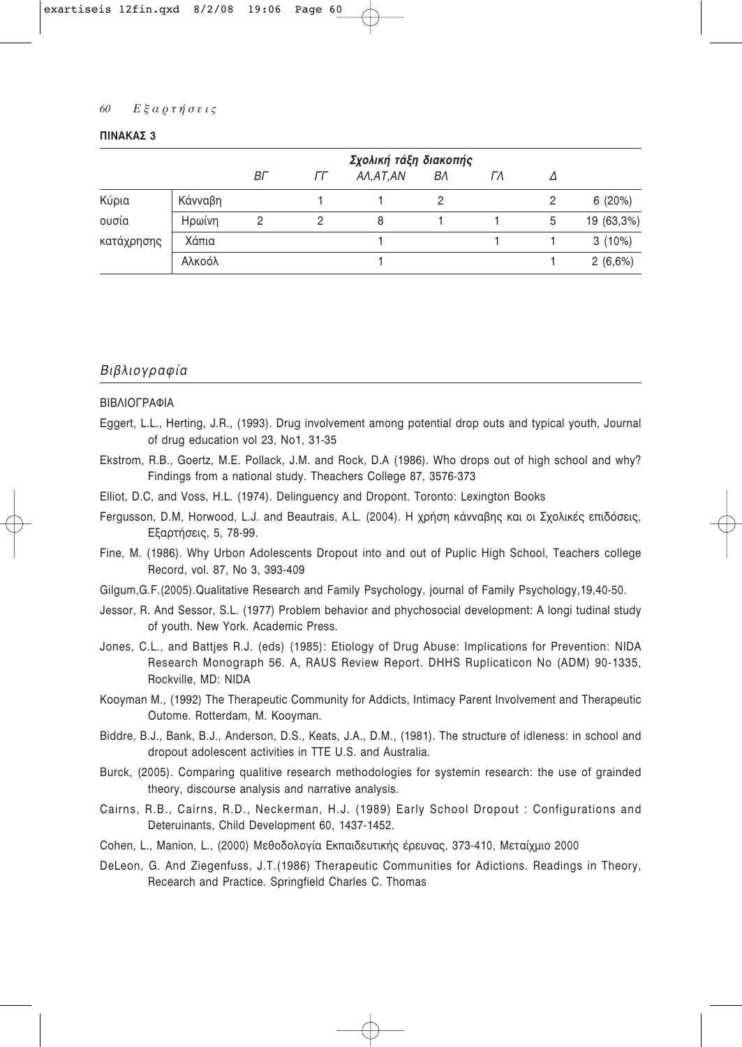**ΠΙΝΑΚΑΣ 3**

| | | *Σχολική τάξη διακοπής* | | | | | | |
|---|---|---|---|---|---|---|---|---|
| | | *ΒΓ* | *ΓΓ* | *ΑΛ,ΑΤ,ΑΝ* | *ΒΛ* | *ΓΛ* | *Δ* | |
| Κύρια | Κάνναβη | | 1 | 1 | 2 | | 2 | 6 (20%) |
| ουσία | Ηρωίνη | 2 | 2 | 8 | 1 | 1 | 5 | 19 (63,3%) |
| κατάχρησης | Χάπια | | | 1 | | 1 | 1 | 3 (10%) |
| | Αλκοόλ | | | 1 | | | 1 | 2 (6,6%) |

## *Βιβλιογραφία*

ΒΙΒΛΙΟΓΡΑΦΙΑ

Eggert, L.L., Herting, J.R., (1993). Drug involvement among potential drop outs and typical youth, Journal of drug education vol 23, No1, 31-35

Ekstrom, R.B., Goertz, M.E. Pollack, J.M. and Rock, D.A (1986). Who drops out of high school and why? Findings from a national study. Theachers College 87, 3576-373

Elliot, D.C, and Voss, H.L. (1974). Delinguency and Dropont. Toronto: Lexington Books

Fergusson, D.M, Horwood, L.J. and Beautrais, A.L. (2004). Η χρήση κάνναβης και οι Σχολικές επιδόσεις, Εξαρτήσεις, 5, 78-99.

Fine, M. (1986). Why Urbon Adolescents Dropout into and out of Puplic High School, Teachers college Record, vol. 87, No 3, 393-409

Gilgum,G.F.(2005).Qualitative Research and Family Psychology, journal of Family Psychology,19,40-50.

Jessor, R. And Sessor, S.L. (1977) Problem behavior and phychosocial development: A longi tudinal study of youth. New York. Academic Press.

Jones, C.L., and Battjes R.J. (eds) (1985): Etiology of Drug Abuse: Implications for Prevention: NIDA Research Monograph 56. A, RAUS Review Report. DHHS Ruplicaticon No (ADM) 90-1335, Rockville, MD: NIDA

Kooyman M., (1992) The Therapeutic Community for Addicts, Intimacy Parent Involvement and Therapeutic Outome. Rotterdam, M. Kooyman.

Biddre, B.J., Bank, B.J., Anderson, D.S., Keats, J.A., D.M., (1981). The structure of idleness: in school and dropout adolescent activities in TTE U.S. and Australia.

Burck, (2005). Comparing qualitive research methodologies for systemin research: the use of grainded theory, discourse analysis and narrative analysis.

Cairns, R.B., Cairns, R.D., Neckerman, H.J. (1989) Early School Dropout : Configurations and Deteruinants, Child Development 60, 1437-1452.

Cohen, L., Manion, L., (2000) Μεθοδολογία Εκπαιδευτικής έρευνας, 373-410, Μεταίχμιο 2000

DeLeon, G. And Ziegenfuss, J.T.(1986) Therapeutic Communities for Adictions. Readings in Theory, Research and Practice. Springfield Charles C. Thomas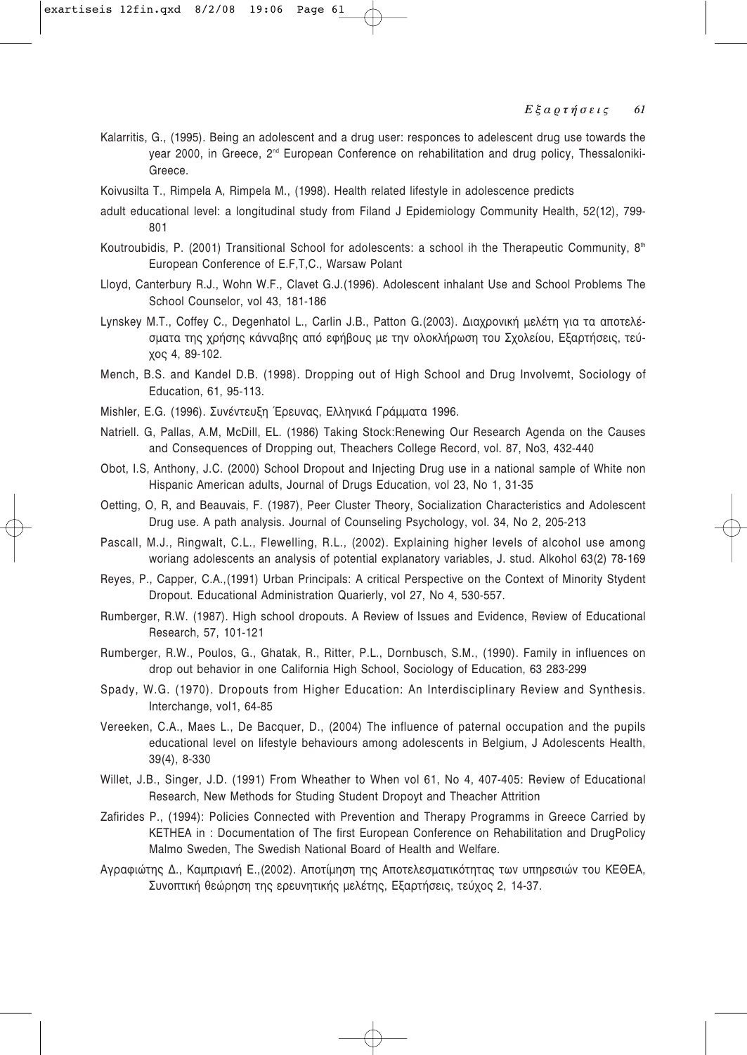Kalarritis, G., (1995). Being an adolescent and a drug user: responces to adelescent drug use towards the year 2000, in Greece, 2[nd] European Conference on rehabilitation and drug policy, Thessaloniki-Greece.

Koivusilta T., Rimpela A, Rimpela M., (1998). Health related lifestyle in adolescence predicts

adult educational level: a longitudinal study from Filand J Epidemiology Community Health, 52(12), 799-801

Koutroubidis, P. (2001) Transitional School for adolescents: a school ih the Therapeutic Community, 8[th] European Conference of E.F,T,C., Warsaw Polant

Lloyd, Canterbury R.J., Wohn W.F., Clavet G.J.(1996). Adolescent inhalant Use and School Problems The School Counselor, vol 43, 181-186

Lynskey M.T., Coffey C., Degenhatol L., Carlin J.B., Patton G.(2003). Διαχρονική μελέτη για τα αποτελέσματα της χρήσης κάνναβης από εφήβους με την ολοκλήρωση του Σχολείου, Εξαρτήσεις, τεύχος 4, 89-102.

Mench, B.S. and Kandel D.B. (1998). Dropping out of High School and Drug Involvemt, Sociology of Education, 61, 95-113.

Mishler, E.G. (1996). Συνέντευξη Έρευνας, Ελληνικά Γράμματα 1996.

Natriell. G, Pallas, A.M, McDill, EL. (1986) Taking Stock:Renewing Our Research Agenda on the Causes and Consequences of Dropping out, Theachers College Record, vol. 87, No3, 432-440

Obot, I.S, Anthony, J.C. (2000) School Dropout and Injecting Drug use in a national sample of White non Hispanic American adults, Journal of Drugs Education, vol 23, No 1, 31-35

Oetting, O, R, and Beauvais, F. (1987), Peer Cluster Theory, Socialization Characteristics and Adolescent Drug use. A path analysis. Journal of Counseling Psychology, vol. 34, No 2, 205-213

Pascall, M.J., Ringwalt, C.L., Flewelling, R.L., (2002). Explaining higher levels of alcohol use among woriang adolescents an analysis of potential explanatory variables, J. stud. Alkohol 63(2) 78-169

Reyes, P., Capper, C.A.,(1991) Urban Principals: A critical Perspective on the Context of Minority Stydent Dropout. Educational Administration Quarierly, vol 27, No 4, 530-557.

Rumberger, R.W. (1987). High school dropouts. A Review of Issues and Evidence, Review of Educational Research, 57, 101-121

Rumberger, R.W., Poulos, G., Ghatak, R., Ritter, P.L., Dornbusch, S.M., (1990). Family in influences on drop out behavior in one California High School, Sociology of Education, 63 283-299

Spady, W.G. (1970). Dropouts from Higher Education: An Interdisciplinary Review and Synthesis. Interchange, vol1, 64-85

Vereeken, C.A., Maes L., De Bacquer, D., (2004) The influence of paternal occupation and the pupils educational level on lifestyle behaviours among adolescents in Belgium, J Adolescents Health, 39(4), 8-330

Willet, J.B., Singer, J.D. (1991) From Wheather to When vol 61, No 4, 407-405: Review of Educational Research, New Methods for Studing Student Dropoyt and Theacher Attrition

Zafirides P., (1994): Policies Connected with Prevention and Therapy Programms in Greece Carried by KETHEA in : Documentation of The first European Conference on Rehabilitation and DrugPolicy Malmo Sweden, The Swedish National Board of Health and Welfare.

Αγραφιώτης Δ., Καμπριανή Ε.,(2002). Αποτίμηση της Αποτελεσματικότητας των υπηρεσιών του ΚΕΘΕΑ, Συνοπτική θεώρηση της ερευνητικής μελέτης, Εξαρτήσεις, τεύχος 2, 14-37.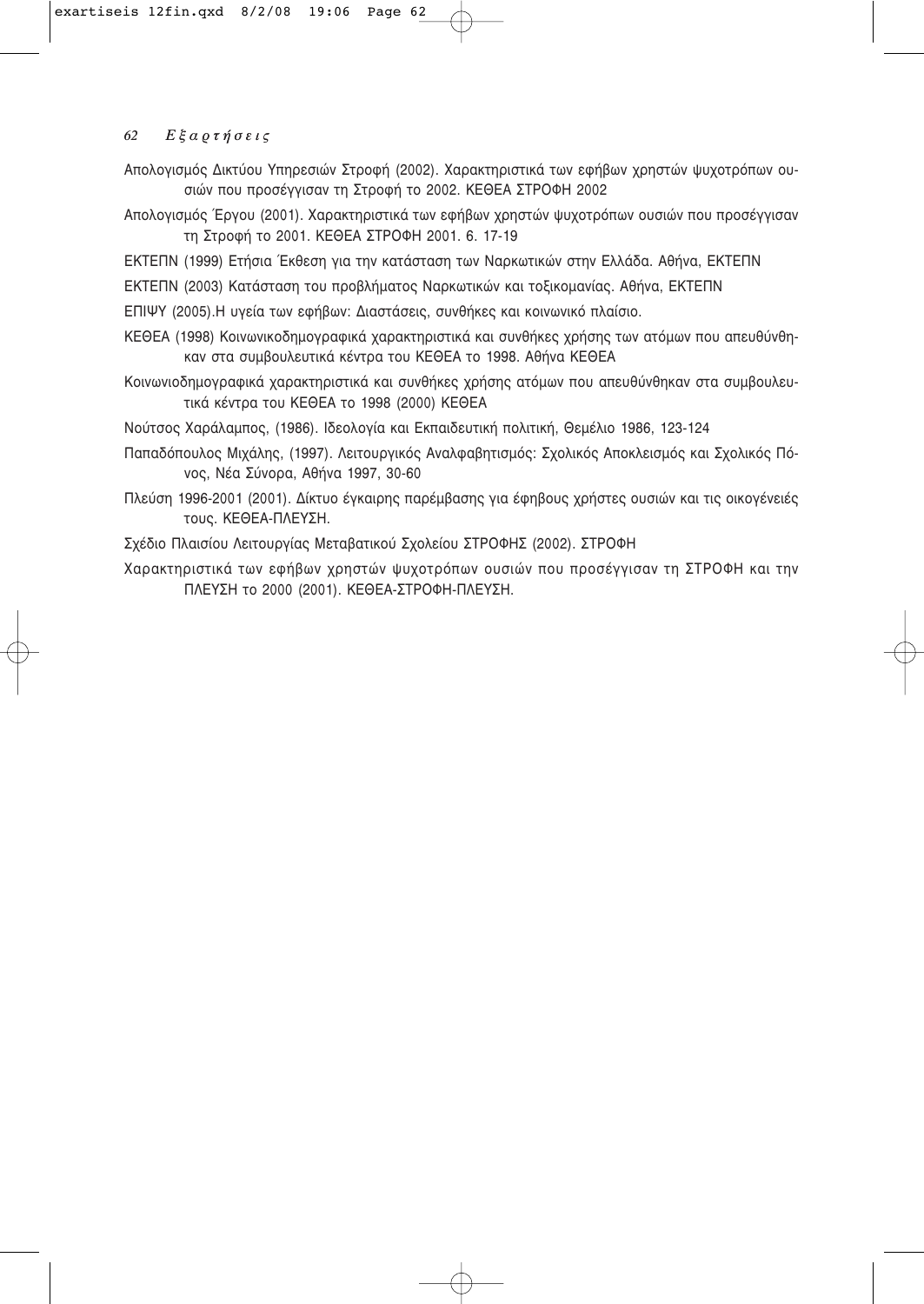Απολογισμός Δικτύου Υπηρεσιών Στροφή (2002). Χαρακτηριστικά των εφήβων χρηστών ψυχοτρόπων ουσιών που προσέγγισαν τη Στροφή το 2002. ΚΕΘΕΑ ΣΤΡΟΦΗ 2002

Απολογισμός Έργου (2001). Χαρακτηριστικά των εφήβων χρηστών ψυχοτρόπων ουσιών που προσέγγισαν τη Στροφή το 2001. ΚΕΘΕΑ ΣΤΡΟΦΗ 2001. 6. 17-19

ΕΚΤΕΠΝ (1999) Ετήσια Έκθεση για την κατάσταση των Ναρκωτικών στην Ελλάδα. Αθήνα, ΕΚΤΕΠΝ

ΕΚΤΕΠΝ (2003) Κατάσταση του προβλήματος Ναρκωτικών και τοξικομανίας. Αθήνα, ΕΚΤΕΠΝ

ΕΠΙΨΥ (2005).Η υγεία των εφήβων: Διαστάσεις, συνθήκες και κοινωνικό πλαίσιο.

ΚΕΘΕΑ (1998) Κοινωνικοδημογραφικά χαρακτηριστικά και συνθήκες χρήσης των ατόμων που απευθύνθηκαν στα συμβουλευτικά κέντρα του ΚΕΘΕΑ το 1998. Αθήνα ΚΕΘΕΑ

Κοινωνιοδημογραφικά χαρακτηριστικά και συνθήκες χρήσης ατόμων που απευθύνθηκαν στα συμβουλευτικά κέντρα του ΚΕΘΕΑ το 1998 (2000) ΚΕΘΕΑ

Νούτσος Χαράλαμπος, (1986). Ιδεολογία και Εκπαιδευτική πολιτική, Θεμέλιο 1986, 123-124

Παπαδόπουλος Μιχάλης, (1997). Λειτουργικός Αναλφαβητισμός: Σχολικός Αποκλεισμός και Σχολικός Πόνος, Νέα Σύνορα, Αθήνα 1997, 30-60

Πλεύση 1996-2001 (2001). Δίκτυο έγκαιρης παρέμβασης για έφηβους χρήστες ουσιών και τις οικογένειές τους. ΚΕΘΕΑ-ΠΛΕΥΣΗ.

Σχέδιο Πλαισίου Λειτουργίας Μεταβατικού Σχολείου ΣΤΡΟΦΗΣ (2002). ΣΤΡΟΦΗ

Χαρακτηριστικά των εφήβων χρηστών ψυχοτρόπων ουσιών που προσέγγισαν τη ΣΤΡΟΦΗ και την ΠΛΕΥΣΗ το 2000 (2001). ΚΕΘΕΑ-ΣΤΡΟΦΗ-ΠΛΕΥΣΗ.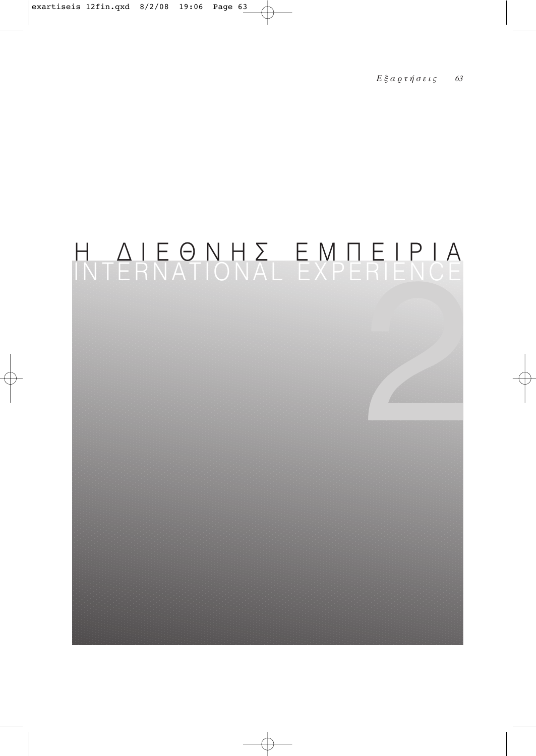# Η ΔΙΕΘΝΗΣ ΕΜΠΕΙΡΙΑ
# INTERNATIONAL EXPERIENCE

2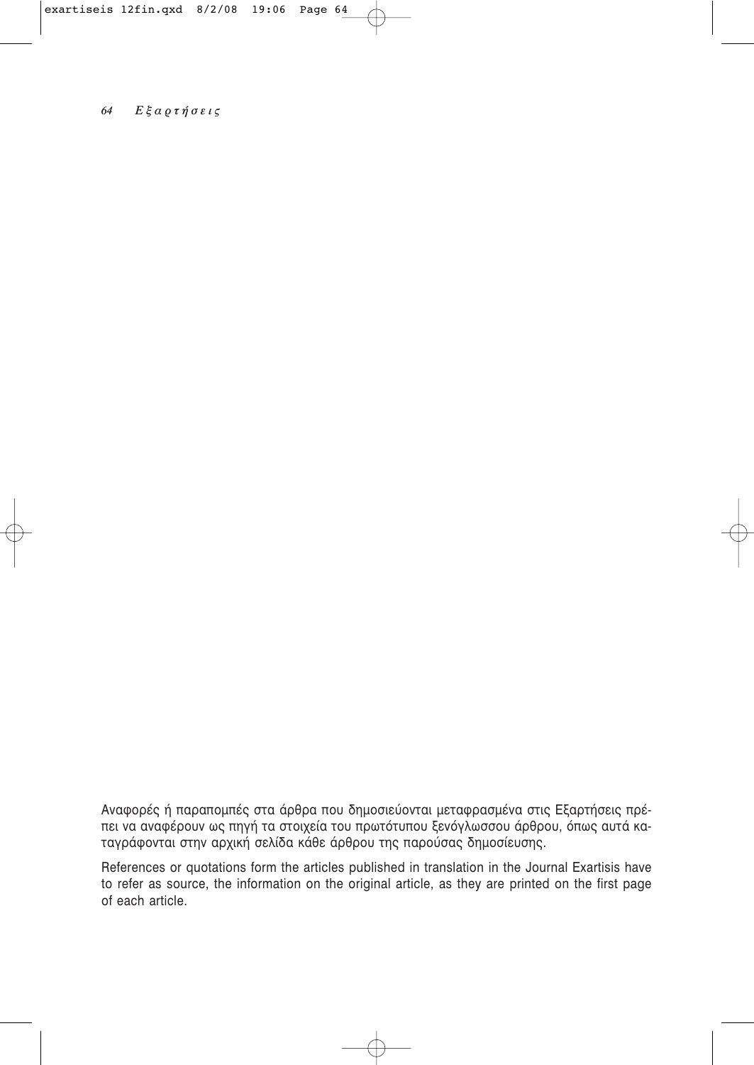Αναφορές ή παραπομπές στα άρθρα που δημοσιεύονται μεταφρασμένα στις Εξαρτήσεις πρέπει να αναφέρουν ως πηγή τα στοιχεία του πρωτότυπου ξενόγλωσσου άρθρου, όπως αυτά καταγράφονται στην αρχική σελίδα κάθε άρθρου της παρούσας δημοσίευσης.

References or quotations form the articles published in translation in the Journal Exartisis have to refer as source, the information on the original article, as they are printed on the first page of each article.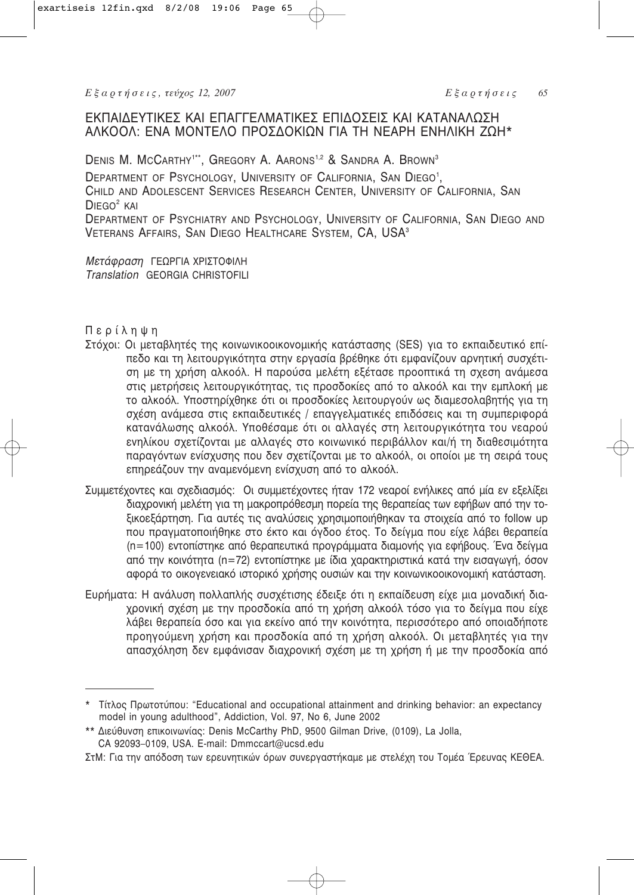# ΕΚΠΑΙΔΕΥΤΙΚΕΣ ΚΑΙ ΕΠΑΓΓΕΛΜΑΤΙΚΕΣ ΕΠΙΔΟΣΕΙΣ ΚΑΙ ΚΑΤΑΝΑΛΩΣΗ ΑΛΚΟΟΛ: ΕΝΑ ΜΟΝΤΕΛΟ ΠΡΟΣΔΟΚΙΩΝ ΓΙΑ ΤΗ ΝΕΑΡΗ ΕΝΗΛΙΚΗ ΖΩΗ*

DENIS M. MCCARTHY[1**], GREGORY A. AARONS[1,2] & SANDRA A. BROWN[3]

DEPARTMENT OF PSYCHOLOGY, UNIVERSITY OF CALIFORNIA, SAN DIEGO[1],
CHILD AND ADOLESCENT SERVICES RESEARCH CENTER, UNIVERSITY OF CALIFORNIA, SAN DIEGO[2] ΚΑΙ
DEPARTMENT OF PSYCHIATRY AND PSYCHOLOGY, UNIVERSITY OF CALIFORNIA, SAN DIEGO AND VETERANS AFFAIRS, SAN DIEGO HEALTHCARE SYSTEM, CA, USA[3]

*Μετάφραση* ΓΕΩΡΓΙΑ ΧΡΙΣΤΟΦΙΛΗ
*Translation* GEORGIA CHRISTOFILI

## Περίληψη

Στόχοι: Οι μεταβλητές της κοινωνικοοικονομικής κατάστασης (SES) για το εκπαιδευτικό επίπεδο και τη λειτουργικότητα στην εργασία βρέθηκε ότι εμφανίζουν αρνητική συσχέτιση με τη χρήση αλκοόλ. Η παρούσα μελέτη εξέτασε προοπτικά τη σχεση ανάμεσα στις μετρήσεις λειτουργικότητας, τις προσδοκίες από το αλκοόλ και την εμπλοκή με το αλκοόλ. Υποστηρίχθηκε ότι οι προσδοκίες λειτουργούν ως διαμεσολαβητής για τη σχέση ανάμεσα στις εκπαιδευτικές / επαγγελματικές επιδόσεις και τη συμπεριφορά κατανάλωσης αλκοόλ. Υποθέσαμε ότι οι αλλαγές στη λειτουργικότητα του νεαρού ενηλίκου σχετίζονται με αλλαγές στο κοινωνικό περιβάλλον και/ή τη διαθεσιμότητα παραγόντων ενίσχυσης που δεν σχετίζονται με το αλκοόλ, οι οποίοι με τη σειρά τους επηρεάζουν την αναμενόμενη ενίσχυση από το αλκοόλ.

Συμμετέχοντες και σχεδιασμός: Οι συμμετέχοντες ήταν 172 νεαροί ενήλικες από μία εν εξελίξει διαχρονική μελέτη για τη μακροπρόθεσμη πορεία της θεραπείας των εφήβων από την τοξικοεξάρτηση. Για αυτές τις αναλύσεις χρησιμοποιήθηκαν τα στοιχεία από το follow up που πραγματοποιήθηκε στο έκτο και όγδοο έτος. Το δείγμα που είχε λάβει θεραπεία (n=100) εντοπίστηκε από θεραπευτικά προγράμματα διαμονής για εφήβους. Ένα δείγμα από την κοινότητα (n=72) εντοπίστηκε με ίδια χαρακτηριστικά κατά την εισαγωγή, όσον αφορά το οικογενειακό ιστορικό χρήσης ουσιών και την κοινωνικοοικονομική κατάσταση.

Ευρήματα: Η ανάλυση πολλαπλής συσχέτισης έδειξε ότι η εκπαίδευση είχε μια μοναδική διαχρονική σχέση με την προσδοκία από τη χρήση αλκοόλ τόσο για το δείγμα που είχε λάβει θεραπεία όσο και για εκείνο από την κοινότητα, περισσότερο από οποιαδήποτε προηγούμενη χρήση και προσδοκία από τη χρήση αλκοόλ. Οι μεταβλητές για την απασχόληση δεν εμφάνισαν διαχρονική σχέση με τη χρήση ή με την προσδοκία από

---

\* Τίτλος Πρωτοτύπου: "Educational and occupational attainment and drinking behavior: an expectancy model in young adulthood", Addiction, Vol. 97, No 6, June 2002

\** Διεύθυνση επικοινωνίας: Denis McCarthy PhD, 9500 Gilman Drive, (0109), La Jolla, CA 92093–0109, USA. E-mail: Dmmccart@ucsd.edu

ΣτΜ: Για την απόδοση των ερευνητικών όρων συνεργαστήκαμε με στελέχη του Τομέα Έρευνας ΚΕΘΕΑ.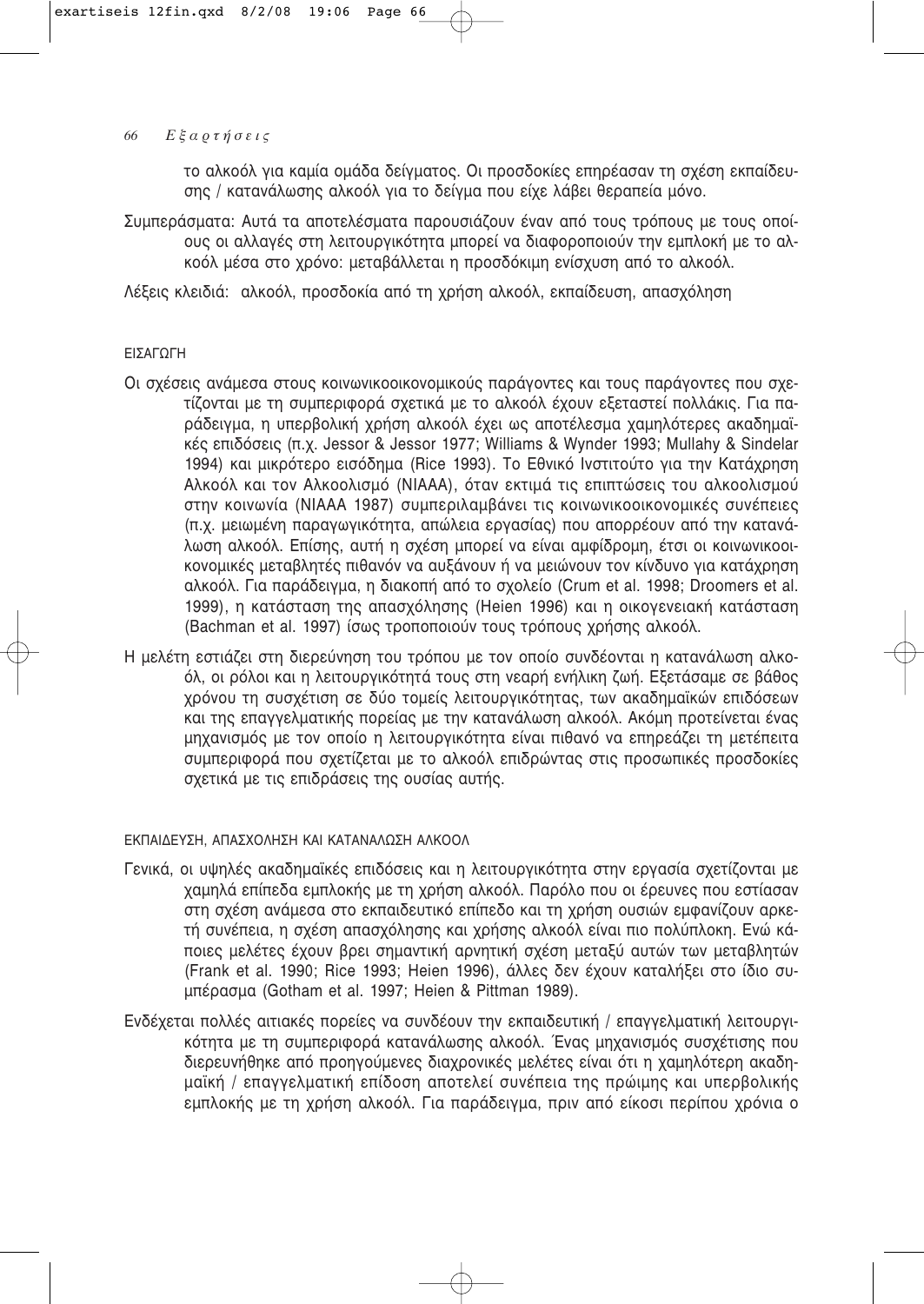το αλκοόλ για καμία ομάδα δείγματος. Οι προσδοκίες επηρέασαν τη σχέση εκπαίδευσης / κατανάλωσης αλκοόλ για το δείγμα που είχε λάβει θεραπεία μόνο.

Συμπεράσματα: Αυτά τα αποτελέσματα παρουσιάζουν έναν από τους τρόπους με τους οποίους οι αλλαγές στη λειτουργικότητα μπορεί να διαφοροποιούν την εμπλοκή με το αλκοόλ μέσα στο χρόνο: μεταβάλλεται η προσδόκιμη ενίσχυση από το αλκοόλ.

Λέξεις κλειδιά: αλκοόλ, προσδοκία από τη χρήση αλκοόλ, εκπαίδευση, απασχόληση

## ΕΙΣΑΓΩΓΗ

Οι σχέσεις ανάμεσα στους κοινωνικοοικονομικούς παράγοντες και τους παράγοντες που σχετίζονται με τη συμπεριφορά σχετικά με το αλκοόλ έχουν εξεταστεί πολλάκις. Για παράδειγμα, η υπερβολική χρήση αλκοόλ έχει ως αποτέλεσμα χαμηλότερες ακαδημαϊκές επιδόσεις (π.χ. Jessor & Jessor 1977; Williams & Wynder 1993; Mullahy & Sindelar 1994) και μικρότερο εισόδημα (Rice 1993). Το Εθνικό Ινστιτούτο για την Κατάχρηση Αλκοόλ και τον Αλκοολισμό (NIAAA), όταν εκτιμά τις επιπτώσεις του αλκοολισμού στην κοινωνία (NIAAA 1987) συμπεριλαμβάνει τις κοινωνικοοικονομικές συνέπειες (π.χ. μειωμένη παραγωγικότητα, απώλεια εργασίας) που απορρέουν από την κατανάλωση αλκοόλ. Επίσης, αυτή η σχέση μπορεί να είναι αμφίδρομη, έτσι οι κοινωνικοοικονομικές μεταβλητές πιθανόν να αυξάνουν ή να μειώνουν τον κίνδυνο για κατάχρηση αλκοόλ. Για παράδειγμα, η διακοπή από το σχολείο (Crum et al. 1998; Droomers et al. 1999), η κατάσταση της απασχόλησης (Heien 1996) και η οικογενειακή κατάσταση (Bachman et al. 1997) ίσως τροποποιούν τους τρόπους χρήσης αλκοόλ.

Η μελέτη εστιάζει στη διερεύνηση του τρόπου με τον οποίο συνδέονται η κατανάλωση αλκοόλ, οι ρόλοι και η λειτουργικότητά τους στη νεαρή ενήλικη ζωή. Εξετάσαμε σε βάθος χρόνου τη συσχέτιση σε δύο τομείς λειτουργικότητας, των ακαδημαϊκών επιδόσεων και της επαγγελματικής πορείας με την κατανάλωση αλκοόλ. Ακόμη προτείνεται ένας μηχανισμός με τον οποίο η λειτουργικότητα είναι πιθανό να επηρεάζει τη μετέπειτα συμπεριφορά που σχετίζεται με το αλκοόλ επιδρώντας στις προσωπικές προσδοκίες σχετικά με τις επιδράσεις της ουσίας αυτής.

## ΕΚΠΑΙΔΕΥΣΗ, ΑΠΑΣΧΟΛΗΣΗ ΚΑΙ ΚΑΤΑΝΑΛΩΣΗ ΑΛΚΟΟΛ

Γενικά, οι υψηλές ακαδημαϊκές επιδόσεις και η λειτουργικότητα στην εργασία σχετίζονται με χαμηλά επίπεδα εμπλοκής με τη χρήση αλκοόλ. Παρόλο που οι έρευνες που εστίασαν στη σχέση ανάμεσα στο εκπαιδευτικό επίπεδο και τη χρήση ουσιών εμφανίζουν αρκετή συνέπεια, η σχέση απασχόλησης και χρήσης αλκοόλ είναι πιο πολύπλοκη. Ενώ κάποιες μελέτες έχουν βρει σημαντική αρνητική σχέση μεταξύ αυτών των μεταβλητών (Frank et al. 1990; Rice 1993; Heien 1996), άλλες δεν έχουν καταλήξει στο ίδιο συμπέρασμα (Gotham et al. 1997; Heien & Pittman 1989).

Ενδέχεται πολλές αιτιακές πορείες να συνδέουν την εκπαιδευτική / επαγγελματική λειτουργικότητα με τη συμπεριφορά κατανάλωσης αλκοόλ. Ένας μηχανισμός συσχέτισης που διερευνήθηκε από προηγούμενες διαχρονικές μελέτες είναι ότι η χαμηλότερη ακαδημαϊκή / επαγγελματική επίδοση αποτελεί συνέπεια της πρώιμης και υπερβολικής εμπλοκής με τη χρήση αλκοόλ. Για παράδειγμα, πριν από είκοσι περίπου χρόνια ο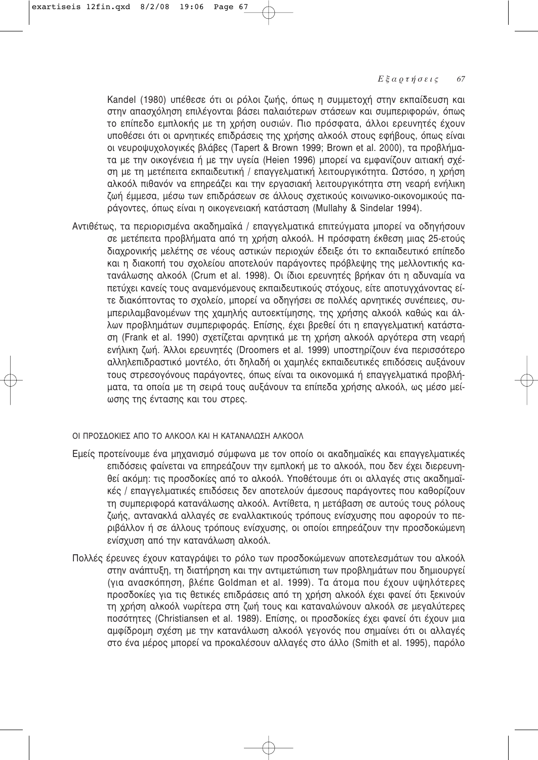Kandel (1980) υπέθεσε ότι οι ρόλοι ζωής, όπως η συμμετοχή στην εκπαίδευση και στην απασχόληση επιλέγονται βάσει παλαιότερων στάσεων και συμπεριφορών, όπως το επίπεδο εμπλοκής με τη χρήση ουσιών. Πιο πρόσφατα, άλλοι ερευνητές έχουν υποθέσει ότι οι αρνητικές επιδράσεις της χρήσης αλκοόλ στους εφήβους, όπως είναι οι νευροψυχολογικές βλάβες (Tapert & Brown 1999; Brown et al. 2000), τα προβλήματα με την οικογένεια ή με την υγεία (Heien 1996) μπορεί να εμφανίζουν αιτιακή σχέση με τη μετέπειτα εκπαιδευτική / επαγγελματική λειτουργικότητα. Ωστόσο, η χρήση αλκοόλ πιθανόν να επηρεάζει και την εργασιακή λειτουργικότητα στη νεαρή ενήλικη ζωή έμμεσα, μέσω των επιδράσεων σε άλλους σχετικούς κοινωνικο-οικονομικούς παράγοντες, όπως είναι η οικογενειακή κατάσταση (Mullahy & Sindelar 1994).

Αντιθέτως, τα περιορισμένα ακαδημαϊκά / επαγγελματικά επιτεύγματα μπορεί να οδηγήσουν σε μετέπειτα προβλήματα από τη χρήση αλκοόλ. Η πρόσφατη έκθεση μιας 25-ετούς διαχρονικής μελέτης σε νέους αστικών περιοχών έδειξε ότι το εκπαιδευτικό επίπεδο και η διακοπή του σχολείου αποτελούν παράγοντες πρόβλεψης της μελλοντικής κατανάλωσης αλκοόλ (Crum et al. 1998). Οι ίδιοι ερευνητές βρήκαν ότι η αδυναμία να πετύχει κανείς τους αναμενόμενους εκπαιδευτικούς στόχους, είτε αποτυγχάνοντας είτε διακόπτοντας το σχολείο, μπορεί να οδηγήσει σε πολλές αρνητικές συνέπειες, συμπεριλαμβανομένων της χαμηλής αυτοεκτίμησης, της χρήσης αλκοόλ καθώς και άλλων προβλημάτων συμπεριφοράς. Επίσης, έχει βρεθεί ότι η επαγγελματική κατάσταση (Frank et al. 1990) σχετίζεται αρνητικά με τη χρήση αλκοόλ αργότερα στη νεαρή ενήλικη ζωή. Άλλοι ερευνητές (Droomers et al. 1999) υποστηρίζουν ένα περισσότερο αλληλεπιδραστικό μοντέλο, ότι δηλαδή οι χαμηλές εκπαιδευτικές επιδόσεις αυξάνουν τους στρεσογόνους παράγοντες, όπως είναι τα οικονομικά ή επαγγελματικά προβλήματα, τα οποία με τη σειρά τους αυξάνουν τα επίπεδα χρήσης αλκοόλ, ως μέσο μείωσης της έντασης και του στρες.

### ΟΙ ΠΡΟΣΔΟΚΙΕΣ ΑΠΟ ΤΟ ΑΛΚΟΟΛ ΚΑΙ Η ΚΑΤΑΝΑΛΩΣΗ ΑΛΚΟΟΛ

Εμείς προτείνουμε ένα μηχανισμό σύμφωνα με τον οποίο οι ακαδημαϊκές και επαγγελματικές επιδόσεις φαίνεται να επηρεάζουν την εμπλοκή με το αλκοόλ, που δεν έχει διερευνηθεί ακόμη: τις προσδοκίες από το αλκοόλ. Υποθέτουμε ότι οι αλλαγές στις ακαδημαϊκές / επαγγελματικές επιδόσεις δεν αποτελούν άμεσους παράγοντες που καθορίζουν τη συμπεριφορά κατανάλωσης αλκοόλ. Αντίθετα, η μετάβαση σε αυτούς τους ρόλους ζωής, αντανακλά αλλαγές σε εναλλακτικούς τρόπους ενίσχυσης που αφορούν το περιβάλλον ή σε άλλους τρόπους ενίσχυσης, οι οποίοι επηρεάζουν την προσδοκώμενη ενίσχυση από την κατανάλωση αλκοόλ.

Πολλές έρευνες έχουν καταγράψει το ρόλο των προσδοκώμενων αποτελεσμάτων του αλκοόλ στην ανάπτυξη, τη διατήρηση και την αντιμετώπιση των προβλημάτων που δημιουργεί (για ανασκόπηση, βλέπε Goldman et al. 1999). Τα άτομα που έχουν υψηλότερες προσδοκίες για τις θετικές επιδράσεις από τη χρήση αλκοόλ έχει φανεί ότι ξεκινούν τη χρήση αλκοόλ νωρίτερα στη ζωή τους και καταναλώνουν αλκοόλ σε μεγαλύτερες ποσότητες (Christiansen et al. 1989). Επίσης, οι προσδοκίες έχει φανεί ότι έχουν μια αμφίδρομη σχέση με την κατανάλωση αλκοόλ γεγονός που σημαίνει ότι οι αλλαγές στο ένα μέρος μπορεί να προκαλέσουν αλλαγές στο άλλο (Smith et al. 1995), παρόλο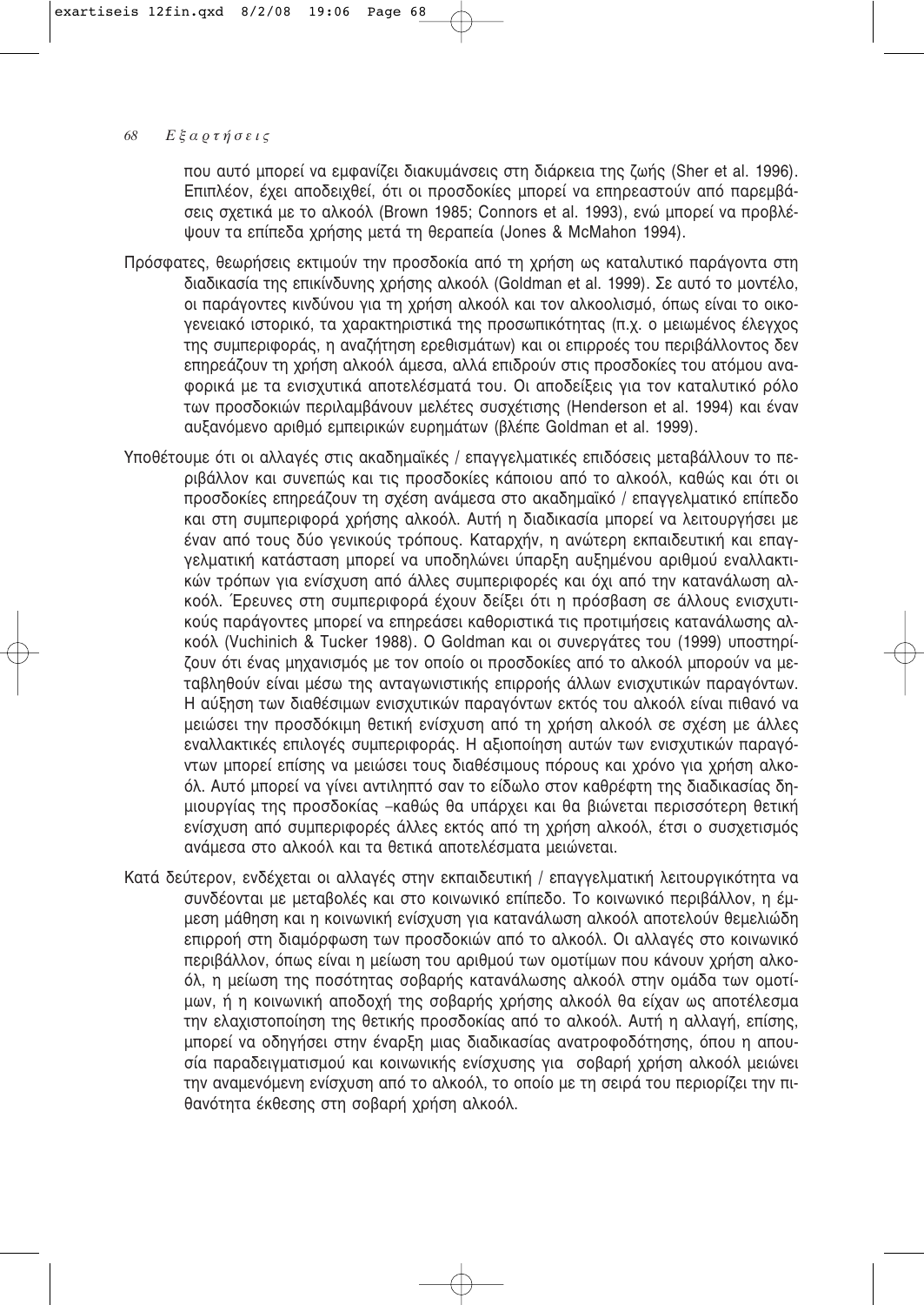που αυτό μπορεί να εμφανίζει διακυμάνσεις στη διάρκεια της ζωής (Sher et al. 1996). Επιπλέον, έχει αποδειχθεί, ότι οι προσδοκίες μπορεί να επηρεαστούν από παρεμβάσεις σχετικά με το αλκοόλ (Brown 1985; Connors et al. 1993), ενώ μπορεί να προβλέψουν τα επίπεδα χρήσης μετά τη θεραπεία (Jones & McMahon 1994).

Πρόσφατες, θεωρήσεις εκτιμούν την προσδοκία από τη χρήση ως καταλυτικό παράγοντα στη διαδικασία της επικίνδυνης χρήσης αλκοόλ (Goldman et al. 1999). Σε αυτό το μοντέλο, οι παράγοντες κινδύνου για τη χρήση αλκοόλ και τον αλκοολισμό, όπως είναι το οικογενειακό ιστορικό, τα χαρακτηριστικά της προσωπικότητας (π.χ. ο μειωμένος έλεγχος της συμπεριφοράς, η αναζήτηση ερεθισμάτων) και οι επιρροές του περιβάλλοντος δεν επηρεάζουν τη χρήση αλκοόλ άμεσα, αλλά επιδρούν στις προσδοκίες του ατόμου αναφορικά με τα ενισχυτικά αποτελέσματά του. Οι αποδείξεις για τον καταλυτικό ρόλο των προσδοκιών περιλαμβάνουν μελέτες συσχέτισης (Henderson et al. 1994) και έναν αυξανόμενο αριθμό εμπειρικών ευρημάτων (βλέπε Goldman et al. 1999).

Υποθέτουμε ότι οι αλλαγές στις ακαδημαϊκές / επαγγελματικές επιδόσεις μεταβάλλουν το περιβάλλον και συνεπώς και τις προσδοκίες κάποιου από το αλκοόλ, καθώς και ότι οι προσδοκίες επηρεάζουν τη σχέση ανάμεσα στο ακαδημαϊκό / επαγγελματικό επίπεδο και στη συμπεριφορά χρήσης αλκοόλ. Αυτή η διαδικασία μπορεί να λειτουργήσει με έναν από τους δύο γενικούς τρόπους. Καταρχήν, η ανώτερη εκπαιδευτική και επαγγελματική κατάσταση μπορεί να υποδηλώνει ύπαρξη αυξημένου αριθμού εναλλακτικών τρόπων για ενίσχυση από άλλες συμπεριφορές και όχι από την κατανάλωση αλκοόλ. Έρευνες στη συμπεριφορά έχουν δείξει ότι η πρόσβαση σε άλλους ενισχυτικούς παράγοντες μπορεί να επηρεάσει καθοριστικά τις προτιμήσεις κατανάλωσης αλκοόλ (Vuchinich & Tucker 1988). Ο Goldman και οι συνεργάτες του (1999) υποστηρίζουν ότι ένας μηχανισμός με τον οποίο οι προσδοκίες από το αλκοόλ μπορούν να μεταβληθούν είναι μέσω της ανταγωνιστικής επιρροής άλλων ενισχυτικών παραγόντων. Η αύξηση των διαθέσιμων ενισχυτικών παραγόντων εκτός του αλκοόλ είναι πιθανό να μειώσει την προσδόκιμη θετική ενίσχυση από τη χρήση αλκοόλ σε σχέση με άλλες εναλλακτικές επιλογές συμπεριφοράς. Η αξιοποίηση αυτών των ενισχυτικών παραγόντων μπορεί επίσης να μειώσει τους διαθέσιμους πόρους και χρόνο για χρήση αλκοόλ. Αυτό μπορεί να γίνει αντιληπτό σαν το είδωλο στον καθρέφτη της διαδικασίας δημιουργίας της προσδοκίας –καθώς θα υπάρχει και θα βιώνεται περισσότερη θετική ενίσχυση από συμπεριφορές άλλες εκτός από τη χρήση αλκοόλ, έτσι ο συσχετισμός ανάμεσα στο αλκοόλ και τα θετικά αποτελέσματα μειώνεται.

Κατά δεύτερον, ενδέχεται οι αλλαγές στην εκπαιδευτική / επαγγελματική λειτουργικότητα να συνδέονται με μεταβολές και στο κοινωνικό επίπεδο. Το κοινωνικό περιβάλλον, η έμμεση μάθηση και η κοινωνική ενίσχυση για κατανάλωση αλκοόλ αποτελούν θεμελιώδη επιρροή στη διαμόρφωση των προσδοκιών από το αλκοόλ. Οι αλλαγές στο κοινωνικό περιβάλλον, όπως είναι η μείωση του αριθμού των ομοτίμων που κάνουν χρήση αλκοόλ, η μείωση της ποσότητας σοβαρής κατανάλωσης αλκοόλ στην ομάδα των ομοτίμων, ή η κοινωνική αποδοχή της σοβαρής χρήσης αλκοόλ θα είχαν ως αποτέλεσμα την ελαχιστοποίηση της θετικής προσδοκίας από το αλκοόλ. Αυτή η αλλαγή, επίσης, μπορεί να οδηγήσει στην έναρξη μιας διαδικασίας ανατροφοδότησης, όπου η απουσία παραδειγματισμού και κοινωνικής ενίσχυσης για σοβαρή χρήση αλκοόλ μειώνει την αναμενόμενη ενίσχυση από το αλκοόλ, το οποίο με τη σειρά του περιορίζει την πιθανότητα έκθεσης στη σοβαρή χρήση αλκοόλ.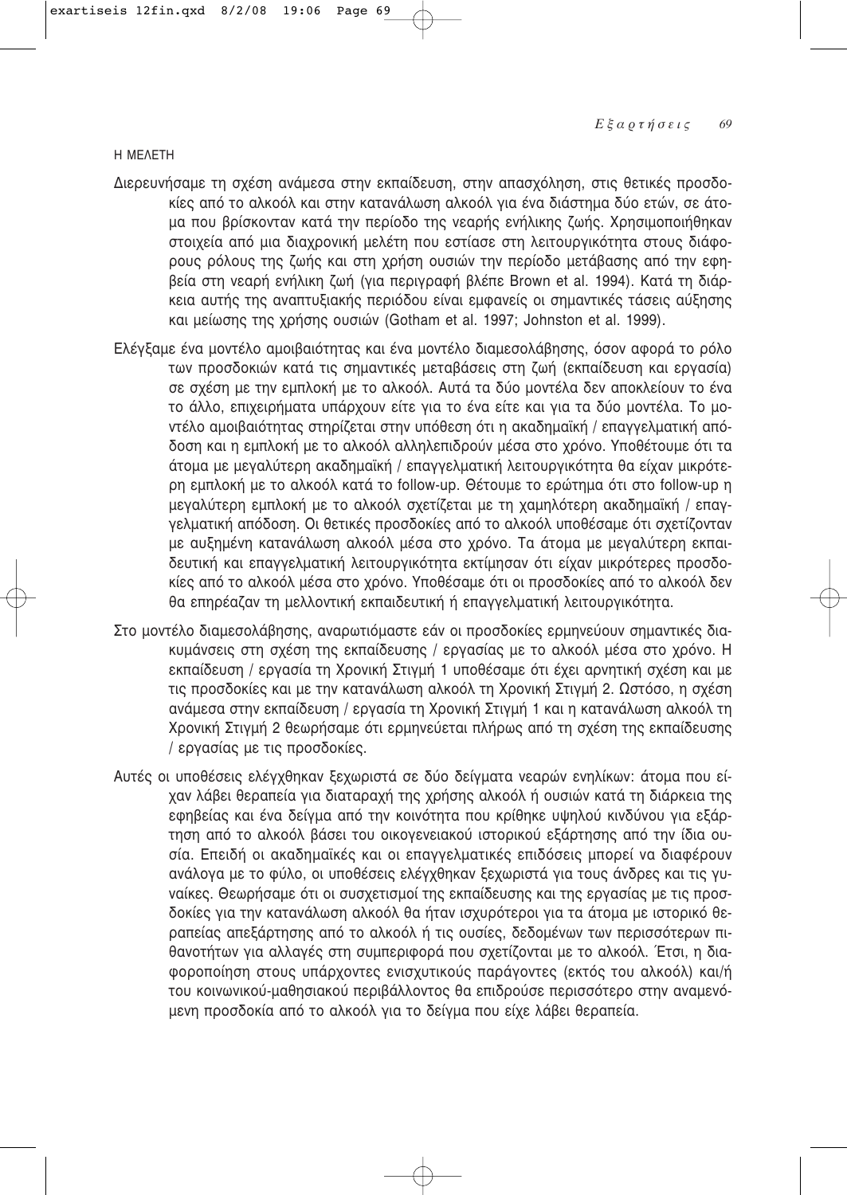## Η ΜΕΛΕΤΗ

Διερευνήσαμε τη σχέση ανάμεσα στην εκπαίδευση, στην απασχόληση, στις θετικές προσδοκίες από το αλκοόλ και στην κατανάλωση αλκοόλ για ένα διάστημα δύο ετών, σε άτομα που βρίσκονταν κατά την περίοδο της νεαρής ενήλικης ζωής. Χρησιμοποιήθηκαν στοιχεία από μια διαχρονική μελέτη που εστίασε στη λειτουργικότητα στους διάφορους ρόλους της ζωής και στη χρήση ουσιών την περίοδο μετάβασης από την εφηβεία στη νεαρή ενήλικη ζωή (για περιγραφή βλέπε Brown et al. 1994). Κατά τη διάρκεια αυτής της αναπτυξιακής περιόδου είναι εμφανείς οι σημαντικές τάσεις αύξησης και μείωσης της χρήσης ουσιών (Gotham et al. 1997; Johnston et al. 1999).

Ελέγξαμε ένα μοντέλο αμοιβαιότητας και ένα μοντέλο διαμεσολάβησης, όσον αφορά το ρόλο των προσδοκιών κατά τις σημαντικές μεταβάσεις στη ζωή (εκπαίδευση και εργασία) σε σχέση με την εμπλοκή με το αλκοόλ. Αυτά τα δύο μοντέλα δεν αποκλείουν το ένα το άλλο, επιχειρήματα υπάρχουν είτε για το ένα είτε και για τα δύο μοντέλα. Το μοντέλο αμοιβαιότητας στηρίζεται στην υπόθεση ότι η ακαδημαϊκή / επαγγελματική απόδοση και η εμπλοκή με το αλκοόλ αλληλεπιδρούν μέσα στο χρόνο. Υποθέτουμε ότι τα άτομα με μεγαλύτερη ακαδημαϊκή / επαγγελματική λειτουργικότητα θα είχαν μικρότερη εμπλοκή με το αλκοόλ κατά το follow-up. Θέτουμε το ερώτημα ότι στο follow-up η μεγαλύτερη εμπλοκή με το αλκοόλ σχετίζεται με τη χαμηλότερη ακαδημαϊκή / επαγγελματική απόδοση. Οι θετικές προσδοκίες από το αλκοόλ υποθέσαμε ότι σχετίζονταν με αυξημένη κατανάλωση αλκοόλ μέσα στο χρόνο. Τα άτομα με μεγαλύτερη εκπαιδευτική και επαγγελματική λειτουργικότητα εκτίμησαν ότι είχαν μικρότερες προσδοκίες από το αλκοόλ μέσα στο χρόνο. Υποθέσαμε ότι οι προσδοκίες από το αλκοόλ δεν θα επηρέαζαν τη μελλοντική εκπαιδευτική ή επαγγελματική λειτουργικότητα.

Στο μοντέλο διαμεσολάβησης, αναρωτιόμαστε εάν οι προσδοκίες ερμηνεύουν σημαντικές διακυμάνσεις στη σχέση της εκπαίδευσης / εργασίας με το αλκοόλ μέσα στο χρόνο. Η εκπαίδευση / εργασία τη Χρονική Στιγμή 1 υποθέσαμε ότι έχει αρνητική σχέση και με τις προσδοκίες και με την κατανάλωση αλκοόλ τη Χρονική Στιγμή 2. Ωστόσο, η σχέση ανάμεσα στην εκπαίδευση / εργασία τη Χρονική Στιγμή 1 και η κατανάλωση αλκοόλ τη Χρονική Στιγμή 2 θεωρήσαμε ότι ερμηνεύεται πλήρως από τη σχέση της εκπαίδευσης / εργασίας με τις προσδοκίες.

Αυτές οι υποθέσεις ελέγχθηκαν ξεχωριστά σε δύο δείγματα νεαρών ενηλίκων: άτομα που είχαν λάβει θεραπεία για διαταραχή της χρήσης αλκοόλ ή ουσιών κατά τη διάρκεια της εφηβείας και ένα δείγμα από την κοινότητα που κρίθηκε υψηλού κινδύνου για εξάρτηση από το αλκοόλ βάσει του οικογενειακού ιστορικού εξάρτησης από την ίδια ουσία. Επειδή οι ακαδημαϊκές και οι επαγγελματικές επιδόσεις μπορεί να διαφέρουν ανάλογα με το φύλο, οι υποθέσεις ελέγχθηκαν ξεχωριστά για τους άνδρες και τις γυναίκες. Θεωρήσαμε ότι οι συσχετισμοί της εκπαίδευσης και της εργασίας με τις προσδοκίες για την κατανάλωση αλκοόλ θα ήταν ισχυρότεροι για τα άτομα με ιστορικό θεραπείας απεξάρτησης από το αλκοόλ ή τις ουσίες, δεδομένων των περισσότερων πιθανοτήτων για αλλαγές στη συμπεριφορά που σχετίζονται με το αλκοόλ. Έτσι, η διαφοροποίηση στους υπάρχοντες ενισχυτικούς παράγοντες (εκτός του αλκοόλ) και/ή του κοινωνικού-μαθησιακού περιβάλλοντος θα επιδρούσε περισσότερο στην αναμενόμενη προσδοκία από το αλκοόλ για το δείγμα που είχε λάβει θεραπεία.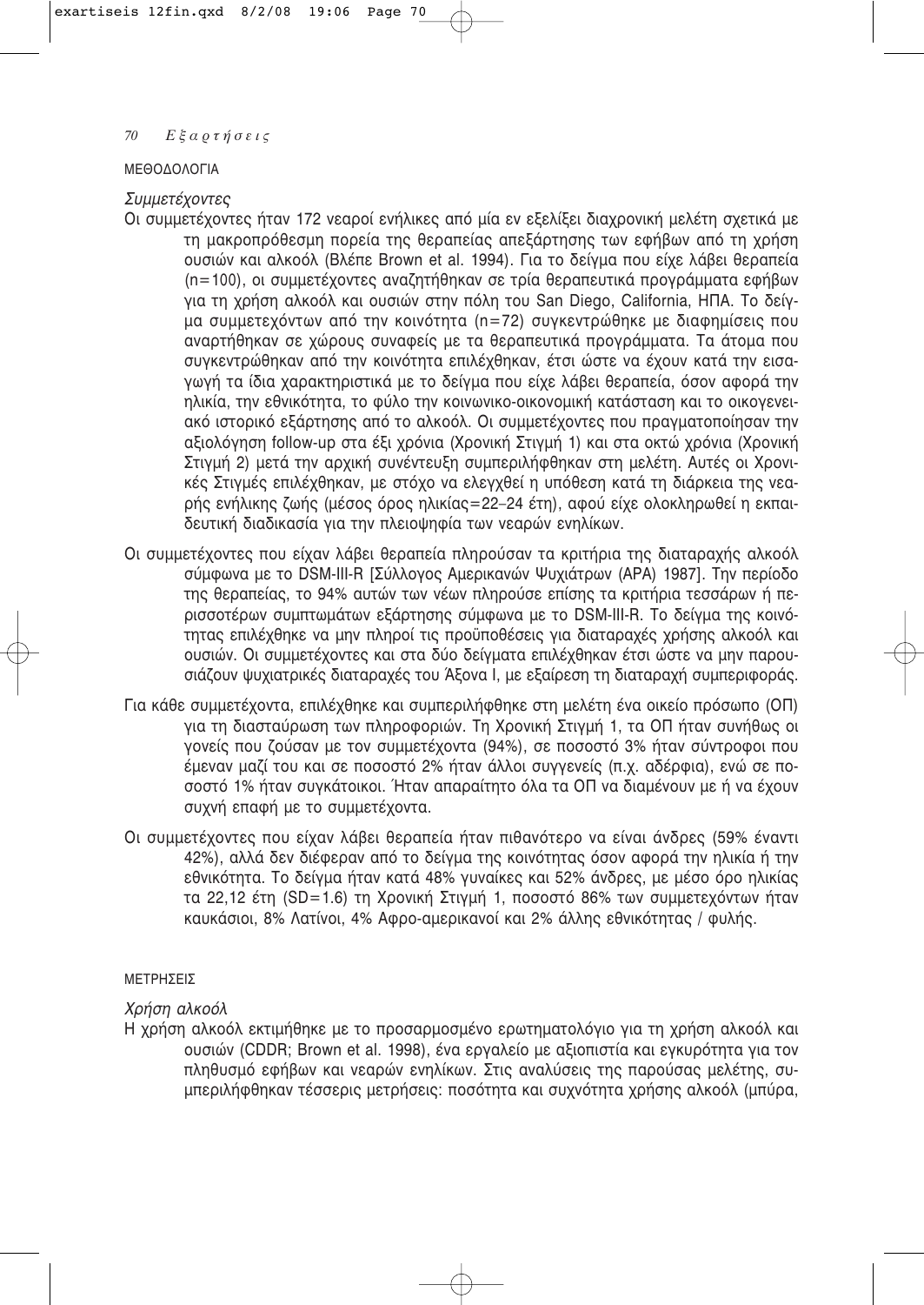## ΜΕΘΟΔΟΛΟΓΙΑ

### *Συμμετέχοντες*

Οι συμμετέχοντες ήταν 172 νεαροί ενήλικες από μία εν εξελίξει διαχρονική μελέτη σχετικά με τη μακροπρόθεσμη πορεία της θεραπείας απεξάρτησης των εφήβων από τη χρήση ουσιών και αλκοόλ (Βλέπε Brown et al. 1994). Για το δείγμα που είχε λάβει θεραπεία (n=100), οι συμμετέχοντες αναζητήθηκαν σε τρία θεραπευτικά προγράμματα εφήβων για τη χρήση αλκοόλ και ουσιών στην πόλη του San Diego, California, ΗΠΑ. Το δείγμα συμμετεχόντων από την κοινότητα (n=72) συγκεντρώθηκε με διαφημίσεις που αναρτήθηκαν σε χώρους συναφείς με τα θεραπευτικά προγράμματα. Τα άτομα που συγκεντρώθηκαν από την κοινότητα επιλέχθηκαν, έτσι ώστε να έχουν κατά την εισαγωγή τα ίδια χαρακτηριστικά με το δείγμα που είχε λάβει θεραπεία, όσον αφορά την ηλικία, την εθνικότητα, το φύλο την κοινωνικο-οικονομική κατάσταση και το οικογενειακό ιστορικό εξάρτησης από το αλκοόλ. Οι συμμετέχοντες που πραγματοποίησαν την αξιολόγηση follow-up στα έξι χρόνια (Χρονική Στιγμή 1) και στα οκτώ χρόνια (Χρονική Στιγμή 2) μετά την αρχική συνέντευξη συμπεριλήφθηκαν στη μελέτη. Αυτές οι Χρονικές Στιγμές επιλέχθηκαν, με στόχο να ελεγχθεί η υπόθεση κατά τη διάρκεια της νεαρής ενήλικης ζωής (μέσος όρος ηλικίας=22–24 έτη), αφού είχε ολοκληρωθεί η εκπαιδευτική διαδικασία για την πλειοψηφία των νεαρών ενηλίκων.

Οι συμμετέχοντες που είχαν λάβει θεραπεία πληρούσαν τα κριτήρια της διαταραχής αλκοόλ σύμφωνα με το DSM-III-R [Σύλλογος Αμερικανών Ψυχιάτρων (APA) 1987]. Την περίοδο της θεραπείας, το 94% αυτών των νέων πληρούσε επίσης τα κριτήρια τεσσάρων ή περισσοτέρων συμπτωμάτων εξάρτησης σύμφωνα με το DSM-III-R. Το δείγμα της κοινότητας επιλέχθηκε να μην πληροί τις προϋποθέσεις για διαταραχές χρήσης αλκοόλ και ουσιών. Οι συμμετέχοντες και στα δύο δείγματα επιλέχθηκαν έτσι ώστε να μην παρουσιάζουν ψυχιατρικές διαταραχές του Άξονα Ι, με εξαίρεση τη διαταραχή συμπεριφοράς.

Για κάθε συμμετέχοντα, επιλέχθηκε και συμπεριλήφθηκε στη μελέτη ένα οικείο πρόσωπο (ΟΠ) για τη διασταύρωση των πληροφοριών. Τη Χρονική Στιγμή 1, τα ΟΠ ήταν συνήθως οι γονείς που ζούσαν με τον συμμετέχοντα (94%), σε ποσοστό 3% ήταν σύντροφοι που έμεναν μαζί του και σε ποσοστό 2% ήταν άλλοι συγγενείς (π.χ. αδέρφια), ενώ σε ποσοστό 1% ήταν συγκάτοικοι. Ήταν απαραίτητο όλα τα ΟΠ να διαμένουν με ή να έχουν συχνή επαφή με το συμμετέχοντα.

Οι συμμετέχοντες που είχαν λάβει θεραπεία ήταν πιθανότερο να είναι άνδρες (59% έναντι 42%), αλλά δεν διέφεραν από το δείγμα της κοινότητας όσον αφορά την ηλικία ή την εθνικότητα. Το δείγμα ήταν κατά 48% γυναίκες και 52% άνδρες, με μέσο όρο ηλικίας τα 22,12 έτη (SD=1.6) τη Χρονική Στιγμή 1, ποσοστό 86% των συμμετεχόντων ήταν καυκάσιοι, 8% Λατίνοι, 4% Αφρο-αμερικανοί και 2% άλλης εθνικότητας / φυλής.

## ΜΕΤΡΗΣΕΙΣ

### *Χρήση αλκοόλ*

Η χρήση αλκοόλ εκτιμήθηκε με το προσαρμοσμένο ερωτηματολόγιο για τη χρήση αλκοόλ και ουσιών (CDDR; Brown et al. 1998), ένα εργαλείο με αξιοπιστία και εγκυρότητα για τον πληθυσμό εφήβων και νεαρών ενηλίκων. Στις αναλύσεις της παρούσας μελέτης, συμπεριλήφθηκαν τέσσερις μετρήσεις: ποσότητα και συχνότητα χρήσης αλκοόλ (μπύρα,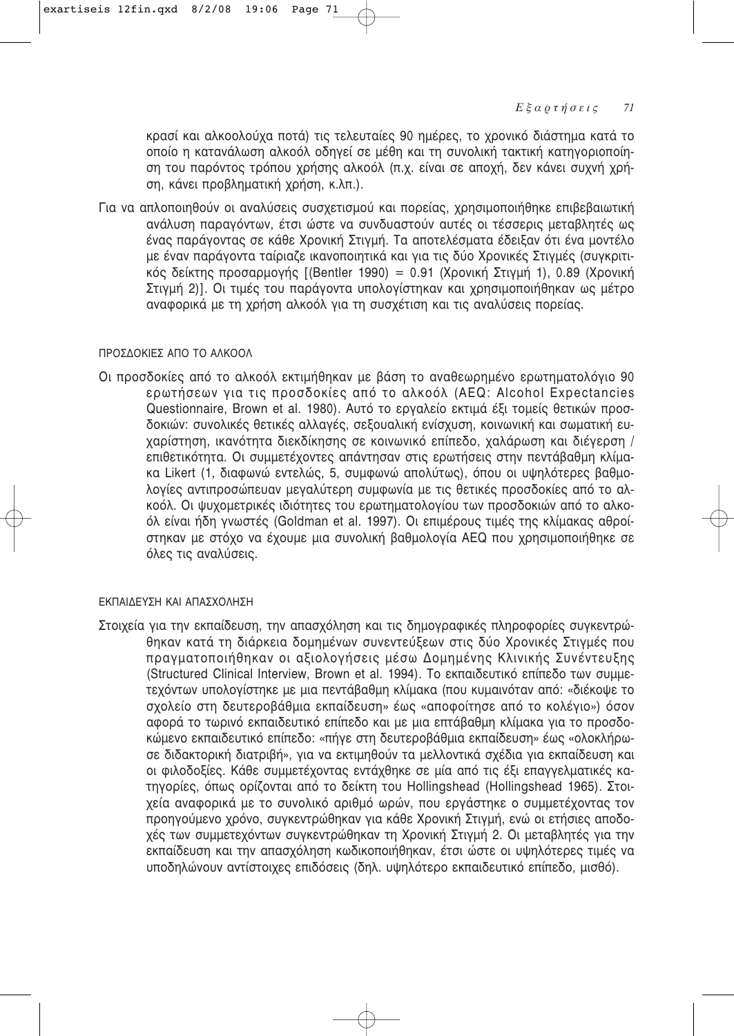κρασί και αλκοολούχα ποτά) τις τελευταίες 90 ημέρες, το χρονικό διάστημα κατά το οποίο η κατανάλωση αλκοόλ οδηγεί σε μέθη και τη συνολική τακτική κατηγοριοποίηση του παρόντος τρόπου χρήσης αλκοόλ (π.χ. είναι σε αποχή, δεν κάνει συχνή χρήση, κάνει προβληματική χρήση, κ.λπ.).

Για να απλοποιηθούν οι αναλύσεις συσχετισμού και πορείας, χρησιμοποιήθηκε επιβεβαιωτική ανάλυση παραγόντων, έτσι ώστε να συνδυαστούν αυτές οι τέσσερις μεταβλητές ως ένας παράγοντας σε κάθε Χρονική Στιγμή. Τα αποτελέσματα έδειξαν ότι ένα μοντέλο με έναν παράγοντα ταίριαζε ικανοποιητικά και για τις δύο Χρονικές Στιγμές (συγκριτικός δείκτης προσαρμογής [(Bentler 1990) = 0.91 (Χρονική Στιγμή 1), 0.89 (Χρονική Στιγμή 2)]. Οι τιμές του παράγοντα υπολογίστηκαν και χρησιμοποιήθηκαν ως μέτρο αναφορικά με τη χρήση αλκοόλ για τη συσχέτιση και τις αναλύσεις πορείας.

### ΠΡΟΣΔΟΚΙΕΣ ΑΠΟ ΤΟ ΑΛΚΟΟΛ

Οι προσδοκίες από το αλκοόλ εκτιμήθηκαν με βάση το αναθεωρημένο ερωτηματολόγιο 90 ερωτήσεων για τις προσδοκίες από το αλκοόλ (AEQ: Alcohol Expectancies Questionnaire, Brown et al. 1980). Αυτό το εργαλείο εκτιμά έξι τομείς θετικών προσδοκιών: συνολικές θετικές αλλαγές, σεξουαλική ενίσχυση, κοινωνική και σωματική ευχαρίστηση, ικανότητα διεκδίκησης σε κοινωνικό επίπεδο, χαλάρωση και διέγερση / επιθετικότητα. Οι συμμετέχοντες απάντησαν στις ερωτήσεις στην πεντάβαθμη κλίμακα Likert (1, διαφωνώ εντελώς, 5, συμφωνώ απολύτως), όπου οι υψηλότερες βαθμολογίες αντιπροσώπευαν μεγαλύτερη συμφωνία με τις θετικές προσδοκίες από το αλκοόλ. Οι ψυχομετρικές ιδιότητες του ερωτηματολογίου των προσδοκιών από το αλκοόλ είναι ήδη γνωστές (Goldman et al. 1997). Οι επιμέρους τιμές της κλίμακας αθροίστηκαν με στόχο να έχουμε μια συνολική βαθμολογία AEQ που χρησιμοποιήθηκε σε όλες τις αναλύσεις.

### ΕΚΠΑΙΔΕΥΣΗ ΚΑΙ ΑΠΑΣΧΟΛΗΣΗ

Στοιχεία για την εκπαίδευση, την απασχόληση και τις δημογραφικές πληροφορίες συγκεντρώθηκαν κατά τη διάρκεια δομημένων συνεντεύξεων στις δύο Χρονικές Στιγμές που πραγματοποιήθηκαν οι αξιολογήσεις μέσω Δομημένης Κλινικής Συνέντευξης (Structured Clinical Interview, Brown et al. 1994). Το εκπαιδευτικό επίπεδο των συμμετεχόντων υπολογίστηκε με μια πεντάβαθμη κλίμακα (που κυμαινόταν από: «διέκοψε το σχολείο στη δευτεροβάθμια εκπαίδευση» έως «αποφοίτησε από το κολέγιο») όσον αφορά το τωρινό εκπαιδευτικό επίπεδο και με μια επτάβαθμη κλίμακα για το προσδοκώμενο εκπαιδευτικό επίπεδο: «πήγε στη δευτεροβάθμια εκπαίδευση» έως «ολοκλήρωσε διδακτορική διατριβή», για να εκτιμηθούν τα μελλοντικά σχέδια για εκπαίδευση και οι φιλοδοξίες. Κάθε συμμετέχοντας εντάχθηκε σε μία από τις έξι επαγγελματικές κατηγορίες, όπως ορίζονται από το δείκτη του Hollingshead (Hollingshead 1965). Στοιχεία αναφορικά με το συνολικό αριθμό ωρών, που εργάστηκε ο συμμετέχοντας τον προηγούμενο χρόνο, συγκεντρώθηκαν για κάθε Χρονική Στιγμή, ενώ οι ετήσιες αποδοχές των συμμετεχόντων συγκεντρώθηκαν τη Χρονική Στιγμή 2. Οι μεταβλητές για την εκπαίδευση και την απασχόληση κωδικοποιήθηκαν, έτσι ώστε οι υψηλότερες τιμές να υποδηλώνουν αντίστοιχες επιδόσεις (δηλ. υψηλότερο εκπαιδευτικό επίπεδο, μισθό).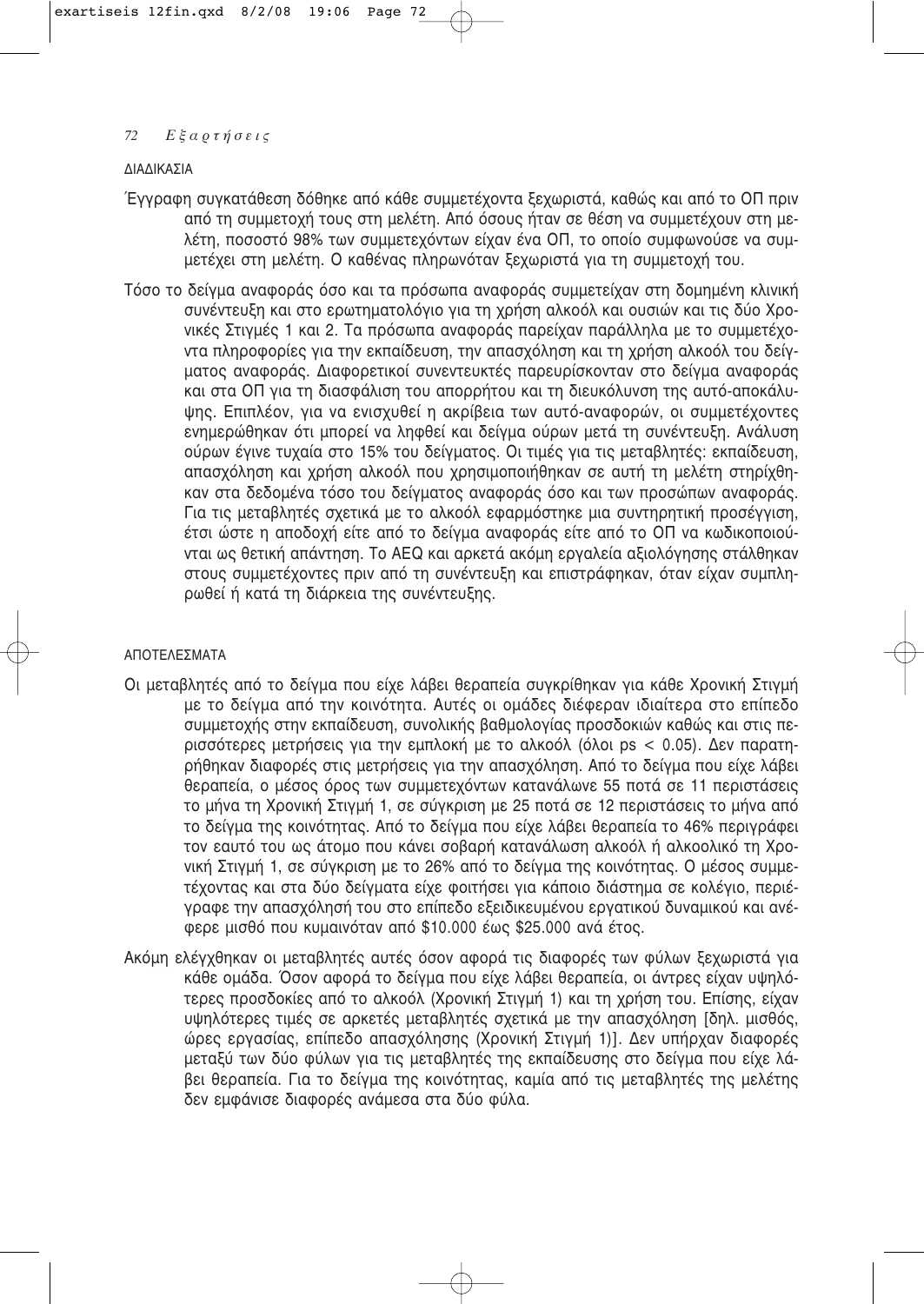## ΔΙΑΔΙΚΑΣΙΑ

Έγγραφη συγκατάθεση δόθηκε από κάθε συμμετέχοντα ξεχωριστά, καθώς και από το ΟΠ πριν από τη συμμετοχή τους στη μελέτη. Από όσους ήταν σε θέση να συμμετέχουν στη μελέτη, ποσοστό 98% των συμμετεχόντων είχαν ένα ΟΠ, το οποίο συμφωνούσε να συμμετέχει στη μελέτη. Ο καθένας πληρωνόταν ξεχωριστά για τη συμμετοχή του.

Τόσο το δείγμα αναφοράς όσο και τα πρόσωπα αναφοράς συμμετείχαν στη δομημένη κλινική συνέντευξη και στο ερωτηματολόγιο για τη χρήση αλκοόλ και ουσιών και τις δύο Χρονικές Στιγμές 1 και 2. Τα πρόσωπα αναφοράς παρείχαν παράλληλα με το συμμετέχοντα πληροφορίες για την εκπαίδευση, την απασχόληση και τη χρήση αλκοόλ του δείγματος αναφοράς. Διαφορετικοί συνεντευκτές παρευρίσκονταν στο δείγμα αναφοράς και στα ΟΠ για τη διασφάλιση του απορρήτου και τη διευκόλυνση της αυτό-αποκάλυψης. Επιπλέον, για να ενισχυθεί η ακρίβεια των αυτό-αναφορών, οι συμμετέχοντες ενημερώθηκαν ότι μπορεί να ληφθεί και δείγμα ούρων μετά τη συνέντευξη. Ανάλυση ούρων έγινε τυχαία στο 15% του δείγματος. Οι τιμές για τις μεταβλητές: εκπαίδευση, απασχόληση και χρήση αλκοόλ που χρησιμοποιήθηκαν σε αυτή τη μελέτη στηρίχθηκαν στα δεδομένα τόσο του δείγματος αναφοράς όσο και των προσώπων αναφοράς. Για τις μεταβλητές σχετικά με το αλκοόλ εφαρμόστηκε μια συντηρητική προσέγγιση, έτσι ώστε η αποδοχή είτε από το δείγμα αναφοράς είτε από το ΟΠ να κωδικοποιούνται ως θετική απάντηση. Το AEQ και αρκετά ακόμη εργαλεία αξιολόγησης στάλθηκαν στους συμμετέχοντες πριν από τη συνέντευξη και επιστράφηκαν, όταν είχαν συμπληρωθεί ή κατά τη διάρκεια της συνέντευξης.

## ΑΠΟΤΕΛΕΣΜΑΤΑ

Οι μεταβλητές από το δείγμα που είχε λάβει θεραπεία συγκρίθηκαν για κάθε Χρονική Στιγμή με το δείγμα από την κοινότητα. Αυτές οι ομάδες διέφεραν ιδιαίτερα στο επίπεδο συμμετοχής στην εκπαίδευση, συνολικής βαθμολογίας προσδοκιών καθώς και στις περισσότερες μετρήσεις για την εμπλοκή με το αλκοόλ (όλοι ps $< 0.05$). Δεν παρατηρήθηκαν διαφορές στις μετρήσεις για την απασχόληση. Από το δείγμα που είχε λάβει θεραπεία, ο μέσος όρος των συμμετεχόντων κατανάλωνε 55 ποτά σε 11 περιστάσεις το μήνα τη Χρονική Στιγμή 1, σε σύγκριση με 25 ποτά σε 12 περιστάσεις το μήνα από το δείγμα της κοινότητας. Από το δείγμα που είχε λάβει θεραπεία το 46% περιγράφει τον εαυτό του ως άτομο που κάνει σοβαρή κατανάλωση αλκοόλ ή αλκοολικό τη Χρονική Στιγμή 1, σε σύγκριση με το 26% από το δείγμα της κοινότητας. Ο μέσος συμμετέχοντας και στα δύο δείγματα είχε φοιτήσει για κάποιο διάστημα σε κολέγιο, περιέγραφε την απασχόλησή του στο επίπεδο εξειδικευμένου εργατικού δυναμικού και ανέφερε μισθό που κυμαινόταν από \$10.000 έως \$25.000 ανά έτος.

Ακόμη ελέγχθηκαν οι μεταβλητές αυτές όσον αφορά τις διαφορές των φύλων ξεχωριστά για κάθε ομάδα. Όσον αφορά το δείγμα που είχε λάβει θεραπεία, οι άντρες είχαν υψηλότερες προσδοκίες από το αλκοόλ (Χρονική Στιγμή 1) και τη χρήση του. Επίσης, είχαν υψηλότερες τιμές σε αρκετές μεταβλητές σχετικά με την απασχόληση [δηλ. μισθός, ώρες εργασίας, επίπεδο απασχόλησης (Χρονική Στιγμή 1)]. Δεν υπήρχαν διαφορές μεταξύ των δύο φύλων για τις μεταβλητές της εκπαίδευσης στο δείγμα που είχε λάβει θεραπεία. Για το δείγμα της κοινότητας, καμία από τις μεταβλητές της μελέτης δεν εμφάνισε διαφορές ανάμεσα στα δύο φύλα.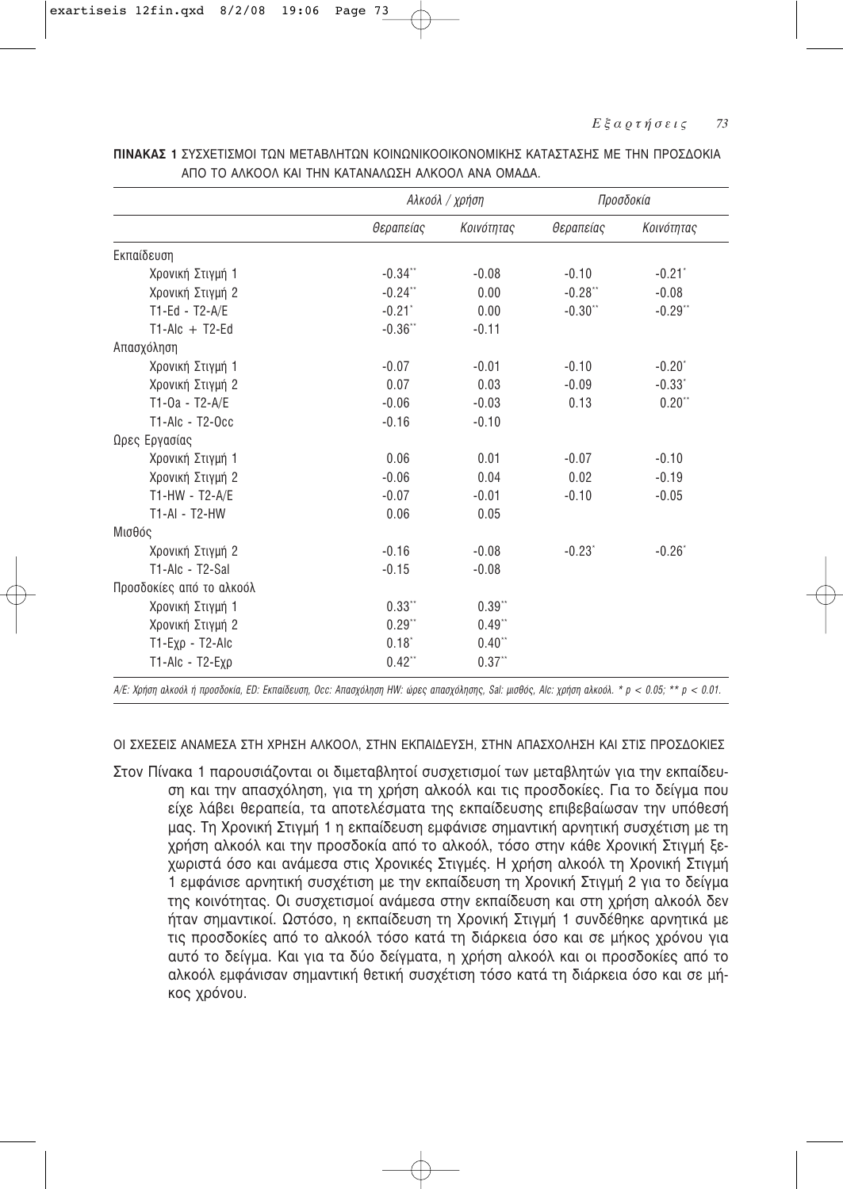**ΠΙΝΑΚΑΣ 1** ΣΥΣΧΕΤΙΣΜΟΙ ΤΩΝ ΜΕΤΑΒΛΗΤΩΝ ΚΟΙΝΩΝΙΚΟΟΙΚΟΝΟΜΙΚΗΣ ΚΑΤΑΣΤΑΣΗΣ ΜΕ ΤΗΝ ΠΡΟΣΔΟΚΙΑ ΑΠΟ ΤΟ ΑΛΚΟΟΛ ΚΑΙ ΤΗΝ ΚΑΤΑΝΑΛΩΣΗ ΑΛΚΟΟΛ ΑΝΑ ΟΜΑΔΑ.

| | *Αλκοόλ / χρήση* | | *Προσδοκία* | |
|---|---|---|---|---|
| | *Θεραπείας* | *Κοινότητας* | *Θεραπείας* | *Κοινότητας* |
| Εκπαίδευση | | | | |
| Χρονική Στιγμή 1 | -0.34** | -0.08 | -0.10 | -0.21* |
| Χρονική Στιγμή 2 | -0.24** | 0.00 | -0.28** | -0.08 |
| T1-Ed - T2-A/E | -0.21* | 0.00 | -0.30** | -0.29** |
| T1-Alc + T2-Ed | -0.36** | -0.11 | | |
| Απασχόληση | | | | |
| Χρονική Στιγμή 1 | -0.07 | -0.01 | -0.10 | -0.20* |
| Χρονική Στιγμή 2 | 0.07 | 0.03 | -0.09 | -0.33* |
| T1-Oa - T2-A/E | -0.06 | -0.03 | 0.13 | 0.20** |
| T1-Alc - T2-Occ | -0.16 | -0.10 | | |
| Ωρες Εργασίας | | | | |
| Χρονική Στιγμή 1 | 0.06 | 0.01 | -0.07 | -0.10 |
| Χρονική Στιγμή 2 | -0.06 | 0.04 | 0.02 | -0.19 |
| T1-HW - T2-A/E | -0.07 | -0.01 | -0.10 | -0.05 |
| T1-Al - T2-HW | 0.06 | 0.05 | | |
| Μισθός | | | | |
| Χρονική Στιγμή 2 | -0.16 | -0.08 | -0.23* | -0.26* |
| T1-Alc - T2-Sal | -0.15 | -0.08 | | |
| Προσδοκίες από το αλκοόλ | | | | |
| Χρονική Στιγμή 1 | 0.33** | 0.39** | | |
| Χρονική Στιγμή 2 | 0.29** | 0.49** | | |
| T1-Εχp - T2-Alc | 0.18* | 0.40** | | |
| T1-Alc - T2-Εχp | 0.42** | 0.37** | | |

*A/E: Χρήση αλκοόλ ή προσδοκία, ED: Εκπαίδευση, Occ: Απασχόληση HW: ώρες απασχόλησης, Sal: μισθός, Alc: χρήση αλκοόλ. * $p < 0.05$; ** $p < 0.01$.*

ΟΙ ΣΧΕΣΕΙΣ ΑΝΑΜΕΣΑ ΣΤΗ ΧΡΗΣΗ ΑΛΚΟΟΛ, ΣΤΗΝ ΕΚΠΑΙΔΕΥΣΗ, ΣΤΗΝ ΑΠΑΣΧΟΛΗΣΗ ΚΑΙ ΣΤΙΣ ΠΡΟΣΔΟΚΙΕΣ

Στον Πίνακα 1 παρουσιάζονται οι διμεταβλητοί συσχετισμοί των μεταβλητών για την εκπαίδευση και την απασχόληση, για τη χρήση αλκοόλ και τις προσδοκίες. Για το δείγμα που είχε λάβει θεραπεία, τα αποτελέσματα της εκπαίδευσης επιβεβαίωσαν την υπόθεσή μας. Τη Χρονική Στιγμή 1 η εκπαίδευση εμφάνισε σημαντική αρνητική συσχέτιση με τη χρήση αλκοόλ και την προσδοκία από το αλκοόλ, τόσο στην κάθε Χρονική Στιγμή ξεχωριστά όσο και ανάμεσα στις Χρονικές Στιγμές. Η χρήση αλκοόλ τη Χρονική Στιγμή 1 εμφάνισε αρνητική συσχέτιση με την εκπαίδευση τη Χρονική Στιγμή 2 για το δείγμα της κοινότητας. Οι συσχετισμοί ανάμεσα στην εκπαίδευση και στη χρήση αλκοόλ δεν ήταν σημαντικοί. Ωστόσο, η εκπαίδευση τη Χρονική Στιγμή 1 συνδέθηκε αρνητικά με τις προσδοκίες από το αλκοόλ τόσο κατά τη διάρκεια όσο και σε μήκος χρόνου για αυτό το δείγμα. Και για τα δύο δείγματα, η χρήση αλκοόλ και οι προσδοκίες από το αλκοόλ εμφάνισαν σημαντική θετική συσχέτιση τόσο κατά τη διάρκεια όσο και σε μήκος χρόνου.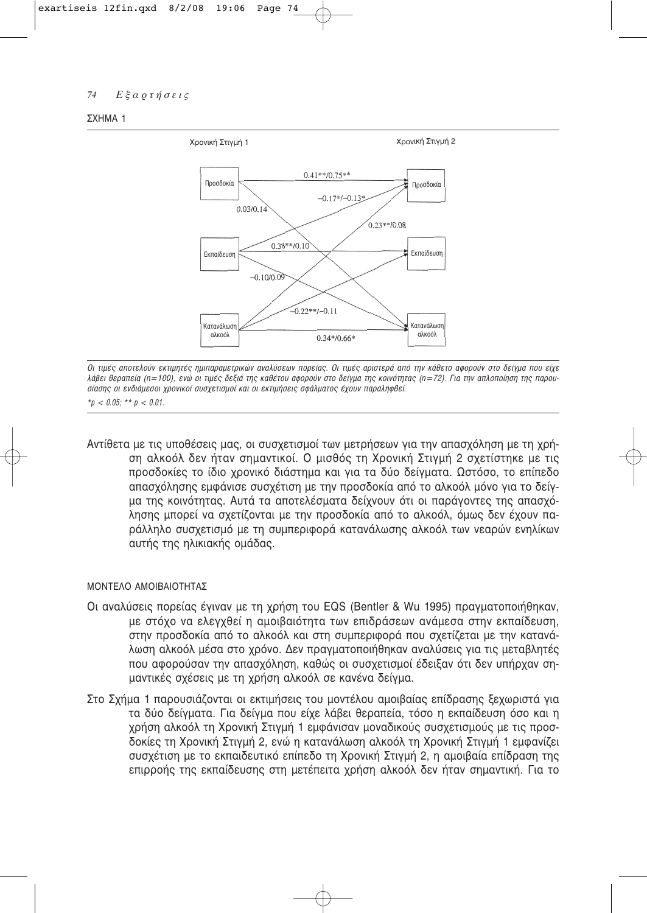ΣΧΗΜΑ 1

Χρονική Στιγμή 1 — Χρονική Στιγμή 2

Προσδοκία → Προσδοκία: 0.41**/0.75**
Εκπαίδευση → Προσδοκία: −0.17*/−0.13*
Προσδοκία → Κατανάλωση αλκοόλ: 0.03/0.14
Κατανάλωση αλκοόλ → Προσδοκία: 0.23**/0.08
Εκπαίδευση → Εκπαίδευση: 0.38**/0.10
Εκπαίδευση → Κατανάλωση αλκοόλ: −0.10/0.09
Κατανάλωση αλκοόλ → Εκπαίδευση: −0.22**/−0.11
Κατανάλωση αλκοόλ → Κατανάλωση αλκοόλ: 0.34*/0.66*

*Οι τιμές αποτελούν εκτιμητές ημιπαραμετρικών αναλύσεων πορείας. Οι τιμές αριστερά από την κάθετο αφορούν στο δείγμα που είχε λάβει θεραπεία (n=100), ενώ οι τιμές δεξιά της καθέτου αφορούν στο δείγμα της κοινότητας (n=72). Για την απλοποίηση της παρουσίασης οι ενδιάμεσοι χρονικοί συσχετισμοί και οι εκτιμήσεις σφάλματος έχουν παραληφθεί.*

*$p < 0.05$; ** $p < 0.01$.

Αντίθετα με τις υποθέσεις μας, οι συσχετισμοί των μετρήσεων για την απασχόληση με τη χρήση αλκοόλ δεν ήταν σημαντικοί. Ο μισθός τη Χρονική Στιγμή 2 σχετίστηκε με τις προσδοκίες το ίδιο χρονικό διάστημα και για τα δύο δείγματα. Ωστόσο, το επίπεδο απασχόλησης εμφάνισε συσχέτιση με την προσδοκία από το αλκοόλ μόνο για το δείγμα της κοινότητας. Αυτά τα αποτελέσματα δείχνουν ότι οι παράγοντες της απασχόλησης μπορεί να σχετίζονται με την προσδοκία από το αλκοόλ, όμως δεν έχουν παράλληλο συσχετισμό με τη συμπεριφορά κατανάλωσης αλκοόλ των νεαρών ενηλίκων αυτής της ηλικιακής ομάδας.

### ΜΟΝΤΕΛΟ ΑΜΟΙΒΑΙΟΤΗΤΑΣ

Οι αναλύσεις πορείας έγιναν με τη χρήση του EQS (Bentler & Wu 1995) πραγματοποιήθηκαν, με στόχο να ελεγχθεί η αμοιβαιότητα των επιδράσεων ανάμεσα στην εκπαίδευση, στην προσδοκία από το αλκοόλ και στη συμπεριφορά που σχετίζεται με την κατανάλωση αλκοόλ μέσα στο χρόνο. Δεν πραγματοποιήθηκαν αναλύσεις για τις μεταβλητές που αφορούσαν την απασχόληση, καθώς οι συσχετισμοί έδειξαν ότι δεν υπήρχαν σημαντικές σχέσεις με τη χρήση αλκοόλ σε κανένα δείγμα.

Στο Σχήμα 1 παρουσιάζονται οι εκτιμήσεις του μοντέλου αμοιβαίας επίδρασης ξεχωριστά για τα δύο δείγματα. Για δείγμα που είχε λάβει θεραπεία, τόσο η εκπαίδευση όσο και η χρήση αλκοόλ τη Χρονική Στιγμή 1 εμφάνισαν μοναδικούς συσχετισμούς με τις προσδοκίες τη Χρονική Στιγμή 2, ενώ η κατανάλωση αλκοόλ τη Χρονική Στιγμή 1 εμφανίζει συσχέτιση με το εκπαιδευτικό επίπεδο τη Χρονική Στιγμή 2, η αμοιβαία επίδραση της επιρροής της εκπαίδευσης στη μετέπειτα χρήση αλκοόλ δεν ήταν σημαντική. Για το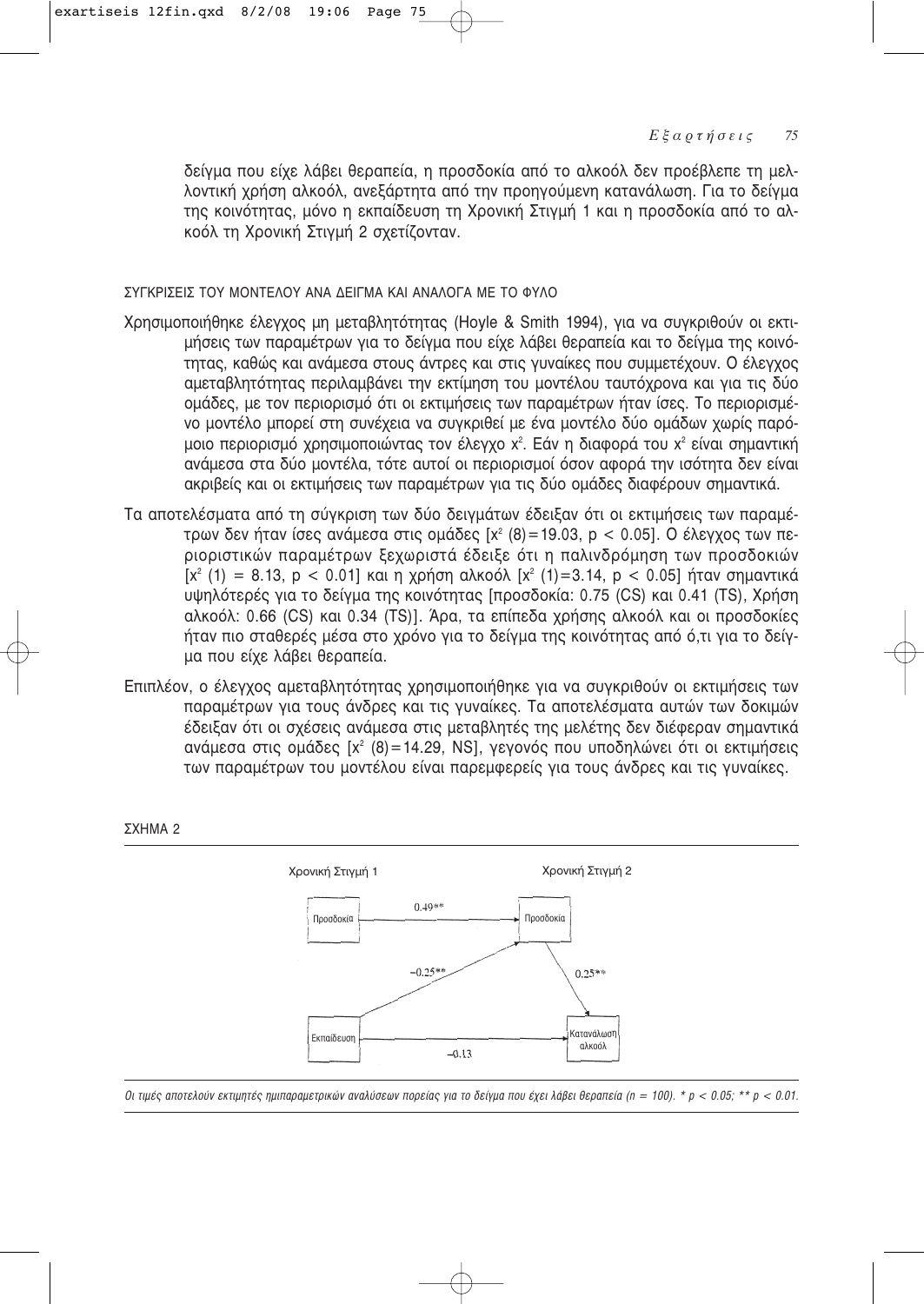δείγμα που είχε λάβει θεραπεία, η προσδοκία από το αλκοόλ δεν προέβλεπε τη μελλοντική χρήση αλκοόλ, ανεξάρτητα από την προηγούμενη κατανάλωση. Για το δείγμα της κοινότητας, μόνο η εκπαίδευση τη Χρονική Στιγμή 1 και η προσδοκία από το αλκοόλ τη Χρονική Στιγμή 2 σχετίζονταν.

### ΣΥΓΚΡΙΣΕΙΣ ΤΟΥ ΜΟΝΤΕΛΟΥ ΑΝΑ ΔΕΙΓΜΑ ΚΑΙ ΑΝΑΛΟΓΑ ΜΕ ΤΟ ΦΥΛΟ

Χρησιμοποιήθηκε έλεγχος μη μεταβλητότητας (Hoyle & Smith 1994), για να συγκριθούν οι εκτιμήσεις των παραμέτρων για το δείγμα που είχε λάβει θεραπεία και το δείγμα της κοινότητας, καθώς και ανάμεσα στους άντρες και στις γυναίκες που συμμετέχουν. Ο έλεγχος αμεταβλητότητας περιλαμβάνει την εκτίμηση του μοντέλου ταυτόχρονα και για τις δύο ομάδες, με τον περιορισμό ότι οι εκτιμήσεις των παραμέτρων ήταν ίσες. Το περιορισμένο μοντέλο μπορεί στη συνέχεια να συγκριθεί με ένα μοντέλο δύο ομάδων χωρίς παρόμοιο περιορισμό χρησιμοποιώντας τον έλεγχο $x^2$. Εάν η διαφορά του $x^2$ είναι σημαντική ανάμεσα στα δύο μοντέλα, τότε αυτοί οι περιορισμοί όσον αφορά την ισότητα δεν είναι ακριβείς και οι εκτιμήσεις των παραμέτρων για τις δύο ομάδες διαφέρουν σημαντικά.

Τα αποτελέσματα από τη σύγκριση των δύο δειγμάτων έδειξαν ότι οι εκτιμήσεις των παραμέτρων δεν ήταν ίσες ανάμεσα στις ομάδες [$x^2$ (8) = 19.03, $p < 0.05$]. Ο έλεγχος των περιοριστικών παραμέτρων ξεχωριστά έδειξε ότι η παλινδρόμηση των προσδοκιών [$x^2$ (1) = 8.13, $p < 0.01$] και η χρήση αλκοόλ [$x^2$ (1) = 3.14, $p < 0.05$] ήταν σημαντικά υψηλότερές για το δείγμα της κοινότητας [προσδοκία: 0.75 (CS) και 0.41 (TS), Χρήση αλκοόλ: 0.66 (CS) και 0.34 (TS)]. Άρα, τα επίπεδα χρήσης αλκοόλ και οι προσδοκίες ήταν πιο σταθερές μέσα στο χρόνο για το δείγμα της κοινότητας από ό,τι για το δείγμα που είχε λάβει θεραπεία.

Επιπλέον, ο έλεγχος αμεταβλητότητας χρησιμοποιήθηκε για να συγκριθούν οι εκτιμήσεις των παραμέτρων για τους άνδρες και τις γυναίκες. Τα αποτελέσματα αυτών των δοκιμών έδειξαν ότι οι σχέσεις ανάμεσα στις μεταβλητές της μελέτης δεν διέφεραν σημαντικά ανάμεσα στις ομάδες [$x^2$ (8) = 14.29, NS], γεγονός που υποδηλώνει ότι οι εκτιμήσεις των παραμέτρων του μοντέλου είναι παρεμφερείς για τους άνδρες και τις γυναίκες.

ΣΧΗΜΑ 2

Χρονική Στιγμή 1 — Χρονική Στιγμή 2

Προσδοκία → Προσδοκία: 0.49**
Εκπαίδευση → Προσδοκία: −0.25**
Προσδοκία → Κατανάλωση αλκοόλ: 0.25**
Εκπαίδευση → Κατανάλωση αλκοόλ: −0.13

*Οι τιμές αποτελούν εκτιμητές ημιπαραμετρικών αναλύσεων πορείας για το δείγμα που έχει λάβει θεραπεία (n = 100). * p < 0.05; ** p < 0.01.*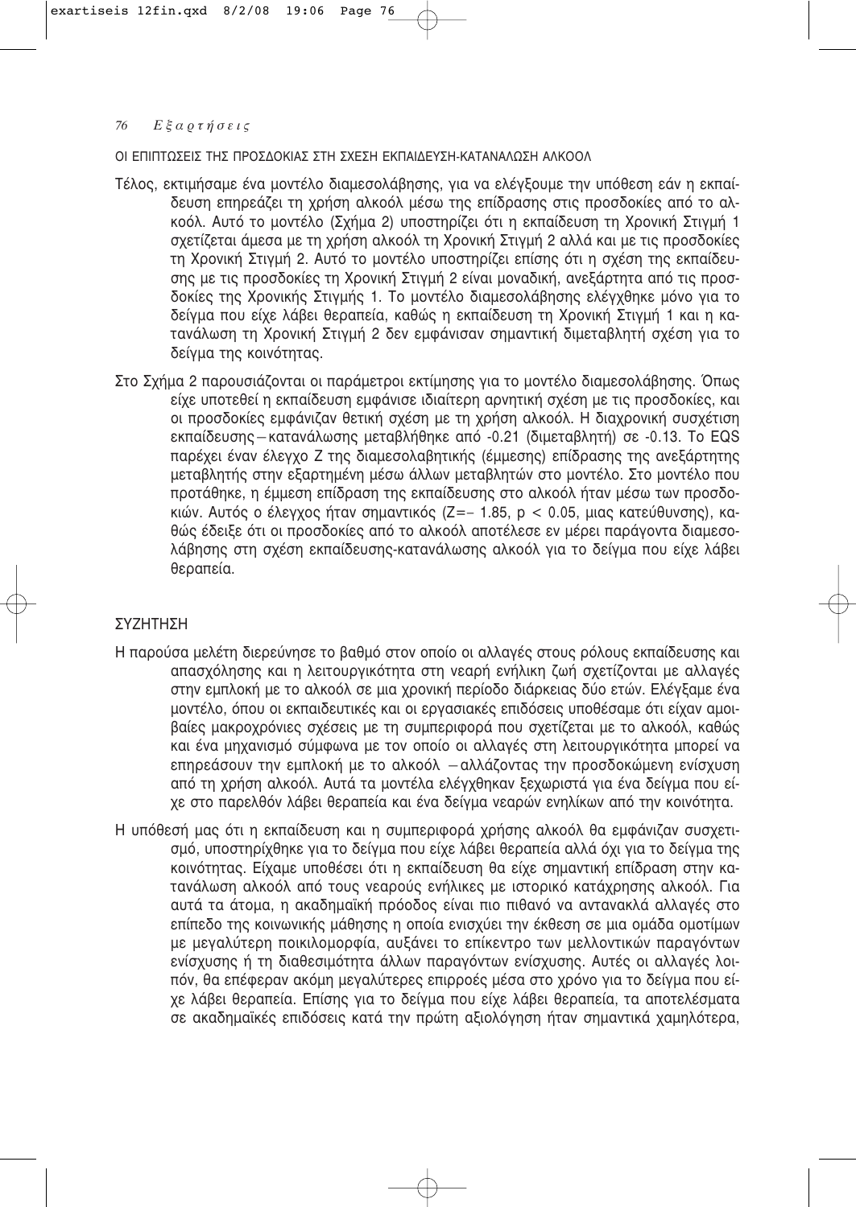ΟΙ ΕΠΙΠΤΩΣΕΙΣ ΤΗΣ ΠΡΟΣΔΟΚΙΑΣ ΣΤΗ ΣΧΕΣΗ ΕΚΠΑΙΔΕΥΣΗ-ΚΑΤΑΝΑΛΩΣΗ ΑΛΚΟΟΛ

Τέλος, εκτιμήσαμε ένα μοντέλο διαμεσολάβησης, για να ελέγξουμε την υπόθεση εάν η εκπαίδευση επηρεάζει τη χρήση αλκοόλ μέσω της επίδρασης στις προσδοκίες από το αλκοόλ. Αυτό το μοντέλο (Σχήμα 2) υποστηρίζει ότι η εκπαίδευση τη Χρονική Στιγμή 1 σχετίζεται άμεσα με τη χρήση αλκοόλ τη Χρονική Στιγμή 2 αλλά και με τις προσδοκίες τη Χρονική Στιγμή 2. Αυτό το μοντέλο υποστηρίζει επίσης ότι η σχέση της εκπαίδευσης με τις προσδοκίες τη Χρονική Στιγμή 2 είναι μοναδική, ανεξάρτητα από τις προσδοκίες της Χρονικής Στιγμής 1. Το μοντέλο διαμεσολάβησης ελέγχθηκε μόνο για το δείγμα που είχε λάβει θεραπεία, καθώς η εκπαίδευση τη Χρονική Στιγμή 1 και η κατανάλωση τη Χρονική Στιγμή 2 δεν εμφάνισαν σημαντική διμεταβλητή σχέση για το δείγμα της κοινότητας.

Στο Σχήμα 2 παρουσιάζονται οι παράμετροι εκτίμησης για το μοντέλο διαμεσολάβησης. Όπως είχε υποτεθεί η εκπαίδευση εμφάνισε ιδιαίτερη αρνητική σχέση με τις προσδοκίες, και οι προσδοκίες εμφάνιζαν θετική σχέση με τη χρήση αλκοόλ. Η διαχρονική συσχέτιση εκπαίδευσης – κατανάλωσης μεταβλήθηκε από -0.21 (διμεταβλητή) σε -0.13. Το EQS παρέχει έναν έλεγχο Z της διαμεσολαβητικής (έμμεσης) επίδρασης της ανεξάρτητης μεταβλητής στην εξαρτημένη μέσω άλλων μεταβλητών στο μοντέλο. Στο μοντέλο που προτάθηκε, η έμμεση επίδραση της εκπαίδευσης στο αλκοόλ ήταν μέσω των προσδοκιών. Αυτός ο έλεγχος ήταν σημαντικός ($Z = -1.85$, $p < 0.05$, μιας κατεύθυνσης), καθώς έδειξε ότι οι προσδοκίες από το αλκοόλ αποτέλεσε εν μέρει παράγοντα διαμεσολάβησης στη σχέση εκπαίδευσης-κατανάλωσης αλκοόλ για το δείγμα που είχε λάβει θεραπεία.

## ΣΥΖΗΤΗΣΗ

Η παρούσα μελέτη διερεύνησε το βαθμό στον οποίο οι αλλαγές στους ρόλους εκπαίδευσης και απασχόλησης και η λειτουργικότητα στη νεαρή ενήλικη ζωή σχετίζονται με αλλαγές στην εμπλοκή με το αλκοόλ σε μια χρονική περίοδο διάρκειας δύο ετών. Ελέγξαμε ένα μοντέλο, όπου οι εκπαιδευτικές και οι εργασιακές επιδόσεις υποθέσαμε ότι είχαν αμοιβαίες μακροχρόνιες σχέσεις με τη συμπεριφορά που σχετίζεται με το αλκοόλ, καθώς και ένα μηχανισμό σύμφωνα με τον οποίο οι αλλαγές στη λειτουργικότητα μπορεί να επηρεάσουν την εμπλοκή με το αλκοόλ – αλλάζοντας την προσδοκώμενη ενίσχυση από τη χρήση αλκοόλ. Αυτά τα μοντέλα ελέγχθηκαν ξεχωριστά για ένα δείγμα που είχε στο παρελθόν λάβει θεραπεία και ένα δείγμα νεαρών ενηλίκων από την κοινότητα.

Η υπόθεσή μας ότι η εκπαίδευση και η συμπεριφορά χρήσης αλκοόλ θα εμφάνιζαν συσχετισμό, υποστηρίχθηκε για το δείγμα που είχε λάβει θεραπεία αλλά όχι για το δείγμα της κοινότητας. Είχαμε υποθέσει ότι η εκπαίδευση θα είχε σημαντική επίδραση στην κατανάλωση αλκοόλ από τους νεαρούς ενήλικες με ιστορικό κατάχρησης αλκοόλ. Για αυτά τα άτομα, η ακαδημαϊκή πρόοδος είναι πιο πιθανό να αντανακλά αλλαγές στο επίπεδο της κοινωνικής μάθησης η οποία ενισχύει την έκθεση σε μια ομάδα ομοτίμων με μεγαλύτερη ποικιλομορφία, αυξάνει το επίκεντρο των μελλοντικών παραγόντων ενίσχυσης ή τη διαθεσιμότητα άλλων παραγόντων ενίσχυσης. Αυτές οι αλλαγές λοιπόν, θα επέφεραν ακόμη μεγαλύτερες επιρροές μέσα στο χρόνο για το δείγμα που είχε λάβει θεραπεία. Επίσης για το δείγμα που είχε λάβει θεραπεία, τα αποτελέσματα σε ακαδημαϊκές επιδόσεις κατά την πρώτη αξιολόγηση ήταν σημαντικά χαμηλότερα,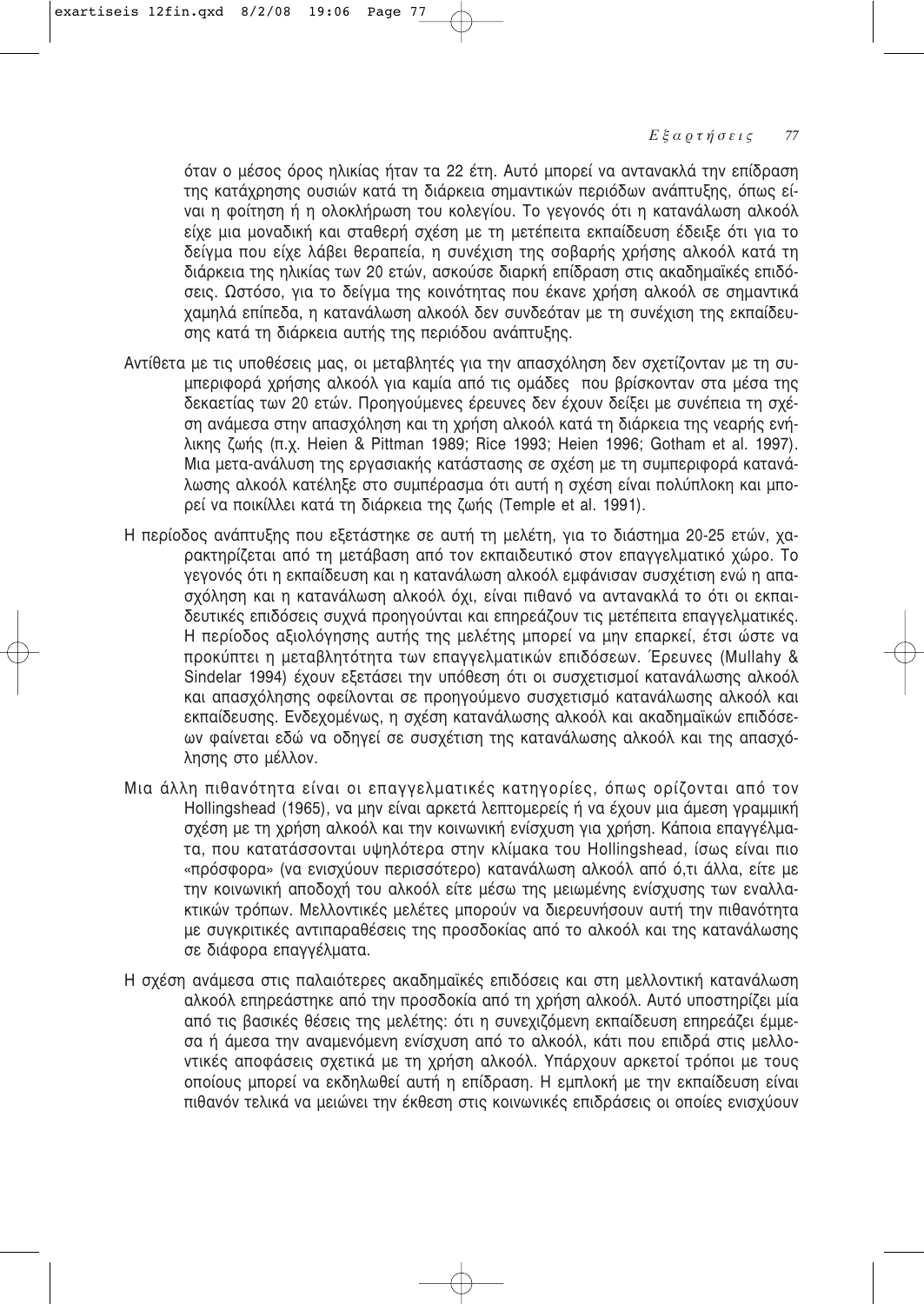όταν ο μέσος όρος ηλικίας ήταν τα 22 έτη. Αυτό μπορεί να αντανακλά την επίδραση της κατάχρησης ουσιών κατά τη διάρκεια σημαντικών περιόδων ανάπτυξης, όπως είναι η φοίτηση ή η ολοκλήρωση του κολεγίου. Το γεγονός ότι η κατανάλωση αλκοόλ είχε μια μοναδική και σταθερή σχέση με τη μετέπειτα εκπαίδευση έδειξε ότι για το δείγμα που είχε λάβει θεραπεία, η συνέχιση της σοβαρής χρήσης αλκοόλ κατά τη διάρκεια της ηλικίας των 20 ετών, ασκούσε διαρκή επίδραση στις ακαδημαϊκές επιδόσεις. Ωστόσο, για το δείγμα της κοινότητας που έκανε χρήση αλκοόλ σε σημαντικά χαμηλά επίπεδα, η κατανάλωση αλκοόλ δεν συνδεόταν με τη συνέχιση της εκπαίδευσης κατά τη διάρκεια αυτής της περιόδου ανάπτυξης.

Αντίθετα με τις υποθέσεις μας, οι μεταβλητές για την απασχόληση δεν σχετίζονταν με τη συμπεριφορά χρήσης αλκοόλ για καμία από τις ομάδες που βρίσκονταν στα μέσα της δεκαετίας των 20 ετών. Προηγούμενες έρευνες δεν έχουν δείξει με συνέπεια τη σχέση ανάμεσα στην απασχόληση και τη χρήση αλκοόλ κατά τη διάρκεια της νεαρής ενήλικης ζωής (π.χ. Heien & Pittman 1989; Rice 1993; Heien 1996; Gotham et al. 1997). Μια μετα-ανάλυση της εργασιακής κατάστασης σε σχέση με τη συμπεριφορά κατανάλωσης αλκοόλ κατέληξε στο συμπέρασμα ότι αυτή η σχέση είναι πολύπλοκη και μπορεί να ποικίλλει κατά τη διάρκεια της ζωής (Temple et al. 1991).

Η περίοδος ανάπτυξης που εξετάστηκε σε αυτή τη μελέτη, για το διάστημα 20-25 ετών, χαρακτηρίζεται από τη μετάβαση από τον εκπαιδευτικό στον επαγγελματικό χώρο. Το γεγονός ότι η εκπαίδευση και η κατανάλωση αλκοόλ εμφάνισαν συσχέτιση ενώ η απασχόληση και η κατανάλωση αλκοόλ όχι, είναι πιθανό να αντανακλά το ότι οι εκπαιδευτικές επιδόσεις συχνά προηγούνται και επηρεάζουν τις μετέπειτα επαγγελματικές. Η περίοδος αξιολόγησης αυτής της μελέτης μπορεί να μην επαρκεί, έτσι ώστε να προκύπτει η μεταβλητότητα των επαγγελματικών επιδόσεων. Έρευνες (Mullahy & Sindelar 1994) έχουν εξετάσει την υπόθεση ότι οι συσχετισμοί κατανάλωσης αλκοόλ και απασχόλησης οφείλονται σε προηγούμενο συσχετισμό κατανάλωσης αλκοόλ και εκπαίδευσης. Ενδεχομένως, η σχέση κατανάλωσης αλκοόλ και ακαδημαϊκών επιδόσεων φαίνεται εδώ να οδηγεί σε συσχέτιση της κατανάλωσης αλκοόλ και της απασχόλησης στο μέλλον.

Μια άλλη πιθανότητα είναι οι επαγγελματικές κατηγορίες, όπως ορίζονται από τον Hollingshead (1965), να μην είναι αρκετά λεπτομερείς ή να έχουν μια άμεση γραμμική σχέση με τη χρήση αλκοόλ και την κοινωνική ενίσχυση για χρήση. Κάποια επαγγέλματα, που κατατάσσονται υψηλότερα στην κλίμακα του Hollingshead, ίσως είναι πιο «πρόσφορα» (να ενισχύουν περισσότερο) κατανάλωση αλκοόλ από ό,τι άλλα, είτε με την κοινωνική αποδοχή του αλκοόλ είτε μέσω της μειωμένης ενίσχυσης των εναλλακτικών τρόπων. Μελλοντικές μελέτες μπορούν να διερευνήσουν αυτή την πιθανότητα με συγκριτικές αντιπαραθέσεις της προσδοκίας από το αλκοόλ και της κατανάλωσης σε διάφορα επαγγέλματα.

Η σχέση ανάμεσα στις παλαιότερες ακαδημαϊκές επιδόσεις και στη μελλοντική κατανάλωση αλκοόλ επηρεάστηκε από την προσδοκία από τη χρήση αλκοόλ. Αυτό υποστηρίζει μία από τις βασικές θέσεις της μελέτης: ότι η συνεχιζόμενη εκπαίδευση επηρεάζει έμμεσα ή άμεσα την αναμενόμενη ενίσχυση από το αλκοόλ, κάτι που επιδρά στις μελλοντικές αποφάσεις σχετικά με τη χρήση αλκοόλ. Υπάρχουν αρκετοί τρόποι με τους οποίους μπορεί να εκδηλωθεί αυτή η επίδραση. Η εμπλοκή με την εκπαίδευση είναι πιθανόν τελικά να μειώνει την έκθεση στις κοινωνικές επιδράσεις οι οποίες ενισχύουν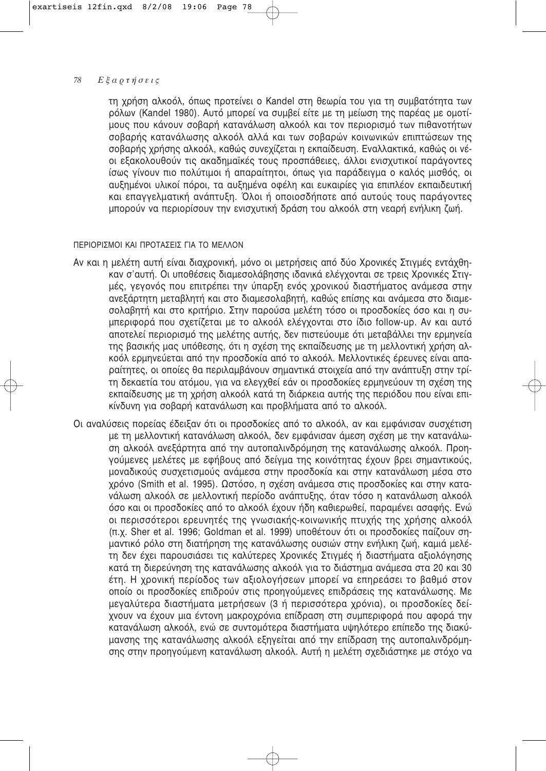τη χρήση αλκοόλ, όπως προτείνει ο Kandel στη θεωρία του για τη συμβατότητα των ρόλων (Kandel 1980). Αυτό μπορεί να συμβεί είτε με τη μείωση της παρέας με ομοτίμους που κάνουν σοβαρή κατανάλωση αλκοόλ και τον περιορισμό των πιθανοτήτων σοβαρής κατανάλωσης αλκοόλ αλλά και των σοβαρών κοινωνικών επιπτώσεων της σοβαρής χρήσης αλκοόλ, καθώς συνεχίζεται η εκπαίδευση. Εναλλακτικά, καθώς οι νέοι εξακολουθούν τις ακαδημαϊκές τους προσπάθειες, άλλοι ενισχυτικοί παράγοντες ίσως γίνουν πιο πολύτιμοι ή απαραίτητοι, όπως για παράδειγμα ο καλός μισθός, οι αυξημένοι υλικοί πόροι, τα αυξημένα οφέλη και ευκαιρίες για επιπλέον εκπαιδευτική και επαγγελματική ανάπτυξη. Όλοι ή οποιοσδήποτε από αυτούς τους παράγοντες μπορούν να περιορίσουν την ενισχυτική δράση του αλκοόλ στη νεαρή ενήλικη ζωή.

## ΠΕΡΙΟΡΙΣΜΟΙ ΚΑΙ ΠΡΟΤΑΣΕΙΣ ΓΙΑ ΤΟ ΜΕΛΛΟΝ

Αν και η μελέτη αυτή είναι διαχρονική, μόνο οι μετρήσεις από δύο Χρονικές Στιγμές εντάχθηκαν σ'αυτή. Οι υποθέσεις διαμεσολάβησης ιδανικά ελέγχονται σε τρεις Χρονικές Στιγμές, γεγονός που επιτρέπει την ύπαρξη ενός χρονικού διαστήματος ανάμεσα στην ανεξάρτητη μεταβλητή και στο διαμεσολαβητή, καθώς επίσης και ανάμεσα στο διαμεσολαβητή και στο κριτήριο. Στην παρούσα μελέτη τόσο οι προσδοκίες όσο και η συμπεριφορά που σχετίζεται με το αλκοόλ ελέγχονται στο ίδιο follow-up. Αν και αυτό αποτελεί περιορισμό της μελέτης αυτής, δεν πιστεύουμε ότι μεταβάλλει την ερμηνεία της βασικής μας υπόθεσης, ότι η σχέση της εκπαίδευσης με τη μελλοντική χρήση αλκοόλ ερμηνεύεται από την προσδοκία από το αλκοόλ. Μελλοντικές έρευνες είναι απαραίτητες, οι οποίες θα περιλαμβάνουν σημαντικά στοιχεία από την ανάπτυξη στην τρίτη δεκαετία του ατόμου, για να ελεγχθεί εάν οι προσδοκίες ερμηνεύουν τη σχέση της εκπαίδευσης με τη χρήση αλκοόλ κατά τη διάρκεια αυτής της περιόδου που είναι επικίνδυνη για σοβαρή κατανάλωση και προβλήματα από το αλκοόλ.

Οι αναλύσεις πορείας έδειξαν ότι οι προσδοκίες από το αλκοόλ, αν και εμφάνισαν συσχέτιση με τη μελλοντική κατανάλωση αλκοόλ, δεν εμφάνισαν άμεση σχέση με την κατανάλωση αλκοόλ ανεξάρτητα από την αυτοπαλινδρόμηση της κατανάλωσης αλκοόλ. Προηγούμενες μελέτες με εφήβους από δείγμα της κοινότητας έχουν βρει σημαντικούς, μοναδικούς συσχετισμούς ανάμεσα στην προσδοκία και στην κατανάλωση μέσα στο χρόνο (Smith et al. 1995). Ωστόσο, η σχέση ανάμεσα στις προσδοκίες και στην κατανάλωση αλκοόλ σε μελλοντική περίοδο ανάπτυξης, όταν τόσο η κατανάλωση αλκοόλ όσο και οι προσδοκίες από το αλκοόλ έχουν ήδη καθιερωθεί, παραμένει ασαφής. Ενώ οι περισσότεροι ερευνητές της γνωσιακής-κοινωνικής πτυχής της χρήσης αλκοόλ (π.χ. Sher et al. 1996; Goldman et al. 1999) υποθέτουν ότι οι προσδοκίες παίζουν σημαντικό ρόλο στη διατήρηση της κατανάλωσης ουσιών στην ενήλικη ζωή, καμιά μελέτη δεν έχει παρουσιάσει τις καλύτερες Χρονικές Στιγμές ή διαστήματα αξιολόγησης κατά τη διερεύνηση της κατανάλωσης αλκοόλ για το διάστημα ανάμεσα στα 20 και 30 έτη. Η χρονική περίοδος των αξιολογήσεων μπορεί να επηρεάσει το βαθμό στον οποίο οι προσδοκίες επιδρούν στις προηγούμενες επιδράσεις της κατανάλωσης. Με μεγαλύτερα διαστήματα μετρήσεων (3 ή περισσότερα χρόνια), οι προσδοκίες δείχνουν να έχουν μια έντονη μακροχρόνια επίδραση στη συμπεριφορά που αφορά την κατανάλωση αλκοόλ, ενώ σε συντομότερα διαστήματα υψηλότερο επίπεδο της διακύμανσης της κατανάλωσης αλκοόλ εξηγείται από την επίδραση της αυτοπαλινδρόμησης στην προηγούμενη κατανάλωση αλκοόλ. Αυτή η μελέτη σχεδιάστηκε με στόχο να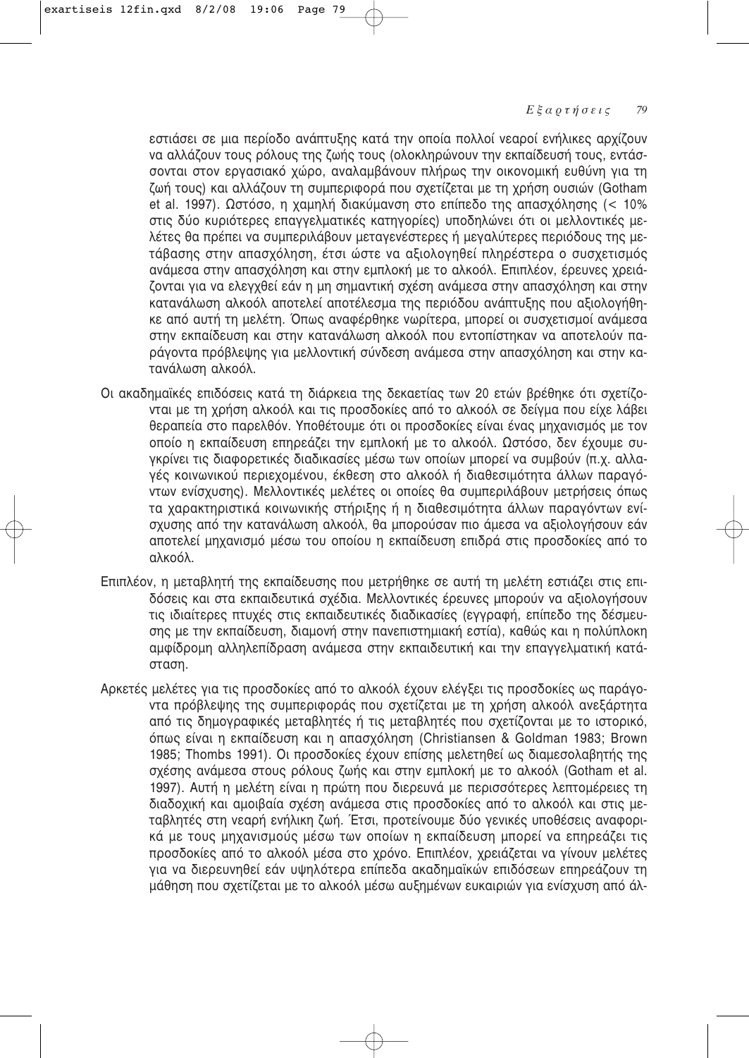εστιάσει σε μια περίοδο ανάπτυξης κατά την οποία πολλοί νεαροί ενήλικες αρχίζουν να αλλάζουν τους ρόλους της ζωής τους (ολοκληρώνουν την εκπαίδευσή τους, εντάσσονται στον εργασιακό χώρο, αναλαμβάνουν πλήρως την οικονομική ευθύνη για τη ζωή τους) και αλλάζουν τη συμπεριφορά που σχετίζεται με τη χρήση ουσιών (Gotham et al. 1997). Ωστόσο, η χαμηλή διακύμανση στο επίπεδο της απασχόλησης (< 10% στις δύο κυριότερες επαγγελματικές κατηγορίες) υποδηλώνει ότι οι μελλοντικές μελέτες θα πρέπει να συμπεριλάβουν μεταγενέστερες ή μεγαλύτερες περιόδους της μετάβασης στην απασχόληση, έτσι ώστε να αξιολογηθεί πληρέστερα ο συσχετισμός ανάμεσα στην απασχόληση και στην εμπλοκή με το αλκοόλ. Επιπλέον, έρευνες χρειάζονται για να ελεγχθεί εάν η μη σημαντική σχέση ανάμεσα στην απασχόληση και στην κατανάλωση αλκοόλ αποτελεί αποτέλεσμα της περιόδου ανάπτυξης που αξιολογήθηκε από αυτή τη μελέτη. Όπως αναφέρθηκε νωρίτερα, μπορεί οι συσχετισμοί ανάμεσα στην εκπαίδευση και στην κατανάλωση αλκοόλ που εντοπίστηκαν να αποτελούν παράγοντα πρόβλεψης για μελλοντική σύνδεση ανάμεσα στην απασχόληση και στην κατανάλωση αλκοόλ.

Οι ακαδημαϊκές επιδόσεις κατά τη διάρκεια της δεκαετίας των 20 ετών βρέθηκε ότι σχετίζονται με τη χρήση αλκοόλ και τις προσδοκίες από το αλκοόλ σε δείγμα που είχε λάβει θεραπεία στο παρελθόν. Υποθέτουμε ότι οι προσδοκίες είναι ένας μηχανισμός με τον οποίο η εκπαίδευση επηρεάζει την εμπλοκή με το αλκοόλ. Ωστόσο, δεν έχουμε συγκρίνει τις διαφορετικές διαδικασίες μέσω των οποίων μπορεί να συμβούν (π.χ. αλλαγές κοινωνικού περιεχομένου, έκθεση στο αλκοόλ ή διαθεσιμότητα άλλων παραγόντων ενίσχυσης). Μελλοντικές μελέτες οι οποίες θα συμπεριλάβουν μετρήσεις όπως τα χαρακτηριστικά κοινωνικής στήριξης ή η διαθεσιμότητα άλλων παραγόντων ενίσχυσης από την κατανάλωση αλκοόλ, θα μπορούσαν πιο άμεσα να αξιολογήσουν εάν αποτελεί μηχανισμό μέσω του οποίου η εκπαίδευση επιδρά στις προσδοκίες από το αλκοόλ.

Επιπλέον, η μεταβλητή της εκπαίδευσης που μετρήθηκε σε αυτή τη μελέτη εστιάζει στις επιδόσεις και στα εκπαιδευτικά σχέδια. Μελλοντικές έρευνες μπορούν να αξιολογήσουν τις ιδιαίτερες πτυχές στις εκπαιδευτικές διαδικασίες (εγγραφή, επίπεδο της δέσμευσης με την εκπαίδευση, διαμονή στην πανεπιστημιακή εστία), καθώς και η πολύπλοκη αμφίδρομη αλληλεπίδραση ανάμεσα στην εκπαιδευτική και την επαγγελματική κατάσταση.

Αρκετές μελέτες για τις προσδοκίες από το αλκοόλ έχουν ελέγξει τις προσδοκίες ως παράγοντα πρόβλεψης της συμπεριφοράς που σχετίζεται με τη χρήση αλκοόλ ανεξάρτητα από τις δημογραφικές μεταβλητές ή τις μεταβλητές που σχετίζονται με το ιστορικό, όπως είναι η εκπαίδευση και η απασχόληση (Christiansen & Goldman 1983; Brown 1985; Thombs 1991). Οι προσδοκίες έχουν επίσης μελετηθεί ως διαμεσολαβητής της σχέσης ανάμεσα στους ρόλους ζωής και στην εμπλοκή με το αλκοόλ (Gotham et al. 1997). Αυτή η μελέτη είναι η πρώτη που διερευνά με περισσότερες λεπτομέρειες τη διαδοχική και αμοιβαία σχέση ανάμεσα στις προσδοκίες από το αλκοόλ και στις μεταβλητές στη νεαρή ενήλικη ζωή. Έτσι, προτείνουμε δύο γενικές υποθέσεις αναφορικά με τους μηχανισμούς μέσω των οποίων η εκπαίδευση μπορεί να επηρεάζει τις προσδοκίες από το αλκοόλ μέσα στο χρόνο. Επιπλέον, χρειάζεται να γίνουν μελέτες για να διερευνηθεί εάν υψηλότερα επίπεδα ακαδημαϊκών επιδόσεων επηρεάζουν τη μάθηση που σχετίζεται με το αλκοόλ μέσω αυξημένων ευκαιριών για ενίσχυση από άλ-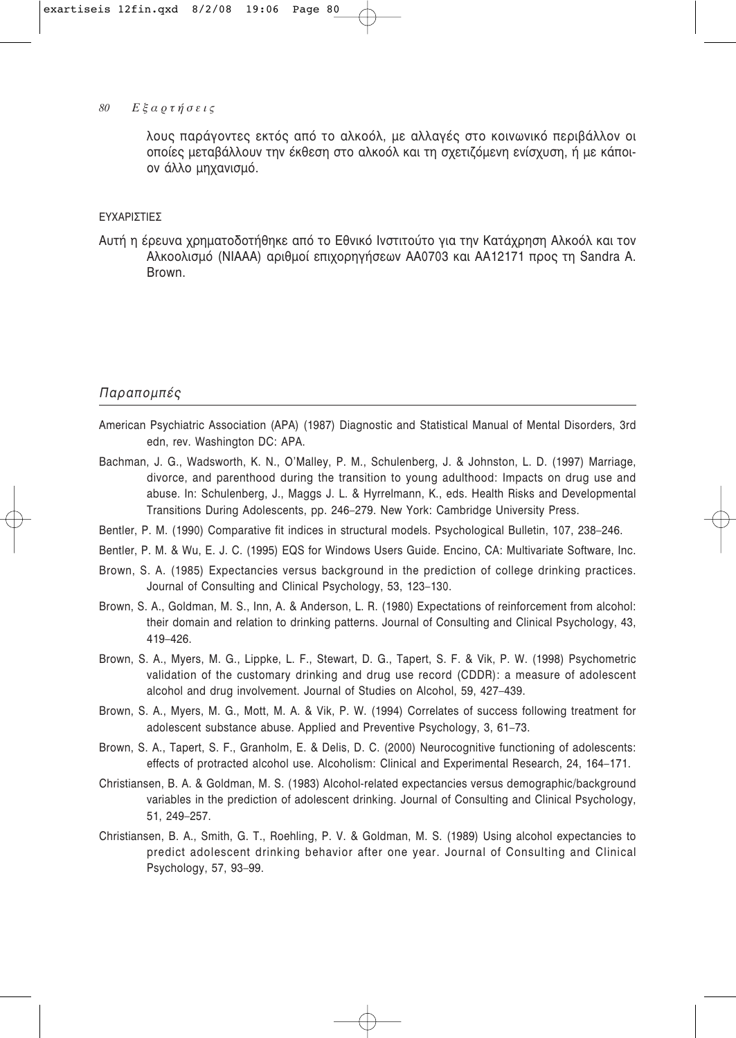λους παράγοντες εκτός από το αλκοόλ, με αλλαγές στο κοινωνικό περιβάλλον οι οποίες μεταβάλλουν την έκθεση στο αλκοόλ και τη σχετιζόμενη ενίσχυση, ή με κάποιον άλλο μηχανισμό.

ΕΥΧΑΡΙΣΤΙΕΣ

Αυτή η έρευνα χρηματοδοτήθηκε από το Εθνικό Ινστιτούτο για την Κατάχρηση Αλκοόλ και τον Αλκοολισμό (NIAAA) αριθμοί επιχορηγήσεων AA0703 και AA12171 προς τη Sandra A. Brown.

## *Παραπομπές*

American Psychiatric Association (APA) (1987) Diagnostic and Statistical Manual of Mental Disorders, 3rd edn, rev. Washington DC: APA.

Bachman, J. G., Wadsworth, K. N., O'Malley, P. M., Schulenberg, J. & Johnston, L. D. (1997) Marriage, divorce, and parenthood during the transition to young adulthood: Impacts on drug use and abuse. In: Schulenberg, J., Maggs J. L. & Hyrrelmann, K., eds. Health Risks and Developmental Transitions During Adolescents, pp. 246–279. New York: Cambridge University Press.

Bentler, P. M. (1990) Comparative fit indices in structural models. Psychological Bulletin, 107, 238–246.

Bentler, P. M. & Wu, E. J. C. (1995) EQS for Windows Users Guide. Encino, CA: Multivariate Software, Inc.

Brown, S. A. (1985) Expectancies versus background in the prediction of college drinking practices. Journal of Consulting and Clinical Psychology, 53, 123–130.

Brown, S. A., Goldman, M. S., Inn, A. & Anderson, L. R. (1980) Expectations of reinforcement from alcohol: their domain and relation to drinking patterns. Journal of Consulting and Clinical Psychology, 43, 419–426.

Brown, S. A., Myers, M. G., Lippke, L. F., Stewart, D. G., Tapert, S. F. & Vik, P. W. (1998) Psychometric validation of the customary drinking and drug use record (CDDR): a measure of adolescent alcohol and drug involvement. Journal of Studies on Alcohol, 59, 427–439.

Brown, S. A., Myers, M. G., Mott, M. A. & Vik, P. W. (1994) Correlates of success following treatment for adolescent substance abuse. Applied and Preventive Psychology, 3, 61–73.

Brown, S. A., Tapert, S. F., Granholm, E. & Delis, D. C. (2000) Neurocognitive functioning of adolescents: effects of protracted alcohol use. Alcoholism: Clinical and Experimental Research, 24, 164–171.

Christiansen, B. A. & Goldman, M. S. (1983) Alcohol-related expectancies versus demographic/background variables in the prediction of adolescent drinking. Journal of Consulting and Clinical Psychology, 51, 249–257.

Christiansen, B. A., Smith, G. T., Roehling, P. V. & Goldman, M. S. (1989) Using alcohol expectancies to predict adolescent drinking behavior after one year. Journal of Consulting and Clinical Psychology, 57, 93–99.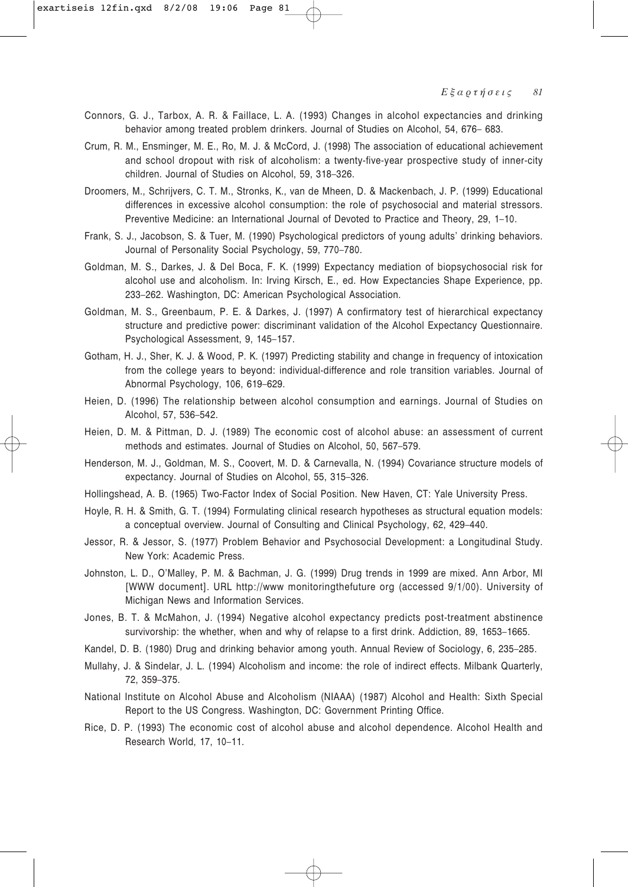Connors, G. J., Tarbox, A. R. & Faillace, L. A. (1993) Changes in alcohol expectancies and drinking behavior among treated problem drinkers. Journal of Studies on Alcohol, 54, 676– 683.

Crum, R. M., Ensminger, M. E., Ro, M. J. & McCord, J. (1998) The association of educational achievement and school dropout with risk of alcoholism: a twenty-five-year prospective study of inner-city children. Journal of Studies on Alcohol, 59, 318–326.

Droomers, M., Schrijvers, C. T. M., Stronks, K., van de Mheen, D. & Mackenbach, J. P. (1999) Educational differences in excessive alcohol consumption: the role of psychosocial and material stressors. Preventive Medicine: an International Journal of Devoted to Practice and Theory, 29, 1–10.

Frank, S. J., Jacobson, S. & Tuer, M. (1990) Psychological predictors of young adults' drinking behaviors. Journal of Personality Social Psychology, 59, 770–780.

Goldman, M. S., Darkes, J. & Del Boca, F. K. (1999) Expectancy mediation of biopsychosocial risk for alcohol use and alcoholism. In: Irving Kirsch, E., ed. How Expectancies Shape Experience, pp. 233–262. Washington, DC: American Psychological Association.

Goldman, M. S., Greenbaum, P. E. & Darkes, J. (1997) A confirmatory test of hierarchical expectancy structure and predictive power: discriminant validation of the Alcohol Expectancy Questionnaire. Psychological Assessment, 9, 145–157.

Gotham, H. J., Sher, K. J. & Wood, P. K. (1997) Predicting stability and change in frequency of intoxication from the college years to beyond: individual-difference and role transition variables. Journal of Abnormal Psychology, 106, 619–629.

Heien, D. (1996) The relationship between alcohol consumption and earnings. Journal of Studies on Alcohol, 57, 536–542.

Heien, D. M. & Pittman, D. J. (1989) The economic cost of alcohol abuse: an assessment of current methods and estimates. Journal of Studies on Alcohol, 50, 567–579.

Henderson, M. J., Goldman, M. S., Coovert, M. D. & Carnevalla, N. (1994) Covariance structure models of expectancy. Journal of Studies on Alcohol, 55, 315–326.

Hollingshead, A. B. (1965) Two-Factor Index of Social Position. New Haven, CT: Yale University Press.

Hoyle, R. H. & Smith, G. T. (1994) Formulating clinical research hypotheses as structural equation models: a conceptual overview. Journal of Consulting and Clinical Psychology, 62, 429–440.

Jessor, R. & Jessor, S. (1977) Problem Behavior and Psychosocial Development: a Longitudinal Study. New York: Academic Press.

Johnston, L. D., O'Malley, P. M. & Bachman, J. G. (1999) Drug trends in 1999 are mixed. Ann Arbor, MI [WWW document]. URL http://www monitoringthefuture org (accessed 9/1/00). University of Michigan News and Information Services.

Jones, B. T. & McMahon, J. (1994) Negative alcohol expectancy predicts post-treatment abstinence survivorship: the whether, when and why of relapse to a first drink. Addiction, 89, 1653–1665.

Kandel, D. B. (1980) Drug and drinking behavior among youth. Annual Review of Sociology, 6, 235–285.

Mullahy, J. & Sindelar, J. L. (1994) Alcoholism and income: the role of indirect effects. Milbank Quarterly, 72, 359–375.

National Institute on Alcohol Abuse and Alcoholism (NIAAA) (1987) Alcohol and Health: Sixth Special Report to the US Congress. Washington, DC: Government Printing Office.

Rice, D. P. (1993) The economic cost of alcohol abuse and alcohol dependence. Alcohol Health and Research World, 17, 10–11.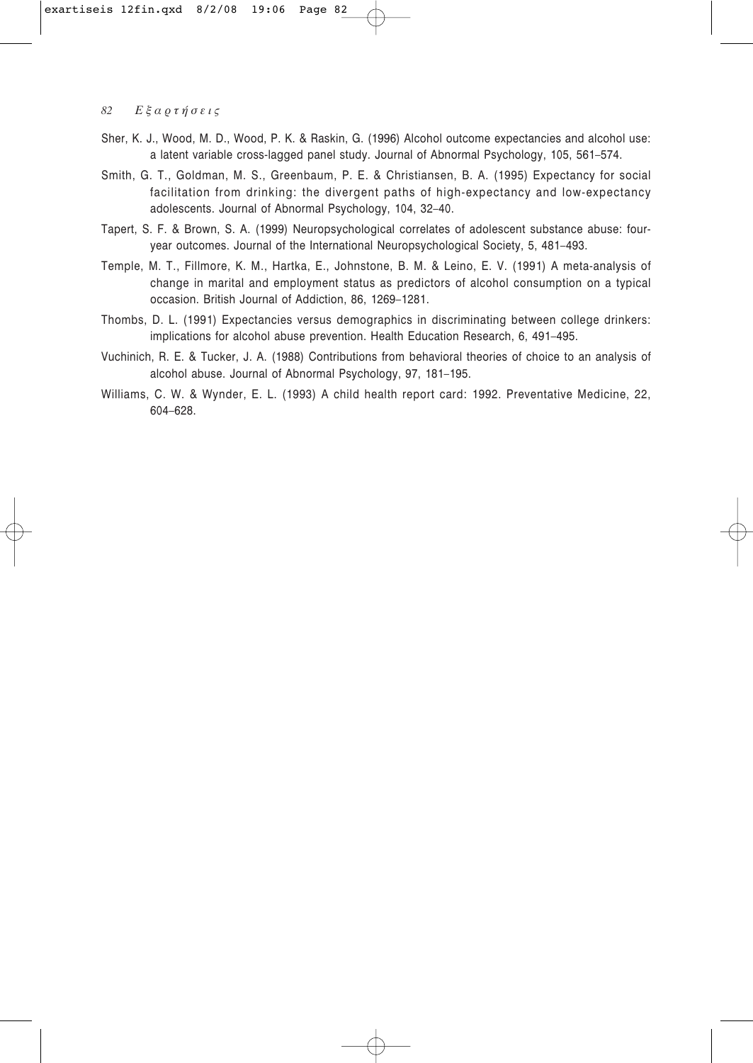Sher, K. J., Wood, M. D., Wood, P. K. & Raskin, G. (1996) Alcohol outcome expectancies and alcohol use: a latent variable cross-lagged panel study. Journal of Abnormal Psychology, 105, 561–574.

Smith, G. T., Goldman, M. S., Greenbaum, P. E. & Christiansen, B. A. (1995) Expectancy for social facilitation from drinking: the divergent paths of high-expectancy and low-expectancy adolescents. Journal of Abnormal Psychology, 104, 32–40.

Tapert, S. F. & Brown, S. A. (1999) Neuropsychological correlates of adolescent substance abuse: four-year outcomes. Journal of the International Neuropsychological Society, 5, 481–493.

Temple, M. T., Fillmore, K. M., Hartka, E., Johnstone, B. M. & Leino, E. V. (1991) A meta-analysis of change in marital and employment status as predictors of alcohol consumption on a typical occasion. British Journal of Addiction, 86, 1269–1281.

Thombs, D. L. (1991) Expectancies versus demographics in discriminating between college drinkers: implications for alcohol abuse prevention. Health Education Research, 6, 491–495.

Vuchinich, R. E. & Tucker, J. A. (1988) Contributions from behavioral theories of choice to an analysis of alcohol abuse. Journal of Abnormal Psychology, 97, 181–195.

Williams, C. W. & Wynder, E. L. (1993) A child health report card: 1992. Preventative Medicine, 22, 604–628.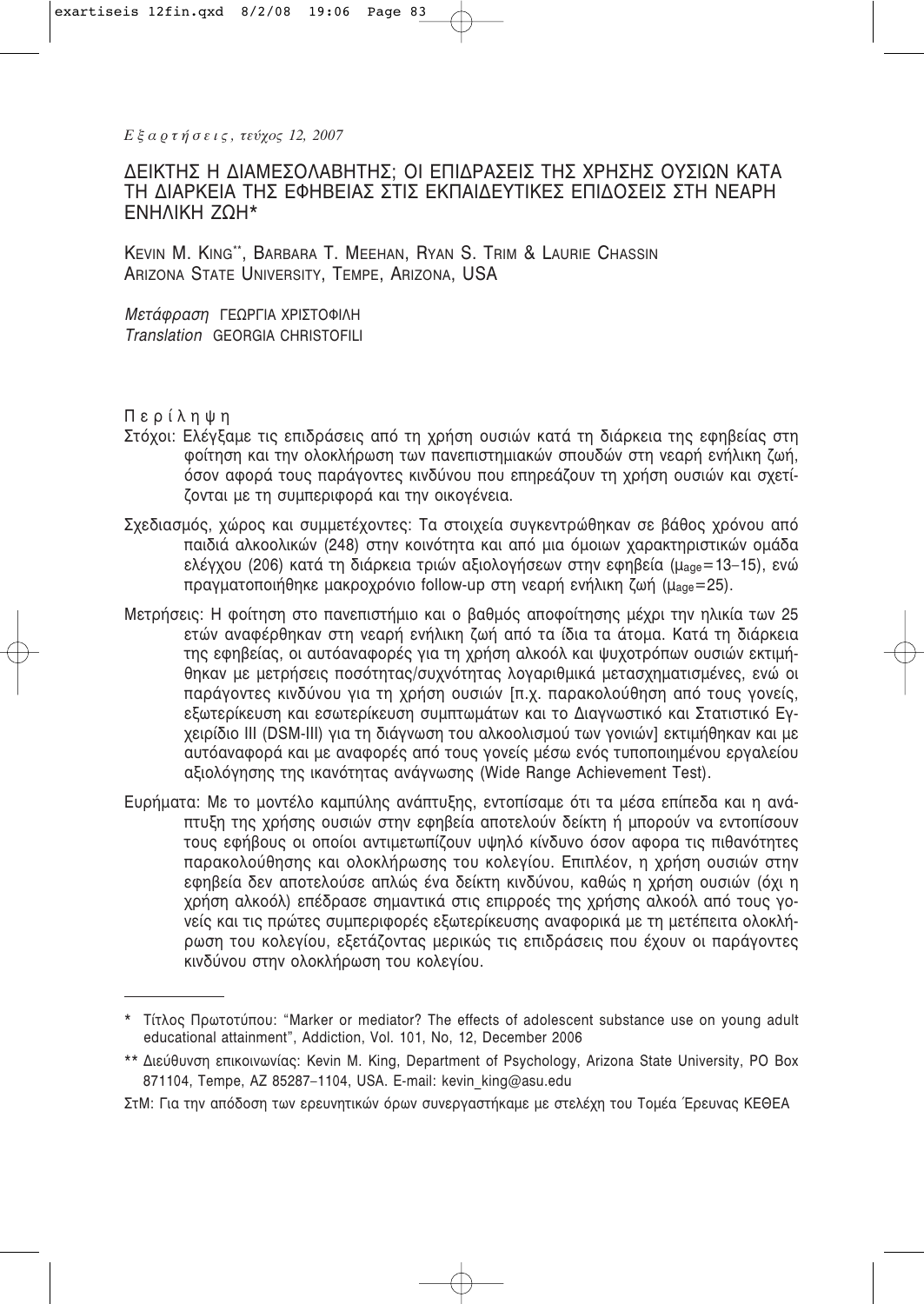# ΔΕΙΚΤΗΣ Η ΔΙΑΜΕΣΟΛΑΒΗΤΗΣ; ΟΙ ΕΠΙΔΡΑΣΕΙΣ ΤΗΣ ΧΡΗΣΗΣ ΟΥΣΙΩΝ ΚΑΤΑ ΤΗ ΔΙΑΡΚΕΙΑ ΤΗΣ ΕΦΗΒΕΙΑΣ ΣΤΙΣ ΕΚΠΑΙΔΕΥΤΙΚΕΣ ΕΠΙΔΟΣΕΙΣ ΣΤΗ ΝΕΑΡΗ ΕΝΗΛΙΚΗ ΖΩΗ*

KEVIN M. KING**, BARBARA T. MEEHAN, RYAN S. TRIM & LAURIE CHASSIN
ARIZONA STATE UNIVERSITY, TEMPE, ARIZONA, USA

*Μετάφραση* ΓΕΩΡΓΙΑ ΧΡΙΣΤΟΦΙΛΗ
*Translation* GEORGIA CHRISTOFILI

## Περίληψη

**Στόχοι:** Ελέγξαμε τις επιδράσεις από τη χρήση ουσιών κατά τη διάρκεια της εφηβείας στη φοίτηση και την ολοκλήρωση των πανεπιστημιακών σπουδών στη νεαρή ενήλικη ζωή, όσον αφορά τους παράγοντες κινδύνου που επηρεάζουν τη χρήση ουσιών και σχετίζονται με τη συμπεριφορά και την οικογένεια.

**Σχεδιασμός, χώρος και συμμετέχοντες:** Τα στοιχεία συγκεντρώθηκαν σε βάθος χρόνου από παιδιά αλκοολικών (248) στην κοινότητα και από μια όμοιων χαρακτηριστικών ομάδα ελέγχου (206) κατά τη διάρκεια τριών αξιολογήσεων στην εφηβεία ($\mu_{age}$=13–15), ενώ πραγματοποιήθηκε μακροχρόνιο follow-up στη νεαρή ενήλικη ζωή ($\mu_{age}$=25).

**Μετρήσεις:** Η φοίτηση στο πανεπιστήμιο και ο βαθμός αποφοίτησης μέχρι την ηλικία των 25 ετών αναφέρθηκαν στη νεαρή ενήλικη ζωή από τα ίδια τα άτομα. Κατά τη διάρκεια της εφηβείας, οι αυτόαναφορές για τη χρήση αλκοόλ και ψυχοτρόπων ουσιών εκτιμήθηκαν με μετρήσεις ποσότητας/συχνότητας λογαριθμικά μετασχηματισμένες, ενώ οι παράγοντες κινδύνου για τη χρήση ουσιών [π.χ. παρακολούθηση από τους γονείς, εξωτερίκευση και εσωτερίκευση συμπτωμάτων και το Διαγνωστικό και Στατιστικό Εγχειρίδιο III (DSM-III) για τη διάγνωση του αλκοολισμού των γονιών] εκτιμήθηκαν και με αυτόαναφορά και με αναφορές από τους γονείς μέσω ενός τυποποιημένου εργαλείου αξιολόγησης της ικανότητας ανάγνωσης (Wide Range Achievement Test).

**Ευρήματα:** Με το μοντέλο καμπύλης ανάπτυξης, εντοπίσαμε ότι τα μέσα επίπεδα και η ανάπτυξη της χρήσης ουσιών στην εφηβεία αποτελούν δείκτη ή μπορούν να εντοπίσουν τους εφήβους οι οποίοι αντιμετωπίζουν υψηλό κίνδυνο όσον αφορα τις πιθανότητες παρακολούθησης και ολοκλήρωσης του κολεγίου. Επιπλέον, η χρήση ουσιών στην εφηβεία δεν αποτελούσε απλώς ένα δείκτη κινδύνου, καθώς η χρήση ουσιών (όχι η χρήση αλκοόλ) επέδρασε σημαντικά στις επιρροές της χρήσης αλκοόλ από τους γονείς και τις πρώτες συμπεριφορές εξωτερίκευσης αναφορικά με τη μετέπειτα ολοκλήρωση του κολεγίου, εξετάζοντας μερικώς τις επιδράσεις που έχουν οι παράγοντες κινδύνου στην ολοκλήρωση του κολεγίου.

---

\* Τίτλος Πρωτοτύπου: "Marker or mediator? The effects of adolescent substance use on young adult educational attainment", Addiction, Vol. 101, No, 12, December 2006

\*\* Διεύθυνση επικοινωνίας: Kevin M. King, Department of Psychology, Arizona State University, PO Box 871104, Tempe, AZ 85287–1104, USA. E-mail: kevin_king@asu.edu

ΣτΜ: Για την απόδοση των ερευνητικών όρων συνεργαστήκαμε με στελέχη του Τομέα Έρευνας ΚΕΘΕΑ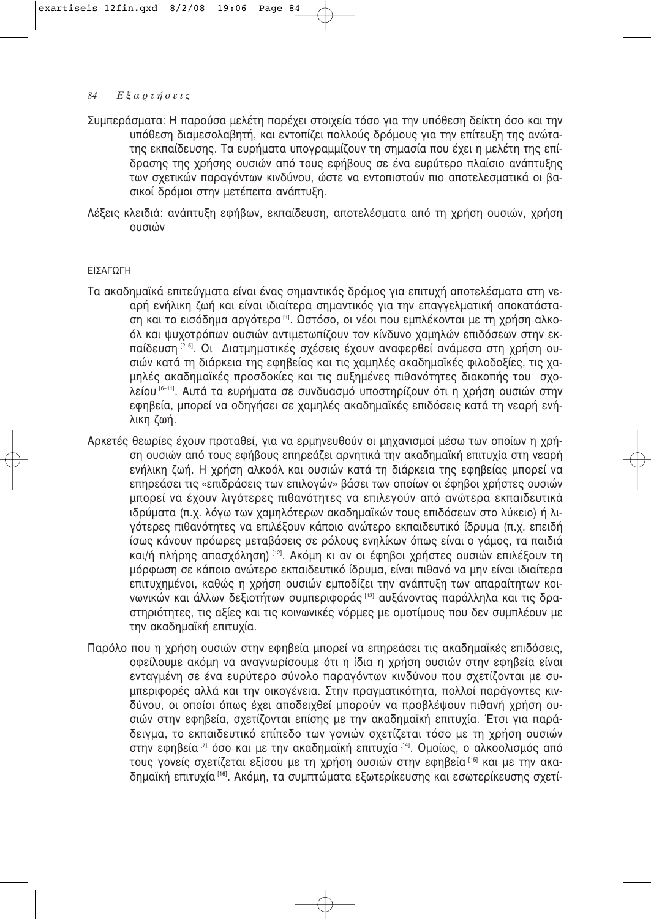Συμπεράσματα: Η παρούσα μελέτη παρέχει στοιχεία τόσο για την υπόθεση δείκτη όσο και την υπόθεση διαμεσολαβητή, και εντοπίζει πολλούς δρόμους για την επίτευξη της ανώτατης εκπαίδευσης. Τα ευρήματα υπογραμμίζουν τη σημασία που έχει η μελέτη της επίδρασης της χρήσης ουσιών από τους εφήβους σε ένα ευρύτερο πλαίσιο ανάπτυξης των σχετικών παραγόντων κινδύνου, ώστε να εντοπιστούν πιο αποτελεσματικά οι βασικοί δρόμοι στην μετέπειτα ανάπτυξη.

Λέξεις κλειδιά: ανάπτυξη εφήβων, εκπαίδευση, αποτελέσματα από τη χρήση ουσιών, χρήση ουσιών

## ΕΙΣΑΓΩΓΗ

Τα ακαδημαϊκά επιτεύγματα είναι ένας σημαντικός δρόμος για επιτυχή αποτελέσματα στη νεαρή ενήλικη ζωή και είναι ιδιαίτερα σημαντικός για την επαγγελματική αποκατάσταση και το εισόδημα αργότερα [1]. Ωστόσο, οι νέοι που εμπλέκονται με τη χρήση αλκοόλ και ψυχοτρόπων ουσιών αντιμετωπίζουν τον κίνδυνο χαμηλών επιδόσεων στην εκπαίδευση [2–5]. Οι Διατμηματικές σχέσεις έχουν αναφερθεί ανάμεσα στη χρήση ουσιών κατά τη διάρκεια της εφηβείας και τις χαμηλές ακαδημαϊκές φιλοδοξίες, τις χαμηλές ακαδημαϊκές προσδοκίες και τις αυξημένες πιθανότητες διακοπής του σχολείου [6–11]. Αυτά τα ευρήματα σε συνδυασμό υποστηρίζουν ότι η χρήση ουσιών στην εφηβεία, μπορεί να οδηγήσει σε χαμηλές ακαδημαϊκές επιδόσεις κατά τη νεαρή ενήλικη ζωή.

Αρκετές θεωρίες έχουν προταθεί, για να ερμηνευθούν οι μηχανισμοί μέσω των οποίων η χρήση ουσιών από τους εφήβους επηρεάζει αρνητικά την ακαδημαϊκή επιτυχία στη νεαρή ενήλικη ζωή. Η χρήση αλκοόλ και ουσιών κατά τη διάρκεια της εφηβείας μπορεί να επηρεάσει τις «επιδράσεις των επιλογών» βάσει των οποίων οι έφηβοι χρήστες ουσιών μπορεί να έχουν λιγότερες πιθανότητες να επιλεγούν από ανώτερα εκπαιδευτικά ιδρύματα (π.χ. λόγω των χαμηλότερων ακαδημαϊκών τους επιδόσεων στο λύκειο) ή λιγότερες πιθανότητες να επιλέξουν κάποιο ανώτερο εκπαιδευτικό ίδρυμα (π.χ. επειδή ίσως κάνουν πρόωρες μεταβάσεις σε ρόλους ενηλίκων όπως είναι ο γάμος, τα παιδιά και/ή πλήρης απασχόληση) [12]. Ακόμη κι αν οι έφηβοι χρήστες ουσιών επιλέξουν τη μόρφωση σε κάποιο ανώτερο εκπαιδευτικό ίδρυμα, είναι πιθανό να μην είναι ιδιαίτερα επιτυχημένοι, καθώς η χρήση ουσιών εμποδίζει την ανάπτυξη των απαραίτητων κοινωνικών και άλλων δεξιοτήτων συμπεριφοράς [13] αυξάνοντας παράλληλα και τις δραστηριότητες, τις αξίες και τις κοινωνικές νόρμες με ομοτίμους που δεν συμπλέουν με την ακαδημαϊκή επιτυχία.

Παρόλο που η χρήση ουσιών στην εφηβεία μπορεί να επηρεάσει τις ακαδημαϊκές επιδόσεις, οφείλουμε ακόμη να αναγνωρίσουμε ότι η ίδια η χρήση ουσιών στην εφηβεία είναι ενταγμένη σε ένα ευρύτερο σύνολο παραγόντων κινδύνου που σχετίζονται με συμπεριφορές αλλά και την οικογένεια. Στην πραγματικότητα, πολλοί παράγοντες κινδύνου, οι οποίοι όπως έχει αποδειχθεί μπορούν να προβλέψουν πιθανή χρήση ουσιών στην εφηβεία, σχετίζονται επίσης με την ακαδημαϊκή επιτυχία. Έτσι για παράδειγμα, το εκπαιδευτικό επίπεδο των γονιών σχετίζεται τόσο με τη χρήση ουσιών στην εφηβεία [7] όσο και με την ακαδημαϊκή επιτυχία [14]. Ομοίως, ο αλκοολισμός από τους γονείς σχετίζεται εξίσου με τη χρήση ουσιών στην εφηβεία [15] και με την ακαδημαϊκή επιτυχία [16]. Ακόμη, τα συμπτώματα εξωτερίκευσης και εσωτερίκευσης σχετί-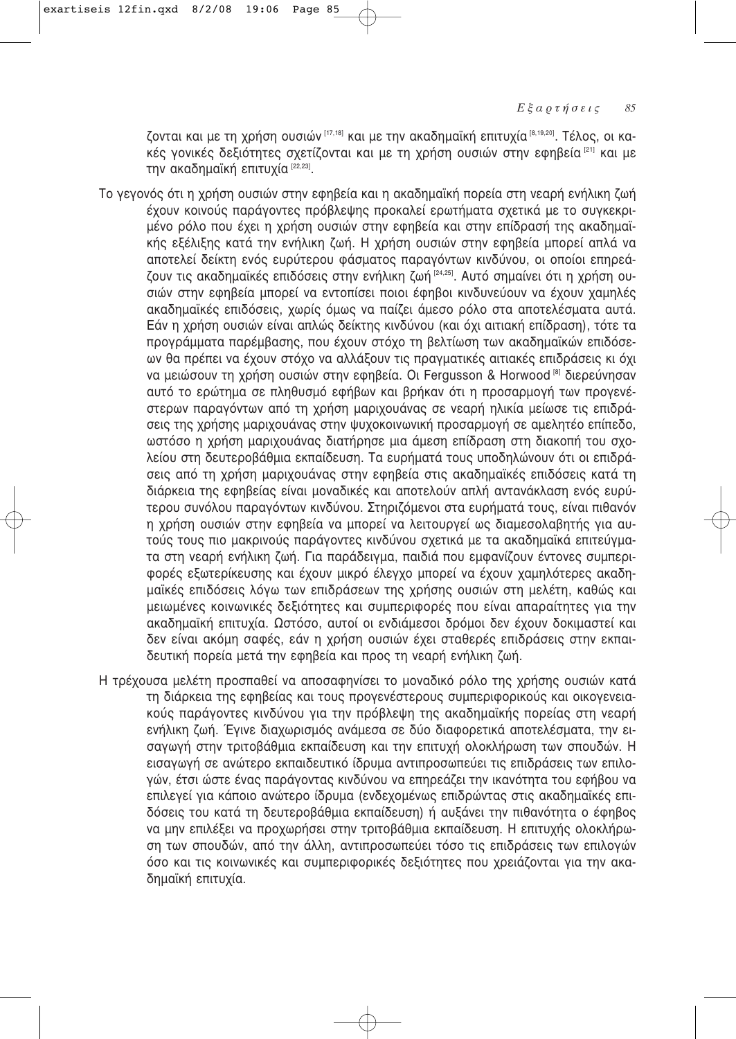ζονται και με τη χρήση ουσιών [17,18] και με την ακαδημαϊκή επιτυχία [8,19,20]. Τέλος, οι κακές γονικές δεξιότητες σχετίζονται και με τη χρήση ουσιών στην εφηβεία [21] και με την ακαδημαϊκή επιτυχία [22,23].

Το γεγονός ότι η χρήση ουσιών στην εφηβεία και η ακαδημαϊκή πορεία στη νεαρή ενήλικη ζωή έχουν κοινούς παράγοντες πρόβλεψης προκαλεί ερωτήματα σχετικά με το συγκεκριμένο ρόλο που έχει η χρήση ουσιών στην εφηβεία και στην επίδρασή της ακαδημαϊκής εξέλιξης κατά την ενήλικη ζωή. Η χρήση ουσιών στην εφηβεία μπορεί απλά να αποτελεί δείκτη ενός ευρύτερου φάσματος παραγόντων κινδύνου, οι οποίοι επηρεάζουν τις ακαδημαϊκές επιδόσεις στην ενήλικη ζωή [24,25]. Αυτό σημαίνει ότι η χρήση ουσιών στην εφηβεία μπορεί να εντοπίσει ποιοι έφηβοι κινδυνεύουν να έχουν χαμηλές ακαδημαϊκές επιδόσεις, χωρίς όμως να παίζει άμεσο ρόλο στα αποτελέσματα αυτά. Εάν η χρήση ουσιών είναι απλώς δείκτης κινδύνου (και όχι αιτιακή επίδραση), τότε τα προγράμματα παρέμβασης, που έχουν στόχο τη βελτίωση των ακαδημαϊκών επιδόσεων θα πρέπει να έχουν στόχο να αλλάξουν τις πραγματικές αιτιακές επιδράσεις κι όχι να μειώσουν τη χρήση ουσιών στην εφηβεία. Οι Fergusson & Horwood [8] διερεύνησαν αυτό το ερώτημα σε πληθυσμό εφήβων και βρήκαν ότι η προσαρμογή των προγενέστερων παραγόντων από τη χρήση μαριχουάνας σε νεαρή ηλικία μείωσε τις επιδράσεις της χρήσης μαριχουάνας στην ψυχοκοινωνική προσαρμογή σε αμελητέο επίπεδο, ωστόσο η χρήση μαριχουάνας διατήρησε μια άμεση επίδραση στη διακοπή του σχολείου στη δευτεροβάθμια εκπαίδευση. Τα ευρήματά τους υποδηλώνουν ότι οι επιδράσεις από τη χρήση μαριχουάνας στην εφηβεία στις ακαδημαϊκές επιδόσεις κατά τη διάρκεια της εφηβείας είναι μοναδικές και αποτελούν απλή αντανάκλαση ενός ευρύτερου συνόλου παραγόντων κινδύνου. Στηριζόμενοι στα ευρήματά τους, είναι πιθανόν η χρήση ουσιών στην εφηβεία να μπορεί να λειτουργεί ως διαμεσολαβητής για αυτούς τους πιο μακρινούς παράγοντες κινδύνου σχετικά με τα ακαδημαϊκά επιτεύγματα στη νεαρή ενήλικη ζωή. Για παράδειγμα, παιδιά που εμφανίζουν έντονες συμπεριφορές εξωτερίκευσης και έχουν μικρό έλεγχο μπορεί να έχουν χαμηλότερες ακαδημαϊκές επιδόσεις λόγω των επιδράσεων της χρήσης ουσιών στη μελέτη, καθώς και μειωμένες κοινωνικές δεξιότητες και συμπεριφορές που είναι απαραίτητες για την ακαδημαϊκή επιτυχία. Ωστόσο, αυτοί οι ενδιάμεσοι δρόμοι δεν έχουν δοκιμαστεί και δεν είναι ακόμη σαφές, εάν η χρήση ουσιών έχει σταθερές επιδράσεις στην εκπαιδευτική πορεία μετά την εφηβεία και προς τη νεαρή ενήλικη ζωή.

Η τρέχουσα μελέτη προσπαθεί να αποσαφηνίσει το μοναδικό ρόλο της χρήσης ουσιών κατά τη διάρκεια της εφηβείας και τους προγενέστερους συμπεριφορικούς και οικογενειακούς παράγοντες κινδύνου για την πρόβλεψη της ακαδημαϊκής πορείας στη νεαρή ενήλικη ζωή. Έγινε διαχωρισμός ανάμεσα σε δύο διαφορετικά αποτελέσματα, την εισαγωγή στην τριτοβάθμια εκπαίδευση και την επιτυχή ολοκλήρωση των σπουδών. Η εισαγωγή σε ανώτερο εκπαιδευτικό ίδρυμα αντιπροσωπεύει τις επιδράσεις των επιλογών, έτσι ώστε ένας παράγοντας κινδύνου να επηρεάζει την ικανότητα του εφήβου να επιλεγεί για κάποιο ανώτερο ίδρυμα (ενδεχομένως επιδρώντας στις ακαδημαϊκές επιδόσεις του κατά τη δευτεροβάθμια εκπαίδευση) ή αυξάνει την πιθανότητα ο έφηβος να μην επιλέξει να προχωρήσει στην τριτοβάθμια εκπαίδευση. Η επιτυχής ολοκλήρωση των σπουδών, από την άλλη, αντιπροσωπεύει τόσο τις επιδράσεις των επιλογών όσο και τις κοινωνικές και συμπεριφορικές δεξιότητες που χρειάζονται για την ακαδημαϊκή επιτυχία.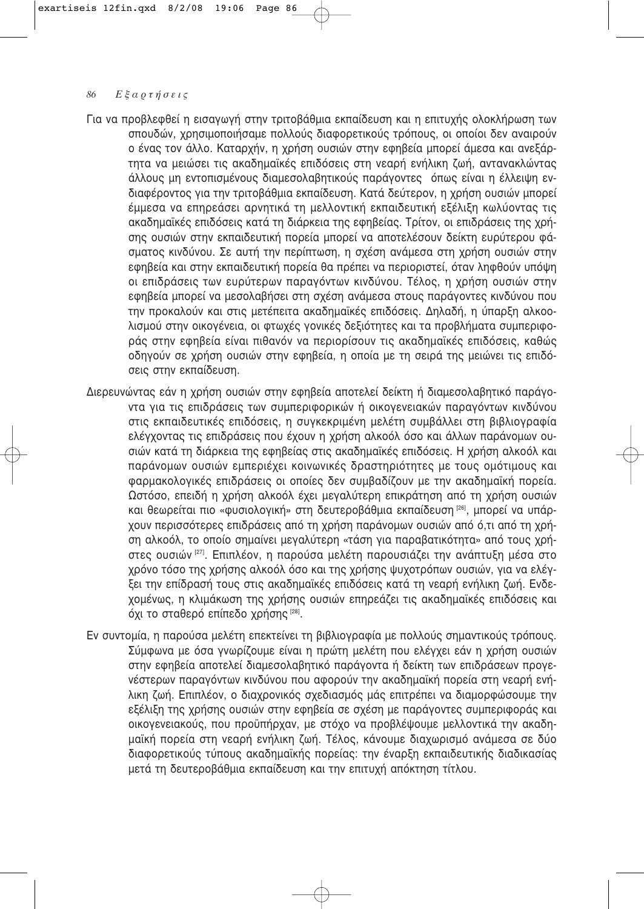Για να προβλεφθεί η εισαγωγή στην τριτοβάθμια εκπαίδευση και η επιτυχής ολοκλήρωση των σπουδών, χρησιμοποιήσαμε πολλούς διαφορετικούς τρόπους, οι οποίοι δεν αναιρούν ο ένας τον άλλο. Καταρχήν, η χρήση ουσιών στην εφηβεία μπορεί άμεσα και ανεξάρτητα να μειώσει τις ακαδημαϊκές επιδόσεις στη νεαρή ενήλικη ζωή, αντανακλώντας άλλους μη εντοπισμένους διαμεσολαβητικούς παράγοντες όπως είναι η έλλειψη ενδιαφέροντος για την τριτοβάθμια εκπαίδευση. Κατά δεύτερον, η χρήση ουσιών μπορεί έμμεσα να επηρεάσει αρνητικά τη μελλοντική εκπαιδευτική εξέλιξη κωλύοντας τις ακαδημαϊκές επιδόσεις κατά τη διάρκεια της εφηβείας. Τρίτον, οι επιδράσεις της χρήσης ουσιών στην εκπαιδευτική πορεία μπορεί να αποτελέσουν δείκτη ευρύτερου φάσματος κινδύνου. Σε αυτή την περίπτωση, η σχέση ανάμεσα στη χρήση ουσιών στην εφηβεία και στην εκπαιδευτική πορεία θα πρέπει να περιοριστεί, όταν ληφθούν υπόψη οι επιδράσεις των ευρύτερων παραγόντων κινδύνου. Τέλος, η χρήση ουσιών στην εφηβεία μπορεί να μεσολαβήσει στη σχέση ανάμεσα στους παράγοντες κινδύνου που την προκαλούν και στις μετέπειτα ακαδημαϊκές επιδόσεις. Δηλαδή, η ύπαρξη αλκοολισμού στην οικογένεια, οι φτωχές γονικές δεξιότητες και τα προβλήματα συμπεριφοράς στην εφηβεία είναι πιθανόν να περιορίσουν τις ακαδημαϊκές επιδόσεις, καθώς οδηγούν σε χρήση ουσιών στην εφηβεία, η οποία με τη σειρά της μειώνει τις επιδόσεις στην εκπαίδευση.

Διερευνώντας εάν η χρήση ουσιών στην εφηβεία αποτελεί δείκτη ή διαμεσολαβητικό παράγοντα για τις επιδράσεις των συμπεριφορικών ή οικογενειακών παραγόντων κινδύνου στις εκπαιδευτικές επιδόσεις, η συγκεκριμένη μελέτη συμβάλλει στη βιβλιογραφία ελέγχοντας τις επιδράσεις που έχουν η χρήση αλκοόλ όσο και άλλων παράνομων ουσιών κατά τη διάρκεια της εφηβείας στις ακαδημαϊκές επιδόσεις. Η χρήση αλκοόλ και παράνομων ουσιών εμπεριέχει κοινωνικές δραστηριότητες με τους ομότιμους και φαρμακολογικές επιδράσεις οι οποίες δεν συμβαδίζουν με την ακαδημαϊκή πορεία. Ωστόσο, επειδή η χρήση αλκοόλ έχει μεγαλύτερη επικράτηση από τη χρήση ουσιών και θεωρείται πιο «φυσιολογική» στη δευτεροβάθμια εκπαίδευση [26], μπορεί να υπάρχουν περισσότερες επιδράσεις από τη χρήση παράνομων ουσιών από ό,τι από τη χρήση αλκοόλ, το οποίο σημαίνει μεγαλύτερη «τάση για παραβατικότητα» από τους χρήστες ουσιών [27]. Επιπλέον, η παρούσα μελέτη παρουσιάζει την ανάπτυξη μέσα στο χρόνο τόσο της χρήσης αλκοόλ όσο και της χρήσης ψυχοτρόπων ουσιών, για να ελέγξει την επίδρασή τους στις ακαδημαϊκές επιδόσεις κατά τη νεαρή ενήλικη ζωή. Ενδεχομένως, η κλιμάκωση της χρήσης ουσιών επηρεάζει τις ακαδημαϊκές επιδόσεις και όχι το σταθερό επίπεδο χρήσης [28].

Εν συντομία, η παρούσα μελέτη επεκτείνει τη βιβλιογραφία με πολλούς σημαντικούς τρόπους. Σύμφωνα με όσα γνωρίζουμε είναι η πρώτη μελέτη που ελέγχει εάν η χρήση ουσιών στην εφηβεία αποτελεί διαμεσολαβητικό παράγοντα ή δείκτη των επιδράσεων προγενέστερων παραγόντων κινδύνου που αφορούν την ακαδημαϊκή πορεία στη νεαρή ενήλικη ζωή. Επιπλέον, ο διαχρονικός σχεδιασμός μάς επιτρέπει να διαμορφώσουμε την εξέλιξη της χρήσης ουσιών στην εφηβεία σε σχέση με παράγοντες συμπεριφοράς και οικογενειακούς, που προϋπήρχαν, με στόχο να προβλέψουμε μελλοντικά την ακαδημαϊκή πορεία στη νεαρή ενήλικη ζωή. Τέλος, κάνουμε διαχωρισμό ανάμεσα σε δύο διαφορετικούς τύπους ακαδημαϊκής πορείας: την έναρξη εκπαιδευτικής διαδικασίας μετά τη δευτεροβάθμια εκπαίδευση και την επιτυχή απόκτηση τίτλου.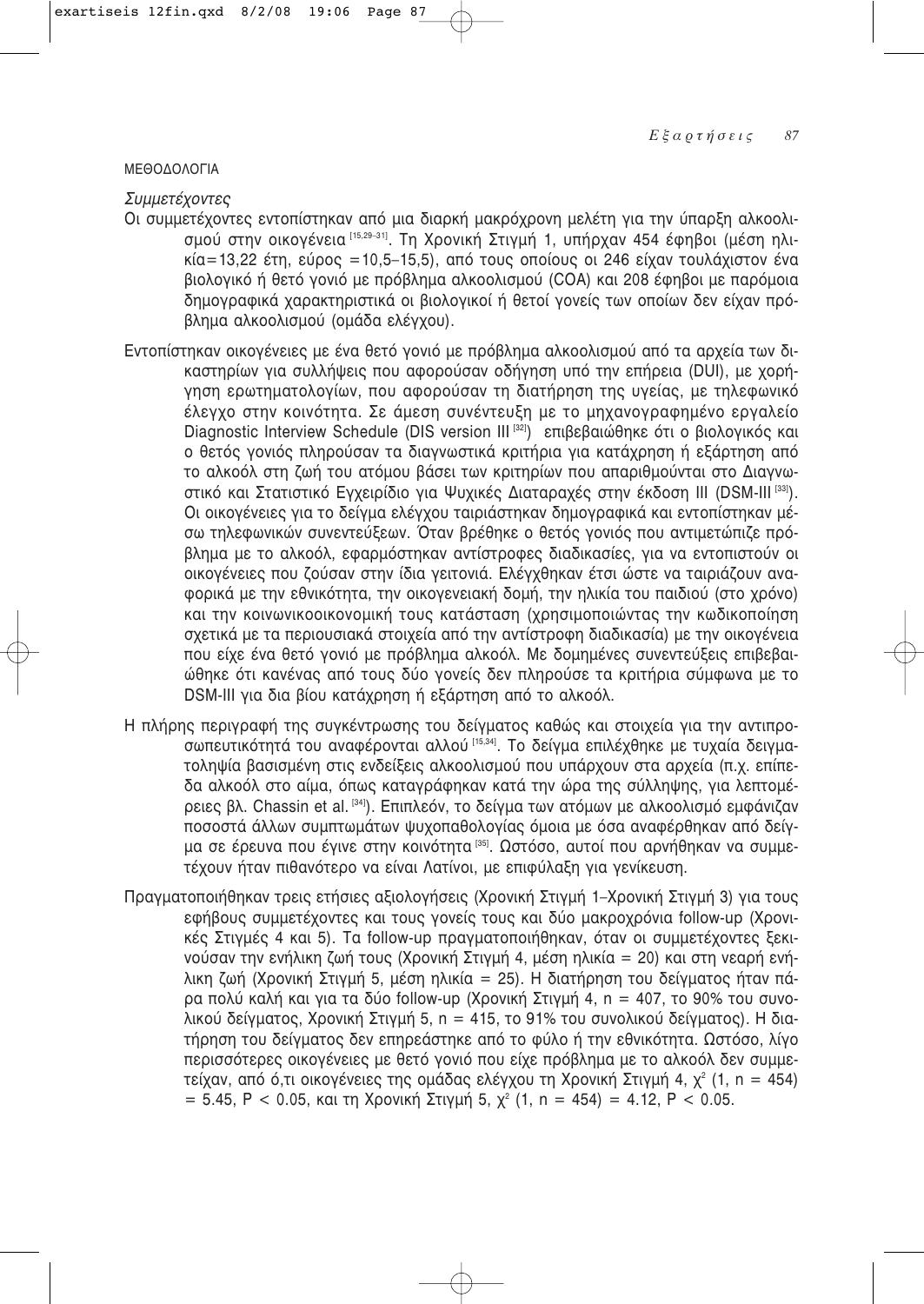## ΜΕΘΟΔΟΛΟΓΙΑ

*Συμμετέχοντες*

Οι συμμετέχοντες εντοπίστηκαν από μια διαρκή μακρόχρονη μελέτη για την ύπαρξη αλκοολισμού στην οικογένεια [15,29–31]. Τη Χρονική Στιγμή 1, υπήρχαν 454 έφηβοι (μέση ηλικία=13,22 έτη, εύρος =10,5–15,5), από τους οποίους οι 246 είχαν τουλάχιστον ένα βιολογικό ή θετό γονιό με πρόβλημα αλκοολισμού (COA) και 208 έφηβοι με παρόμοια δημογραφικά χαρακτηριστικά οι βιολογικοί ή θετοί γονείς των οποίων δεν είχαν πρόβλημα αλκοολισμού (ομάδα ελέγχου).

Εντοπίστηκαν οικογένειες με ένα θετό γονιό με πρόβλημα αλκοολισμού από τα αρχεία των δικαστηρίων για συλλήψεις που αφορούσαν οδήγηση υπό την επήρεια (DUI), με χορήγηση ερωτηματολογίων, που αφορούσαν τη διατήρηση της υγείας, με τηλεφωνικό έλεγχο στην κοινότητα. Σε άμεση συνέντευξη με το μηχανογραφημένο εργαλείο Diagnostic Interview Schedule (DIS version III [32]) επιβεβαιώθηκε ότι ο βιολογικός και ο θετός γονιός πληρούσαν τα διαγνωστικά κριτήρια για κατάχρηση ή εξάρτηση από το αλκοόλ στη ζωή του ατόμου βάσει των κριτηρίων που απαριθμούνται στο Διαγνωστικό και Στατιστικό Εγχειρίδιο για Ψυχικές Διαταραχές στην έκδοση ΙΙΙ (DSM-III [33]). Οι οικογένειες για το δείγμα ελέγχου ταιριάστηκαν δημογραφικά και εντοπίστηκαν μέσω τηλεφωνικών συνεντεύξεων. Όταν βρέθηκε ο θετός γονιός που αντιμετώπιζε πρόβλημα με το αλκοόλ, εφαρμόστηκαν αντίστροφες διαδικασίες, για να εντοπιστούν οι οικογένειες που ζούσαν στην ίδια γειτονιά. Ελέγχθηκαν έτσι ώστε να ταιριάζουν αναφορικά με την εθνικότητα, την οικογενειακή δομή, την ηλικία του παιδιού (στο χρόνο) και την κοινωνικοοικονομική τους κατάσταση (χρησιμοποιώντας την κωδικοποίηση σχετικά με τα περιουσιακά στοιχεία από την αντίστροφη διαδικασία) με την οικογένεια που είχε ένα θετό γονιό με πρόβλημα αλκοόλ. Με δομημένες συνεντεύξεις επιβεβαιώθηκε ότι κανένας από τους δύο γονείς δεν πληρούσε τα κριτήρια σύμφωνα με το DSM-III για δια βίου κατάχρηση ή εξάρτηση από το αλκοόλ.

Η πλήρης περιγραφή της συγκέντρωσης του δείγματος καθώς και στοιχεία για την αντιπροσωπευτικότητά του αναφέρονται αλλού [15,34]. Το δείγμα επιλέχθηκε με τυχαία δειγματοληψία βασισμένη στις ενδείξεις αλκοολισμού που υπάρχουν στα αρχεία (π.χ. επίπεδα αλκοόλ στο αίμα, όπως καταγράφηκαν κατά την ώρα της σύλληψης, για λεπτομέρειες βλ. Chassin et al. [34]). Επιπλεόν, το δείγμα των ατόμων με αλκοολισμό εμφάνιζαν ποσοστά άλλων συμπτωμάτων ψυχοπαθολογίας όμοια με όσα αναφέρθηκαν από δείγμα σε έρευνα που έγινε στην κοινότητα [35]. Ωστόσο, αυτοί που αρνήθηκαν να συμμετέχουν ήταν πιθανότερο να είναι Λατίνοι, με επιφύλαξη για γενίκευση.

Πραγματοποιήθηκαν τρεις ετήσιες αξιολογήσεις (Χρονική Στιγμή 1–Χρονική Στιγμή 3) για τους εφήβους συμμετέχοντες και τους γονείς τους και δύο μακροχρόνια follow-up (Χρονικές Στιγμές 4 και 5). Τα follow-up πραγματοποιήθηκαν, όταν οι συμμετέχοντες ξεκινούσαν την ενήλικη ζωή τους (Χρονική Στιγμή 4, μέση ηλικία = 20) και στη νεαρή ενήλικη ζωή (Χρονική Στιγμή 5, μέση ηλικία = 25). Η διατήρηση του δείγματος ήταν πάρα πολύ καλή και για τα δύο follow-up (Χρονική Στιγμή 4, n = 407, το 90% του συνολικού δείγματος, Χρονική Στιγμή 5, n = 415, το 91% του συνολικού δείγματος). Η διατήρηση του δείγματος δεν επηρεάστηκε από το φύλο ή την εθνικότητα. Ωστόσο, λίγο περισσότερες οικογένειες με θετό γονιό που είχε πρόβλημα με το αλκοόλ δεν συμμετείχαν, από ό,τι οικογένειες της ομάδας ελέγχου τη Χρονική Στιγμή 4, $\chi^2$ (1, n = 454) = 5.45, $P < 0.05$, και τη Χρονική Στιγμή 5, $\chi^2$ (1, n = 454) = 4.12, $P < 0.05$.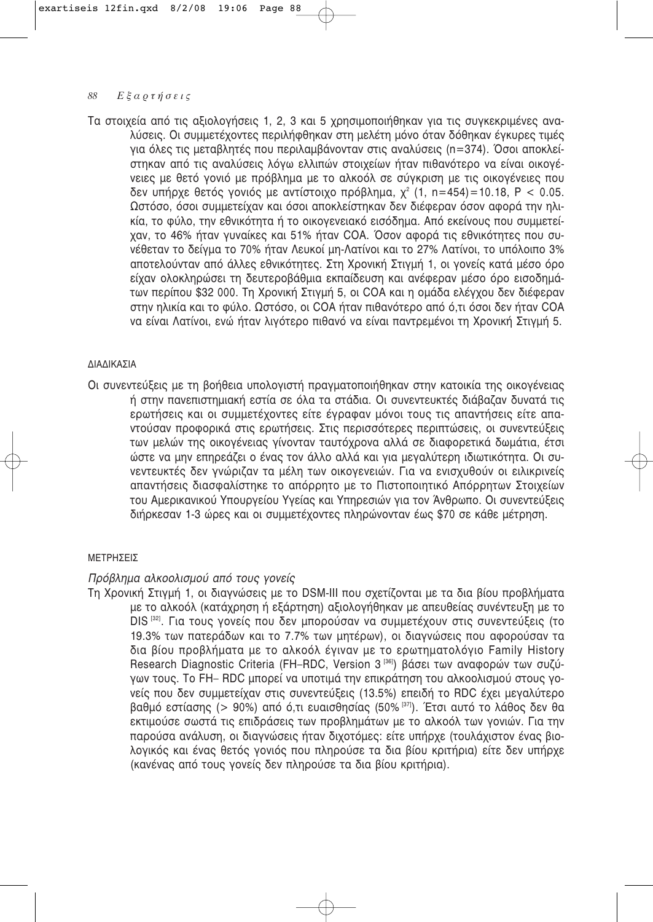Τα στοιχεία από τις αξιολογήσεις 1, 2, 3 και 5 χρησιμοποιήθηκαν για τις συγκεκριμένες αναλύσεις. Οι συμμετέχοντες περιλήφθηκαν στη μελέτη μόνο όταν δόθηκαν έγκυρες τιμές για όλες τις μεταβλητές που περιλαμβάνονταν στις αναλύσεις (n=374). Όσοι αποκλείστηκαν από τις αναλύσεις λόγω ελλιπών στοιχείων ήταν πιθανότερο να είναι οικογένειες με θετό γονιό με πρόβλημα με το αλκοόλ σε σύγκριση με τις οικογένειες που δεν υπήρχε θετός γονιός με αντίστοιχο πρόβλημα, $\chi^2$ (1, n=454)=10.18, $P < 0.05$. Ωστόσο, όσοι συμμετείχαν και όσοι αποκλείστηκαν δεν διέφεραν όσον αφορά την ηλικία, το φύλο, την εθνικότητα ή το οικογενειακό εισόδημα. Από εκείνους που συμμετείχαν, το 46% ήταν γυναίκες και 51% ήταν COA. Όσον αφορά τις εθνικότητες που συνέθεταν το δείγμα το 70% ήταν Λευκοί μη-Λατίνοι και το 27% Λατίνοι, το υπόλοιπο 3% αποτελούνταν από άλλες εθνικότητες. Στη Χρονική Στιγμή 1, οι γονείς κατά μέσο όρο είχαν ολοκληρώσει τη δευτεροβάθμια εκπαίδευση και ανέφεραν μέσο όρο εισοδημάτων περίπου $32 000. Τη Χρονική Στιγμή 5, οι COA και η ομάδα ελέγχου δεν διέφεραν στην ηλικία και το φύλο. Ωστόσο, οι COA ήταν πιθανότερο από ό,τι όσοι δεν ήταν COA να είναι Λατίνοι, ενώ ήταν λιγότερο πιθανό να είναι παντρεμένοι τη Χρονική Στιγμή 5.

## ΔΙΑΔΙΚΑΣΙΑ

Οι συνεντεύξεις με τη βοήθεια υπολογιστή πραγματοποιήθηκαν στην κατοικία της οικογένειας ή στην πανεπιστημιακή εστία σε όλα τα στάδια. Οι συνεντευκτές διάβαζαν δυνατά τις ερωτήσεις και οι συμμετέχοντες είτε έγραφαν μόνοι τους τις απαντήσεις είτε απαντούσαν προφορικά στις ερωτήσεις. Στις περισσότερες περιπτώσεις, οι συνεντεύξεις των μελών της οικογένειας γίνονταν ταυτόχρονα αλλά σε διαφορετικά δωμάτια, έτσι ώστε να μην επηρεάζει ο ένας τον άλλο αλλά και για μεγαλύτερη ιδιωτικότητα. Οι συνεντευκτές δεν γνώριζαν τα μέλη των οικογενειών. Για να ενισχυθούν οι ειλικρινείς απαντήσεις διασφαλίστηκε το απόρρητο με το Πιστοποιητικό Απόρρητων Στοιχείων του Αμερικανικού Υπουργείου Υγείας και Υπηρεσιών για τον Άνθρωπο. Οι συνεντεύξεις διήρκεσαν 1-3 ώρες και οι συμμετέχοντες πληρώνονταν έως $70 σε κάθε μέτρηση.

## ΜΕΤΡΗΣΕΙΣ

### *Πρόβλημα αλκοολισμού από τους γονείς*

Τη Χρονική Στιγμή 1, οι διαγνώσεις με το DSM-III που σχετίζονται με τα δια βίου προβλήματα με το αλκοόλ (κατάχρηση ή εξάρτηση) αξιολογήθηκαν με απευθείας συνέντευξη με το DIS [32]. Για τους γονείς που δεν μπορούσαν να συμμετέχουν στις συνεντεύξεις (το 19.3% των πατεράδων και το 7.7% των μητέρων), οι διαγνώσεις που αφορούσαν τα δια βίου προβλήματα με το αλκοόλ έγιναν με το ερωτηματολόγιο Family History Research Diagnostic Criteria (FH–RDC, Version 3 [36]) βάσει των αναφορών των συζύγων τους. Το FH– RDC μπορεί να υποτιμά την επικράτηση του αλκοολισμού στους γονείς που δεν συμμετείχαν στις συνεντεύξεις (13.5%) επειδή το RDC έχει μεγαλύτερο βαθμό εστίασης (> 90%) από ό,τι ευαισθησίας (50% [37]). Έτσι αυτό το λάθος δεν θα εκτιμούσε σωστά τις επιδράσεις των προβλημάτων με το αλκοόλ των γονιών. Για την παρούσα ανάλυση, οι διαγνώσεις ήταν διχοτόμες: είτε υπήρχε (τουλάχιστον ένας βιολογικός και ένας θετός γονιός που πληρούσε τα δια βίου κριτήρια) είτε δεν υπήρχε (κανένας από τους γονείς δεν πληρούσε τα δια βίου κριτήρια).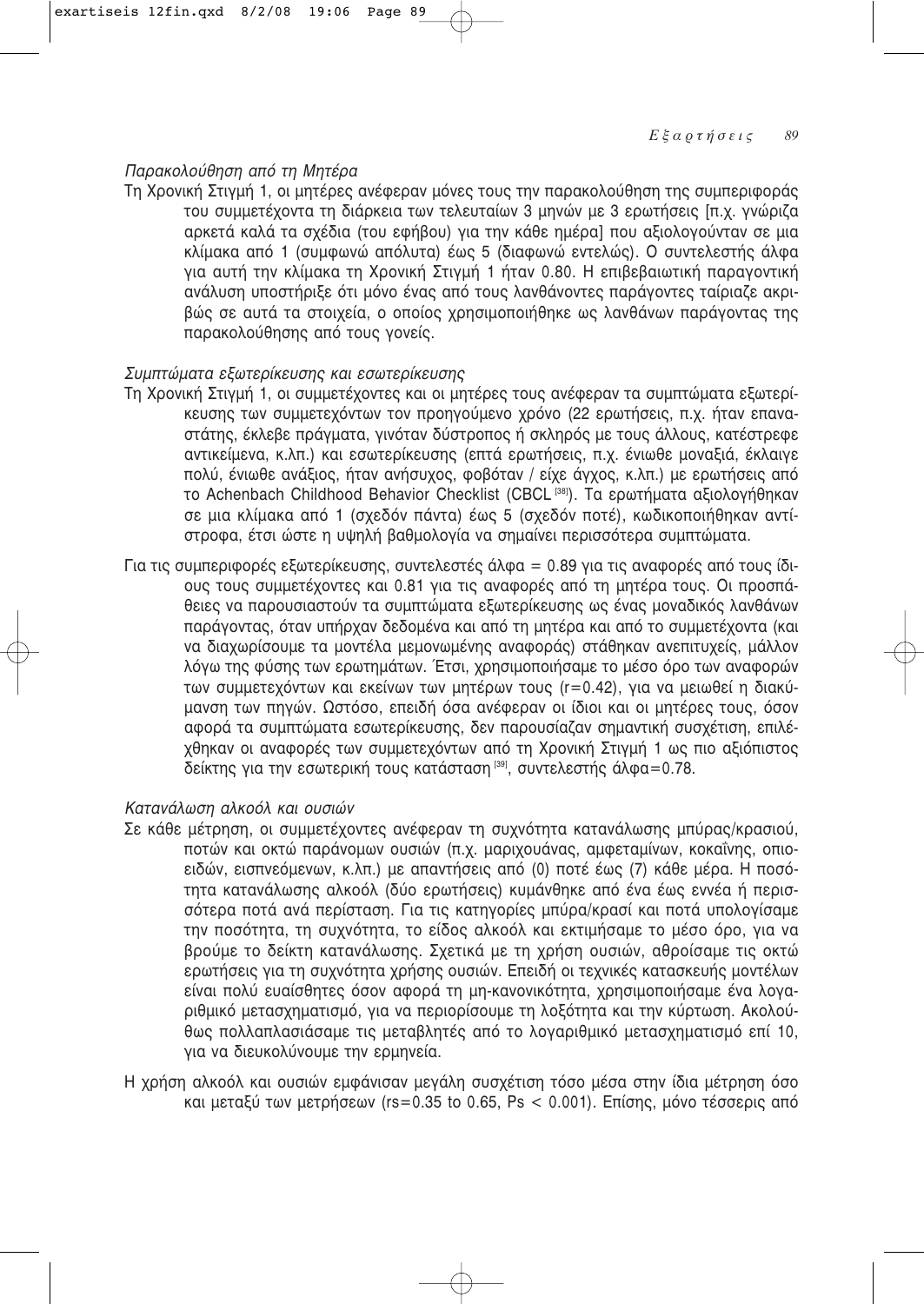*Παρακολούθηση από τη Μητέρα*

Τη Χρονική Στιγμή 1, οι μητέρες ανέφεραν μόνες τους την παρακολούθηση της συμπεριφοράς του συμμετέχοντα τη διάρκεια των τελευταίων 3 μηνών με 3 ερωτήσεις [π.χ. γνώριζα αρκετά καλά τα σχέδια (του εφήβου) για την κάθε ημέρα] που αξιολογούνταν σε μια κλίμακα από 1 (συμφωνώ απόλυτα) έως 5 (διαφωνώ εντελώς). Ο συντελεστής άλφα για αυτή την κλίμακα τη Χρονική Στιγμή 1 ήταν 0.80. Η επιβεβαιωτική παραγοντική ανάλυση υποστήριξε ότι μόνο ένας από τους λανθάνοντες παράγοντες ταίριαζε ακριβώς σε αυτά τα στοιχεία, ο οποίος χρησιμοποιήθηκε ως λανθάνων παράγοντας της παρακολούθησης από τους γονείς.

*Συμπτώματα εξωτερίκευσης και εσωτερίκευσης*

Τη Χρονική Στιγμή 1, οι συμμετέχοντες και οι μητέρες τους ανέφεραν τα συμπτώματα εξωτερίκευσης των συμμετεχόντων τον προηγούμενο χρόνο (22 ερωτήσεις, π.χ. ήταν επαναστάτης, έκλεβε πράγματα, γινόταν δύστροπος ή σκληρός με τους άλλους, κατέστρεφε αντικείμενα, κ.λπ.) και εσωτερίκευσης (επτά ερωτήσεις, π.χ. ένιωθε μοναξιά, έκλαιγε πολύ, ένιωθε ανάξιος, ήταν ανήσυχος, φοβόταν / είχε άγχος, κ.λπ.) με ερωτήσεις από το Achenbach Childhood Behavior Checklist (CBCL [38]). Τα ερωτήματα αξιολογήθηκαν σε μια κλίμακα από 1 (σχεδόν πάντα) έως 5 (σχεδόν ποτέ), κωδικοποιήθηκαν αντίστροφα, έτσι ώστε η υψηλή βαθμολογία να σημαίνει περισσότερα συμπτώματα.

Για τις συμπεριφορές εξωτερίκευσης, συντελεστές άλφα = 0.89 για τις αναφορές από τους ίδιους τους συμμετέχοντες και 0.81 για τις αναφορές από τη μητέρα τους. Οι προσπάθειες να παρουσιαστούν τα συμπτώματα εξωτερίκευσης ως ένας μοναδικός λανθάνων παράγοντας, όταν υπήρχαν δεδομένα και από τη μητέρα και από το συμμετέχοντα (και να διαχωρίσουμε τα μοντέλα μεμονωμένης αναφοράς) στάθηκαν ανεπιτυχείς, μάλλον λόγω της φύσης των ερωτημάτων. Έτσι, χρησιμοποιήσαμε το μέσο όρο των αναφορών των συμμετεχόντων και εκείνων των μητέρων τους ($r=0.42$), για να μειωθεί η διακύμανση των πηγών. Ωστόσο, επειδή όσα ανέφεραν οι ίδιοι και οι μητέρες τους, όσον αφορά τα συμπτώματα εσωτερίκευσης, δεν παρουσίαζαν σημαντική συσχέτιση, επιλέχθηκαν οι αναφορές των συμμετεχόντων από τη Χρονική Στιγμή 1 ως πιο αξιόπιστος δείκτης για την εσωτερική τους κατάσταση [39], συντελεστής άλφα=0.78.

*Κατανάλωση αλκοόλ και ουσιών*

Σε κάθε μέτρηση, οι συμμετέχοντες ανέφεραν τη συχνότητα κατανάλωσης μπύρας/κρασιού, ποτών και οκτώ παράνομων ουσιών (π.χ. μαριχουάνας, αμφεταμίνων, κοκαΐνης, οπιοειδών, εισπνεόμενων, κ.λπ.) με απαντήσεις από (0) ποτέ έως (7) κάθε μέρα. Η ποσότητα κατανάλωσης αλκοόλ (δύο ερωτήσεις) κυμάνθηκε από ένα έως εννέα ή περισσότερα ποτά ανά περίσταση. Για τις κατηγορίες μπύρα/κρασί και ποτά υπολογίσαμε την ποσότητα, τη συχνότητα, το είδος αλκοόλ και εκτιμήσαμε το μέσο όρο, για να βρούμε το δείκτη κατανάλωσης. Σχετικά με τη χρήση ουσιών, αθροίσαμε τις οκτώ ερωτήσεις για τη συχνότητα χρήσης ουσιών. Επειδή οι τεχνικές κατασκευής μοντέλων είναι πολύ ευαίσθητες όσον αφορά τη μη-κανονικότητα, χρησιμοποιήσαμε ένα λογαριθμικό μετασχηματισμό, για να περιορίσουμε τη λοξότητα και την κύρτωση. Ακολούθως πολλαπλασιάσαμε τις μεταβλητές από το λογαριθμικό μετασχηματισμό επί 10, για να διευκολύνουμε την ερμηνεία.

Η χρήση αλκοόλ και ουσιών εμφάνισαν μεγάλη συσχέτιση τόσο μέσα στην ίδια μέτρηση όσο και μεταξύ των μετρήσεων ($rs=0.35$ to $0.65$, $Ps < 0.001$). Επίσης, μόνο τέσσερις από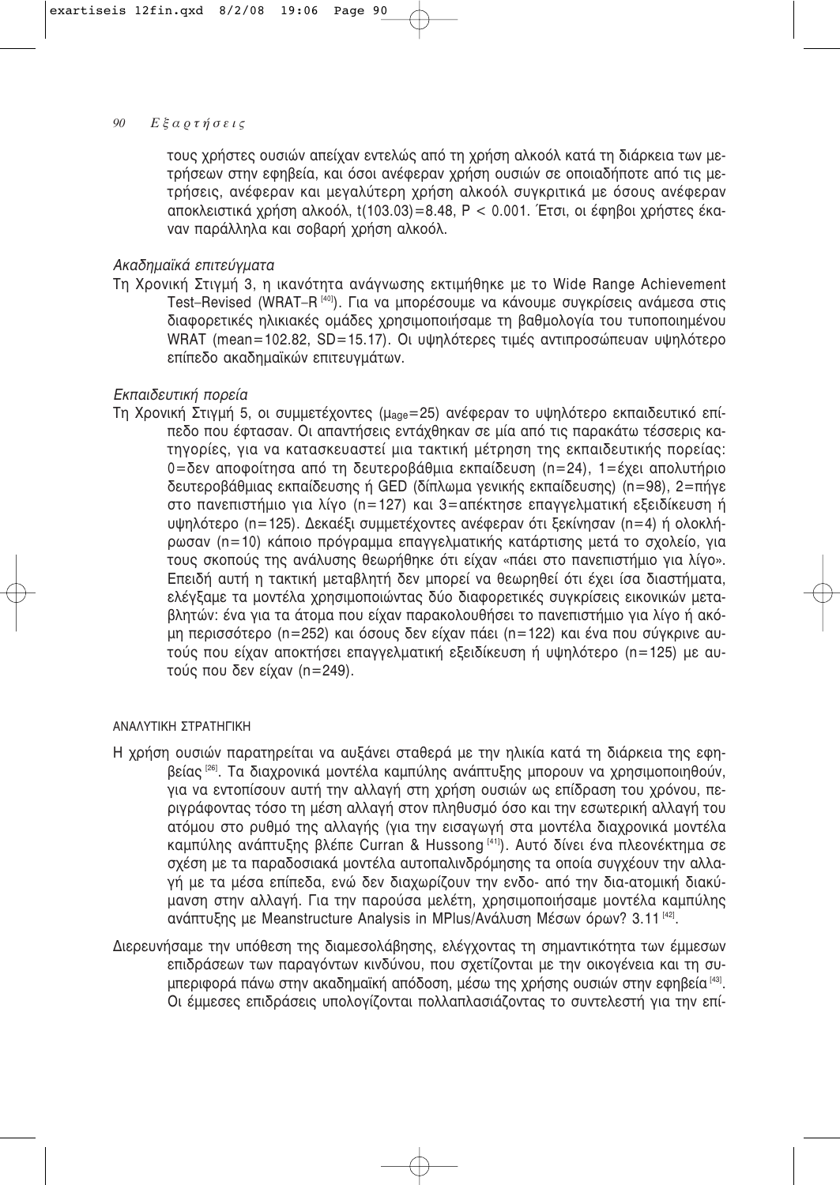τους χρήστες ουσιών απείχαν εντελώς από τη χρήση αλκοόλ κατά τη διάρκεια των μετρήσεων στην εφηβεία, και όσοι ανέφεραν χρήση ουσιών σε οποιαδήποτε από τις μετρήσεις, ανέφεραν και μεγαλύτερη χρήση αλκοόλ συγκριτικά με όσους ανέφεραν αποκλειστικά χρήση αλκοόλ, $t(103.03)=8.48$, $P < 0.001$. Έτσι, οι έφηβοι χρήστες έκαναν παράλληλα και σοβαρή χρήση αλκοόλ.

*Ακαδημαϊκά επιτεύγματα*

Τη Χρονική Στιγμή 3, η ικανότητα ανάγνωσης εκτιμήθηκε με το Wide Range Achievement Test–Revised (WRAT–R [40]). Για να μπορέσουμε να κάνουμε συγκρίσεις ανάμεσα στις διαφορετικές ηλικιακές ομάδες χρησιμοποιήσαμε τη βαθμολογία του τυποποιημένου WRAT (mean=102.82, SD=15.17). Οι υψηλότερες τιμές αντιπροσώπευαν υψηλότερο επίπεδο ακαδημαϊκών επιτευγμάτων.

*Εκπαιδευτική πορεία*

Τη Χρονική Στιγμή 5, οι συμμετέχοντες ($\mu_{age}=25$) ανέφεραν το υψηλότερο εκπαιδευτικό επίπεδο που έφτασαν. Οι απαντήσεις εντάχθηκαν σε μία από τις παρακάτω τέσσερις κατηγορίες, για να κατασκευαστεί μια τακτική μέτρηση της εκπαιδευτικής πορείας: 0=δεν αποφοίτησα από τη δευτεροβάθμια εκπαίδευση (n=24), 1=έχει απολυτήριο δευτεροβάθμιας εκπαίδευσης ή GED (δίπλωμα γενικής εκπαίδευσης) (n=98), 2=πήγε στο πανεπιστήμιο για λίγο (n=127) και 3=απέκτησε επαγγελματική εξειδίκευση ή υψηλότερο (n=125). Δεκαέξι συμμετέχοντες ανέφεραν ότι ξεκίνησαν (n=4) ή ολοκλήρωσαν (n=10) κάποιο πρόγραμμα επαγγελματικής κατάρτισης μετά το σχολείο, για τους σκοπούς της ανάλυσης θεωρήθηκε ότι είχαν «πάει στο πανεπιστήμιο για λίγο». Επειδή αυτή η τακτική μεταβλητή δεν μπορεί να θεωρηθεί ότι έχει ίσα διαστήματα, ελέγξαμε τα μοντέλα χρησιμοποιώντας δύο διαφορετικές συγκρίσεις εικονικών μεταβλητών: ένα για τα άτομα που είχαν παρακολουθήσει το πανεπιστήμιο για λίγο ή ακόμη περισσότερο (n=252) και όσους δεν είχαν πάει (n=122) και ένα που σύγκρινε αυτούς που είχαν αποκτήσει επαγγελματική εξειδίκευση ή υψηλότερο (n=125) με αυτούς που δεν είχαν (n=249).

## ΑΝΑΛΥΤΙΚΗ ΣΤΡΑΤΗΓΙΚΗ

Η χρήση ουσιών παρατηρείται να αυξάνει σταθερά με την ηλικία κατά τη διάρκεια της εφηβείας [26]. Τα διαχρονικά μοντέλα καμπύλης ανάπτυξης μπορουν να χρησιμοποιηθούν, για να εντοπίσουν αυτή την αλλαγή στη χρήση ουσιών ως επίδραση του χρόνου, περιγράφοντας τόσο τη μέση αλλαγή στον πληθυσμό όσο και την εσωτερική αλλαγή του ατόμου στο ρυθμό της αλλαγής (για την εισαγωγή στα μοντέλα διαχρονικά μοντέλα καμπύλης ανάπτυξης βλέπε Curran & Hussong [41]). Αυτό δίνει ένα πλεονέκτημα σε σχέση με τα παραδοσιακά μοντέλα αυτοπαλινδρόμησης τα οποία συγχέουν την αλλαγή με τα μέσα επίπεδα, ενώ δεν διαχωρίζουν την ενδο- από την δια-ατομική διακύμανση στην αλλαγή. Για την παρούσα μελέτη, χρησιμοποιήσαμε μοντέλα καμπύλης ανάπτυξης με Meanstructure Analysis in MPlus/Ανάλυση Μέσων όρων? 3.11 [42].

Διερευνήσαμε την υπόθεση της διαμεσολάβησης, ελέγχοντας τη σημαντικότητα των έμμεσων επιδράσεων των παραγόντων κινδύνου, που σχετίζονται με την οικογένεια και τη συμπεριφορά πάνω στην ακαδημαϊκή απόδοση, μέσω της χρήσης ουσιών στην εφηβεία [43]. Οι έμμεσες επιδράσεις υπολογίζονται πολλαπλασιάζοντας το συντελεστή για την επί-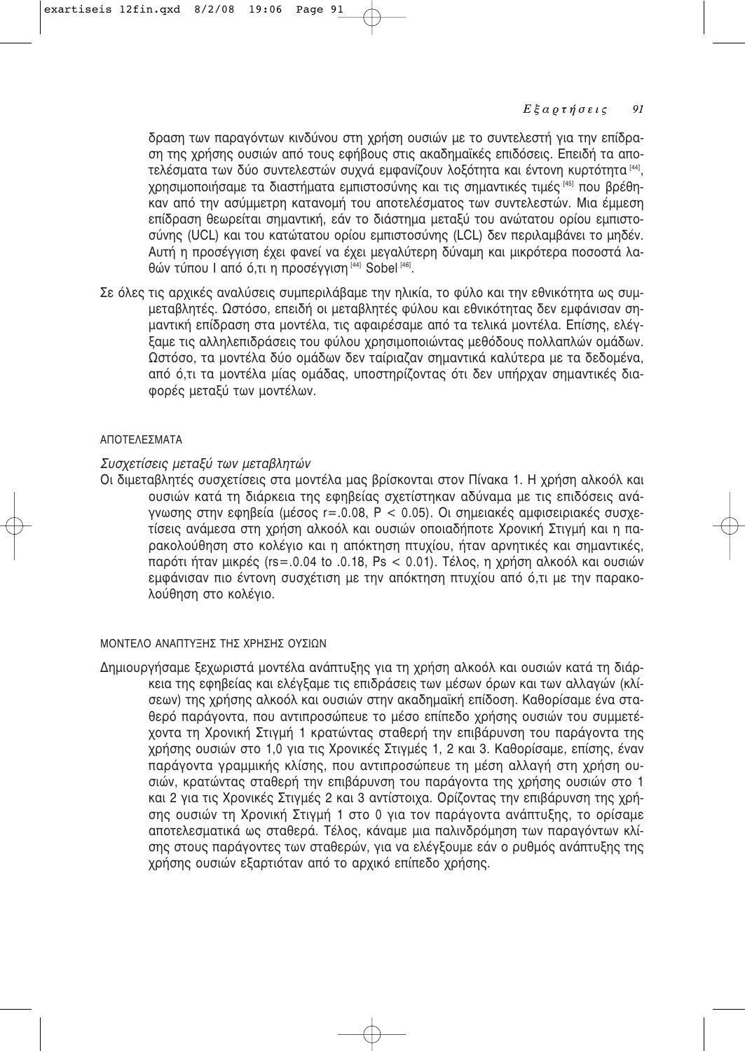δραση των παραγόντων κινδύνου στη χρήση ουσιών με το συντελεστή για την επίδραση της χρήσης ουσιών από τους εφήβους στις ακαδημαϊκές επιδόσεις. Επειδή τα αποτελέσματα των δύο συντελεστών συχνά εμφανίζουν λοξότητα και έντονη κυρτότητα [44], χρησιμοποιήσαμε τα διαστήματα εμπιστοσύνης και τις σημαντικές τιμές [45] που βρέθηκαν από την ασύμμετρη κατανομή του αποτελέσματος των συντελεστών. Μια έμμεση επίδραση θεωρείται σημαντική, εάν το διάστημα μεταξύ του ανώτατου ορίου εμπιστοσύνης (UCL) και του κατώτατου ορίου εμπιστοσύνης (LCL) δεν περιλαμβάνει το μηδέν. Αυτή η προσέγγιση έχει φανεί να έχει μεγαλύτερη δύναμη και μικρότερα ποσοστά λαθών τύπου Ι από ό,τι η προσέγγιση [44] Sobel [46].

Σε όλες τις αρχικές αναλύσεις συμπεριλάβαμε την ηλικία, το φύλο και την εθνικότητα ως συμμεταβλητές. Ωστόσο, επειδή οι μεταβλητές φύλου και εθνικότητας δεν εμφάνισαν σημαντική επίδραση στα μοντέλα, τις αφαιρέσαμε από τα τελικά μοντέλα. Επίσης, ελέγξαμε τις αλληλεπιδράσεις του φύλου χρησιμοποιώντας μεθόδους πολλαπλών ομάδων. Ωστόσο, τα μοντέλα δύο ομάδων δεν ταίριαζαν σημαντικά καλύτερα με τα δεδομένα, από ό,τι τα μοντέλα μίας ομάδας, υποστηρίζοντας ότι δεν υπήρχαν σημαντικές διαφορές μεταξύ των μοντέλων.

## ΑΠΟΤΕΛΕΣΜΑΤΑ

### *Συσχετίσεις μεταξύ των μεταβλητών*

Οι διμεταβλητές συσχετίσεις στα μοντέλα μας βρίσκονται στον Πίνακα 1. Η χρήση αλκοόλ και ουσιών κατά τη διάρκεια της εφηβείας σχετίστηκαν αδύναμα με τις επιδόσεις ανάγνωσης στην εφηβεία (μέσος $r=.0.08$, $P < 0.05$). Οι σημειακές αμφισειριακές συσχετίσεις ανάμεσα στη χρήση αλκοόλ και ουσιών οποιαδήποτε Χρονική Στιγμή και η παρακολούθηση στο κολέγιο και η απόκτηση πτυχίου, ήταν αρνητικές και σημαντικές, παρότι ήταν μικρές ($rs=.0.04$ to $.0.18$, $Ps < 0.01$). Τέλος, η χρήση αλκοόλ και ουσιών εμφάνισαν πιο έντονη συσχέτιση με την απόκτηση πτυχίου από ό,τι με την παρακολούθηση στο κολέγιο.

### ΜΟΝΤΕΛΟ ΑΝΑΠΤΥΞΗΣ ΤΗΣ ΧΡΗΣΗΣ ΟΥΣΙΩΝ

Δημιουργήσαμε ξεχωριστά μοντέλα ανάπτυξης για τη χρήση αλκοόλ και ουσιών κατά τη διάρκεια της εφηβείας και ελέγξαμε τις επιδράσεις των μέσων όρων και των αλλαγών (κλίσεων) της χρήσης αλκοόλ και ουσιών στην ακαδημαϊκή επίδοση. Καθορίσαμε ένα σταθερό παράγοντα, που αντιπροσώπευε το μέσο επίπεδο χρήσης ουσιών του συμμετέχοντα τη Χρονική Στιγμή 1 κρατώντας σταθερή την επιβάρυνση του παράγοντα της χρήσης ουσιών στο 1,0 για τις Χρονικές Στιγμές 1, 2 και 3. Καθορίσαμε, επίσης, έναν παράγοντα γραμμικής κλίσης, που αντιπροσώπευε τη μέση αλλαγή στη χρήση ουσιών, κρατώντας σταθερή την επιβάρυνση του παράγοντα της χρήσης ουσιών στο 1 και 2 για τις Χρονικές Στιγμές 2 και 3 αντίστοιχα. Ορίζοντας την επιβάρυνση της χρήσης ουσιών τη Χρονική Στιγμή 1 στο 0 για τον παράγοντα ανάπτυξης, το ορίσαμε αποτελεσματικά ως σταθερά. Τέλος, κάναμε μια παλινδρόμηση των παραγόντων κλίσης στους παράγοντες των σταθερών, για να ελέγξουμε εάν ο ρυθμός ανάπτυξης της χρήσης ουσιών εξαρτιόταν από το αρχικό επίπεδο χρήσης.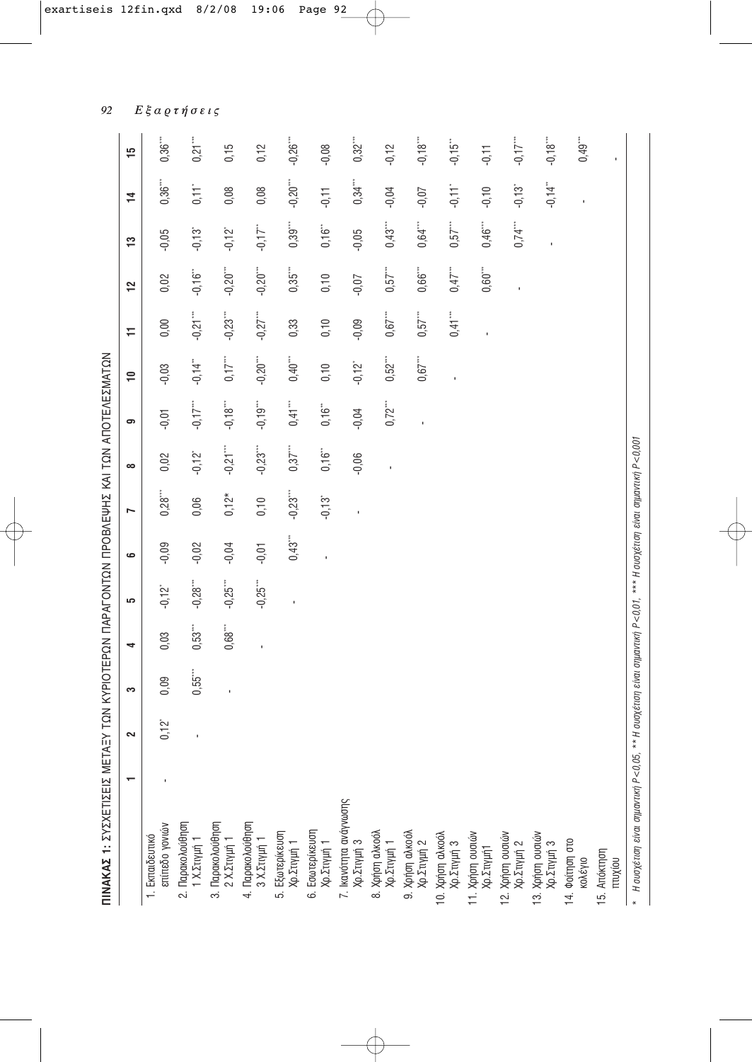**ΠΙΝΑΚΑΣ 1: ΣΥΣΧΕΤΙΣΕΙΣ ΜΕΤΑΞΥ ΤΩΝ ΚΥΡΙΟΤΕΡΩΝ ΠΑΡΑΓΟΝΤΩΝ ΠΡΟΒΛΕΨΗΣ ΚΑΙ ΤΩΝ ΑΠΟΤΕΛΕΣΜΑΤΩΝ**

| | 1 | 2 | 3 | 4 | 5 | 6 | 7 | 8 | 9 | 10 | 11 | 12 | 13 | 14 | 15 |
|---|---|---|---|---|---|---|---|---|---|---|---|---|---|---|---|
| 1. Εκπαιδευτικό επίπεδο γονιών | - | 0,12* | 0,09 | 0,03 | -0,12* | -0,09 | 0,28*** | 0,02 | -0,01 | -0,03 | 0,00 | 0,02 | -0,05 | 0,36*** | 0,36*** |
| 2. Παρακολούθηση 1 Χ.Στιγμή 1 | | - | 0,55*** | 0,53*** | -0,28*** | -0,02 | 0,06 | -0,12* | -0,17*** | -0,14** | -0,21*** | -0,16** | -0,13* | 0,11* | 0,21*** |
| 3. Παρακολούθηση 2 Χ.Στιγμή 1 | | | - | 0,68*** | -0,25*** | -0,04 | 0,12* | -0,21*** | -0,18*** | 0,17*** | -0,23*** | -0,20*** | -0,12* | 0,08 | 0,15 |
| 4. Παρακολούθηση 3 Χ.Στιγμή 1 | | | | - | -0,25*** | -0,01 | 0,10 | -0,23*** | -0,19*** | -0,20*** | -0,27*** | -0,20*** | -0,17** | 0,08 | 0,12 |
| 5. Εξωτερίκευση Χρ.Στιγμή 1 | | | | | - | 0,43*** | -0,23*** | 0,37*** | 0,41*** | 0,40*** | 0,33 | 0,35*** | 0,39*** | -0,20*** | -0,26*** |
| 6. Εσωτερίκευση Χρ.Στιγμή 1 | | | | | | - | -0,13* | 0,16** | 0,16** | 0,10 | 0,10 | 0,10 | 0,16** | -0,11 | -0,08 |
| 7. Ικανότητα ανάγνωσης Χρ.Στιγμή 3 | | | | | | | - | -0,06 | -0,04 | -0,12* | -0,09 | -0,07 | -0,05 | 0,34*** | 0,32*** |
| 8. Χρήση αλκοόλ Χρ.Στιγμή 1 | | | | | | | | - | 0,72*** | 0,52*** | 0,67*** | 0,57*** | 0,43*** | -0,04 | -0,12 |
| 9. Χρήση αλκοόλ Χρ.Στιγμή 2 | | | | | | | | | - | 0,67*** | 0,57*** | 0,66*** | 0,64*** | -0,07 | -0,18*** |
| 10. Χρήση αλκοόλ Χρ.Στιγμή 3 | | | | | | | | | | - | 0,41*** | 0,47*** | 0,57*** | -0,11* | -0,15** |
| 11. Χρήση ουσιών Χρ.Στιγμή1 | | | | | | | | | | | - | 0,60*** | 0,46*** | -0,10 | -0,11 |
| 12. Χρήση ουσιών Χρ.Στιγμή 2 | | | | | | | | | | | | - | 0,74*** | -0,13* | -0,17*** |
| 13. Χρήση ουσιών Χρ.Στιγμή 3 | | | | | | | | | | | | | - | -0,14** | -0,18*** |
| 14. Φοίτηση στο κολέγιο | | | | | | | | | | | | | | - | 0,49*** |
| 15. Απόκτηση πτυχίου | | | | | | | | | | | | | | | - |

\* *Η συσχέτιση είναι σημαντική P<0,05, \*\* Η συσχέτιση είναι σημαντική P<0,01, \*\*\* Η συσχέτιση είναι σημαντική P<0,001*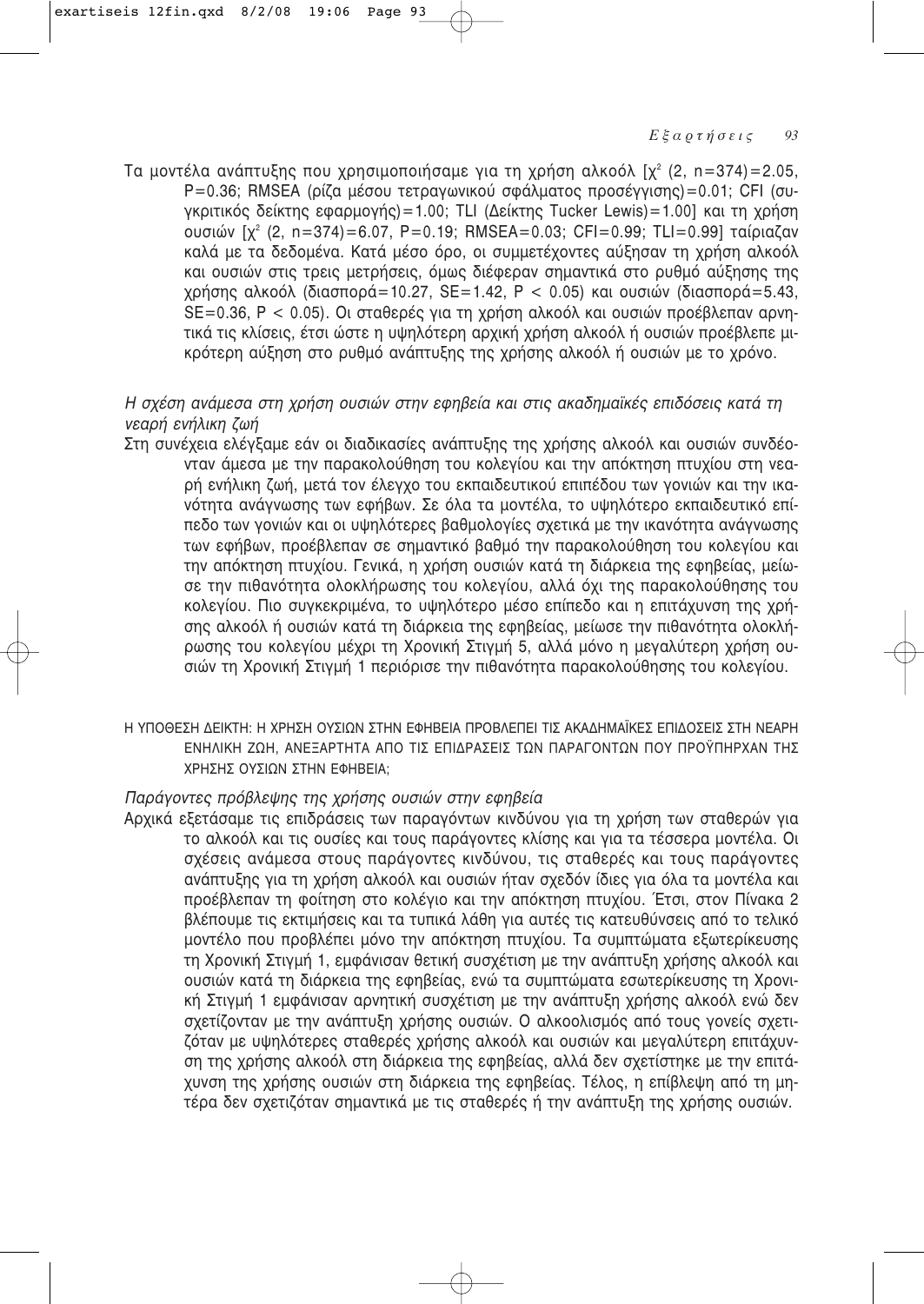Τα μοντέλα ανάπτυξης που χρησιμοποιήσαμε για τη χρήση αλκοόλ [$\chi^2$ (2, n=374)=2.05, P=0.36; RMSEA (ρίζα μέσου τετραγωνικού σφάλματος προσέγγισης)=0.01; CFI (συγκριτικός δείκτης εφαρμογής)=1.00; TLI (Δείκτης Tucker Lewis)=1.00] και τη χρήση ουσιών [$\chi^2$ (2, n=374)=6.07, P=0.19; RMSEA=0.03; CFI=0.99; TLI=0.99] ταίριαζαν καλά με τα δεδομένα. Κατά μέσο όρο, οι συμμετέχοντες αύξησαν τη χρήση αλκοόλ και ουσιών στις τρεις μετρήσεις, όμως διέφεραν σημαντικά στο ρυθμό αύξησης της χρήσης αλκοόλ (διασπορά=10.27, SE=1.42, $P < 0.05$) και ουσιών (διασπορά=5.43, SE=0.36, $P < 0.05$). Οι σταθερές για τη χρήση αλκοόλ και ουσιών προέβλεπαν αρνητικά τις κλίσεις, έτσι ώστε η υψηλότερη αρχική χρήση αλκοόλ ή ουσιών προέβλεπε μικρότερη αύξηση στο ρυθμό ανάπτυξης της χρήσης αλκοόλ ή ουσιών με το χρόνο.

*Η σχέση ανάμεσα στη χρήση ουσιών στην εφηβεία και στις ακαδημαϊκές επιδόσεις κατά τη νεαρή ενήλικη ζωή*

Στη συνέχεια ελέγξαμε εάν οι διαδικασίες ανάπτυξης της χρήσης αλκοόλ και ουσιών συνδέονταν άμεσα με την παρακολούθηση του κολεγίου και την απόκτηση πτυχίου στη νεαρή ενήλικη ζωή, μετά τον έλεγχο του εκπαιδευτικού επιπέδου των γονιών και την ικανότητα ανάγνωσης των εφήβων. Σε όλα τα μοντέλα, το υψηλότερο εκπαιδευτικό επίπεδο των γονιών και οι υψηλότερες βαθμολογίες σχετικά με την ικανότητα ανάγνωσης των εφήβων, προέβλεπαν σε σημαντικό βαθμό την παρακολούθηση του κολεγίου και την απόκτηση πτυχίου. Γενικά, η χρήση ουσιών κατά τη διάρκεια της εφηβείας, μείωσε την πιθανότητα ολοκλήρωσης του κολεγίου, αλλά όχι της παρακολούθησης του κολεγίου. Πιο συγκεκριμένα, το υψηλότερο μέσο επίπεδο και η επιτάχυνση της χρήσης αλκοόλ ή ουσιών κατά τη διάρκεια της εφηβείας, μείωσε την πιθανότητα ολοκλήρωσης του κολεγίου μέχρι τη Χρονική Στιγμή 5, αλλά μόνο η μεγαλύτερη χρήση ουσιών τη Χρονική Στιγμή 1 περιόρισε την πιθανότητα παρακολούθησης του κολεγίου.

Η ΥΠΟΘΕΣΗ ΔΕΙΚΤΗ: Η ΧΡΗΣΗ ΟΥΣΙΩΝ ΣΤΗΝ ΕΦΗΒΕΙΑ ΠΡΟΒΛΕΠΕΙ ΤΙΣ ΑΚΑΔΗΜΑΪΚΕΣ ΕΠΙΔΟΣΕΙΣ ΣΤΗ ΝΕΑΡΗ ΕΝΗΛΙΚΗ ΖΩΗ, ΑΝΕΞΑΡΤΗΤΑ ΑΠΟ ΤΙΣ ΕΠΙΔΡΑΣΕΙΣ ΤΩΝ ΠΑΡΑΓΟΝΤΩΝ ΠΟΥ ΠΡΟΫΠΗΡΧΑΝ ΤΗΣ ΧΡΗΣΗΣ ΟΥΣΙΩΝ ΣΤΗΝ ΕΦΗΒΕΙΑ;

*Παράγοντες πρόβλεψης της χρήσης ουσιών στην εφηβεία*

Αρχικά εξετάσαμε τις επιδράσεις των παραγόντων κινδύνου για τη χρήση των σταθερών για το αλκοόλ και τις ουσίες και τους παράγοντες κλίσης και για τα τέσσερα μοντέλα. Οι σχέσεις ανάμεσα στους παράγοντες κινδύνου, τις σταθερές και τους παράγοντες ανάπτυξης για τη χρήση αλκοόλ και ουσιών ήταν σχεδόν ίδιες για όλα τα μοντέλα και προέβλεπαν τη φοίτηση στο κολέγιο και την απόκτηση πτυχίου. Έτσι, στον Πίνακα 2 βλέπουμε τις εκτιμήσεις και τα τυπικά λάθη για αυτές τις κατευθύνσεις από το τελικό μοντέλο που προβλέπει μόνο την απόκτηση πτυχίου. Τα συμπτώματα εξωτερίκευσης τη Χρονική Στιγμή 1, εμφάνισαν θετική συσχέτιση με την ανάπτυξη χρήσης αλκοόλ και ουσιών κατά τη διάρκεια της εφηβείας, ενώ τα συμπτώματα εσωτερίκευσης τη Χρονική Στιγμή 1 εμφάνισαν αρνητική συσχέτιση με την ανάπτυξη χρήσης αλκοόλ ενώ δεν σχετίζονταν με την ανάπτυξη χρήσης ουσιών. Ο αλκοολισμός από τους γονείς σχετιζόταν με υψηλότερες σταθερές χρήσης αλκοόλ και ουσιών και μεγαλύτερη επιτάχυνση της χρήσης αλκοόλ στη διάρκεια της εφηβείας, αλλά δεν σχετίστηκε με την επιτάχυνση της χρήσης ουσιών στη διάρκεια της εφηβείας. Τέλος, η επίβλεψη από τη μητέρα δεν σχετιζόταν σημαντικά με τις σταθερές ή την ανάπτυξη της χρήσης ουσιών.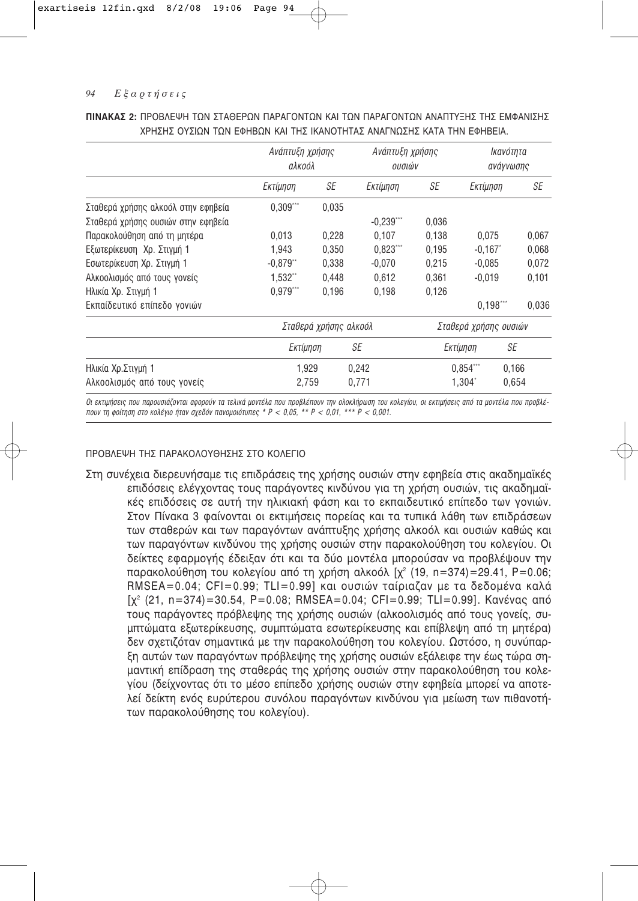**ΠΙΝΑΚΑΣ 2:** ΠΡΟΒΛΕΨΗ ΤΩΝ ΣΤΑΘΕΡΩΝ ΠΑΡΑΓΟΝΤΩΝ ΚΑΙ ΤΩΝ ΠΑΡΑΓΟΝΤΩΝ ΑΝΑΠΤΥΞΗΣ ΤΗΣ ΕΜΦΑΝΙΣΗΣ ΧΡΗΣΗΣ ΟΥΣΙΩΝ ΤΩΝ ΕΦΗΒΩΝ ΚΑΙ ΤΗΣ ΙΚΑΝΟΤΗΤΑΣ ΑΝΑΓΝΩΣΗΣ ΚΑΤΑ ΤΗΝ ΕΦΗΒΕΙΑ.

| | *Ανάπτυξη χρήσης αλκοόλ* | | *Ανάπτυξη χρήσης ουσιών* | | *Ικανότητα ανάγνωσης* | |
|---|---|---|---|---|---|---|
| | *Εκτίμηση* | *SE* | *Εκτίμηση* | *SE* | *Εκτίμηση* | *SE* |
| Σταθερά χρήσης αλκοόλ στην εφηβεία | 0,309*** | 0,035 | | | | |
| Σταθερά χρήσης ουσιών στην εφηβεία | | | -0,239*** | 0,036 | | |
| Παρακολούθηση από τη μητέρα | 0,013 | 0,228 | 0,107 | 0,138 | 0,075 | 0,067 |
| Εξωτερίκευση Χρ. Στιγμή 1 | 1,943 | 0,350 | 0,823*** | 0,195 | -0,167* | 0,068 |
| Εσωτερίκευση Χρ. Στιγμή 1 | -0,879** | 0,338 | -0,070 | 0,215 | -0,085 | 0,072 |
| Αλκοολισμός από τους γονείς | 1,532** | 0,448 | 0,612 | 0,361 | -0,019 | 0,101 |
| Ηλικία Χρ. Στιγμή 1 | 0,979*** | 0,196 | 0,198 | 0,126 | | |
| Εκπαίδευτικό επίπεδο γονιών | | | | | 0,198*** | 0,036 |

| | *Σταθερά χρήσης αλκοόλ* | | *Σταθερά χρήσης ουσιών* | |
|---|---|---|---|---|
| | *Εκτίμηση* | *SE* | *Εκτίμηση* | *SE* |
| Ηλικία Χρ.Στιγμή 1 | 1,929 | 0,242 | 0,854*** | 0,166 |
| Αλκοολισμός από τους γονείς | 2,759 | 0,771 | 1,304* | 0,654 |

*Οι εκτιμήσεις που παρουσιάζονται αφορούν τα τελικά μοντέλα που προβλέπουν την ολοκλήρωση του κολεγίου, οι εκτιμήσεις από τα μοντέλα που προβλέπουν τη φοίτηση στο κολέγιο ήταν σχεδόν πανομοιότυπες * P < 0,05, ** P < 0,01, *** P < 0,001.*

ΠΡΟΒΛΕΨΗ ΤΗΣ ΠΑΡΑΚΟΛΟΥΘΗΣΗΣ ΣΤΟ ΚΟΛΕΓΙΟ

Στη συνέχεια διερευνήσαμε τις επιδράσεις της χρήσης ουσιών στην εφηβεία στις ακαδημαϊκές επιδόσεις ελέγχοντας τους παράγοντες κινδύνου για τη χρήση ουσιών, τις ακαδημαϊκές επιδόσεις σε αυτή την ηλικιακή φάση και το εκπαιδευτικό επίπεδο των γονιών. Στον Πίνακα 3 φαίνονται οι εκτιμήσεις πορείας και τα τυπικά λάθη των επιδράσεων των σταθερών και των παραγόντων ανάπτυξης χρήσης αλκοόλ και ουσιών καθώς και των παραγόντων κινδύνου της χρήσης ουσιών στην παρακολούθηση του κολεγίου. Οι δείκτες εφαρμογής έδειξαν ότι και τα δύο μοντέλα μπορούσαν να προβλέψουν την παρακολούθηση του κολεγίου από τη χρήση αλκοόλ [$\chi^2$ (19, n=374)=29.41, P=0.06; RMSEA=0.04; CFI=0.99; TLI=0.99] και ουσιών ταίριαζαν με τα δεδομένα καλά [$\chi^2$ (21, n=374)=30.54, P=0.08; RMSEA=0.04; CFI=0.99; TLI=0.99]. Κανένας από τους παράγοντες πρόβλεψης της χρήσης ουσιών (αλκοολισμός από τους γονείς, συμπτώματα εξωτερίκευσης, συμπτώματα εσωτερίκευσης και επίβλεψη από τη μητέρα) δεν σχετιζόταν σημαντικά με την παρακολούθηση του κολεγίου. Ωστόσο, η συνύπαρξη αυτών των παραγόντων πρόβλεψης της χρήσης ουσιών εξάλειφε την έως τώρα σημαντική επίδραση της σταθεράς της χρήσης ουσιών στην παρακολούθηση του κολεγίου (δείχνοντας ότι το μέσο επίπεδο χρήσης ουσιών στην εφηβεία μπορεί να αποτελεί δείκτη ενός ευρύτερου συνόλου παραγόντων κινδύνου για μείωση των πιθανοτήτων παρακολούθησης του κολεγίου).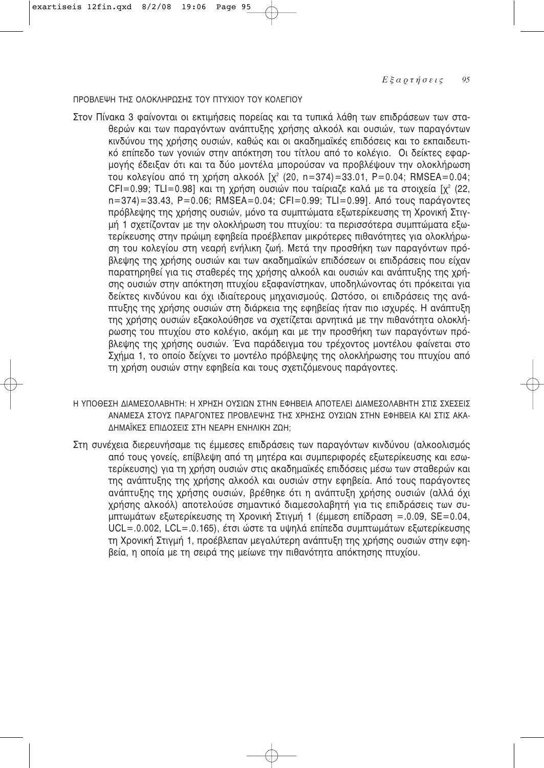## ΠΡΟΒΛΕΨΗ ΤΗΣ ΟΛΟΚΛΗΡΩΣΗΣ ΤΟΥ ΠΤΥΧΙΟΥ ΤΟΥ ΚΟΛΕΓΙΟΥ

Στον Πίνακα 3 φαίνονται οι εκτιμήσεις πορείας και τα τυπικά λάθη των επιδράσεων των σταθερών και των παραγόντων ανάπτυξης χρήσης αλκοόλ και ουσιών, των παραγόντων κινδύνου της χρήσης ουσιών, καθώς και οι ακαδημαϊκές επιδόσεις και το εκπαιδευτικό επίπεδο των γονιών στην απόκτηση του τίτλου από το κολέγιο. Οι δείκτες εφαρμογής έδειξαν ότι και τα δύο μοντέλα μπορούσαν να προβλέψουν την ολοκλήρωση του κολεγίου από τη χρήση αλκοόλ [$\chi^2$ (20, n=374)=33.01, P=0.04; RMSEA=0.04; CFI=0.99; TLI=0.98] και τη χρήση ουσιών που ταίριαζε καλά με τα στοιχεία [$\chi^2$ (22, n=374)=33.43, P=0.06; RMSEA=0.04; CFI=0.99; TLI=0.99]. Από τους παράγοντες πρόβλεψης της χρήσης ουσιών, μόνο τα συμπτώματα εξωτερίκευσης τη Χρονική Στιγμή 1 σχετίζονταν με την ολοκλήρωση του πτυχίου: τα περισσότερα συμπτώματα εξωτερίκευσης στην πρώιμη εφηβεία προέβλεπαν μικρότερες πιθανότητες για ολοκλήρωση του κολεγίου στη νεαρή ενήλικη ζωή. Μετά την προσθήκη των παραγόντων πρόβλεψης της χρήσης ουσιών και των ακαδημαϊκών επιδόσεων οι επιδράσεις που είχαν παρατηρηθεί για τις σταθερές της χρήσης αλκοόλ και ουσιών και ανάπτυξης της χρήσης ουσιών στην απόκτηση πτυχίου εξαφανίστηκαν, υποδηλώνοντας ότι πρόκειται για δείκτες κινδύνου και όχι ιδιαίτερους μηχανισμούς. Ωστόσο, οι επιδράσεις της ανάπτυξης της χρήσης ουσιών στη διάρκεια της εφηβείας ήταν πιο ισχυρές. Η ανάπτυξη της χρήσης ουσιών εξακολούθησε να σχετίζεται αρνητικά με την πιθανότητα ολοκλήρωσης του πτυχίου στο κολέγιο, ακόμη και με την προσθήκη των παραγόντων πρόβλεψης της χρήσης ουσιών. Ένα παράδειγμα του τρέχοντος μοντέλου φαίνεται στο Σχήμα 1, το οποίο δείχνει το μοντέλο πρόβλεψης της ολοκλήρωσης του πτυχίου από τη χρήση ουσιών στην εφηβεία και τους σχετιζόμενους παράγοντες.

## Η ΥΠΟΘΕΣΗ ΔΙΑΜΕΣΟΛΑΒΗΤΗ: Η ΧΡΗΣΗ ΟΥΣΙΩΝ ΣΤΗΝ ΕΦΗΒΕΙΑ ΑΠΟΤΕΛΕΙ ΔΙΑΜΕΣΟΛΑΒΗΤΗ ΣΤΙΣ ΣΧΕΣΕΙΣ ΑΝΑΜΕΣΑ ΣΤΟΥΣ ΠΑΡΑΓΟΝΤΕΣ ΠΡΟΒΛΕΨΗΣ ΤΗΣ ΧΡΗΣΗΣ ΟΥΣΙΩΝ ΣΤΗΝ ΕΦΗΒΕΙΑ ΚΑΙ ΣΤΙΣ ΑΚΑΔΗΜΑΪΚΕΣ ΕΠΙΔΟΣΕΙΣ ΣΤΗ ΝΕΑΡΗ ΕΝΗΛΙΚΗ ΖΩΗ;

Στη συνέχεια διερευνήσαμε τις έμμεσες επιδράσεις των παραγόντων κινδύνου (αλκοολισμός από τους γονείς, επίβλεψη από τη μητέρα και συμπεριφορές εξωτερίκευσης και εσωτερίκευσης) για τη χρήση ουσιών στις ακαδημαϊκές επιδόσεις μέσω των σταθερών και της ανάπτυξης της χρήσης αλκοόλ και ουσιών στην εφηβεία. Από τους παράγοντες ανάπτυξης της χρήσης ουσιών, βρέθηκε ότι η ανάπτυξη χρήσης ουσιών (αλλά όχι χρήσης αλκοόλ) αποτελούσε σημαντικό διαμεσολαβητή για τις επιδράσεις των συμπτωμάτων εξωτερίκευσης τη Χρονική Στιγμή 1 (έμμεση επίδραση =.0.09, SE=0.04, UCL=.0.002, LCL=.0.165), έτσι ώστε τα υψηλά επίπεδα συμπτωμάτων εξωτερίκευσης τη Χρονική Στιγμή 1, προέβλεπαν μεγαλύτερη ανάπτυξη της χρήσης ουσιών στην εφηβεία, η οποία με τη σειρά της μείωνε την πιθανότητα απόκτησης πτυχίου.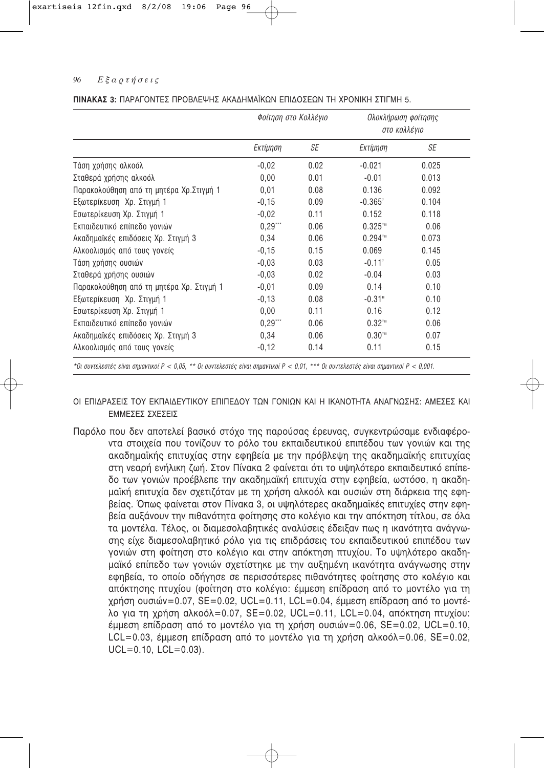**ΠΙΝΑΚΑΣ 3:** ΠΑΡΑΓΟΝΤΕΣ ΠΡΟΒΛΕΨΗΣ ΑΚΑΔΗΜΑΪΚΩΝ ΕΠΙΔΟΣΕΩΝ ΤΗ ΧΡΟΝΙΚΗ ΣΤΙΓΜΗ 5.

| | *Φοίτηση στο Κολλέγιο* | | *Ολοκλήρωση φοίτησης στο κολλέγιο* | |
|---|---|---|---|---|
| | *Εκτίμηση* | *SE* | *Εκτίμηση* | *SE* |
| Τάση χρήσης αλκοόλ | -0,02 | 0.02 | -0.021 | 0.025 |
| Σταθερά χρήσης αλκοόλ | 0,00 | 0.01 | -0.01 | 0.013 |
| Παρακολούθηση από τη μητέρα Χρ.Στιγμή 1 | 0,01 | 0.08 | 0.136 | 0.092 |
| Εξωτερίκευση Χρ. Στιγμή 1 | -0,15 | 0.09 | -0.365* | 0.104 |
| Εσωτερίκευση Χρ. Στιγμή 1 | -0,02 | 0.11 | 0.152 | 0.118 |
| Εκπαιδευτικό επίπεδο γονιών | 0,29*** | 0.06 | 0.325*** | 0.06 |
| Ακαδημαϊκές επιδόσεις Χρ. Στιγμή 3 | 0,34 | 0.06 | 0.294*** | 0.073 |
| Αλκοολισμός από τους γονείς | -0,15 | 0.15 | 0.069 | 0.145 |
| Τάση χρήσης ουσιών | -0,03 | 0.03 | -0.11* | 0.05 |
| Σταθερά χρήσης ουσιών | -0,03 | 0.02 | -0.04 | 0.03 |
| Παρακολούθηση από τη μητέρα Χρ. Στιγμή 1 | -0,01 | 0.09 | 0.14 | 0.10 |
| Εξωτερίκευση Χρ. Στιγμή 1 | -0,13 | 0.08 | -0.31** | 0.10 |
| Εσωτερίκευση Χρ. Στιγμή 1 | 0,00 | 0.11 | 0.16 | 0.12 |
| Εκπαιδευτικό επίπεδο γονιών | 0,29*** | 0.06 | 0.32*** | 0.06 |
| Ακαδημαϊκές επιδόσεις Χρ. Στιγμή 3 | 0,34 | 0.06 | 0.30*** | 0.07 |
| Αλκοολισμός από τους γονείς | -0,12 | 0.14 | 0.11 | 0.15 |

*\*Οι συντελεστές είναι σημαντικοί $P < 0,05$, \*\* Οι συντελεστές είναι σημαντικοί $P < 0,01$, \*\*\* Οι συντελεστές είναι σημαντικοί $P < 0,001$.*

### ΟΙ ΕΠΙΔΡΑΣΕΙΣ ΤΟΥ ΕΚΠΑΙΔΕΥΤΙΚΟΥ ΕΠΙΠΕΔΟΥ ΤΩΝ ΓΟΝΙΩΝ ΚΑΙ Η ΙΚΑΝΟΤΗΤΑ ΑΝΑΓΝΩΣΗΣ: ΑΜΕΣΕΣ ΚΑΙ ΕΜΜΕΣΕΣ ΣΧΕΣΕΙΣ

Παρόλο που δεν αποτελεί βασικό στόχο της παρούσας έρευνας, συγκεντρώσαμε ενδιαφέροντα στοιχεία που τονίζουν το ρόλο του εκπαιδευτικού επιπέδου των γονιών και της ακαδημαϊκής επιτυχίας στην εφηβεία με την πρόβλεψη της ακαδημαϊκής επιτυχίας στη νεαρή ενήλικη ζωή. Στον Πίνακα 2 φαίνεται ότι το υψηλότερο εκπαιδευτικό επίπεδο των γονιών προέβλεπε την ακαδημαϊκή επιτυχία στην εφηβεία, ωστόσο, η ακαδημαϊκή επιτυχία δεν σχετιζόταν με τη χρήση αλκοόλ και ουσιών στη διάρκεια της εφηβείας. Όπως φαίνεται στον Πίνακα 3, οι υψηλότερες ακαδημαϊκές επιτυχίες στην εφηβεία αυξάνουν την πιθανότητα φοίτησης στο κολέγιο και την απόκτηση τίτλου, σε όλα τα μοντέλα. Τέλος, οι διαμεσολαβητικές αναλύσεις έδειξαν πως η ικανότητα ανάγνωσης είχε διαμεσολαβητικό ρόλο για τις επιδράσεις του εκπαιδευτικού επιπέδου των γονιών στη φοίτηση στο κολέγιο και στην απόκτηση πτυχίου. Το υψηλότερο ακαδημαϊκό επίπεδο των γονιών σχετίστηκε με την αυξημένη ικανότητα ανάγνωσης στην εφηβεία, το οποίο οδήγησε σε περισσότερες πιθανότητες φοίτησης στο κολέγιο και απόκτησης πτυχίου (φοίτηση στο κολέγιο: έμμεση επίδραση από το μοντέλο για τη χρήση ουσιών=0.07, SE=0.02, UCL=0.11, LCL=0.04, έμμεση επίδραση από το μοντέλο για τη χρήση αλκοόλ=0.07, SE=0.02, UCL=0.11, LCL=0.04, απόκτηση πτυχίου: έμμεση επίδραση από το μοντέλο για τη χρήση ουσιών=0.06, SE=0.02, UCL=0.10, LCL=0.03, έμμεση επίδραση από το μοντέλο για τη χρήση αλκοόλ=0.06, SE=0.02, UCL=0.10, LCL=0.03).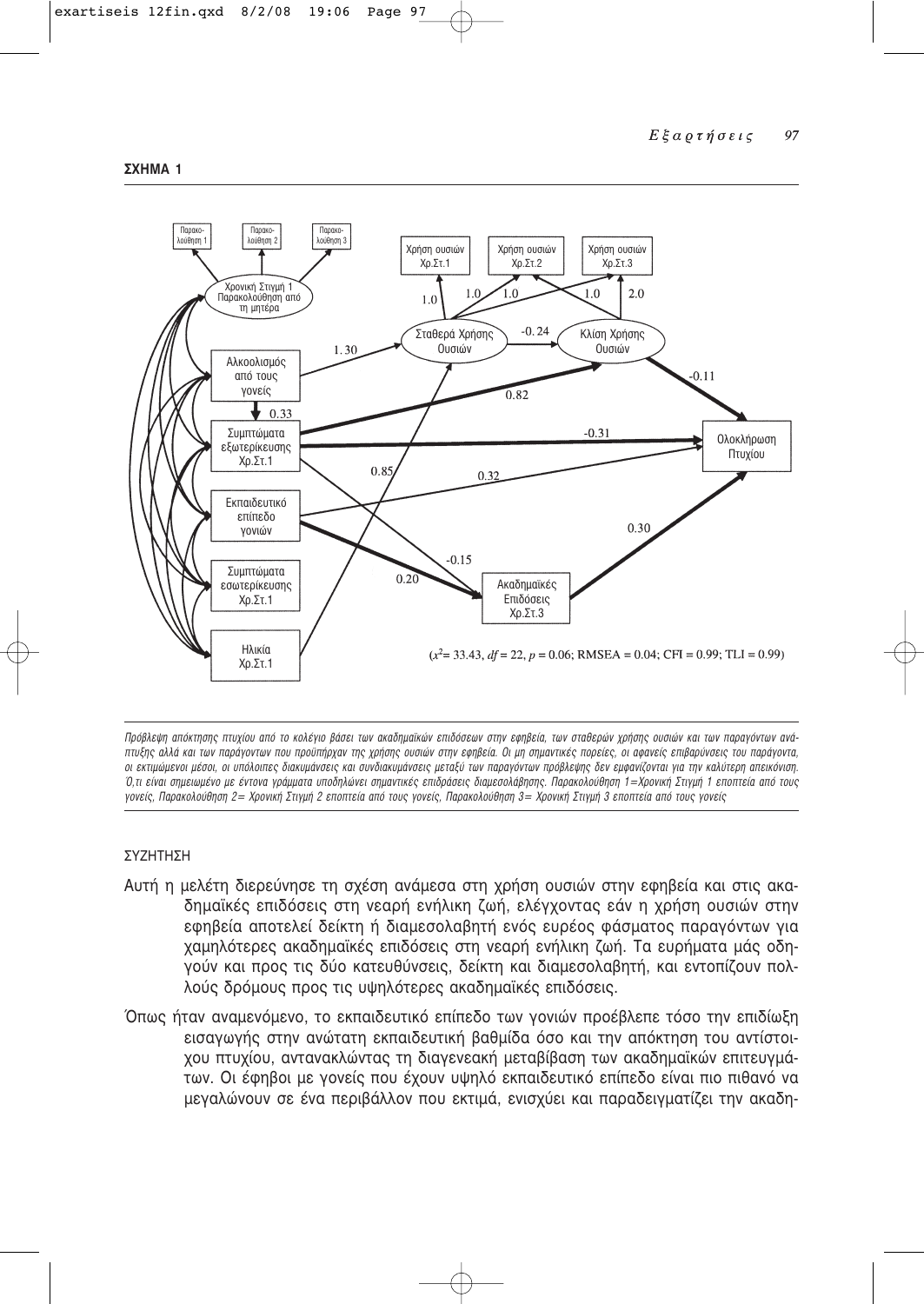**ΣΧΗΜΑ 1**

($x^2$= 33.43, $df$ = 22, $p$ = 0.06; RMSEA = 0.04; CFI = 0.99; TLI = 0.99)

*Πρόβλεψη απόκτησης πτυχίου από το κολέγιο βάσει των ακαδημαϊκών επιδόσεων στην εφηβεία, των σταθερών χρήσης ουσιών και των παραγόντων ανάπτυξης αλλά και των παράγοντων που προϋπήρχαν της χρήσης ουσιών στην εφηβεία. Οι μη σημαντικές πορείες, οι αφανείς επιβαρύνσεις του παράγοντα, οι εκτιμώμενοι μέσοι, οι υπόλοιπες διακυμάνσεις και συνδιακυμάνσεις μεταξύ των παραγόντων πρόβλεψης δεν εμφανίζονται για την καλύτερη απεικόνιση. Ό,τι είναι σημειωμένο με έντονα γράμματα υποδηλώνει σημαντικές επιδράσεις διαμεσολάβησης. Παρακολούθηση 1=Χρονική Στιγμή 1 εποπτεία από τους γονείς, Παρακολούθηση 2= Χρονική Στιγμή 2 εποπτεία από τους γονείς, Παρακολούθηση 3= Χρονική Στιγμή 3 εποπτεία από τους γονείς*

## ΣΥΖΗΤΗΣΗ

Αυτή η μελέτη διερεύνησε τη σχέση ανάμεσα στη χρήση ουσιών στην εφηβεία και στις ακαδημαϊκές επιδόσεις στη νεαρή ενήλικη ζωή, ελέγχοντας εάν η χρήση ουσιών στην εφηβεία αποτελεί δείκτη ή διαμεσολαβητή ενός ευρέος φάσματος παραγόντων για χαμηλότερες ακαδημαϊκές επιδόσεις στη νεαρή ενήλικη ζωή. Τα ευρήματα μάς οδηγούν και προς τις δύο κατευθύνσεις, δείκτη και διαμεσολαβητή, και εντοπίζουν πολλούς δρόμους προς τις υψηλότερες ακαδημαϊκές επιδόσεις.

Όπως ήταν αναμενόμενο, το εκπαιδευτικό επίπεδο των γονιών προέβλεπε τόσο την επιδίωξη εισαγωγής στην ανώτατη εκπαιδευτική βαθμίδα όσο και την απόκτηση του αντίστοιχου πτυχίου, αντανακλώντας τη διαγενεακή μεταβίβαση των ακαδημαϊκών επιτευγμάτων. Οι έφηβοι με γονείς που έχουν υψηλό εκπαιδευτικό επίπεδο είναι πιο πιθανό να μεγαλώνουν σε ένα περιβάλλον που εκτιμά, ενισχύει και παραδειγματίζει την ακαδη-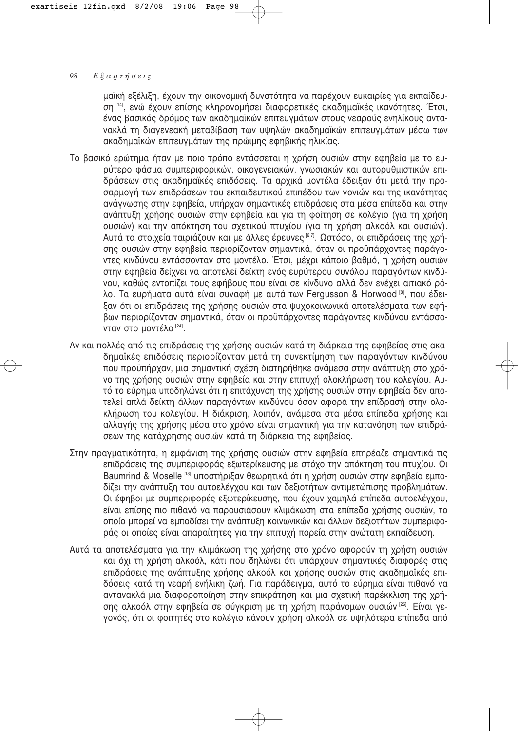μαϊκή εξέλιξη, έχουν την οικονομική δυνατότητα να παρέχουν ευκαιρίες για εκπαίδευση [14], ενώ έχουν επίσης κληρονομήσει διαφορετικές ακαδημαϊκές ικανότητες. Έτσι, ένας βασικός δρόμος των ακαδημαϊκών επιτευγμάτων στους νεαρούς ενηλίκους αντανακλά τη διαγενεακή μεταβίβαση των υψηλών ακαδημαϊκών επιτευγμάτων μέσω των ακαδημαϊκών επιτευγμάτων της πρώιμης εφηβικής ηλικίας.

Το βασικό ερώτημα ήταν με ποιο τρόπο εντάσσεται η χρήση ουσιών στην εφηβεία με το ευρύτερο φάσμα συμπεριφορικών, οικογενειακών, γνωσιακών και αυτορυθμιστικών επιδράσεων στις ακαδημαϊκές επιδόσεις. Τα αρχικά μοντέλα έδειξαν ότι μετά την προσαρμογή των επιδράσεων του εκπαιδευτικού επιπέδου των γονιών και της ικανότητας ανάγνωσης στην εφηβεία, υπήρχαν σημαντικές επιδράσεις στα μέσα επίπεδα και στην ανάπτυξη χρήσης ουσιών στην εφηβεία και για τη φοίτηση σε κολέγιο (για τη χρήση ουσιών) και την απόκτηση του σχετικού πτυχίου (για τη χρήση αλκοόλ και ουσιών). Αυτά τα στοιχεία ταιριάζουν και με άλλες έρευνες [6,7]. Ωστόσο, οι επιδράσεις της χρήσης ουσιών στην εφηβεία περιορίζονταν σημαντικά, όταν οι προϋπάρχοντες παράγοντες κινδύνου εντάσσονταν στο μοντέλο. Έτσι, μέχρι κάποιο βαθμό, η χρήση ουσιών στην εφηβεία δείχνει να αποτελεί δείκτη ενός ευρύτερου συνόλου παραγόντων κινδύνου, καθώς εντοπίζει τους εφήβους που είναι σε κίνδυνο αλλά δεν ενέχει αιτιακό ρόλο. Τα ευρήματα αυτά είναι συναφή με αυτά των Fergusson & Horwood [8], που έδειξαν ότι οι επιδράσεις της χρήσης ουσιών στα ψυχοκοινωνικά αποτελέσματα των εφήβων περιορίζονταν σημαντικά, όταν οι προϋπάρχοντες παράγοντες κινδύνου εντάσσονταν στο μοντέλο [24].

Αν και πολλές από τις επιδράσεις της χρήσης ουσιών κατά τη διάρκεια της εφηβείας στις ακαδημαϊκές επιδόσεις περιορίζονταν μετά τη συνεκτίμηση των παραγόντων κινδύνου που προϋπήρχαν, μια σημαντική σχέση διατηρήθηκε ανάμεσα στην ανάπτυξη στο χρόνο της χρήσης ουσιών στην εφηβεία και στην επιτυχή ολοκλήρωση του κολεγίου. Αυτό το εύρημα υποδηλώνει ότι η επιτάχυνση της χρήσης ουσιών στην εφηβεία δεν αποτελεί απλά δείκτη άλλων παραγόντων κινδύνου όσον αφορά την επίδρασή στην ολοκλήρωση του κολεγίου. Η διάκριση, λοιπόν, ανάμεσα στα μέσα επίπεδα χρήσης και αλλαγής της χρήσης μέσα στο χρόνο είναι σημαντική για την κατανόηση των επιδράσεων της κατάχρησης ουσιών κατά τη διάρκεια της εφηβείας.

Στην πραγματικότητα, η εμφάνιση της χρήσης ουσιών στην εφηβεία επηρέαζε σημαντικά τις επιδράσεις της συμπεριφοράς εξωτερίκευσης με στόχο την απόκτηση του πτυχίου. Οι Baumrind & Moselle [13] υποστήριξαν θεωρητικά ότι η χρήση ουσιών στην εφηβεία εμποδίζει την ανάπτυξη του αυτοελέγχου και των δεξιοτήτων αντιμετώπισης προβλημάτων. Οι έφηβοι με συμπεριφορές εξωτερίκευσης, που έχουν χαμηλά επίπεδα αυτοελέγχου, είναι επίσης πιο πιθανό να παρουσιάσουν κλιμάκωση στα επίπεδα χρήσης ουσιών, το οποίο μπορεί να εμποδίσει την ανάπτυξη κοινωνικών και άλλων δεξιοτήτων συμπεριφοράς οι οποίες είναι απαραίτητες για την επιτυχή πορεία στην ανώτατη εκπαίδευση.

Αυτά τα αποτελέσματα για την κλιμάκωση της χρήσης στο χρόνο αφορούν τη χρήση ουσιών και όχι τη χρήση αλκοόλ, κάτι που δηλώνει ότι υπάρχουν σημαντικές διαφορές στις επιδράσεις της ανάπτυξης χρήσης αλκοόλ και χρήσης ουσιών στις ακαδημαϊκές επιδόσεις κατά τη νεαρή ενήλικη ζωή. Για παράδειγμα, αυτό το εύρημα είναι πιθανό να αντανακλά μια διαφοροποίηση στην επικράτηση και μια σχετική παρέκκλιση της χρήσης αλκοόλ στην εφηβεία σε σύγκριση με τη χρήση παράνομων ουσιών [26]. Είναι γεγονός, ότι οι φοιτητές στο κολέγιο κάνουν χρήση αλκοόλ σε υψηλότερα επίπεδα από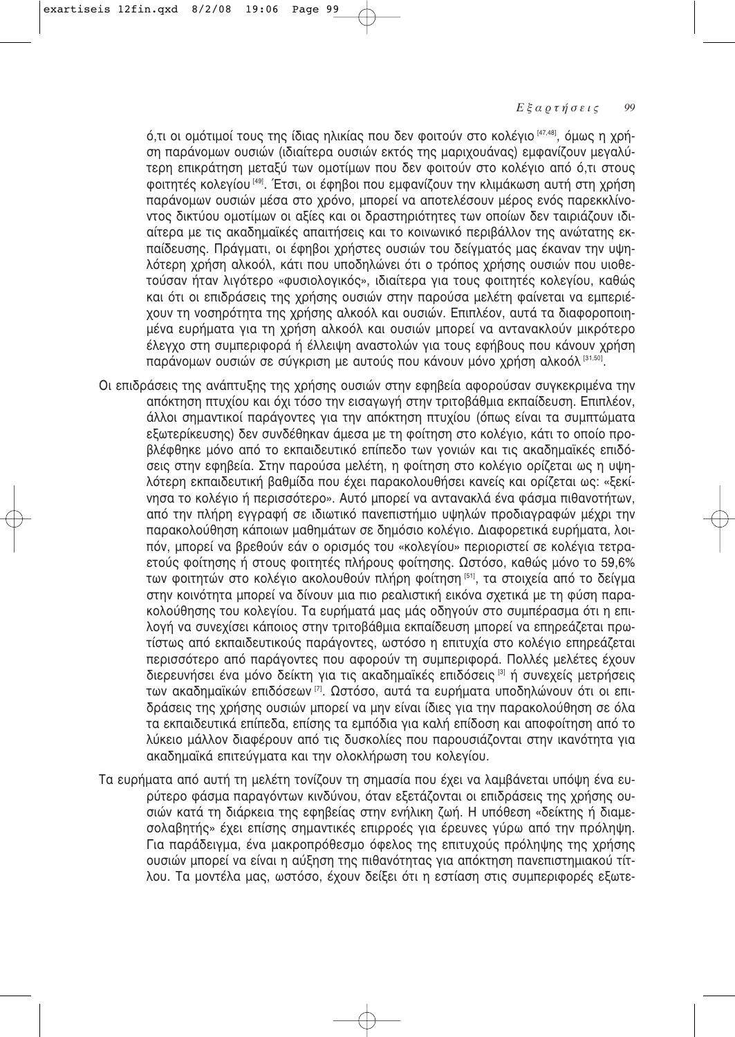ό,τι οι ομότιμοί τους της ίδιας ηλικίας που δεν φοιτούν στο κολέγιο [47,48], όμως η χρήση παράνομων ουσιών (ιδιαίτερα ουσιών εκτός της μαριχουάνας) εμφανίζουν μεγαλύτερη επικράτηση μεταξύ των ομοτίμων που δεν φοιτούν στο κολέγιο από ό,τι στους φοιτητές κολεγίου [49]. Έτσι, οι έφηβοι που εμφανίζουν την κλιμάκωση αυτή στη χρήση παράνομων ουσιών μέσα στο χρόνο, μπορεί να αποτελέσουν μέρος ενός παρεκκλίνοντος δικτύου ομοτίμων οι αξίες και οι δραστηριότητες των οποίων δεν ταιριάζουν ιδιαίτερα με τις ακαδημαϊκές απαιτήσεις και το κοινωνικό περιβάλλον της ανώτατης εκπαίδευσης. Πράγματι, οι έφηβοι χρήστες ουσιών του δείγματός μας έκαναν την υψηλότερη χρήση αλκοόλ, κάτι που υποδηλώνει ότι ο τρόπος χρήσης ουσιών που υιοθετούσαν ήταν λιγότερο «φυσιολογικός», ιδιαίτερα για τους φοιτητές κολεγίου, καθώς και ότι οι επιδράσεις της χρήσης ουσιών στην παρούσα μελέτη φαίνεται να εμπεριέχουν τη νοσηρότητα της χρήσης αλκοόλ και ουσιών. Επιπλέον, αυτά τα διαφοροποιημένα ευρήματα για τη χρήση αλκοόλ και ουσιών μπορεί να αντανακλούν μικρότερο έλεγχο στη συμπεριφορά ή έλλειψη αναστολών για τους εφήβους που κάνουν χρήση παράνομων ουσιών σε σύγκριση με αυτούς που κάνουν μόνο χρήση αλκοόλ [31,50].

Οι επιδράσεις της ανάπτυξης της χρήσης ουσιών στην εφηβεία αφορούσαν συγκεκριμένα την απόκτηση πτυχίου και όχι τόσο την εισαγωγή στην τριτοβάθμια εκπαίδευση. Επιπλέον, άλλοι σημαντικοί παράγοντες για την απόκτηση πτυχίου (όπως είναι τα συμπτώματα εξωτερίκευσης) δεν συνδέθηκαν άμεσα με τη φοίτηση στο κολέγιο, κάτι το οποίο προβλέφθηκε μόνο από το εκπαιδευτικό επίπεδο των γονιών και τις ακαδημαϊκές επιδόσεις στην εφηβεία. Στην παρούσα μελέτη, η φοίτηση στο κολέγιο ορίζεται ως η υψηλότερη εκπαιδευτική βαθμίδα που έχει παρακολουθήσει κανείς και ορίζεται ως: «ξεκίνησα το κολέγιο ή περισσότερο». Αυτό μπορεί να αντανακλά ένα φάσμα πιθανοτήτων, από την πλήρη εγγραφή σε ιδιωτικό πανεπιστήμιο υψηλών προδιαγραφών μέχρι την παρακολούθηση κάποιων μαθημάτων σε δημόσιο κολέγιο. Διαφορετικά ευρήματα, λοιπόν, μπορεί να βρεθούν εάν ο ορισμός του «κολεγίου» περιοριστεί σε κολέγια τετραετούς φοίτησης ή στους φοιτητές πλήρους φοίτησης. Ωστόσο, καθώς μόνο το 59,6% των φοιτητών στο κολέγιο ακολουθούν πλήρη φοίτηση [51], τα στοιχεία από το δείγμα στην κοινότητα μπορεί να δίνουν μια πιο ρεαλιστική εικόνα σχετικά με τη φύση παρακολούθησης του κολεγίου. Τα ευρήματά μας μάς οδηγούν στο συμπέρασμα ότι η επιλογή να συνεχίσει κάποιος στην τριτοβάθμια εκπαίδευση μπορεί να επηρεάζεται πρωτίστως από εκπαιδευτικούς παράγοντες, ωστόσο η επιτυχία στο κολέγιο επηρεάζεται περισσότερο από παράγοντες που αφορούν τη συμπεριφορά. Πολλές μελέτες έχουν διερευνήσει ένα μόνο δείκτη για τις ακαδημαϊκές επιδόσεις [3] ή συνεχείς μετρήσεις των ακαδημαϊκών επιδόσεων [7]. Ωστόσο, αυτά τα ευρήματα υποδηλώνουν ότι οι επιδράσεις της χρήσης ουσιών μπορεί να μην είναι ίδιες για την παρακολούθηση σε όλα τα εκπαιδευτικά επίπεδα, επίσης τα εμπόδια για καλή επίδοση και αποφοίτηση από το λύκειο μάλλον διαφέρουν από τις δυσκολίες που παρουσιάζονται στην ικανότητα για ακαδημαϊκά επιτεύγματα και την ολοκλήρωση του κολεγίου.

Τα ευρήματα από αυτή τη μελέτη τονίζουν τη σημασία που έχει να λαμβάνεται υπόψη ένα ευρύτερο φάσμα παραγόντων κινδύνου, όταν εξετάζονται οι επιδράσεις της χρήσης ουσιών κατά τη διάρκεια της εφηβείας στην ενήλικη ζωή. Η υπόθεση «δείκτης ή διαμεσολαβητής» έχει επίσης σημαντικές επιρροές για έρευνες γύρω από την πρόληψη. Για παράδειγμα, ένα μακροπρόθεσμο όφελος της επιτυχούς πρόληψης της χρήσης ουσιών μπορεί να είναι η αύξηση της πιθανότητας για απόκτηση πανεπιστημιακού τίτλου. Τα μοντέλα μας, ωστόσο, έχουν δείξει ότι η εστίαση στις συμπεριφορές εξωτε-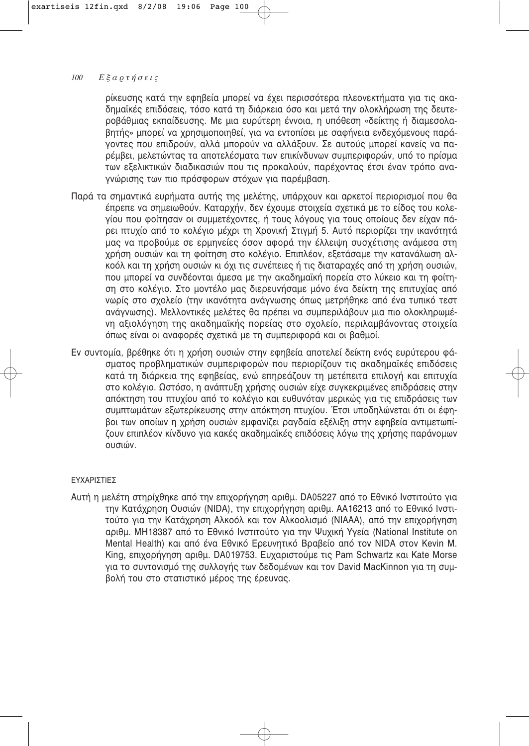ρίκευσης κατά την εφηβεία μπορεί να έχει περισσότερα πλεονεκτήματα για τις ακαδημαϊκές επιδόσεις, τόσο κατά τη διάρκεια όσο και μετά την ολοκλήρωση της δευτεροβάθμιας εκπαίδευσης. Με μια ευρύτερη έννοια, η υπόθεση «δείκτης ή διαμεσολαβητής» μπορεί να χρησιμοποιηθεί, για να εντοπίσει με σαφήνεια ενδεχόμενους παράγοντες που επιδρούν, αλλά μπορούν να αλλάξουν. Σε αυτούς μπορεί κανείς να παρέμβει, μελετώντας τα αποτελέσματα των επικίνδυνων συμπεριφορών, υπό το πρίσμα των εξελικτικών διαδικασιών που τις προκαλούν, παρέχοντας έτσι έναν τρόπο αναγνώρισης των πιο πρόσφορων στόχων για παρέμβαση.

Παρά τα σημαντικά ευρήματα αυτής της μελέτης, υπάρχουν και αρκετοί περιορισμοί που θα έπρεπε να σημειωθούν. Καταρχήν, δεν έχουμε στοιχεία σχετικά με το είδος του κολεγίου που φοίτησαν οι συμμετέχοντες, ή τους λόγους για τους οποίους δεν είχαν πάρει πτυχίο από το κολέγιο μέχρι τη Χρονική Στιγμή 5. Αυτό περιορίζει την ικανότητά μας να προβούμε σε ερμηνείες όσον αφορά την έλλειψη συσχέτισης ανάμεσα στη χρήση ουσιών και τη φοίτηση στο κολέγιο. Επιπλέον, εξετάσαμε την κατανάλωση αλκοόλ και τη χρήση ουσιών κι όχι τις συνέπειες ή τις διαταραχές από τη χρήση ουσιών, που μπορεί να συνδέονται άμεσα με την ακαδημαϊκή πορεία στο λύκειο και τη φοίτηση στο κολέγιο. Στο μοντέλο μας διερευνήσαμε μόνο ένα δείκτη της επιτυχίας από νωρίς στο σχολείο (την ικανότητα ανάγνωσης όπως μετρήθηκε από ένα τυπικό τεστ ανάγνωσης). Μελλοντικές μελέτες θα πρέπει να συμπεριλάβουν μια πιο ολοκληρωμένη αξιολόγηση της ακαδημαϊκής πορείας στο σχολείο, περιλαμβάνοντας στοιχεία όπως είναι οι αναφορές σχετικά με τη συμπεριφορά και οι βαθμοί.

Εν συντομία, βρέθηκε ότι η χρήση ουσιών στην εφηβεία αποτελεί δείκτη ενός ευρύτερου φάσματος προβληματικών συμπεριφορών που περιορίζουν τις ακαδημαϊκές επιδόσεις κατά τη διάρκεια της εφηβείας, ενώ επηρεάζουν τη μετέπειτα επιλογή και επιτυχία στο κολέγιο. Ωστόσο, η ανάπτυξη χρήσης ουσιών είχε συγκεκριμένες επιδράσεις στην απόκτηση του πτυχίου από το κολέγιο και ευθυνόταν μερικώς για τις επιδράσεις των συμπτωμάτων εξωτερίκευσης στην απόκτηση πτυχίου. Έτσι υποδηλώνεται ότι οι έφηβοι των οποίων η χρήση ουσιών εμφανίζει ραγδαία εξέλιξη στην εφηβεία αντιμετωπίζουν επιπλέον κίνδυνο για κακές ακαδημαϊκές επιδόσεις λόγω της χρήσης παράνομων ουσιών.

## ΕΥΧΑΡΙΣΤΙΕΣ

Αυτή η μελέτη στηρίχθηκε από την επιχορήγηση αριθμ. DA05227 από το Εθνικό Ινστιτούτο για την Κατάχρηση Ουσιών (NIDA), την επιχορήγηση αριθμ. AA16213 από το Εθνικό Ινστιτούτο για την Κατάχρηση Αλκοόλ και τον Αλκοολισμό (NIAAA), από την επιχορήγηση αριθμ. MH18387 από το Εθνικό Ινστιτούτο για την Ψυχική Υγεία (National Institute on Mental Health) και από ένα Εθνικό Ερευνητικό Βραβείο από τον NIDA στον Kevin M. King, επιχορήγηση αριθμ. DA019753. Ευχαριστούμε τις Pam Schwartz και Kate Morse για το συντονισμό της συλλογής των δεδομένων και τον David MacKinnon για τη συμβολή του στο στατιστικό μέρος της έρευνας.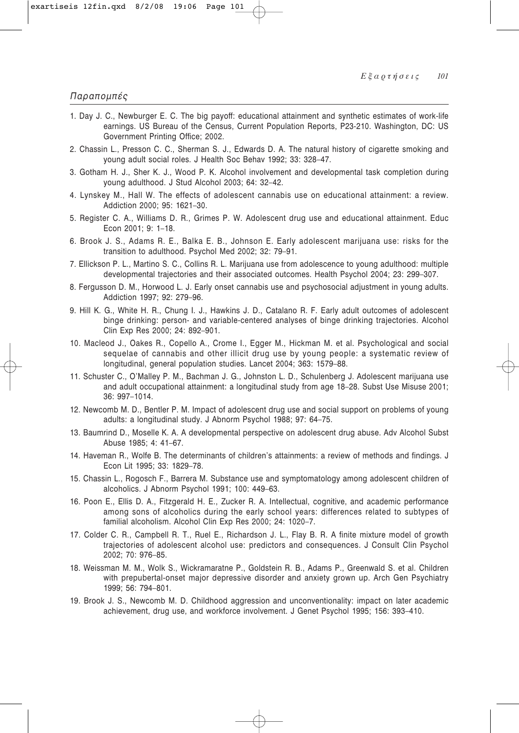## Παραπομπές

1. Day J. C., Newburger E. C. The big payoff: educational attainment and synthetic estimates of work-life earnings. US Bureau of the Census, Current Population Reports, P23-210. Washington, DC: US Government Printing Office; 2002.
2. Chassin L., Presson C. C., Sherman S. J., Edwards D. A. The natural history of cigarette smoking and young adult social roles. J Health Soc Behav 1992; 33: 328–47.
3. Gotham H. J., Sher K. J., Wood P. K. Alcohol involvement and developmental task completion during young adulthood. J Stud Alcohol 2003; 64: 32–42.
4. Lynskey M., Hall W. The effects of adolescent cannabis use on educational attainment: a review. Addiction 2000; 95: 1621–30.
5. Register C. A., Williams D. R., Grimes P. W. Adolescent drug use and educational attainment. Educ Econ 2001; 9: 1–18.
6. Brook J. S., Adams R. E., Balka E. B., Johnson E. Early adolescent marijuana use: risks for the transition to adulthood. Psychol Med 2002; 32: 79–91.
7. Ellickson P. L., Martino S. C., Collins R. L. Marijuana use from adolescence to young adulthood: multiple developmental trajectories and their associated outcomes. Health Psychol 2004; 23: 299–307.
8. Fergusson D. M., Horwood L. J. Early onset cannabis use and psychosocial adjustment in young adults. Addiction 1997; 92: 279–96.
9. Hill K. G., White H. R., Chung I. J., Hawkins J. D., Catalano R. F. Early adult outcomes of adolescent binge drinking: person- and variable-centered analyses of binge drinking trajectories. Alcohol Clin Exp Res 2000; 24: 892–901.
10. Macleod J., Oakes R., Copello A., Crome I., Egger M., Hickman M. et al. Psychological and social sequelae of cannabis and other illicit drug use by young people: a systematic review of longitudinal, general population studies. Lancet 2004; 363: 1579–88.
11. Schuster C., O'Malley P. M., Bachman J. G., Johnston L. D., Schulenberg J. Adolescent marijuana use and adult occupational attainment: a longitudinal study from age 18–28. Subst Use Misuse 2001; 36: 997–1014.
12. Newcomb M. D., Bentler P. M. Impact of adolescent drug use and social support on problems of young adults: a longitudinal study. J Abnorm Psychol 1988; 97: 64–75.
13. Baumrind D., Moselle K. A. A developmental perspective on adolescent drug abuse. Adv Alcohol Subst Abuse 1985; 4: 41–67.
14. Haveman R., Wolfe B. The determinants of children's attainments: a review of methods and findings. J Econ Lit 1995; 33: 1829–78.
15. Chassin L., Rogosch F., Barrera M. Substance use and symptomatology among adolescent children of alcoholics. J Abnorm Psychol 1991; 100: 449–63.
16. Poon E., Ellis D. A., Fitzgerald H. E., Zucker R. A. Intellectual, cognitive, and academic performance among sons of alcoholics during the early school years: differences related to subtypes of familial alcoholism. Alcohol Clin Exp Res 2000; 24: 1020–7.
17. Colder C. R., Campbell R. T., Ruel E., Richardson J. L., Flay B. R. A finite mixture model of growth trajectories of adolescent alcohol use: predictors and consequences. J Consult Clin Psychol 2002; 70: 976–85.
18. Weissman M. M., Wolk S., Wickramaratne P., Goldstein R. B., Adams P., Greenwald S. et al. Children with prepubertal-onset major depressive disorder and anxiety grown up. Arch Gen Psychiatry 1999; 56: 794–801.
19. Brook J. S., Newcomb M. D. Childhood aggression and unconventionality: impact on later academic achievement, drug use, and workforce involvement. J Genet Psychol 1995; 156: 393–410.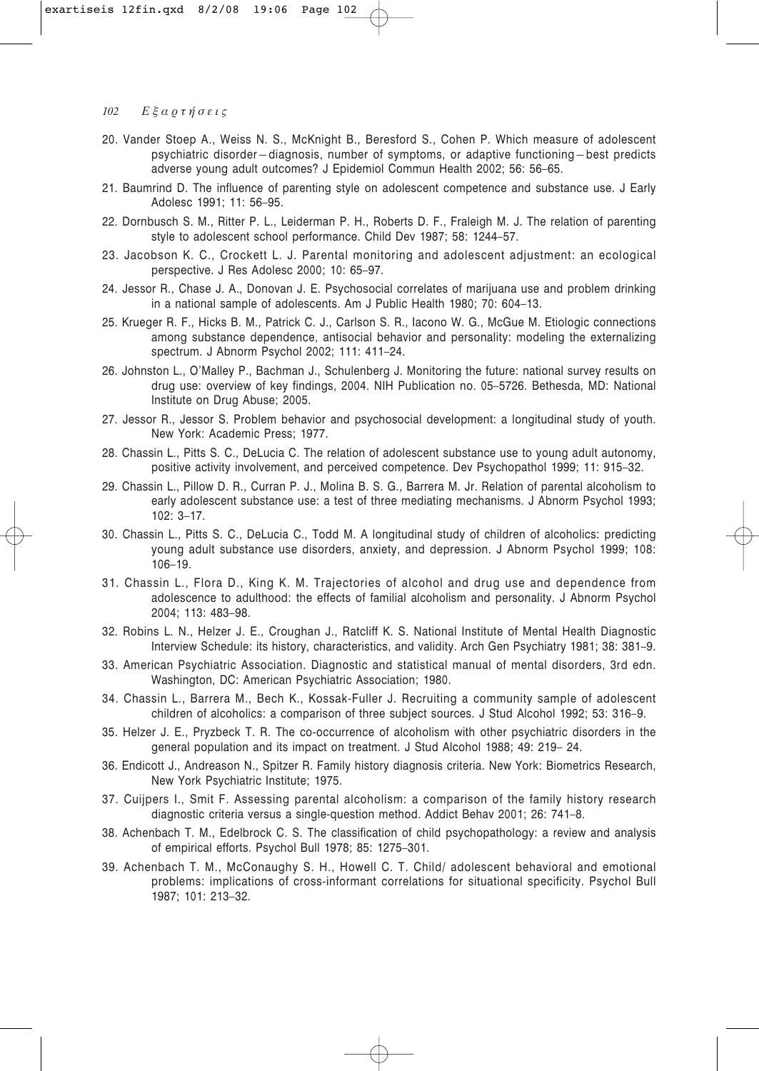20. Vander Stoep A., Weiss N. S., McKnight B., Beresford S., Cohen P. Which measure of adolescent psychiatric disorder – diagnosis, number of symptoms, or adaptive functioning – best predicts adverse young adult outcomes? J Epidemiol Commun Health 2002; 56: 56–65.
21. Baumrind D. The influence of parenting style on adolescent competence and substance use. J Early Adolesc 1991; 11: 56–95.
22. Dornbusch S. M., Ritter P. L., Leiderman P. H., Roberts D. F., Fraleigh M. J. The relation of parenting style to adolescent school performance. Child Dev 1987; 58: 1244–57.
23. Jacobson K. C., Crockett L. J. Parental monitoring and adolescent adjustment: an ecological perspective. J Res Adolesc 2000; 10: 65–97.
24. Jessor R., Chase J. A., Donovan J. E. Psychosocial correlates of marijuana use and problem drinking in a national sample of adolescents. Am J Public Health 1980; 70: 604–13.
25. Krueger R. F., Hicks B. M., Patrick C. J., Carlson S. R., Iacono W. G., McGue M. Etiologic connections among substance dependence, antisocial behavior and personality: modeling the externalizing spectrum. J Abnorm Psychol 2002; 111: 411–24.
26. Johnston L., O'Malley P., Bachman J., Schulenberg J. Monitoring the future: national survey results on drug use: overview of key findings, 2004. NIH Publication no. 05–5726. Bethesda, MD: National Institute on Drug Abuse; 2005.
27. Jessor R., Jessor S. Problem behavior and psychosocial development: a longitudinal study of youth. New York: Academic Press; 1977.
28. Chassin L., Pitts S. C., DeLucia C. The relation of adolescent substance use to young adult autonomy, positive activity involvement, and perceived competence. Dev Psychopathol 1999; 11: 915–32.
29. Chassin L., Pillow D. R., Curran P. J., Molina B. S. G., Barrera M. Jr. Relation of parental alcoholism to early adolescent substance use: a test of three mediating mechanisms. J Abnorm Psychol 1993; 102: 3–17.
30. Chassin L., Pitts S. C., DeLucia C., Todd M. A longitudinal study of children of alcoholics: predicting young adult substance use disorders, anxiety, and depression. J Abnorm Psychol 1999; 108: 106–19.
31. Chassin L., Flora D., King K. M. Trajectories of alcohol and drug use and dependence from adolescence to adulthood: the effects of familial alcoholism and personality. J Abnorm Psychol 2004; 113: 483–98.
32. Robins L. N., Helzer J. E., Croughan J., Ratcliff K. S. National Institute of Mental Health Diagnostic Interview Schedule: its history, characteristics, and validity. Arch Gen Psychiatry 1981; 38: 381–9.
33. American Psychiatric Association. Diagnostic and statistical manual of mental disorders, 3rd edn. Washington, DC: American Psychiatric Association; 1980.
34. Chassin L., Barrera M., Bech K., Kossak-Fuller J. Recruiting a community sample of adolescent children of alcoholics: a comparison of three subject sources. J Stud Alcohol 1992; 53: 316–9.
35. Helzer J. E., Pryzbeck T. R. The co-occurrence of alcoholism with other psychiatric disorders in the general population and its impact on treatment. J Stud Alcohol 1988; 49: 219– 24.
36. Endicott J., Andreason N., Spitzer R. Family history diagnosis criteria. New York: Biometrics Research, New York Psychiatric Institute; 1975.
37. Cuijpers I., Smit F. Assessing parental alcoholism: a comparison of the family history research diagnostic criteria versus a single-question method. Addict Behav 2001; 26: 741–8.
38. Achenbach T. M., Edelbrock C. S. The classification of child psychopathology: a review and analysis of empirical efforts. Psychol Bull 1978; 85: 1275–301.
39. Achenbach T. M., McConaughy S. H., Howell C. T. Child/ adolescent behavioral and emotional problems: implications of cross-informant correlations for situational specificity. Psychol Bull 1987; 101: 213–32.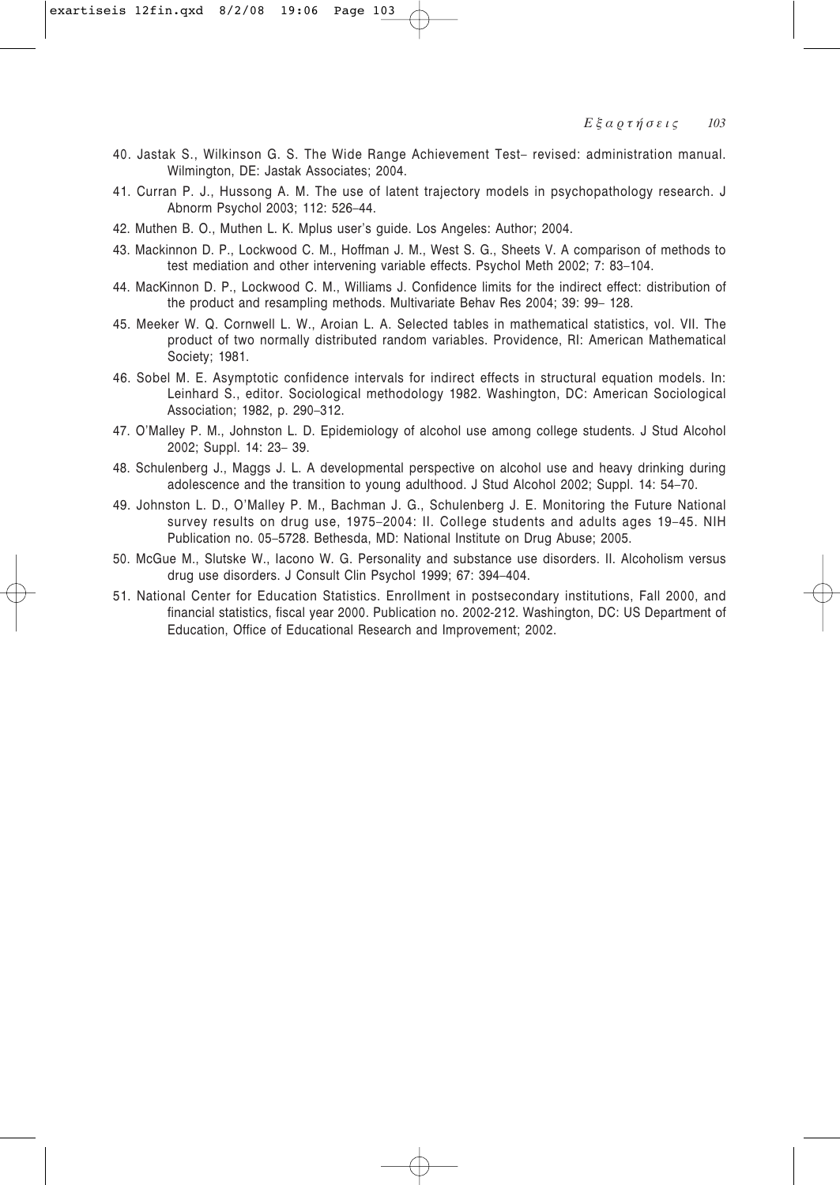40. Jastak S., Wilkinson G. S. The Wide Range Achievement Test– revised: administration manual. Wilmington, DE: Jastak Associates; 2004.

41. Curran P. J., Hussong A. M. The use of latent trajectory models in psychopathology research. J Abnorm Psychol 2003; 112: 526–44.

42. Muthen B. O., Muthen L. K. Mplus user's guide. Los Angeles: Author; 2004.

43. Mackinnon D. P., Lockwood C. M., Hoffman J. M., West S. G., Sheets V. A comparison of methods to test mediation and other intervening variable effects. Psychol Meth 2002; 7: 83–104.

44. MacKinnon D. P., Lockwood C. M., Williams J. Confidence limits for the indirect effect: distribution of the product and resampling methods. Multivariate Behav Res 2004; 39: 99– 128.

45. Meeker W. Q. Cornwell L. W., Aroian L. A. Selected tables in mathematical statistics, vol. VII. The product of two normally distributed random variables. Providence, RI: American Mathematical Society; 1981.

46. Sobel M. E. Asymptotic confidence intervals for indirect effects in structural equation models. In: Leinhard S., editor. Sociological methodology 1982. Washington, DC: American Sociological Association; 1982, p. 290–312.

47. O'Malley P. M., Johnston L. D. Epidemiology of alcohol use among college students. J Stud Alcohol 2002; Suppl. 14: 23– 39.

48. Schulenberg J., Maggs J. L. A developmental perspective on alcohol use and heavy drinking during adolescence and the transition to young adulthood. J Stud Alcohol 2002; Suppl. 14: 54–70.

49. Johnston L. D., O'Malley P. M., Bachman J. G., Schulenberg J. E. Monitoring the Future National survey results on drug use, 1975–2004: II. College students and adults ages 19–45. NIH Publication no. 05–5728. Bethesda, MD: National Institute on Drug Abuse; 2005.

50. McGue M., Slutske W., Iacono W. G. Personality and substance use disorders. II. Alcoholism versus drug use disorders. J Consult Clin Psychol 1999; 67: 394–404.

51. National Center for Education Statistics. Enrollment in postsecondary institutions, Fall 2000, and financial statistics, fiscal year 2000. Publication no. 2002-212. Washington, DC: US Department of Education, Office of Educational Research and Improvement; 2002.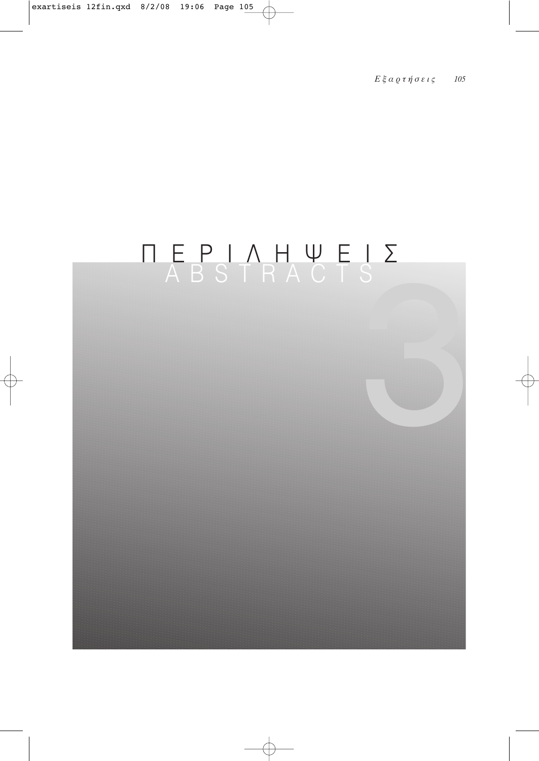# ΠΕΡΙΛΗΨΕΙΣ
## ABSTRACTS

3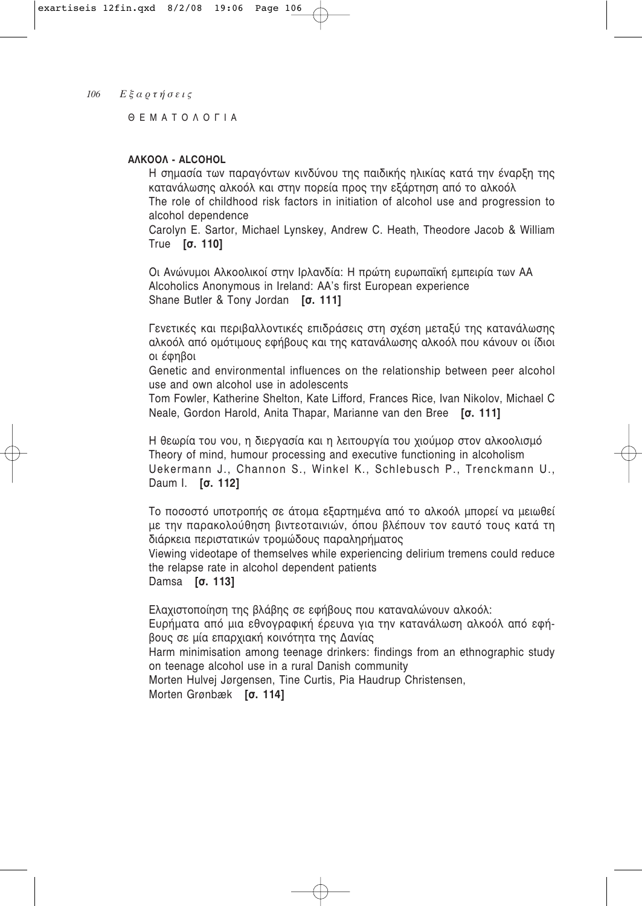ΘΕΜΑΤΟΛΟΓΙΑ

**ΑΛΚΟΟΛ - ALCOHOL**

Η σημασία των παραγόντων κινδύνου της παιδικής ηλικίας κατά την έναρξη της κατανάλωσης αλκοόλ και στην πορεία προς την εξάρτηση από το αλκοόλ
The role of childhood risk factors in initiation of alcohol use and progression to alcohol dependence
Carolyn E. Sartor, Michael Lynskey, Andrew C. Heath, Theodore Jacob & William True **[σ. 110]**

Οι Ανώνυμοι Αλκοολικοί στην Ιρλανδία: Η πρώτη ευρωπαϊκή εμπειρία των ΑΑ
Alcoholics Anonymous in Ireland: AA's first European experience
Shane Butler & Tony Jordan **[σ. 111]**

Γενετικές και περιβαλλοντικές επιδράσεις στη σχέση μεταξύ της κατανάλωσης αλκοόλ από ομότιμους εφήβους και της κατανάλωσης αλκοόλ που κάνουν οι ίδιοι οι έφηβοι
Genetic and environmental influences on the relationship between peer alcohol use and own alcohol use in adolescents
Tom Fowler, Katherine Shelton, Kate Lifford, Frances Rice, Ivan Nikolov, Michael C Neale, Gordon Harold, Anita Thapar, Marianne van den Bree **[σ. 111]**

Η θεωρία του νου, η διεργασία και η λειτουργία του χιούμορ στον αλκοολισμό
Theory of mind, humour processing and executive functioning in alcoholism
Uekermann J., Channon S., Winkel K., Schlebusch P., Trenckmann U., Daum I. **[σ. 112]**

Το ποσοστό υποτροπής σε άτομα εξαρτημένα από το αλκοόλ μπορεί να μειωθεί με την παρακολούθηση βιντεοταινιών, όπου βλέπουν τον εαυτό τους κατά τη διάρκεια περιστατικών τρομώδους παραληρήματος
Viewing videotape of themselves while experiencing delirium tremens could reduce the relapse rate in alcohol dependent patients
Damsa **[σ. 113]**

Ελαχιστοποίηση της βλάβης σε εφήβους που καταναλώνουν αλκοόλ:
Ευρήματα από μια εθνογραφική έρευνα για την κατανάλωση αλκοόλ από εφήβους σε μία επαρχιακή κοινότητα της Δανίας
Harm minimisation among teenage drinkers: findings from an ethnographic study on teenage alcohol use in a rural Danish community
Morten Hulvej Jørgensen, Tine Curtis, Pia Haudrup Christensen, Morten Grønbæk **[σ. 114]**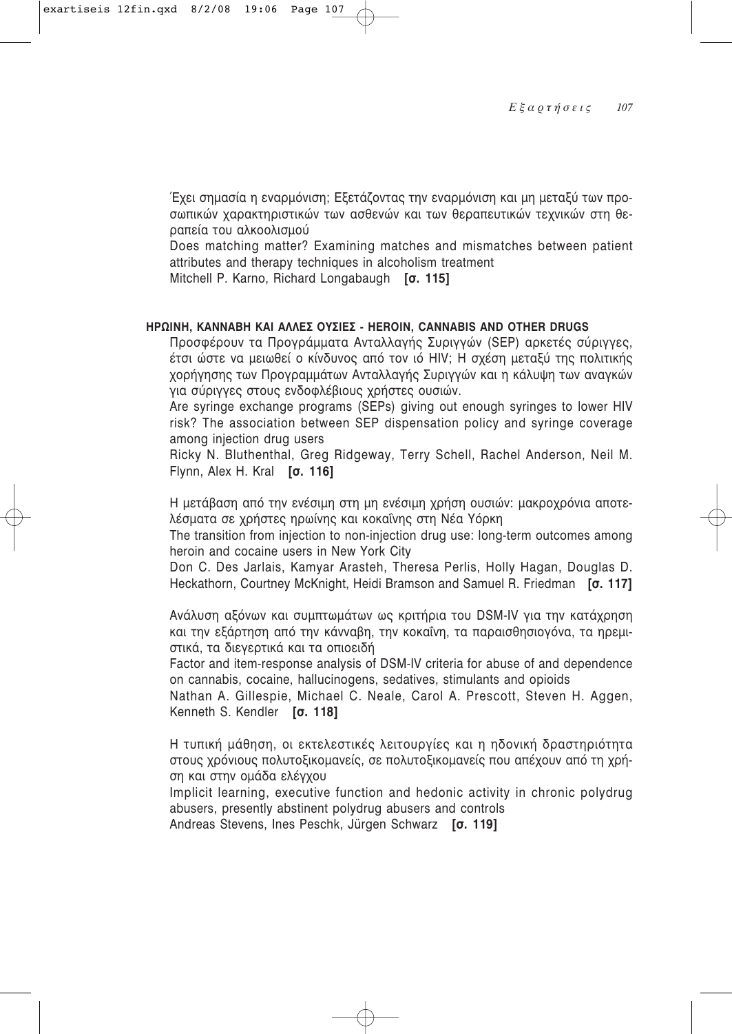Έχει σημασία η εναρμόνιση; Εξετάζοντας την εναρμόνιση και μη μεταξύ των προσωπικών χαρακτηριστικών των ασθενών και των θεραπευτικών τεχνικών στη θεραπεία του αλκοολισμού

Does matching matter? Examining matches and mismatches between patient attributes and therapy techniques in alcoholism treatment

Mitchell P. Karno, Richard Longabaugh **[σ. 115]**

## ΗΡΩΙΝΗ, ΚΑΝΝΑΒΗ ΚΑΙ ΑΛΛΕΣ ΟΥΣΙΕΣ - HEROIN, CANNABIS AND OTHER DRUGS

Προσφέρουν τα Προγράμματα Ανταλλαγής Συριγγών (SEP) αρκετές σύριγγες, έτσι ώστε να μειωθεί ο κίνδυνος από τον ιό HIV; Η σχέση μεταξύ της πολιτικής χορήγησης των Προγραμμάτων Ανταλλαγής Συριγγών και η κάλυψη των αναγκών για σύριγγες στους ενδοφλέβιους χρήστες ουσιών.

Are syringe exchange programs (SEPs) giving out enough syringes to lower HIV risk? The association between SEP dispensation policy and syringe coverage among injection drug users

Ricky N. Bluthenthal, Greg Ridgeway, Terry Schell, Rachel Anderson, Neil M. Flynn, Alex H. Kral **[σ. 116]**

Η μετάβαση από την ενέσιμη στη μη ενέσιμη χρήση ουσιών: μακροχρόνια αποτελέσματα σε χρήστες ηρωίνης και κοκαΐνης στη Νέα Υόρκη

The transition from injection to non-injection drug use: long-term outcomes among heroin and cocaine users in New York City

Don C. Des Jarlais, Kamyar Arasteh, Theresa Perlis, Holly Hagan, Douglas D. Heckathorn, Courtney McKnight, Heidi Bramson and Samuel R. Friedman **[σ. 117]**

Ανάλυση αξόνων και συμπτωμάτων ως κριτήρια του DSM-IV για την κατάχρηση και την εξάρτηση από την κάνναβη, την κοκαΐνη, τα παραισθησιογόνα, τα ηρεμιστικά, τα διεγερτικά και τα οπιοειδή

Factor and item-response analysis of DSM-IV criteria for abuse of and dependence on cannabis, cocaine, hallucinogens, sedatives, stimulants and opioids

Nathan A. Gillespie, Michael C. Neale, Carol A. Prescott, Steven H. Aggen, Kenneth S. Kendler **[σ. 118]**

Η τυπική μάθηση, οι εκτελεστικές λειτουργίες και η ηδονική δραστηριότητα στους χρόνιους πολυτοξικομανείς, σε πολυτοξικομανείς που απέχουν από τη χρήση και στην ομάδα ελέγχου

Implicit learning, executive function and hedonic activity in chronic polydrug abusers, presently abstinent polydrug abusers and controls

Andreas Stevens, Ines Peschk, Jürgen Schwarz **[σ. 119]**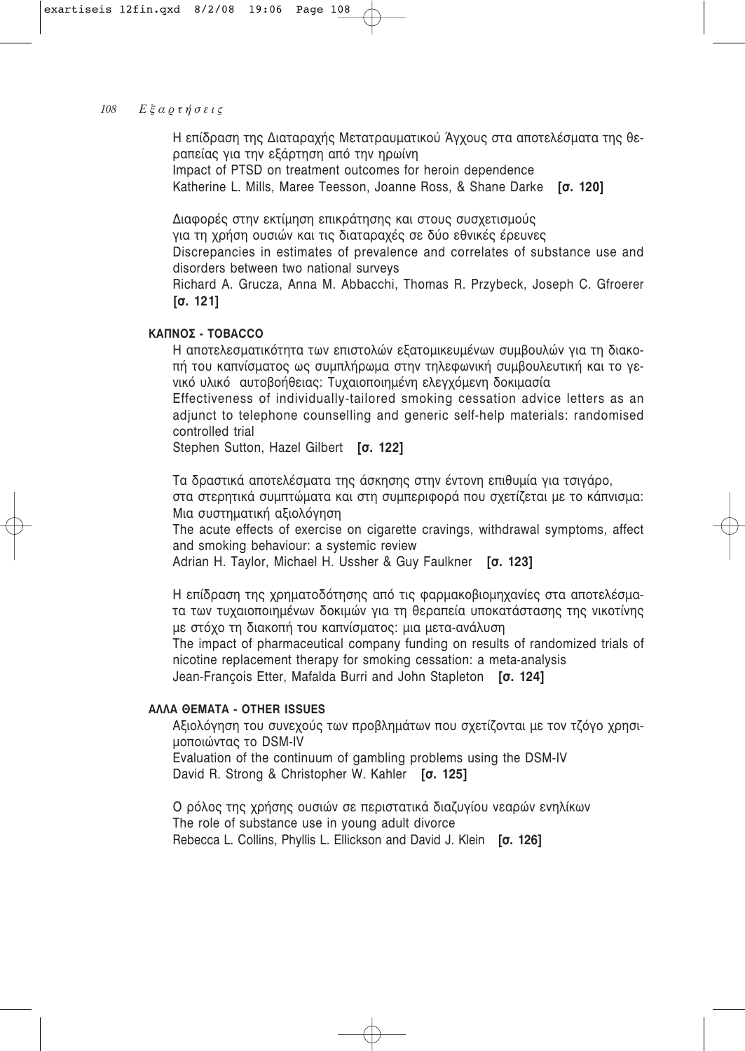Η επίδραση της Διαταραχής Μετατραυματικού Άγχους στα αποτελέσματα της θεραπείας για την εξάρτηση από την ηρωίνη
Impact of PTSD on treatment outcomes for heroin dependence
Katherine L. Mills, Maree Teesson, Joanne Ross, & Shane Darke **[σ. 120]**

Διαφορές στην εκτίμηση επικράτησης και στους συσχετισμούς για τη χρήση ουσιών και τις διαταραχές σε δύο εθνικές έρευνες
Discrepancies in estimates of prevalence and correlates of substance use and disorders between two national surveys
Richard A. Grucza, Anna M. Abbacchi, Thomas R. Przybeck, Joseph C. Gfroerer **[σ. 121]**

### ΚΑΠΝΟΣ - TOBACCO

Η αποτελεσματικότητα των επιστολών εξατομικευμένων συμβουλών για τη διακοπή του καπνίσματος ως συμπλήρωμα στην τηλεφωνική συμβουλευτική και το γενικό υλικό αυτοβοήθειας: Τυχαιοποιημένη ελεγχόμενη δοκιμασία
Effectiveness of individually-tailored smoking cessation advice letters as an adjunct to telephone counselling and generic self-help materials: randomised controlled trial
Stephen Sutton, Hazel Gilbert **[σ. 122]**

Τα δραστικά αποτελέσματα της άσκησης στην έντονη επιθυμία για τσιγάρο, στα στερητικά συμπτώματα και στη συμπεριφορά που σχετίζεται με το κάπνισμα: Μια συστηματική αξιολόγηση
The acute effects of exercise on cigarette cravings, withdrawal symptoms, affect and smoking behaviour: a systemic review
Adrian H. Taylor, Michael H. Ussher & Guy Faulkner **[σ. 123]**

Η επίδραση της χρηματοδότησης από τις φαρμακοβιομηχανίες στα αποτελέσματα των τυχαιοποιημένων δοκιμών για τη θεραπεία υποκατάστασης της νικοτίνης με στόχο τη διακοπή του καπνίσματος: μια μετα-ανάλυση
The impact of pharmaceutical company funding on results of randomized trials of nicotine replacement therapy for smoking cessation: a meta-analysis
Jean-François Etter, Mafalda Burri and John Stapleton **[σ. 124]**

### ΑΛΛΑ ΘΕΜΑΤΑ - OTHER ISSUES

Αξιολόγηση του συνεχούς των προβλημάτων που σχετίζονται με τον τζόγο χρησιμοποιώντας το DSM-IV
Evaluation of the continuum of gambling problems using the DSM-IV
David R. Strong & Christopher W. Kahler **[σ. 125]**

Ο ρόλος της χρήσης ουσιών σε περιστατικά διαζυγίου νεαρών ενηλίκων
The role of substance use in young adult divorce
Rebecca L. Collins, Phyllis L. Ellickson and David J. Klein **[σ. 126]**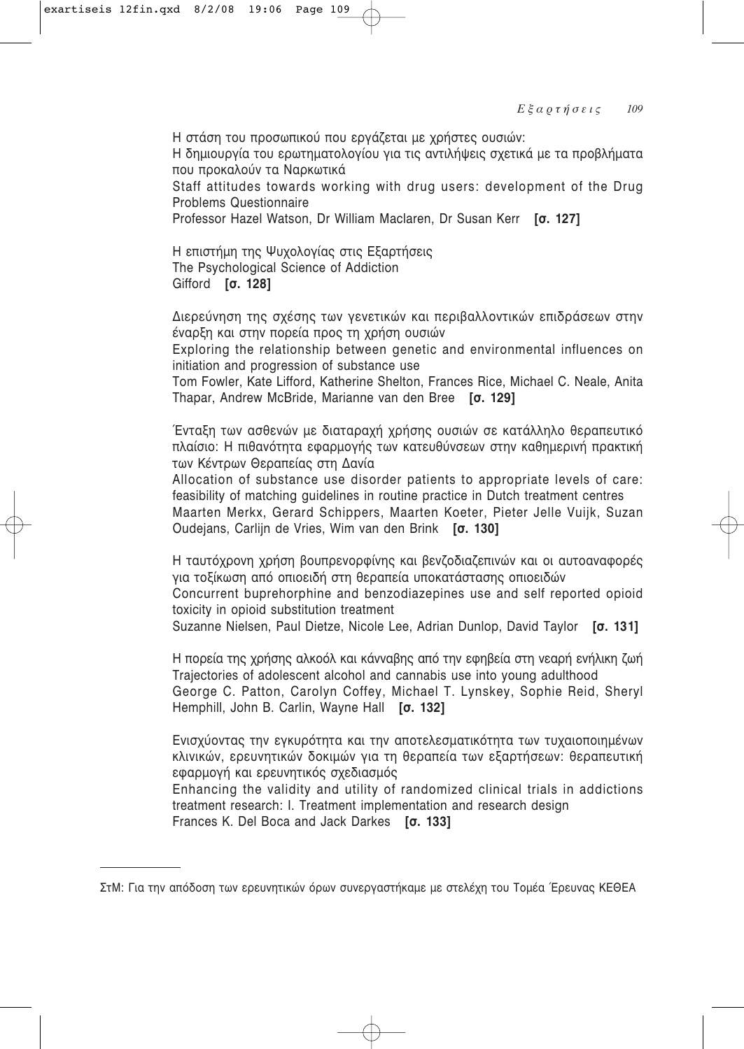Η στάση του προσωπικού που εργάζεται με χρήστες ουσιών:
Η δημιουργία του ερωτηματολογίου για τις αντιλήψεις σχετικά με τα προβλήματα που προκαλούν τα Ναρκωτικά
Staff attitudes towards working with drug users: development of the Drug Problems Questionnaire
Professor Hazel Watson, Dr William Maclaren, Dr Susan Kerr **[σ. 127]**

Η επιστήμη της Ψυχολογίας στις Εξαρτήσεις
The Psychological Science of Addiction
Gifford **[σ. 128]**

Διερεύνηση της σχέσης των γενετικών και περιβαλλοντικών επιδράσεων στην έναρξη και στην πορεία προς τη χρήση ουσιών
Exploring the relationship between genetic and environmental influences on initiation and progression of substance use
Tom Fowler, Kate Lifford, Katherine Shelton, Frances Rice, Michael C. Neale, Anita Thapar, Andrew McBride, Marianne van den Bree **[σ. 129]**

Ένταξη των ασθενών με διαταραχή χρήσης ουσιών σε κατάλληλο θεραπευτικό πλαίσιο: Η πιθανότητα εφαρμογής των κατευθύνσεων στην καθημερινή πρακτική των Κέντρων Θεραπείας στη Δανία
Allocation of substance use disorder patients to appropriate levels of care: feasibility of matching guidelines in routine practice in Dutch treatment centres
Maarten Merkx, Gerard Schippers, Maarten Koeter, Pieter Jelle Vuijk, Suzan Oudejans, Carlijn de Vries, Wim van den Brink **[σ. 130]**

Η ταυτόχρονη χρήση βουπρενορφίνης και βενζοδιαζεπινών και οι αυτοαναφορές για τοξίκωση από οπιοειδή στη θεραπεία υποκατάστασης οπιοειδών
Concurrent buprehorphine and benzodiazepines use and self reported opioid toxicity in opioid substitution treatment
Suzanne Nielsen, Paul Dietze, Nicole Lee, Adrian Dunlop, David Taylor **[σ. 131]**

Η πορεία της χρήσης αλκοόλ και κάνναβης από την εφηβεία στη νεαρή ενήλικη ζωή
Trajectories of adolescent alcohol and cannabis use into young adulthood
George C. Patton, Carolyn Coffey, Michael T. Lynskey, Sophie Reid, Sheryl Hemphill, John B. Carlin, Wayne Hall **[σ. 132]**

Ενισχύοντας την εγκυρότητα και την αποτελεσματικότητα των τυχαιοποιημένων κλινικών, ερευνητικών δοκιμών για τη θεραπεία των εξαρτήσεων: θεραπευτική εφαρμογή και ερευνητικός σχεδιασμός
Enhancing the validity and utility of randomized clinical trials in addictions treatment research: I. Treatment implementation and research design
Frances K. Del Boca and Jack Darkes **[σ. 133]**

---

ΣτΜ: Για την απόδοση των ερευνητικών όρων συνεργαστήκαμε με στελέχη του Τομέα Έρευνας ΚΕΘΕΑ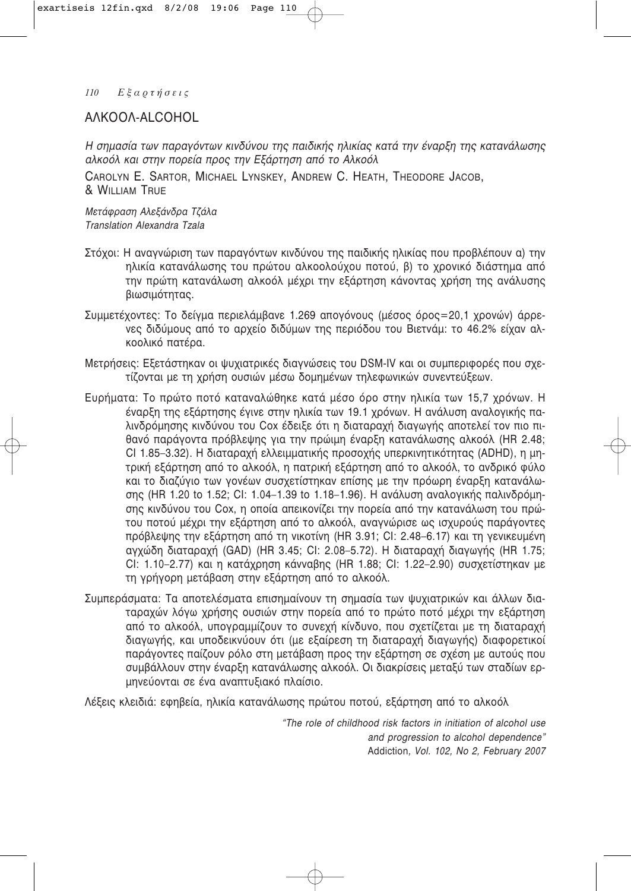## ΑΛΚΟΟΛ-ALCOHOL

*Η σημασία των παραγόντων κινδύνου της παιδικής ηλικίας κατά την έναρξη της κατανάλωσης αλκοόλ και στην πορεία προς την Εξάρτηση από το Αλκοόλ*

CAROLYN E. SARTOR, MICHAEL LYNSKEY, ANDREW C. HEATH, THEODORE JACOB, & WILLIAM TRUE

*Μετάφραση Αλεξάνδρα Τζάλα*
*Translation Alexandra Tzala*

Στόχοι: Η αναγνώριση των παραγόντων κινδύνου της παιδικής ηλικίας που προβλέπουν α) την ηλικία κατανάλωσης του πρώτου αλκοολούχου ποτού, β) το χρονικό διάστημα από την πρώτη κατανάλωση αλκοόλ μέχρι την εξάρτηση κάνοντας χρήση της ανάλυσης βιωσιμότητας.

Συμμετέχοντες: Το δείγμα περιελάμβανε 1.269 απογόνους (μέσος όρος=20,1 χρονών) άρρενες διδύμους από το αρχείο διδύμων της περιόδου του Βιετνάμ: το 46.2% είχαν αλκοολικό πατέρα.

Μετρήσεις: Εξετάστηκαν οι ψυχιατρικές διαγνώσεις του DSM-IV και οι συμπεριφορές που σχετίζονται με τη χρήση ουσιών μέσω δομημένων τηλεφωνικών συνεντεύξεων.

Ευρήματα: Το πρώτο ποτό καταναλώθηκε κατά μέσο όρο στην ηλικία των 15,7 χρόνων. Η έναρξη της εξάρτησης έγινε στην ηλικία των 19.1 χρόνων. Η ανάλυση αναλογικής παλινδρόμησης κινδύνου του Cox έδειξε ότι η διαταραχή διαγωγής αποτελεί τον πιο πιθανό παράγοντα πρόβλεψης για την πρώιμη έναρξη κατανάλωσης αλκοόλ (HR 2.48; CI 1.85–3.32). Η διαταραχή ελλειμματικής προσοχής υπερκινητικότητας (ADHD), η μητρική εξάρτηση από το αλκοόλ, η πατρική εξάρτηση από το αλκοόλ, το ανδρικό φύλο και το διαζύγιο των γονέων συσχετίστηκαν επίσης με την πρόωρη έναρξη κατανάλωσης (HR 1.20 to 1.52; CI: 1.04–1.39 to 1.18–1.96). Η ανάλυση αναλογικής παλινδρόμησης κινδύνου του Cox, η οποία απεικονίζει την πορεία από την κατανάλωση του πρώτου ποτού μέχρι την εξάρτηση από το αλκοόλ, αναγνώρισε ως ισχυρούς παράγοντες πρόβλεψης την εξάρτηση από τη νικοτίνη (HR 3.91; CI: 2.48–6.17) και τη γενικευμένη αγχώδη διαταραχή (GAD) (HR 3.45; CI: 2.08–5.72). Η διαταραχή διαγωγής (HR 1.75; CI: 1.10–2.77) και η κατάχρηση κάνναβης (HR 1.88; CI: 1.22–2.90) συσχετίστηκαν με τη γρήγορη μετάβαση στην εξάρτηση από το αλκοόλ.

Συμπεράσματα: Τα αποτελέσματα επισημαίνουν τη σημασία των ψυχιατρικών και άλλων διαταραχών λόγω χρήσης ουσιών στην πορεία από το πρώτο ποτό μέχρι την εξάρτηση από το αλκοόλ, υπογραμμίζουν το συνεχή κίνδυνο, που σχετίζεται με τη διαταραχή διαγωγής, και υποδεικνύουν ότι (με εξαίρεση τη διαταραχή διαγωγής) διαφορετικοί παράγοντες παίζουν ρόλο στη μετάβαση προς την εξάρτηση σε σχέση με αυτούς που συμβάλλουν στην έναρξη κατανάλωσης αλκοόλ. Οι διακρίσεις μεταξύ των σταδίων ερμηνεύονται σε ένα αναπτυξιακό πλαίσιο.

Λέξεις κλειδιά: εφηβεία, ηλικία κατανάλωσης πρώτου ποτού, εξάρτηση από το αλκοόλ

*"The role of childhood risk factors in initiation of alcohol use and progression to alcohol dependence"*
Addiction*, Vol. 102, No 2, February 2007*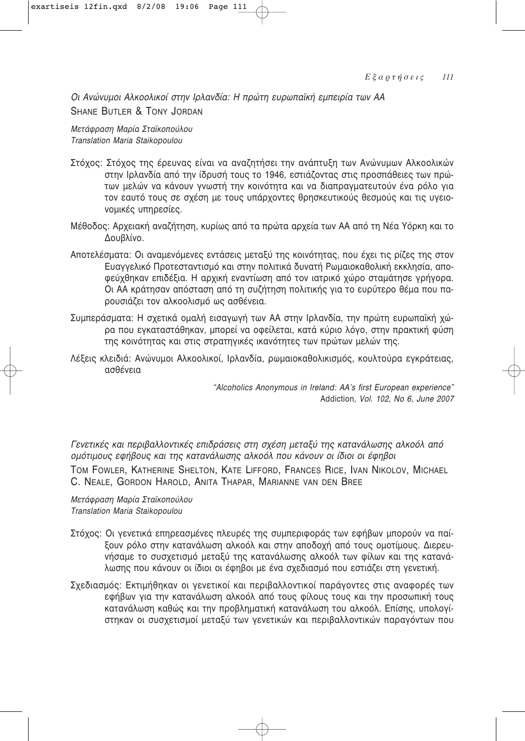*Οι Ανώνυμοι Αλκοολικοί στην Ιρλανδία: Η πρώτη ευρωπαϊκή εμπειρία των ΑΑ*
SHANE BUTLER & TONY JORDAN

*Μετάφραση Μαρία Σταϊκοπούλου*
*Translation Maria Staikopoulou*

Στόχος: Στόχος της έρευνας είναι να αναζητήσει την ανάπτυξη των Ανώνυμων Αλκοολικών στην Ιρλανδία από την ίδρυσή τους το 1946, εστιάζοντας στις προσπάθειες των πρώτων μελών να κάνουν γνωστή την κοινότητα και να διαπραγματευτούν ένα ρόλο για τον εαυτό τους σε σχέση με τους υπάρχοντες θρησκευτικούς θεσμούς και τις υγειονομικές υπηρεσίες.

Μέθοδος: Αρχειακή αναζήτηση, κυρίως από τα πρώτα αρχεία των ΑΑ από τη Νέα Υόρκη και το Δουβλίνο.

Αποτελέσματα: Οι αναμενόμενες εντάσεις μεταξύ της κοινότητας, που έχει τις ρίζες της στον Ευαγγελικό Προτεσταντισμό και στην πολιτικά δυνατή Ρωμαιοκαθολική εκκλησία, αποφεύχθηκαν επιδέξια. Η αρχική εναντίωση από τον ιατρικό χώρο σταμάτησε γρήγορα. Οι ΑΑ κράτησαν απόσταση από τη συζήτηση πολιτικής για το ευρύτερο θέμα που παρουσιάζει τον αλκοολισμό ως ασθένεια.

Συμπεράσματα: Η σχετικά ομαλή εισαγωγή των ΑΑ στην Ιρλανδία, την πρώτη ευρωπαϊκή χώρα που εγκαταστάθηκαν, μπορεί να οφείλεται, κατά κύριο λόγο, στην πρακτική φύση της κοινότητας και στις στρατηγικές ικανότητες των πρώτων μελών της.

Λέξεις κλειδιά: Ανώνυμοι Αλκοολικοί, Ιρλανδία, ρωμαιοκαθολικισμός, κουλτούρα εγκράτειας, ασθένεια

*"Alcoholics Anonymous in Ireland: AA's first European experience"*
Addiction*, Vol. 102, No 6, June 2007*

*Γενετικές και περιβαλλοντικές επιδράσεις στη σχέση μεταξύ της κατανάλωσης αλκοόλ από ομότιμους εφήβους και της κατανάλωσης αλκοόλ που κάνουν οι ίδιοι οι έφηβοι*
TOM FOWLER, KATHERINE SHELTON, KATE LIFFORD, FRANCES RICE, IVAN NIKOLOV, MICHAEL C. NEALE, GORDON HAROLD, ANITA THAPAR, MARIANNE VAN DEN BREE

*Μετάφραση Μαρία Σταϊκοπούλου*
*Translation Maria Staikopoulou*

Στόχος: Οι γενετικά επηρεασμένες πλευρές της συμπεριφοράς των εφήβων μπορούν να παίξουν ρόλο στην κατανάλωση αλκοόλ και στην αποδοχή από τους ομοτίμους. Διερευνήσαμε το συσχετισμό μεταξύ της κατανάλωσης αλκοόλ των φίλων και της κατανάλωσης που κάνουν οι ίδιοι οι έφηβοι με ένα σχεδιασμό που εστιάζει στη γενετική.

Σχεδιασμός: Εκτιμήθηκαν οι γενετικοί και περιβαλλοντικοί παράγοντες στις αναφορές των εφήβων για την κατανάλωση αλκοόλ από τους φίλους τους και την προσωπική τους κατανάλωση καθώς και την προβληματική κατανάλωση του αλκοόλ. Επίσης, υπολογίστηκαν οι συσχετισμοί μεταξύ των γενετικών και περιβαλλοντικών παραγόντων που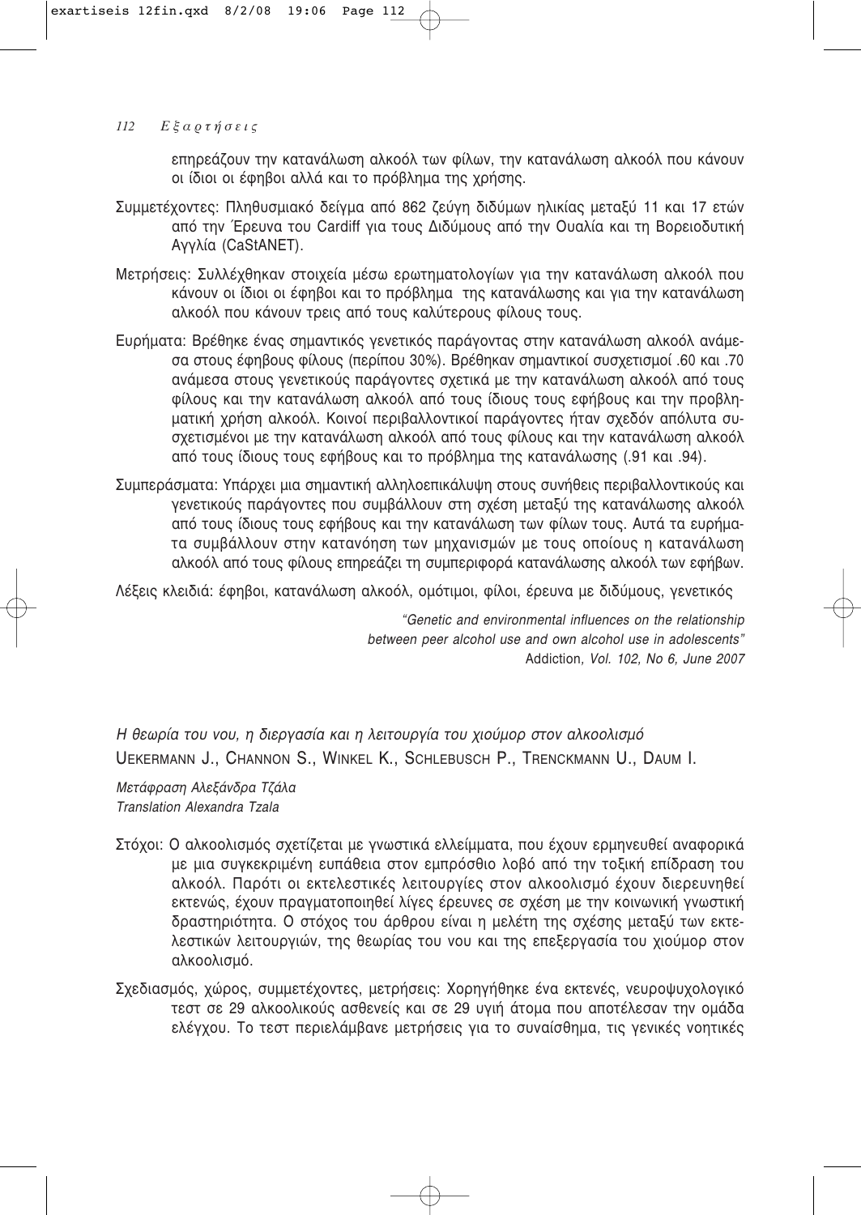επηρεάζουν την κατανάλωση αλκοόλ των φίλων, την κατανάλωση αλκοόλ που κάνουν οι ίδιοι οι έφηβοι αλλά και το πρόβλημα της χρήσης.

Συμμετέχοντες: Πληθυσμιακό δείγμα από 862 ζεύγη διδύμων ηλικίας μεταξύ 11 και 17 ετών από την Έρευνα του Cardiff για τους Διδύμους από την Ουαλία και τη Βορειοδυτική Αγγλία (CaStANET).

Μετρήσεις: Συλλέχθηκαν στοιχεία μέσω ερωτηματολογίων για την κατανάλωση αλκοόλ που κάνουν οι ίδιοι οι έφηβοι και το πρόβλημα της κατανάλωσης και για την κατανάλωση αλκοόλ που κάνουν τρεις από τους καλύτερους φίλους τους.

Ευρήματα: Βρέθηκε ένας σημαντικός γενετικός παράγοντας στην κατανάλωση αλκοόλ ανάμεσα στους έφηβους φίλους (περίπου 30%). Βρέθηκαν σημαντικοί συσχετισμοί .60 και .70 ανάμεσα στους γενετικούς παράγοντες σχετικά με την κατανάλωση αλκοόλ από τους φίλους και την κατανάλωση αλκοόλ από τους ίδιους τους εφήβους και την προβληματική χρήση αλκοόλ. Κοινοί περιβαλλοντικοί παράγοντες ήταν σχεδόν απόλυτα συσχετισμένοι με την κατανάλωση αλκοόλ από τους φίλους και την κατανάλωση αλκοόλ από τους ίδιους τους εφήβους και το πρόβλημα της κατανάλωσης (.91 και .94).

Συμπεράσματα: Υπάρχει μια σημαντική αλληλοεπικάλυψη στους συνήθεις περιβαλλοντικούς και γενετικούς παράγοντες που συμβάλλουν στη σχέση μεταξύ της κατανάλωσης αλκοόλ από τους ίδιους τους εφήβους και την κατανάλωση των φίλων τους. Αυτά τα ευρήματα συμβάλλουν στην κατανόηση των μηχανισμών με τους οποίους η κατανάλωση αλκοόλ από τους φίλους επηρεάζει τη συμπεριφορά κατανάλωσης αλκοόλ των εφήβων.

Λέξεις κλειδιά: έφηβοι, κατανάλωση αλκοόλ, ομότιμοι, φίλοι, έρευνα με διδύμους, γενετικός

*"Genetic and environmental influences on the relationship between peer alcohol use and own alcohol use in adolescents"*
Addiction*, Vol. 102, No 6, June 2007*

*Η θεωρία του νου, η διεργασία και η λειτουργία του χιούμορ στον αλκοολισμό*

UEKERMANN J., CHANNON S., WINKEL K., SCHLEBUSCH P., TRENCKMANN U., DAUM I.

*Μετάφραση Αλεξάνδρα Τζάλα*
*Translation Alexandra Tzala*

Στόχοι: Ο αλκοολισμός σχετίζεται με γνωστικά ελλείμματα, που έχουν ερμηνευθεί αναφορικά με μια συγκεκριμένη ευπάθεια στον εμπρόσθιο λοβό από την τοξική επίδραση του αλκοόλ. Παρότι οι εκτελεστικές λειτουργίες στον αλκοολισμό έχουν διερευνηθεί εκτενώς, έχουν πραγματοποιηθεί λίγες έρευνες σε σχέση με την κοινωνική γνωστική δραστηριότητα. Ο στόχος του άρθρου είναι η μελέτη της σχέσης μεταξύ των εκτελεστικών λειτουργιών, της θεωρίας του νου και της επεξεργασία του χιούμορ στον αλκοολισμό.

Σχεδιασμός, χώρος, συμμετέχοντες, μετρήσεις: Χορηγήθηκε ένα εκτενές, νευροψυχολογικό τεστ σε 29 αλκοολικούς ασθενείς και σε 29 υγιή άτομα που αποτέλεσαν την ομάδα ελέγχου. Το τεστ περιελάμβανε μετρήσεις για το συναίσθημα, τις γενικές νοητικές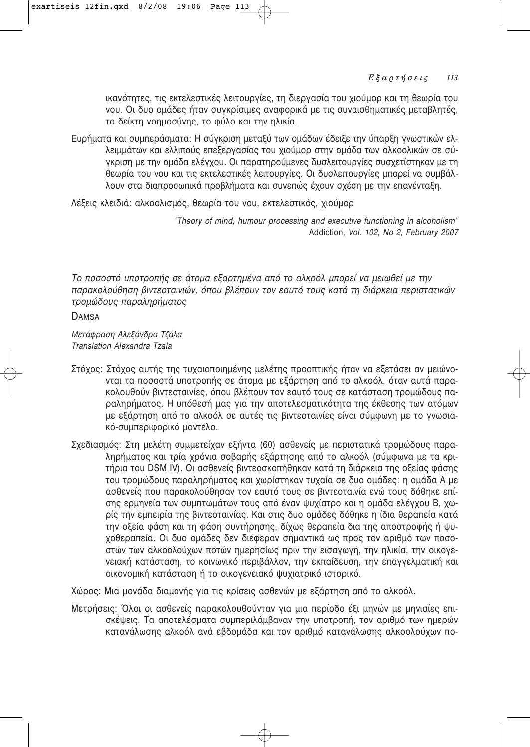ικανότητες, τις εκτελεστικές λειτουργίες, τη διεργασία του χιούμορ και τη θεωρία του νου. Οι δυο ομάδες ήταν συγκρίσιμες αναφορικά με τις συναισθηματικές μεταβλητές, το δείκτη νοημοσύνης, το φύλο και την ηλικία.

Ευρήματα και συμπεράσματα: Η σύγκριση μεταξύ των ομάδων έδειξε την ύπαρξη γνωστικών ελλειμμάτων και ελλιπούς επεξεργασίας του χιούμορ στην ομάδα των αλκοολικών σε σύγκριση με την ομάδα ελέγχου. Οι παρατηρούμενες δυσλειτουργίες συσχετίστηκαν με τη θεωρία του νου και τις εκτελεστικές λειτουργίες. Οι δυσλειτουργίες μπορεί να συμβάλλουν στα διαπροσωπικά προβλήματα και συνεπώς έχουν σχέση με την επανένταξη.

Λέξεις κλειδιά: αλκοολισμός, θεωρία του νου, εκτελεστικός, χιούμορ

*"Theory of mind, humour processing and executive functioning in alcoholism"*
Addiction, *Vol. 102, No 2, February 2007*

*Το ποσοστό υποτροπής σε άτομα εξαρτημένα από το αλκοόλ μπορεί να μειωθεί με την παρακολούθηση βιντεοταινιών, όπου βλέπουν τον εαυτό τους κατά τη διάρκεια περιστατικών τρομώδους παραληρήματος*

DAMSA

*Μετάφραση Αλεξάνδρα Τζάλα*
*Translation Alexandra Tzala*

Στόχος: Στόχος αυτής της τυχαιοποιημένης μελέτης προοπτικής ήταν να εξετάσει αν μειώνονται τα ποσοστά υποτροπής σε άτομα με εξάρτηση από το αλκοόλ, όταν αυτά παρακολουθούν βιντεοταινίες, όπου βλέπουν τον εαυτό τους σε κατάσταση τρομώδους παραληρήματος. Η υπόθεσή μας για την αποτελεσματικότητα της έκθεσης των ατόμων με εξάρτηση από το αλκοόλ σε αυτές τις βιντεοταινίες είναι σύμφωνη με το γνωσιακό-συμπεριφορικό μοντέλο.

Σχεδιασμός: Στη μελέτη συμμετείχαν εξήντα (60) ασθενείς με περιστατικά τρομώδους παραληρήματος και τρία χρόνια σοβαρής εξάρτησης από το αλκοόλ (σύμφωνα με τα κριτήρια του DSM IV). Οι ασθενείς βιντεοσκοπήθηκαν κατά τη διάρκεια της οξείας φάσης του τρομώδους παραληρήματος και χωρίστηκαν τυχαία σε δυο ομάδες: η ομάδα Α με ασθενείς που παρακολούθησαν τον εαυτό τους σε βιντεοταινία ενώ τους δόθηκε επίσης ερμηνεία των συμπτωμάτων τους από έναν ψυχίατρο και η ομάδα ελέγχου Β, χωρίς την εμπειρία της βιντεοταινίας. Και στις δυο ομάδες δόθηκε η ίδια θεραπεία κατά την οξεία φάση και τη φάση συντήρησης, δίχως θεραπεία δια της αποστροφής ή ψυχοθεραπεία. Οι δυο ομάδες δεν διέφεραν σημαντικά ως προς τον αριθμό των ποσοστών των αλκοολούχων ποτών ημερησίως πριν την εισαγωγή, την ηλικία, την οικογενειακή κατάσταση, το κοινωνικό περιβάλλον, την εκπαίδευση, την επαγγελματική και οικονομική κατάσταση ή το οικογενειακό ψυχιατρικό ιστορικό.

Χώρος: Μια μονάδα διαμονής για τις κρίσεις ασθενών με εξάρτηση από το αλκοόλ.

Μετρήσεις: Όλοι οι ασθενείς παρακολουθούνταν για μια περίοδο έξι μηνών με μηνιαίες επισκέψεις. Τα αποτελέσματα συμπεριλάμβαναν την υποτροπή, τον αριθμό των ημερών κατανάλωσης αλκοόλ ανά εβδομάδα και τον αριθμό κατανάλωσης αλκοολούχων πο-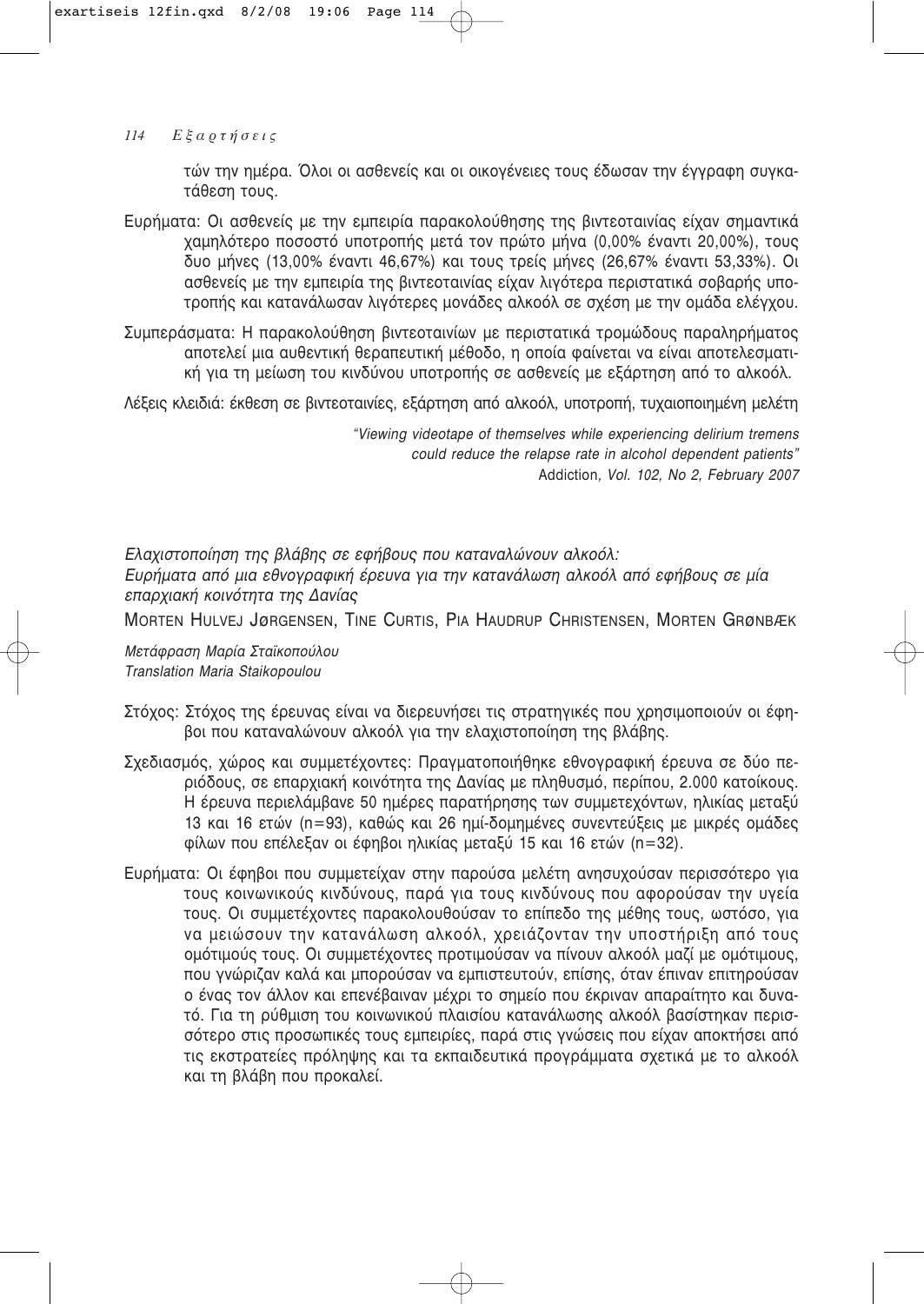τών την ημέρα. Όλοι οι ασθενείς και οι οικογένειες τους έδωσαν την έγγραφη συγκατάθεση τους.

Ευρήματα: Οι ασθενείς με την εμπειρία παρακολούθησης της βιντεοταινίας είχαν σημαντικά χαμηλότερο ποσοστό υποτροπής μετά τον πρώτο μήνα (0,00% έναντι 20,00%), τους δυο μήνες (13,00% έναντι 46,67%) και τους τρείς μήνες (26,67% έναντι 53,33%). Οι ασθενείς με την εμπειρία της βιντεοταινίας είχαν λιγότερα περιστατικά σοβαρής υποτροπής και κατανάλωσαν λιγότερες μονάδες αλκοόλ σε σχέση με την ομάδα ελέγχου.

Συμπεράσματα: Η παρακολούθηση βιντεοταινίων με περιστατικά τρομώδους παραληρήματος αποτελεί μια αυθεντική θεραπευτική μέθοδο, η οποία φαίνεται να είναι αποτελεσματική για τη μείωση του κινδύνου υποτροπής σε ασθενείς με εξάρτηση από το αλκοόλ.

Λέξεις κλειδιά: έκθεση σε βιντεοταινίες, εξάρτηση από αλκοόλ, υποτροπή, τυχαιοποιημένη μελέτη

*"Viewing videotape of themselves while experiencing delirium tremens could reduce the relapse rate in alcohol dependent patients"*
Addiction*, Vol. 102, No 2, February 2007*

*Ελαχιστοποίηση της βλάβης σε εφήβους που καταναλώνουν αλκοόλ:*
*Ευρήματα από μια εθνογραφική έρευνα για την κατανάλωση αλκοόλ από εφήβους σε μία επαρχιακή κοινότητα της Δανίας*

MORTEN HULVEJ JØRGENSEN, TINE CURTIS, PIA HAUDRUP CHRISTENSEN, MORTEN GRØNBÆK

*Μετάφραση Μαρία Σταϊκοπούλου*
*Translation Maria Staikopoulou*

Στόχος: Στόχος της έρευνας είναι να διερευνήσει τις στρατηγικές που χρησιμοποιούν οι έφηβοι που καταναλώνουν αλκοόλ για την ελαχιστοποίηση της βλάβης.

Σχεδιασμός, χώρος και συμμετέχοντες: Πραγματοποιήθηκε εθνογραφική έρευνα σε δύο περιόδους, σε επαρχιακή κοινότητα της Δανίας με πληθυσμό, περίπου, 2.000 κατοίκους. Η έρευνα περιελάμβανε 50 ημέρες παρατήρησης των συμμετεχόντων, ηλικίας μεταξύ 13 και 16 ετών (n=93), καθώς και 26 ημί-δομημένες συνεντεύξεις με μικρές ομάδες φίλων που επέλεξαν οι έφηβοι ηλικίας μεταξύ 15 και 16 ετών (n=32).

Ευρήματα: Οι έφηβοι που συμμετείχαν στην παρούσα μελέτη ανησυχούσαν περισσότερο για τους κοινωνικούς κινδύνους, παρά για τους κινδύνους που αφορούσαν την υγεία τους. Οι συμμετέχοντες παρακολουθούσαν το επίπεδο της μέθης τους, ωστόσο, για να μειώσουν την κατανάλωση αλκοόλ, χρειάζονταν την υποστήριξη από τους ομότιμούς τους. Οι συμμετέχοντες προτιμούσαν να πίνουν αλκοόλ μαζί με ομότιμους, που γνώριζαν καλά και μπορούσαν να εμπιστευτούν, επίσης, όταν έπιναν επιτηρούσαν ο ένας τον άλλον και επενέβαιναν μέχρι το σημείο που έκριναν απαραίτητο και δυνατό. Για τη ρύθμιση του κοινωνικού πλαισίου κατανάλωσης αλκοόλ βασίστηκαν περισσότερο στις προσωπικές τους εμπειρίες, παρά στις γνώσεις που είχαν αποκτήσει από τις εκστρατείες πρόληψης και τα εκπαιδευτικά προγράμματα σχετικά με το αλκοόλ και τη βλάβη που προκαλεί.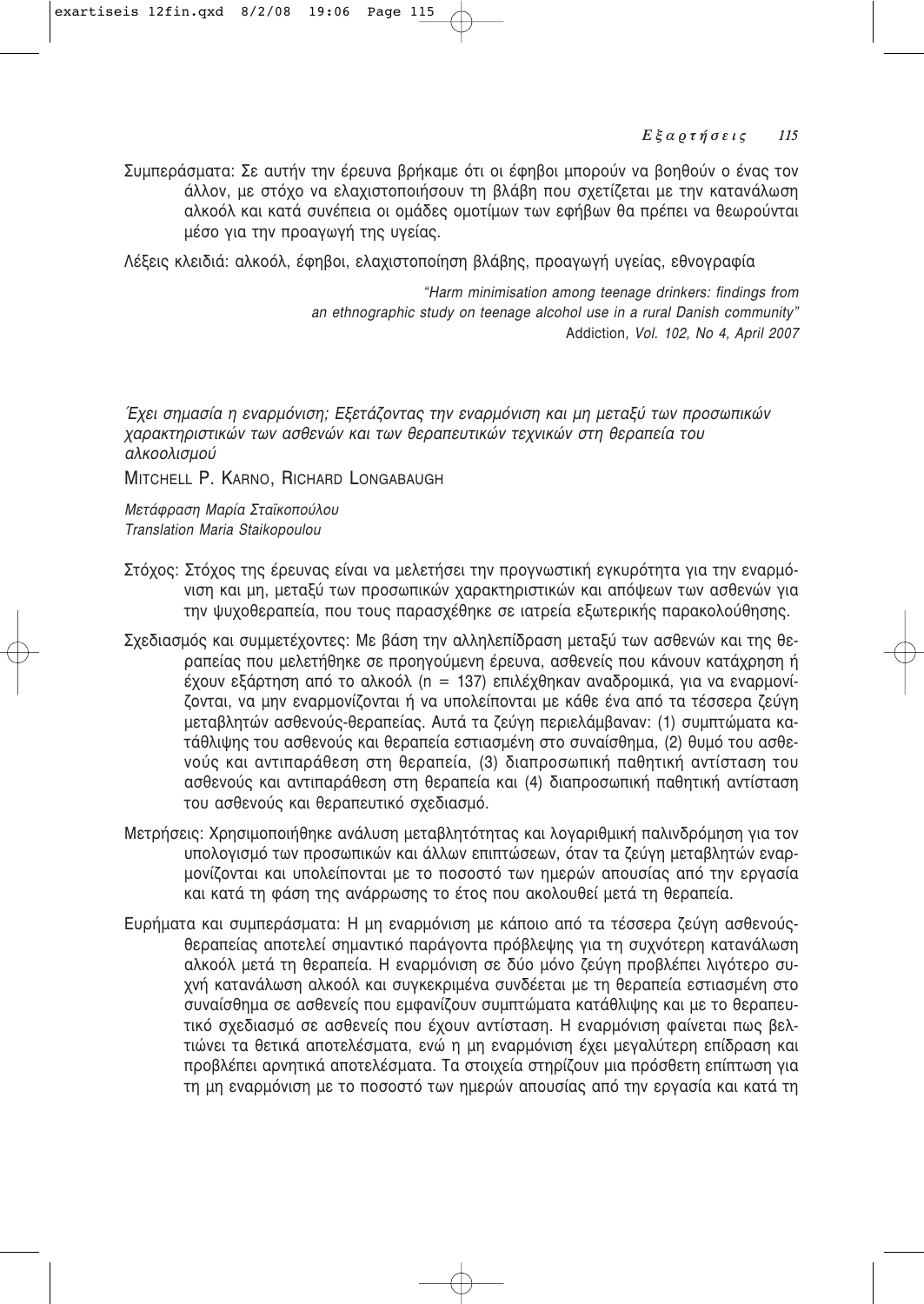Συμπεράσματα: Σε αυτήν την έρευνα βρήκαμε ότι οι έφηβοι μπορούν να βοηθούν ο ένας τον άλλον, με στόχο να ελαχιστοποιήσουν τη βλάβη που σχετίζεται με την κατανάλωση αλκοόλ και κατά συνέπεια οι ομάδες ομοτίμων των εφήβων θα πρέπει να θεωρούνται μέσο για την προαγωγή της υγείας.

Λέξεις κλειδιά: αλκοόλ, έφηβοι, ελαχιστοποίηση βλάβης, προαγωγή υγείας, εθνογραφία

*"Harm minimisation among teenage drinkers: findings from an ethnographic study on teenage alcohol use in a rural Danish community"*
Addiction*, Vol. 102, No 4, April 2007*

*Έχει σημασία η εναρμόνιση; Εξετάζοντας την εναρμόνιση και μη μεταξύ των προσωπικών χαρακτηριστικών των ασθενών και των θεραπευτικών τεχνικών στη θεραπεία του αλκοολισμού*

MITCHELL P. KARNO, RICHARD LONGABAUGH

*Μετάφραση Μαρία Σταϊκοπούλου*
*Translation Maria Staikopoulou*

Στόχος: Στόχος της έρευνας είναι να μελετήσει την προγνωστική εγκυρότητα για την εναρμόνιση και μη, μεταξύ των προσωπικών χαρακτηριστικών και απόψεων των ασθενών για την ψυχοθεραπεία, που τους παρασχέθηκε σε ιατρεία εξωτερικής παρακολούθησης.

Σχεδιασμός και συμμετέχοντες: Με βάση την αλληλεπίδραση μεταξύ των ασθενών και της θεραπείας που μελετήθηκε σε προηγούμενη έρευνα, ασθενείς που κάνουν κατάχρηση ή έχουν εξάρτηση από το αλκοόλ (n = 137) επιλέχθηκαν αναδρομικά, για να εναρμονίζονται, να μην εναρμονίζονται ή να υπολείπονται με κάθε ένα από τα τέσσερα ζεύγη μεταβλητών ασθενούς-θεραπείας. Αυτά τα ζεύγη περιελάμβαναν: (1) συμπτώματα κατάθλιψης του ασθενούς και θεραπεία εστιασμένη στο συναίσθημα, (2) θυμό του ασθενούς και αντιπαράθεση στη θεραπεία, (3) διαπροσωπική παθητική αντίσταση του ασθενούς και αντιπαράθεση στη θεραπεία και (4) διαπροσωπική παθητική αντίσταση του ασθενούς και θεραπευτικό σχεδιασμό.

Μετρήσεις: Χρησιμοποιήθηκε ανάλυση μεταβλητότητας και λογαριθμική παλινδρόμηση για τον υπολογισμό των προσωπικών και άλλων επιπτώσεων, όταν τα ζεύγη μεταβλητών εναρμονίζονται και υπολείπονται με το ποσοστό των ημερών απουσίας από την εργασία και κατά τη φάση της ανάρρωσης το έτος που ακολουθεί μετά τη θεραπεία.

Ευρήματα και συμπεράσματα: Η μη εναρμόνιση με κάποιο από τα τέσσερα ζεύγη ασθενούς-θεραπείας αποτελεί σημαντικό παράγοντα πρόβλεψης για τη συχνότερη κατανάλωση αλκοόλ μετά τη θεραπεία. Η εναρμόνιση σε δύο μόνο ζεύγη προβλέπει λιγότερο συχνή κατανάλωση αλκοόλ και συγκεκριμένα συνδέεται με τη θεραπεία εστιασμένη στο συναίσθημα σε ασθενείς που εμφανίζουν συμπτώματα κατάθλιψης και με το θεραπευτικό σχεδιασμό σε ασθενείς που έχουν αντίσταση. Η εναρμόνιση φαίνεται πως βελτιώνει τα θετικά αποτελέσματα, ενώ η μη εναρμόνιση έχει μεγαλύτερη επίδραση και προβλέπει αρνητικά αποτελέσματα. Τα στοιχεία στηρίζουν μια πρόσθετη επίπτωση για τη μη εναρμόνιση με το ποσοστό των ημερών απουσίας από την εργασία και κατά τη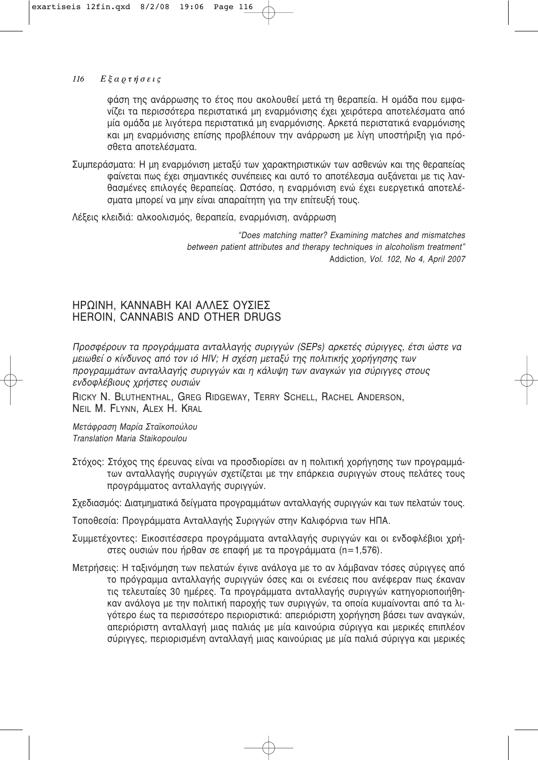φάση της ανάρρωσης το έτος που ακολουθεί μετά τη θεραπεία. Η ομάδα που εμφανίζει τα περισσότερα περιστατικά μη εναρμόνισης έχει χειρότερα αποτελέσματα από μία ομάδα με λιγότερα περιστατικά μη εναρμόνισης. Αρκετά περιστατικά εναρμόνισης και μη εναρμόνισης επίσης προβλέπουν την ανάρρωση με λίγη υποστήριξη για πρόσθετα αποτελέσματα.

Συμπεράσματα: Η μη εναρμόνιση μεταξύ των χαρακτηριστικών των ασθενών και της θεραπείας φαίνεται πως έχει σημαντικές συνέπειες και αυτό το αποτέλεσμα αυξάνεται με τις λανθασμένες επιλογές θεραπείας. Ωστόσο, η εναρμόνιση ενώ έχει ευεργετικά αποτελέσματα μπορεί να μην είναι απαραίτητη για την επίτευξή τους.

Λέξεις κλειδιά: αλκοολισμός, θεραπεία, εναρμόνιση, ανάρρωση

*"Does matching matter? Examining matches and mismatches between patient attributes and therapy techniques in alcoholism treatment"*
Addiction*, Vol. 102, No 4, April 2007*

## ΗΡΩΙΝΗ, ΚΑΝΝΑΒΗ ΚΑΙ ΑΛΛΕΣ ΟΥΣΙΕΣ
## HEROIN, CANNABIS AND OTHER DRUGS

### *Προσφέρουν τα προγράμματα ανταλλαγής συριγγών (SEPs) αρκετές σύριγγες, έτσι ώστε να μειωθεί ο κίνδυνος από τον ιό HIV; Η σχέση μεταξύ της πολιτικής χορήγησης των προγραμμάτων ανταλλαγής συριγγών και η κάλυψη των αναγκών για σύριγγες στους ενδοφλέβιους χρήστες ουσιών*

RICKY N. BLUTHENTHAL, GREG RIDGEWAY, TERRY SCHELL, RACHEL ANDERSON, NEIL M. FLYNN, ALEX H. KRAL

*Μετάφραση Μαρία Σταϊκοπούλου*
*Translation Maria Staikopoulou*

Στόχος: Στόχος της έρευνας είναι να προσδιορίσει αν η πολιτική χορήγησης των προγραμμάτων ανταλλαγής συριγγών σχετίζεται με την επάρκεια συριγγών στους πελάτες τους προγράμματος ανταλλαγής συριγγών.

Σχεδιασμός: Διατμηματικά δείγματα προγραμμάτων ανταλλαγής συριγγών και των πελατών τους.

Τοποθεσία: Προγράμματα Ανταλλαγής Συριγγών στην Καλιφόρνια των ΗΠΑ.

Συμμετέχοντες: Εικοσιτέσσερα προγράμματα ανταλλαγής συριγγών και οι ενδοφλέβιοι χρήστες ουσιών που ήρθαν σε επαφή με τα προγράμματα (n=1,576).

Μετρήσεις: Η ταξινόμηση των πελατών έγινε ανάλογα με το αν λάμβαναν τόσες σύριγγες από το πρόγραμμα ανταλλαγής συριγγών όσες και οι ενέσεις που ανέφεραν πως έκαναν τις τελευταίες 30 ημέρες. Τα προγράμματα ανταλλαγής συριγγών κατηγοριοποιήθηκαν ανάλογα με την πολιτική παροχής των συριγγών, τα οποία κυμαίνονται από τα λιγότερο έως τα περισσότερο περιοριστικά: απεριόριστη χορήγηση βάσει των αναγκών, απεριόριστη ανταλλαγή μιας παλιάς με μία καινούρια σύριγγα και μερικές επιπλέον σύριγγες, περιορισμένη ανταλλαγή μιας καινούριας με μία παλιά σύριγγα και μερικές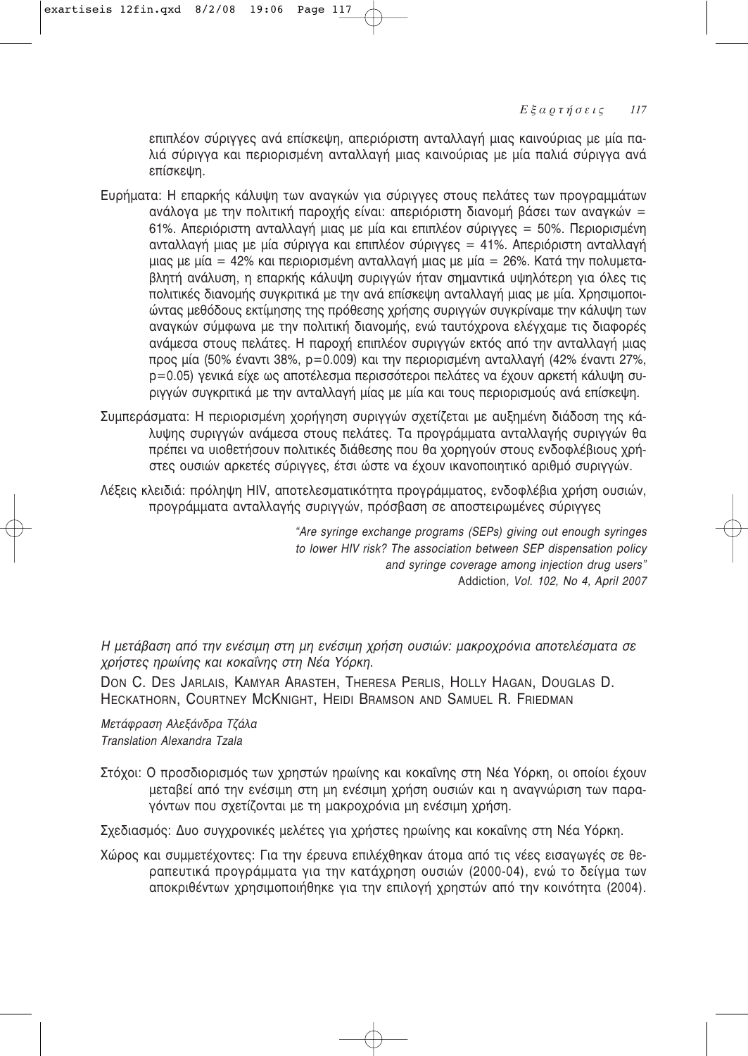επιπλέον σύριγγες ανά επίσκεψη, απεριόριστη ανταλλαγή μιας καινούριας με μία παλιά σύριγγα και περιορισμένη ανταλλαγή μιας καινούριας με μία παλιά σύριγγα ανά επίσκεψη.

Ευρήματα: Η επαρκής κάλυψη των αναγκών για σύριγγες στους πελάτες των προγραμμάτων ανάλογα με την πολιτική παροχής είναι: απεριόριστη διανομή βάσει των αναγκών = 61%. Απεριόριστη ανταλλαγή μιας με μία και επιπλέον σύριγγες = 50%. Περιορισμένη ανταλλαγή μιας με μία σύριγγα και επιπλέον σύριγγες = 41%. Απεριόριστη ανταλλαγή μιας με μία = 42% και περιορισμένη ανταλλαγή μιας με μία = 26%. Κατά την πολυμεταβλητή ανάλυση, η επαρκής κάλυψη συριγγών ήταν σημαντικά υψηλότερη για όλες τις πολιτικές διανομής συγκριτικά με την ανά επίσκεψη ανταλλαγή μιας με μία. Χρησιμοποιώντας μεθόδους εκτίμησης της πρόθεσης χρήσης συριγγών συγκρίναμε την κάλυψη των αναγκών σύμφωνα με την πολιτική διανομής, ενώ ταυτόχρονα ελέγχαμε τις διαφορές ανάμεσα στους πελάτες. Η παροχή επιπλέον συριγγών εκτός από την ανταλλαγή μιας προς μία (50% έναντι 38%, p=0.009) και την περιορισμένη ανταλλαγή (42% έναντι 27%, p=0.05) γενικά είχε ως αποτέλεσμα περισσότεροι πελάτες να έχουν αρκετή κάλυψη συριγγών συγκριτικά με την ανταλλαγή μίας με μία και τους περιορισμούς ανά επίσκεψη.

Συμπεράσματα: Η περιορισμένη χορήγηση συριγγών σχετίζεται με αυξημένη διάδοση της κάλυψης συριγγών ανάμεσα στους πελάτες. Τα προγράμματα ανταλλαγής συριγγών θα πρέπει να υιοθετήσουν πολιτικές διάθεσης που θα χορηγούν στους ενδοφλέβιους χρήστες ουσιών αρκετές σύριγγες, έτσι ώστε να έχουν ικανοποιητικό αριθμό συριγγών.

Λέξεις κλειδιά: πρόληψη HIV, αποτελεσματικότητα προγράμματος, ενδοφλέβια χρήση ουσιών, προγράμματα ανταλλαγής συριγγών, πρόσβαση σε αποστειρωμένες σύριγγες

*"Are syringe exchange programs (SEPs) giving out enough syringes to lower HIV risk? The association between SEP dispensation policy and syringe coverage among injection drug users"*
Addiction*, Vol. 102, No 4, April 2007*

*Η μετάβαση από την ενέσιμη στη μη ενέσιμη χρήση ουσιών: μακροχρόνια αποτελέσματα σε χρήστες ηρωίνης και κοκαΐνης στη Νέα Υόρκη.*

DON C. DES JARLAIS, KAMYAR ARASTEH, THERESA PERLIS, HOLLY HAGAN, DOUGLAS D. HECKATHORN, COURTNEY MCKNIGHT, HEIDI BRAMSON AND SAMUEL R. FRIEDMAN

*Μετάφραση Αλεξάνδρα Τζάλα*
*Translation Alexandra Tzala*

Στόχοι: Ο προσδιορισμός των χρηστών ηρωίνης και κοκαΐνης στη Νέα Υόρκη, οι οποίοι έχουν μεταβεί από την ενέσιμη στη μη ενέσιμη χρήση ουσιών και η αναγνώριση των παραγόντων που σχετίζονται με τη μακροχρόνια μη ενέσιμη χρήση.

Σχεδιασμός: Δυο συγχρονικές μελέτες για χρήστες ηρωίνης και κοκαΐνης στη Νέα Υόρκη.

Χώρος και συμμετέχοντες: Για την έρευνα επιλέχθηκαν άτομα από τις νέες εισαγωγές σε θεραπευτικά προγράμματα για την κατάχρηση ουσιών (2000-04), ενώ το δείγμα των αποκριθέντων χρησιμοποιήθηκε για την επιλογή χρηστών από την κοινότητα (2004).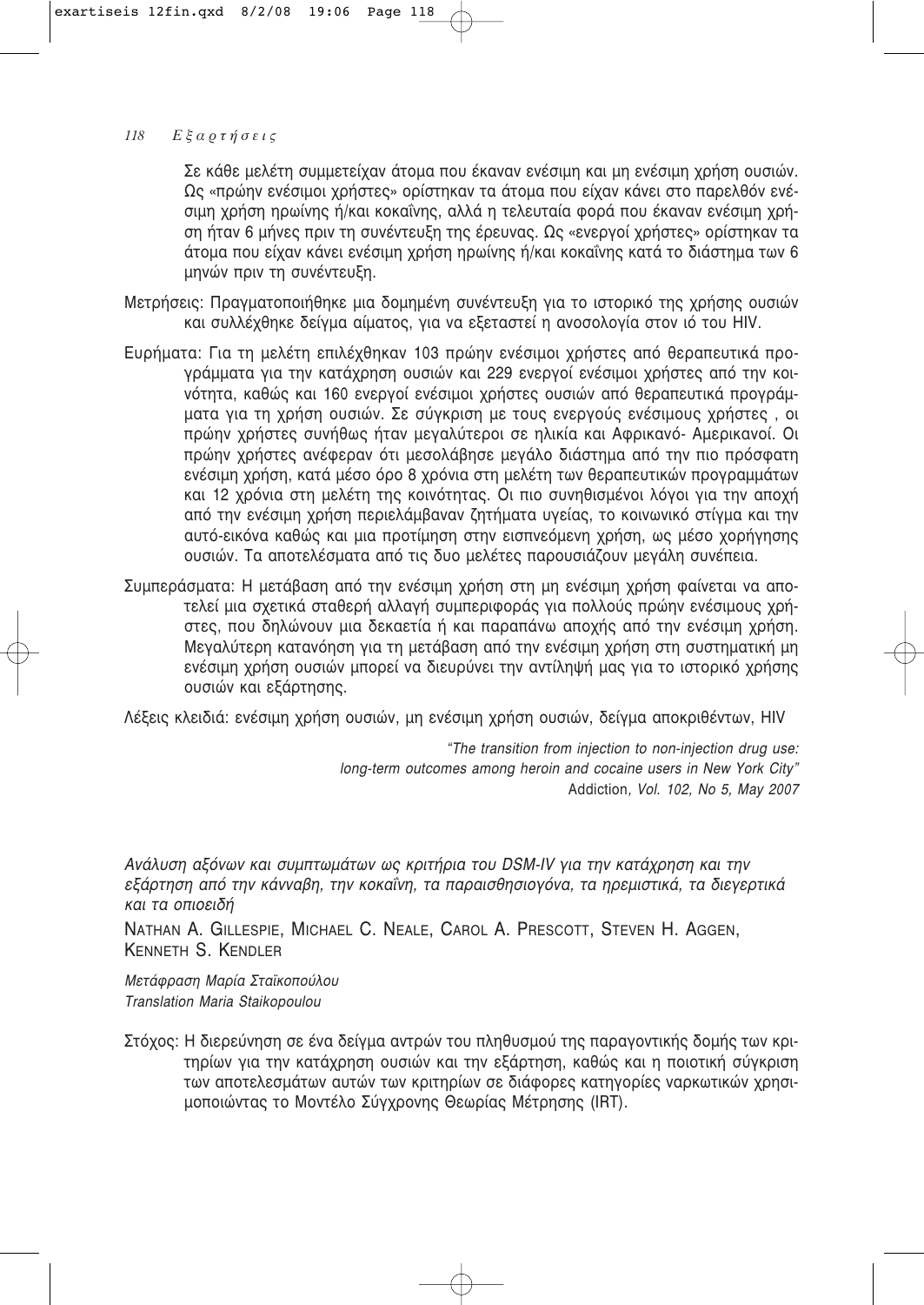Σε κάθε μελέτη συμμετείχαν άτομα που έκαναν ενέσιμη και μη ενέσιμη χρήση ουσιών. Ως «πρώην ενέσιμοι χρήστες» ορίστηκαν τα άτομα που είχαν κάνει στο παρελθόν ενέσιμη χρήση ηρωίνης ή/και κοκαΐνης, αλλά η τελευταία φορά που έκαναν ενέσιμη χρήση ήταν 6 μήνες πριν τη συνέντευξη της έρευνας. Ως «ενεργοί χρήστες» ορίστηκαν τα άτομα που είχαν κάνει ενέσιμη χρήση ηρωίνης ή/και κοκαΐνης κατά το διάστημα των 6 μηνών πριν τη συνέντευξη.

Μετρήσεις: Πραγματοποιήθηκε μια δομημένη συνέντευξη για το ιστορικό της χρήσης ουσιών και συλλέχθηκε δείγμα αίματος, για να εξεταστεί η ανοσολογία στον ιό του HIV.

Ευρήματα: Για τη μελέτη επιλέχθηκαν 103 πρώην ενέσιμοι χρήστες από θεραπευτικά προγράμματα για την κατάχρηση ουσιών και 229 ενεργοί ενέσιμοι χρήστες από την κοινότητα, καθώς και 160 ενεργοί ενέσιμοι χρήστες ουσιών από θεραπευτικά προγράμματα για τη χρήση ουσιών. Σε σύγκριση με τους ενεργούς ενέσιμους χρήστες , οι πρώην χρήστες συνήθως ήταν μεγαλύτεροι σε ηλικία και Αφρικανό- Αμερικανοί. Οι πρώην χρήστες ανέφεραν ότι μεσολάβησε μεγάλο διάστημα από την πιο πρόσφατη ενέσιμη χρήση, κατά μέσο όρο 8 χρόνια στη μελέτη των θεραπευτικών προγραμμάτων και 12 χρόνια στη μελέτη της κοινότητας. Οι πιο συνηθισμένοι λόγοι για την αποχή από την ενέσιμη χρήση περιελάμβαναν ζητήματα υγείας, το κοινωνικό στίγμα και την αυτό-εικόνα καθώς και μια προτίμηση στην εισπνεόμενη χρήση, ως μέσο χορήγησης ουσιών. Τα αποτελέσματα από τις δυο μελέτες παρουσιάζουν μεγάλη συνέπεια.

Συμπεράσματα: Η μετάβαση από την ενέσιμη χρήση στη μη ενέσιμη χρήση φαίνεται να αποτελεί μια σχετικά σταθερή αλλαγή συμπεριφοράς για πολλούς πρώην ενέσιμους χρήστες, που δηλώνουν μια δεκαετία ή και παραπάνω αποχής από την ενέσιμη χρήση. Μεγαλύτερη κατανόηση για τη μετάβαση από την ενέσιμη χρήση στη συστηματική μη ενέσιμη χρήση ουσιών μπορεί να διευρύνει την αντίληψή μας για το ιστορικό χρήσης ουσιών και εξάρτησης.

Λέξεις κλειδιά: ενέσιμη χρήση ουσιών, μη ενέσιμη χρήση ουσιών, δείγμα αποκριθέντων, HIV

*"The transition from injection to non-injection drug use: long-term outcomes among heroin and cocaine users in New York City"*
Addiction*, Vol. 102, No 5, May 2007*

*Ανάλυση αξόνων και συμπτωμάτων ως κριτήρια του DSM-IV για την κατάχρηση και την εξάρτηση από την κάνναβη, την κοκαΐνη, τα παραισθησιογόνα, τα ηρεμιστικά, τα διεγερτικά και τα οπιοειδή*

NATHAN A. GILLESPIE, MICHAEL C. NEALE, CAROL A. PRESCOTT, STEVEN H. AGGEN, KENNETH S. KENDLER

*Μετάφραση Μαρία Σταϊκοπούλου*
*Translation Maria Staikopoulou*

Στόχος: Η διερεύνηση σε ένα δείγμα αντρών του πληθυσμού της παραγοντικής δομής των κριτηρίων για την κατάχρηση ουσιών και την εξάρτηση, καθώς και η ποιοτική σύγκριση των αποτελεσμάτων αυτών των κριτηρίων σε διάφορες κατηγορίες ναρκωτικών χρησιμοποιώντας το Μοντέλο Σύγχρονης Θεωρίας Μέτρησης (IRT).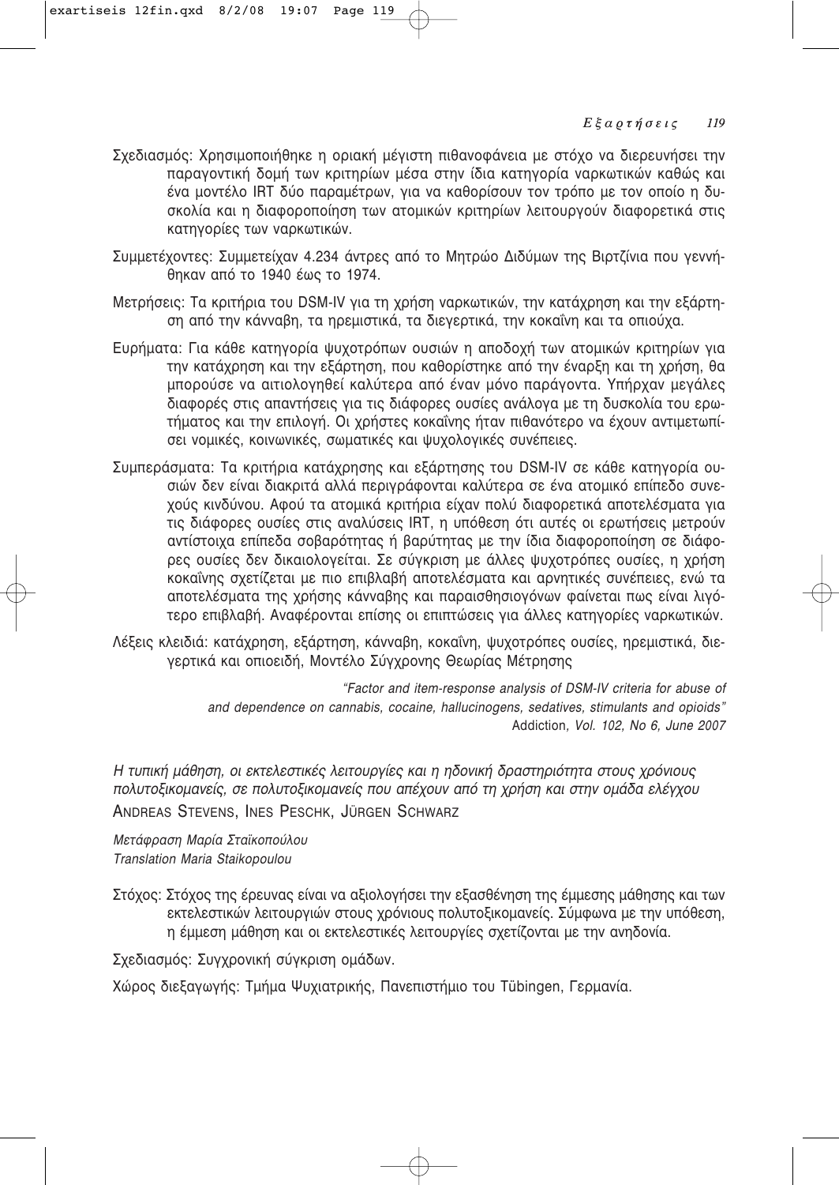Σχεδιασμός: Χρησιμοποιήθηκε η οριακή μέγιστη πιθανοφάνεια με στόχο να διερευνήσει την παραγοντική δομή των κριτηρίων μέσα στην ίδια κατηγορία ναρκωτικών καθώς και ένα μοντέλο IRT δύο παραμέτρων, για να καθορίσουν τον τρόπο με τον οποίο η δυσκολία και η διαφοροποίηση των ατομικών κριτηρίων λειτουργούν διαφορετικά στις κατηγορίες των ναρκωτικών.

Συμμετέχοντες: Συμμετείχαν 4.234 άντρες από το Μητρώο Διδύμων της Βιρτζίνια που γεννήθηκαν από το 1940 έως το 1974.

Μετρήσεις: Τα κριτήρια του DSM-IV για τη χρήση ναρκωτικών, την κατάχρηση και την εξάρτηση από την κάνναβη, τα ηρεμιστικά, τα διεγερτικά, την κοκαΐνη και τα οπιούχα.

Ευρήματα: Για κάθε κατηγορία ψυχοτρόπων ουσιών η αποδοχή των ατομικών κριτηρίων για την κατάχρηση και την εξάρτηση, που καθορίστηκε από την έναρξη και τη χρήση, θα μπορούσε να αιτιολογηθεί καλύτερα από έναν μόνο παράγοντα. Υπήρχαν μεγάλες διαφορές στις απαντήσεις για τις διάφορες ουσίες ανάλογα με τη δυσκολία του ερωτήματος και την επιλογή. Οι χρήστες κοκαΐνης ήταν πιθανότερο να έχουν αντιμετωπίσει νομικές, κοινωνικές, σωματικές και ψυχολογικές συνέπειες.

Συμπεράσματα: Τα κριτήρια κατάχρησης και εξάρτησης του DSM-IV σε κάθε κατηγορία ουσιών δεν είναι διακριτά αλλά περιγράφονται καλύτερα σε ένα ατομικό επίπεδο συνεχούς κινδύνου. Αφού τα ατομικά κριτήρια είχαν πολύ διαφορετικά αποτελέσματα για τις διάφορες ουσίες στις αναλύσεις IRT, η υπόθεση ότι αυτές οι ερωτήσεις μετρούν αντίστοιχα επίπεδα σοβαρότητας ή βαρύτητας με την ίδια διαφοροποίηση σε διάφορες ουσίες δεν δικαιολογείται. Σε σύγκριση με άλλες ψυχοτρόπες ουσίες, η χρήση κοκαΐνης σχετίζεται με πιο επιβλαβή αποτελέσματα και αρνητικές συνέπειες, ενώ τα αποτελέσματα της χρήσης κάνναβης και παραισθησιογόνων φαίνεται πως είναι λιγότερο επιβλαβή. Αναφέρονται επίσης οι επιπτώσεις για άλλες κατηγορίες ναρκωτικών.

Λέξεις κλειδιά: κατάχρηση, εξάρτηση, κάνναβη, κοκαΐνη, ψυχοτρόπες ουσίες, ηρεμιστικά, διεγερτικά και οπιοειδή, Μοντέλο Σύγχρονης Θεωρίας Μέτρησης

*"Factor and item-response analysis of DSM-IV criteria for abuse of and dependence on cannabis, cocaine, hallucinogens, sedatives, stimulants and opioids"*
Addiction, *Vol. 102, No 6, June 2007*

*Η τυπική μάθηση, οι εκτελεστικές λειτουργίες και η ηδονική δραστηριότητα στους χρόνιους πολυτοξικομανείς, σε πολυτοξικομανείς που απέχουν από τη χρήση και στην ομάδα ελέγχου*

ANDREAS STEVENS, INES PESCHK, JÜRGEN SCHWARZ

*Μετάφραση Μαρία Σταϊκοπούλου*
*Translation Maria Staikopoulou*

Στόχος: Στόχος της έρευνας είναι να αξιολογήσει την εξασθένηση της έμμεσης μάθησης και των εκτελεστικών λειτουργιών στους χρόνιους πολυτοξικομανείς. Σύμφωνα με την υπόθεση, η έμμεση μάθηση και οι εκτελεστικές λειτουργίες σχετίζονται με την ανηδονία.

Σχεδιασμός: Συγχρονική σύγκριση ομάδων.

Χώρος διεξαγωγής: Τμήμα Ψυχιατρικής, Πανεπιστήμιο του Tübingen, Γερμανία.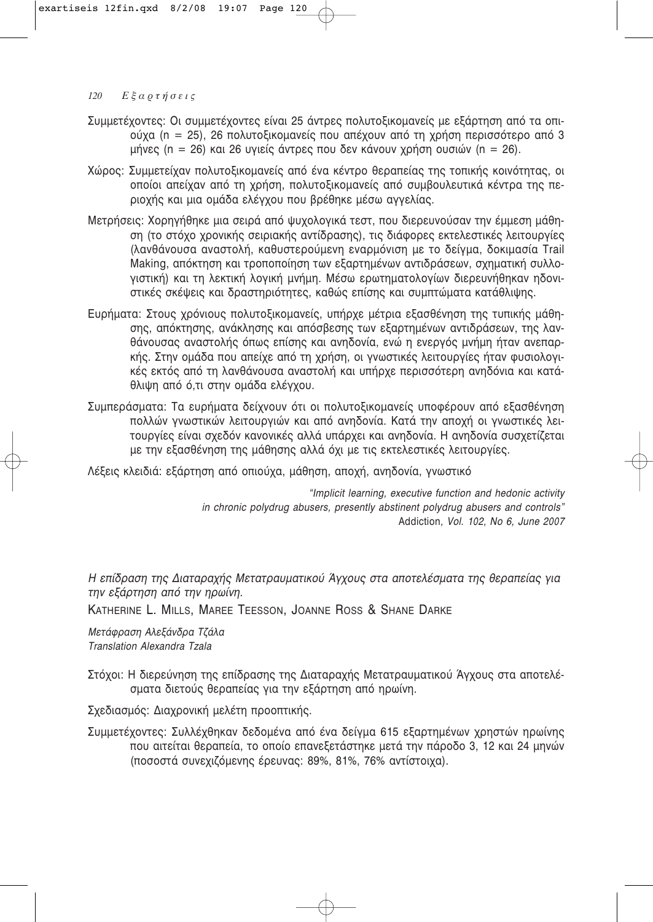Συμμετέχοντες: Οι συμμετέχοντες είναι 25 άντρες πολυτοξικομανείς με εξάρτηση από τα οπιούχα (n = 25), 26 πολυτοξικομανείς που απέχουν από τη χρήση περισσότερο από 3 μήνες (n = 26) και 26 υγιείς άντρες που δεν κάνουν χρήση ουσιών (n = 26).

Χώρος: Συμμετείχαν πολυτοξικομανείς από ένα κέντρο θεραπείας της τοπικής κοινότητας, οι οποίοι απείχαν από τη χρήση, πολυτοξικομανείς από συμβουλευτικά κέντρα της περιοχής και μια ομάδα ελέγχου που βρέθηκε μέσω αγγελίας.

Μετρήσεις: Χορηγήθηκε μια σειρά από ψυχολογικά τεστ, που διερευνούσαν την έμμεση μάθηση (το στόχο χρονικής σειριακής αντίδρασης), τις διάφορες εκτελεστικές λειτουργίες (λανθάνουσα αναστολή, καθυστερούμενη εναρμόνιση με το δείγμα, δοκιμασία Trail Making, απόκτηση και τροποποίηση των εξαρτημένων αντιδράσεων, σχηματική συλλογιστική) και τη λεκτική λογική μνήμη. Μέσω ερωτηματολογίων διερευνήθηκαν ηδονιστικές σκέψεις και δραστηριότητες, καθώς επίσης και συμπτώματα κατάθλιψης.

Ευρήματα: Στους χρόνιους πολυτοξικομανείς, υπήρχε μέτρια εξασθένηση της τυπικής μάθησης, απόκτησης, ανάκλησης και απόσβεσης των εξαρτημένων αντιδράσεων, της λανθάνουσας αναστολής όπως επίσης και ανηδονία, ενώ η ενεργός μνήμη ήταν ανεπαρκής. Στην ομάδα που απείχε από τη χρήση, οι γνωστικές λειτουργίες ήταν φυσιολογικές εκτός από τη λανθάνουσα αναστολή και υπήρχε περισσότερη ανηδόνια και κατάθλιψη από ό,τι στην ομάδα ελέγχου.

Συμπεράσματα: Τα ευρήματα δείχνουν ότι οι πολυτοξικομανείς υποφέρουν από εξασθένηση πολλών γνωστικών λειτουργιών και από ανηδονία. Κατά την αποχή οι γνωστικές λειτουργίες είναι σχεδόν κανονικές αλλά υπάρχει και ανηδονία. Η ανηδονία συσχετίζεται με την εξασθένηση της μάθησης αλλά όχι με τις εκτελεστικές λειτουργίες.

Λέξεις κλειδιά: εξάρτηση από οπιούχα, μάθηση, αποχή, ανηδονία, γνωστικό

*"Implicit learning, executive function and hedonic activity in chronic polydrug abusers, presently abstinent polydrug abusers and controls"*
Addiction, *Vol. 102, No 6, June 2007*

*Η επίδραση της Διαταραχής Μετατραυματικού Άγχους στα αποτελέσματα της θεραπείας για την εξάρτηση από την ηρωίνη.*

KATHERINE L. MILLS, MAREE TEESSON, JOANNE ROSS & SHANE DARKE

*Μετάφραση Αλεξάνδρα Τζάλα*
*Translation Alexandra Tzala*

Στόχοι: Η διερεύνηση της επίδρασης της Διαταραχής Μετατραυματικού Άγχους στα αποτελέσματα διετούς θεραπείας για την εξάρτηση από ηρωίνη.

Σχεδιασμός: Διαχρονική μελέτη προοπτικής.

Συμμετέχοντες: Συλλέχθηκαν δεδομένα από ένα δείγμα 615 εξαρτημένων χρηστών ηρωίνης που αιτείται θεραπεία, το οποίο επανεξετάστηκε μετά την πάροδο 3, 12 και 24 μηνών (ποσοστά συνεχιζόμενης έρευνας: 89%, 81%, 76% αντίστοιχα).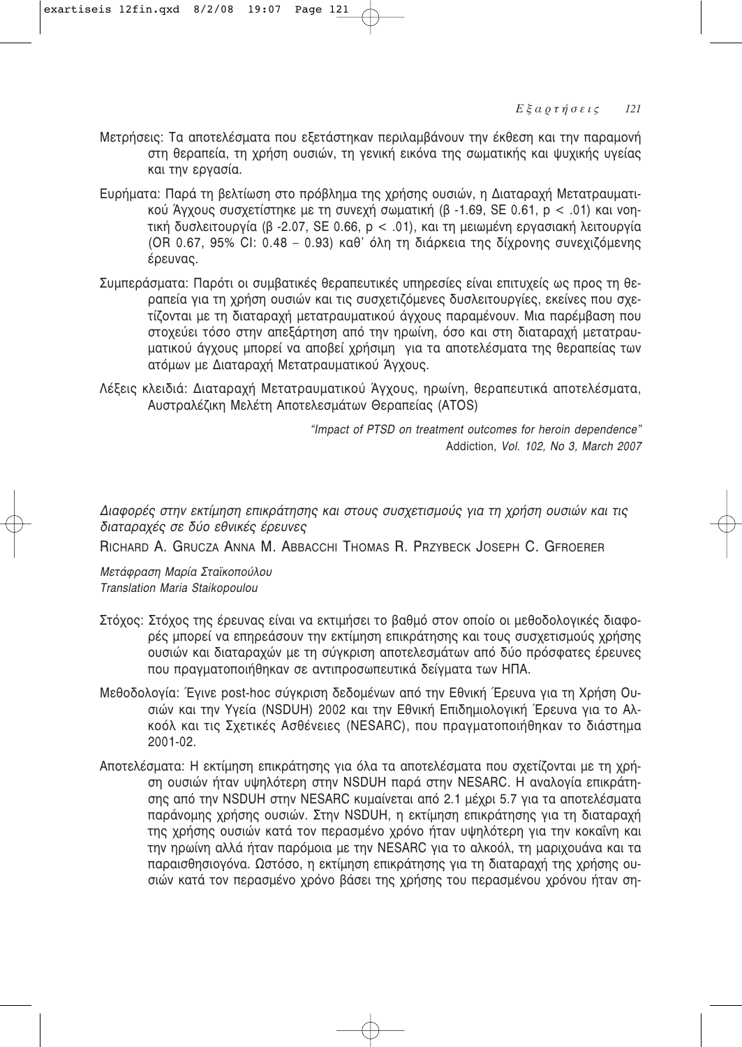Μετρήσεις: Τα αποτελέσματα που εξετάστηκαν περιλαμβάνουν την έκθεση και την παραμονή στη θεραπεία, τη χρήση ουσιών, τη γενική εικόνα της σωματικής και ψυχικής υγείας και την εργασία.

Ευρήματα: Παρά τη βελτίωση στο πρόβλημα της χρήσης ουσιών, η Διαταραχή Μετατραυματικού Άγχους συσχετίστηκε με τη συνεχή σωματική (β -1.69, SE 0.61, $p < .01$) και νοητική δυσλειτουργία (β -2.07, SE 0.66, $p < .01$), και τη μειωμένη εργασιακή λειτουργία (OR 0.67, 95% CI: 0.48 – 0.93) καθ' όλη τη διάρκεια της δίχρονης συνεχιζόμενης έρευνας.

Συμπεράσματα: Παρότι οι συμβατικές θεραπευτικές υπηρεσίες είναι επιτυχείς ως προς τη θεραπεία για τη χρήση ουσιών και τις συσχετιζόμενες δυσλειτουργίες, εκείνες που σχετίζονται με τη διαταραχή μετατραυματικού άγχους παραμένουν. Μια παρέμβαση που στοχεύει τόσο στην απεξάρτηση από την ηρωίνη, όσο και στη διαταραχή μετατραυματικού άγχους μπορεί να αποβεί χρήσιμη για τα αποτελέσματα της θεραπείας των ατόμων με Διαταραχή Μετατραυματικού Άγχους.

Λέξεις κλειδιά: Διαταραχή Μετατραυματικού Άγχους, ηρωίνη, θεραπευτικά αποτελέσματα, Αυστραλέζικη Μελέτη Αποτελεσμάτων Θεραπείας (ATOS)

*"Impact of PTSD on treatment outcomes for heroin dependence"*
Addiction*, Vol. 102, No 3, March 2007*

*Διαφορές στην εκτίμηση επικράτησης και στους συσχετισμούς για τη χρήση ουσιών και τις διαταραχές σε δύο εθνικές έρευνες*

RICHARD A. GRUCZA ANNA M. ABBACCHI THOMAS R. PRZYBECK JOSEPH C. GFROERER

*Μετάφραση Μαρία Σταϊκοπούλου*
*Translation Maria Staikopoulou*

Στόχος: Στόχος της έρευνας είναι να εκτιμήσει το βαθμό στον οποίο οι μεθοδολογικές διαφορές μπορεί να επηρεάσουν την εκτίμηση επικράτησης και τους συσχετισμούς χρήσης ουσιών και διαταραχών με τη σύγκριση αποτελεσμάτων από δύο πρόσφατες έρευνες που πραγματοποιήθηκαν σε αντιπροσωπευτικά δείγματα των ΗΠΑ.

Μεθοδολογία: Έγινε post-hoc σύγκριση δεδομένων από την Εθνική Έρευνα για τη Χρήση Ουσιών και την Υγεία (NSDUH) 2002 και την Εθνική Επιδημιολογική Έρευνα για το Αλκοόλ και τις Σχετικές Ασθένειες (NESARC), που πραγματοποιήθηκαν το διάστημα 2001-02.

Αποτελέσματα: Η εκτίμηση επικράτησης για όλα τα αποτελέσματα που σχετίζονται με τη χρήση ουσιών ήταν υψηλότερη στην NSDUH παρά στην NESARC. Η αναλογία επικράτησης από την NSDUH στην NESARC κυμαίνεται από 2.1 μέχρι 5.7 για τα αποτελέσματα παράνομης χρήσης ουσιών. Στην NSDUH, η εκτίμηση επικράτησης για τη διαταραχή της χρήσης ουσιών κατά τον περασμένο χρόνο ήταν υψηλότερη για την κοκαΐνη και την ηρωίνη αλλά ήταν παρόμοια με την NESARC για το αλκοόλ, τη μαριχουάνα και τα παραισθησιογόνα. Ωστόσο, η εκτίμηση επικράτησης για τη διαταραχή της χρήσης ουσιών κατά τον περασμένο χρόνο βάσει της χρήσης του περασμένου χρόνου ήταν ση-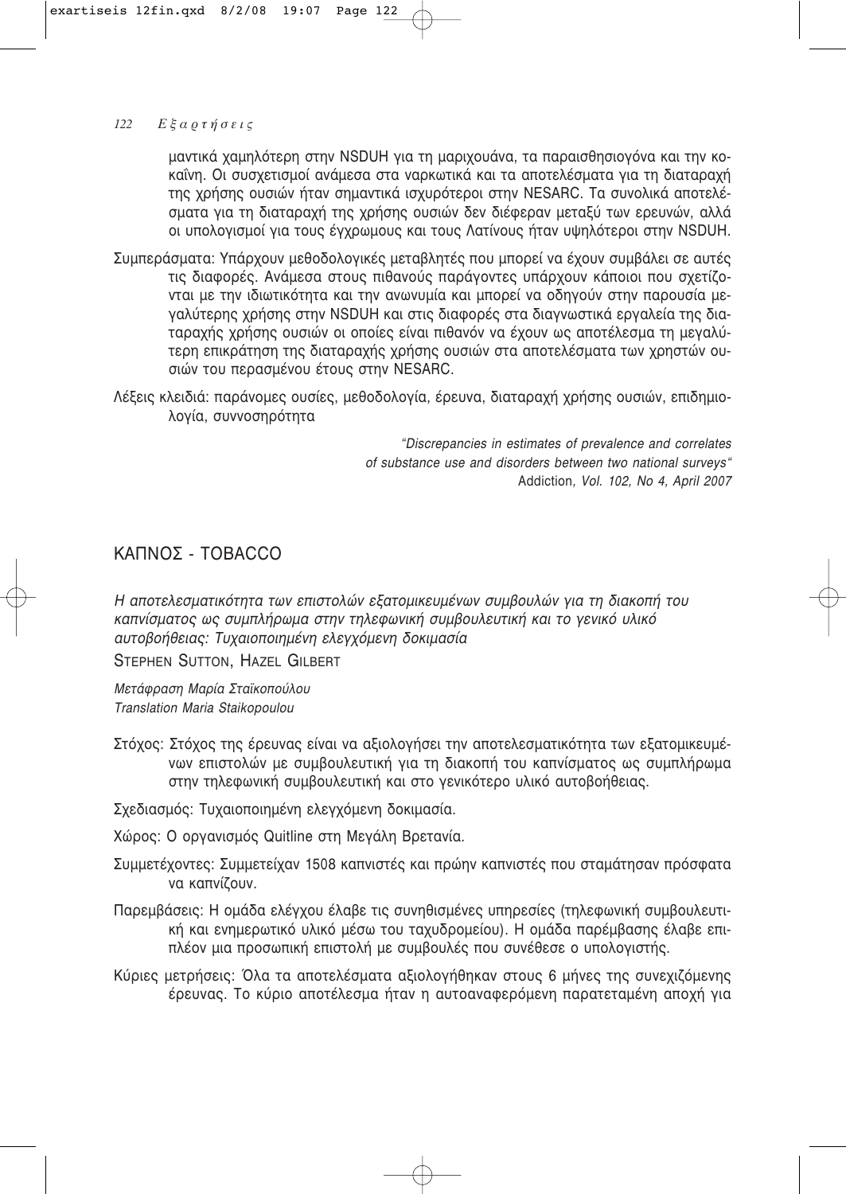μαντικά χαμηλότερη στην NSDUH για τη μαριχουάνα, τα παραισθησιογόνα και την κοκαΐνη. Οι συσχετισμοί ανάμεσα στα ναρκωτικά και τα αποτελέσματα για τη διαταραχή της χρήσης ουσιών ήταν σημαντικά ισχυρότεροι στην NESARC. Τα συνολικά αποτελέσματα για τη διαταραχή της χρήσης ουσιών δεν διέφεραν μεταξύ των ερευνών, αλλά οι υπολογισμοί για τους έγχρωμους και τους Λατίνους ήταν υψηλότεροι στην NSDUH.

Συμπεράσματα: Υπάρχουν μεθοδολογικές μεταβλητές που μπορεί να έχουν συμβάλει σε αυτές τις διαφορές. Ανάμεσα στους πιθανούς παράγοντες υπάρχουν κάποιοι που σχετίζονται με την ιδιωτικότητα και την ανωνυμία και μπορεί να οδηγούν στην παρουσία μεγαλύτερης χρήσης στην NSDUH και στις διαφορές στα διαγνωστικά εργαλεία της διαταραχής χρήσης ουσιών οι οποίες είναι πιθανόν να έχουν ως αποτέλεσμα τη μεγαλύτερη επικράτηση της διαταραχής χρήσης ουσιών στα αποτελέσματα των χρηστών ουσιών του περασμένου έτους στην NESARC.

Λέξεις κλειδιά: παράνομες ουσίες, μεθοδολογία, έρευνα, διαταραχή χρήσης ουσιών, επιδημιολογία, συννοσηρότητα

*"Discrepancies in estimates of prevalence and correlates of substance use and disorders between two national surveys"*
Addiction*, Vol. 102, No 4, April 2007*

## ΚΑΠΝΟΣ - TOBACCO

*Η αποτελεσματικότητα των επιστολών εξατομικευμένων συμβουλών για τη διακοπή του καπνίσματος ως συμπλήρωμα στην τηλεφωνική συμβουλευτική και το γενικό υλικό αυτοβοήθειας: Τυχαιοποιημένη ελεγχόμενη δοκιμασία*

STEPHEN SUTTON, HAZEL GILBERT

*Μετάφραση Μαρία Σταϊκοπούλου*
*Translation Maria Staikopoulou*

Στόχος: Στόχος της έρευνας είναι να αξιολογήσει την αποτελεσματικότητα των εξατομικευμένων επιστολών με συμβουλευτική για τη διακοπή του καπνίσματος ως συμπλήρωμα στην τηλεφωνική συμβουλευτική και στο γενικότερο υλικό αυτοβοήθειας.

Σχεδιασμός: Τυχαιοποιημένη ελεγχόμενη δοκιμασία.

Χώρος: Ο οργανισμός Quitline στη Μεγάλη Βρετανία.

Συμμετέχοντες: Συμμετείχαν 1508 καπνιστές και πρώην καπνιστές που σταμάτησαν πρόσφατα να καπνίζουν.

Παρεμβάσεις: Η ομάδα ελέγχου έλαβε τις συνηθισμένες υπηρεσίες (τηλεφωνική συμβουλευτική και ενημερωτικό υλικό μέσω του ταχυδρομείου). Η ομάδα παρέμβασης έλαβε επιπλέον μια προσωπική επιστολή με συμβουλές που συνέθεσε ο υπολογιστής.

Κύριες μετρήσεις: Όλα τα αποτελέσματα αξιολογήθηκαν στους 6 μήνες της συνεχιζόμενης έρευνας. Το κύριο αποτέλεσμα ήταν η αυτοαναφερόμενη παρατεταμένη αποχή για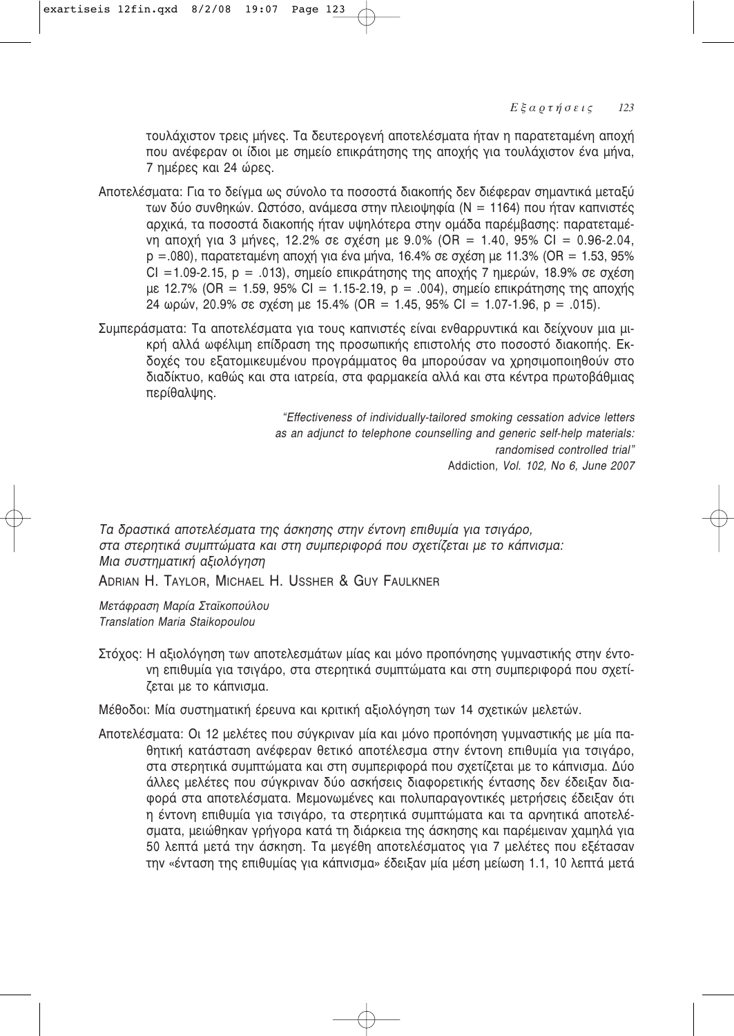τουλάχιστον τρεις μήνες. Τα δευτερογενή αποτελέσματα ήταν η παρατεταμένη αποχή που ανέφεραν οι ίδιοι με σημείο επικράτησης της αποχής για τουλάχιστον ένα μήνα, 7 ημέρες και 24 ώρες.

Αποτελέσματα: Για το δείγμα ως σύνολο τα ποσοστά διακοπής δεν διέφεραν σημαντικά μεταξύ των δύο συνθηκών. Ωστόσο, ανάμεσα στην πλειοψηφία (N = 1164) που ήταν καπνιστές αρχικά, τα ποσοστά διακοπής ήταν υψηλότερα στην ομάδα παρέμβασης: παρατεταμένη αποχή για 3 μήνες, 12.2% σε σχέση με 9.0% (OR = 1.40, 95% CI = 0.96-2.04, p =.080), παρατεταμένη αποχή για ένα μήνα, 16.4% σε σχέση με 11.3% (OR = 1.53, 95% CI =1.09-2.15, p = .013), σημείο επικράτησης της αποχής 7 ημερών, 18.9% σε σχέση με 12.7% (OR = 1.59, 95% CI = 1.15-2.19, p = .004), σημείο επικράτησης της αποχής 24 ωρών, 20.9% σε σχέση με 15.4% (OR = 1.45, 95% CI = 1.07-1.96, p = .015).

Συμπεράσματα: Τα αποτελέσματα για τους καπνιστές είναι ενθαρρυντικά και δείχνουν μια μικρή αλλά ωφέλιμη επίδραση της προσωπικής επιστολής στο ποσοστό διακοπής. Εκδοχές του εξατομικευμένου προγράμματος θα μπορούσαν να χρησιμοποιηθούν στο διαδίκτυο, καθώς και στα ιατρεία, στα φαρμακεία αλλά και στα κέντρα πρωτοβάθμιας περίθαλψης.

*"Effectiveness of individually-tailored smoking cessation advice letters as an adjunct to telephone counselling and generic self-help materials: randomised controlled trial"*
Addiction*, Vol. 102, No 6, June 2007*

*Τα δραστικά αποτελέσματα της άσκησης στην έντονη επιθυμία για τσιγάρο, στα στερητικά συμπτώματα και στη συμπεριφορά που σχετίζεται με το κάπνισμα: Μια συστηματική αξιολόγηση*

ADRIAN H. TAYLOR, MICHAEL H. USSHER & GUY FAULKNER

*Μετάφραση Μαρία Σταϊκοπούλου*
*Translation Maria Staikopoulou*

Στόχος: Η αξιολόγηση των αποτελεσμάτων μίας και μόνο προπόνησης γυμναστικής στην έντονη επιθυμία για τσιγάρο, στα στερητικά συμπτώματα και στη συμπεριφορά που σχετίζεται με το κάπνισμα.

Μέθοδοι: Μία συστηματική έρευνα και κριτική αξιολόγηση των 14 σχετικών μελετών.

Αποτελέσματα: Οι 12 μελέτες που σύγκριναν μία και μόνο προπόνηση γυμναστικής με μία παθητική κατάσταση ανέφεραν θετικό αποτέλεσμα στην έντονη επιθυμία για τσιγάρο, στα στερητικά συμπτώματα και στη συμπεριφορά που σχετίζεται με το κάπνισμα. Δύο άλλες μελέτες που σύγκριναν δύο ασκήσεις διαφορετικής έντασης δεν έδειξαν διαφορά στα αποτελέσματα. Μεμονωμένες και πολυπαραγοντικές μετρήσεις έδειξαν ότι η έντονη επιθυμία για τσιγάρο, τα στερητικά συμπτώματα και τα αρνητικά αποτελέσματα, μειώθηκαν γρήγορα κατά τη διάρκεια της άσκησης και παρέμειναν χαμηλά για 50 λεπτά μετά την άσκηση. Τα μεγέθη αποτελέσματος για 7 μελέτες που εξέτασαν την «ένταση της επιθυμίας για κάπνισμα» έδειξαν μία μέση μείωση 1.1, 10 λεπτά μετά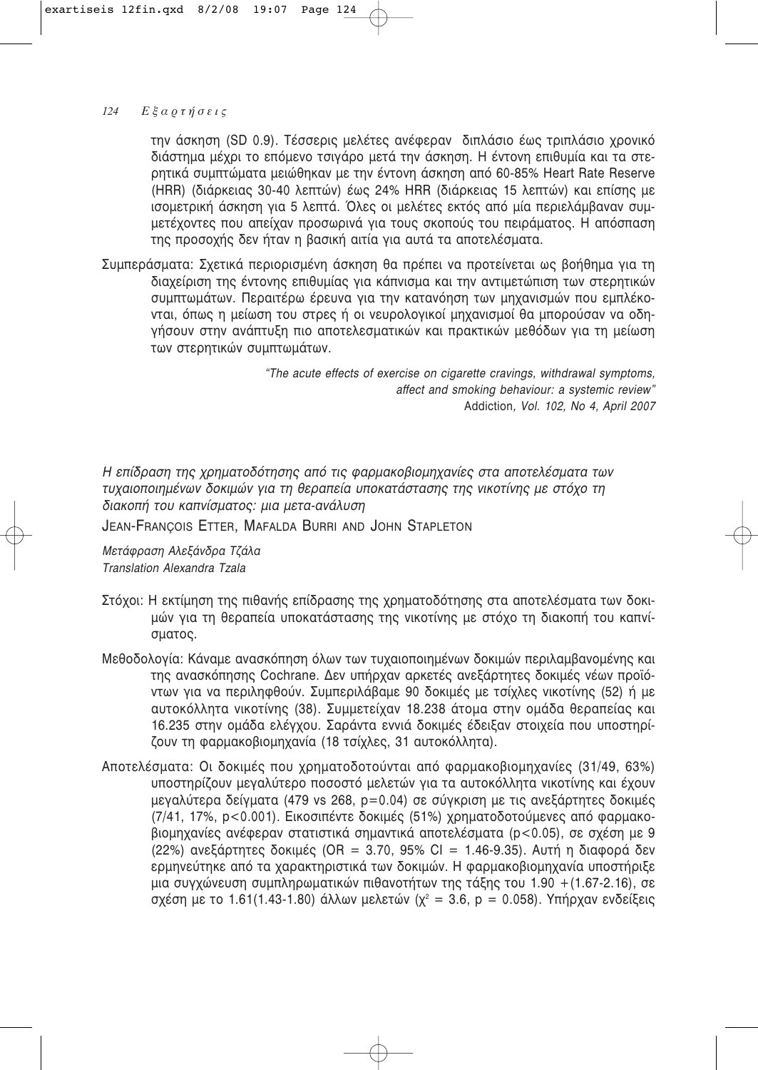την άσκηση (SD 0.9). Τέσσερις μελέτες ανέφεραν διπλάσιο έως τριπλάσιο χρονικό διάστημα μέχρι το επόμενο τσιγάρο μετά την άσκηση. Η έντονη επιθυμία και τα στερητικά συμπτώματα μειώθηκαν με την έντονη άσκηση από 60-85% Heart Rate Reserve (HRR) (διάρκειας 30-40 λεπτών) έως 24% HRR (διάρκειας 15 λεπτών) και επίσης με ισομετρική άσκηση για 5 λεπτά. Όλες οι μελέτες εκτός από μία περιελάμβαναν συμμετέχοντες που απείχαν προσωρινά για τους σκοπούς του πειράματος. Η απόσπαση της προσοχής δεν ήταν η βασική αιτία για αυτά τα αποτελέσματα.

Συμπεράσματα: Σχετικά περιορισμένη άσκηση θα πρέπει να προτείνεται ως βοήθημα για τη διαχείριση της έντονης επιθυμίας για κάπνισμα και την αντιμετώπιση των στερητικών συμπτωμάτων. Περαιτέρω έρευνα για την κατανόηση των μηχανισμών που εμπλέκονται, όπως η μείωση του στρες ή οι νευρολογικοί μηχανισμοί θα μπορούσαν να οδηγήσουν στην ανάπτυξη πιο αποτελεσματικών και πρακτικών μεθόδων για τη μείωση των στερητικών συμπτωμάτων.

*"The acute effects of exercise on cigarette cravings, withdrawal symptoms, affect and smoking behaviour: a systemic review"*
Addiction, *Vol. 102, No 4, April 2007*

*Η επίδραση της χρηματοδότησης από τις φαρμακοβιομηχανίες στα αποτελέσματα των τυχαιοποιημένων δοκιμών για τη θεραπεία υποκατάστασης της νικοτίνης με στόχο τη διακοπή του καπνίσματος: μια μετα-ανάλυση*

JEAN-FRANÇOIS ETTER, MAFALDA BURRI AND JOHN STAPLETON

*Μετάφραση Αλεξάνδρα Τζάλα*
*Translation Alexandra Tzala*

Στόχοι: Η εκτίμηση της πιθανής επίδρασης της χρηματοδότησης στα αποτελέσματα των δοκιμών για τη θεραπεία υποκατάστασης της νικοτίνης με στόχο τη διακοπή του καπνίσματος.

Μεθοδολογία: Κάναμε ανασκόπηση όλων των τυχαιοποιημένων δοκιμών περιλαμβανομένης και της ανασκόπησης Cochrane. Δεν υπήρχαν αρκετές ανεξάρτητες δοκιμές νέων προϊόντων για να περιληφθούν. Συμπεριλάβαμε 90 δοκιμές με τσίχλες νικοτίνης (52) ή με αυτοκόλλητα νικοτίνης (38). Συμμετείχαν 18.238 άτομα στην ομάδα θεραπείας και 16.235 στην ομάδα ελέγχου. Σαράντα εννιά δοκιμές έδειξαν στοιχεία που υποστηρίζουν τη φαρμακοβιομηχανία (18 τσίχλες, 31 αυτοκόλλητα).

Αποτελέσματα: Οι δοκιμές που χρηματοδοτούνται από φαρμακοβιομηχανίες (31/49, 63%) υποστηρίζουν μεγαλύτερο ποσοστό μελετών για τα αυτοκόλλητα νικοτίνης και έχουν μεγαλύτερα δείγματα (479 vs 268, $p=0.04$) σε σύγκριση με τις ανεξάρτητες δοκιμές (7/41, 17%, $p<0.001$). Εικοσιπέντε δοκιμές (51%) χρηματοδοτούμενες από φαρμακοβιομηχανίες ανέφεραν στατιστικά σημαντικά αποτελέσματα ($p<0.05$), σε σχέση με 9 (22%) ανεξάρτητες δοκιμές (OR = 3.70, 95% CI = 1.46-9.35). Αυτή η διαφορά δεν ερμηνεύτηκε από τα χαρακτηριστικά των δοκιμών. Η φαρμακοβιομηχανία υποστήριξε μια συγχώνευση συμπληρωματικών πιθανοτήτων της τάξης του 1.90 +(1.67-2.16), σε σχέση με το 1.61(1.43-1.80) άλλων μελετών ($\chi^2 = 3.6$, $p = 0.058$). Υπήρχαν ενδείξεις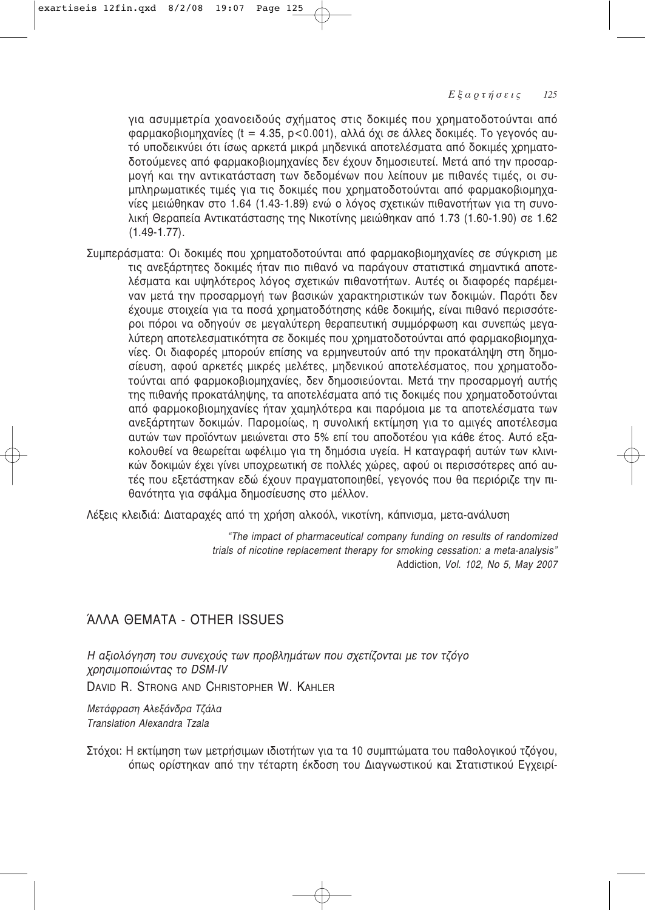για ασυμμετρία χοανοειδούς σχήματος στις δοκιμές που χρηματοδοτούνται από φαρμακοβιομηχανίες ($t = 4.35$, $p<0.001$), αλλά όχι σε άλλες δοκιμές. Το γεγονός αυτό υποδεικνύει ότι ίσως αρκετά μικρά μηδενικά αποτελέσματα από δοκιμές χρηματοδοτούμενες από φαρμακοβιομηχανίες δεν έχουν δημοσιευτεί. Μετά από την προσαρμογή και την αντικατάσταση των δεδομένων που λείπουν με πιθανές τιμές, οι συμπληρωματικές τιμές για τις δοκιμές που χρηματοδοτούνται από φαρμακοβιομηχανίες μειώθηκαν στο 1.64 (1.43-1.89) ενώ ο λόγος σχετικών πιθανοτήτων για τη συνολική Θεραπεία Αντικατάστασης της Νικοτίνης μειώθηκαν από 1.73 (1.60-1.90) σε 1.62 (1.49-1.77).

Συμπεράσματα: Οι δοκιμές που χρηματοδοτούνται από φαρμακοβιομηχανίες σε σύγκριση με τις ανεξάρτητες δοκιμές ήταν πιο πιθανό να παράγουν στατιστικά σημαντικά αποτελέσματα και υψηλότερος λόγος σχετικών πιθανοτήτων. Αυτές οι διαφορές παρέμειναν μετά την προσαρμογή των βασικών χαρακτηριστικών των δοκιμών. Παρότι δεν έχουμε στοιχεία για τα ποσά χρηματοδότησης κάθε δοκιμής, είναι πιθανό περισσότεροι πόροι να οδηγούν σε μεγαλύτερη θεραπευτική συμμόρφωση και συνεπώς μεγαλύτερη αποτελεσματικότητα σε δοκιμές που χρηματοδοτούνται από φαρμακοβιομηχανίες. Οι διαφορές μπορούν επίσης να ερμηνευτούν από την προκατάληψη στη δημοσίευση, αφού αρκετές μικρές μελέτες, μηδενικού αποτελέσματος, που χρηματοδοτούνται από φαρμοκοβιομηχανίες, δεν δημοσιεύονται. Μετά την προσαρμογή αυτής της πιθανής προκατάληψης, τα αποτελέσματα από τις δοκιμές που χρηματοδοτούνται από φαρμοκοβιομηχανίες ήταν χαμηλότερα και παρόμοια με τα αποτελέσματα των ανεξάρτητων δοκιμών. Παρομοίως, η συνολική εκτίμηση για το αμιγές αποτέλεσμα αυτών των προϊόντων μειώνεται στο 5% επί του αποδοτέου για κάθε έτος. Αυτό εξακολουθεί να θεωρείται ωφέλιμο για τη δημόσια υγεία. Η καταγραφή αυτών των κλινικών δοκιμών έχει γίνει υποχρεωτική σε πολλές χώρες, αφού οι περισσότερες από αυτές που εξετάστηκαν εδώ έχουν πραγματοποιηθεί, γεγονός που θα περιόριζε την πιθανότητα για σφάλμα δημοσίευσης στο μέλλον.

Λέξεις κλειδιά: Διαταραχές από τη χρήση αλκοόλ, νικοτίνη, κάπνισμα, μετα-ανάλυση

*"The impact of pharmaceutical company funding on results of randomized trials of nicotine replacement therapy for smoking cessation: a meta-analysis"*
Addiction*, Vol. 102, No 5, May 2007*

## ΆΛΛΑ ΘΕΜΑΤΑ - OTHER ISSUES

*Η αξιολόγηση του συνεχούς των προβλημάτων που σχετίζονται με τον τζόγο χρησιμοποιώντας το DSM-IV*

DAVID R. STRONG AND CHRISTOPHER W. KAHLER

*Μετάφραση Αλεξάνδρα Τζάλα*
*Translation Alexandra Tzala*

Στόχοι: Η εκτίμηση των μετρήσιμων ιδιοτήτων για τα 10 συμπτώματα του παθολογικού τζόγου, όπως ορίστηκαν από την τέταρτη έκδοση του Διαγνωστικού και Στατιστικού Εγχειρί-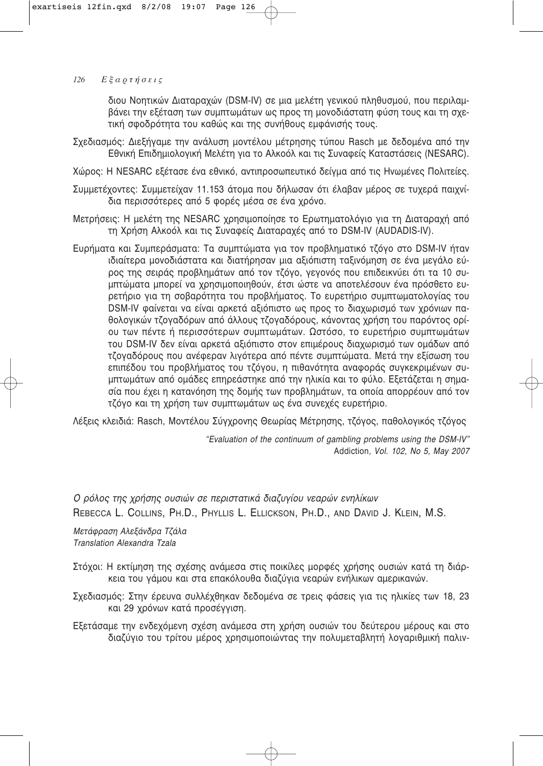διου Νοητικών Διαταραχών (DSM-IV) σε μια μελέτη γενικού πληθυσμού, που περιλαμβάνει την εξέταση των συμπτωμάτων ως προς τη μονοδιάστατη φύση τους και τη σχετική σφοδρότητα του καθώς και της συνήθους εμφάνισής τους.

Σχεδιασμός: Διεξήγαμε την ανάλυση μοντέλου μέτρησης τύπου Rasch με δεδομένα από την Εθνική Επιδημιολογική Μελέτη για το Αλκοόλ και τις Συναφείς Καταστάσεις (NESARC).

Χώρος: Η NESARC εξέτασε ένα εθνικό, αντιπροσωπευτικό δείγμα από τις Ηνωμένες Πολιτείες.

Συμμετέχοντες: Συμμετείχαν 11.153 άτομα που δήλωσαν ότι έλαβαν μέρος σε τυχερά παιχνίδια περισσότερες από 5 φορές μέσα σε ένα χρόνο.

Μετρήσεις: Η μελέτη της NESARC χρησιμοποίησε το Ερωτηματολόγιο για τη Διαταραχή από τη Χρήση Αλκοόλ και τις Συναφείς Διαταραχές από το DSM-IV (AUDADIS-IV).

Ευρήματα και Συμπεράσματα: Τα συμπτώματα για τον προβληματικό τζόγο στο DSM-IV ήταν ιδιαίτερα μονοδιάστατα και διατήρησαν μια αξιόπιστη ταξινόμηση σε ένα μεγάλο εύρος της σειράς προβλημάτων από τον τζόγο, γεγονός που επιδεικνύει ότι τα 10 συμπτώματα μπορεί να χρησιμοποιηθούν, έτσι ώστε να αποτελέσουν ένα πρόσθετο ευρετήριο για τη σοβαρότητα του προβλήματος. Το ευρετήριο συμπτωματολογίας του DSM-IV φαίνεται να είναι αρκετά αξιόπιστο ως προς το διαχωρισμό των χρόνιων παθολογικών τζογαδόρων από άλλους τζογαδόρους, κάνοντας χρήση του παρόντος ορίου των πέντε ή περισσότερων συμπτωμάτων. Ωστόσο, το ευρετήριο συμπτωμάτων του DSM-IV δεν είναι αρκετά αξιόπιστο στον επιμέρους διαχωρισμό των ομάδων από τζογαδόρους που ανέφεραν λιγότερα από πέντε συμπτώματα. Μετά την εξίσωση του επιπέδου του προβλήματος του τζόγου, η πιθανότητα αναφοράς συγκεκριμένων συμπτωμάτων από ομάδες επηρεάστηκε από την ηλικία και το φύλο. Εξετάζεται η σημασία που έχει η κατανόηση της δομής των προβλημάτων, τα οποία απορρέουν από τον τζόγο και τη χρήση των συμπτωμάτων ως ένα συνεχές ευρετήριο.

Λέξεις κλειδιά: Rasch, Μοντέλου Σύγχρονης Θεωρίας Μέτρησης, τζόγος, παθολογικός τζόγος

*"Evaluation of the continuum of gambling problems using the DSM-IV"*
Addiction*, Vol. 102, No 5, May 2007*

## *Ο ρόλος της χρήσης ουσιών σε περιστατικά διαζυγίου νεαρών ενηλίκων*

REBECCA L. COLLINS, PH.D., PHYLLIS L. ELLICKSON, PH.D., AND DAVID J. KLEIN, M.S.

*Μετάφραση Αλεξάνδρα Τζάλα*
*Translation Alexandra Tzala*

Στόχοι: Η εκτίμηση της σχέσης ανάμεσα στις ποικίλες μορφές χρήσης ουσιών κατά τη διάρκεια του γάμου και στα επακόλουθα διαζύγια νεαρών ενήλικων αμερικανών.

Σχεδιασμός: Στην έρευνα συλλέχθηκαν δεδομένα σε τρεις φάσεις για τις ηλικίες των 18, 23 και 29 χρόνων κατά προσέγγιση.

Εξετάσαμε την ενδεχόμενη σχέση ανάμεσα στη χρήση ουσιών του δεύτερου μέρους και στο διαζύγιο του τρίτου μέρους χρησιμοποιώντας την πολυμεταβλητή λογαριθμική παλιν-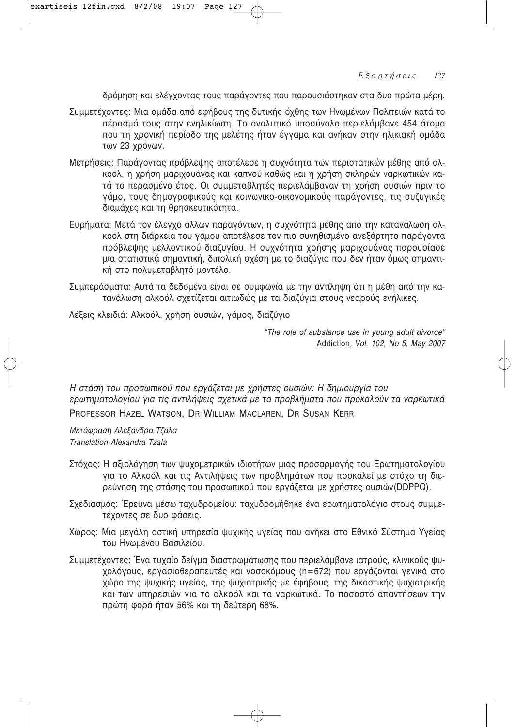δρόμηση και ελέγχοντας τους παράγοντες που παρουσιάστηκαν στα δυο πρώτα μέρη.

Συμμετέχοντες: Μια ομάδα από εφήβους της δυτικής όχθης των Ηνωμένων Πολιτειών κατά το πέρασμά τους στην ενηλικίωση. Το αναλυτικό υποσύνολο περιελάμβανε 454 άτομα που τη χρονική περίοδο της μελέτης ήταν έγγαμα και ανήκαν στην ηλικιακή ομάδα των 23 χρόνων.

Μετρήσεις: Παράγοντας πρόβλεψης αποτέλεσε η συχνότητα των περιστατικών μέθης από αλκοόλ, η χρήση μαριχουάνας και καπνού καθώς και η χρήση σκληρών ναρκωτικών κατά το περασμένο έτος. Οι συμμεταβλητές περιελάμβαναν τη χρήση ουσιών πριν το γάμο, τους δημογραφικούς και κοινωνικο-οικονομικούς παράγοντες, τις συζυγικές διαμάχες και τη θρησκευτικότητα.

Ευρήματα: Μετά τον έλεγχο άλλων παραγόντων, η συχνότητα μέθης από την κατανάλωση αλκοόλ στη διάρκεια του γάμου αποτέλεσε τον πιο συνηθισμένο ανεξάρτητο παράγοντα πρόβλεψης μελλοντικού διαζυγίου. Η συχνότητα χρήσης μαριχουάνας παρουσίασε μια στατιστικά σημαντική, διπολική σχέση με το διαζύγιο που δεν ήταν όμως σημαντική στο πολυμεταβλητό μοντέλο.

Συμπεράσματα: Αυτά τα δεδομένα είναι σε συμφωνία με την αντίληψη ότι η μέθη από την κατανάλωση αλκοόλ σχετίζεται αιτιωδώς με τα διαζύγια στους νεαρούς ενήλικες.

Λέξεις κλειδιά: Αλκοόλ, χρήση ουσιών, γάμος, διαζύγιο

*"The role of substance use in young adult divorce"*
Addiction*, Vol. 102, No 5, May 2007*

*Η στάση του προσωπικού που εργάζεται με χρήστες ουσιών: Η δημιουργία του ερωτηματολογίου για τις αντιλήψεις σχετικά με τα προβλήματα που προκαλούν τα ναρκωτικά*
PROFESSOR HAZEL WATSON, DR WILLIAM MACLAREN, DR SUSAN KERR

*Μετάφραση Αλεξάνδρα Τζάλα*
*Translation Alexandra Tzala*

Στόχος: Η αξιολόγηση των ψυχομετρικών ιδιοτήτων μιας προσαρμογής του Ερωτηματολογίου για το Αλκοόλ και τις Αντιλήψεις των προβλημάτων που προκαλεί με στόχο τη διερεύνηση της στάσης του προσωπικού που εργάζεται με χρήστες ουσιών(DDPPQ).

Σχεδιασμός: Έρευνα μέσω ταχυδρομείου: ταχυδρομήθηκε ένα ερωτηματολόγιο στους συμμετέχοντες σε δυο φάσεις.

Χώρος: Μια μεγάλη αστική υπηρεσία ψυχικής υγείας που ανήκει στο Εθνικό Σύστημα Υγείας του Ηνωμένου Βασιλείου.

Συμμετέχοντες: Ένα τυχαίο δείγμα διαστρωμάτωσης που περιελάμβανε ιατρούς, κλινικούς ψυχολόγους, εργασιοθεραπευτές και νοσοκόμους (n=672) που εργάζονται γενικά στο χώρο της ψυχικής υγείας, της ψυχιατρικής με έφηβους, της δικαστικής ψυχιατρικής και των υπηρεσιών για το αλκοόλ και τα ναρκωτικά. Το ποσοστό απαντήσεων την πρώτη φορά ήταν 56% και τη δεύτερη 68%.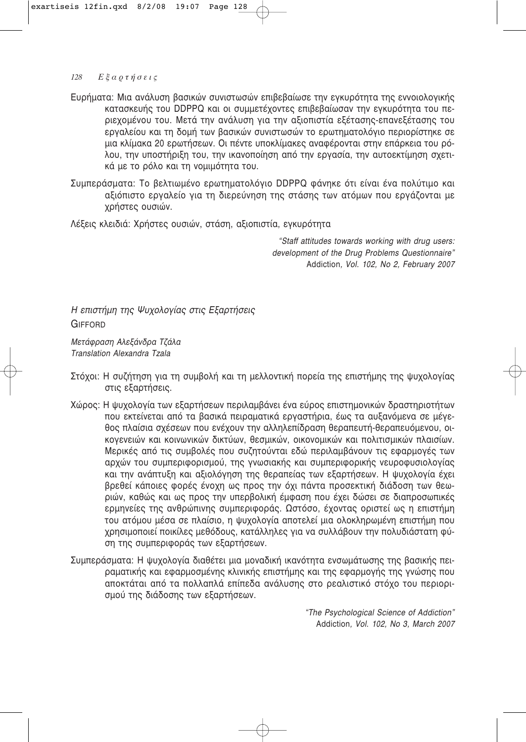Ευρήματα: Μια ανάλυση βασικών συνιστωσών επιβεβαίωσε την εγκυρότητα της εννοιολογικής κατασκευής του DDPPQ και οι συμμετέχοντες επιβεβαίωσαν την εγκυρότητα του περιεχομένου του. Μετά την ανάλυση για την αξιοπιστία εξέτασης-επανεξέτασης του εργαλείου και τη δομή των βασικών συνιστωσών το ερωτηματολόγιο περιορίστηκε σε μια κλίμακα 20 ερωτήσεων. Οι πέντε υποκλίμακες αναφέρονται στην επάρκεια του ρόλου, την υποστήριξη του, την ικανοποίηση από την εργασία, την αυτοεκτίμηση σχετικά με το ρόλο και τη νομιμότητα του.

Συμπεράσματα: Το βελτιωμένο ερωτηματολόγιο DDPPQ φάνηκε ότι είναι ένα πολύτιμο και αξιόπιστο εργαλείο για τη διερεύνηση της στάσης των ατόμων που εργάζονται με χρήστες ουσιών.

Λέξεις κλειδιά: Χρήστες ουσιών, στάση, αξιοπιστία, εγκυρότητα

*"Staff attitudes towards working with drug users: development of the Drug Problems Questionnaire"*
Addiction*, Vol. 102, No 2, February 2007*

*Η επιστήμη της Ψυχολογίας στις Εξαρτήσεις*
GIFFORD

*Μετάφραση Αλεξάνδρα Τζάλα*
*Translation Alexandra Tzala*

Στόχοι: Η συζήτηση για τη συμβολή και τη μελλοντική πορεία της επιστήμης της ψυχολογίας στις εξαρτήσεις.

Χώρος: Η ψυχολογία των εξαρτήσεων περιλαμβάνει ένα εύρος επιστημονικών δραστηριοτήτων που εκτείνεται από τα βασικά πειραματικά εργαστήρια, έως τα αυξανόμενα σε μέγεθος πλαίσια σχέσεων που ενέχουν την αλληλεπίδραση θεραπευτή-θεραπευόμενου, οικογενειών και κοινωνικών δικτύων, θεσμικών, οικονομικών και πολιτισμικών πλαισίων. Μερικές από τις συμβολές που συζητούνται εδώ περιλαμβάνουν τις εφαρμογές των αρχών του συμπεριφορισμού, της γνωσιακής και συμπεριφορικής νευροφυσιολογίας και την ανάπτυξη και αξιολόγηση της θεραπείας των εξαρτήσεων. Η ψυχολογία έχει βρεθεί κάποιες φορές ένοχη ως προς την όχι πάντα προσεκτική διάδοση των θεωριών, καθώς και ως προς την υπερβολική έμφαση που έχει δώσει σε διαπροσωπικές ερμηνείες της ανθρώπινης συμπεριφοράς. Ωστόσο, έχοντας οριστεί ως η επιστήμη του ατόμου μέσα σε πλαίσιο, η ψυχολογία αποτελεί μια ολοκληρωμένη επιστήμη που χρησιμοποιεί ποικίλες μεθόδους, κατάλληλες για να συλλάβουν την πολυδιάστατη φύση της συμπεριφοράς των εξαρτήσεων.

Συμπεράσματα: Η ψυχολογία διαθέτει μια μοναδική ικανότητα ενσωμάτωσης της βασικής πειραματικής και εφαρμοσμένης κλινικής επιστήμης και της εφαρμογής της γνώσης που αποκτάται από τα πολλαπλά επίπεδα ανάλυσης στο ρεαλιστικό στόχο του περιορισμού της διάδοσης των εξαρτήσεων.

*"The Psychological Science of Addiction"*
Addiction*, Vol. 102, No 3, March 2007*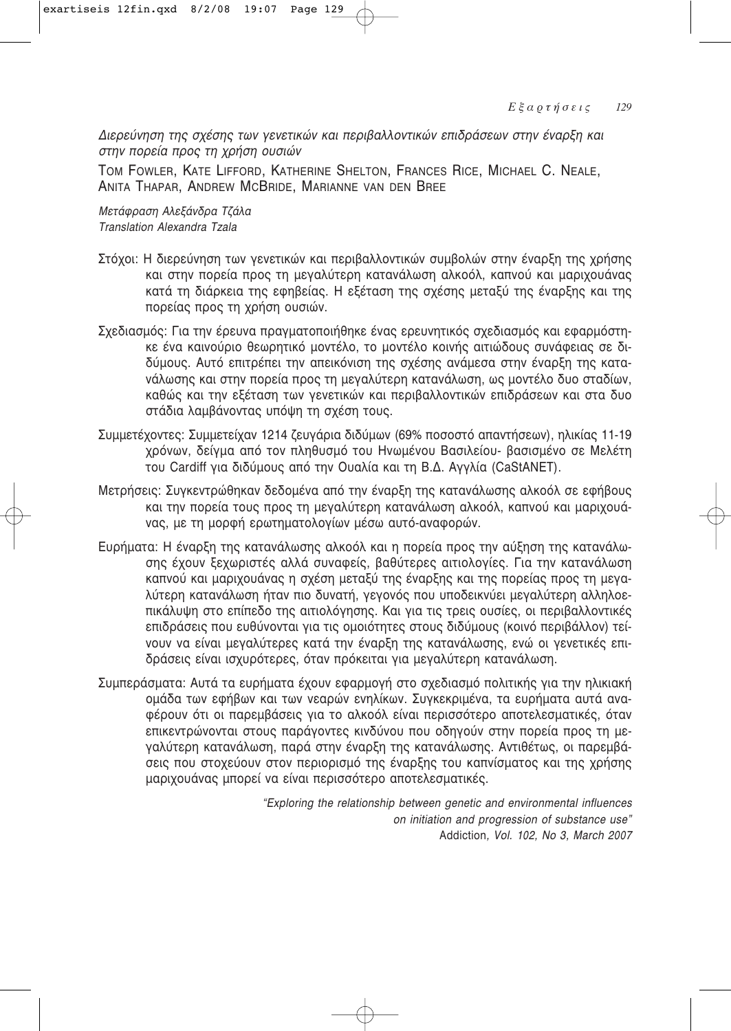*Διερεύνηση της σχέσης των γενετικών και περιβαλλοντικών επιδράσεων στην έναρξη και στην πορεία προς τη χρήση ουσιών*

TOM FOWLER, KATE LIFFORD, KATHERINE SHELTON, FRANCES RICE, MICHAEL C. NEALE, ANITA THAPAR, ANDREW MCBRIDE, MARIANNE VAN DEN BREE

*Μετάφραση Αλεξάνδρα Τζάλα*
*Translation Alexandra Tzala*

Στόχοι: Η διερεύνηση των γενετικών και περιβαλλοντικών συμβολών στην έναρξη της χρήσης και στην πορεία προς τη μεγαλύτερη κατανάλωση αλκοόλ, καπνού και μαριχουάνας κατά τη διάρκεια της εφηβείας. Η εξέταση της σχέσης μεταξύ της έναρξης και της πορείας προς τη χρήση ουσιών.

Σχεδιασμός: Για την έρευνα πραγματοποιήθηκε ένας ερευνητικός σχεδιασμός και εφαρμόστηκε ένα καινούριο θεωρητικό μοντέλο, το μοντέλο κοινής αιτιώδους συνάφειας σε διδύμους. Αυτό επιτρέπει την απεικόνιση της σχέσης ανάμεσα στην έναρξη της κατανάλωσης και στην πορεία προς τη μεγαλύτερη κατανάλωση, ως μοντέλο δυο σταδίων, καθώς και την εξέταση των γενετικών και περιβαλλοντικών επιδράσεων και στα δυο στάδια λαμβάνοντας υπόψη τη σχέση τους.

Συμμετέχοντες: Συμμετείχαν 1214 ζευγάρια διδύμων (69% ποσοστό απαντήσεων), ηλικίας 11-19 χρόνων, δείγμα από τον πληθυσμό του Ηνωμένου Βασιλείου- βασισμένο σε Μελέτη του Cardiff για διδύμους από την Ουαλία και τη Β.Δ. Αγγλία (CaStANET).

Μετρήσεις: Συγκεντρώθηκαν δεδομένα από την έναρξη της κατανάλωσης αλκοόλ σε εφήβους και την πορεία τους προς τη μεγαλύτερη κατανάλωση αλκοόλ, καπνού και μαριχουάνας, με τη μορφή ερωτηματολογίων μέσω αυτό-αναφορών.

Ευρήματα: Η έναρξη της κατανάλωσης αλκοόλ και η πορεία προς την αύξηση της κατανάλωσης έχουν ξεχωριστές αλλά συναφείς, βαθύτερες αιτιολογίες. Για την κατανάλωση καπνού και μαριχουάνας η σχέση μεταξύ της έναρξης και της πορείας προς τη μεγαλύτερη κατανάλωση ήταν πιο δυνατή, γεγονός που υποδεικνύει μεγαλύτερη αλληλοεπικάλυψη στο επίπεδο της αιτιολόγησης. Και για τις τρεις ουσίες, οι περιβαλλοντικές επιδράσεις που ευθύνονται για τις ομοιότητες στους διδύμους (κοινό περιβάλλον) τείνουν να είναι μεγαλύτερες κατά την έναρξη της κατανάλωσης, ενώ οι γενετικές επιδράσεις είναι ισχυρότερες, όταν πρόκειται για μεγαλύτερη κατανάλωση.

Συμπεράσματα: Αυτά τα ευρήματα έχουν εφαρμογή στο σχεδιασμό πολιτικής για την ηλικιακή ομάδα των εφήβων και των νεαρών ενηλίκων. Συγκεκριμένα, τα ευρήματα αυτά αναφέρουν ότι οι παρεμβάσεις για το αλκοόλ είναι περισσότερο αποτελεσματικές, όταν επικεντρώνονται στους παράγοντες κινδύνου που οδηγούν στην πορεία προς τη μεγαλύτερη κατανάλωση, παρά στην έναρξη της κατανάλωσης. Αντιθέτως, οι παρεμβάσεις που στοχεύουν στον περιορισμό της έναρξης του καπνίσματος και της χρήσης μαριχουάνας μπορεί να είναι περισσότερο αποτελεσματικές.

*"Exploring the relationship between genetic and environmental influences on initiation and progression of substance use"*
Addiction*, Vol. 102, No 3, March 2007*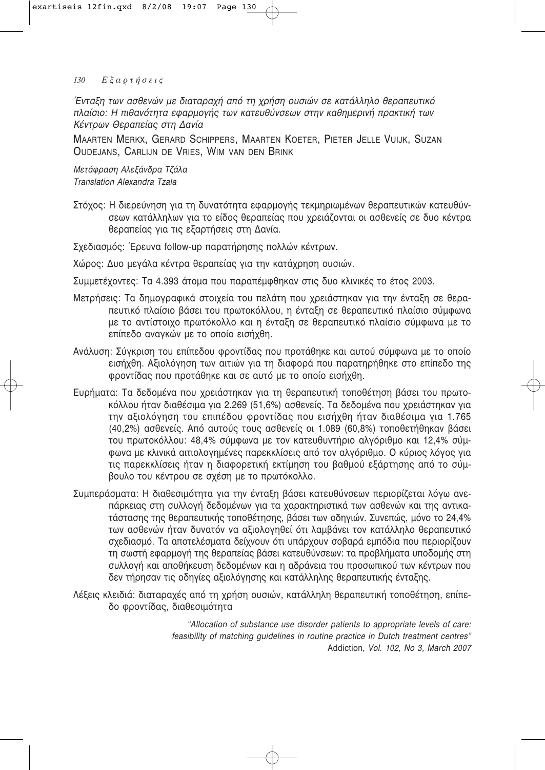*Ένταξη των ασθενών με διαταραχή από τη χρήση ουσιών σε κατάλληλο θεραπευτικό πλαίσιο: Η πιθανότητα εφαρμογής των κατευθύνσεων στην καθημερινή πρακτική των Κέντρων Θεραπείας στη Δανία*

MAARTEN MERKX, GERARD SCHIPPERS, MAARTEN KOETER, PIETER JELLE VUIJK, SUZAN OUDEJANS, CARLIJN DE VRIES, WIM VAN DEN BRINK

*Μετάφραση Αλεξάνδρα Τζάλα*
*Translation Alexandra Tzala*

Στόχος: Η διερεύνηση για τη δυνατότητα εφαρμογής τεκμηριωμένων θεραπευτικών κατευθύνσεων κατάλληλων για το είδος θεραπείας που χρειάζονται οι ασθενείς σε δυο κέντρα θεραπείας για τις εξαρτήσεις στη Δανία.

Σχεδιασμός: Έρευνα follow-up παρατήρησης πολλών κέντρων.

Χώρος: Δυο μεγάλα κέντρα θεραπείας για την κατάχρηση ουσιών.

Συμμετέχοντες: Τα 4.393 άτομα που παραπέμφθηκαν στις δυο κλινικές το έτος 2003.

Μετρήσεις: Τα δημογραφικά στοιχεία του πελάτη που χρειάστηκαν για την ένταξη σε θεραπευτικό πλαίσιο βάσει του πρωτοκόλλου, η ένταξη σε θεραπευτικό πλαίσιο σύμφωνα με το αντίστοιχο πρωτόκολλο και η ένταξη σε θεραπευτικό πλαίσιο σύμφωνα με το επίπεδο αναγκών με το οποίο εισήχθη.

Ανάλυση: Σύγκριση του επίπεδου φροντίδας που προτάθηκε και αυτού σύμφωνα με το οποίο εισήχθη. Αξιολόγηση των αιτιών για τη διαφορά που παρατηρήθηκε στο επίπεδο της φροντίδας που προτάθηκε και σε αυτό με το οποίο εισήχθη.

Ευρήματα: Τα δεδομένα που χρειάστηκαν για τη θεραπευτική τοποθέτηση βάσει του πρωτοκόλλου ήταν διαθέσιμα για 2.269 (51,6%) ασθενείς. Τα δεδομένα που χρειάστηκαν για την αξιολόγηση του επιπέδου φροντίδας που εισήχθη ήταν διαθέσιμα για 1.765 (40,2%) ασθενείς. Από αυτούς τους ασθενείς οι 1.089 (60,8%) τοποθετήθηκαν βάσει του πρωτοκόλλου: 48,4% σύμφωνα με τον κατευθυντήριο αλγόριθμο και 12,4% σύμφωνα με κλινικά αιτιολογημένες παρεκκλίσεις από τον αλγόριθμο. Ο κύριος λόγος για τις παρεκκλίσεις ήταν η διαφορετική εκτίμηση του βαθμού εξάρτησης από το σύμβουλο του κέντρου σε σχέση με το πρωτόκολλο.

Συμπεράσματα: Η διαθεσιμότητα για την ένταξη βάσει κατευθύνσεων περιορίζεται λόγω ανεπάρκειας στη συλλογή δεδομένων για τα χαρακτηριστικά των ασθενών και της αντικατάστασης της θεραπευτικής τοποθέτησης, βάσει των οδηγιών. Συνεπώς, μόνο το 24,4% των ασθενών ήταν δυνατόν να αξιολογηθεί ότι λαμβάνει τον κατάλληλο θεραπευτικό σχεδιασμό. Τα αποτελέσματα δείχνουν ότι υπάρχουν σοβαρά εμπόδια που περιορίζουν τη σωστή εφαρμογή της θεραπείας βάσει κατευθύνσεων: τα προβλήματα υποδομής στη συλλογή και αποθήκευση δεδομένων και η αδράνεια του προσωπικού των κέντρων που δεν τήρησαν τις οδηγίες αξιολόγησης και κατάλληλης θεραπευτικής ένταξης.

Λέξεις κλειδιά: διαταραχές από τη χρήση ουσιών, κατάλληλη θεραπευτική τοποθέτηση, επίπεδο φροντίδας, διαθεσιμότητα

*"Allocation of substance use disorder patients to appropriate levels of care: feasibility of matching guidelines in routine practice in Dutch treatment centres"*
*Addiction, Vol. 102, No 3, March 2007*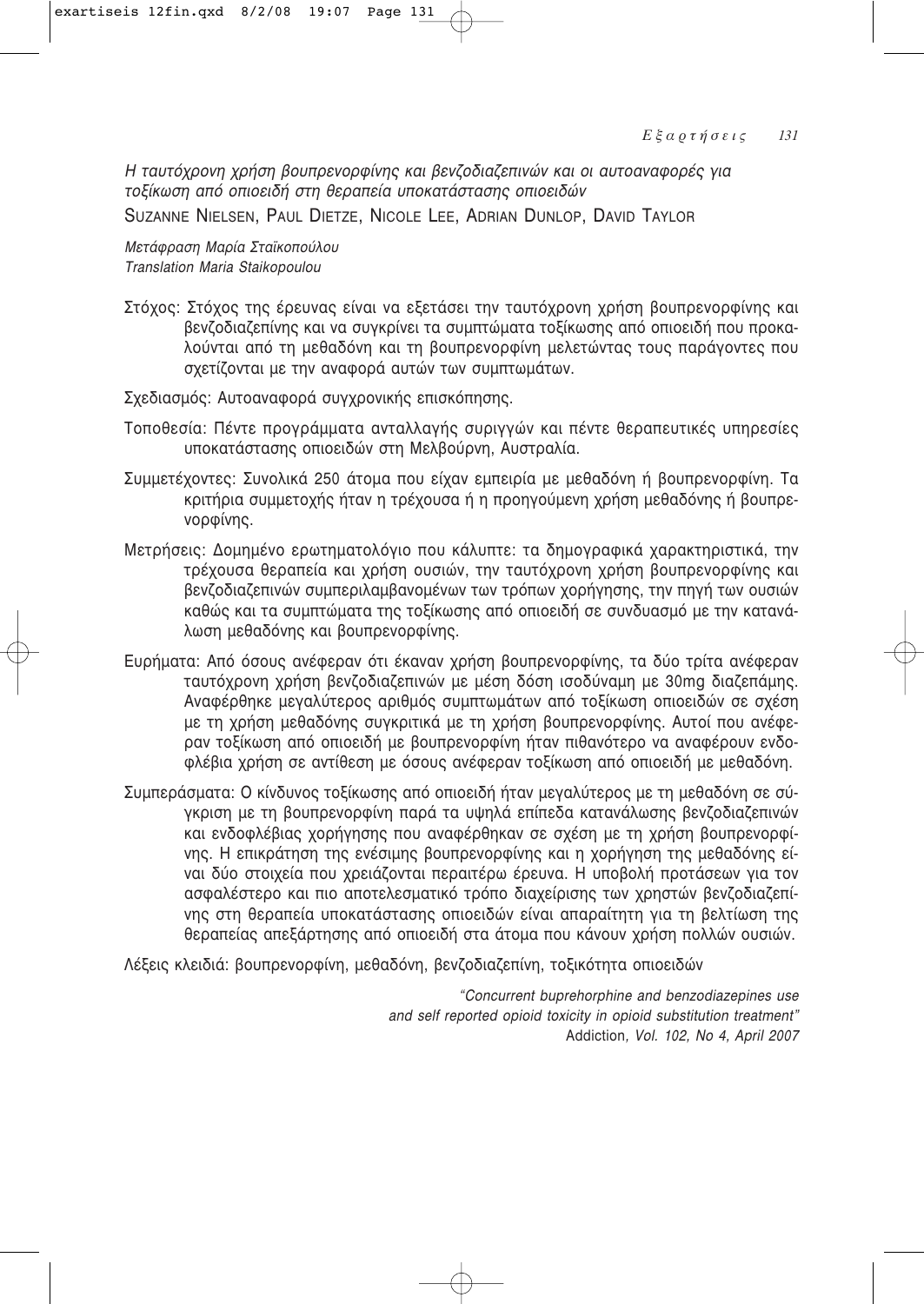*Η ταυτόχρονη χρήση βουπρενορφίνης και βενζοδιαζεπινών και οι αυτοαναφορές για τοξίκωση από οπιοειδή στη θεραπεία υποκατάστασης οπιοειδών*

SUZANNE NIELSEN, PAUL DIETZE, NICOLE LEE, ADRIAN DUNLOP, DAVID TAYLOR

*Μετάφραση Μαρία Σταϊκοπούλου*
*Translation Maria Staikopoulou*

Στόχος: Στόχος της έρευνας είναι να εξετάσει την ταυτόχρονη χρήση βουπρενορφίνης και βενζοδιαζεπίνης και να συγκρίνει τα συμπτώματα τοξίκωσης από οπιοειδή που προκαλούνται από τη μεθαδόνη και τη βουπρενορφίνη μελετώντας τους παράγοντες που σχετίζονται με την αναφορά αυτών των συμπτωμάτων.

Σχεδιασμός: Αυτοαναφορά συγχρονικής επισκόπησης.

Τοποθεσία: Πέντε προγράμματα ανταλλαγής συριγγών και πέντε θεραπευτικές υπηρεσίες υποκατάστασης οπιοειδών στη Μελβούρνη, Αυστραλία.

Συμμετέχοντες: Συνολικά 250 άτομα που είχαν εμπειρία με μεθαδόνη ή βουπρενορφίνη. Τα κριτήρια συμμετοχής ήταν η τρέχουσα ή η προηγούμενη χρήση μεθαδόνης ή βουπρενορφίνης.

Μετρήσεις: Δομημένο ερωτηματολόγιο που κάλυπτε: τα δημογραφικά χαρακτηριστικά, την τρέχουσα θεραπεία και χρήση ουσιών, την ταυτόχρονη χρήση βουπρενορφίνης και βενζοδιαζεπινών συμπεριλαμβανομένων των τρόπων χορήγησης, την πηγή των ουσιών καθώς και τα συμπτώματα της τοξίκωσης από οπιοειδή σε συνδυασμό με την κατανάλωση μεθαδόνης και βουπρενορφίνης.

Ευρήματα: Από όσους ανέφεραν ότι έκαναν χρήση βουπρενορφίνης, τα δύο τρίτα ανέφεραν ταυτόχρονη χρήση βενζοδιαζεπινών με μέση δόση ισοδύναμη με 30mg διαζεπάμης. Αναφέρθηκε μεγαλύτερος αριθμός συμπτωμάτων από τοξίκωση οπιοειδών σε σχέση με τη χρήση μεθαδόνης συγκριτικά με τη χρήση βουπρενορφίνης. Αυτοί που ανέφεραν τοξίκωση από οπιοειδή με βουπρενορφίνη ήταν πιθανότερο να αναφέρουν ενδοφλέβια χρήση σε αντίθεση με όσους ανέφεραν τοξίκωση από οπιοειδή με μεθαδόνη.

Συμπεράσματα: Ο κίνδυνος τοξίκωσης από οπιοειδή ήταν μεγαλύτερος με τη μεθαδόνη σε σύγκριση με τη βουπρενορφίνη παρά τα υψηλά επίπεδα κατανάλωσης βενζοδιαζεπινών και ενδοφλέβιας χορήγησης που αναφέρθηκαν σε σχέση με τη χρήση βουπρενορφίνης. Η επικράτηση της ενέσιμης βουπρενορφίνης και η χορήγηση της μεθαδόνης είναι δύο στοιχεία που χρειάζονται περαιτέρω έρευνα. Η υποβολή προτάσεων για τον ασφαλέστερο και πιο αποτελεσματικό τρόπο διαχείρισης των χρηστών βενζοδιαζεπίνης στη θεραπεία υποκατάστασης οπιοειδών είναι απαραίτητη για τη βελτίωση της θεραπείας απεξάρτησης από οπιοειδή στα άτομα που κάνουν χρήση πολλών ουσιών.

Λέξεις κλειδιά: βουπρενορφίνη, μεθαδόνη, βενζοδιαζεπίνη, τοξικότητα οπιοειδών

*"Concurrent buprehorphine and benzodiazepines use and self reported opioid toxicity in opioid substitution treatment"*
Addiction*, Vol. 102, No 4, April 2007*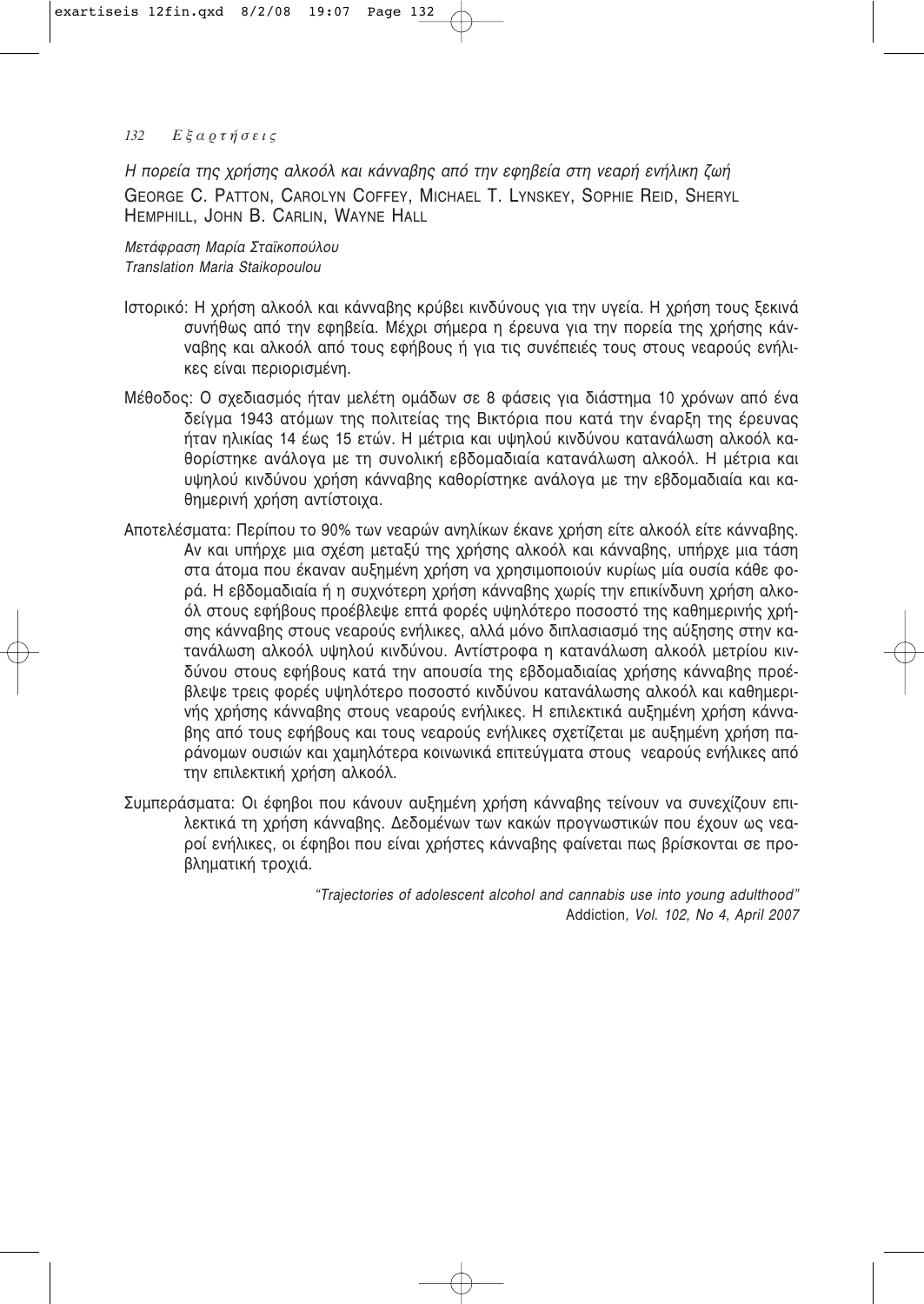*Η πορεία της χρήσης αλκοόλ και κάνναβης από την εφηβεία στη νεαρή ενήλικη ζωή*

GEORGE C. PATTON, CAROLYN COFFEY, MICHAEL T. LYNSKEY, SOPHIE REID, SHERYL HEMPHILL, JOHN B. CARLIN, WAYNE HALL

*Μετάφραση Μαρία Σταϊκοπούλου*
*Translation Maria Staikopoulou*

Ιστορικό: Η χρήση αλκοόλ και κάνναβης κρύβει κινδύνους για την υγεία. Η χρήση τους ξεκινά συνήθως από την εφηβεία. Μέχρι σήμερα η έρευνα για την πορεία της χρήσης κάνναβης και αλκοόλ από τους εφήβους ή για τις συνέπειές τους στους νεαρούς ενήλικες είναι περιορισμένη.

Μέθοδος: Ο σχεδιασμός ήταν μελέτη ομάδων σε 8 φάσεις για διάστημα 10 χρόνων από ένα δείγμα 1943 ατόμων της πολιτείας της Βικτόρια που κατά την έναρξη της έρευνας ήταν ηλικίας 14 έως 15 ετών. Η μέτρια και υψηλού κινδύνου κατανάλωση αλκοόλ καθορίστηκε ανάλογα με τη συνολική εβδομαδιαία κατανάλωση αλκοόλ. Η μέτρια και υψηλού κινδύνου χρήση κάνναβης καθορίστηκε ανάλογα με την εβδομαδιαία και καθημερινή χρήση αντίστοιχα.

Αποτελέσματα: Περίπου το 90% των νεαρών ανηλίκων έκανε χρήση είτε αλκοόλ είτε κάνναβης. Αν και υπήρχε μια σχέση μεταξύ της χρήσης αλκοόλ και κάνναβης, υπήρχε μια τάση στα άτομα που έκαναν αυξημένη χρήση να χρησιμοποιούν κυρίως μία ουσία κάθε φορά. Η εβδομαδιαία ή η συχνότερη χρήση κάνναβης χωρίς την επικίνδυνη χρήση αλκοόλ στους εφήβους προέβλεψε επτά φορές υψηλότερο ποσοστό της καθημερινής χρήσης κάνναβης στους νεαρούς ενήλικες, αλλά μόνο διπλασιασμό της αύξησης στην κατανάλωση αλκοόλ υψηλού κινδύνου. Αντίστροφα η κατανάλωση αλκοόλ μετρίου κινδύνου στους εφήβους κατά την απουσία της εβδομαδιαίας χρήσης κάνναβης προέβλεψε τρεις φορές υψηλότερο ποσοστό κινδύνου κατανάλωσης αλκοόλ και καθημερινής χρήσης κάνναβης στους νεαρούς ενήλικες. Η επιλεκτικά αυξημένη χρήση κάνναβης από τους εφήβους και τους νεαρούς ενήλικες σχετίζεται με αυξημένη χρήση παράνομων ουσιών και χαμηλότερα κοινωνικά επιτεύγματα στους νεαρούς ενήλικες από την επιλεκτική χρήση αλκοόλ.

Συμπεράσματα: Οι έφηβοι που κάνουν αυξημένη χρήση κάνναβης τείνουν να συνεχίζουν επιλεκτικά τη χρήση κάνναβης. Δεδομένων των κακών προγνωστικών που έχουν ως νεαροί ενήλικες, οι έφηβοι που είναι χρήστες κάνναβης φαίνεται πως βρίσκονται σε προβληματική τροχιά.

*"Trajectories of adolescent alcohol and cannabis use into young adulthood"*
Addiction*, Vol. 102, No 4, April 2007*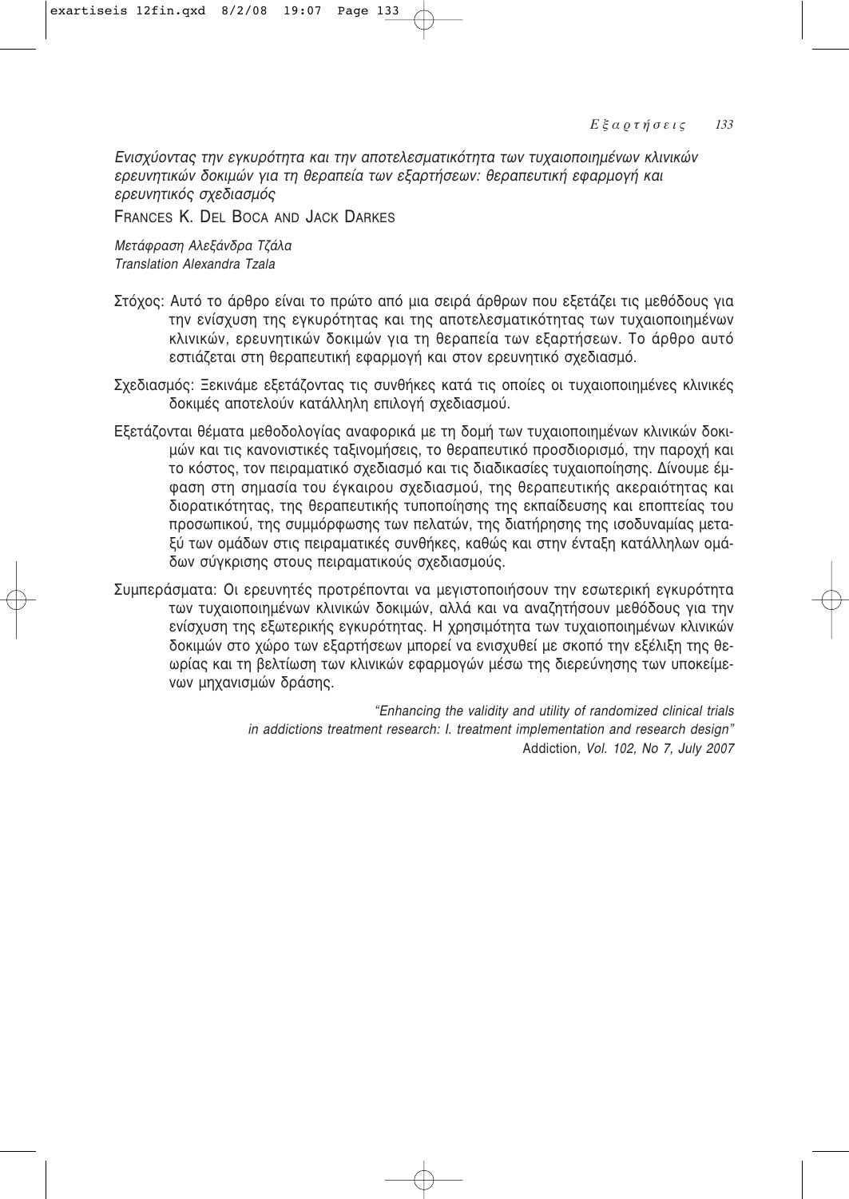*Ενισχύοντας την εγκυρότητα και την αποτελεσματικότητα των τυχαιοποιημένων κλινικών ερευνητικών δοκιμών για τη θεραπεία των εξαρτήσεων: θεραπευτική εφαρμογή και ερευνητικός σχεδιασμός*

FRANCES K. DEL BOCA AND JACK DARKES

*Μετάφραση Αλεξάνδρα Τζάλα*
*Translation Alexandra Tzala*

Στόχος: Αυτό το άρθρο είναι το πρώτο από μια σειρά άρθρων που εξετάζει τις μεθόδους για την ενίσχυση της εγκυρότητας και της αποτελεσματικότητας των τυχαιοποιημένων κλινικών, ερευνητικών δοκιμών για τη θεραπεία των εξαρτήσεων. Το άρθρο αυτό εστιάζεται στη θεραπευτική εφαρμογή και στον ερευνητικό σχεδιασμό.

Σχεδιασμός: Ξεκινάμε εξετάζοντας τις συνθήκες κατά τις οποίες οι τυχαιοποιημένες κλινικές δοκιμές αποτελούν κατάλληλη επιλογή σχεδιασμού.

Εξετάζονται θέματα μεθοδολογίας αναφορικά με τη δομή των τυχαιοποιημένων κλινικών δοκιμών και τις κανονιστικές ταξινομήσεις, το θεραπευτικό προσδιορισμό, την παροχή και το κόστος, τον πειραματικό σχεδιασμό και τις διαδικασίες τυχαιοποίησης. Δίνουμε έμφαση στη σημασία του έγκαιρου σχεδιασμού, της θεραπευτικής ακεραιότητας και διορατικότητας, της θεραπευτικής τυποποίησης της εκπαίδευσης και εποπτείας του προσωπικού, της συμμόρφωσης των πελατών, της διατήρησης της ισοδυναμίας μεταξύ των ομάδων στις πειραματικές συνθήκες, καθώς και στην ένταξη κατάλληλων ομάδων σύγκρισης στους πειραματικούς σχεδιασμούς.

Συμπεράσματα: Οι ερευνητές προτρέπονται να μεγιστοποιήσουν την εσωτερική εγκυρότητα των τυχαιοποιημένων κλινικών δοκιμών, αλλά και να αναζητήσουν μεθόδους για την ενίσχυση της εξωτερικής εγκυρότητας. Η χρησιμότητα των τυχαιοποιημένων κλινικών δοκιμών στο χώρο των εξαρτήσεων μπορεί να ενισχυθεί με σκοπό την εξέλιξη της θεωρίας και τη βελτίωση των κλινικών εφαρμογών μέσω της διερεύνησης των υποκείμενων μηχανισμών δράσης.

*"Enhancing the validity and utility of randomized clinical trials in addictions treatment research: I. treatment implementation and research design"*
Addiction*, Vol. 102, No 7, July 2007*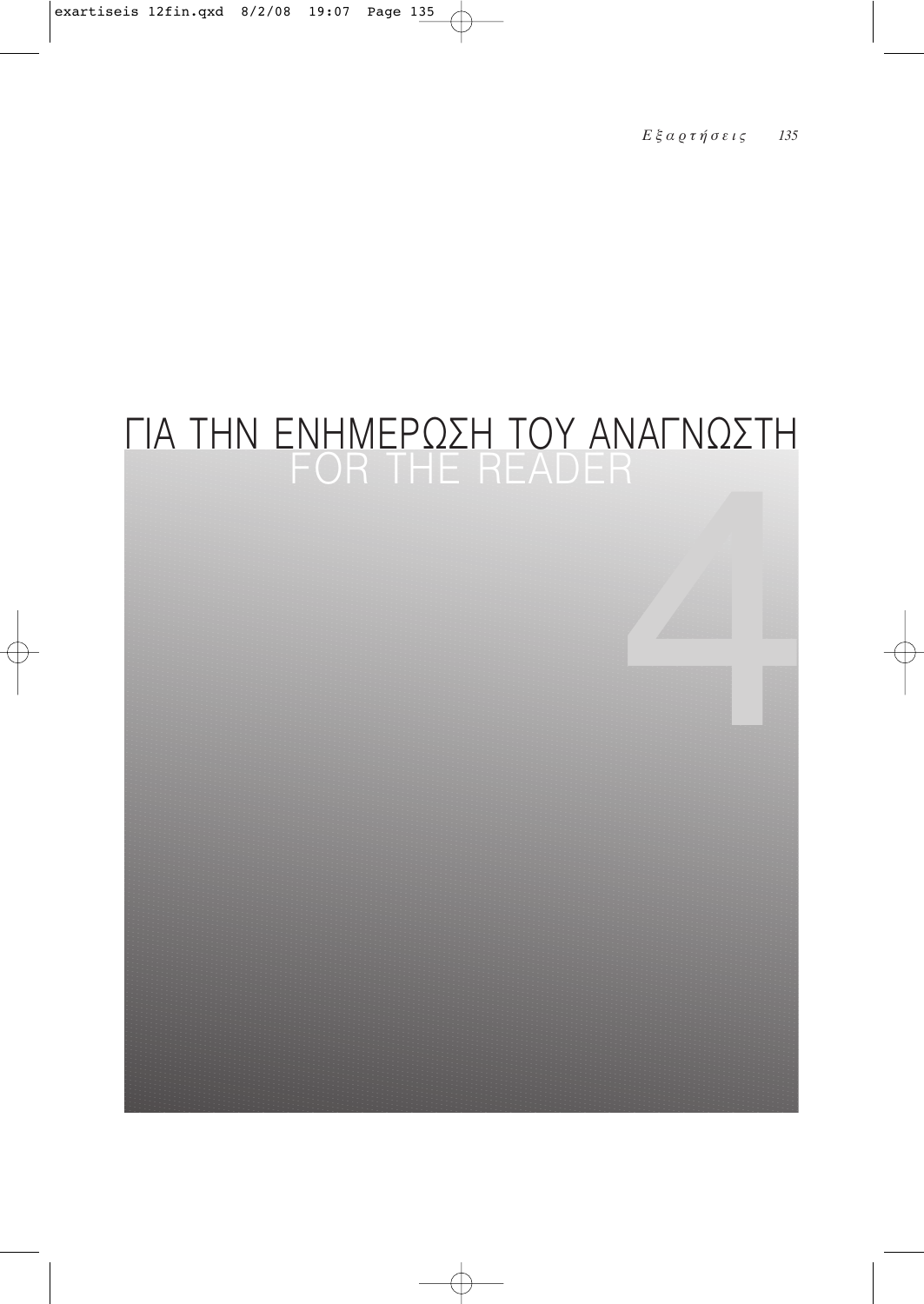# ΓΙΑ ΤΗΝ ΕΝΗΜΕΡΩΣΗ ΤΟΥ ΑΝΑΓΝΩΣΤΗ
## FOR THE READER

4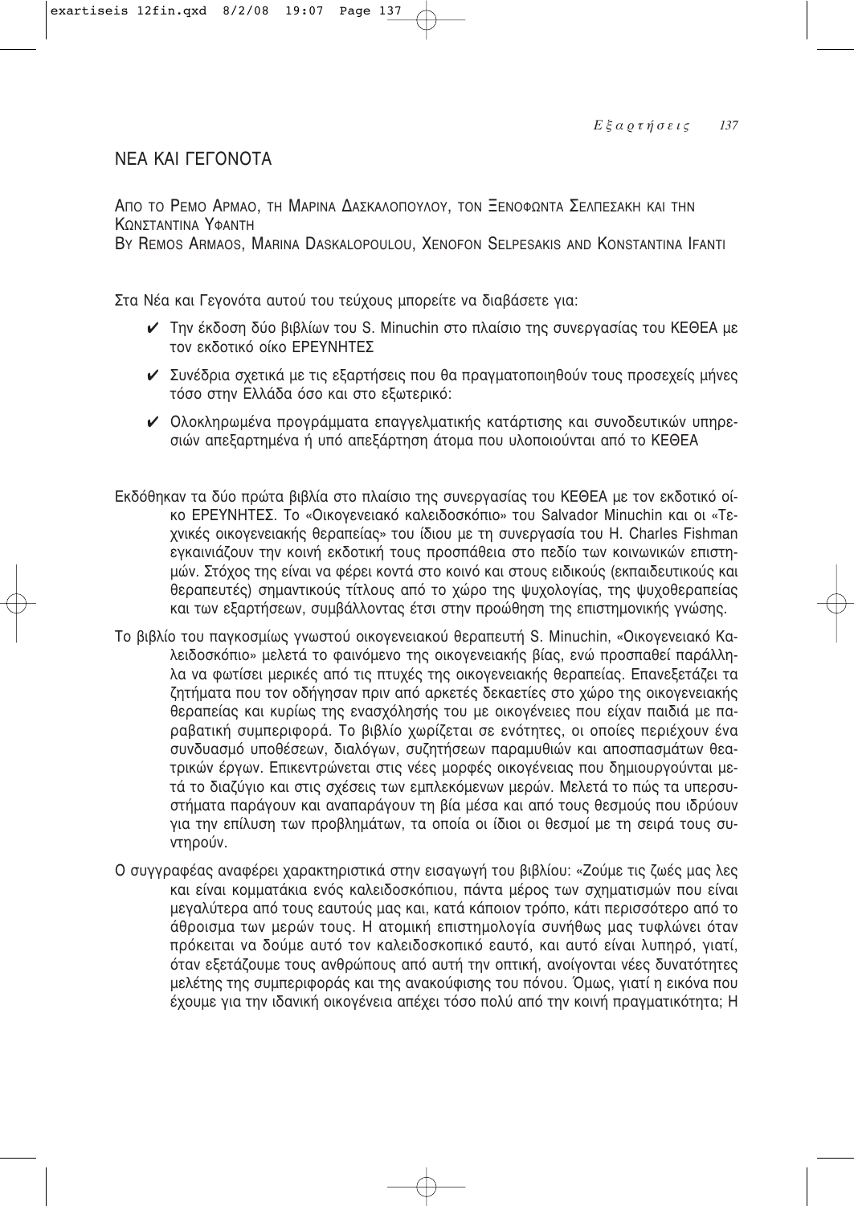# ΝΕΑ ΚΑΙ ΓΕΓΟΝΟΤΑ

ΑΠΟ ΤΟ ΡΕΜΟ ΑΡΜΑΟ, ΤΗ ΜΑΡΙΝΑ ΔΑΣΚΑΛΟΠΟΥΛΟΥ, ΤΟΝ ΞΕΝΟΦΩΝΤΑ ΣΕΛΠΕΣΑΚΗ ΚΑΙ ΤΗΝ ΚΩΝΣΤΑΝΤΙΝΑ ΥΦΑΝΤΗ
BY REMOS ARMAOS, MARINA DASKALOPOULOU, XENOFON SELPESAKIS AND KONSTANTINA IFANTI

Στα Νέα και Γεγονότα αυτού του τεύχους μπορείτε να διαβάσετε για:

- ✔ Την έκδοση δύο βιβλίων του S. Minuchin στο πλαίσιο της συνεργασίας του ΚΕΘΕΑ με τον εκδοτικό οίκο ΕΡΕΥΝΗΤΕΣ
- ✔ Συνέδρια σχετικά με τις εξαρτήσεις που θα πραγματοποιηθούν τους προσεχείς μήνες τόσο στην Ελλάδα όσο και στο εξωτερικό:
- ✔ Ολοκληρωμένα προγράμματα επαγγελματικής κατάρτισης και συνοδευτικών υπηρεσιών απεξαρτημένα ή υπό απεξάρτηση άτομα που υλοποιούνται από το ΚΕΘΕΑ

Εκδόθηκαν τα δύο πρώτα βιβλία στο πλαίσιο της συνεργασίας του ΚΕΘΕΑ με τον εκδοτικό οίκο ΕΡΕΥΝΗΤΕΣ. Το «Οικογενειακό καλειδοσκόπιο» του Salvador Minuchin και οι «Τεχνικές οικογενειακής θεραπείας» του ίδιου με τη συνεργασία του H. Charles Fishman εγκαινιάζουν την κοινή εκδοτική τους προσπάθεια στο πεδίο των κοινωνικών επιστημών. Στόχος της είναι να φέρει κοντά στο κοινό και στους ειδικούς (εκπαιδευτικούς και θεραπευτές) σημαντικούς τίτλους από το χώρο της ψυχολογίας, της ψυχοθεραπείας και των εξαρτήσεων, συμβάλλοντας έτσι στην προώθηση της επιστημονικής γνώσης.

Το βιβλίο του παγκοσμίως γνωστού οικογενειακού θεραπευτή S. Minuchin, «Οικογενειακό Καλειδοσκόπιο» μελετά το φαινόμενο της οικογενειακής βίας, ενώ προσπαθεί παράλληλα να φωτίσει μερικές από τις πτυχές της οικογενειακής θεραπείας. Επανεξετάζει τα ζητήματα που τον οδήγησαν πριν από αρκετές δεκαετίες στο χώρο της οικογενειακής θεραπείας και κυρίως της ενασχόλησής του με οικογένειες που είχαν παιδιά με παραβατική συμπεριφορά. Το βιβλίο χωρίζεται σε ενότητες, οι οποίες περιέχουν ένα συνδυασμό υποθέσεων, διαλόγων, συζητήσεων παραμυθιών και αποσπασμάτων θεατρικών έργων. Επικεντρώνεται στις νέες μορφές οικογένειας που δημιουργούνται μετά το διαζύγιο και στις σχέσεις των εμπλεκόμενων μερών. Μελετά το πώς τα υπερσυστήματα παράγουν και αναπαράγουν τη βία μέσα και από τους θεσμούς που ιδρύουν για την επίλυση των προβλημάτων, τα οποία οι ίδιοι οι θεσμοί με τη σειρά τους συντηρούν.

Ο συγγραφέας αναφέρει χαρακτηριστικά στην εισαγωγή του βιβλίου: «Ζούμε τις ζωές μας λες και είναι κομματάκια ενός καλειδοσκόπιου, πάντα μέρος των σχηματισμών που είναι μεγαλύτερα από τους εαυτούς μας και, κατά κάποιον τρόπο, κάτι περισσότερο από το άθροισμα των μερών τους. Η ατομική επιστημολογία συνήθως μας τυφλώνει όταν πρόκειται να δούμε αυτό τον καλειδοσκοπικό εαυτό, και αυτό είναι λυπηρό, γιατί, όταν εξετάζουμε τους ανθρώπους από αυτή την οπτική, ανοίγονται νέες δυνατότητες μελέτης της συμπεριφοράς και της ανακούφισης του πόνου. Όμως, γιατί η εικόνα που έχουμε για την ιδανική οικογένεια απέχει τόσο πολύ από την κοινή πραγματικότητα; Η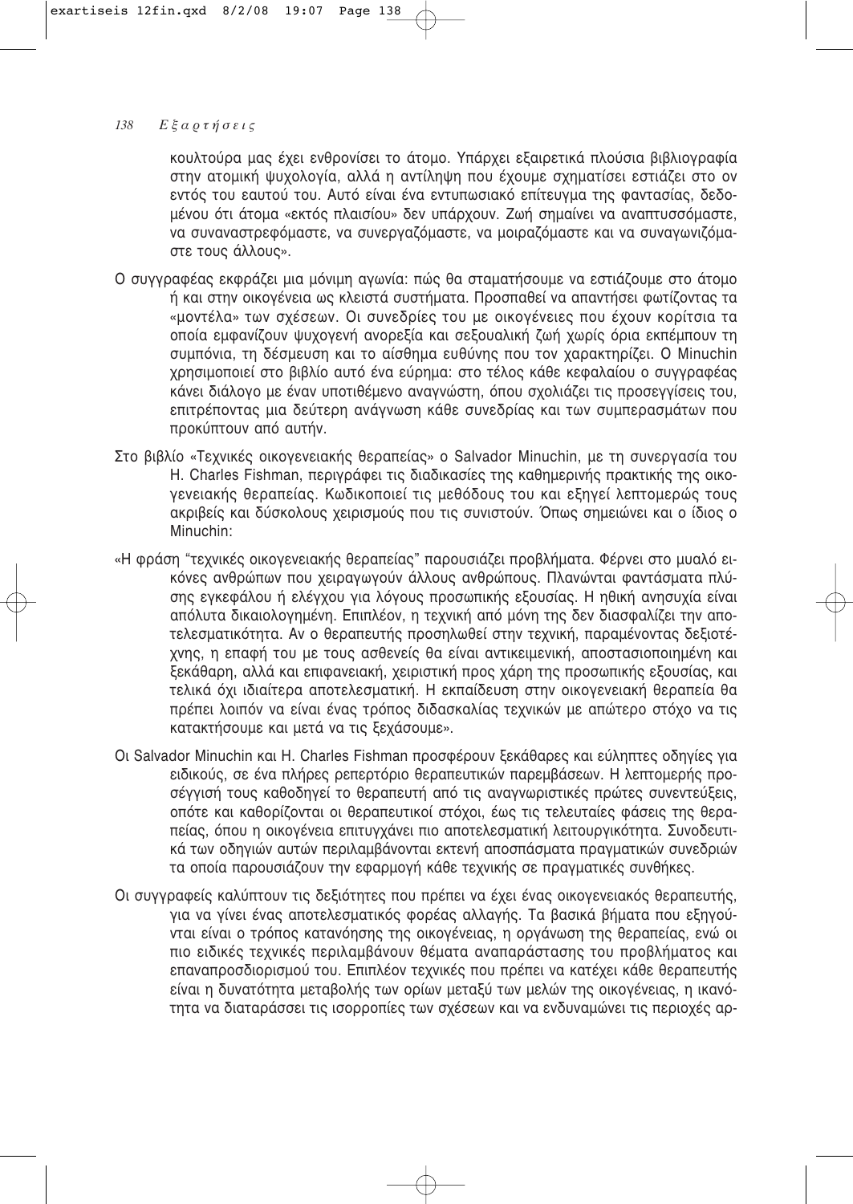κουλτούρα μας έχει ενθρονίσει το άτομο. Υπάρχει εξαιρετικά πλούσια βιβλιογραφία στην ατομική ψυχολογία, αλλά η αντίληψη που έχουμε σχηματίσει εστιάζει στο ον εντός του εαυτού του. Αυτό είναι ένα εντυπωσιακό επίτευγμα της φαντασίας, δεδομένου ότι άτομα «εκτός πλαισίου» δεν υπάρχουν. Ζωή σημαίνει να αναπτυσσόμαστε, να συναναστρεφόμαστε, να συνεργαζόμαστε, να μοιραζόμαστε και να συναγωνιζόμαστε τους άλλους».

Ο συγγραφέας εκφράζει μια μόνιμη αγωνία: πώς θα σταματήσουμε να εστιάζουμε στο άτομο ή και στην οικογένεια ως κλειστά συστήματα. Προσπαθεί να απαντήσει φωτίζοντας τα «μοντέλα» των σχέσεων. Οι συνεδρίες του με οικογένειες που έχουν κορίτσια τα οποία εμφανίζουν ψυχογενή ανορεξία και σεξουαλική ζωή χωρίς όρια εκπέμπουν τη συμπόνια, τη δέσμευση και το αίσθημα ευθύνης που τον χαρακτηρίζει. Ο Minuchin χρησιμοποιεί στο βιβλίο αυτό ένα εύρημα: στο τέλος κάθε κεφαλαίου ο συγγραφέας κάνει διάλογο με έναν υποτιθέμενο αναγνώστη, όπου σχολιάζει τις προσεγγίσεις του, επιτρέποντας μια δεύτερη ανάγνωση κάθε συνεδρίας και των συμπερασμάτων που προκύπτουν από αυτήν.

Στο βιβλίο «Τεχνικές οικογενειακής θεραπείας» ο Salvador Minuchin, με τη συνεργασία του H. Charles Fishman, περιγράφει τις διαδικασίες της καθημερινής πρακτικής της οικογενειακής θεραπείας. Κωδικοποιεί τις μεθόδους του και εξηγεί λεπτομερώς τους ακριβείς και δύσκολους χειρισμούς που τις συνιστούν. Όπως σημειώνει και ο ίδιος ο Minuchin:

«Η φράση "τεχνικές οικογενειακής θεραπείας" παρουσιάζει προβλήματα. Φέρνει στο μυαλό εικόνες ανθρώπων που χειραγωγούν άλλους ανθρώπους. Πλανώνται φαντάσματα πλύσης εγκεφάλου ή ελέγχου για λόγους προσωπικής εξουσίας. Η ηθική ανησυχία είναι απόλυτα δικαιολογημένη. Επιπλέον, η τεχνική από μόνη της δεν διασφαλίζει την αποτελεσματικότητα. Αν ο θεραπευτής προσηλωθεί στην τεχνική, παραμένοντας δεξιοτέχνης, η επαφή του με τους ασθενείς θα είναι αντικειμενική, αποστασιοποιημένη και ξεκάθαρη, αλλά και επιφανειακή, χειριστική προς χάρη της προσωπικής εξουσίας, και τελικά όχι ιδιαίτερα αποτελεσματική. Η εκπαίδευση στην οικογενειακή θεραπεία θα πρέπει λοιπόν να είναι ένας τρόπος διδασκαλίας τεχνικών με απώτερο στόχο να τις κατακτήσουμε και μετά να τις ξεχάσουμε».

Οι Salvador Minuchin και H. Charles Fishman προσφέρουν ξεκάθαρες και εύληπτες οδηγίες για ειδικούς, σε ένα πλήρες ρεπερτόριο θεραπευτικών παρεμβάσεων. Η λεπτομερής προσέγγισή τους καθοδηγεί το θεραπευτή από τις αναγνωριστικές πρώτες συνεντεύξεις, οπότε και καθορίζονται οι θεραπευτικοί στόχοι, έως τις τελευταίες φάσεις της θεραπείας, όπου η οικογένεια επιτυγχάνει πιο αποτελεσματική λειτουργικότητα. Συνοδευτικά των οδηγιών αυτών περιλαμβάνονται εκτενή αποσπάσματα πραγματικών συνεδριών τα οποία παρουσιάζουν την εφαρμογή κάθε τεχνικής σε πραγματικές συνθήκες.

Οι συγγραφείς καλύπτουν τις δεξιότητες που πρέπει να έχει ένας οικογενειακός θεραπευτής, για να γίνει ένας αποτελεσματικός φορέας αλλαγής. Τα βασικά βήματα που εξηγούνται είναι ο τρόπος κατανόησης της οικογένειας, η οργάνωση της θεραπείας, ενώ οι πιο ειδικές τεχνικές περιλαμβάνουν θέματα αναπαράστασης του προβλήματος και επαναπροσδιορισμού του. Επιπλέον τεχνικές που πρέπει να κατέχει κάθε θεραπευτής είναι η δυνατότητα μεταβολής των ορίων μεταξύ των μελών της οικογένειας, η ικανότητα να διαταράσσει τις ισορροπίες των σχέσεων και να ενδυναμώνει τις περιοχές αρ-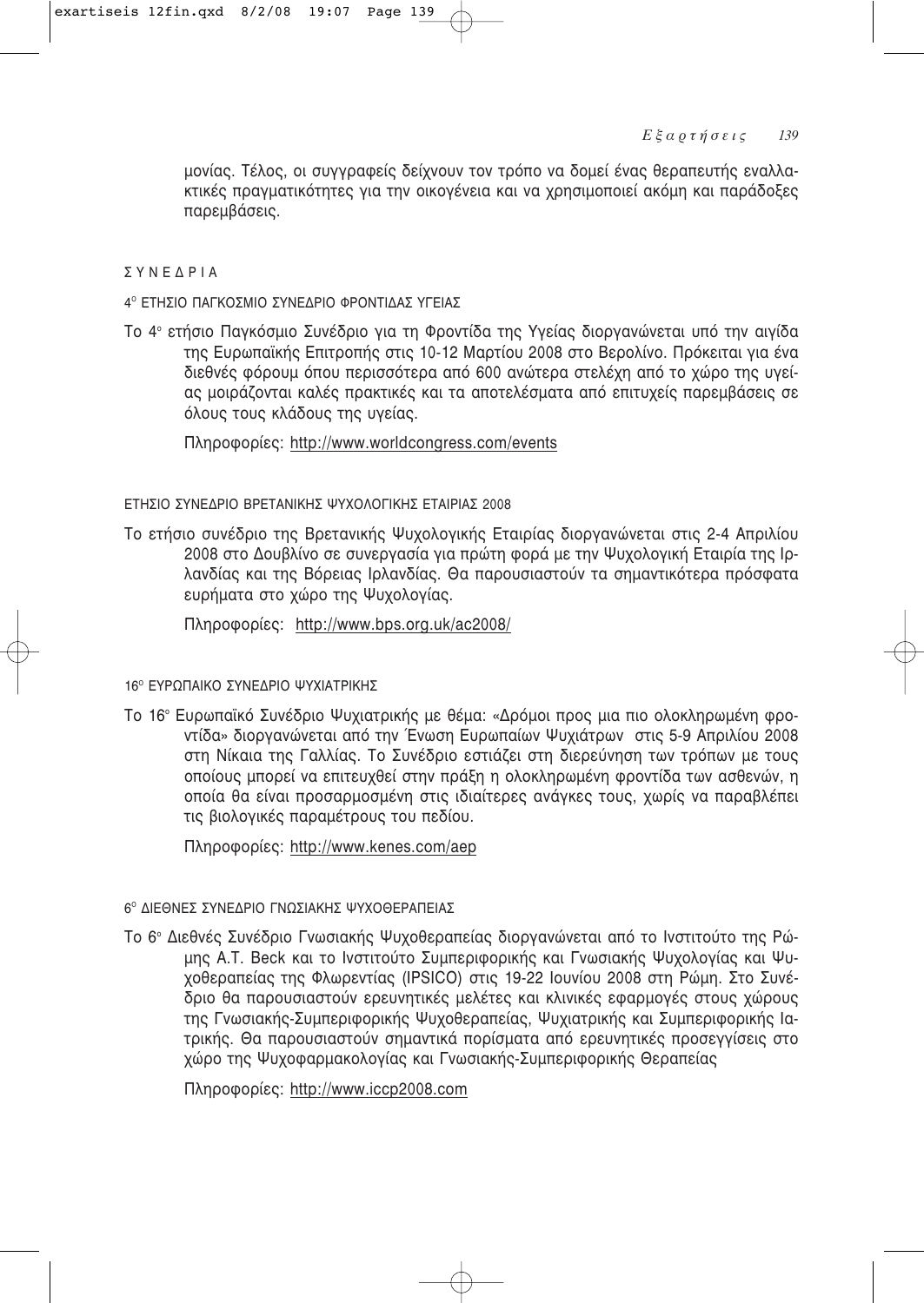μονίας. Τέλος, οι συγγραφείς δείχνουν τον τρόπο να δομεί ένας θεραπευτής εναλλακτικές πραγματικότητες για την οικογένεια και να χρησιμοποιεί ακόμη και παράδοξες παρεμβάσεις.

## ΣΥΝΕΔΡΙΑ

### 4ο ΕΤΗΣΙΟ ΠΑΓΚΟΣΜΙΟ ΣΥΝΕΔΡΙΟ ΦΡΟΝΤΙΔΑΣ ΥΓΕΙΑΣ

Το 4ο ετήσιο Παγκόσμιο Συνέδριο για τη Φροντίδα της Υγείας διοργανώνεται υπό την αιγίδα της Ευρωπαϊκής Επιτροπής στις 10-12 Μαρτίου 2008 στο Βερολίνο. Πρόκειται για ένα διεθνές φόρουμ όπου περισσότερα από 600 ανώτερα στελέχη από το χώρο της υγείας μοιράζονται καλές πρακτικές και τα αποτελέσματα από επιτυχείς παρεμβάσεις σε όλους τους κλάδους της υγείας.

Πληροφορίες: http://www.worldcongress.com/events

### ΕΤΗΣΙΟ ΣΥΝΕΔΡΙΟ ΒΡΕΤΑΝΙΚΗΣ ΨΥΧΟΛΟΓΙΚΗΣ ΕΤΑΙΡΙΑΣ 2008

Το ετήσιο συνέδριο της Βρετανικής Ψυχολογικής Εταιρίας διοργανώνεται στις 2-4 Απριλίου 2008 στο Δουβλίνο σε συνεργασία για πρώτη φορά με την Ψυχολογική Εταιρία της Ιρλανδίας και της Βόρειας Ιρλανδίας. Θα παρουσιαστούν τα σημαντικότερα πρόσφατα ευρήματα στο χώρο της Ψυχολογίας.

Πληροφορίες: http://www.bps.org.uk/ac2008/

### 16ο ΕΥΡΩΠΑΙΚΟ ΣΥΝΕΔΡΙΟ ΨΥΧΙΑΤΡΙΚΗΣ

Το 16ο Ευρωπαϊκό Συνέδριο Ψυχιατρικής με θέμα: «Δρόμοι προς μια πιο ολοκληρωμένη φροντίδα» διοργανώνεται από την Ένωση Ευρωπαίων Ψυχιάτρων στις 5-9 Απριλίου 2008 στη Νίκαια της Γαλλίας. Το Συνέδριο εστιάζει στη διερεύνηση των τρόπων με τους οποίους μπορεί να επιτευχθεί στην πράξη η ολοκληρωμένη φροντίδα των ασθενών, η οποία θα είναι προσαρμοσμένη στις ιδιαίτερες ανάγκες τους, χωρίς να παραβλέπει τις βιολογικές παραμέτρους του πεδίου.

Πληροφορίες: http://www.kenes.com/aep

### 6ο ΔΙΕΘΝΕΣ ΣΥΝΕΔΡΙΟ ΓΝΩΣΙΑΚΗΣ ΨΥΧΟΘΕΡΑΠΕΙΑΣ

Το 6ο Διεθνές Συνέδριο Γνωσιακής Ψυχοθεραπείας διοργανώνεται από το Ινστιτούτο της Ρώμης A.T. Beck και το Ινστιτούτο Συμπεριφορικής και Γνωσιακής Ψυχολογίας και Ψυχοθεραπείας της Φλωρεντίας (IPSICO) στις 19-22 Ιουνίου 2008 στη Ρώμη. Στο Συνέδριο θα παρουσιαστούν ερευνητικές μελέτες και κλινικές εφαρμογές στους χώρους της Γνωσιακής-Συμπεριφορικής Ψυχοθεραπείας, Ψυχιατρικής και Συμπεριφορικής Ιατρικής. Θα παρουσιαστούν σημαντικά πορίσματα από ερευνητικές προσεγγίσεις στο χώρο της Ψυχοφαρμακολογίας και Γνωσιακής-Συμπεριφορικής Θεραπείας

Πληροφορίες: http://www.iccp2008.com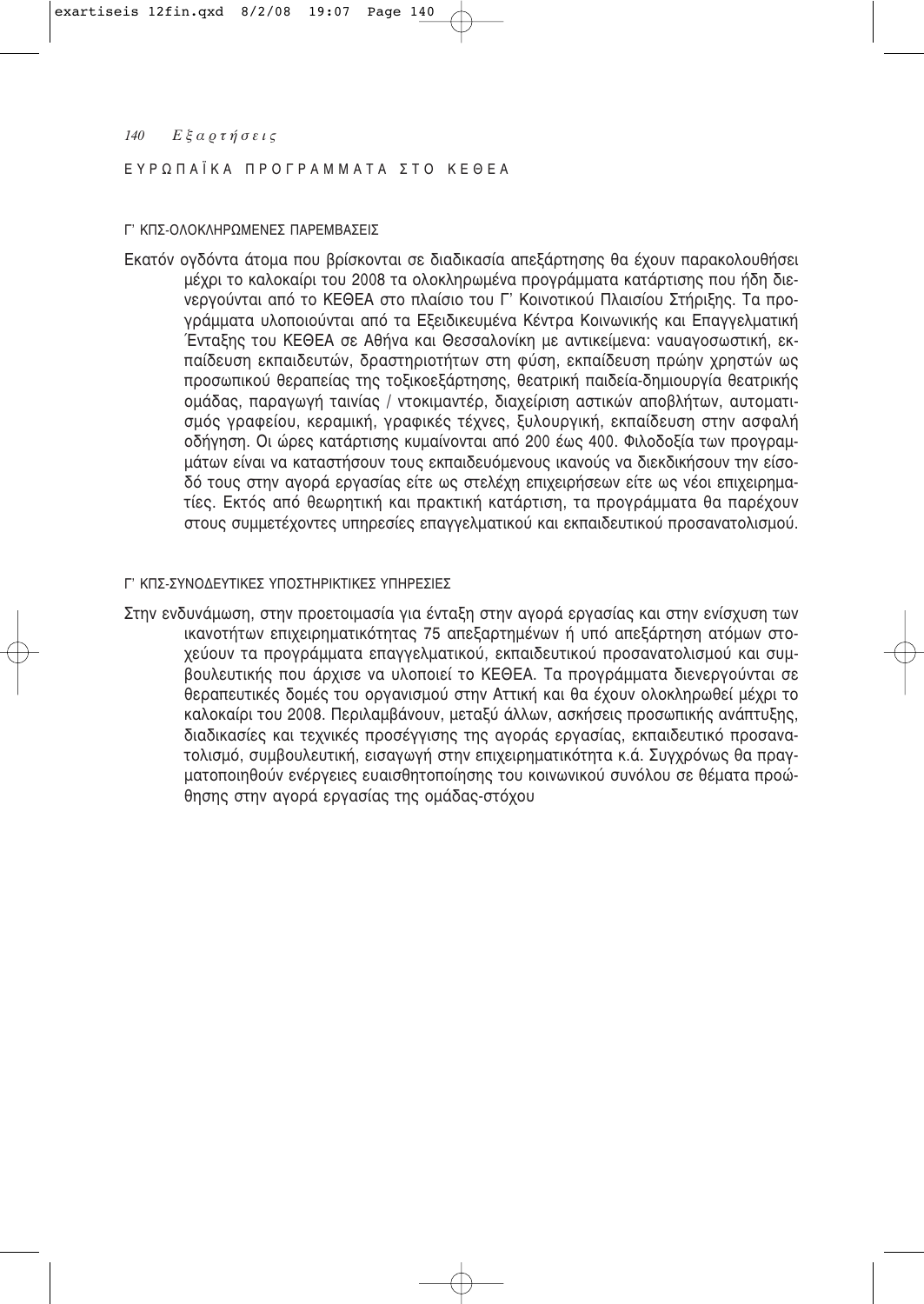## ΕΥΡΩΠΑΪΚΑ ΠΡΟΓΡΑΜΜΑΤΑ ΣΤΟ ΚΕΘΕΑ

### Γ' ΚΠΣ-ΟΛΟΚΛΗΡΩΜΕΝΕΣ ΠΑΡΕΜΒΑΣΕΙΣ

Εκατόν ογδόντα άτομα που βρίσκονται σε διαδικασία απεξάρτησης θα έχουν παρακολουθήσει μέχρι το καλοκαίρι του 2008 τα ολοκληρωμένα προγράμματα κατάρτισης που ήδη διενεργούνται από το ΚΕΘΕΑ στο πλαίσιο του Γ' Κοινοτικού Πλαισίου Στήριξης. Τα προγράμματα υλοποιούνται από τα Εξειδικευμένα Κέντρα Κοινωνικής και Επαγγελματική Ένταξης του ΚΕΘΕΑ σε Αθήνα και Θεσσαλονίκη με αντικείμενα: ναυαγοσωστική, εκπαίδευση εκπαιδευτών, δραστηριοτήτων στη φύση, εκπαίδευση πρώην χρηστών ως προσωπικού θεραπείας της τοξικοεξάρτησης, θεατρική παιδεία-δημιουργία θεατρικής ομάδας, παραγωγή ταινίας / ντοκιμαντέρ, διαχείριση αστικών αποβλήτων, αυτοματισμός γραφείου, κεραμική, γραφικές τέχνες, ξυλουργική, εκπαίδευση στην ασφαλή οδήγηση. Οι ώρες κατάρτισης κυμαίνονται από 200 έως 400. Φιλοδοξία των προγραμμάτων είναι να καταστήσουν τους εκπαιδευόμενους ικανούς να διεκδικήσουν την είσοδό τους στην αγορά εργασίας είτε ως στελέχη επιχειρήσεων είτε ως νέοι επιχειρηματίες. Εκτός από θεωρητική και πρακτική κατάρτιση, τα προγράμματα θα παρέχουν στους συμμετέχοντες υπηρεσίες επαγγελματικού και εκπαιδευτικού προσανατολισμού.

### Γ' ΚΠΣ-ΣΥΝΟΔΕΥΤΙΚΕΣ ΥΠΟΣΤΗΡΙΚΤΙΚΕΣ ΥΠΗΡΕΣΙΕΣ

Στην ενδυνάμωση, στην προετοιμασία για ένταξη στην αγορά εργασίας και στην ενίσχυση των ικανοτήτων επιχειρηματικότητας 75 απεξαρτημένων ή υπό απεξάρτηση ατόμων στοχεύουν τα προγράμματα επαγγελματικού, εκπαιδευτικού προσανατολισμού και συμβουλευτικής που άρχισε να υλοποιεί το ΚΕΘΕΑ. Τα προγράμματα διενεργούνται σε θεραπευτικές δομές του οργανισμού στην Αττική και θα έχουν ολοκληρωθεί μέχρι το καλοκαίρι του 2008. Περιλαμβάνουν, μεταξύ άλλων, ασκήσεις προσωπικής ανάπτυξης, διαδικασίες και τεχνικές προσέγγισης της αγοράς εργασίας, εκπαιδευτικό προσανατολισμό, συμβουλευτική, εισαγωγή στην επιχειρηματικότητα κ.ά. Συγχρόνως θα πραγματοποιηθούν ενέργειες ευαισθητοποίησης του κοινωνικού συνόλου σε θέματα προώθησης στην αγορά εργασίας της ομάδας-στόχου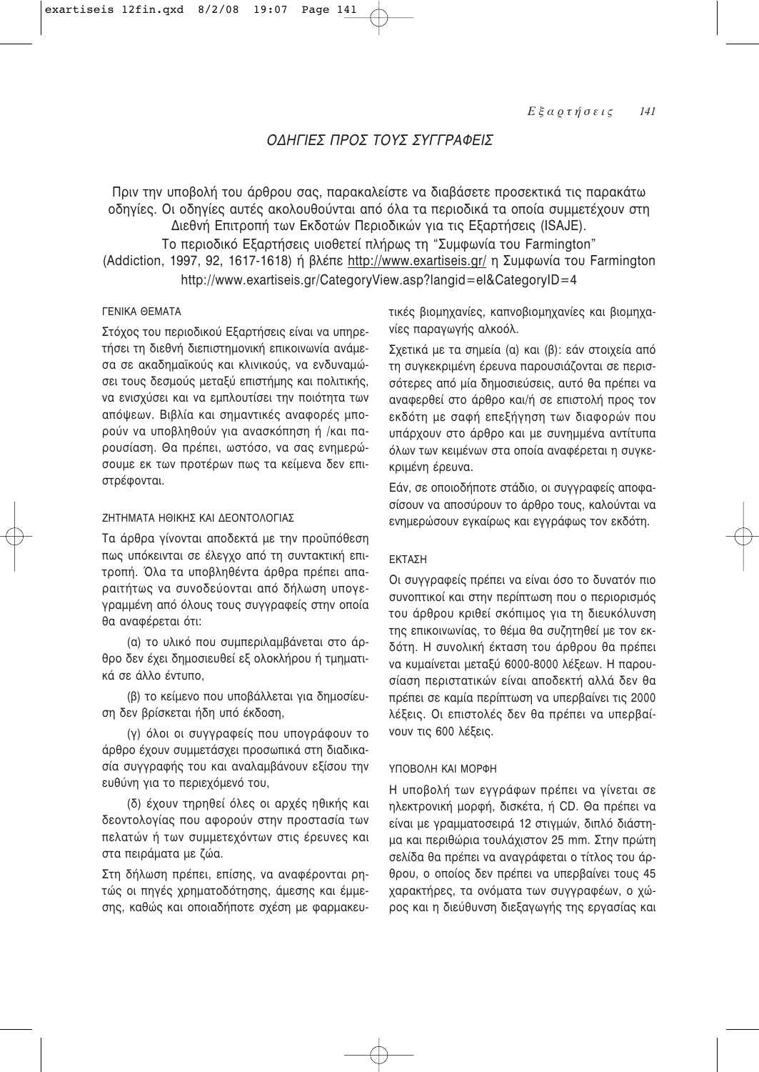# ΟΔΗΓΙΕΣ ΠΡΟΣ ΤΟΥΣ ΣΥΓΓΡΑΦΕΙΣ

Πριν την υποβολή του άρθρου σας, παρακαλείστε να διαβάσετε προσεκτικά τις παρακάτω οδηγίες. Οι οδηγίες αυτές ακολουθούνται από όλα τα περιοδικά τα οποία συμμετέχουν στη Διεθνή Επιτροπή των Εκδοτών Περιοδικών για τις Εξαρτήσεις (ISAJE).

Το περιοδικό Εξαρτήσεις υιοθετεί πλήρως τη "Συμφωνία του Farmington" (Addiction, 1997, 92, 1617-1618) ή βλέπε http://www.exartiseis.gr/ η Συμφωνία του Farmington http://www.exartiseis.gr/CategoryView.asp?langid=el&CategoryID=4

## ΓΕΝΙΚΑ ΘΕΜΑΤΑ

Στόχος του περιοδικού Εξαρτήσεις είναι να υπηρετήσει τη διεθνή διεπιστημονική επικοινωνία ανάμεσα σε ακαδημαϊκούς και κλινικούς, να ενδυναμώσει τους δεσμούς μεταξύ επιστήμης και πολιτικής, να ενισχύσει και να εμπλουτίσει την ποιότητα των απόψεων. Βιβλία και σημαντικές αναφορές μπορούν να υποβληθούν για ανασκόπηση ή /και παρουσίαση. Θα πρέπει, ωστόσο, να σας ενημερώσουμε εκ των προτέρων πως τα κείμενα δεν επιστρέφονται.

## ΖΗΤΗΜΑΤΑ ΗΘΙΚΗΣ ΚΑΙ ΔΕΟΝΤΟΛΟΓΙΑΣ

Τα άρθρα γίνονται αποδεκτά με την προϋπόθεση πως υπόκεινται σε έλεγχο από τη συντακτική επιτροπή. Όλα τα υποβληθέντα άρθρα πρέπει απαραιτήτως να συνοδεύονται από δήλωση υπογεγραμμένη από όλους τους συγγραφείς στην οποία θα αναφέρεται ότι:

(α) το υλικό που συμπεριλαμβάνεται στο άρθρο δεν έχει δημοσιευθεί εξ ολοκλήρου ή τμηματικά σε άλλο έντυπο,

(β) το κείμενο που υποβάλλεται για δημοσίευση δεν βρίσκεται ήδη υπό έκδοση,

(γ) όλοι οι συγγραφείς που υπογράφουν το άρθρο έχουν συμμετάσχει προσωπικά στη διαδικασία συγγραφής του και αναλαμβάνουν εξίσου την ευθύνη για το περιεχόμενό του,

(δ) έχουν τηρηθεί όλες οι αρχές ηθικής και δεοντολογίας που αφορούν στην προστασία των πελατών ή των συμμετεχόντων στις έρευνες και στα πειράματα με ζώα.

Στη δήλωση πρέπει, επίσης, να αναφέρονται ρητώς οι πηγές χρηματοδότησης, άμεσης και έμμεσης, καθώς και οποιαδήποτε σχέση με φαρμακευτικές βιομηχανίες, καπνοβιομηχανίες και βιομηχανίες παραγωγής αλκοόλ.

Σχετικά με τα σημεία (α) και (β): εάν στοιχεία από τη συγκεκριμένη έρευνα παρουσιάζονται σε περισσότερες από μία δημοσιεύσεις, αυτό θα πρέπει να αναφερθεί στο άρθρο και/ή σε επιστολή προς τον εκδότη με σαφή επεξήγηση των διαφορών που υπάρχουν στο άρθρο και με συνημμένα αντίτυπα όλων των κειμένων στα οποία αναφέρεται η συγκεκριμένη έρευνα.

Εάν, σε οποιοδήποτε στάδιο, οι συγγραφείς αποφασίσουν να αποσύρουν το άρθρο τους, καλούνται να ενημερώσουν εγκαίρως και εγγράφως τον εκδότη.

## ΕΚΤΑΣΗ

Οι συγγραφείς πρέπει να είναι όσο το δυνατόν πιο συνοπτικοί και στην περίπτωση που ο περιορισμός του άρθρου κριθεί σκόπιμος για τη διευκόλυνση της επικοινωνίας, το θέμα θα συζητηθεί με τον εκδότη. Η συνολική έκταση του άρθρου θα πρέπει να κυμαίνεται μεταξύ 6000-8000 λέξεων. Η παρουσίαση περιστατικών είναι αποδεκτή αλλά δεν θα πρέπει σε καμία περίπτωση να υπερβαίνει τις 2000 λέξεις. Οι επιστολές δεν θα πρέπει να υπερβαίνουν τις 600 λέξεις.

## ΥΠΟΒΟΛΗ ΚΑΙ ΜΟΡΦΗ

Η υποβολή των εγγράφων πρέπει να γίνεται σε ηλεκτρονική μορφή, δισκέτα, ή CD. Θα πρέπει να είναι με γραμματοσειρά 12 στιγμών, διπλό διάστημα και περιθώρια τουλάχιστον 25 mm. Στην πρώτη σελίδα θα πρέπει να αναγράφεται ο τίτλος του άρθρου, ο οποίος δεν πρέπει να υπερβαίνει τους 45 χαρακτήρες, τα ονόματα των συγγραφέων, ο χώρος και η διεύθυνση διεξαγωγής της εργασίας και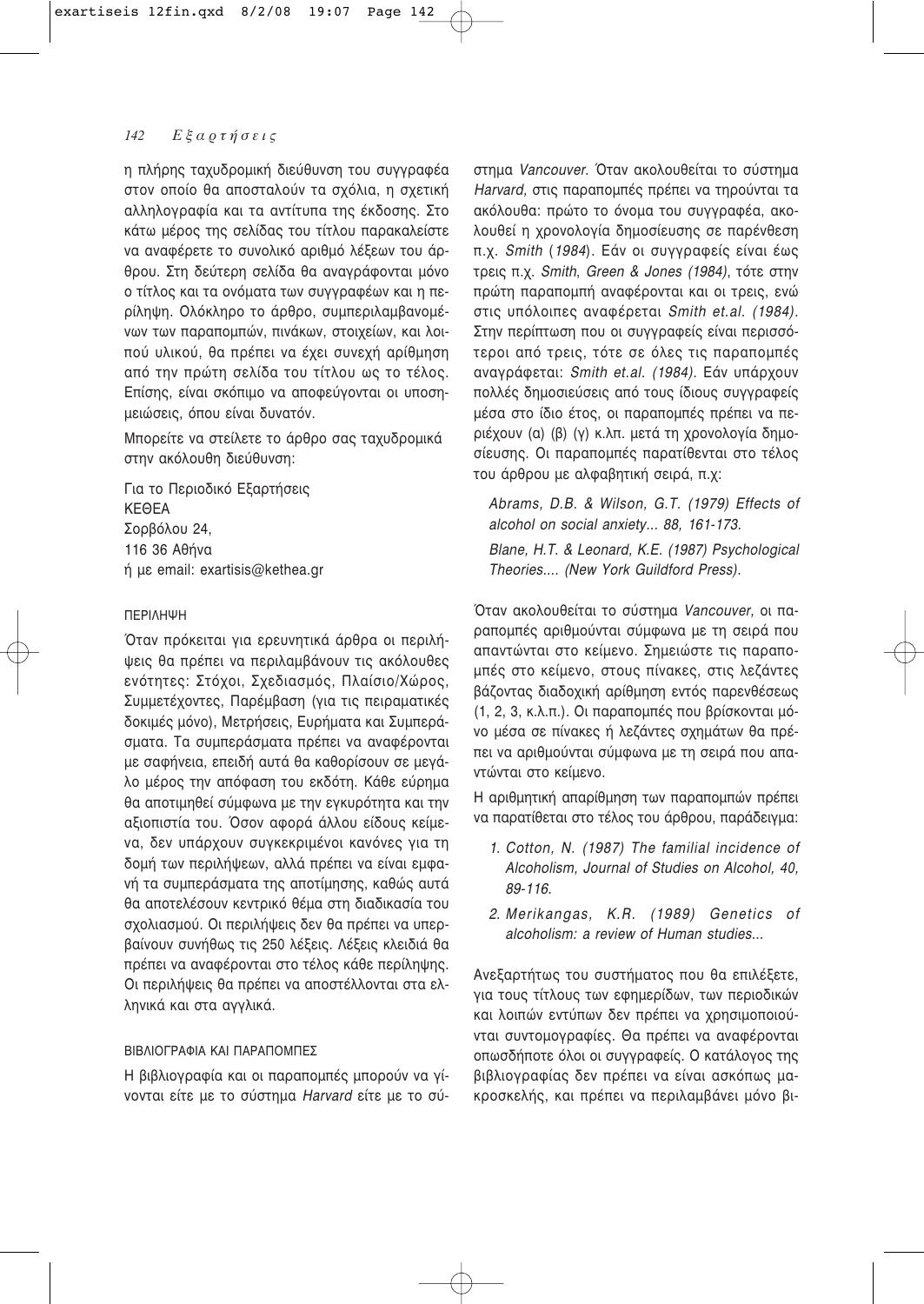η πλήρης ταχυδρομική διεύθυνση του συγγραφέα στον οποίο θα αποσταλούν τα σχόλια, η σχετική αλληλογραφία και τα αντίτυπα της έκδοσης. Στο κάτω μέρος της σελίδας του τίτλου παρακαλείστε να αναφέρετε το συνολικό αριθμό λέξεων του άρθρου. Στη δεύτερη σελίδα θα αναγράφονται μόνο ο τίτλος και τα ονόματα των συγγραφέων και η περίληψη. Ολόκληρο το άρθρο, συμπεριλαμβανομένων των παραπομπών, πινάκων, στοιχείων, και λοιπού υλικού, θα πρέπει να έχει συνεχή αρίθμηση από την πρώτη σελίδα του τίτλου ως το τέλος. Επίσης, είναι σκόπιμο να αποφεύγονται οι υποσημειώσεις, όπου είναι δυνατόν.

Μπορείτε να στείλετε το άρθρο σας ταχυδρομικά στην ακόλουθη διεύθυνση:

Για το Περιοδικό Εξαρτήσεις
ΚΕΘΕΑ
Σορβόλου 24,
116 36 Αθήνα
ή με email: exartisis@kethea.gr

### ΠΕΡΙΛΗΨΗ

Όταν πρόκειται για ερευνητικά άρθρα οι περιλήψεις θα πρέπει να περιλαμβάνουν τις ακόλουθες ενότητες: Στόχοι, Σχεδιασμός, Πλαίσιο/Χώρος, Συμμετέχοντες, Παρέμβαση (για τις πειραματικές δοκιμές μόνο), Μετρήσεις, Ευρήματα και Συμπεράσματα. Τα συμπεράσματα πρέπει να αναφέρονται με σαφήνεια, επειδή αυτά θα καθορίσουν σε μεγάλο μέρος την απόφαση του εκδότη. Κάθε εύρημα θα αποτιμηθεί σύμφωνα με την εγκυρότητα και την αξιοπιστία του. Όσον αφορά άλλου είδους κείμενα, δεν υπάρχουν συγκεκριμένοι κανόνες για τη δομή των περιλήψεων, αλλά πρέπει να είναι εμφανή τα συμπεράσματα της αποτίμησης, καθώς αυτά θα αποτελέσουν κεντρικό θέμα στη διαδικασία του σχολιασμού. Οι περιλήψεις δεν θα πρέπει να υπερβαίνουν συνήθως τις 250 λέξεις. Λέξεις κλειδιά θα πρέπει να αναφέρονται στο τέλος κάθε περίληψης. Οι περιλήψεις θα πρέπει να αποστέλλονται στα ελληνικά και στα αγγλικά.

### ΒΙΒΛΙΟΓΡΑΦΙΑ ΚΑΙ ΠΑΡΑΠΟΜΠΕΣ

Η βιβλιογραφία και οι παραπομπές μπορούν να γίνονται είτε με το σύστημα *Harvard* είτε με το σύστημα *Vancouver*. Όταν ακολουθείται το σύστημα *Harvard*, στις παραπομπές πρέπει να τηρούνται τα ακόλουθα: πρώτο το όνομα του συγγραφέα, ακολουθεί η χρονολογία δημοσίευσης σε παρένθεση π.χ. *Smith* (*1984*). Εάν οι συγγραφείς είναι έως τρεις π.χ. *Smith*, *Green & Jones (1984)*, τότε στην πρώτη παραπομπή αναφέρονται και οι τρεις, ενώ στις υπόλοιπες αναφέρεται *Smith et.al. (1984)*. Στην περίπτωση που οι συγγραφείς είναι περισσότεροι από τρεις, τότε σε όλες τις παραπομπές αναγράφεται: *Smith et.al. (1984)*. Εάν υπάρχουν πολλές δημοσιεύσεις από τους ίδιους συγγραφείς μέσα στο ίδιο έτος, οι παραπομπές πρέπει να περιέχουν (α) (β) (γ) κ.λπ. μετά τη χρονολογία δημοσίευσης. Οι παραπομπές παρατίθενται στο τέλος του άρθρου με αλφαβητική σειρά, π.χ:

*Abrams, D.B. & Wilson, G.T. (1979) Effects of alcohol on social anxiety... 88, 161-173.*

*Blane, H.T. & Leonard, K.E. (1987) Psychological Theories.... (New York Guildford Press).*

Όταν ακολουθείται το σύστημα *Vancouver,* οι παραπομπές αριθμούνται σύμφωνα με τη σειρά που απαντώνται στο κείμενο. Σημειώστε τις παραπομπές στο κείμενο, στους πίνακες, στις λεζάντες βάζοντας διαδοχική αρίθμηση εντός παρενθέσεως (1, 2, 3, κ.λ.π.). Οι παραπομπές που βρίσκονται μόνο μέσα σε πίνακες ή λεζάντες σχημάτων θα πρέπει να αριθμούνται σύμφωνα με τη σειρά που απαντώνται στο κείμενο.

Η αριθμητική απαρίθμηση των παραπομπών πρέπει να παρατίθεται στο τέλος του άρθρου, παράδειγμα:

1. *Cotton, N. (1987) The familial incidence of Alcoholism, Journal of Studies on Alcohol, 40, 89-116.*
2. *Merikangas, K.R. (1989) Genetics of alcoholism: a review of Human studies...*

Ανεξαρτήτως του συστήματος που θα επιλέξετε, για τους τίτλους των εφημερίδων, των περιοδικών και λοιπών εντύπων δεν πρέπει να χρησιμοποιούνται συντομογραφίες. Θα πρέπει να αναφέρονται οπωσδήποτε όλοι οι συγγραφείς. Ο κατάλογος της βιβλιογραφίας δεν πρέπει να είναι ασκόπως μακροσκελής, και πρέπει να περιλαμβάνει μόνο βι-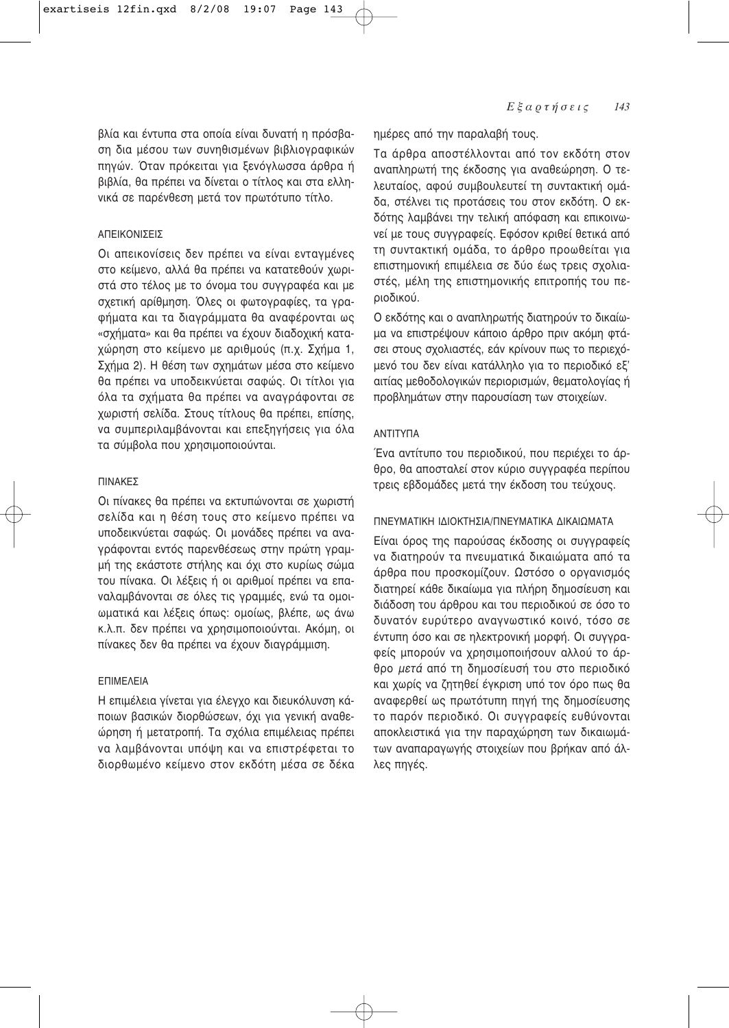βλία και έντυπα στα οποία είναι δυνατή η πρόσβαση δια μέσου των συνηθισμένων βιβλιογραφικών πηγών. Όταν πρόκειται για ξενόγλωσσα άρθρα ή βιβλία, θα πρέπει να δίνεται ο τίτλος και στα ελληνικά σε παρένθεση μετά τον πρωτότυπο τίτλο.

### ΑΠΕΙΚΟΝΙΣΕΙΣ

Οι απεικονίσεις δεν πρέπει να είναι ενταγμένες στο κείμενο, αλλά θα πρέπει να κατατεθούν χωριστά στο τέλος με το όνομα του συγγραφέα και με σχετική αρίθμηση. Όλες οι φωτογραφίες, τα γραφήματα και τα διαγράμματα θα αναφέρονται ως «σχήματα» και θα πρέπει να έχουν διαδοχική καταχώρηση στο κείμενο με αριθμούς (π.χ. Σχήμα 1, Σχήμα 2). Η θέση των σχημάτων μέσα στο κείμενο θα πρέπει να υποδεικνύεται σαφώς. Οι τίτλοι για όλα τα σχήματα θα πρέπει να αναγράφονται σε χωριστή σελίδα. Στους τίτλους θα πρέπει, επίσης, να συμπεριλαμβάνονται και επεξηγήσεις για όλα τα σύμβολα που χρησιμοποιούνται.

### ΠΙΝΑΚΕΣ

Οι πίνακες θα πρέπει να εκτυπώνονται σε χωριστή σελίδα και η θέση τους στο κείμενο πρέπει να υποδεικνύεται σαφώς. Οι μονάδες πρέπει να αναγράφονται εντός παρενθέσεως στην πρώτη γραμμή της εκάστοτε στήλης και όχι στο κυρίως σώμα του πίνακα. Οι λέξεις ή οι αριθμοί πρέπει να επαναλαμβάνονται σε όλες τις γραμμές, ενώ τα ομοιωματικά και λέξεις όπως: ομοίως, βλέπε, ως άνω κ.λ.π. δεν πρέπει να χρησιμοποιούνται. Ακόμη, οι πίνακες δεν θα πρέπει να έχουν διαγράμμιση.

### ΕΠΙΜΕΛΕΙΑ

Η επιμέλεια γίνεται για έλεγχο και διευκόλυνση κάποιων βασικών διορθώσεων, όχι για γενική αναθεώρηση ή μετατροπή. Τα σχόλια επιμέλειας πρέπει να λαμβάνονται υπόψη και να επιστρέφεται το διορθωμένο κείμενο στον εκδότη μέσα σε δέκα ημέρες από την παραλαβή τους.

Τα άρθρα αποστέλλονται από τον εκδότη στον αναπληρωτή της έκδοσης για αναθεώρηση. Ο τελευταίος, αφού συμβουλευτεί τη συντακτική ομάδα, στέλνει τις προτάσεις του στον εκδότη. Ο εκδότης λαμβάνει την τελική απόφαση και επικοινωνεί με τους συγγραφείς. Εφόσον κριθεί θετικά από τη συντακτική ομάδα, το άρθρο προωθείται για επιστημονική επιμέλεια σε δύο έως τρεις σχολιαστές, μέλη της επιστημονικής επιτροπής του περιοδικού.

Ο εκδότης και ο αναπληρωτής διατηρούν το δικαίωμα να επιστρέψουν κάποιο άρθρο πριν ακόμη φτάσει στους σχολιαστές, εάν κρίνουν πως το περιεχόμενό του δεν είναι κατάλληλο για το περιοδικό εξ' αιτίας μεθοδολογικών περιορισμών, θεματολογίας ή προβλημάτων στην παρουσίαση των στοιχείων.

### ΑΝΤΙΤΥΠΑ

Ένα αντίτυπο του περιοδικού, που περιέχει το άρθρο, θα αποσταλεί στον κύριο συγγραφέα περίπου τρεις εβδομάδες μετά την έκδοση του τεύχους.

### ΠΝΕΥΜΑΤΙΚΗ ΙΔΙΟΚΤΗΣΙΑ/ΠΝΕΥΜΑΤΙΚΑ ΔΙΚΑΙΩΜΑΤΑ

Είναι όρος της παρούσας έκδοσης οι συγγραφείς να διατηρούν τα πνευματικά δικαιώματα από τα άρθρα που προσκομίζουν. Ωστόσο ο οργανισμός διατηρεί κάθε δικαίωμα για πλήρη δημοσίευση και διάδοση του άρθρου και του περιοδικού σε όσο το δυνατόν ευρύτερο αναγνωστικό κοινό, τόσο σε έντυπη όσο και σε ηλεκτρονική μορφή. Οι συγγραφείς μπορούν να χρησιμοποιήσουν αλλού το άρθρο *μετά* από τη δημοσίευσή του στο περιοδικό και χωρίς να ζητηθεί έγκριση υπό τον όρο πως θα αναφερθεί ως πρωτότυπη πηγή της δημοσίευσης το παρόν περιοδικό. Οι συγγραφείς ευθύνονται αποκλειστικά για την παραχώρηση των δικαιωμάτων αναπαραγωγής στοιχείων που βρήκαν από άλλες πηγές.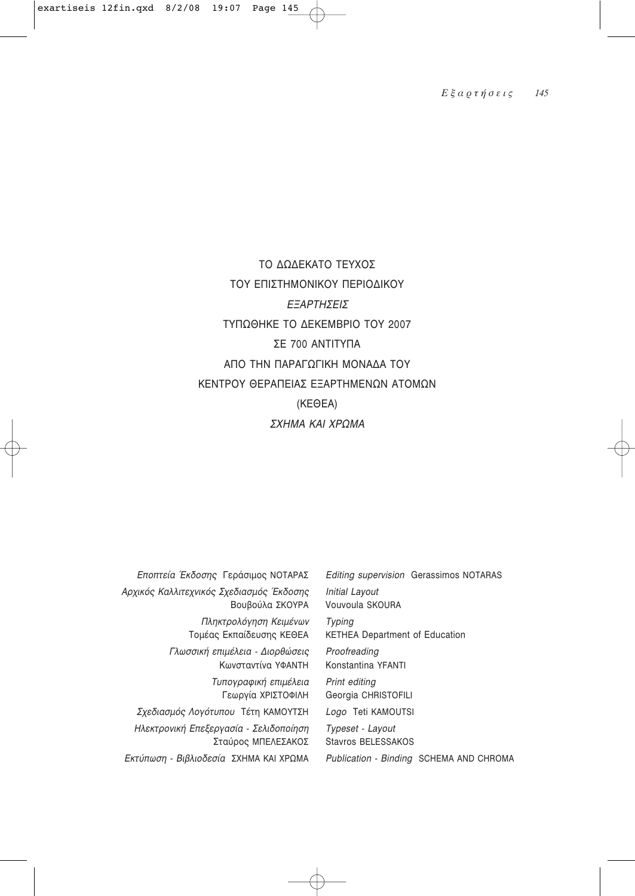ΤΟ ΔΩΔΕΚΑΤΟ ΤΕΥΧΟΣ

ΤΟΥ ΕΠΙΣΤΗΜΟΝΙΚΟΥ ΠΕΡΙΟΔΙΚΟΥ

*ΕΞΑΡΤΗΣΕΙΣ*

ΤΥΠΩΘΗΚΕ ΤΟ ΔΕΚΕΜΒΡΙΟ ΤΟΥ 2007

ΣΕ 700 ΑΝΤΙΤΥΠΑ

ΑΠΟ ΤΗΝ ΠΑΡΑΓΩΓΙΚΗ ΜΟΝΑΔΑ ΤΟΥ

ΚΕΝΤΡΟΥ ΘΕΡΑΠΕΙΑΣ ΕΞΑΡΤΗΜΕΝΩΝ ΑΤΟΜΩΝ

(ΚΕΘΕΑ)

*ΣΧΗΜΑ ΚΑΙ ΧΡΩΜΑ*

| | |
|---|---|
| *Εποπτεία Έκδοσης* Γεράσιμος ΝΟΤΑΡΑΣ | *Editing supervision* Gerassimos NOTARAS |
| *Αρχικός Καλλιτεχνικός Σχεδιασμός Έκδοσης* Βουβούλα ΣΚΟΥΡΑ | *Initial Layout* Vouvoula SKOURA |
| *Πληκτρολόγηση Κειμένων* Τομέας Εκπαίδευσης ΚΕΘΕΑ | *Typing* KETHEA Department of Education |
| *Γλωσσική επιμέλεια - Διορθώσεις* Κωνσταντίνα ΥΦΑΝΤΗ | *Proofreading* Konstantina YFANTI |
| *Τυπογραφική επιμέλεια* Γεωργία ΧΡΙΣΤΟΦΙΛΗ | *Print editing* Georgia CHRISTOFILI |
| *Σχεδιασμός Λογότυπου* Τέτη ΚΑΜΟΥΤΣΗ | *Logo* Teti KAMOUTSI |
| *Ηλεκτρονική Επεξεργασία - Σελιδοποίηση* Σταύρος ΜΠΕΛΕΣΑΚΟΣ | *Typeset - Layout* Stavros BELESSAKOS |
| *Εκτύπωση - Βιβλιοδεσία* ΣΧΗΜΑ ΚΑΙ ΧΡΩΜΑ | *Publication - Binding* SCHEMA AND CHROMA |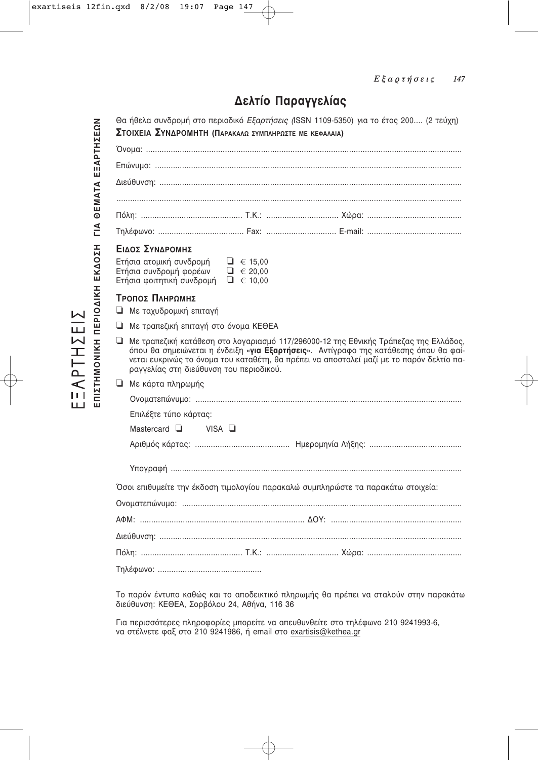# Δελτίο Παραγγελίας

Θα ήθελα συνδρομή στο περιοδικό *Εξαρτήσεις (*ISSN 1109-5350) για το έτος 200.... (2 τεύχη)

**ΣΤΟΙΧΕΙΑ ΣΥΝΔΡΟΜΗΤΗ (ΠΑΡΑΚΑΛΩ ΣΥΜΠΛΗΡΩΣΤΕ ΜΕ ΚΕΦΑΛΑΙΑ)**

Όνομα: ..........................................................................................................................................

Επώνυμο: ......................................................................................................................................

Διεύθυνση: ....................................................................................................................................

.......................................................................................................................................................

Πόλη: ............................................ Τ.Κ.: ................................ Χώρα: ..........................................

Τηλέφωνο: ...................................... Fax: ............................... E-mail: ..........................................

**ΕΙΔΟΣ ΣΥΝΔΡΟΜΗΣ**

Ετήσια ατομική συνδρομή ❑ € 15,00
Ετήσια συνδρομή φορέων ❑ € 20,00
Ετήσια φοιτητική συνδρομή ❑ € 10,00

**ΤΡΟΠΟΣ ΠΛΗΡΩΜΗΣ**

❑ Με ταχυδρομική επιταγή

❑ Με τραπεζική επιταγή στο όνομα ΚΕΘΕΑ

❑ Με τραπεζική κατάθεση στο λογαριασμό 117/296000-12 της Εθνικής Τράπεζας της Ελλάδος, όπου θα σημειώνεται η ένδειξη «**για Εξαρτήσεις**». Αντίγραφο της κατάθεσης όπου θα φαίνεται ευκρινώς το όνομα του καταθέτη, θα πρέπει να αποσταλεί μαζί με το παρόν δελτίο παραγγελίας στη διεύθυνση του περιοδικού.

❑ Με κάρτα πληρωμής

Ονοματεπώνυμο: ..........................................................................................................................

Επιλέξτε τύπο κάρτας:

Mastercard ❑ VISA ❑

Αριθμός κάρτας: .......................................... Ημερομηνία Λήξης: .........................................

Υπογραφή ....................................................................................................................................

Όσοι επιθυμείτε την έκδοση τιμολογίου παρακαλώ συμπληρώστε τα παρακάτω στοιχεία:

Ονοματεπώνυμο: ..........................................................................................................................

ΑΦΜ: ......................................................................... ΔΟΥ: ..........................................................

Διεύθυνση: ....................................................................................................................................

Πόλη: ............................................ Τ.Κ.: ................................ Χώρα: ..........................................

Τηλέφωνο: ..............................................

Το παρόν έντυπο καθώς και το αποδεικτικό πληρωμής θα πρέπει να σταλούν στην παρακάτω διεύθυνση: ΚΕΘΕΑ, Σορβόλου 24, Αθήνα, 116 36

Για περισσότερες πληροφορίες μπορείτε να απευθυνθείτε στο τηλέφωνο 210 9241993-6, να στέλνετε φαξ στο 210 9241986, ή email στο exartisis@kethea.gr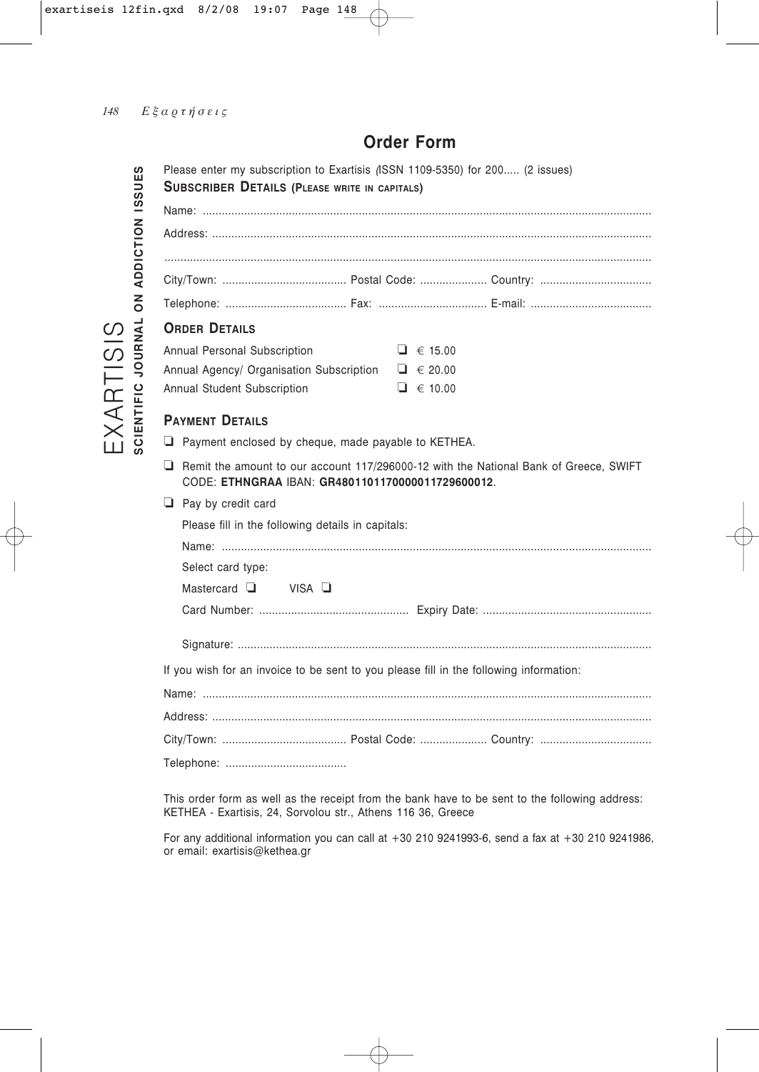# Order Form

EXARTISIS
**SCIENTIFIC JOURNAL ON ADDICTION ISSUES**

Please enter my subscription to Exartisis (ISSN 1109-5350) for 200..... (2 issues)

**SUBSCRIBER DETAILS (PLEASE WRITE IN CAPITALS)**

Name: ...........................................................................................................................................

Address: ........................................................................................................................................

.......................................................................................................................................................

City/Town: ...................................... Postal Code: .................... Country: ..................................

Telephone: ..................................... Fax: ................................. E-mail: .....................................

**ORDER DETAILS**

| | |
|---|---|
| Annual Personal Subscription | ❑ € 15.00 |
| Annual Agency/ Organisation Subscription | ❑ € 20.00 |
| Annual Student Subscription | ❑ € 10.00 |

**PAYMENT DETAILS**

❑ Payment enclosed by cheque, made payable to KETHEA.

❑ Remit the amount to our account 117/296000-12 with the National Bank of Greece, SWIFT CODE: **ETHNGRAA** IBAN: **GR4801101170000011729600012**.

❑ Pay by credit card

Please fill in the following details in capitals:

Name: ......................................................................................................................................

Select card type:

Mastercard ❑ VISA ❑

Card Number: .............................................. Expiry Date: ....................................................

Signature: .................................................................................................................................

If you wish for an invoice to be sent to you please fill in the following information:

Name: ...........................................................................................................................................

Address: ........................................................................................................................................

City/Town: ...................................... Postal Code: .................... Country: ..................................

Telephone: .....................................

This order form as well as the receipt from the bank have to be sent to the following address: KETHEA - Exartisis, 24, Sorvolou str., Athens 116 36, Greece

For any additional information you can call at +30 210 9241993-6, send a fax at +30 210 9241986, or email: exartisis@kethea.gr